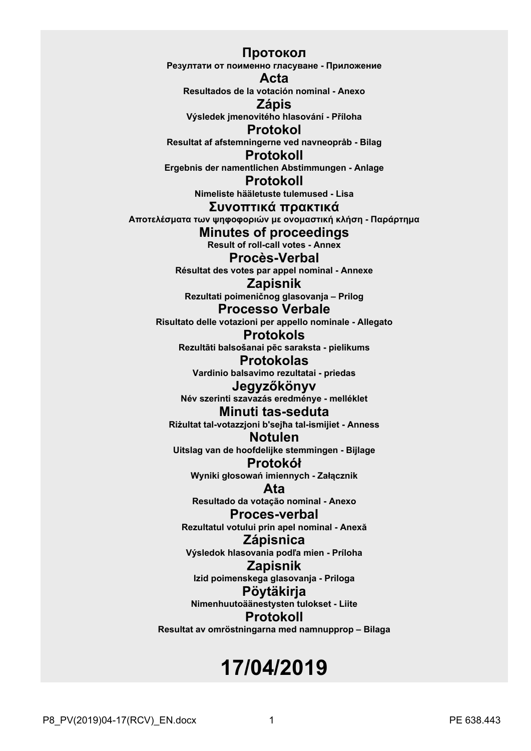**Протокол**
**Резултати от поименно гласуване - Приложение**

**Acta**
**Resultados de la votación nominal - Anexo**

**Zápis**
**Výsledek jmenovitého hlasování - Příloha**

**Protokol**
**Resultat af afstemningerne ved navneopråb - Bilag**

**Protokoll**
**Ergebnis der namentlichen Abstimmungen - Anlage**

**Protokoll**
**Nimeliste hääletuste tulemused - Lisa**

**Συνοπτικά πρακτικά**
**Αποτελέσματα των ψηφοφοριών με ονομαστική κλήση - Παράρτημα**

**Minutes of proceedings**
**Result of roll-call votes - Annex**

**Procès-Verbal**
**Résultat des votes par appel nominal - Annexe**

**Zapisnik**
**Rezultati poimeničnog glasovanja – Prilog**

**Processo Verbale**
**Risultato delle votazioni per appello nominale - Allegato**

**Protokols**
**Rezultāti balsošanai pēc saraksta - pielikums**

**Protokolas**
**Vardinio balsavimo rezultatai - priedas**

**Jegyzőkönyv**
**Név szerinti szavazás eredménye - melléklet**

**Minuti tas-seduta**
**Riżultat tal-votazzjoni b'sejħa tal-ismijiet - Anness**

**Notulen**
**Uitslag van de hoofdelijke stemmingen - Bijlage**

**Protokół**
**Wyniki głosowań imiennych - Załącznik**

**Ata**
**Resultado da votação nominal - Anexo**

**Proces-verbal**
**Rezultatul votului prin apel nominal - Anexă**

**Zápisnica**
**Výsledok hlasovania podľa mien - Príloha**

**Zapisnik**
**Izid poimenskega glasovanja - Priloga**

**Pöytäkirja**
**Nimenhuutoäänestysten tulokset - Liite**

**Protokoll**
**Resultat av omröstningarna med namnupprop – Bilaga**

# 17/04/2019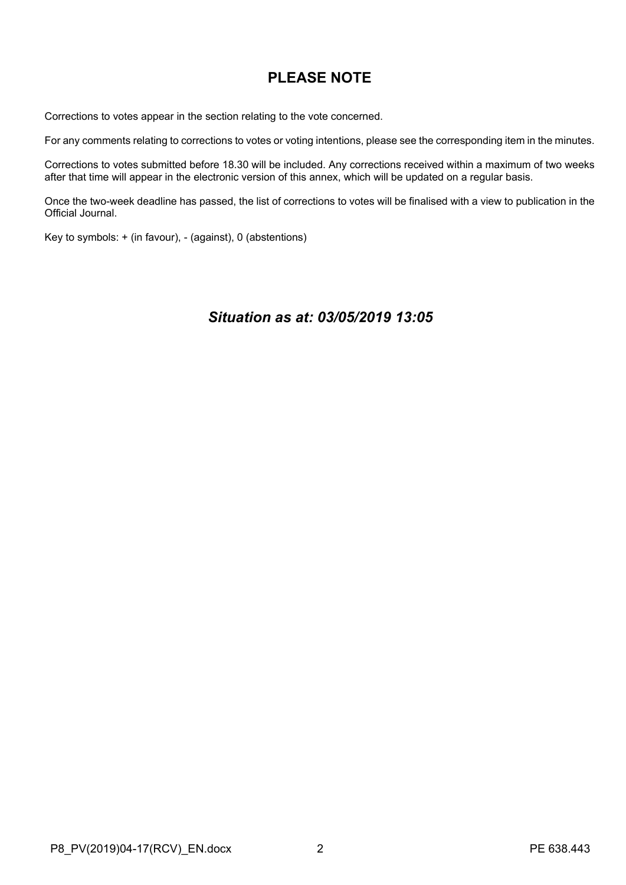# PLEASE NOTE

Corrections to votes appear in the section relating to the vote concerned.

For any comments relating to corrections to votes or voting intentions, please see the corresponding item in the minutes.

Corrections to votes submitted before 18.30 will be included. Any corrections received within a maximum of two weeks after that time will appear in the electronic version of this annex, which will be updated on a regular basis.

Once the two-week deadline has passed, the list of corrections to votes will be finalised with a view to publication in the Official Journal.

Key to symbols: + (in favour), - (against), 0 (abstentions)

## *Situation as at: 03/05/2019 13:05*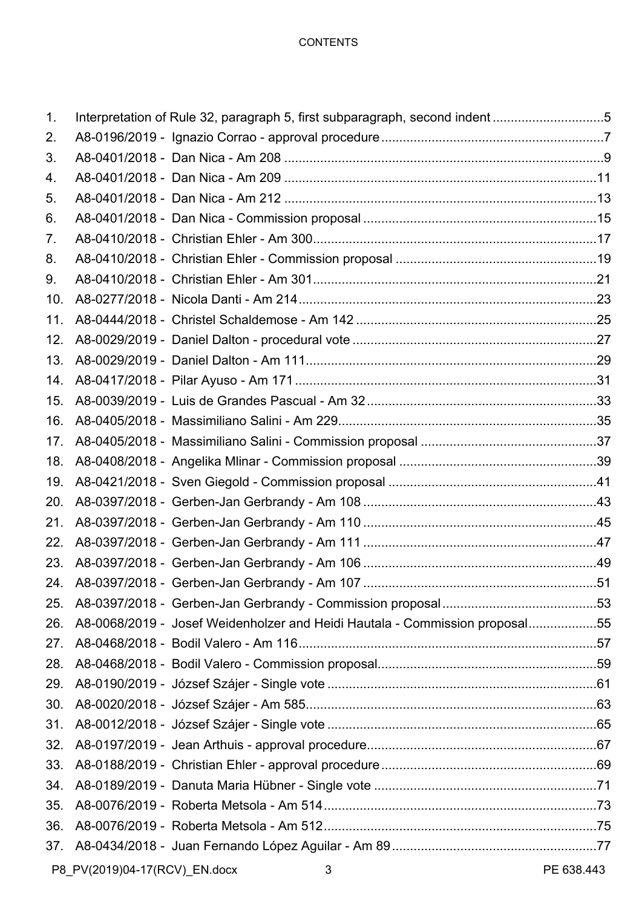CONTENTS

1. Interpretation of Rule 32, paragraph 5, first subparagraph, second indent ..............................5
2. A8-0196/2019 - Ignazio Corrao - approval procedure .............................................................7
3. A8-0401/2018 - Dan Nica - Am 208 ........................................................................................9
4. A8-0401/2018 - Dan Nica - Am 209 ......................................................................................11
5. A8-0401/2018 - Dan Nica - Am 212 ......................................................................................13
6. A8-0401/2018 - Dan Nica - Commission proposal ................................................................15
7. A8-0410/2018 - Christian Ehler - Am 300...............................................................................17
8. A8-0410/2018 - Christian Ehler - Commission proposal ........................................................19
9. A8-0410/2018 - Christian Ehler - Am 301...............................................................................21
10. A8-0277/2018 - Nicola Danti - Am 214..................................................................................23
11. A8-0444/2018 - Christel Schaldemose - Am 142 ..................................................................25
12. A8-0029/2019 - Daniel Dalton - procedural vote ...................................................................27
13. A8-0029/2019 - Daniel Dalton - Am 111................................................................................29
14. A8-0417/2018 - Pilar Ayuso - Am 171 ...................................................................................31
15. A8-0039/2019 - Luis de Grandes Pascual - Am 32................................................................33
16. A8-0405/2018 - Massimiliano Salini - Am 229.......................................................................35
17. A8-0405/2018 - Massimiliano Salini - Commission proposal .................................................37
18. A8-0408/2018 - Angelika Mlinar - Commission proposal .......................................................39
19. A8-0421/2018 - Sven Giegold - Commission proposal ..........................................................41
20. A8-0397/2018 - Gerben-Jan Gerbrandy - Am 108 .................................................................43
21. A8-0397/2018 - Gerben-Jan Gerbrandy - Am 110 .................................................................45
22. A8-0397/2018 - Gerben-Jan Gerbrandy - Am 111 .................................................................47
23. A8-0397/2018 - Gerben-Jan Gerbrandy - Am 106 .................................................................49
24. A8-0397/2018 - Gerben-Jan Gerbrandy - Am 107 .................................................................51
25. A8-0397/2018 - Gerben-Jan Gerbrandy - Commission proposal...........................................53
26. A8-0068/2019 - Josef Weidenholzer and Heidi Hautala - Commission proposal...................55
27. A8-0468/2018 - Bodil Valero - Am 116..................................................................................57
28. A8-0468/2018 - Bodil Valero - Commission proposal.............................................................59
29. A8-0190/2019 - József Szájer - Single vote ..........................................................................61
30. A8-0020/2018 - József Szájer - Am 585.................................................................................63
31. A8-0012/2018 - József Szájer - Single vote ...........................................................................65
32. A8-0197/2019 - Jean Arthuis - approval procedure................................................................67
33. A8-0188/2019 - Christian Ehler - approval procedure ............................................................69
34. A8-0189/2019 - Danuta Maria Hübner - Single vote ..............................................................71
35. A8-0076/2019 - Roberta Metsola - Am 514............................................................................73
36. A8-0076/2019 - Roberta Metsola - Am 512............................................................................75
37. A8-0434/2018 - Juan Fernando López Aguilar - Am 89..........................................................77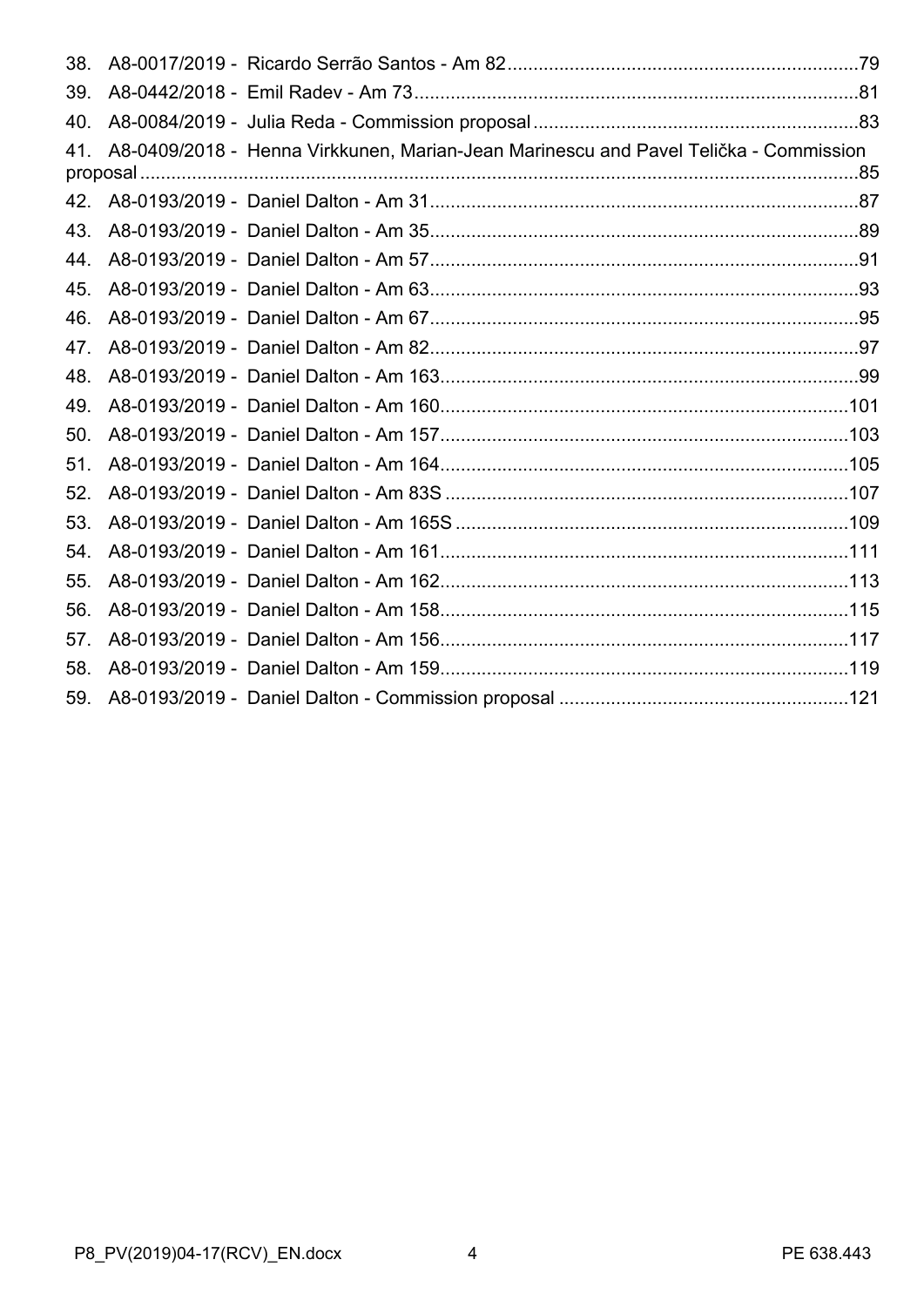38. A8-0017/2019 - Ricardo Serrão Santos - Am 82 .......... 79
39. A8-0442/2018 - Emil Radev - Am 73 .......... 81
40. A8-0084/2019 - Julia Reda - Commission proposal .......... 83
41. A8-0409/2018 - Henna Virkkunen, Marian-Jean Marinescu and Pavel Telička - Commission proposal .......... 85
42. A8-0193/2019 - Daniel Dalton - Am 31 .......... 87
43. A8-0193/2019 - Daniel Dalton - Am 35 .......... 89
44. A8-0193/2019 - Daniel Dalton - Am 57 .......... 91
45. A8-0193/2019 - Daniel Dalton - Am 63 .......... 93
46. A8-0193/2019 - Daniel Dalton - Am 67 .......... 95
47. A8-0193/2019 - Daniel Dalton - Am 82 .......... 97
48. A8-0193/2019 - Daniel Dalton - Am 163 .......... 99
49. A8-0193/2019 - Daniel Dalton - Am 160 .......... 101
50. A8-0193/2019 - Daniel Dalton - Am 157 .......... 103
51. A8-0193/2019 - Daniel Dalton - Am 164 .......... 105
52. A8-0193/2019 - Daniel Dalton - Am 83S .......... 107
53. A8-0193/2019 - Daniel Dalton - Am 165S .......... 109
54. A8-0193/2019 - Daniel Dalton - Am 161 .......... 111
55. A8-0193/2019 - Daniel Dalton - Am 162 .......... 113
56. A8-0193/2019 - Daniel Dalton - Am 158 .......... 115
57. A8-0193/2019 - Daniel Dalton - Am 156 .......... 117
58. A8-0193/2019 - Daniel Dalton - Am 159 .......... 119
59. A8-0193/2019 - Daniel Dalton - Commission proposal .......... 121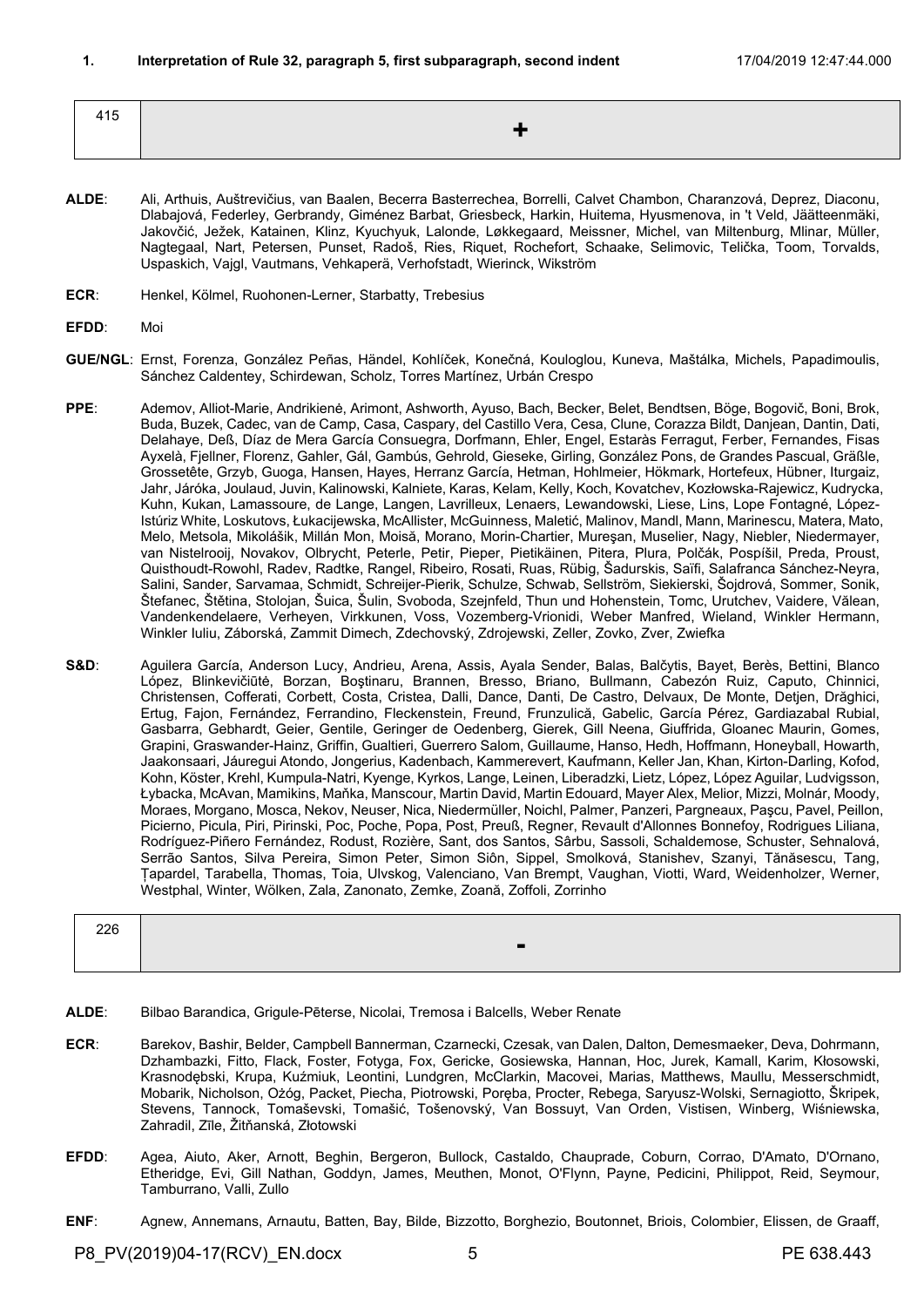## 1. Interpretation of Rule 32, paragraph 5, first subparagraph, second indent

17/04/2019 12:47:44.000

| 415 | + |
|---|---|

**ALDE**: Ali, Arthuis, Auštrevičius, van Baalen, Becerra Basterrechea, Borrelli, Calvet Chambon, Charanzová, Deprez, Diaconu, Dlabajová, Federley, Gerbrandy, Giménez Barbat, Griesbeck, Harkin, Huitema, Hyusmenova, in 't Veld, Jäätteenmäki, Jakovčić, Ježek, Katainen, Klinz, Kyuchyuk, Lalonde, Løkkegaard, Meissner, Michel, van Miltenburg, Mlinar, Müller, Nagtegaal, Nart, Petersen, Punset, Radoš, Ries, Riquet, Rochefort, Schaake, Selimovic, Telička, Toom, Torvalds, Uspaskich, Vajgl, Vautmans, Vehkaperä, Verhofstadt, Wierinck, Wikström

**ECR**: Henkel, Kölmel, Ruohonen-Lerner, Starbatty, Trebesius

**EFDD**: Moi

**GUE/NGL**: Ernst, Forenza, González Peñas, Händel, Kohlíček, Konečná, Kouloglou, Kuneva, Maštálka, Michels, Papadimoulis, Sánchez Caldentey, Schirdewan, Scholz, Torres Martínez, Urbán Crespo

**PPE**: Ademov, Alliot-Marie, Andrikienė, Arimont, Ashworth, Ayuso, Bach, Becker, Belet, Bendtsen, Böge, Bogovič, Boni, Brok, Buda, Buzek, Cadec, van de Camp, Casa, Caspary, del Castillo Vera, Cesa, Clune, Corazza Bildt, Danjean, Dantin, Dati, Delahaye, Deß, Díaz de Mera García Consuegra, Dorfmann, Ehler, Engel, Estaràs Ferragut, Ferber, Fernandes, Fisas Ayxelà, Fjellner, Florenz, Gahler, Gál, Gambús, Gehrold, Gieseke, Girling, González Pons, de Grandes Pascual, Gräßle, Grossetête, Grzyb, Guoga, Hansen, Hayes, Herranz García, Hetman, Hohlmeier, Hökmark, Hortefeux, Hübner, Iturgaiz, Jahr, Járóka, Joulaud, Juvin, Kalinowski, Kalniete, Karas, Kelam, Kelly, Koch, Kovatchev, Kozłowska-Rajewicz, Kudrycka, Kuhn, Kukan, Lamassoure, de Lange, Langen, Lavrilleux, Lenaers, Lewandowski, Liese, Lins, Lope Fontagné, López-Istúriz White, Loskutovs, Łukacijewska, McAllister, McGuinness, Maletić, Malinov, Mandl, Mann, Marinescu, Matera, Mato, Melo, Metsola, Mikolášik, Millán Mon, Moisă, Morano, Morin-Chartier, Mureşan, Muselier, Nagy, Niebler, Niedermayer, van Nistelrooij, Novakov, Olbrycht, Peterle, Petir, Pieper, Pietikäinen, Pitera, Plura, Polčák, Pospíšil, Preda, Proust, Quisthoudt-Rowohl, Radev, Radtke, Rangel, Ribeiro, Rosati, Ruas, Rübig, Šadurskis, Saïfi, Salafranca Sánchez-Neyra, Salini, Sander, Sarvamaa, Schmidt, Schreijer-Pierik, Schulze, Schwab, Sellström, Siekierski, Šojdrová, Sommer, Sonik, Štefanec, Štětina, Stolojan, Šuica, Šulin, Svoboda, Szejnfeld, Thun und Hohenstein, Tomc, Urutchev, Vaidere, Vălean, Vandenkendelaere, Verheyen, Virkkunen, Voss, Vozemberg-Vrionidi, Weber Manfred, Wieland, Winkler Hermann, Winkler Iuliu, Záborská, Zammit Dimech, Zdechovský, Zdrojewski, Zeller, Zovko, Zver, Zwiefka

**S&D**: Aguilera García, Anderson Lucy, Andrieu, Arena, Assis, Ayala Sender, Balas, Balčytis, Bayet, Berès, Bettini, Blanco López, Blinkevičiūtė, Borzan, Boştinaru, Brannen, Bresso, Briano, Bullmann, Cabezón Ruiz, Caputo, Chinnici, Christensen, Cofferati, Corbett, Costa, Cristea, Dalli, Dance, Danti, De Castro, Delvaux, De Monte, Detjen, Drăghici, Ertug, Fajon, Fernández, Ferrandino, Fleckenstein, Freund, Frunzulică, Gabelic, García Pérez, Gardiazabal Rubial, Gasbarra, Gebhardt, Geier, Gentile, Geringer de Oedenberg, Gierek, Gill Neena, Giuffrida, Gloanec Maurin, Gomes, Grapini, Graswander-Hainz, Griffin, Gualtieri, Guerrero Salom, Guillaume, Hanso, Hedh, Hoffmann, Honeyball, Howarth, Jaakonsaari, Jáuregui Atondo, Jongerius, Kadenbach, Kammerevert, Kaufmann, Keller Jan, Khan, Kirton-Darling, Kofod, Kohn, Köster, Krehl, Kumpula-Natri, Kyenge, Kyrkos, Lange, Leinen, Liberadzki, Lietz, López, López Aguilar, Ludvigsson, Łybacka, McAvan, Mamikins, Maňka, Manscour, Martin David, Martin Edouard, Mayer Alex, Melior, Mizzi, Molnár, Moody, Moraes, Morgano, Mosca, Nekov, Neuser, Nica, Niedermüller, Noichl, Palmer, Panzeri, Pargneaux, Paşcu, Pavel, Peillon, Picierno, Picula, Piri, Pirinski, Poc, Poche, Popa, Post, Preuß, Regner, Revault d'Allonnes Bonnefoy, Rodrigues Liliana, Rodríguez-Piñero Fernández, Rodust, Rozière, Sant, dos Santos, Sârbu, Sassoli, Schaldemose, Schuster, Sehnalová, Serrão Santos, Silva Pereira, Simon Peter, Simon Siôn, Sippel, Smolková, Stanishev, Szanyi, Tănăsescu, Tang, Ţapardel, Tarabella, Thomas, Toia, Ulvskog, Valenciano, Van Brempt, Vaughan, Viotti, Ward, Weidenholzer, Werner, Westphal, Winter, Wölken, Zala, Zanonato, Zemke, Zoană, Zoffoli, Zorrinho

| 226 | - |
|---|---|

**ALDE**: Bilbao Barandica, Grigule-Pēterse, Nicolai, Tremosa i Balcells, Weber Renate

**ECR**: Barekov, Bashir, Belder, Campbell Bannerman, Czarnecki, Czesak, van Dalen, Dalton, Demesmaeker, Deva, Dohrmann, Dzhambazki, Fitto, Flack, Foster, Fotyga, Fox, Gericke, Gosiewska, Hannan, Hoc, Jurek, Kamall, Karim, Kłosowski, Krasnodębski, Krupa, Kuźmiuk, Leontini, Lundgren, McClarkin, Macovei, Marias, Matthews, Maullu, Messerschmidt, Mobarik, Nicholson, Ożóg, Packet, Piecha, Piotrowski, Poręba, Procter, Rebega, Saryusz-Wolski, Sernagiotto, Škripek, Stevens, Tannock, Tomaševski, Tomašić, Tošenovský, Van Bossuyt, Van Orden, Vistisen, Winberg, Wiśniewska, Zahradil, Zīle, Žitňanská, Złotowski

**EFDD**: Agea, Aiuto, Aker, Arnott, Beghin, Bergeron, Bullock, Castaldo, Chauprade, Coburn, Corrao, D'Amato, D'Ornano, Etheridge, Evi, Gill Nathan, Goddyn, James, Meuthen, Monot, O'Flynn, Payne, Pedicini, Philippot, Reid, Seymour, Tamburrano, Valli, Zullo

**ENF**: Agnew, Annemans, Arnautu, Batten, Bay, Bilde, Bizzotto, Borghezio, Boutonnet, Briois, Colombier, Elissen, de Graaff,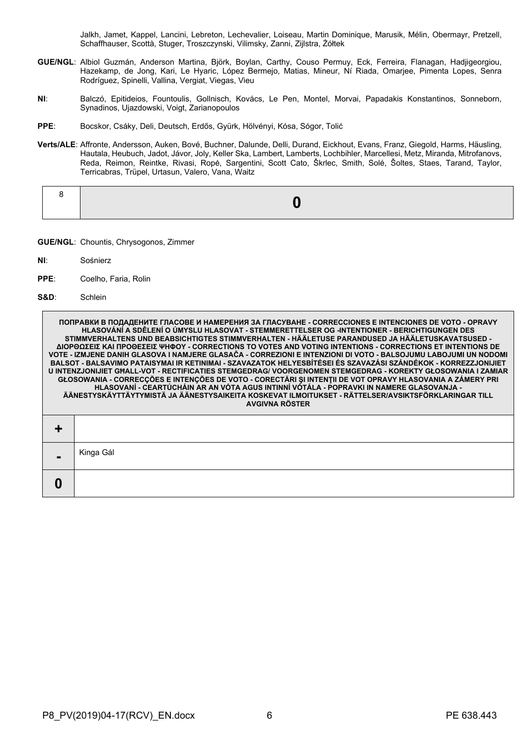Jalkh, Jamet, Kappel, Lancini, Lebreton, Lechevalier, Loiseau, Martin Dominique, Marusik, Mélin, Obermayr, Pretzell, Schaffhauser, Scottà, Stuger, Troszczynski, Vilimsky, Zanni, Zijlstra, Żółtek

**GUE/NGL**: Albiol Guzmán, Anderson Martina, Björk, Boylan, Carthy, Couso Permuy, Eck, Ferreira, Flanagan, Hadjigeorgiou, Hazekamp, de Jong, Kari, Le Hyaric, López Bermejo, Matias, Mineur, Ní Riada, Omarjee, Pimenta Lopes, Senra Rodríguez, Spinelli, Vallina, Vergiat, Viegas, Vieu

**NI**: Balczó, Epitideios, Fountoulis, Gollnisch, Kovács, Le Pen, Montel, Morvai, Papadakis Konstantinos, Sonneborn, Synadinos, Ujazdowski, Voigt, Zarianopoulos

**PPE**: Bocskor, Csáky, Deli, Deutsch, Erdős, Gyürk, Hölvényi, Kósa, Sógor, Tolić

**Verts/ALE**: Affronte, Andersson, Auken, Bové, Buchner, Dalunde, Delli, Durand, Eickhout, Evans, Franz, Giegold, Harms, Häusling, Hautala, Heubuch, Jadot, Jávor, Joly, Keller Ska, Lambert, Lamberts, Lochbihler, Marcellesi, Metz, Miranda, Mitrofanovs, Reda, Reimon, Reintke, Rivasi, Ropė, Sargentini, Scott Cato, Škrlec, Smith, Solé, Šoltes, Staes, Tarand, Taylor, Terricabras, Trüpel, Urtasun, Valero, Vana, Waitz

| 8 | **0** |
|---|---|

**GUE/NGL**: Chountis, Chrysogonos, Zimmer

**NI**: Sośnierz

**PPE**: Coelho, Faria, Rolin

**S&D**: Schlein

| ПОПРАВКИ В ПОДАДЕНИТЕ ГЛАСОВЕ И НАМЕРЕНИЯ ЗА ГЛАСУВАНЕ - CORRECCIONES E INTENCIONES DE VOTO - OPRAVY HLASOVÁNÍ A SDĚLENÍ O ÚMYSLU HLASOVAT - STEMMERETTELSER OG -INTENTIONER - BERICHTIGUNGEN DES STIMMVERHALTENS UND BEABSICHTIGTES STIMMVERHALTEN - HÄÄLETUSE PARANDUSED JA HÄÄLETUSKAVATSUSED - ΔΙΟΡΘΩΣΕΙΣ ΚΑΙ ΠΡΟΘΕΣΕΙΣ ΨΗΦΟΥ - CORRECTIONS TO VOTES AND VOTING INTENTIONS - CORRECTIONS ET INTENTIONS DE VOTE - IZMJENE DANIH GLASOVA I NAMJERE GLASAČA - CORREZIONI E INTENZIONI DI VOTO - BALSOJUMU LABOJUMI UN NODOMI BALSOT - BALSAVIMO PATAISYMAI IR KETINIMAI - SZAVAZATOK HELYESBÍTÉSEI ÉS SZAVAZÁSI SZÁNDÉKOK - KORREZZJONIJIET U INTENZJONIJIET GĦALL-VOT - RECTIFICATIES STEMGEDRAG/ VOORGENOMEN STEMGEDRAG - KOREKTY GŁOSOWANIA I ZAMIAR GŁOSOWANIA - CORRECÇÕES E INTENÇÕES DE VOTO - CORECTĂRI ŞI INTENŢII DE VOT OPRAVY HLASOVANIA A ZÁMERY PRI HLASOVANÍ - CEARTÚCHÁIN AR AN VÓTA AGUS INTINNÍ VÓTÁLA - POPRAVKI IN NAMERE GLASOVANJA - ÄÄNESTYSKÄYTTÄYTYMISTÄ JA ÄÄNESTYSAIKEITA KOSKEVAT ILMOITUKSET - RÄTTELSER/AVSIKTSFÖRKLARINGAR TILL AVGIVNA RÖSTER | |
|---|---|
| **+** | |
| **-** | Kinga Gál |
| **0** | |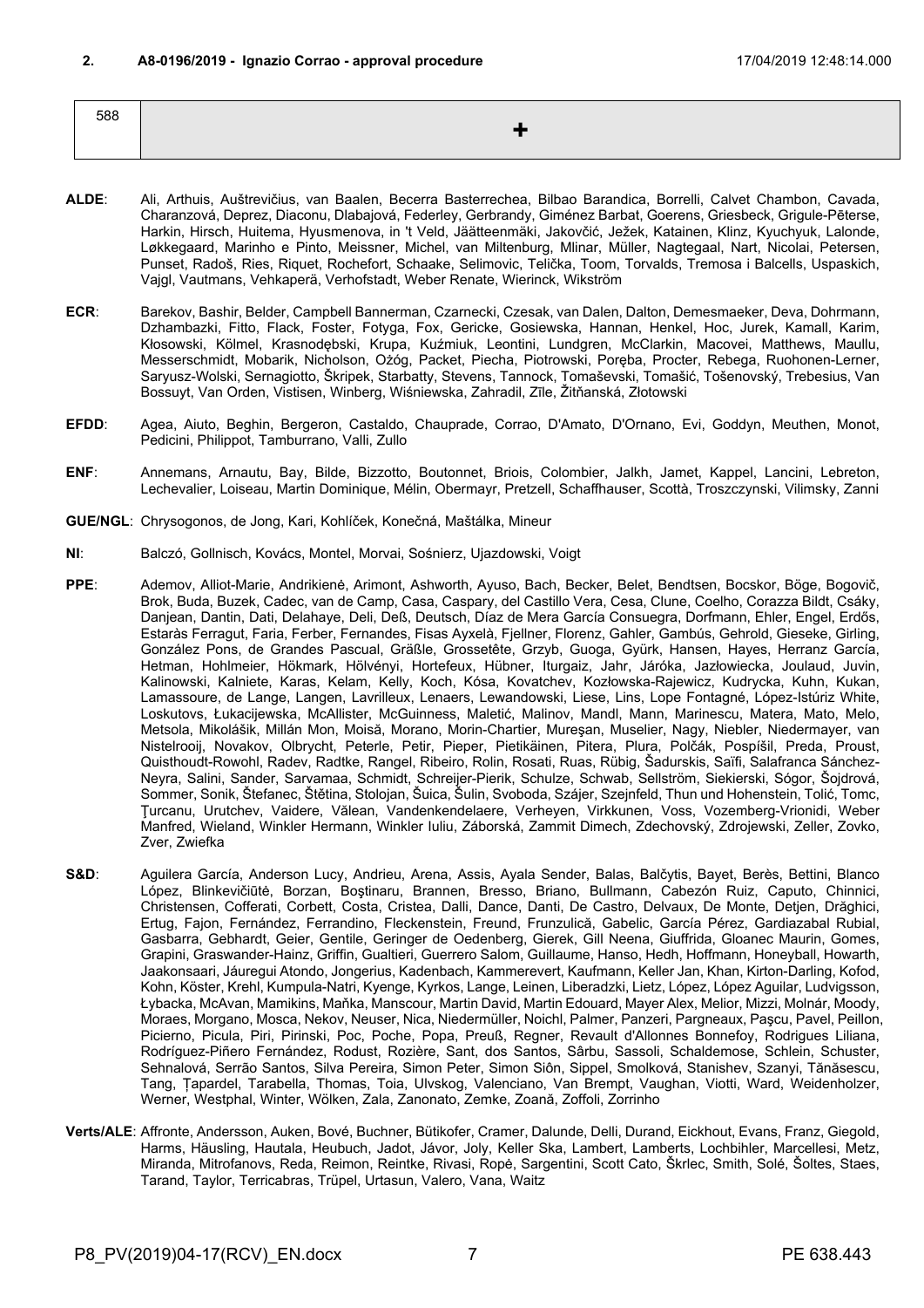## 2. A8-0196/2019 - Ignazio Corrao - approval procedure 17/04/2019 12:48:14.000

| 588 | + |
|---|---|

**ALDE**: Ali, Arthuis, Auštrevičius, van Baalen, Becerra Basterrechea, Bilbao Barandica, Borrelli, Calvet Chambon, Cavada, Charanzová, Deprez, Diaconu, Dlabajová, Federley, Gerbrandy, Giménez Barbat, Goerens, Griesbeck, Grigule-Pēterse, Harkin, Hirsch, Huitema, Hyusmenova, in 't Veld, Jäätteenmäki, Jakovčić, Ježek, Katainen, Klinz, Kyuchyuk, Lalonde, Løkkegaard, Marinho e Pinto, Meissner, Michel, van Miltenburg, Mlinar, Müller, Nagtegaal, Nart, Nicolai, Petersen, Punset, Radoš, Ries, Riquet, Rochefort, Schaake, Selimovic, Telička, Toom, Torvalds, Tremosa i Balcells, Uspaskich, Vajgl, Vautmans, Vehkaperä, Verhofstadt, Weber Renate, Wierinck, Wikström

**ECR**: Barekov, Bashir, Belder, Campbell Bannerman, Czarnecki, Czesak, van Dalen, Dalton, Demesmaeker, Deva, Dohrmann, Dzhambazki, Fitto, Flack, Foster, Fotyga, Fox, Gericke, Gosiewska, Hannan, Henkel, Hoc, Jurek, Kamall, Karim, Kłosowski, Kölmel, Krasnodębski, Krupa, Kuźmiuk, Leontini, Lundgren, McClarkin, Macovei, Matthews, Maullu, Messerschmidt, Mobarik, Nicholson, Ożóg, Packet, Piecha, Piotrowski, Poręba, Procter, Rebega, Ruohonen-Lerner, Saryusz-Wolski, Sernagiotto, Škripek, Starbatty, Stevens, Tannock, Tomaševski, Tomašić, Tošenovský, Trebesius, Van Bossuyt, Van Orden, Vistisen, Winberg, Wiśniewska, Zahradil, Zīle, Žitňanská, Złotowski

**EFDD**: Agea, Aiuto, Beghin, Bergeron, Castaldo, Chauprade, Corrao, D'Amato, D'Ornano, Evi, Goddyn, Meuthen, Monot, Pedicini, Philippot, Tamburrano, Valli, Zullo

**ENF**: Annemans, Arnautu, Bay, Bilde, Bizzotto, Boutonnet, Briois, Colombier, Jalkh, Jamet, Kappel, Lancini, Lebreton, Lechevalier, Loiseau, Martin Dominique, Mélin, Obermayr, Pretzell, Schaffhauser, Scottà, Troszczynski, Vilimsky, Zanni

**GUE/NGL**: Chrysogonos, de Jong, Kari, Kohlíček, Konečná, Maštálka, Mineur

**NI**: Balczó, Gollnisch, Kovács, Montel, Morvai, Sośnierz, Ujazdowski, Voigt

**PPE**: Ademov, Alliot-Marie, Andrikienė, Arimont, Ashworth, Ayuso, Bach, Becker, Belet, Bendtsen, Bocskor, Böge, Bogovič, Brok, Buda, Buzek, Cadec, van de Camp, Casa, Caspary, del Castillo Vera, Cesa, Clune, Coelho, Corazza Bildt, Csáky, Danjean, Dantin, Dati, Delahaye, Deli, Deß, Deutsch, Díaz de Mera García Consuegra, Dorfmann, Ehler, Engel, Erdős, Estaràs Ferragut, Faria, Ferber, Fernandes, Fisas Ayxelà, Fjellner, Florenz, Gahler, Gambús, Gehrold, Gieseke, Girling, González Pons, de Grandes Pascual, Gräßle, Grossetête, Grzyb, Guoga, Gyürk, Hansen, Hayes, Herranz García, Hetman, Hohlmeier, Hökmark, Hölvényi, Hortefeux, Hübner, Iturgaiz, Jahr, Járóka, Jazłowiecka, Joulaud, Juvin, Kalinowski, Kalniete, Karas, Kelam, Kelly, Koch, Kósa, Kovatchev, Kozłowska-Rajewicz, Kudrycka, Kuhn, Kukan, Lamassoure, de Lange, Langen, Lavrilleux, Lenaers, Lewandowski, Liese, Lins, Lope Fontagné, López-Istúriz White, Loskutovs, Łukacijewska, McAllister, McGuinness, Maletić, Malinov, Mandl, Mann, Marinescu, Matera, Mato, Melo, Metsola, Mikolášik, Millán Mon, Moisă, Morano, Morin-Chartier, Mureşan, Muselier, Nagy, Niebler, Niedermayer, van Nistelrooij, Novakov, Olbrycht, Peterle, Petir, Pieper, Pietikäinen, Pitera, Plura, Polčák, Pospíšil, Preda, Proust, Quisthoudt-Rowohl, Radev, Radtke, Rangel, Ribeiro, Rolin, Rosati, Ruas, Rübig, Šadurskis, Saïfi, Salafranca Sánchez-Neyra, Salini, Sander, Sarvamaa, Schmidt, Schreijer-Pierik, Schulze, Schwab, Sellström, Siekierski, Sógor, Šojdrová, Sommer, Sonik, Štefanec, Štětina, Stolojan, Šuica, Šulin, Svoboda, Szájer, Szejnfeld, Thun und Hohenstein, Tolić, Tomc, Ţurcanu, Urutchev, Vaidere, Vălean, Vandenkendelaere, Verheyen, Virkkunen, Voss, Vozemberg-Vrionidi, Weber Manfred, Wieland, Winkler Hermann, Winkler Iuliu, Záborská, Zammit Dimech, Zdechovský, Zdrojewski, Zeller, Zovko, Zver, Zwiefka

**S&D**: Aguilera García, Anderson Lucy, Andrieu, Arena, Assis, Ayala Sender, Balas, Balčytis, Bayet, Berès, Bettini, Blanco López, Blinkevičiūtė, Borzan, Boştinaru, Brannen, Bresso, Briano, Bullmann, Cabezón Ruiz, Caputo, Chinnici, Christensen, Cofferati, Corbett, Costa, Cristea, Dalli, Dance, Danti, De Castro, Delvaux, De Monte, Detjen, Drăghici, Ertug, Fajon, Fernández, Ferrandino, Fleckenstein, Freund, Frunzulică, Gabelic, García Pérez, Gardiazabal Rubial, Gasbarra, Gebhardt, Geier, Gentile, Geringer de Oedenberg, Gierek, Gill Neena, Giuffrida, Gloanec Maurin, Gomes, Grapini, Graswander-Hainz, Griffin, Gualtieri, Guerrero Salom, Guillaume, Hanso, Hedh, Hoffmann, Honeyball, Howarth, Jaakonsaari, Jáuregui Atondo, Jongerius, Kadenbach, Kammerevert, Kaufmann, Keller Jan, Khan, Kirton-Darling, Kofod, Kohn, Köster, Krehl, Kumpula-Natri, Kyenge, Kyrkos, Lange, Leinen, Liberadzki, Lietz, López, López Aguilar, Ludvigsson, Łybacka, McAvan, Mamikins, Maňka, Manscour, Martin David, Martin Edouard, Mayer Alex, Melior, Mizzi, Molnár, Moody, Moraes, Morgano, Mosca, Nekov, Neuser, Nica, Niedermüller, Noichl, Palmer, Panzeri, Pargneaux, Paşcu, Pavel, Peillon, Picierno, Picula, Piri, Pirinski, Poc, Poche, Popa, Preuß, Regner, Revault d'Allonnes Bonnefoy, Rodrigues Liliana, Rodríguez-Piñero Fernández, Rodust, Rozière, Sant, dos Santos, Sârbu, Sassoli, Schaldemose, Schlein, Schuster, Sehnalová, Serrão Santos, Silva Pereira, Simon Peter, Simon Siôn, Sippel, Smolková, Stanishev, Szanyi, Tănăsescu, Tang, Ţapardel, Tarabella, Thomas, Toia, Ulvskog, Valenciano, Van Brempt, Vaughan, Viotti, Ward, Weidenholzer, Werner, Westphal, Winter, Wölken, Zala, Zanonato, Zemke, Zoană, Zoffoli, Zorrinho

**Verts/ALE**: Affronte, Andersson, Auken, Bové, Buchner, Bütikofer, Cramer, Dalunde, Delli, Durand, Eickhout, Evans, Franz, Giegold, Harms, Häusling, Hautala, Heubuch, Jadot, Jávor, Joly, Keller Ska, Lambert, Lamberts, Lochbihler, Marcellesi, Metz, Miranda, Mitrofanovs, Reda, Reimon, Reintke, Rivasi, Ropė, Sargentini, Scott Cato, Škrlec, Smith, Solé, Šoltes, Staes, Tarand, Taylor, Terricabras, Trüpel, Urtasun, Valero, Vana, Waitz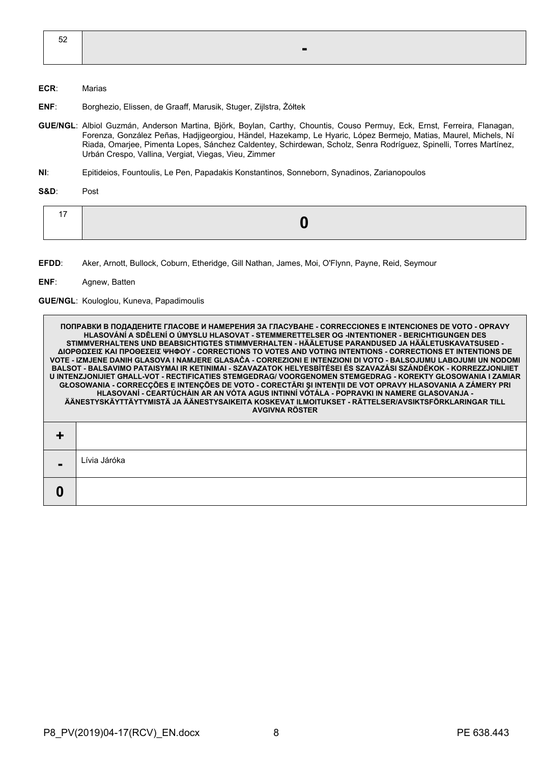| 52 | - |
|---|---|

**ECR**: Marias

**ENF**: Borghezio, Elissen, de Graaff, Marusik, Stuger, Zijlstra, Żółtek

**GUE/NGL**: Albiol Guzmán, Anderson Martina, Björk, Boylan, Carthy, Chountis, Couso Permuy, Eck, Ernst, Ferreira, Flanagan, Forenza, González Peñas, Hadjigeorgiou, Händel, Hazekamp, Le Hyaric, López Bermejo, Matias, Maurel, Michels, Ní Riada, Omarjee, Pimenta Lopes, Sánchez Caldentey, Schirdewan, Scholz, Senra Rodríguez, Spinelli, Torres Martínez, Urbán Crespo, Vallina, Vergiat, Viegas, Vieu, Zimmer

**NI**: Epitideios, Fountoulis, Le Pen, Papadakis Konstantinos, Sonneborn, Synadinos, Zarianopoulos

**S&D**: Post

| 17 | 0 |
|---|---|

**EFDD**: Aker, Arnott, Bullock, Coburn, Etheridge, Gill Nathan, James, Moi, O'Flynn, Payne, Reid, Seymour

**ENF**: Agnew, Batten

**GUE/NGL**: Kouloglou, Kuneva, Papadimoulis

| ПОПРАВКИ В ПОДАДЕНИТЕ ГЛАСОВЕ И НАМЕРЕНИЯ ЗА ГЛАСУВАНЕ - CORRECCIONES E INTENCIONES DE VOTO - OPRAVY HLASOVÁNÍ A SDĚLENÍ O ÚMYSLU HLASOVAT - STEMMERETTELSER OG -INTENTIONER - BERICHTIGUNGEN DES STIMMVERHALTENS UND BEABSICHTIGTES STIMMVERHALTEN - HÄÄLETUSE PARANDUSED JA HÄÄLETUSKAVATSUSED - ΔΙΟΡΘΩΣΕΙΣ ΚΑΙ ΠΡΟΘΕΣΕΙΣ ΨΗΦΟΥ - CORRECTIONS TO VOTES AND VOTING INTENTIONS - CORRECTIONS ET INTENTIONS DE VOTE - IZMJENE DANIH GLASOVA I NAMJERE GLASAČA - CORREZIONI E INTENZIONI DI VOTO - BALSOJUMU LABOJUMI UN NODOMI BALSOT - BALSAVIMO PATAISYMAI IR KETINIMAI - SZAVAZATOK HELYESBÍTÉSEI ÉS SZAVAZÁSI SZÁNDÉKOK - KORREZZJONIJIET U INTENZJONIJIET GĦALL-VOT - RECTIFICATIES STEMGEDRAG/ VOORGENOMEN STEMGEDRAG - KOREKTY GŁOSOWANIA I ZAMIAR GŁOSOWANIA - CORRECÇÕES E INTENÇÕES DE VOTO - CORECTĂRI ŞI INTENŢII DE VOT OPRAVY HLASOVANIA A ZÁMERY PRI HLASOVANÍ - CEARTÚCHÁIN AR AN VÓTA AGUS INTINNÍ VÓTÁLA - POPRAVKI IN NAMERE GLASOVANJA - ÄÄNESTYSKÄYTTÄYTYMISTÄ JA ÄÄNESTYSAIKEITA KOSKEVAT ILMOITUKSET - RÄTTELSER/AVSIKTSFÖRKLARINGAR TILL AVGIVNA RÖSTER | |
|---|---|
| + | |
| - | Lívia Járóka |
| 0 | |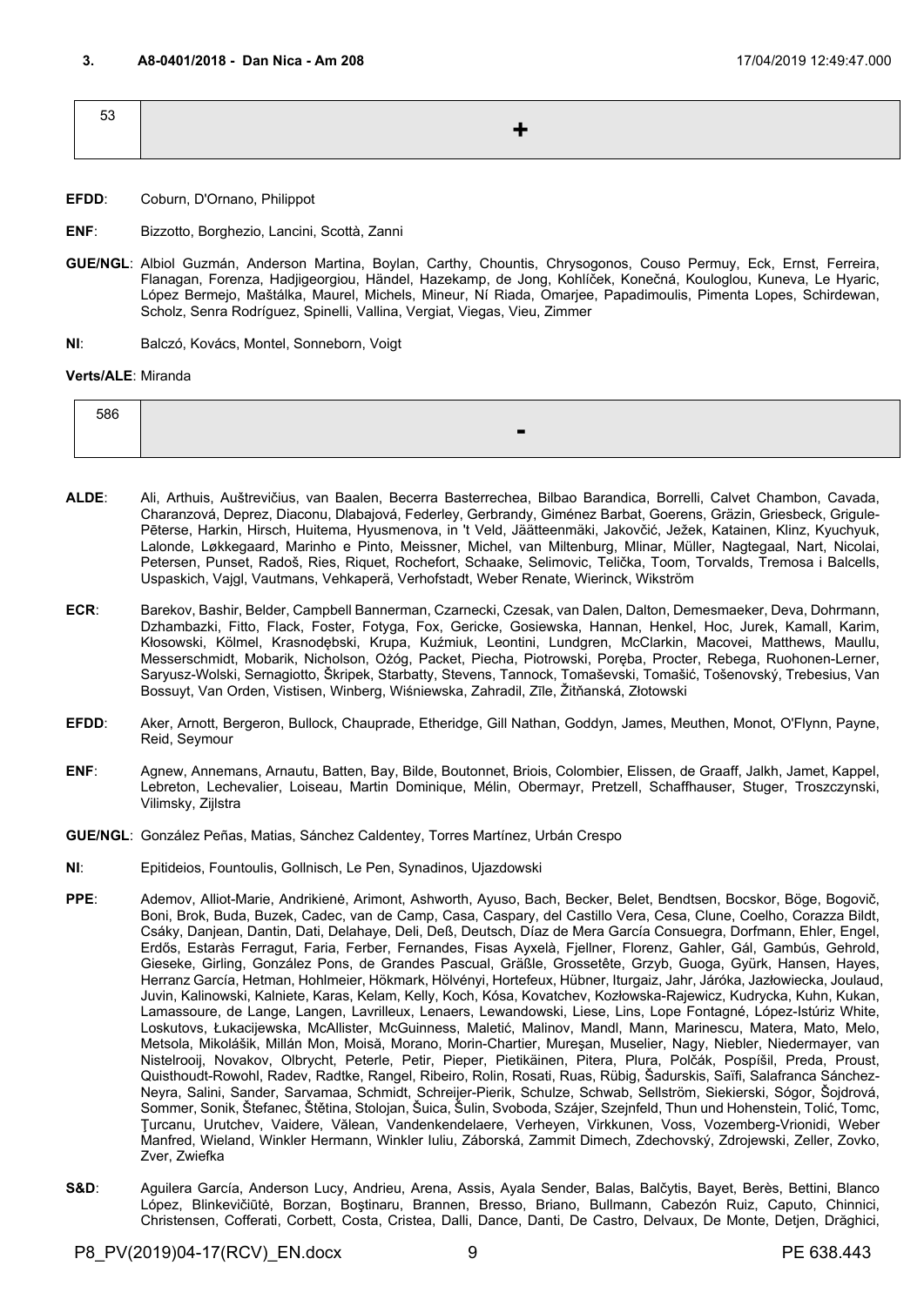### 3. A8-0401/2018 - Dan Nica - Am 208

17/04/2019 12:49:47.000

| 53 | + |
|---|---|

**EFDD**: Coburn, D'Ornano, Philippot

**ENF**: Bizzotto, Borghezio, Lancini, Scottà, Zanni

**GUE/NGL**: Albiol Guzmán, Anderson Martina, Boylan, Carthy, Chountis, Chrysogonos, Couso Permuy, Eck, Ernst, Ferreira, Flanagan, Forenza, Hadjigeorgiou, Händel, Hazekamp, de Jong, Kohlíček, Konečná, Kouloglou, Kuneva, Le Hyaric, López Bermejo, Maštálka, Maurel, Michels, Mineur, Ní Riada, Omarjee, Papadimoulis, Pimenta Lopes, Schirdewan, Scholz, Senra Rodríguez, Spinelli, Vallina, Vergiat, Viegas, Vieu, Zimmer

**NI**: Balczó, Kovács, Montel, Sonneborn, Voigt

**Verts/ALE**: Miranda

| 586 | - |
|---|---|

**ALDE**: Ali, Arthuis, Auštrevičius, van Baalen, Becerra Basterrechea, Bilbao Barandica, Borrelli, Calvet Chambon, Cavada, Charanzová, Deprez, Diaconu, Dlabajová, Federley, Gerbrandy, Giménez Barbat, Goerens, Gräzin, Griesbeck, Grigule-Pēterse, Harkin, Hirsch, Huitema, Hyusmenova, in 't Veld, Jäätteenmäki, Jakovčić, Ježek, Katainen, Klinz, Kyuchyuk, Lalonde, Løkkegaard, Marinho e Pinto, Meissner, Michel, van Miltenburg, Mlinar, Müller, Nagtegaal, Nart, Nicolai, Petersen, Punset, Radoš, Ries, Riquet, Rochefort, Schaake, Selimovic, Telička, Toom, Torvalds, Tremosa i Balcells, Uspaskich, Vajgl, Vautmans, Vehkaperä, Verhofstadt, Weber Renate, Wierinck, Wikström

**ECR**: Barekov, Bashir, Belder, Campbell Bannerman, Czarnecki, Czesak, van Dalen, Dalton, Demesmaeker, Deva, Dohrmann, Dzhambazki, Fitto, Flack, Foster, Fotyga, Fox, Gericke, Gosiewska, Hannan, Henkel, Hoc, Jurek, Kamall, Karim, Kłosowski, Kölmel, Krasnodębski, Krupa, Kuźmiuk, Leontini, Lundgren, McClarkin, Macovei, Matthews, Maullu, Messerschmidt, Mobarik, Nicholson, Ożóg, Packet, Piecha, Piotrowski, Poręba, Procter, Rebega, Ruohonen-Lerner, Saryusz-Wolski, Sernagiotto, Škripek, Starbatty, Stevens, Tannock, Tomaševski, Tomašić, Tošenovský, Trebesius, Van Bossuyt, Van Orden, Vistisen, Winberg, Wiśniewska, Zahradil, Zīle, Žitňanská, Złotowski

**EFDD**: Aker, Arnott, Bergeron, Bullock, Chauprade, Etheridge, Gill Nathan, Goddyn, James, Meuthen, Monot, O'Flynn, Payne, Reid, Seymour

**ENF**: Agnew, Annemans, Arnautu, Batten, Bay, Bilde, Boutonnet, Briois, Colombier, Elissen, de Graaff, Jalkh, Jamet, Kappel, Lebreton, Lechevalier, Loiseau, Martin Dominique, Mélin, Obermayr, Pretzell, Schaffhauser, Stuger, Troszczynski, Vilimsky, Zijlstra

**GUE/NGL**: González Peñas, Matias, Sánchez Caldentey, Torres Martínez, Urbán Crespo

**NI**: Epitideios, Fountoulis, Gollnisch, Le Pen, Synadinos, Ujazdowski

**PPE**: Ademov, Alliot-Marie, Andrikienė, Arimont, Ashworth, Ayuso, Bach, Becker, Belet, Bendtsen, Bocskor, Böge, Bogovič, Boni, Brok, Buda, Buzek, Cadec, van de Camp, Casa, Caspary, del Castillo Vera, Cesa, Clune, Coelho, Corazza Bildt, Csáky, Danjean, Dantin, Dati, Delahaye, Deli, Deß, Deutsch, Díaz de Mera García Consuegra, Dorfmann, Ehler, Engel, Erdős, Estaràs Ferragut, Faria, Ferber, Fernandes, Fisas Ayxelà, Fjellner, Florenz, Gahler, Gál, Gambús, Gehrold, Gieseke, Girling, González Pons, de Grandes Pascual, Gräßle, Grossetête, Grzyb, Guoga, Gyürk, Hansen, Hayes, Herranz García, Hetman, Hohlmeier, Hökmark, Hölvényi, Hortefeux, Hübner, Iturgaiz, Jahr, Járóka, Jazłowiecka, Joulaud, Juvin, Kalinowski, Kalniete, Karas, Kelam, Kelly, Koch, Kósa, Kovatchev, Kozłowska-Rajewicz, Kudrycka, Kuhn, Kukan, Lamassoure, de Lange, Langen, Lavrilleux, Lenaers, Lewandowski, Liese, Lins, Lope Fontagné, López-Istúriz White, Loskutovs, Łukacijewska, McAllister, McGuinness, Maletić, Malinov, Mandl, Mann, Marinescu, Matera, Mato, Melo, Metsola, Mikolášik, Millán Mon, Moisă, Morano, Morin-Chartier, Mureşan, Muselier, Nagy, Niebler, Niedermayer, van Nistelrooij, Novakov, Olbrycht, Peterle, Petir, Pieper, Pietikäinen, Pitera, Plura, Polčák, Pospíšil, Preda, Proust, Quisthoudt-Rowohl, Radev, Radtke, Rangel, Ribeiro, Rolin, Rosati, Ruas, Rübig, Šadurskis, Saïfi, Salafranca Sánchez-Neyra, Salini, Sander, Sarvamaa, Schmidt, Schreijer-Pierik, Schulze, Schwab, Sellström, Siekierski, Sógor, Šojdrová, Sommer, Sonik, Štefanec, Štětina, Stolojan, Šuica, Šulin, Svoboda, Szájer, Szejnfeld, Thun und Hohenstein, Tolić, Tomc, Ţurcanu, Urutchev, Vaidere, Vălean, Vandenkendelaere, Verheyen, Virkkunen, Voss, Vozemberg-Vrionidi, Weber Manfred, Wieland, Winkler Hermann, Winkler Iuliu, Záborská, Zammit Dimech, Zdechovský, Zdrojewski, Zeller, Zovko, Zver, Zwiefka

**S&D**: Aguilera García, Anderson Lucy, Andrieu, Arena, Assis, Ayala Sender, Balas, Balčytis, Bayet, Berès, Bettini, Blanco López, Blinkevičiūtė, Borzan, Boştinaru, Brannen, Bresso, Briano, Bullmann, Cabezón Ruiz, Caputo, Chinnici, Christensen, Cofferati, Corbett, Costa, Cristea, Dalli, Dance, Danti, De Castro, Delvaux, De Monte, Detjen, Drăghici,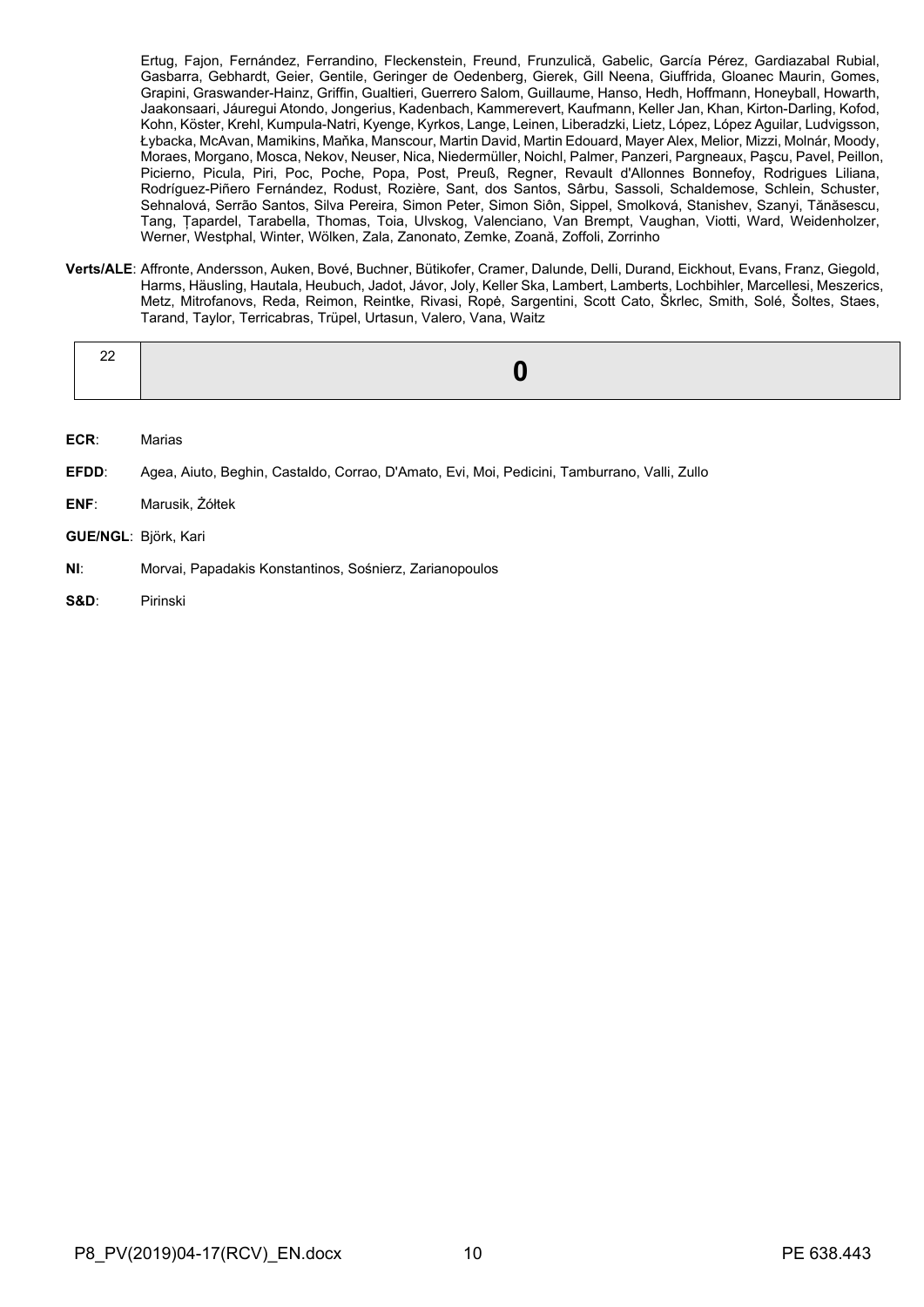Ertug, Fajon, Fernández, Ferrandino, Fleckenstein, Freund, Frunzulică, Gabelic, García Pérez, Gardiazabal Rubial, Gasbarra, Gebhardt, Geier, Gentile, Geringer de Oedenberg, Gierek, Gill Neena, Giuffrida, Gloanec Maurin, Gomes, Grapini, Graswander-Hainz, Griffin, Gualtieri, Guerrero Salom, Guillaume, Hanso, Hedh, Hoffmann, Honeyball, Howarth, Jaakonsaari, Jáuregui Atondo, Jongerius, Kadenbach, Kammerevert, Kaufmann, Keller Jan, Khan, Kirton-Darling, Kofod, Kohn, Köster, Krehl, Kumpula-Natri, Kyenge, Kyrkos, Lange, Leinen, Liberadzki, Lietz, López, López Aguilar, Ludvigsson, Łybacka, McAvan, Mamikins, Maňka, Manscour, Martin David, Martin Edouard, Mayer Alex, Melior, Mizzi, Molnár, Moody, Moraes, Morgano, Mosca, Nekov, Neuser, Nica, Niedermüller, Noichl, Palmer, Panzeri, Pargneaux, Paşcu, Pavel, Peillon, Picierno, Picula, Piri, Poc, Poche, Popa, Post, Preuß, Regner, Revault d'Allonnes Bonnefoy, Rodrigues Liliana, Rodríguez-Piñero Fernández, Rodust, Rozière, Sant, dos Santos, Sârbu, Sassoli, Schaldemose, Schlein, Schuster, Sehnalová, Serrão Santos, Silva Pereira, Simon Peter, Simon Siôn, Sippel, Smolková, Stanishev, Szanyi, Tănăsescu, Tang, Ţapardel, Tarabella, Thomas, Toia, Ulvskog, Valenciano, Van Brempt, Vaughan, Viotti, Ward, Weidenholzer, Werner, Westphal, Winter, Wölken, Zala, Zanonato, Zemke, Zoană, Zoffoli, Zorrinho

**Verts/ALE**: Affronte, Andersson, Auken, Bové, Buchner, Bütikofer, Cramer, Dalunde, Delli, Durand, Eickhout, Evans, Franz, Giegold, Harms, Häusling, Hautala, Heubuch, Jadot, Jávor, Joly, Keller Ska, Lambert, Lamberts, Lochbihler, Marcellesi, Meszerics, Metz, Mitrofanovs, Reda, Reimon, Reintke, Rivasi, Ropė, Sargentini, Scott Cato, Škrlec, Smith, Solé, Šoltes, Staes, Tarand, Taylor, Terricabras, Trüpel, Urtasun, Valero, Vana, Waitz

| 22 | **0** |
|---|---|

**ECR**: Marias

**EFDD**: Agea, Aiuto, Beghin, Castaldo, Corrao, D'Amato, Evi, Moi, Pedicini, Tamburrano, Valli, Zullo

**ENF**: Marusik, Żółtek

**GUE/NGL**: Björk, Kari

**NI**: Morvai, Papadakis Konstantinos, Sośnierz, Zarianopoulos

**S&D**: Pirinski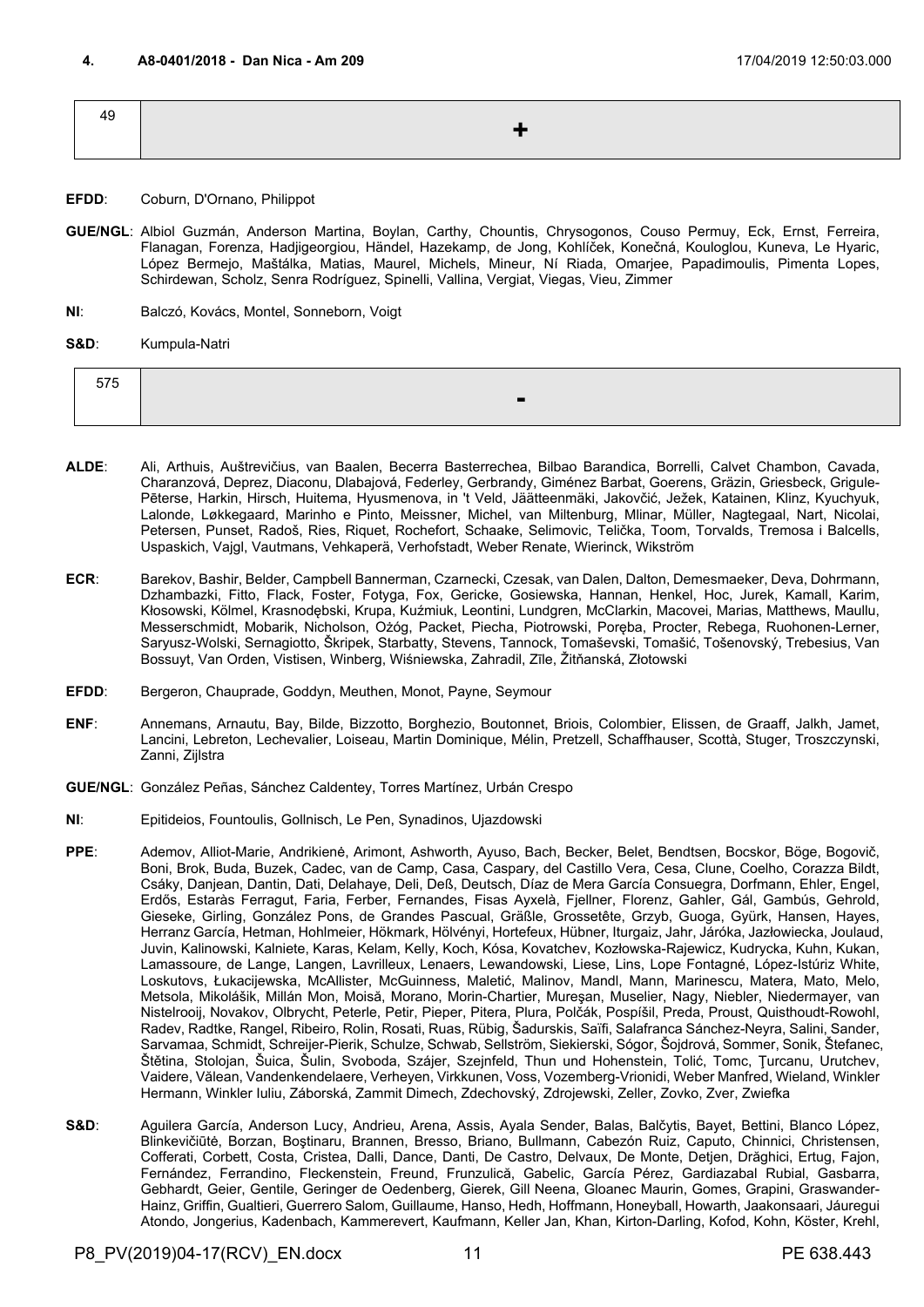## 4. A8-0401/2018 - Dan Nica - Am 209

17/04/2019 12:50:03.000

| 49 | + |
|---|---|

**EFDD**: Coburn, D'Ornano, Philippot

**GUE/NGL**: Albiol Guzmán, Anderson Martina, Boylan, Carthy, Chountis, Chrysogonos, Couso Permuy, Eck, Ernst, Ferreira, Flanagan, Forenza, Hadjigeorgiou, Händel, Hazekamp, de Jong, Kohlíček, Konečná, Kouloglou, Kuneva, Le Hyaric, López Bermejo, Maštálka, Matias, Maurel, Michels, Mineur, Ní Riada, Omarjee, Papadimoulis, Pimenta Lopes, Schirdewan, Scholz, Senra Rodríguez, Spinelli, Vallina, Vergiat, Viegas, Vieu, Zimmer

**NI**: Balczó, Kovács, Montel, Sonneborn, Voigt

**S&D**: Kumpula-Natri

| 575 | - |
|---|---|

**ALDE**: Ali, Arthuis, Auštrevičius, van Baalen, Becerra Basterrechea, Bilbao Barandica, Borrelli, Calvet Chambon, Cavada, Charanzová, Deprez, Diaconu, Dlabajová, Federley, Gerbrandy, Giménez Barbat, Goerens, Gräzin, Griesbeck, Grigule-Pēterse, Harkin, Hirsch, Huitema, Hyusmenova, in 't Veld, Jäätteenmäki, Jakovčić, Ježek, Katainen, Klinz, Kyuchyuk, Lalonde, Løkkegaard, Marinho e Pinto, Meissner, Michel, van Miltenburg, Mlinar, Müller, Nagtegaal, Nart, Nicolai, Petersen, Punset, Radoš, Ries, Riquet, Rochefort, Schaake, Selimovic, Telička, Toom, Torvalds, Tremosa i Balcells, Uspaskich, Vajgl, Vautmans, Vehkaperä, Verhofstadt, Weber Renate, Wierinck, Wikström

**ECR**: Barekov, Bashir, Belder, Campbell Bannerman, Czarnecki, Czesak, van Dalen, Dalton, Demesmaeker, Deva, Dohrmann, Dzhambazki, Fitto, Flack, Foster, Fotyga, Fox, Gericke, Gosiewska, Hannan, Henkel, Hoc, Jurek, Kamall, Karim, Kłosowski, Kölmel, Krasnodębski, Krupa, Kuźmiuk, Leontini, Lundgren, McClarkin, Macovei, Marias, Matthews, Maullu, Messerschmidt, Mobarik, Nicholson, Ożóg, Packet, Piecha, Piotrowski, Poręba, Procter, Rebega, Ruohonen-Lerner, Saryusz-Wolski, Sernagiotto, Škripek, Starbatty, Stevens, Tannock, Tomaševski, Tomašić, Tošenovský, Trebesius, Van Bossuyt, Van Orden, Vistisen, Winberg, Wiśniewska, Zahradil, Zīle, Žitňanská, Złotowski

**EFDD**: Bergeron, Chauprade, Goddyn, Meuthen, Monot, Payne, Seymour

**ENF**: Annemans, Arnautu, Bay, Bilde, Bizzotto, Borghezio, Boutonnet, Briois, Colombier, Elissen, de Graaff, Jalkh, Jamet, Lancini, Lebreton, Lechevalier, Loiseau, Martin Dominique, Mélin, Pretzell, Schaffhauser, Scottà, Stuger, Troszczynski, Zanni, Zijlstra

**GUE/NGL**: González Peñas, Sánchez Caldentey, Torres Martínez, Urbán Crespo

**NI**: Epitideios, Fountoulis, Gollnisch, Le Pen, Synadinos, Ujazdowski

**PPE**: Ademov, Alliot-Marie, Andrikienė, Arimont, Ashworth, Ayuso, Bach, Becker, Belet, Bendtsen, Bocskor, Böge, Bogovič, Boni, Brok, Buda, Buzek, Cadec, van de Camp, Casa, Caspary, del Castillo Vera, Cesa, Clune, Coelho, Corazza Bildt, Csáky, Danjean, Dantin, Dati, Delahaye, Deli, Deß, Deutsch, Díaz de Mera García Consuegra, Dorfmann, Ehler, Engel, Erdős, Estaràs Ferragut, Faria, Ferber, Fernandes, Fisas Ayxelà, Fjellner, Florenz, Gahler, Gál, Gambús, Gehrold, Gieseke, Girling, González Pons, de Grandes Pascual, Gräßle, Grossetête, Grzyb, Guoga, Gyürk, Hansen, Hayes, Herranz García, Hetman, Hohlmeier, Hökmark, Hölvényi, Hortefeux, Hübner, Iturgaiz, Jahr, Járóka, Jazłowiecka, Joulaud, Juvin, Kalinowski, Kalniete, Karas, Kelam, Kelly, Koch, Kósa, Kovatchev, Kozłowska-Rajewicz, Kudrycka, Kuhn, Kukan, Lamassoure, de Lange, Langen, Lavrilleux, Lenaers, Lewandowski, Liese, Lins, Lope Fontagné, López-Istúriz White, Loskutovs, Łukacijewska, McAllister, McGuinness, Maletić, Malinov, Mandl, Mann, Marinescu, Matera, Mato, Melo, Metsola, Mikolášik, Millán Mon, Moisă, Morano, Morin-Chartier, Mureşan, Muselier, Nagy, Niebler, Niedermayer, van Nistelrooij, Novakov, Olbrycht, Peterle, Petir, Pieper, Pitera, Plura, Polčák, Pospíšil, Preda, Proust, Quisthoudt-Rowohl, Radev, Radtke, Rangel, Ribeiro, Rolin, Rosati, Ruas, Rübig, Šadurskis, Saïfi, Salafranca Sánchez-Neyra, Salini, Sander, Sarvamaa, Schmidt, Schreijer-Pierik, Schulze, Schwab, Sellström, Siekierski, Sógor, Šojdrová, Sommer, Sonik, Štefanec, Štětina, Stolojan, Šuica, Šulin, Svoboda, Szájer, Szejnfeld, Thun und Hohenstein, Tolić, Tomc, Ţurcanu, Urutchev, Vaidere, Vălean, Vandenkendelaere, Verheyen, Virkkunen, Voss, Vozemberg-Vrionidi, Weber Manfred, Wieland, Winkler Hermann, Winkler Iuliu, Záborská, Zammit Dimech, Zdechovský, Zdrojewski, Zeller, Zovko, Zver, Zwiefka

**S&D**: Aguilera García, Anderson Lucy, Andrieu, Arena, Assis, Ayala Sender, Balas, Balčytis, Bayet, Bettini, Blanco López, Blinkevičiūtė, Borzan, Boştinaru, Brannen, Bresso, Briano, Bullmann, Cabezón Ruiz, Caputo, Chinnici, Christensen, Cofferati, Corbett, Costa, Cristea, Dalli, Dance, Danti, De Castro, Delvaux, De Monte, Detjen, Drăghici, Ertug, Fajon, Fernández, Ferrandino, Fleckenstein, Freund, Frunzulică, Gabelic, García Pérez, Gardiazabal Rubial, Gasbarra, Gebhardt, Geier, Gentile, Geringer de Oedenberg, Gierek, Gill Neena, Gloanec Maurin, Gomes, Grapini, Graswander-Hainz, Griffin, Gualtieri, Guerrero Salom, Guillaume, Hanso, Hedh, Hoffmann, Honeyball, Howarth, Jaakonsaari, Jáuregui Atondo, Jongerius, Kadenbach, Kammerevert, Kaufmann, Keller Jan, Khan, Kirton-Darling, Kofod, Kohn, Köster, Krehl,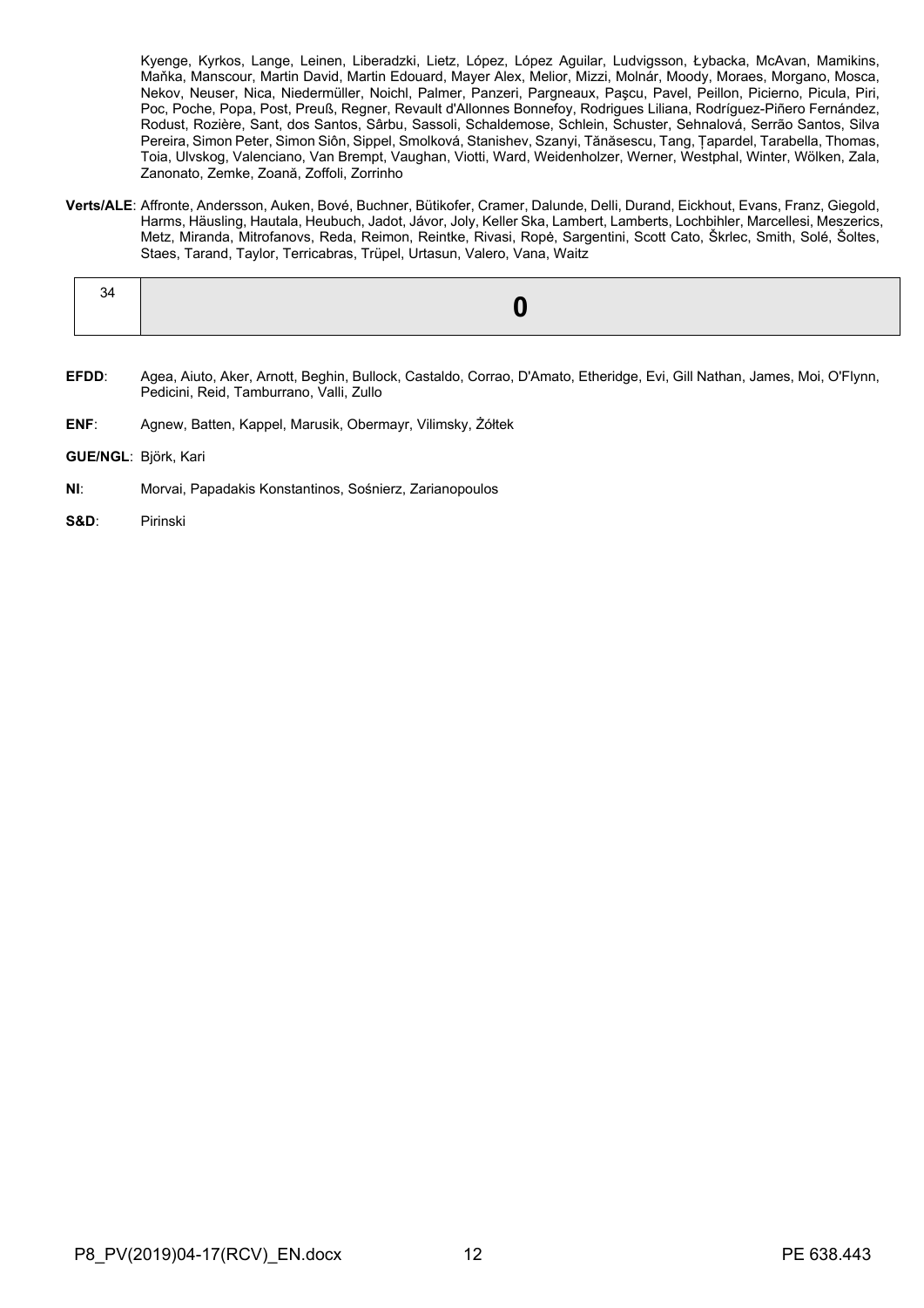Kyenge, Kyrkos, Lange, Leinen, Liberadzki, Lietz, López, López Aguilar, Ludvigsson, Łybacka, McAvan, Mamikins, Maňka, Manscour, Martin David, Martin Edouard, Mayer Alex, Melior, Mizzi, Molnár, Moody, Moraes, Morgano, Mosca, Nekov, Neuser, Nica, Niedermüller, Noichl, Palmer, Panzeri, Pargneaux, Paşcu, Pavel, Peillon, Picierno, Picula, Piri, Poc, Poche, Popa, Post, Preuß, Regner, Revault d'Allonnes Bonnefoy, Rodrigues Liliana, Rodríguez-Piñero Fernández, Rodust, Rozière, Sant, dos Santos, Sârbu, Sassoli, Schaldemose, Schlein, Schuster, Sehnalová, Serrão Santos, Silva Pereira, Simon Peter, Simon Siôn, Sippel, Smolková, Stanishev, Szanyi, Tănăsescu, Tang, Ţapardel, Tarabella, Thomas, Toia, Ulvskog, Valenciano, Van Brempt, Vaughan, Viotti, Ward, Weidenholzer, Werner, Westphal, Winter, Wölken, Zala, Zanonato, Zemke, Zoană, Zoffoli, Zorrinho

**Verts/ALE**: Affronte, Andersson, Auken, Bové, Buchner, Bütikofer, Cramer, Dalunde, Delli, Durand, Eickhout, Evans, Franz, Giegold, Harms, Häusling, Hautala, Heubuch, Jadot, Jávor, Joly, Keller Ska, Lambert, Lamberts, Lochbihler, Marcellesi, Meszerics, Metz, Miranda, Mitrofanovs, Reda, Reimon, Reintke, Rivasi, Ropė, Sargentini, Scott Cato, Škrlec, Smith, Solé, Šoltes, Staes, Tarand, Taylor, Terricabras, Trüpel, Urtasun, Valero, Vana, Waitz

| 34 | **0** |
|---|---|

**EFDD**: Agea, Aiuto, Aker, Arnott, Beghin, Bullock, Castaldo, Corrao, D'Amato, Etheridge, Evi, Gill Nathan, James, Moi, O'Flynn, Pedicini, Reid, Tamburrano, Valli, Zullo

**ENF**: Agnew, Batten, Kappel, Marusik, Obermayr, Vilimsky, Żółtek

**GUE/NGL**: Björk, Kari

**NI**: Morvai, Papadakis Konstantinos, Sośnierz, Zarianopoulos

**S&D**: Pirinski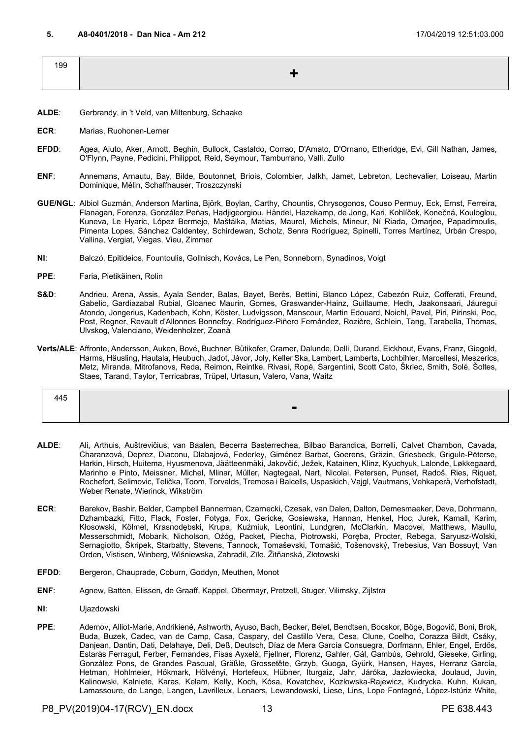**5. A8-0401/2018 - Dan Nica - Am 212** 17/04/2019 12:51:03.000

| 199 | + |
|---|---|

**ALDE**: Gerbrandy, in 't Veld, van Miltenburg, Schaake

**ECR**: Marias, Ruohonen-Lerner

**EFDD**: Agea, Aiuto, Aker, Arnott, Beghin, Bullock, Castaldo, Corrao, D'Amato, D'Ornano, Etheridge, Evi, Gill Nathan, James, O'Flynn, Payne, Pedicini, Philippot, Reid, Seymour, Tamburrano, Valli, Zullo

**ENF**: Annemans, Arnautu, Bay, Bilde, Boutonnet, Briois, Colombier, Jalkh, Jamet, Lebreton, Lechevalier, Loiseau, Martin Dominique, Mélin, Schaffhauser, Troszczynski

**GUE/NGL**: Albiol Guzmán, Anderson Martina, Björk, Boylan, Carthy, Chountis, Chrysogonos, Couso Permuy, Eck, Ernst, Ferreira, Flanagan, Forenza, González Peñas, Hadjigeorgiou, Händel, Hazekamp, de Jong, Kari, Kohlíček, Konečná, Kouloglou, Kuneva, Le Hyaric, López Bermejo, Maštálka, Matias, Maurel, Michels, Mineur, Ní Riada, Omarjee, Papadimoulis, Pimenta Lopes, Sánchez Caldentey, Schirdewan, Scholz, Senra Rodríguez, Spinelli, Torres Martínez, Urbán Crespo, Vallina, Vergiat, Viegas, Vieu, Zimmer

**NI**: Balczó, Epitideios, Fountoulis, Gollnisch, Kovács, Le Pen, Sonneborn, Synadinos, Voigt

**PPE**: Faria, Pietikäinen, Rolin

**S&D**: Andrieu, Arena, Assis, Ayala Sender, Balas, Bayet, Berès, Bettini, Blanco López, Cabezón Ruiz, Cofferati, Freund, Gabelic, Gardiazabal Rubial, Gloanec Maurin, Gomes, Graswander-Hainz, Guillaume, Hedh, Jaakonsaari, Jáuregui Atondo, Jongerius, Kadenbach, Kohn, Köster, Ludvigsson, Manscour, Martin Edouard, Noichl, Pavel, Piri, Pirinski, Poc, Post, Regner, Revault d'Allonnes Bonnefoy, Rodríguez-Piñero Fernández, Rozière, Schlein, Tang, Tarabella, Thomas, Ulvskog, Valenciano, Weidenholzer, Zoană

**Verts/ALE**: Affronte, Andersson, Auken, Bové, Buchner, Bütikofer, Cramer, Dalunde, Delli, Durand, Eickhout, Evans, Franz, Giegold, Harms, Häusling, Hautala, Heubuch, Jadot, Jávor, Joly, Keller Ska, Lambert, Lamberts, Lochbihler, Marcellesi, Meszerics, Metz, Miranda, Mitrofanovs, Reda, Reimon, Reintke, Rivasi, Ropė, Sargentini, Scott Cato, Škrlec, Smith, Solé, Šoltes, Staes, Tarand, Taylor, Terricabras, Trüpel, Urtasun, Valero, Vana, Waitz

| 445 | - |
|---|---|

**ALDE**: Ali, Arthuis, Auštrevičius, van Baalen, Becerra Basterrechea, Bilbao Barandica, Borrelli, Calvet Chambon, Cavada, Charanzová, Deprez, Diaconu, Dlabajová, Federley, Giménez Barbat, Goerens, Gräzin, Griesbeck, Grigule-Pēterse, Harkin, Hirsch, Huitema, Hyusmenova, Jäätteenmäki, Jakovčić, Ježek, Katainen, Klinz, Kyuchyuk, Lalonde, Løkkegaard, Marinho e Pinto, Meissner, Michel, Mlinar, Müller, Nagtegaal, Nart, Nicolai, Petersen, Punset, Radoš, Ries, Riquet, Rochefort, Selimovic, Telička, Toom, Torvalds, Tremosa i Balcells, Uspaskich, Vajgl, Vautmans, Vehkaperä, Verhofstadt, Weber Renate, Wierinck, Wikström

**ECR**: Barekov, Bashir, Belder, Campbell Bannerman, Czarnecki, Czesak, van Dalen, Dalton, Demesmaeker, Deva, Dohrmann, Dzhambazki, Fitto, Flack, Foster, Fotyga, Fox, Gericke, Gosiewska, Hannan, Henkel, Hoc, Jurek, Kamall, Karim, Kłosowski, Kölmel, Krasnodębski, Krupa, Kuźmiuk, Leontini, Lundgren, McClarkin, Macovei, Matthews, Maullu, Messerschmidt, Mobarik, Nicholson, Ożóg, Packet, Piecha, Piotrowski, Poręba, Procter, Rebega, Saryusz-Wolski, Sernagiotto, Škripek, Starbatty, Stevens, Tannock, Tomaševski, Tomašić, Tošenovský, Trebesius, Van Bossuyt, Van Orden, Vistisen, Winberg, Wiśniewska, Zahradil, Zīle, Žitňanská, Złotowski

**EFDD**: Bergeron, Chauprade, Coburn, Goddyn, Meuthen, Monot

**ENF**: Agnew, Batten, Elissen, de Graaff, Kappel, Obermayr, Pretzell, Stuger, Vilimsky, Zijlstra

**NI**: Ujazdowski

**PPE**: Ademov, Alliot-Marie, Andrikienė, Ashworth, Ayuso, Bach, Becker, Belet, Bendtsen, Bocskor, Böge, Bogovič, Boni, Brok, Buda, Buzek, Cadec, van de Camp, Casa, Caspary, del Castillo Vera, Cesa, Clune, Coelho, Corazza Bildt, Csáky, Danjean, Dantin, Dati, Delahaye, Deli, Deß, Deutsch, Díaz de Mera García Consuegra, Dorfmann, Ehler, Engel, Erdős, Estaràs Ferragut, Ferber, Fernandes, Fisas Ayxelà, Fjellner, Florenz, Gahler, Gál, Gambús, Gehrold, Gieseke, Girling, González Pons, de Grandes Pascual, Gräßle, Grossetête, Grzyb, Guoga, Gyürk, Hansen, Hayes, Herranz García, Hetman, Hohlmeier, Hökmark, Hölvényi, Hortefeux, Hübner, Iturgaiz, Jahr, Járóka, Jazłowiecka, Joulaud, Juvin, Kalinowski, Kalniete, Karas, Kelam, Kelly, Koch, Kósa, Kovatchev, Kozłowska-Rajewicz, Kudrycka, Kuhn, Kukan, Lamassoure, de Lange, Langen, Lavrilleux, Lenaers, Lewandowski, Liese, Lins, Lope Fontagné, López-Istúriz White,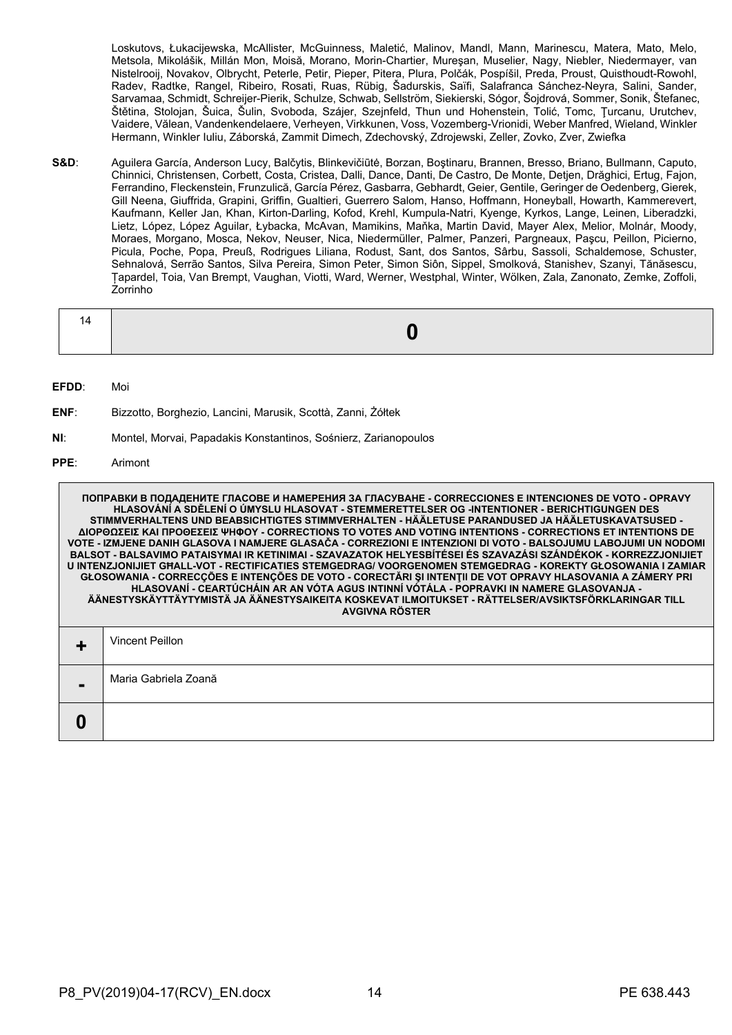Loskutovs, Łukacijewska, McAllister, McGuinness, Maletić, Malinov, Mandl, Mann, Marinescu, Matera, Mato, Melo, Metsola, Mikolášik, Millán Mon, Moisă, Morano, Morin-Chartier, Mureşan, Muselier, Nagy, Niebler, Niedermayer, van Nistelrooij, Novakov, Olbrycht, Peterle, Petir, Pieper, Pitera, Plura, Polčák, Pospíšil, Preda, Proust, Quisthoudt-Rowohl, Radev, Radtke, Rangel, Ribeiro, Rosati, Ruas, Rübig, Šadurskis, Saïfi, Salafranca Sánchez-Neyra, Salini, Sander, Sarvamaa, Schmidt, Schreijer-Pierik, Schulze, Schwab, Sellström, Siekierski, Sógor, Šojdrová, Sommer, Sonik, Štefanec, Štětina, Stolojan, Šuica, Šulin, Svoboda, Szájer, Szejnfeld, Thun und Hohenstein, Tolić, Tomc, Ţurcanu, Urutchev, Vaidere, Vălean, Vandenkendelaere, Verheyen, Virkkunen, Voss, Vozemberg-Vrionidi, Weber Manfred, Wieland, Winkler Hermann, Winkler Iuliu, Záborská, Zammit Dimech, Zdechovský, Zdrojewski, Zeller, Zovko, Zver, Zwiefka

**S&D**: Aguilera García, Anderson Lucy, Balčytis, Blinkevičiūtė, Borzan, Boştinaru, Brannen, Bresso, Briano, Bullmann, Caputo, Chinnici, Christensen, Corbett, Costa, Cristea, Dalli, Dance, Danti, De Castro, De Monte, Detjen, Drăghici, Ertug, Fajon, Ferrandino, Fleckenstein, Frunzulică, García Pérez, Gasbarra, Gebhardt, Geier, Gentile, Geringer de Oedenberg, Gierek, Gill Neena, Giuffrida, Grapini, Griffin, Gualtieri, Guerrero Salom, Hanso, Hoffmann, Honeyball, Howarth, Kammerevert, Kaufmann, Keller Jan, Khan, Kirton-Darling, Kofod, Krehl, Kumpula-Natri, Kyenge, Kyrkos, Lange, Leinen, Liberadzki, Lietz, López, López Aguilar, Łybacka, McAvan, Mamikins, Maňka, Martin David, Mayer Alex, Melior, Molnár, Moody, Moraes, Morgano, Mosca, Nekov, Neuser, Nica, Niedermüller, Palmer, Panzeri, Pargneaux, Paşcu, Peillon, Picierno, Picula, Poche, Popa, Preuß, Rodrigues Liliana, Rodust, Sant, dos Santos, Sârbu, Sassoli, Schaldemose, Schuster, Sehnalová, Serrão Santos, Silva Pereira, Simon Peter, Simon Siôn, Sippel, Smolková, Stanishev, Szanyi, Tănăsescu, Ţapardel, Toia, Van Brempt, Vaughan, Viotti, Ward, Werner, Westphal, Winter, Wölken, Zala, Zanonato, Zemke, Zoffoli, Zorrinho

| 14 | **0** |
|---|---|

**EFDD**: Moi

**ENF**: Bizzotto, Borghezio, Lancini, Marusik, Scottà, Zanni, Żółtek

**NI**: Montel, Morvai, Papadakis Konstantinos, Sośnierz, Zarianopoulos

**PPE**: Arimont

| ПОПРАВКИ В ПОДАДЕНИТЕ ГЛАСОВЕ И НАМЕРЕНИЯ ЗА ГЛАСУВАНЕ - CORRECCIONES E INTENCIONES DE VOTO - OPRAVY HLASOVÁNÍ A SDĚLENÍ O ÚMYSLU HLASOVAT - STEMMERETTELSER OG -INTENTIONER - BERICHTIGUNGEN DES STIMMVERHALTENS UND BEABSICHTIGTES STIMMVERHALTEN - HÄÄLETUSE PARANDUSED JA HÄÄLETUSKAVATSUSED - ΔΙΟΡΘΩΣΕΙΣ ΚΑΙ ΠΡΟΘΕΣΕΙΣ ΨΗΦΟΥ - CORRECTIONS TO VOTES AND VOTING INTENTIONS - CORRECTIONS ET INTENTIONS DE VOTE - IZMJENE DANIH GLASOVA I NAMJERE GLASAČA - CORREZIONI E INTENZIONI DI VOTO - BALSOJUMU LABOJUMI UN NODOMI BALSOT - BALSAVIMO PATAISYMAI IR KETINIMAI - SZAVAZATOK HELYESBÍTÉSEI ÉS SZAVAZÁSI SZÁNDÉKOK - KORREZZJONIJIET U INTENZJONIJIET GĦALL-VOT - RECTIFICATIES STEMGEDRAG/ VOORGENOMEN STEMGEDRAG - KOREKTY GŁOSOWANIA I ZAMIAR GŁOSOWANIA - CORRECÇÕES E INTENÇÕES DE VOTO - CORECTĂRI ŞI INTENŢII DE VOT OPRAVY HLASOVANIA A ZÁMERY PRI HLASOVANÍ - CEARTÚCHÁIN AR AN VÓTA AGUS INTINNÍ VÓTÁLA - POPRAVKI IN NAMERE GLASOVANJA - ÄÄNESTYSKÄYTTÄYTYMISTÄ JA ÄÄNESTYSAIKEITA KOSKEVAT ILMOITUKSET - RÄTTELSER/AVSIKTSFÖRKLARINGAR TILL AVGIVNA RÖSTER | |
|---|---|
| **+** | Vincent Peillon |
| **-** | Maria Gabriela Zoană |
| **0** | |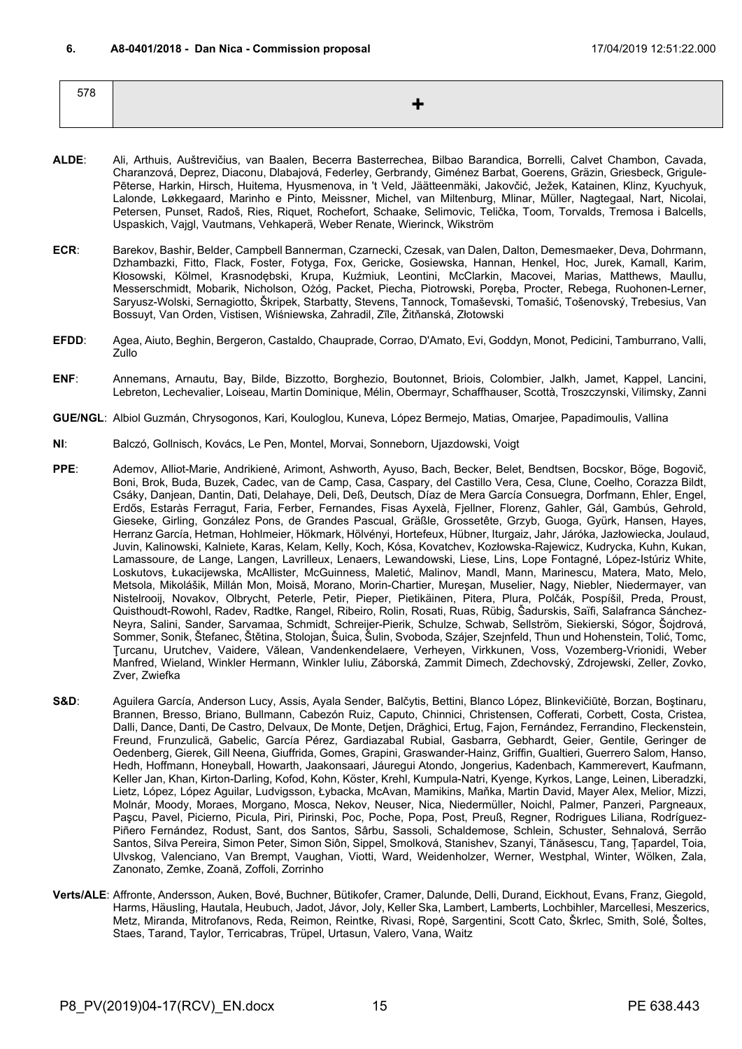**6. A8-0401/2018 - Dan Nica - Commission proposal** 17/04/2019 12:51:22.000

| 578 | + |
|---|---|

**ALDE**: Ali, Arthuis, Auštrevičius, van Baalen, Becerra Basterrechea, Bilbao Barandica, Borrelli, Calvet Chambon, Cavada, Charanzová, Deprez, Diaconu, Dlabajová, Federley, Gerbrandy, Giménez Barbat, Goerens, Gräzin, Griesbeck, Grigule-Pēterse, Harkin, Hirsch, Huitema, Hyusmenova, in 't Veld, Jäätteenmäki, Jakovčić, Ježek, Katainen, Klinz, Kyuchyuk, Lalonde, Løkkegaard, Marinho e Pinto, Meissner, Michel, van Miltenburg, Mlinar, Müller, Nagtegaal, Nart, Nicolai, Petersen, Punset, Radoš, Ries, Riquet, Rochefort, Schaake, Selimovic, Telička, Toom, Torvalds, Tremosa i Balcells, Uspaskich, Vajgl, Vautmans, Vehkaperä, Weber Renate, Wierinck, Wikström

**ECR**: Barekov, Bashir, Belder, Campbell Bannerman, Czarnecki, Czesak, van Dalen, Dalton, Demesmaeker, Deva, Dohrmann, Dzhambazki, Fitto, Flack, Foster, Fotyga, Fox, Gericke, Gosiewska, Hannan, Henkel, Hoc, Jurek, Kamall, Karim, Kłosowski, Kölmel, Krasnodębski, Krupa, Kuźmiuk, Leontini, McClarkin, Macovei, Marias, Matthews, Maullu, Messerschmidt, Mobarik, Nicholson, Ożóg, Packet, Piecha, Piotrowski, Poręba, Procter, Rebega, Ruohonen-Lerner, Saryusz-Wolski, Sernagiotto, Škripek, Starbatty, Stevens, Tannock, Tomaševski, Tomašić, Tošenovský, Trebesius, Van Bossuyt, Van Orden, Vistisen, Wiśniewska, Zahradil, Zīle, Žitňanská, Złotowski

**EFDD**: Agea, Aiuto, Beghin, Bergeron, Castaldo, Chauprade, Corrao, D'Amato, Evi, Goddyn, Monot, Pedicini, Tamburrano, Valli, Zullo

**ENF**: Annemans, Arnautu, Bay, Bilde, Bizzotto, Borghezio, Boutonnet, Briois, Colombier, Jalkh, Jamet, Kappel, Lancini, Lebreton, Lechevalier, Loiseau, Martin Dominique, Mélin, Obermayr, Schaffhauser, Scottà, Troszczynski, Vilimsky, Zanni

**GUE/NGL**: Albiol Guzmán, Chrysogonos, Kari, Kouloglou, Kuneva, López Bermejo, Matias, Omarjee, Papadimoulis, Vallina

**NI**: Balczó, Gollnisch, Kovács, Le Pen, Montel, Morvai, Sonneborn, Ujazdowski, Voigt

**PPE**: Ademov, Alliot-Marie, Andrikienė, Arimont, Ashworth, Ayuso, Bach, Becker, Belet, Bendtsen, Bocskor, Böge, Bogovič, Boni, Brok, Buda, Buzek, Cadec, van de Camp, Casa, Caspary, del Castillo Vera, Cesa, Clune, Coelho, Corazza Bildt, Csáky, Danjean, Dantin, Dati, Delahaye, Deli, Deß, Deutsch, Díaz de Mera García Consuegra, Dorfmann, Ehler, Engel, Erdős, Estaràs Ferragut, Faria, Ferber, Fernandes, Fisas Ayxelà, Fjellner, Florenz, Gahler, Gál, Gambús, Gehrold, Gieseke, Girling, González Pons, de Grandes Pascual, Gräßle, Grossetête, Grzyb, Guoga, Gyürk, Hansen, Hayes, Herranz García, Hetman, Hohlmeier, Hökmark, Hölvényi, Hortefeux, Hübner, Iturgaiz, Jahr, Járóka, Jazłowiecka, Joulaud, Juvin, Kalinowski, Kalniete, Karas, Kelam, Kelly, Koch, Kósa, Kovatchev, Kozłowska-Rajewicz, Kudrycka, Kuhn, Kukan, Lamassoure, de Lange, Langen, Lavrilleux, Lenaers, Lewandowski, Liese, Lins, Lope Fontagné, López-Istúriz White, Loskutovs, Łukacijewska, McAllister, McGuinness, Maletić, Malinov, Mandl, Mann, Marinescu, Matera, Mato, Melo, Metsola, Mikolášik, Millán Mon, Moisă, Morano, Morin-Chartier, Mureşan, Muselier, Nagy, Niebler, Niedermayer, van Nistelrooij, Novakov, Olbrycht, Peterle, Petir, Pieper, Pietikäinen, Pitera, Plura, Polčák, Pospíšil, Preda, Proust, Quisthoudt-Rowohl, Radev, Radtke, Rangel, Ribeiro, Rolin, Rosati, Ruas, Rübig, Šadurskis, Saïfi, Salafranca Sánchez-Neyra, Salini, Sander, Sarvamaa, Schmidt, Schreijer-Pierik, Schulze, Schwab, Sellström, Siekierski, Sógor, Šojdrová, Sommer, Sonik, Štefanec, Štětina, Stolojan, Šuica, Šulin, Svoboda, Szájer, Szejnfeld, Thun und Hohenstein, Tolić, Tomc, Ţurcanu, Urutchev, Vaidere, Vălean, Vandenkendelaere, Verheyen, Virkkunen, Voss, Vozemberg-Vrionidi, Weber Manfred, Wieland, Winkler Hermann, Winkler Iuliu, Záborská, Zammit Dimech, Zdechovský, Zdrojewski, Zeller, Zovko, Zver, Zwiefka

**S&D**: Aguilera García, Anderson Lucy, Assis, Ayala Sender, Balčytis, Bettini, Blanco López, Blinkevičiūtė, Borzan, Boştinaru, Brannen, Bresso, Briano, Bullmann, Cabezón Ruiz, Caputo, Chinnici, Christensen, Cofferati, Corbett, Costa, Cristea, Dalli, Dance, Danti, De Castro, Delvaux, De Monte, Detjen, Drăghici, Ertug, Fajon, Fernández, Ferrandino, Fleckenstein, Freund, Frunzulică, Gabelic, García Pérez, Gardiazabal Rubial, Gasbarra, Gebhardt, Geier, Gentile, Geringer de Oedenberg, Gierek, Gill Neena, Giuffrida, Gomes, Grapini, Graswander-Hainz, Griffin, Gualtieri, Guerrero Salom, Hanso, Hedh, Hoffmann, Honeyball, Howarth, Jaakonsaari, Jáuregui Atondo, Jongerius, Kadenbach, Kammerevert, Kaufmann, Keller Jan, Khan, Kirton-Darling, Kofod, Kohn, Köster, Krehl, Kumpula-Natri, Kyenge, Kyrkos, Lange, Leinen, Liberadzki, Lietz, López, López Aguilar, Ludvigsson, Łybacka, McAvan, Mamikins, Maňka, Martin David, Mayer Alex, Melior, Mizzi, Molnár, Moody, Moraes, Morgano, Mosca, Nekov, Neuser, Nica, Niedermüller, Noichl, Palmer, Panzeri, Pargneaux, Paşcu, Pavel, Picierno, Picula, Piri, Pirinski, Poc, Poche, Popa, Post, Preuß, Regner, Rodrigues Liliana, Rodríguez-Piñero Fernández, Rodust, Sant, dos Santos, Sârbu, Sassoli, Schaldemose, Schlein, Schuster, Sehnalová, Serrão Santos, Silva Pereira, Simon Peter, Simon Siôn, Sippel, Smolková, Stanishev, Szanyi, Tănăsescu, Tang, Ţapardel, Toia, Ulvskog, Valenciano, Van Brempt, Vaughan, Viotti, Ward, Weidenholzer, Werner, Westphal, Winter, Wölken, Zala, Zanonato, Zemke, Zoană, Zoffoli, Zorrinho

**Verts/ALE**: Affronte, Andersson, Auken, Bové, Buchner, Bütikofer, Cramer, Dalunde, Delli, Durand, Eickhout, Evans, Franz, Giegold, Harms, Häusling, Hautala, Heubuch, Jadot, Jávor, Joly, Keller Ska, Lambert, Lamberts, Lochbihler, Marcellesi, Meszerics, Metz, Miranda, Mitrofanovs, Reda, Reimon, Reintke, Rivasi, Ropė, Sargentini, Scott Cato, Škrlec, Smith, Solé, Šoltes, Staes, Tarand, Taylor, Terricabras, Trüpel, Urtasun, Valero, Vana, Waitz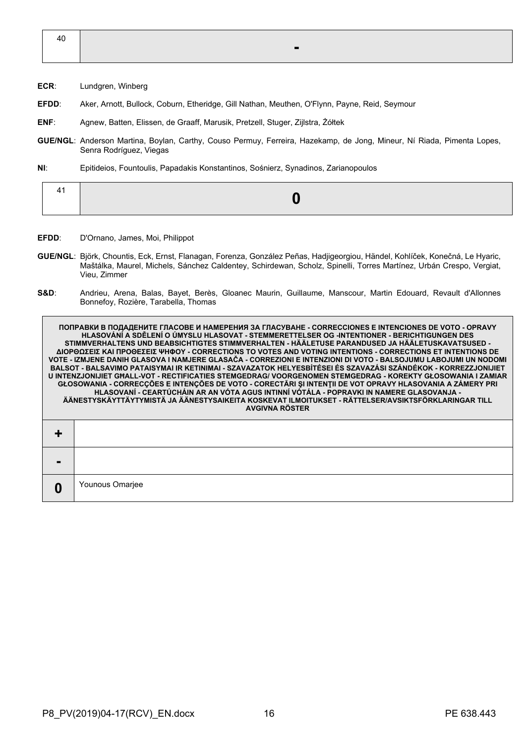| 40 | - |
|---|---|

**ECR**: Lundgren, Winberg

**EFDD**: Aker, Arnott, Bullock, Coburn, Etheridge, Gill Nathan, Meuthen, O'Flynn, Payne, Reid, Seymour

**ENF**: Agnew, Batten, Elissen, de Graaff, Marusik, Pretzell, Stuger, Zijlstra, Żółtek

**GUE/NGL**: Anderson Martina, Boylan, Carthy, Couso Permuy, Ferreira, Hazekamp, de Jong, Mineur, Ní Riada, Pimenta Lopes, Senra Rodríguez, Viegas

**NI**: Epitideios, Fountoulis, Papadakis Konstantinos, Sośnierz, Synadinos, Zarianopoulos

| 41 | 0 |
|---|---|

**EFDD**: D'Ornano, James, Moi, Philippot

**GUE/NGL**: Björk, Chountis, Eck, Ernst, Flanagan, Forenza, González Peñas, Hadjigeorgiou, Händel, Kohlíček, Konečná, Le Hyaric, Maštálka, Maurel, Michels, Sánchez Caldentey, Schirdewan, Scholz, Spinelli, Torres Martínez, Urbán Crespo, Vergiat, Vieu, Zimmer

**S&D**: Andrieu, Arena, Balas, Bayet, Berès, Gloanec Maurin, Guillaume, Manscour, Martin Edouard, Revault d'Allonnes Bonnefoy, Rozière, Tarabella, Thomas

| ПОПРАВКИ В ПОДАДЕНИТЕ ГЛАСОВЕ И НАМЕРЕНИЯ ЗА ГЛАСУВАНЕ - CORRECCIONES E INTENCIONES DE VOTO - OPRAVY HLASOVÁNÍ A SDĚLENÍ O ÚMYSLU HLASOVAT - STEMMERETTELSER OG -INTENTIONER - BERICHTIGUNGEN DES STIMMVERHALTENS UND BEABSICHTIGTES STIMMVERHALTEN - HÄÄLETUSE PARANDUSED JA HÄÄLETUSKAVATSUSED - ΔΙΟΡΘΩΣΕΙΣ ΚΑΙ ΠΡΟΘΕΣΕΙΣ ΨΗΦΟΥ - CORRECTIONS TO VOTES AND VOTING INTENTIONS - CORRECTIONS ET INTENTIONS DE VOTE - IZMJENE DANIH GLASOVA I NAMJERE GLASAČA - CORREZIONI E INTENZIONI DI VOTO - BALSOJUMU LABOJUMI UN NODOMI BALSOT - BALSAVIMO PATAISYMAI IR KETINIMAI - SZAVAZATOK HELYESBÍTÉSEI ÉS SZAVAZÁSI SZÁNDÉKOK - KORREZZJONIJIET U INTENZJONIJIET GĦALL-VOT - RECTIFICATIES STEMGEDRAG/ VOORGENOMEN STEMGEDRAG - KOREKTY GŁOSOWANIA I ZAMIAR GŁOSOWANIA - CORRECÇÕES E INTENÇÕES DE VOTO - CORECTĂRI ŞI INTENŢII DE VOT OPRAVY HLASOVANIA A ZÁMERY PRI HLASOVANÍ - CEARTÚCHÁIN AR AN VÓTA AGUS INTINNÍ VÓTÁLA - POPRAVKI IN NAMERE GLASOVANJA - ÄÄNESTYSKÄYTTÄYTYMISTÄ JA ÄÄNESTYSAIKEITA KOSKEVAT ILMOITUKSET - RÄTTELSER/AVSIKTSFÖRKLARINGAR TILL AVGIVNA RÖSTER | |
|---|---|
| + | |
| - | |
| 0 | Younous Omarjee |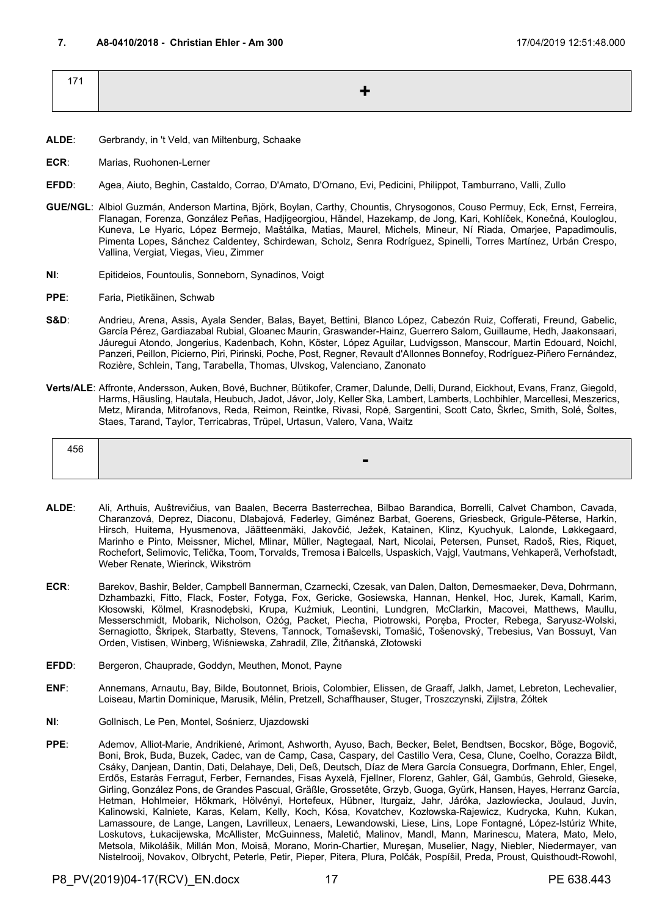**7. A8-0410/2018 - Christian Ehler - Am 300** 17/04/2019 12:51:48.000

| 171 | + |
|---|---|

**ALDE**: Gerbrandy, in 't Veld, van Miltenburg, Schaake

**ECR**: Marias, Ruohonen-Lerner

**EFDD**: Agea, Aiuto, Beghin, Castaldo, Corrao, D'Amato, D'Ornano, Evi, Pedicini, Philippot, Tamburrano, Valli, Zullo

**GUE/NGL**: Albiol Guzmán, Anderson Martina, Björk, Boylan, Carthy, Chountis, Chrysogonos, Couso Permuy, Eck, Ernst, Ferreira, Flanagan, Forenza, González Peñas, Hadjigeorgiou, Händel, Hazekamp, de Jong, Kari, Kohlíček, Konečná, Kouloglou, Kuneva, Le Hyaric, López Bermejo, Maštálka, Matias, Maurel, Michels, Mineur, Ní Riada, Omarjee, Papadimoulis, Pimenta Lopes, Sánchez Caldentey, Schirdewan, Scholz, Senra Rodríguez, Spinelli, Torres Martínez, Urbán Crespo, Vallina, Vergiat, Viegas, Vieu, Zimmer

**NI**: Epitideios, Fountoulis, Sonneborn, Synadinos, Voigt

**PPE**: Faria, Pietikäinen, Schwab

**S&D**: Andrieu, Arena, Assis, Ayala Sender, Balas, Bayet, Bettini, Blanco López, Cabezón Ruiz, Cofferati, Freund, Gabelic, García Pérez, Gardiazabal Rubial, Gloanec Maurin, Graswander-Hainz, Guerrero Salom, Guillaume, Hedh, Jaakonsaari, Jáuregui Atondo, Jongerius, Kadenbach, Kohn, Köster, López Aguilar, Ludvigsson, Manscour, Martin Edouard, Noichl, Panzeri, Peillon, Picierno, Piri, Pirinski, Poche, Post, Regner, Revault d'Allonnes Bonnefoy, Rodríguez-Piñero Fernández, Rozière, Schlein, Tang, Tarabella, Thomas, Ulvskog, Valenciano, Zanonato

**Verts/ALE**: Affronte, Andersson, Auken, Bové, Buchner, Bütikofer, Cramer, Dalunde, Delli, Durand, Eickhout, Evans, Franz, Giegold, Harms, Häusling, Hautala, Heubuch, Jadot, Jávor, Joly, Keller Ska, Lambert, Lamberts, Lochbihler, Marcellesi, Meszerics, Metz, Miranda, Mitrofanovs, Reda, Reimon, Reintke, Rivasi, Ropė, Sargentini, Scott Cato, Škrlec, Smith, Solé, Šoltes, Staes, Tarand, Taylor, Terricabras, Trüpel, Urtasun, Valero, Vana, Waitz

| 456 | - |
|---|---|

**ALDE**: Ali, Arthuis, Auštrevičius, van Baalen, Becerra Basterrechea, Bilbao Barandica, Borrelli, Calvet Chambon, Cavada, Charanzová, Deprez, Diaconu, Dlabajová, Federley, Giménez Barbat, Goerens, Griesbeck, Grigule-Pēterse, Harkin, Hirsch, Huitema, Hyusmenova, Jäätteenmäki, Jakovčić, Ježek, Katainen, Klinz, Kyuchyuk, Lalonde, Løkkegaard, Marinho e Pinto, Meissner, Michel, Mlinar, Müller, Nagtegaal, Nart, Nicolai, Petersen, Punset, Radoš, Ries, Riquet, Rochefort, Selimovic, Telička, Toom, Torvalds, Tremosa i Balcells, Uspaskich, Vajgl, Vautmans, Vehkaperä, Verhofstadt, Weber Renate, Wierinck, Wikström

**ECR**: Barekov, Bashir, Belder, Campbell Bannerman, Czarnecki, Czesak, van Dalen, Dalton, Demesmaeker, Deva, Dohrmann, Dzhambazki, Fitto, Flack, Foster, Fotyga, Fox, Gericke, Gosiewska, Hannan, Henkel, Hoc, Jurek, Kamall, Karim, Kłosowski, Kölmel, Krasnodębski, Krupa, Kuźmiuk, Leontini, Lundgren, McClarkin, Macovei, Matthews, Maullu, Messerschmidt, Mobarik, Nicholson, Ożóg, Packet, Piecha, Piotrowski, Poręba, Procter, Rebega, Saryusz-Wolski, Sernagiotto, Škripek, Starbatty, Stevens, Tannock, Tomaševski, Tomašić, Tošenovský, Trebesius, Van Bossuyt, Van Orden, Vistisen, Winberg, Wiśniewska, Zahradil, Zīle, Žitňanská, Złotowski

**EFDD**: Bergeron, Chauprade, Goddyn, Meuthen, Monot, Payne

**ENF**: Annemans, Arnautu, Bay, Bilde, Boutonnet, Briois, Colombier, Elissen, de Graaff, Jalkh, Jamet, Lebreton, Lechevalier, Loiseau, Martin Dominique, Marusik, Mélin, Pretzell, Schaffhauser, Stuger, Troszczynski, Zijlstra, Żółtek

**NI**: Gollnisch, Le Pen, Montel, Sośnierz, Ujazdowski

**PPE**: Ademov, Alliot-Marie, Andrikienė, Arimont, Ashworth, Ayuso, Bach, Becker, Belet, Bendtsen, Bocskor, Böge, Bogovič, Boni, Brok, Buda, Buzek, Cadec, van de Camp, Casa, Caspary, del Castillo Vera, Cesa, Clune, Coelho, Corazza Bildt, Csáky, Danjean, Dantin, Dati, Delahaye, Deli, Deß, Deutsch, Díaz de Mera García Consuegra, Dorfmann, Ehler, Engel, Erdős, Estaràs Ferragut, Ferber, Fernandes, Fisas Ayxelà, Fjellner, Florenz, Gahler, Gál, Gambús, Gehrold, Gieseke, Girling, González Pons, de Grandes Pascual, Gräßle, Grossetête, Grzyb, Guoga, Gyürk, Hansen, Hayes, Herranz García, Hetman, Hohlmeier, Hökmark, Hölvényi, Hortefeux, Hübner, Iturgaiz, Jahr, Járóka, Jazłowiecka, Joulaud, Juvin, Kalinowski, Kalniete, Karas, Kelam, Kelly, Koch, Kósa, Kovatchev, Kozłowska-Rajewicz, Kudrycka, Kuhn, Kukan, Lamassoure, de Lange, Langen, Lavrilleux, Lenaers, Lewandowski, Liese, Lins, Lope Fontagné, López-Istúriz White, Loskutovs, Łukacijewska, McAllister, McGuinness, Maletić, Malinov, Mandl, Mann, Marinescu, Matera, Mato, Melo, Metsola, Mikolášik, Millán Mon, Moisă, Morano, Morin-Chartier, Mureşan, Muselier, Nagy, Niebler, Niedermayer, van Nistelrooij, Novakov, Olbrycht, Peterle, Petir, Pieper, Pitera, Plura, Polčák, Pospíšil, Preda, Proust, Quisthoudt-Rowohl,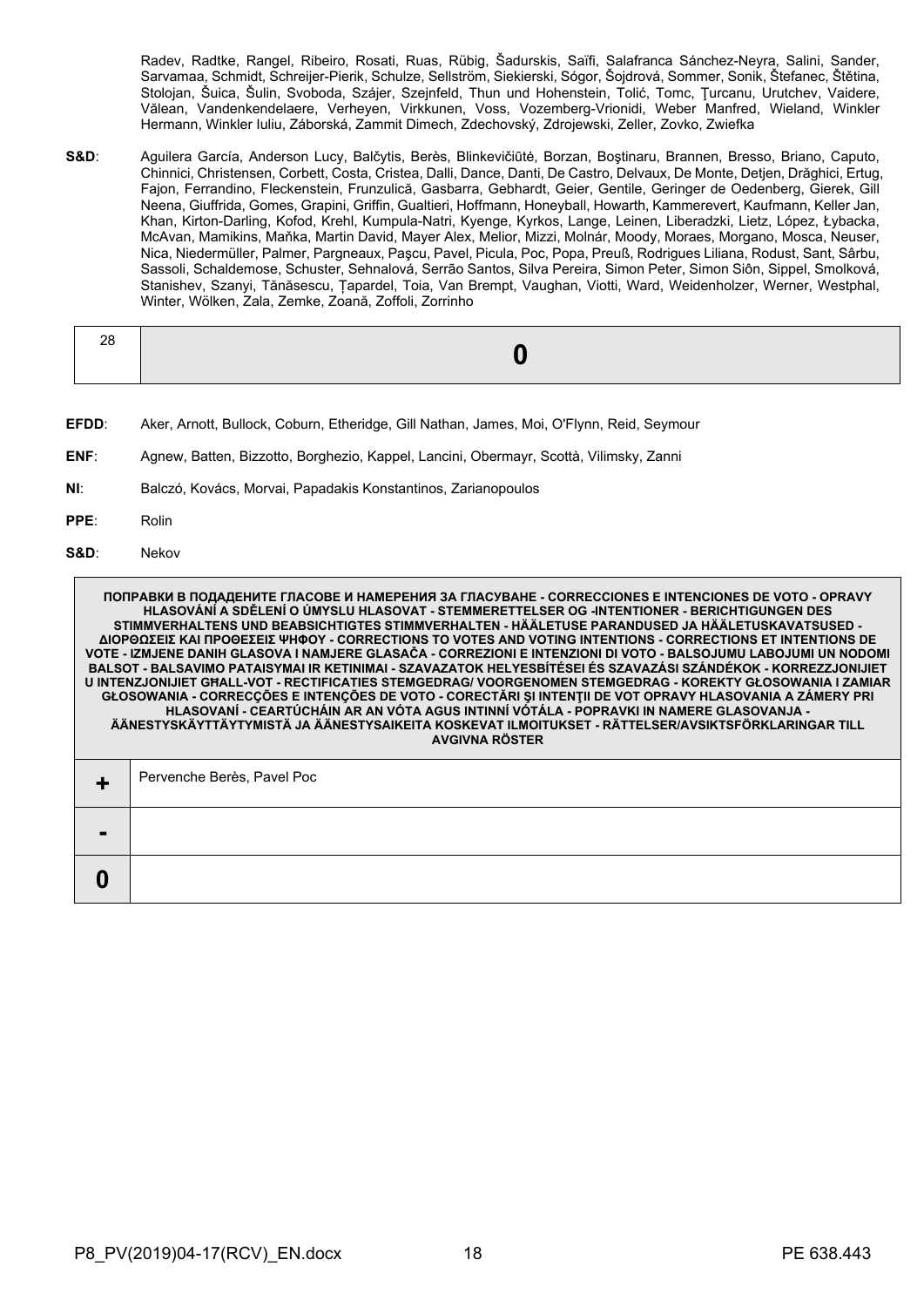Radev, Radtke, Rangel, Ribeiro, Rosati, Ruas, Rübig, Šadurskis, Saïfi, Salafranca Sánchez-Neyra, Salini, Sander, Sarvamaa, Schmidt, Schreijer-Pierik, Schulze, Sellström, Siekierski, Sógor, Šojdrová, Sommer, Sonik, Štefanec, Štětina, Stolojan, Šuica, Šulin, Svoboda, Szájer, Szejnfeld, Thun und Hohenstein, Tolić, Tomc, Ţurcanu, Urutchev, Vaidere, Vălean, Vandenkendelaere, Verheyen, Virkkunen, Voss, Vozemberg-Vrionidi, Weber Manfred, Wieland, Winkler Hermann, Winkler Iuliu, Záborská, Zammit Dimech, Zdechovský, Zdrojewski, Zeller, Zovko, Zwiefka

**S&D**: Aguilera García, Anderson Lucy, Balčytis, Berès, Blinkevičiūtė, Borzan, Boştinaru, Brannen, Bresso, Briano, Caputo, Chinnici, Christensen, Corbett, Costa, Cristea, Dalli, Dance, Danti, De Castro, Delvaux, De Monte, Detjen, Drăghici, Ertug, Fajon, Ferrandino, Fleckenstein, Frunzulică, Gasbarra, Gebhardt, Geier, Gentile, Geringer de Oedenberg, Gierek, Gill Neena, Giuffrida, Gomes, Grapini, Griffin, Gualtieri, Hoffmann, Honeyball, Howarth, Kammerevert, Kaufmann, Keller Jan, Khan, Kirton-Darling, Kofod, Krehl, Kumpula-Natri, Kyenge, Kyrkos, Lange, Leinen, Liberadzki, Lietz, López, Łybacka, McAvan, Mamikins, Maňka, Martin David, Mayer Alex, Melior, Mizzi, Molnár, Moody, Moraes, Morgano, Mosca, Neuser, Nica, Niedermüller, Palmer, Pargneaux, Paşcu, Pavel, Picula, Poc, Popa, Preuß, Rodrigues Liliana, Rodust, Sant, Sârbu, Sassoli, Schaldemose, Schuster, Sehnalová, Serrão Santos, Silva Pereira, Simon Peter, Simon Siôn, Sippel, Smolková, Stanishev, Szanyi, Tănăsescu, Ţapardel, Toia, Van Brempt, Vaughan, Viotti, Ward, Weidenholzer, Werner, Westphal, Winter, Wölken, Zala, Zemke, Zoană, Zoffoli, Zorrinho

| 28 | **0** |
|---|---|

**EFDD**: Aker, Arnott, Bullock, Coburn, Etheridge, Gill Nathan, James, Moi, O'Flynn, Reid, Seymour

**ENF**: Agnew, Batten, Bizzotto, Borghezio, Kappel, Lancini, Obermayr, Scottà, Vilimsky, Zanni

**NI**: Balczó, Kovács, Morvai, Papadakis Konstantinos, Zarianopoulos

**PPE**: Rolin

**S&D**: Nekov

| **ПОПРАВКИ В ПОДАДЕНИТЕ ГЛАСОВЕ И НАМЕРЕНИЯ ЗА ГЛАСУВАНЕ - CORRECCIONES E INTENCIONES DE VOTO - OPRAVY HLASOVÁNÍ A SDĚLENÍ O ÚMYSLU HLASOVAT - STEMMERETTELSER OG -INTENTIONER - BERICHTIGUNGEN DES STIMMVERHALTENS UND BEABSICHTIGTES STIMMVERHALTEN - HÄÄLETUSE PARANDUSED JA HÄÄLETUSKAVATSUSED - ΔΙΟΡΘΩΣΕΙΣ ΚΑΙ ΠΡΟΘΕΣΕΙΣ ΨΗΦΟΥ - CORRECTIONS TO VOTES AND VOTING INTENTIONS - CORRECTIONS ET INTENTIONS DE VOTE - IZMJENE DANIH GLASOVA I NAMJERE GLASAČA - CORREZIONI E INTENZIONI DI VOTO - BALSOJUMU LABOJUMI UN NODOMI BALSOT - BALSAVIMO PATAISYMAI IR KETINIMAI - SZAVAZATOK HELYESBÍTÉSEI ÉS SZAVAZÁSI SZÁNDÉKOK - KORREZZJONIJIET U INTENZJONIJIET GĦALL-VOT - RECTIFICATIES STEMGEDRAG/ VOORGENOMEN STEMGEDRAG - KOREKTY GŁOSOWANIA I ZAMIAR GŁOSOWANIA - CORRECÇÕES E INTENÇÕES DE VOTO - CORECTĂRI ŞI INTENŢII DE VOT OPRAVY HLASOVANIA A ZÁMERY PRI HLASOVANÍ - CEARTÚCHÁIN AR AN VÓTA AGUS INTINNÍ VÓTÁLA - POPRAVKI IN NAMERE GLASOVANJA - ÄÄNESTYSKÄYTTÄYTYMISTÄ JA ÄÄNESTYSAIKEITA KOSKEVAT ILMOITUKSET - RÄTTELSER/AVSIKTSFÖRKLARINGAR TILL AVGIVNA RÖSTER** | |
|---|---|
| **+** | Pervenche Berès, Pavel Poc |
| **-** | |
| **0** | |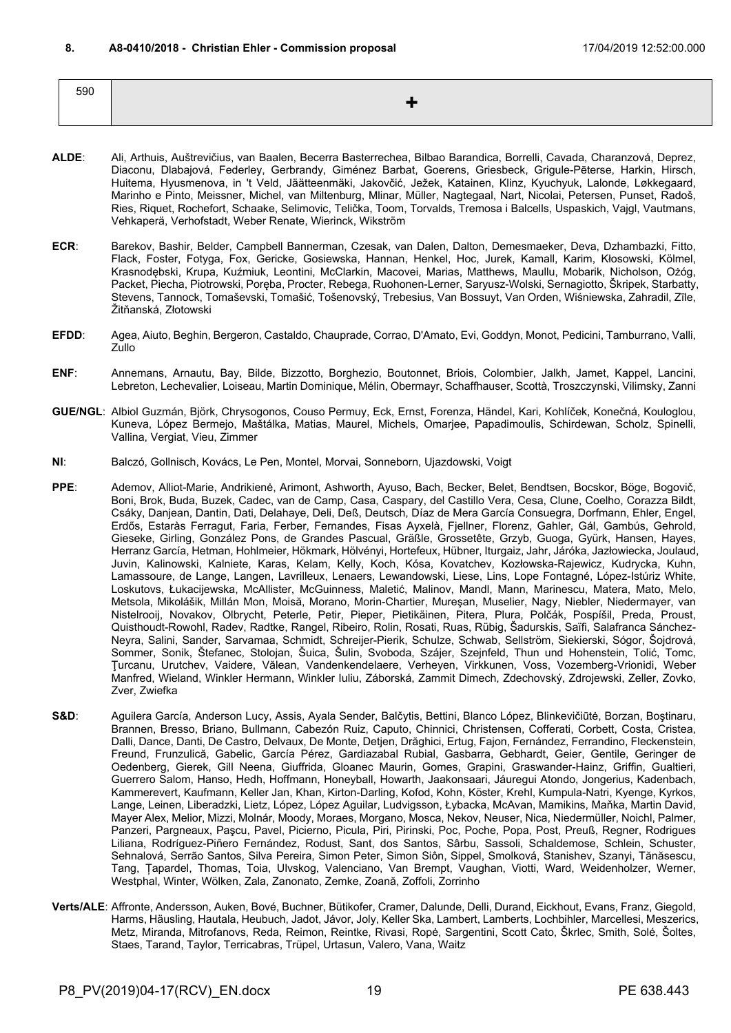## 8. A8-0410/2018 - Christian Ehler - Commission proposal

17/04/2019 12:52:00.000

| 590 | + |
|---|---|

**ALDE**: Ali, Arthuis, Auštrevičius, van Baalen, Becerra Basterrechea, Bilbao Barandica, Borrelli, Cavada, Charanzová, Deprez, Diaconu, Dlabajová, Federley, Gerbrandy, Giménez Barbat, Goerens, Griesbeck, Grigule-Pēterse, Harkin, Hirsch, Huitema, Hyusmenova, in 't Veld, Jäätteenmäki, Jakovčić, Ježek, Katainen, Klinz, Kyuchyuk, Lalonde, Løkkegaard, Marinho e Pinto, Meissner, Michel, van Miltenburg, Mlinar, Müller, Nagtegaal, Nart, Nicolai, Petersen, Punset, Radoš, Ries, Riquet, Rochefort, Schaake, Selimovic, Telička, Toom, Torvalds, Tremosa i Balcells, Uspaskich, Vajgl, Vautmans, Vehkaperä, Verhofstadt, Weber Renate, Wierinck, Wikström

**ECR**: Barekov, Bashir, Belder, Campbell Bannerman, Czesak, van Dalen, Dalton, Demesmaeker, Deva, Dzhambazki, Fitto, Flack, Foster, Fotyga, Fox, Gericke, Gosiewska, Hannan, Henkel, Hoc, Jurek, Kamall, Karim, Kłosowski, Kölmel, Krasnodębski, Krupa, Kuźmiuk, Leontini, McClarkin, Macovei, Marias, Matthews, Maullu, Mobarik, Nicholson, Ożóg, Packet, Piecha, Piotrowski, Poręba, Procter, Rebega, Ruohonen-Lerner, Saryusz-Wolski, Sernagiotto, Škripek, Starbatty, Stevens, Tannock, Tomaševski, Tomašić, Tošenovský, Trebesius, Van Bossuyt, Van Orden, Wiśniewska, Zahradil, Zīle, Žitňanská, Złotowski

**EFDD**: Agea, Aiuto, Beghin, Bergeron, Castaldo, Chauprade, Corrao, D'Amato, Evi, Goddyn, Monot, Pedicini, Tamburrano, Valli, Zullo

**ENF**: Annemans, Arnautu, Bay, Bilde, Bizzotto, Borghezio, Boutonnet, Briois, Colombier, Jalkh, Jamet, Kappel, Lancini, Lebreton, Lechevalier, Loiseau, Martin Dominique, Mélin, Obermayr, Schaffhauser, Scottà, Troszczynski, Vilimsky, Zanni

**GUE/NGL**: Albiol Guzmán, Björk, Chrysogonos, Couso Permuy, Eck, Ernst, Forenza, Händel, Kari, Kohlíček, Konečná, Kouloglou, Kuneva, López Bermejo, Maštálka, Matias, Maurel, Michels, Omarjee, Papadimoulis, Schirdewan, Scholz, Spinelli, Vallina, Vergiat, Vieu, Zimmer

**NI**: Balczó, Gollnisch, Kovács, Le Pen, Montel, Morvai, Sonneborn, Ujazdowski, Voigt

**PPE**: Ademov, Alliot-Marie, Andrikienė, Arimont, Ashworth, Ayuso, Bach, Becker, Belet, Bendtsen, Bocskor, Böge, Bogovič, Boni, Brok, Buda, Buzek, Cadec, van de Camp, Casa, Caspary, del Castillo Vera, Cesa, Clune, Coelho, Corazza Bildt, Csáky, Danjean, Dantin, Dati, Delahaye, Deli, Deß, Deutsch, Díaz de Mera García Consuegra, Dorfmann, Ehler, Engel, Erdős, Estaràs Ferragut, Faria, Ferber, Fernandes, Fisas Ayxelà, Fjellner, Florenz, Gahler, Gál, Gambús, Gehrold, Gieseke, Girling, González Pons, de Grandes Pascual, Gräßle, Grossetête, Grzyb, Guoga, Gyürk, Hansen, Hayes, Herranz García, Hetman, Hohlmeier, Hökmark, Hölvényi, Hortefeux, Hübner, Iturgaiz, Jahr, Járóka, Jazłowiecka, Joulaud, Juvin, Kalinowski, Kalniete, Karas, Kelam, Kelly, Koch, Kósa, Kovatchev, Kozłowska-Rajewicz, Kudrycka, Kuhn, Lamassoure, de Lange, Langen, Lavrilleux, Lenaers, Lewandowski, Liese, Lins, Lope Fontagné, López-Istúriz White, Loskutovs, Łukacijewska, McAllister, McGuinness, Maletić, Malinov, Mandl, Mann, Marinescu, Matera, Mato, Melo, Metsola, Mikolášik, Millán Mon, Moisă, Morano, Morin-Chartier, Mureşan, Muselier, Nagy, Niebler, Niedermayer, van Nistelrooij, Novakov, Olbrycht, Peterle, Petir, Pieper, Pietikäinen, Pitera, Plura, Polčák, Pospíšil, Preda, Proust, Quisthoudt-Rowohl, Radev, Radtke, Rangel, Ribeiro, Rolin, Rosati, Ruas, Rübig, Šadurskis, Saïfi, Salafranca Sánchez-Neyra, Salini, Sander, Sarvamaa, Schmidt, Schreijer-Pierik, Schulze, Schwab, Sellström, Siekierski, Sógor, Šojdrová, Sommer, Sonik, Štefanec, Stolojan, Šuica, Šulin, Svoboda, Szájer, Szejnfeld, Thun und Hohenstein, Tolić, Tomc, Ţurcanu, Urutchev, Vaidere, Vălean, Vandenkendelaere, Verheyen, Virkkunen, Voss, Vozemberg-Vrionidi, Weber Manfred, Wieland, Winkler Hermann, Winkler Iuliu, Záborská, Zammit Dimech, Zdechovský, Zdrojewski, Zeller, Zovko, Zver, Zwiefka

**S&D**: Aguilera García, Anderson Lucy, Assis, Ayala Sender, Balčytis, Bettini, Blanco López, Blinkevičiūtė, Borzan, Boştinaru, Brannen, Bresso, Briano, Bullmann, Cabezón Ruiz, Caputo, Chinnici, Christensen, Cofferati, Corbett, Costa, Cristea, Dalli, Dance, Danti, De Castro, Delvaux, De Monte, Detjen, Drăghici, Ertug, Fajon, Fernández, Ferrandino, Fleckenstein, Freund, Frunzulică, Gabelic, García Pérez, Gardiazabal Rubial, Gasbarra, Gebhardt, Geier, Gentile, Geringer de Oedenberg, Gierek, Gill Neena, Giuffrida, Gloanec Maurin, Gomes, Grapini, Graswander-Hainz, Griffin, Gualtieri, Guerrero Salom, Hanso, Hedh, Hoffmann, Honeyball, Howarth, Jaakonsaari, Jáuregui Atondo, Jongerius, Kadenbach, Kammerevert, Kaufmann, Keller Jan, Khan, Kirton-Darling, Kofod, Kohn, Köster, Krehl, Kumpula-Natri, Kyenge, Kyrkos, Lange, Leinen, Liberadzki, Lietz, López, López Aguilar, Ludvigsson, Łybacka, McAvan, Mamikins, Maňka, Martin David, Mayer Alex, Melior, Mizzi, Molnár, Moody, Moraes, Morgano, Mosca, Nekov, Neuser, Nica, Niedermüller, Noichl, Palmer, Panzeri, Pargneaux, Paşcu, Pavel, Picierno, Picula, Piri, Pirinski, Poc, Poche, Popa, Post, Preuß, Regner, Rodrigues Liliana, Rodríguez-Piñero Fernández, Rodust, Sant, dos Santos, Sârbu, Sassoli, Schaldemose, Schlein, Schuster, Sehnalová, Serrão Santos, Silva Pereira, Simon Peter, Simon Siôn, Sippel, Smolková, Stanishev, Szanyi, Tănăsescu, Tang, Ţapardel, Thomas, Toia, Ulvskog, Valenciano, Van Brempt, Vaughan, Viotti, Ward, Weidenholzer, Werner, Westphal, Winter, Wölken, Zala, Zanonato, Zemke, Zoană, Zoffoli, Zorrinho

**Verts/ALE**: Affronte, Andersson, Auken, Bové, Buchner, Bütikofer, Cramer, Dalunde, Delli, Durand, Eickhout, Evans, Franz, Giegold, Harms, Häusling, Hautala, Heubuch, Jadot, Jávor, Joly, Keller Ska, Lambert, Lamberts, Lochbihler, Marcellesi, Meszerics, Metz, Miranda, Mitrofanovs, Reda, Reimon, Reintke, Rivasi, Ropė, Sargentini, Scott Cato, Škrlec, Smith, Solé, Šoltes, Staes, Tarand, Taylor, Terricabras, Trüpel, Urtasun, Valero, Vana, Waitz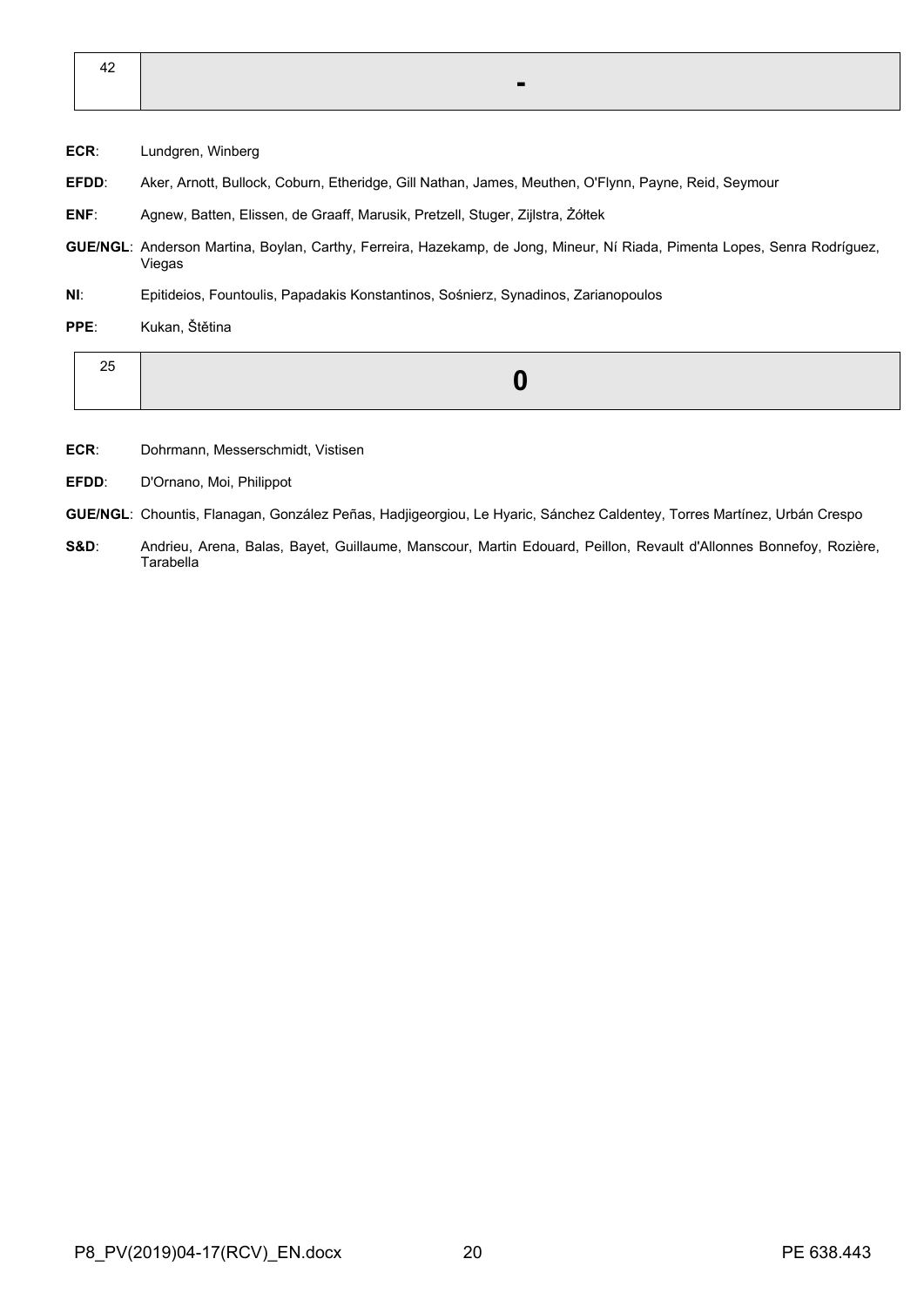| 42 | - |
|---|---|

**ECR**: Lundgren, Winberg

**EFDD**: Aker, Arnott, Bullock, Coburn, Etheridge, Gill Nathan, James, Meuthen, O'Flynn, Payne, Reid, Seymour

**ENF**: Agnew, Batten, Elissen, de Graaff, Marusik, Pretzell, Stuger, Zijlstra, Żółtek

**GUE/NGL**: Anderson Martina, Boylan, Carthy, Ferreira, Hazekamp, de Jong, Mineur, Ní Riada, Pimenta Lopes, Senra Rodríguez, Viegas

**NI**: Epitideios, Fountoulis, Papadakis Konstantinos, Sośnierz, Synadinos, Zarianopoulos

**PPE**: Kukan, Štětina

| 25 | 0 |
|---|---|

**ECR**: Dohrmann, Messerschmidt, Vistisen

**EFDD**: D'Ornano, Moi, Philippot

**GUE/NGL**: Chountis, Flanagan, González Peñas, Hadjigeorgiou, Le Hyaric, Sánchez Caldentey, Torres Martínez, Urbán Crespo

**S&D**: Andrieu, Arena, Balas, Bayet, Guillaume, Manscour, Martin Edouard, Peillon, Revault d'Allonnes Bonnefoy, Rozière, Tarabella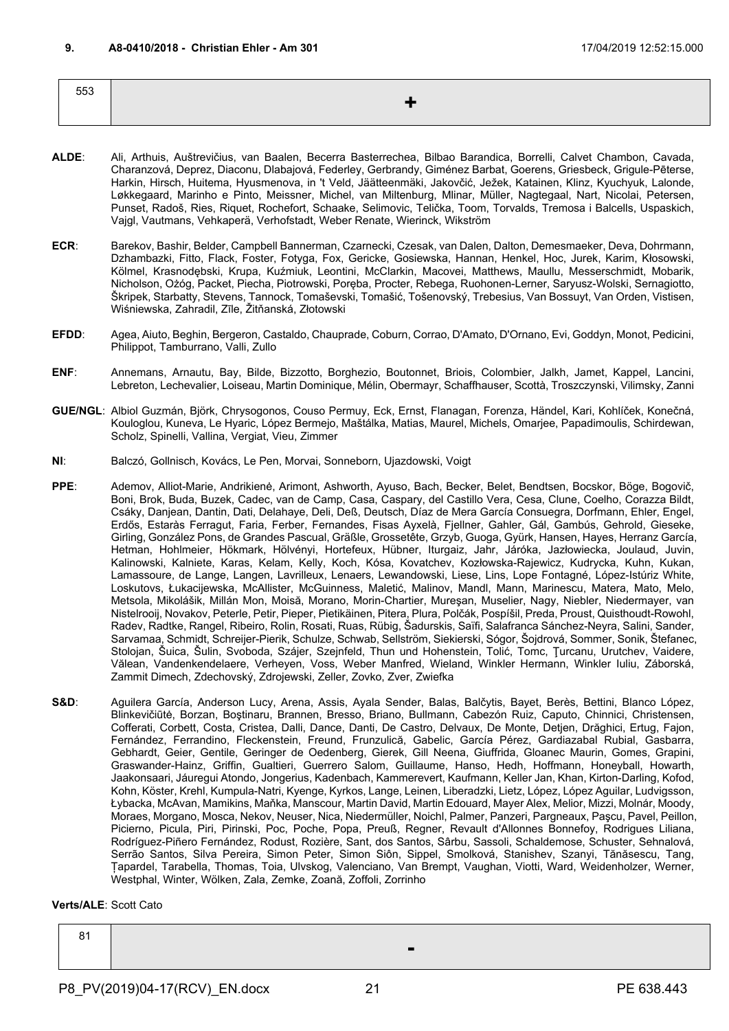**9. A8-0410/2018 - Christian Ehler - Am 301** 17/04/2019 12:52:15.000

| 553 | + |
|---|---|

**ALDE**: Ali, Arthuis, Auštrevičius, van Baalen, Becerra Basterrechea, Bilbao Barandica, Borrelli, Calvet Chambon, Cavada, Charanzová, Deprez, Diaconu, Dlabajová, Federley, Gerbrandy, Giménez Barbat, Goerens, Griesbeck, Grigule-Pēterse, Harkin, Hirsch, Huitema, Hyusmenova, in 't Veld, Jäätteenmäki, Jakovčić, Ježek, Katainen, Klinz, Kyuchyuk, Lalonde, Løkkegaard, Marinho e Pinto, Meissner, Michel, van Miltenburg, Mlinar, Müller, Nagtegaal, Nart, Nicolai, Petersen, Punset, Radoš, Ries, Riquet, Rochefort, Schaake, Selimovic, Telička, Toom, Torvalds, Tremosa i Balcells, Uspaskich, Vajgl, Vautmans, Vehkaperä, Verhofstadt, Weber Renate, Wierinck, Wikström

**ECR**: Barekov, Bashir, Belder, Campbell Bannerman, Czarnecki, Czesak, van Dalen, Dalton, Demesmaeker, Deva, Dohrmann, Dzhambazki, Fitto, Flack, Foster, Fotyga, Fox, Gericke, Gosiewska, Hannan, Henkel, Hoc, Jurek, Karim, Kłosowski, Kölmel, Krasnodębski, Krupa, Kuźmiuk, Leontini, McClarkin, Macovei, Matthews, Maullu, Messerschmidt, Mobarik, Nicholson, Ożóg, Packet, Piecha, Piotrowski, Poręba, Procter, Rebega, Ruohonen-Lerner, Saryusz-Wolski, Sernagiotto, Škripek, Starbatty, Stevens, Tannock, Tomaševski, Tomašić, Tošenovský, Trebesius, Van Bossuyt, Van Orden, Vistisen, Wiśniewska, Zahradil, Zīle, Žitňanská, Złotowski

**EFDD**: Agea, Aiuto, Beghin, Bergeron, Castaldo, Chauprade, Coburn, Corrao, D'Amato, D'Ornano, Evi, Goddyn, Monot, Pedicini, Philippot, Tamburrano, Valli, Zullo

**ENF**: Annemans, Arnautu, Bay, Bilde, Bizzotto, Borghezio, Boutonnet, Briois, Colombier, Jalkh, Jamet, Kappel, Lancini, Lebreton, Lechevalier, Loiseau, Martin Dominique, Mélin, Obermayr, Schaffhauser, Scottà, Troszczynski, Vilimsky, Zanni

**GUE/NGL**: Albiol Guzmán, Björk, Chrysogonos, Couso Permuy, Eck, Ernst, Flanagan, Forenza, Händel, Kari, Kohlíček, Konečná, Kouloglou, Kuneva, Le Hyaric, López Bermejo, Maštálka, Matias, Maurel, Michels, Omarjee, Papadimoulis, Schirdewan, Scholz, Spinelli, Vallina, Vergiat, Vieu, Zimmer

**NI**: Balczó, Gollnisch, Kovács, Le Pen, Morvai, Sonneborn, Ujazdowski, Voigt

**PPE**: Ademov, Alliot-Marie, Andrikienė, Arimont, Ashworth, Ayuso, Bach, Becker, Belet, Bendtsen, Bocskor, Böge, Bogovič, Boni, Brok, Buda, Buzek, Cadec, van de Camp, Casa, Caspary, del Castillo Vera, Cesa, Clune, Coelho, Corazza Bildt, Csáky, Danjean, Dantin, Dati, Delahaye, Deli, Deß, Deutsch, Díaz de Mera García Consuegra, Dorfmann, Ehler, Engel, Erdős, Estaràs Ferragut, Faria, Ferber, Fernandes, Fisas Ayxelà, Fjellner, Gahler, Gál, Gambús, Gehrold, Gieseke, Girling, González Pons, de Grandes Pascual, Gräßle, Grossetête, Grzyb, Guoga, Gyürk, Hansen, Hayes, Herranz García, Hetman, Hohlmeier, Hökmark, Hölvényi, Hortefeux, Hübner, Iturgaiz, Jahr, Járóka, Jazłowiecka, Joulaud, Juvin, Kalinowski, Kalniete, Karas, Kelam, Kelly, Koch, Kósa, Kovatchev, Kozłowska-Rajewicz, Kudrycka, Kuhn, Kukan, Lamassoure, de Lange, Langen, Lavrilleux, Lenaers, Lewandowski, Liese, Lins, Lope Fontagné, López-Istúriz White, Loskutovs, Łukacijewska, McAllister, McGuinness, Maletić, Malinov, Mandl, Mann, Marinescu, Matera, Mato, Melo, Metsola, Mikolášik, Millán Mon, Moisă, Morano, Morin-Chartier, Mureşan, Muselier, Nagy, Niebler, Niedermayer, van Nistelrooij, Novakov, Peterle, Petir, Pieper, Pietikäinen, Pitera, Plura, Polčák, Pospíšil, Preda, Proust, Quisthoudt-Rowohl, Radev, Radtke, Rangel, Ribeiro, Rolin, Rosati, Ruas, Rübig, Šadurskis, Saïfi, Salafranca Sánchez-Neyra, Salini, Sander, Sarvamaa, Schmidt, Schreijer-Pierik, Schulze, Schwab, Sellström, Siekierski, Sógor, Šojdrová, Sommer, Sonik, Štefanec, Stolojan, Šuica, Šulin, Svoboda, Szájer, Szejnfeld, Thun und Hohenstein, Tolić, Tomc, Ţurcanu, Urutchev, Vaidere, Vălean, Vandenkendelaere, Verheyen, Voss, Weber Manfred, Wieland, Winkler Hermann, Winkler Iuliu, Záborská, Zammit Dimech, Zdechovský, Zdrojewski, Zeller, Zovko, Zver, Zwiefka

**S&D**: Aguilera García, Anderson Lucy, Arena, Assis, Ayala Sender, Balas, Balčytis, Bayet, Berès, Bettini, Blanco López, Blinkevičiūtė, Borzan, Boştinaru, Brannen, Bresso, Briano, Bullmann, Cabezón Ruiz, Caputo, Chinnici, Christensen, Cofferati, Corbett, Costa, Cristea, Dalli, Dance, Danti, De Castro, Delvaux, De Monte, Detjen, Drăghici, Ertug, Fajon, Fernández, Ferrandino, Fleckenstein, Freund, Frunzulică, Gabelic, García Pérez, Gardiazabal Rubial, Gasbarra, Gebhardt, Geier, Gentile, Geringer de Oedenberg, Gierek, Gill Neena, Giuffrida, Gloanec Maurin, Gomes, Grapini, Graswander-Hainz, Griffin, Gualtieri, Guerrero Salom, Guillaume, Hanso, Hedh, Hoffmann, Honeyball, Howarth, Jaakonsaari, Jáuregui Atondo, Jongerius, Kadenbach, Kammerevert, Kaufmann, Keller Jan, Khan, Kirton-Darling, Kofod, Kohn, Köster, Krehl, Kumpula-Natri, Kyenge, Kyrkos, Lange, Leinen, Liberadzki, Lietz, López, López Aguilar, Ludvigsson, Łybacka, McAvan, Mamikins, Maňka, Manscour, Martin David, Martin Edouard, Mayer Alex, Melior, Mizzi, Molnár, Moody, Moraes, Morgano, Mosca, Nekov, Neuser, Nica, Niedermüller, Noichl, Palmer, Panzeri, Pargneaux, Paşcu, Pavel, Peillon, Picierno, Picula, Piri, Pirinski, Poc, Poche, Popa, Preuß, Regner, Revault d'Allonnes Bonnefoy, Rodrigues Liliana, Rodríguez-Piñero Fernández, Rodust, Rozière, Sant, dos Santos, Sârbu, Sassoli, Schaldemose, Schuster, Sehnalová, Serrão Santos, Silva Pereira, Simon Peter, Simon Siôn, Sippel, Smolková, Stanishev, Szanyi, Tănăsescu, Tang, Ţapardel, Tarabella, Thomas, Toia, Ulvskog, Valenciano, Van Brempt, Vaughan, Viotti, Ward, Weidenholzer, Werner, Westphal, Winter, Wölken, Zala, Zemke, Zoană, Zoffoli, Zorrinho

**Verts/ALE**: Scott Cato

| 81 | - |
|---|---|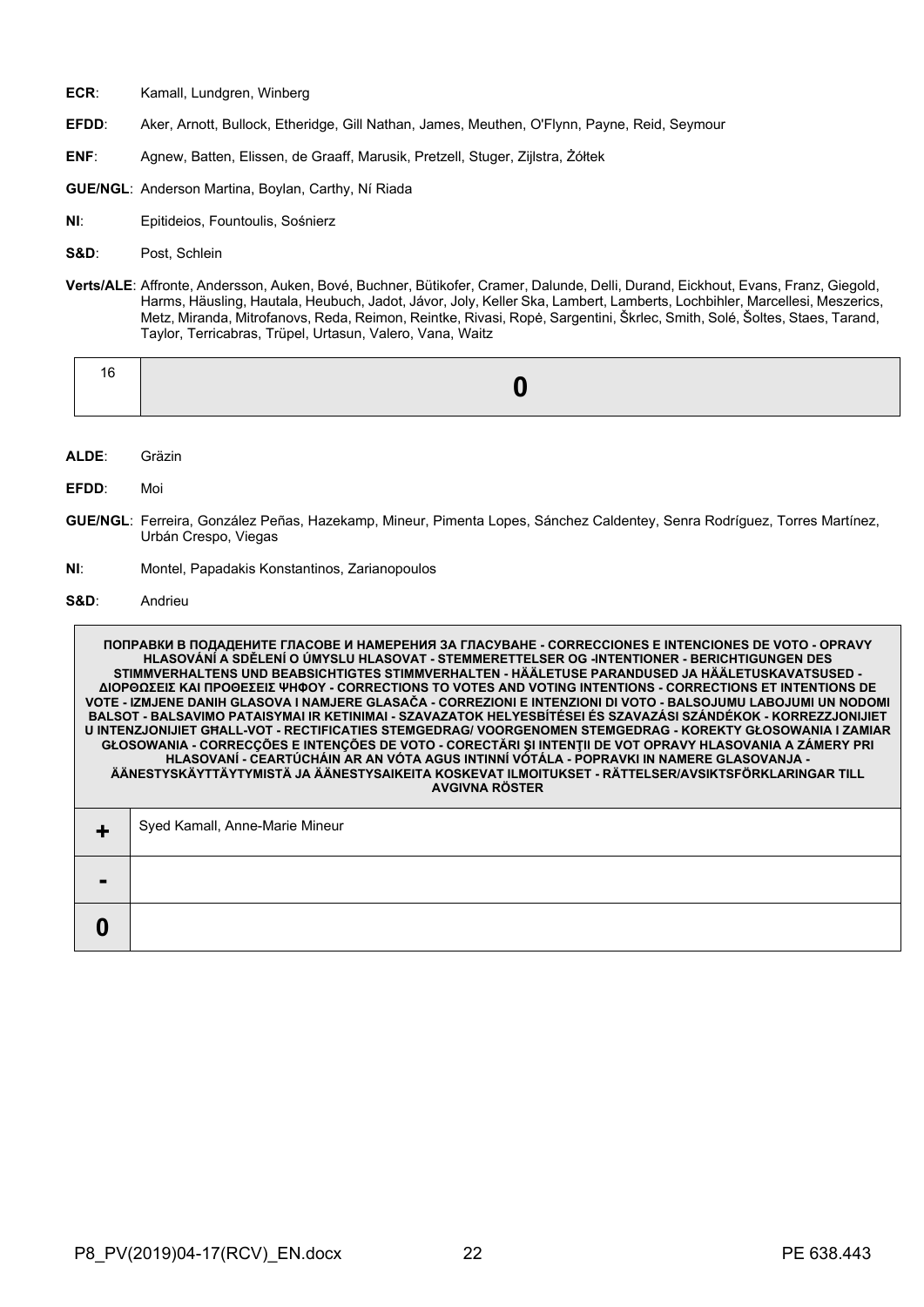**ECR**: Kamall, Lundgren, Winberg

**EFDD**: Aker, Arnott, Bullock, Etheridge, Gill Nathan, James, Meuthen, O'Flynn, Payne, Reid, Seymour

**ENF**: Agnew, Batten, Elissen, de Graaff, Marusik, Pretzell, Stuger, Zijlstra, Żółtek

**GUE/NGL**: Anderson Martina, Boylan, Carthy, Ní Riada

**NI**: Epitideios, Fountoulis, Sośnierz

**S&D**: Post, Schlein

**Verts/ALE**: Affronte, Andersson, Auken, Bové, Buchner, Bütikofer, Cramer, Dalunde, Delli, Durand, Eickhout, Evans, Franz, Giegold, Harms, Häusling, Hautala, Heubuch, Jadot, Jávor, Joly, Keller Ska, Lambert, Lamberts, Lochbihler, Marcellesi, Meszerics, Metz, Miranda, Mitrofanovs, Reda, Reimon, Reintke, Rivasi, Ropė, Sargentini, Škrlec, Smith, Solé, Šoltes, Staes, Tarand, Taylor, Terricabras, Trüpel, Urtasun, Valero, Vana, Waitz

| 16 | **0** |
|---|---|

**ALDE**: Gräzin

**EFDD**: Moi

**GUE/NGL**: Ferreira, González Peñas, Hazekamp, Mineur, Pimenta Lopes, Sánchez Caldentey, Senra Rodríguez, Torres Martínez, Urbán Crespo, Viegas

**NI**: Montel, Papadakis Konstantinos, Zarianopoulos

**S&D**: Andrieu

| **ПОПРАВКИ В ПОДАДЕНИТЕ ГЛАСОВЕ И НАМЕРЕНИЯ ЗА ГЛАСУВАНЕ - CORRECCIONES E INTENCIONES DE VOTO - OPRAVY HLASOVÁNÍ A SDĚLENÍ O ÚMYSLU HLASOVAT - STEMMERETTELSER OG -INTENTIONER - BERICHTIGUNGEN DES STIMMVERHALTENS UND BEABSICHTIGTES STIMMVERHALTEN - HÄÄLETUSE PARANDUSED JA HÄÄLETUSKAVATSUSED - ΔΙΟΡΘΩΣΕΙΣ ΚΑΙ ΠΡΟΘΕΣΕΙΣ ΨΗΦΟΥ - CORRECTIONS TO VOTES AND VOTING INTENTIONS - CORRECTIONS ET INTENTIONS DE VOTE - IZMJENE DANIH GLASOVA I NAMJERE GLASAČA - CORREZIONI E INTENZIONI DI VOTO - BALSOJUMU LABOJUMI UN NODOMI BALSOT - BALSAVIMO PATAISYMAI IR KETINIMAI - SZAVAZATOK HELYESBÍTÉSEI ÉS SZAVAZÁSI SZÁNDÉKOK - KORREZZJONIJIET U INTENZJONIJIET GĦALL-VOT - RECTIFICATIES STEMGEDRAG/ VOORGENOMEN STEMGEDRAG - KOREKTY GŁOSOWANIA I ZAMIAR GŁOSOWANIA - CORRECÇÕES E INTENÇÕES DE VOTO - CORECTĂRI ŞI INTENŢII DE VOT OPRAVY HLASOVANIA A ZÁMERY PRI HLASOVANÍ - CEARTÚCHÁIN AR AN VÓTA AGUS INTINNÍ VÓTÁLA - POPRAVKI IN NAMERE GLASOVANJA - ÄÄNESTYSKÄYTTÄYTYMISTÄ JA ÄÄNESTYSAIKEITA KOSKEVAT ILMOITUKSET - RÄTTELSER/AVSIKTSFÖRKLARINGAR TILL AVGIVNA RÖSTER** | |
|---|---|
| **+** | Syed Kamall, Anne-Marie Mineur |
| **-** | |
| **0** | |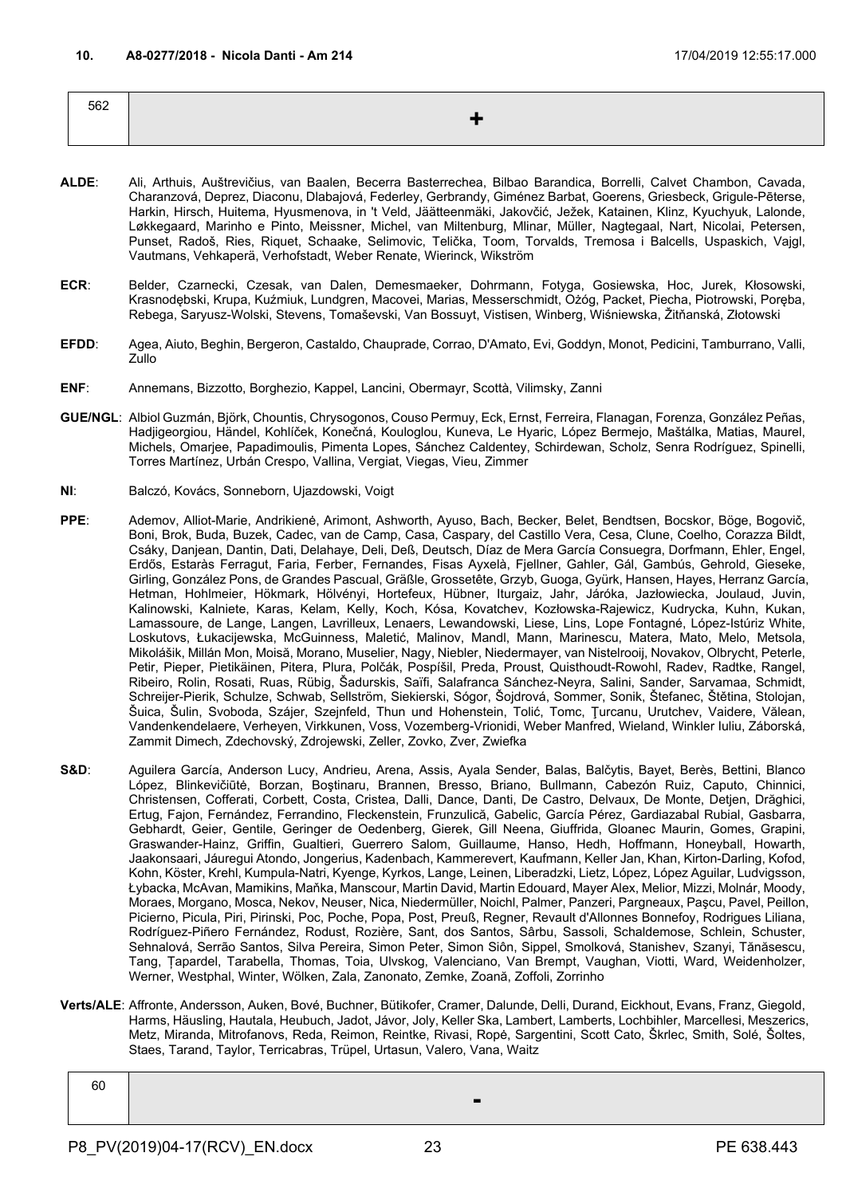**10. A8-0277/2018 - Nicola Danti - Am 214** 17/04/2019 12:55:17.000

| 562 | + |
|---|---|

**ALDE**: Ali, Arthuis, Auštrevičius, van Baalen, Becerra Basterrechea, Bilbao Barandica, Borrelli, Calvet Chambon, Cavada, Charanzová, Deprez, Diaconu, Dlabajová, Federley, Gerbrandy, Giménez Barbat, Goerens, Griesbeck, Grigule-Pēterse, Harkin, Hirsch, Huitema, Hyusmenova, in 't Veld, Jäätteenmäki, Jakovčić, Ježek, Katainen, Klinz, Kyuchyuk, Lalonde, Løkkegaard, Marinho e Pinto, Meissner, Michel, van Miltenburg, Mlinar, Müller, Nagtegaal, Nart, Nicolai, Petersen, Punset, Radoš, Ries, Riquet, Schaake, Selimovic, Telička, Toom, Torvalds, Tremosa i Balcells, Uspaskich, Vajgl, Vautmans, Vehkaperä, Verhofstadt, Weber Renate, Wierinck, Wikström

**ECR**: Belder, Czarnecki, Czesak, van Dalen, Demesmaeker, Dohrmann, Fotyga, Gosiewska, Hoc, Jurek, Kłosowski, Krasnodębski, Krupa, Kuźmiuk, Lundgren, Macovei, Marias, Messerschmidt, Ożóg, Packet, Piecha, Piotrowski, Poręba, Rebega, Saryusz-Wolski, Stevens, Tomaševski, Van Bossuyt, Vistisen, Winberg, Wiśniewska, Žitňanská, Złotowski

**EFDD**: Agea, Aiuto, Beghin, Bergeron, Castaldo, Chauprade, Corrao, D'Amato, Evi, Goddyn, Monot, Pedicini, Tamburrano, Valli, Zullo

**ENF**: Annemans, Bizzotto, Borghezio, Kappel, Lancini, Obermayr, Scottà, Vilimsky, Zanni

**GUE/NGL**: Albiol Guzmán, Björk, Chountis, Chrysogonos, Couso Permuy, Eck, Ernst, Ferreira, Flanagan, Forenza, González Peñas, Hadjigeorgiou, Händel, Kohlíček, Konečná, Kouloglou, Kuneva, Le Hyaric, López Bermejo, Maštálka, Matias, Maurel, Michels, Omarjee, Papadimoulis, Pimenta Lopes, Sánchez Caldentey, Schirdewan, Scholz, Senra Rodríguez, Spinelli, Torres Martínez, Urbán Crespo, Vallina, Vergiat, Viegas, Vieu, Zimmer

**NI**: Balczó, Kovács, Sonneborn, Ujazdowski, Voigt

**PPE**: Ademov, Alliot-Marie, Andrikienė, Arimont, Ashworth, Ayuso, Bach, Becker, Belet, Bendtsen, Bocskor, Böge, Bogovič, Boni, Brok, Buda, Buzek, Cadec, van de Camp, Casa, Caspary, del Castillo Vera, Cesa, Clune, Coelho, Corazza Bildt, Csáky, Danjean, Dantin, Dati, Delahaye, Deli, Deß, Deutsch, Díaz de Mera García Consuegra, Dorfmann, Ehler, Engel, Erdős, Estaràs Ferragut, Faria, Ferber, Fernandes, Fisas Ayxelà, Fjellner, Gahler, Gál, Gambús, Gehrold, Gieseke, Girling, González Pons, de Grandes Pascual, Gräßle, Grossetête, Grzyb, Guoga, Gyürk, Hansen, Hayes, Herranz García, Hetman, Hohlmeier, Hökmark, Hölvényi, Hortefeux, Hübner, Iturgaiz, Jahr, Járóka, Jazłowiecka, Joulaud, Juvin, Kalinowski, Kalniete, Karas, Kelam, Kelly, Koch, Kósa, Kovatchev, Kozłowska-Rajewicz, Kudrycka, Kuhn, Kukan, Lamassoure, de Lange, Langen, Lavrilleux, Lenaers, Lewandowski, Liese, Lins, Lope Fontagné, López-Istúriz White, Loskutovs, Łukacijewska, McGuinness, Maletić, Malinov, Mandl, Mann, Marinescu, Matera, Mato, Melo, Metsola, Mikolášik, Millán Mon, Moisă, Morano, Muselier, Nagy, Niebler, Niedermayer, van Nistelrooij, Novakov, Olbrycht, Peterle, Petir, Pieper, Pietikäinen, Pitera, Plura, Polčák, Pospíšil, Preda, Proust, Quisthoudt-Rowohl, Radev, Radtke, Rangel, Ribeiro, Rolin, Rosati, Ruas, Rübig, Šadurskis, Saïfi, Salafranca Sánchez-Neyra, Salini, Sander, Sarvamaa, Schmidt, Schreijer-Pierik, Schulze, Schwab, Sellström, Siekierski, Sógor, Šojdrová, Sommer, Sonik, Štefanec, Štětina, Stolojan, Šuica, Šulin, Svoboda, Szájer, Szejnfeld, Thun und Hohenstein, Tolić, Tomc, Ţurcanu, Urutchev, Vaidere, Vălean, Vandenkendelaere, Verheyen, Virkkunen, Voss, Vozemberg-Vrionidi, Weber Manfred, Wieland, Winkler Iuliu, Záborská, Zammit Dimech, Zdechovský, Zdrojewski, Zeller, Zovko, Zver, Zwiefka

**S&D**: Aguilera García, Anderson Lucy, Andrieu, Arena, Assis, Ayala Sender, Balas, Balčytis, Bayet, Berès, Bettini, Blanco López, Blinkevičiūtė, Borzan, Boştinaru, Brannen, Bresso, Briano, Bullmann, Cabezón Ruiz, Caputo, Chinnici, Christensen, Cofferati, Corbett, Costa, Cristea, Dalli, Dance, Danti, De Castro, Delvaux, De Monte, Detjen, Drăghici, Ertug, Fajon, Fernández, Ferrandino, Fleckenstein, Frunzulică, Gabelic, García Pérez, Gardiazabal Rubial, Gasbarra, Gebhardt, Geier, Gentile, Geringer de Oedenberg, Gierek, Gill Neena, Giuffrida, Gloanec Maurin, Gomes, Grapini, Graswander-Hainz, Griffin, Gualtieri, Guerrero Salom, Guillaume, Hanso, Hedh, Hoffmann, Honeyball, Howarth, Jaakonsaari, Jáuregui Atondo, Jongerius, Kadenbach, Kammerevert, Kaufmann, Keller Jan, Khan, Kirton-Darling, Kofod, Kohn, Köster, Krehl, Kumpula-Natri, Kyenge, Kyrkos, Lange, Leinen, Liberadzki, Lietz, López, López Aguilar, Ludvigsson, Łybacka, McAvan, Mamikins, Maňka, Manscour, Martin David, Martin Edouard, Mayer Alex, Melior, Mizzi, Molnár, Moody, Moraes, Morgano, Mosca, Nekov, Neuser, Nica, Niedermüller, Noichl, Palmer, Panzeri, Pargneaux, Paşcu, Pavel, Peillon, Picierno, Picula, Piri, Pirinski, Poc, Poche, Popa, Post, Preuß, Regner, Revault d'Allonnes Bonnefoy, Rodrigues Liliana, Rodríguez-Piñero Fernández, Rodust, Rozière, Sant, dos Santos, Sârbu, Sassoli, Schaldemose, Schlein, Schuster, Sehnalová, Serrão Santos, Silva Pereira, Simon Peter, Simon Siôn, Sippel, Smolková, Stanishev, Szanyi, Tănăsescu, Tang, Ţapardel, Tarabella, Thomas, Toia, Ulvskog, Valenciano, Van Brempt, Vaughan, Viotti, Ward, Weidenholzer, Werner, Westphal, Winter, Wölken, Zala, Zanonato, Zemke, Zoană, Zoffoli, Zorrinho

**Verts/ALE**: Affronte, Andersson, Auken, Bové, Buchner, Bütikofer, Cramer, Dalunde, Delli, Durand, Eickhout, Evans, Franz, Giegold, Harms, Häusling, Hautala, Heubuch, Jadot, Jávor, Joly, Keller Ska, Lambert, Lamberts, Lochbihler, Marcellesi, Meszerics, Metz, Miranda, Mitrofanovs, Reda, Reimon, Reintke, Rivasi, Ropė, Sargentini, Scott Cato, Škrlec, Smith, Solé, Šoltes, Staes, Tarand, Taylor, Terricabras, Trüpel, Urtasun, Valero, Vana, Waitz

| 60 | - |
|---|---|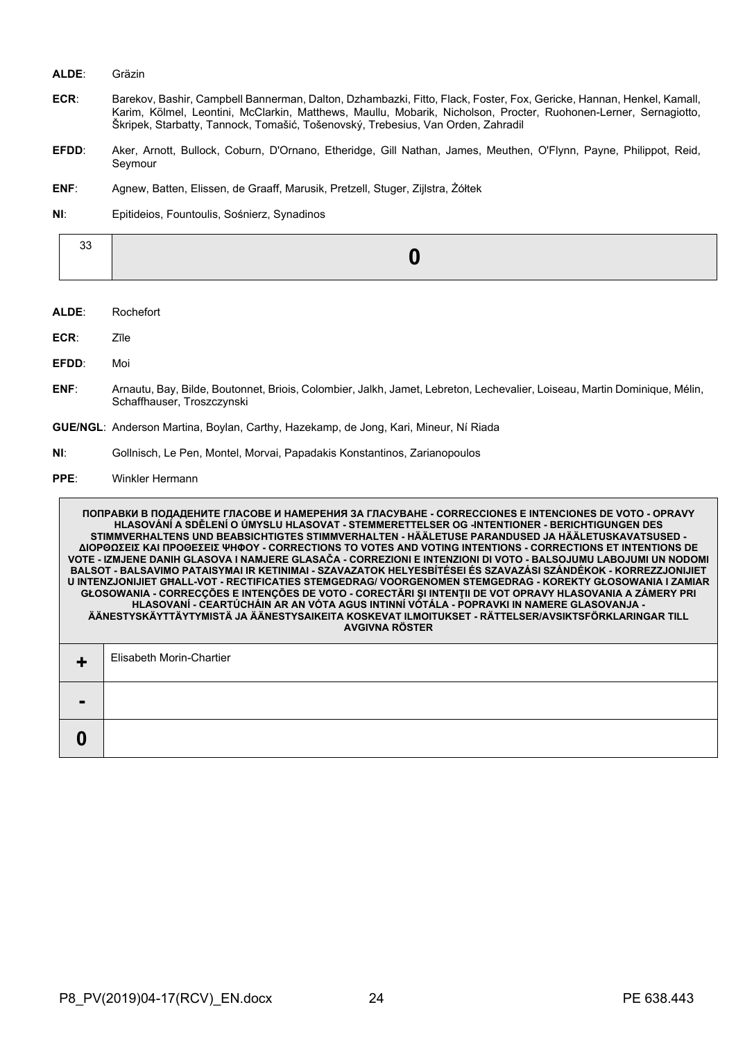**ALDE**: Gräzin

**ECR**: Barekov, Bashir, Campbell Bannerman, Dalton, Dzhambazki, Fitto, Flack, Foster, Fox, Gericke, Hannan, Henkel, Kamall, Karim, Kölmel, Leontini, McClarkin, Matthews, Maullu, Mobarik, Nicholson, Procter, Ruohonen-Lerner, Sernagiotto, Škripek, Starbatty, Tannock, Tomašić, Tošenovský, Trebesius, Van Orden, Zahradil

**EFDD**: Aker, Arnott, Bullock, Coburn, D'Ornano, Etheridge, Gill Nathan, James, Meuthen, O'Flynn, Payne, Philippot, Reid, Seymour

**ENF**: Agnew, Batten, Elissen, de Graaff, Marusik, Pretzell, Stuger, Zijlstra, Żółtek

**NI**: Epitideios, Fountoulis, Sośnierz, Synadinos

| 33 | **0** |
|---|---|

**ALDE**: Rochefort

**ECR**: Zīle

**EFDD**: Moi

**ENF**: Arnautu, Bay, Bilde, Boutonnet, Briois, Colombier, Jalkh, Jamet, Lebreton, Lechevalier, Loiseau, Martin Dominique, Mélin, Schaffhauser, Troszczynski

**GUE/NGL**: Anderson Martina, Boylan, Carthy, Hazekamp, de Jong, Kari, Mineur, Ní Riada

**NI**: Gollnisch, Le Pen, Montel, Morvai, Papadakis Konstantinos, Zarianopoulos

**PPE**: Winkler Hermann

| **ПОПРАВКИ В ПОДАДЕНИТЕ ГЛАСОВЕ И НАМЕРЕНИЯ ЗА ГЛАСУВАНЕ - CORRECCIONES E INTENCIONES DE VOTO - OPRAVY HLASOVÁNÍ A SDĚLENÍ O ÚMYSLU HLASOVAT - STEMMERETTELSER OG -INTENTIONER - BERICHTIGUNGEN DES STIMMVERHALTENS UND BEABSICHTIGTES STIMMVERHALTEN - HÄÄLETUSE PARANDUSED JA HÄÄLETUSKAVATSUSED - ΔΙΟΡΘΩΣΕΙΣ ΚΑΙ ΠΡΟΘΕΣΕΙΣ ΨΗΦΟΥ - CORRECTIONS TO VOTES AND VOTING INTENTIONS - CORRECTIONS ET INTENTIONS DE VOTE - IZMJENE DANIH GLASOVA I NAMJERE GLASAČA - CORREZIONI E INTENZIONI DI VOTO - BALSOJUMU LABOJUMI UN NODOMI BALSOT - BALSAVIMO PATAISYMAI IR KETINIMAI - SZAVAZATOK HELYESBÍTÉSEI ÉS SZAVAZÁSI SZÁNDÉKOK - KORREZZJONIJIET U INTENZJONIJIET GĦALL-VOT - RECTIFICATIES STEMGEDRAG/ VOORGENOMEN STEMGEDRAG - KOREKTY GŁOSOWANIA I ZAMIAR GŁOSOWANIA - CORRECÇÕES E INTENÇÕES DE VOTO - CORECTĂRI ŞI INTENŢII DE VOT OPRAVY HLASOVANIA A ZÁMERY PRI HLASOVANÍ - CEARTÚCHÁIN AR AN VÓTA AGUS INTINNÍ VÓTÁLA - POPRAVKI IN NAMERE GLASOVANJA - ÄÄNESTYSKÄYTTÄYTYMISTÄ JA ÄÄNESTYSAIKEITA KOSKEVAT ILMOITUKSET - RÄTTELSER/AVSIKTSFÖRKLARINGAR TILL AVGIVNA RÖSTER** | |
|---|---|
| **+** | Elisabeth Morin-Chartier |
| **-** | |
| **0** | |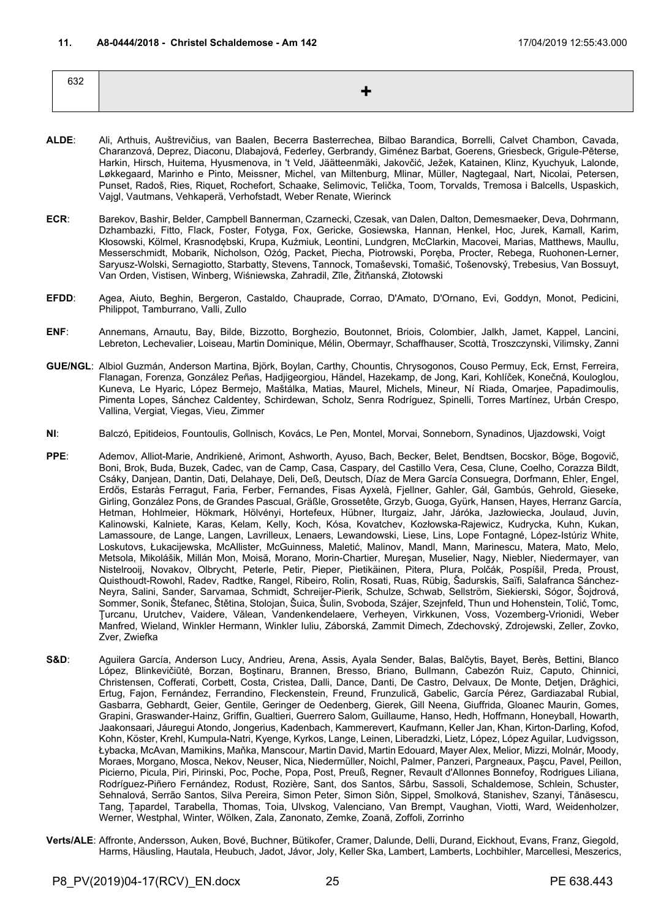### 11. A8-0444/2018 - Christel Schaldemose - Am 142 17/04/2019 12:55:43.000

| 632 | + |
|---|---|

**ALDE**: Ali, Arthuis, Auštrevičius, van Baalen, Becerra Basterrechea, Bilbao Barandica, Borrelli, Calvet Chambon, Cavada, Charanzová, Deprez, Diaconu, Dlabajová, Federley, Gerbrandy, Giménez Barbat, Goerens, Griesbeck, Grigule-Pēterse, Harkin, Hirsch, Huitema, Hyusmenova, in 't Veld, Jäätteenmäki, Jakovčić, Ježek, Katainen, Klinz, Kyuchyuk, Lalonde, Løkkegaard, Marinho e Pinto, Meissner, Michel, van Miltenburg, Mlinar, Müller, Nagtegaal, Nart, Nicolai, Petersen, Punset, Radoš, Ries, Riquet, Rochefort, Schaake, Selimovic, Telička, Toom, Torvalds, Tremosa i Balcells, Uspaskich, Vajgl, Vautmans, Vehkaperä, Verhofstadt, Weber Renate, Wierinck

**ECR**: Barekov, Bashir, Belder, Campbell Bannerman, Czarnecki, Czesak, van Dalen, Dalton, Demesmaeker, Deva, Dohrmann, Dzhambazki, Fitto, Flack, Foster, Fotyga, Fox, Gericke, Gosiewska, Hannan, Henkel, Hoc, Jurek, Kamall, Karim, Kłosowski, Kölmel, Krasnodębski, Krupa, Kuźmiuk, Leontini, Lundgren, McClarkin, Macovei, Marias, Matthews, Maullu, Messerschmidt, Mobarik, Nicholson, Ożóg, Packet, Piecha, Piotrowski, Poręba, Procter, Rebega, Ruohonen-Lerner, Saryusz-Wolski, Sernagiotto, Starbatty, Stevens, Tannock, Tomaševski, Tomašić, Tošenovský, Trebesius, Van Bossuyt, Van Orden, Vistisen, Winberg, Wiśniewska, Zahradil, Zīle, Žitňanská, Złotowski

**EFDD**: Agea, Aiuto, Beghin, Bergeron, Castaldo, Chauprade, Corrao, D'Amato, D'Ornano, Evi, Goddyn, Monot, Pedicini, Philippot, Tamburrano, Valli, Zullo

**ENF**: Annemans, Arnautu, Bay, Bilde, Bizzotto, Borghezio, Boutonnet, Briois, Colombier, Jalkh, Jamet, Kappel, Lancini, Lebreton, Lechevalier, Loiseau, Martin Dominique, Mélin, Obermayr, Schaffhauser, Scottà, Troszczynski, Vilimsky, Zanni

**GUE/NGL**: Albiol Guzmán, Anderson Martina, Björk, Boylan, Carthy, Chountis, Chrysogonos, Couso Permuy, Eck, Ernst, Ferreira, Flanagan, Forenza, González Peñas, Hadjigeorgiou, Händel, Hazekamp, de Jong, Kari, Kohlíček, Konečná, Kouloglou, Kuneva, Le Hyaric, López Bermejo, Maštálka, Matias, Maurel, Michels, Mineur, Ní Riada, Omarjee, Papadimoulis, Pimenta Lopes, Sánchez Caldentey, Schirdewan, Scholz, Senra Rodríguez, Spinelli, Torres Martínez, Urbán Crespo, Vallina, Vergiat, Viegas, Vieu, Zimmer

**NI**: Balczó, Epitideios, Fountoulis, Gollnisch, Kovács, Le Pen, Montel, Morvai, Sonneborn, Synadinos, Ujazdowski, Voigt

**PPE**: Ademov, Alliot-Marie, Andrikienė, Arimont, Ashworth, Ayuso, Bach, Becker, Belet, Bendtsen, Bocskor, Böge, Bogovič, Boni, Brok, Buda, Buzek, Cadec, van de Camp, Casa, Caspary, del Castillo Vera, Cesa, Clune, Coelho, Corazza Bildt, Csáky, Danjean, Dantin, Dati, Delahaye, Deli, Deß, Deutsch, Díaz de Mera García Consuegra, Dorfmann, Ehler, Engel, Erdős, Estaràs Ferragut, Faria, Ferber, Fernandes, Fisas Ayxelà, Fjellner, Gahler, Gál, Gambús, Gehrold, Gieseke, Girling, González Pons, de Grandes Pascual, Gräßle, Grossetête, Grzyb, Guoga, Gyürk, Hansen, Hayes, Herranz García, Hetman, Hohlmeier, Hökmark, Hölvényi, Hortefeux, Hübner, Iturgaiz, Jahr, Járóka, Jazłowiecka, Joulaud, Juvin, Kalinowski, Kalniete, Karas, Kelam, Kelly, Koch, Kósa, Kovatchev, Kozłowska-Rajewicz, Kudrycka, Kuhn, Kukan, Lamassoure, de Lange, Langen, Lavrilleux, Lenaers, Lewandowski, Liese, Lins, Lope Fontagné, López-Istúriz White, Loskutovs, Łukacijewska, McAllister, McGuinness, Maletić, Malinov, Mandl, Mann, Marinescu, Matera, Mato, Melo, Metsola, Mikolášik, Millán Mon, Moisă, Morano, Morin-Chartier, Mureşan, Muselier, Nagy, Niebler, Niedermayer, van Nistelrooij, Novakov, Olbrycht, Peterle, Petir, Pieper, Pietikäinen, Pitera, Plura, Polčák, Pospíšil, Preda, Proust, Quisthoudt-Rowohl, Radev, Radtke, Rangel, Ribeiro, Rolin, Rosati, Ruas, Rübig, Šadurskis, Saïfi, Salafranca Sánchez-Neyra, Salini, Sander, Sarvamaa, Schmidt, Schreijer-Pierik, Schulze, Schwab, Sellström, Siekierski, Sógor, Šojdrová, Sommer, Sonik, Štefanec, Štětina, Stolojan, Šuica, Šulin, Svoboda, Szájer, Szejnfeld, Thun und Hohenstein, Tolić, Tomc, Ţurcanu, Urutchev, Vaidere, Vălean, Vandenkendelaere, Verheyen, Virkkunen, Voss, Vozemberg-Vrionidi, Weber Manfred, Wieland, Winkler Hermann, Winkler Iuliu, Záborská, Zammit Dimech, Zdechovský, Zdrojewski, Zeller, Zovko, Zver, Zwiefka

**S&D**: Aguilera García, Anderson Lucy, Andrieu, Arena, Assis, Ayala Sender, Balas, Balčytis, Bayet, Berès, Bettini, Blanco López, Blinkevičiūtė, Borzan, Boştinaru, Brannen, Bresso, Briano, Bullmann, Cabezón Ruiz, Caputo, Chinnici, Christensen, Cofferati, Corbett, Costa, Cristea, Dalli, Dance, Danti, De Castro, Delvaux, De Monte, Detjen, Drăghici, Ertug, Fajon, Fernández, Ferrandino, Fleckenstein, Freund, Frunzulică, Gabelic, García Pérez, Gardiazabal Rubial, Gasbarra, Gebhardt, Geier, Gentile, Geringer de Oedenberg, Gierek, Gill Neena, Giuffrida, Gloanec Maurin, Gomes, Grapini, Graswander-Hainz, Griffin, Gualtieri, Guerrero Salom, Guillaume, Hanso, Hedh, Hoffmann, Honeyball, Howarth, Jaakonsaari, Jáuregui Atondo, Jongerius, Kadenbach, Kammerevert, Kaufmann, Keller Jan, Khan, Kirton-Darling, Kofod, Kohn, Köster, Krehl, Kumpula-Natri, Kyenge, Kyrkos, Lange, Leinen, Liberadzki, Lietz, López, López Aguilar, Ludvigsson, Łybacka, McAvan, Mamikins, Maňka, Manscour, Martin David, Martin Edouard, Mayer Alex, Melior, Mizzi, Molnár, Moody, Moraes, Morgano, Mosca, Nekov, Neuser, Nica, Niedermüller, Noichl, Palmer, Panzeri, Pargneaux, Paşcu, Pavel, Peillon, Picierno, Picula, Piri, Pirinski, Poc, Poche, Popa, Post, Preuß, Regner, Revault d'Allonnes Bonnefoy, Rodrigues Liliana, Rodríguez-Piñero Fernández, Rodust, Rozière, Sant, dos Santos, Sârbu, Sassoli, Schaldemose, Schlein, Schuster, Sehnalová, Serrão Santos, Silva Pereira, Simon Peter, Simon Siôn, Sippel, Smolková, Stanishev, Szanyi, Tănăsescu, Tang, Ţapardel, Tarabella, Thomas, Toia, Ulvskog, Valenciano, Van Brempt, Vaughan, Viotti, Ward, Weidenholzer, Werner, Westphal, Winter, Wölken, Zala, Zanonato, Zemke, Zoană, Zoffoli, Zorrinho

**Verts/ALE**: Affronte, Andersson, Auken, Bové, Buchner, Bütikofer, Cramer, Dalunde, Delli, Durand, Eickhout, Evans, Franz, Giegold, Harms, Häusling, Hautala, Heubuch, Jadot, Jávor, Joly, Keller Ska, Lambert, Lamberts, Lochbihler, Marcellesi, Meszerics,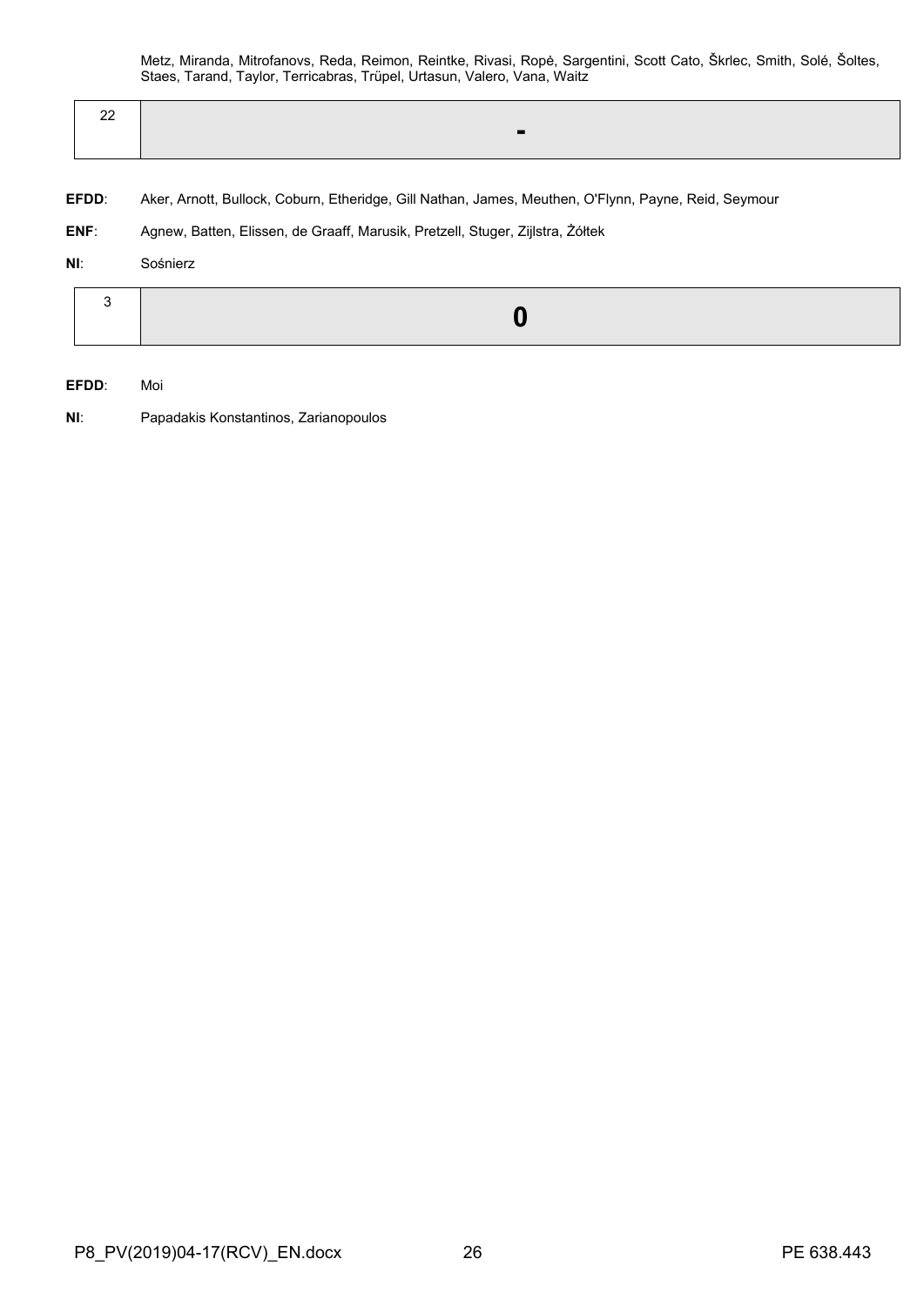Metz, Miranda, Mitrofanovs, Reda, Reimon, Reintke, Rivasi, Ropė, Sargentini, Scott Cato, Škrlec, Smith, Solé, Šoltes, Staes, Tarand, Taylor, Terricabras, Trüpel, Urtasun, Valero, Vana, Waitz

| 22 | **-** |
|---|---|

**EFDD**: Aker, Arnott, Bullock, Coburn, Etheridge, Gill Nathan, James, Meuthen, O'Flynn, Payne, Reid, Seymour

**ENF**: Agnew, Batten, Elissen, de Graaff, Marusik, Pretzell, Stuger, Zijlstra, Żółtek

**NI**: Sośnierz

| 3 | **0** |
|---|---|

**EFDD**: Moi

**NI**: Papadakis Konstantinos, Zarianopoulos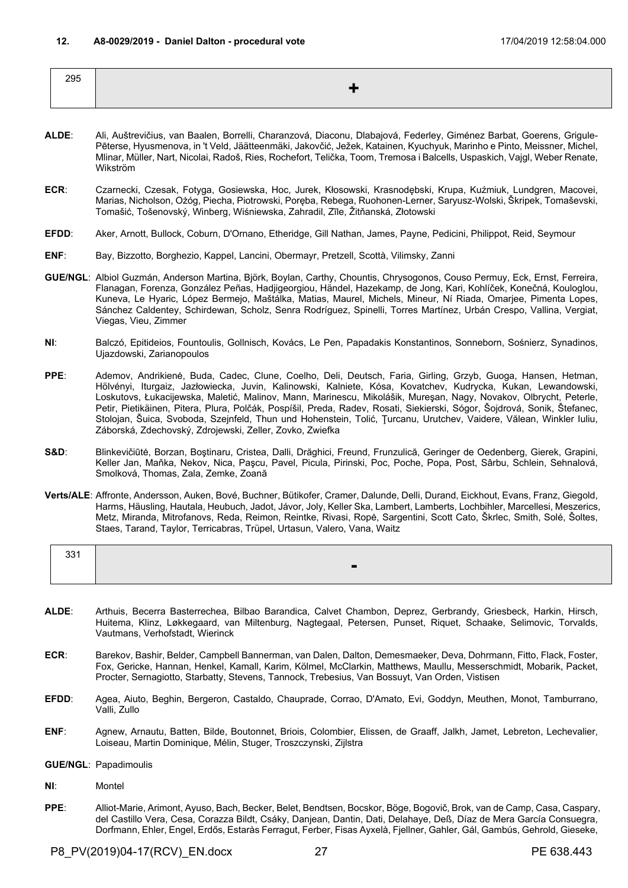## 12. A8-0029/2019 - Daniel Dalton - procedural vote

17/04/2019 12:58:04.000

| 295 | + |
|---|---|

**ALDE**: Ali, Auštrevičius, van Baalen, Borrelli, Charanzová, Diaconu, Dlabajová, Federley, Giménez Barbat, Goerens, Grigule-Pēterse, Hyusmenova, in 't Veld, Jäätteenmäki, Jakovčić, Ježek, Katainen, Kyuchyuk, Marinho e Pinto, Meissner, Michel, Mlinar, Müller, Nart, Nicolai, Radoš, Ries, Rochefort, Telička, Toom, Tremosa i Balcells, Uspaskich, Vajgl, Weber Renate, Wikström

**ECR**: Czarnecki, Czesak, Fotyga, Gosiewska, Hoc, Jurek, Kłosowski, Krasnodębski, Krupa, Kuźmiuk, Lundgren, Macovei, Marias, Nicholson, Ożóg, Piecha, Piotrowski, Poręba, Rebega, Ruohonen-Lerner, Saryusz-Wolski, Škripek, Tomaševski, Tomašić, Tošenovský, Winberg, Wiśniewska, Zahradil, Zīle, Žitňanská, Złotowski

**EFDD**: Aker, Arnott, Bullock, Coburn, D'Ornano, Etheridge, Gill Nathan, James, Payne, Pedicini, Philippot, Reid, Seymour

**ENF**: Bay, Bizzotto, Borghezio, Kappel, Lancini, Obermayr, Pretzell, Scottà, Vilimsky, Zanni

**GUE/NGL**: Albiol Guzmán, Anderson Martina, Björk, Boylan, Carthy, Chountis, Chrysogonos, Couso Permuy, Eck, Ernst, Ferreira, Flanagan, Forenza, González Peñas, Hadjigeorgiou, Händel, Hazekamp, de Jong, Kari, Kohlíček, Konečná, Kouloglou, Kuneva, Le Hyaric, López Bermejo, Maštálka, Matias, Maurel, Michels, Mineur, Ní Riada, Omarjee, Pimenta Lopes, Sánchez Caldentey, Schirdewan, Scholz, Senra Rodríguez, Spinelli, Torres Martínez, Urbán Crespo, Vallina, Vergiat, Viegas, Vieu, Zimmer

**NI**: Balczó, Epitideios, Fountoulis, Gollnisch, Kovács, Le Pen, Papadakis Konstantinos, Sonneborn, Sośnierz, Synadinos, Ujazdowski, Zarianopoulos

**PPE**: Ademov, Andrikienė, Buda, Cadec, Clune, Coelho, Deli, Deutsch, Faria, Girling, Grzyb, Guoga, Hansen, Hetman, Hölvényi, Iturgaiz, Jazłowiecka, Juvin, Kalinowski, Kalniete, Kósa, Kovatchev, Kudrycka, Kukan, Lewandowski, Loskutovs, Łukacijewska, Maletić, Malinov, Mann, Marinescu, Mikolášik, Mureşan, Nagy, Novakov, Olbrycht, Peterle, Petir, Pietikäinen, Pitera, Plura, Polčák, Pospíšil, Preda, Radev, Rosati, Siekierski, Sógor, Šojdrová, Sonik, Štefanec, Stolojan, Šuica, Svoboda, Szejnfeld, Thun und Hohenstein, Tolić, Ţurcanu, Urutchev, Vaidere, Vălean, Winkler Iuliu, Záborská, Zdechovský, Zdrojewski, Zeller, Zovko, Zwiefka

**S&D**: Blinkevičiūtė, Borzan, Boştinaru, Cristea, Dalli, Drăghici, Freund, Frunzulică, Geringer de Oedenberg, Gierek, Grapini, Keller Jan, Maňka, Nekov, Nica, Paşcu, Pavel, Picula, Pirinski, Poc, Poche, Popa, Post, Sârbu, Schlein, Sehnalová, Smolková, Thomas, Zala, Zemke, Zoană

**Verts/ALE**: Affronte, Andersson, Auken, Bové, Buchner, Bütikofer, Cramer, Dalunde, Delli, Durand, Eickhout, Evans, Franz, Giegold, Harms, Häusling, Hautala, Heubuch, Jadot, Jávor, Joly, Keller Ska, Lambert, Lamberts, Lochbihler, Marcellesi, Meszerics, Metz, Miranda, Mitrofanovs, Reda, Reimon, Reintke, Rivasi, Ropė, Sargentini, Scott Cato, Škrlec, Smith, Solé, Šoltes, Staes, Tarand, Taylor, Terricabras, Trüpel, Urtasun, Valero, Vana, Waitz

| 331 | - |
|---|---|

**ALDE**: Arthuis, Becerra Basterrechea, Bilbao Barandica, Calvet Chambon, Deprez, Gerbrandy, Griesbeck, Harkin, Hirsch, Huitema, Klinz, Løkkegaard, van Miltenburg, Nagtegaal, Petersen, Punset, Riquet, Schaake, Selimovic, Torvalds, Vautmans, Verhofstadt, Wierinck

**ECR**: Barekov, Bashir, Belder, Campbell Bannerman, van Dalen, Dalton, Demesmaeker, Deva, Dohrmann, Fitto, Flack, Foster, Fox, Gericke, Hannan, Henkel, Kamall, Karim, Kölmel, McClarkin, Matthews, Maullu, Messerschmidt, Mobarik, Packet, Procter, Sernagiotto, Starbatty, Stevens, Tannock, Trebesius, Van Bossuyt, Van Orden, Vistisen

**EFDD**: Agea, Aiuto, Beghin, Bergeron, Castaldo, Chauprade, Corrao, D'Amato, Evi, Goddyn, Meuthen, Monot, Tamburrano, Valli, Zullo

**ENF**: Agnew, Arnautu, Batten, Bilde, Boutonnet, Briois, Colombier, Elissen, de Graaff, Jalkh, Jamet, Lebreton, Lechevalier, Loiseau, Martin Dominique, Mélin, Stuger, Troszczynski, Zijlstra

**GUE/NGL**: Papadimoulis

**NI**: Montel

**PPE**: Alliot-Marie, Arimont, Ayuso, Bach, Becker, Belet, Bendtsen, Bocskor, Böge, Bogovič, Brok, van de Camp, Casa, Caspary, del Castillo Vera, Cesa, Corazza Bildt, Csáky, Danjean, Dantin, Dati, Delahaye, Deß, Díaz de Mera García Consuegra, Dorfmann, Ehler, Engel, Erdős, Estaràs Ferragut, Ferber, Fisas Ayxelà, Fjellner, Gahler, Gál, Gambús, Gehrold, Gieseke,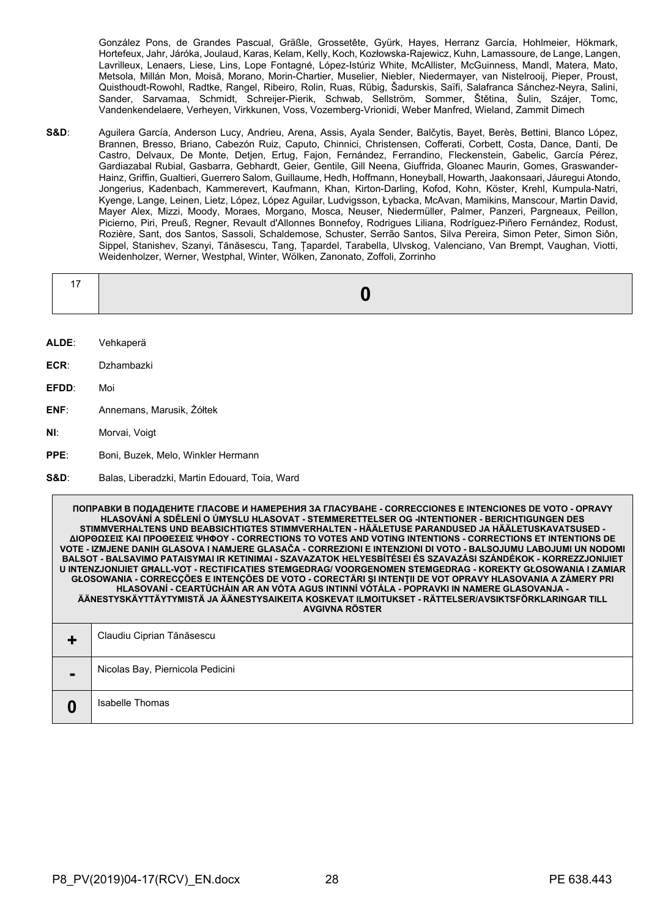González Pons, de Grandes Pascual, Gräßle, Grossetête, Gyürk, Hayes, Herranz García, Hohlmeier, Hökmark, Hortefeux, Jahr, Járóka, Joulaud, Karas, Kelam, Kelly, Koch, Kozłowska-Rajewicz, Kuhn, Lamassoure, de Lange, Langen, Lavrilleux, Lenaers, Liese, Lins, Lope Fontagné, López-Istúriz White, McAllister, McGuinness, Mandl, Matera, Mato, Metsola, Millán Mon, Moisă, Morano, Morin-Chartier, Muselier, Niebler, Niedermayer, van Nistelrooij, Pieper, Proust, Quisthoudt-Rowohl, Radtke, Rangel, Ribeiro, Rolin, Ruas, Rübig, Šadurskis, Saïfi, Salafranca Sánchez-Neyra, Salini, Sander, Sarvamaa, Schmidt, Schreijer-Pierik, Schwab, Sellström, Sommer, Štětina, Šulin, Szájer, Tomc, Vandenkendelaere, Verheyen, Virkkunen, Voss, Vozemberg-Vrionidi, Weber Manfred, Wieland, Zammit Dimech

**S&D**: Aguilera García, Anderson Lucy, Andrieu, Arena, Assis, Ayala Sender, Balčytis, Bayet, Berès, Bettini, Blanco López, Brannen, Bresso, Briano, Cabezón Ruiz, Caputo, Chinnici, Christensen, Cofferati, Corbett, Costa, Dance, Danti, De Castro, Delvaux, De Monte, Detjen, Ertug, Fajon, Fernández, Ferrandino, Fleckenstein, Gabelic, García Pérez, Gardiazabal Rubial, Gasbarra, Gebhardt, Geier, Gentile, Gill Neena, Giuffrida, Gloanec Maurin, Gomes, Graswander-Hainz, Griffin, Gualtieri, Guerrero Salom, Guillaume, Hedh, Hoffmann, Honeyball, Howarth, Jaakonsaari, Jáuregui Atondo, Jongerius, Kadenbach, Kammerevert, Kaufmann, Khan, Kirton-Darling, Kofod, Kohn, Köster, Krehl, Kumpula-Natri, Kyenge, Lange, Leinen, Lietz, López, López Aguilar, Ludvigsson, Łybacka, McAvan, Mamikins, Manscour, Martin David, Mayer Alex, Mizzi, Moody, Moraes, Morgano, Mosca, Neuser, Niedermüller, Palmer, Panzeri, Pargneaux, Peillon, Picierno, Piri, Preuß, Regner, Revault d'Allonnes Bonnefoy, Rodrigues Liliana, Rodríguez-Piñero Fernández, Rodust, Rozière, Sant, dos Santos, Sassoli, Schaldemose, Schuster, Serrão Santos, Silva Pereira, Simon Peter, Simon Siôn, Sippel, Stanishev, Szanyi, Tănăsescu, Tang, Ţapardel, Tarabella, Ulvskog, Valenciano, Van Brempt, Vaughan, Viotti, Weidenholzer, Werner, Westphal, Winter, Wölken, Zanonato, Zoffoli, Zorrinho

| 17 | **0** |
|---|---|

**ALDE**: Vehkaperä

**ECR**: Dzhambazki

**EFDD**: Moi

**ENF**: Annemans, Marusik, Żółtek

**NI**: Morvai, Voigt

**PPE**: Boni, Buzek, Melo, Winkler Hermann

**S&D**: Balas, Liberadzki, Martin Edouard, Toia, Ward

| ПОПРАВКИ В ПОДАДЕНИТЕ ГЛАСОВЕ И НАМЕРЕНИЯ ЗА ГЛАСУВАНЕ - CORRECCIONES E INTENCIONES DE VOTO - OPRAVY HLASOVÁNÍ A SDĚLENÍ O ÚMYSLU HLASOVAT - STEMMERETTELSER OG -INTENTIONER - BERICHTIGUNGEN DES STIMMVERHALTENS UND BEABSICHTIGTES STIMMVERHALTEN - HÄÄLETUSE PARANDUSED JA HÄÄLETUSKAVATSUSED - ΔΙΟΡΘΩΣΕΙΣ ΚΑΙ ΠΡΟΘΕΣΕΙΣ ΨΗΦΟΥ - CORRECTIONS TO VOTES AND VOTING INTENTIONS - CORRECTIONS ET INTENTIONS DE VOTE - IZMJENE DANIH GLASOVA I NAMJERE GLASAČA - CORREZIONI E INTENZIONI DI VOTO - BALSOJUMU LABOJUMI UN NODOMI BALSOT - BALSAVIMO PATAISYMAI IR KETINIMAI - SZAVAZATOK HELYESBÍTÉSEI ÉS SZAVAZÁSI SZÁNDÉKOK - KORREZZJONIJIET U INTENZJONIJIET GĦALL-VOT - RECTIFICATIES STEMGEDRAG/ VOORGENOMEN STEMGEDRAG - KOREKTY GŁOSOWANIA I ZAMIAR GŁOSOWANIA - CORRECÇÕES E INTENÇÕES DE VOTO - CORECTĂRI ŞI INTENŢII DE VOT OPRAVY HLASOVANIA A ZÁMERY PRI HLASOVANÍ - CEARTÚCHÁIN AR AN VÓTA AGUS INTINNÍ VÓTÁLA - POPRAVKI IN NAMERE GLASOVANJA - ÄÄNESTYSKÄYTTÄYTYMISTÄ JA ÄÄNESTYSAIKEITA KOSKEVAT ILMOITUKSET - RÄTTELSER/AVSIKTSFÖRKLARINGAR TILL AVGIVNA RÖSTER | |
|---|---|
| **+** | Claudiu Ciprian Tănăsescu |
| **-** | Nicolas Bay, Piernicola Pedicini |
| **0** | Isabelle Thomas |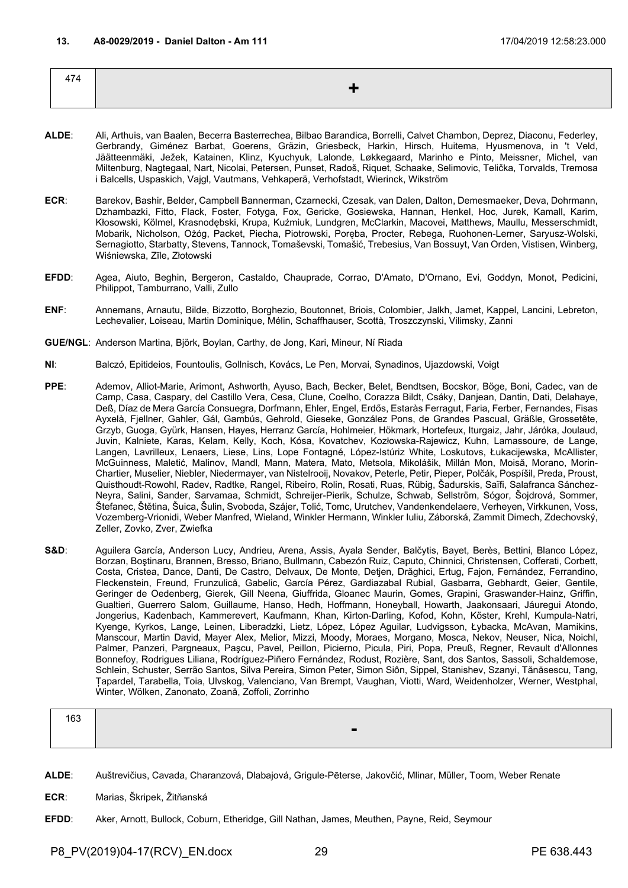### 13. A8-0029/2019 - Daniel Dalton - Am 111

17/04/2019 12:58:23.000

| 474 | + |
| --- | --- |

**ALDE**: Ali, Arthuis, van Baalen, Becerra Basterrechea, Bilbao Barandica, Borrelli, Calvet Chambon, Deprez, Diaconu, Federley, Gerbrandy, Giménez Barbat, Goerens, Gräzin, Griesbeck, Harkin, Hirsch, Huitema, Hyusmenova, in 't Veld, Jäätteenmäki, Ježek, Katainen, Klinz, Kyuchyuk, Lalonde, Løkkegaard, Marinho e Pinto, Meissner, Michel, van Miltenburg, Nagtegaal, Nart, Nicolai, Petersen, Punset, Radoš, Riquet, Schaake, Selimovic, Telička, Torvalds, Tremosa i Balcells, Uspaskich, Vajgl, Vautmans, Vehkaperä, Verhofstadt, Wierinck, Wikström

**ECR**: Barekov, Bashir, Belder, Campbell Bannerman, Czarnecki, Czesak, van Dalen, Dalton, Demesmaeker, Deva, Dohrmann, Dzhambazki, Fitto, Flack, Foster, Fotyga, Fox, Gericke, Gosiewska, Hannan, Henkel, Hoc, Jurek, Kamall, Karim, Kłosowski, Kölmel, Krasnodębski, Krupa, Kuźmiuk, Lundgren, McClarkin, Macovei, Matthews, Maullu, Messerschmidt, Mobarik, Nicholson, Ożóg, Packet, Piecha, Piotrowski, Poręba, Procter, Rebega, Ruohonen-Lerner, Saryusz-Wolski, Sernagiotto, Starbatty, Stevens, Tannock, Tomašević, Tomašić, Trebesius, Van Bossuyt, Van Orden, Vistisen, Winberg, Wiśniewska, Zīle, Złotowski

**EFDD**: Agea, Aiuto, Beghin, Bergeron, Castaldo, Chauprade, Corrao, D'Amato, D'Ornano, Evi, Goddyn, Monot, Pedicini, Philippot, Tamburrano, Valli, Zullo

**ENF**: Annemans, Arnautu, Bilde, Bizzotto, Borghezio, Boutonnet, Briois, Colombier, Jalkh, Jamet, Kappel, Lancini, Lebreton, Lechevalier, Loiseau, Martin Dominique, Mélin, Schaffhauser, Scottà, Troszczynski, Vilimsky, Zanni

**GUE/NGL**: Anderson Martina, Björk, Boylan, Carthy, de Jong, Kari, Mineur, Ní Riada

**NI**: Balczó, Epitideios, Fountoulis, Gollnisch, Kovács, Le Pen, Morvai, Synadinos, Ujazdowski, Voigt

**PPE**: Ademov, Alliot-Marie, Arimont, Ashworth, Ayuso, Bach, Becker, Belet, Bendtsen, Bocskor, Böge, Boni, Cadec, van de Camp, Casa, Caspary, del Castillo Vera, Cesa, Clune, Coelho, Corazza Bildt, Csáky, Danjean, Dantin, Dati, Delahaye, Deß, Díaz de Mera García Consuegra, Dorfmann, Ehler, Engel, Erdős, Estaràs Ferragut, Faria, Ferber, Fernandes, Fisas Ayxelà, Fjellner, Gahler, Gál, Gambús, Gehrold, Gieseke, González Pons, de Grandes Pascual, Gräßle, Grossetête, Grzyb, Guoga, Gyürk, Hansen, Hayes, Herranz García, Hohlmeier, Hökmark, Hortefeux, Iturgaiz, Jahr, Járóka, Joulaud, Juvin, Kalniete, Karas, Kelam, Kelly, Koch, Kósa, Kovatchev, Kozłowska-Rajewicz, Kuhn, Lamassoure, de Lange, Langen, Lavrilleux, Lenaers, Liese, Lins, Lope Fontagné, López-Istúriz White, Loskutovs, Łukacijewska, McAllister, McGuinness, Maletić, Malinov, Mandl, Mann, Matera, Mato, Metsola, Mikolášik, Millán Mon, Moisă, Morano, Morin-Chartier, Muselier, Niebler, Niedermayer, van Nistelrooij, Novakov, Peterle, Petir, Pieper, Polčák, Pospíšil, Preda, Proust, Quisthoudt-Rowohl, Radev, Radtke, Rangel, Ribeiro, Rolin, Rosati, Ruas, Rübig, Šadurskis, Saïfi, Salafranca Sánchez-Neyra, Salini, Sander, Sarvamaa, Schmidt, Schreijer-Pierik, Schulze, Schwab, Sellström, Sógor, Šojdrová, Sommer, Štefanec, Štětina, Šuica, Šulin, Svoboda, Szájer, Tolić, Tomc, Urutchev, Vandenkendelaere, Verheyen, Virkkunen, Voss, Vozemberg-Vrionidi, Weber Manfred, Wieland, Winkler Hermann, Winkler Iuliu, Záborská, Zammit Dimech, Zdechovský, Zeller, Zovko, Zver, Zwiefka

**S&D**: Aguilera García, Anderson Lucy, Andrieu, Arena, Assis, Ayala Sender, Balčytis, Bayet, Berès, Bettini, Blanco López, Borzan, Boştinaru, Brannen, Bresso, Briano, Bullmann, Cabezón Ruiz, Caputo, Chinnici, Christensen, Cofferati, Corbett, Costa, Cristea, Dance, Danti, De Castro, Delvaux, De Monte, Detjen, Drăghici, Ertug, Fajon, Fernández, Ferrandino, Fleckenstein, Freund, Frunzulică, Gabelic, García Pérez, Gardiazabal Rubial, Gasbarra, Gebhardt, Geier, Gentile, Geringer de Oedenberg, Gierek, Gill Neena, Giuffrida, Gloanec Maurin, Gomes, Grapini, Graswander-Hainz, Griffin, Gualtieri, Guerrero Salom, Guillaume, Hanso, Hedh, Hoffmann, Honeyball, Howarth, Jaakonsaari, Jáuregui Atondo, Jongerius, Kadenbach, Kammerevert, Kaufmann, Khan, Kirton-Darling, Kofod, Kohn, Köster, Krehl, Kumpula-Natri, Kyenge, Kyrkos, Lange, Leinen, Liberadzki, Lietz, López, López Aguilar, Ludvigsson, Łybacka, McAvan, Mamikins, Manscour, Martin David, Mayer Alex, Melior, Mizzi, Moody, Moraes, Morgano, Mosca, Nekov, Neuser, Nica, Noichl, Palmer, Panzeri, Pargneaux, Paşcu, Pavel, Peillon, Picierno, Picula, Piri, Popa, Preuß, Regner, Revault d'Allonnes Bonnefoy, Rodrigues Liliana, Rodríguez-Piñero Fernández, Rodust, Rozière, Sant, dos Santos, Sassoli, Schaldemose, Schlein, Schuster, Serrão Santos, Silva Pereira, Simon Peter, Simon Siôn, Sippel, Stanishev, Szanyi, Tănăsescu, Tang, Ţapardel, Tarabella, Toia, Ulvskog, Valenciano, Van Brempt, Vaughan, Viotti, Ward, Weidenholzer, Werner, Westphal, Winter, Wölken, Zanonato, Zoană, Zoffoli, Zorrinho

| 163 | - |
| --- | --- |

**ALDE**: Auštrevičius, Cavada, Charanzová, Dlabajová, Grigule-Pēterse, Jakovčić, Mlinar, Müller, Toom, Weber Renate

**ECR**: Marias, Škripek, Žitňanská

**EFDD**: Aker, Arnott, Bullock, Coburn, Etheridge, Gill Nathan, James, Meuthen, Payne, Reid, Seymour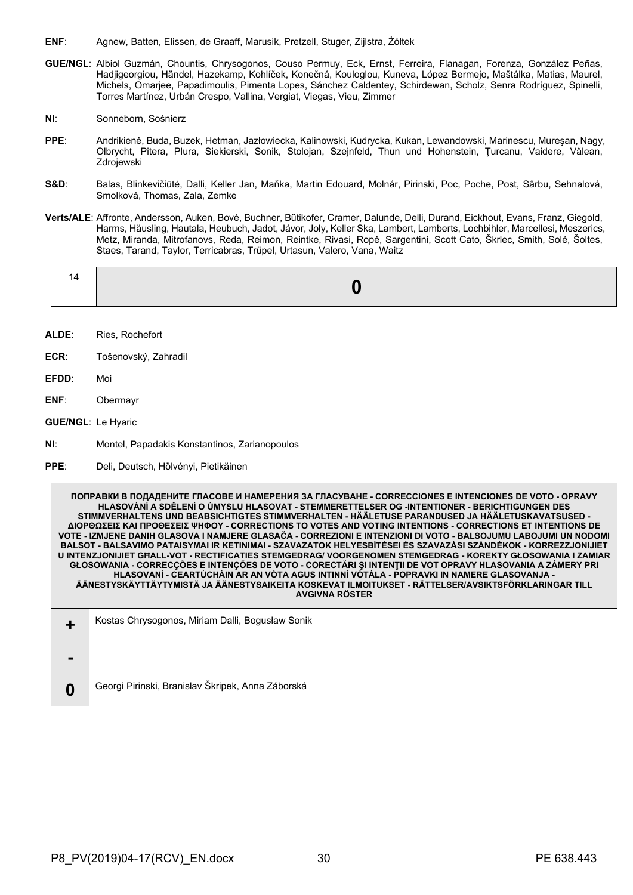**ENF**: Agnew, Batten, Elissen, de Graaff, Marusik, Pretzell, Stuger, Zijlstra, Żółtek

**GUE/NGL**: Albiol Guzmán, Chountis, Chrysogonos, Couso Permuy, Eck, Ernst, Ferreira, Flanagan, Forenza, González Peñas, Hadjigeorgiou, Händel, Hazekamp, Kohlíček, Konečná, Kouloglou, Kuneva, López Bermejo, Maštálka, Matias, Maurel, Michels, Omarjee, Papadimoulis, Pimenta Lopes, Sánchez Caldentey, Schirdewan, Scholz, Senra Rodríguez, Spinelli, Torres Martínez, Urbán Crespo, Vallina, Vergiat, Viegas, Vieu, Zimmer

**NI**: Sonneborn, Sośnierz

**PPE**: Andrikienė, Buda, Buzek, Hetman, Jazłowiecka, Kalinowski, Kudrycka, Kukan, Lewandowski, Marinescu, Mureşan, Nagy, Olbrycht, Pitera, Plura, Siekierski, Sonik, Stolojan, Szejnfeld, Thun und Hohenstein, Ţurcanu, Vaidere, Vălean, Zdrojewski

**S&D**: Balas, Blinkevičiūtė, Dalli, Keller Jan, Maňka, Martin Edouard, Molnár, Pirinski, Poc, Poche, Post, Sârbu, Sehnalová, Smolková, Thomas, Zala, Zemke

**Verts/ALE**: Affronte, Andersson, Auken, Bové, Buchner, Bütikofer, Cramer, Dalunde, Delli, Durand, Eickhout, Evans, Franz, Giegold, Harms, Häusling, Hautala, Heubuch, Jadot, Jávor, Joly, Keller Ska, Lambert, Lamberts, Lochbihler, Marcellesi, Meszerics, Metz, Miranda, Mitrofanovs, Reda, Reimon, Reintke, Rivasi, Ropė, Sargentini, Scott Cato, Škrlec, Smith, Solé, Šoltes, Staes, Tarand, Taylor, Terricabras, Trüpel, Urtasun, Valero, Vana, Waitz

| 14 | **0** |
|---|---|

**ALDE**: Ries, Rochefort

**ECR**: Tošenovský, Zahradil

**EFDD**: Moi

**ENF**: Obermayr

**GUE/NGL**: Le Hyaric

**NI**: Montel, Papadakis Konstantinos, Zarianopoulos

**PPE**: Deli, Deutsch, Hölvényi, Pietikäinen

| ПОПРАВКИ В ПОДАДЕНИТЕ ГЛАСОВЕ И НАМЕРЕНИЯ ЗА ГЛАСУВАНЕ - CORRECCIONES E INTENCIONES DE VOTO - OPRAVY HLASOVÁNÍ A SDĚLENÍ O ÚMYSLU HLASOVAT - STEMMERETTELSER OG -INTENTIONER - BERICHTIGUNGEN DES STIMMVERHALTENS UND BEABSICHTIGTES STIMMVERHALTEN - HÄÄLETUSE PARANDUSED JA HÄÄLETUSKAVATSUSED - ΔΙΟΡΘΩΣΕΙΣ ΚΑΙ ΠΡΟΘΕΣΕΙΣ ΨΗΦΟΥ - CORRECTIONS TO VOTES AND VOTING INTENTIONS - CORRECTIONS ET INTENTIONS DE VOTE - IZMJENE DANIH GLASOVA I NAMJERE GLASAČA - CORREZIONI E INTENZIONI DI VOTO - BALSOJUMU LABOJUMI UN NODOMI BALSOT - BALSAVIMO PATAISYMAI IR KETINIMAI - SZAVAZATOK HELYESBÍTÉSEI ÉS SZAVAZÁSI SZÁNDÉKOK - KORREZZJONIJIET U INTENZJONIJIET GĦALL-VOT - RECTIFICATIES STEMGEDRAG/ VOORGENOMEN STEMGEDRAG - KOREKTY GŁOSOWANIA I ZAMIAR GŁOSOWANIA - CORRECÇÕES E INTENÇÕES DE VOTO - CORECTĂRI ŞI INTENŢII DE VOT OPRAVY HLASOVANIA A ZÁMERY PRI HLASOVANÍ - CEARTÚCHÁIN AR AN VÓTA AGUS INTINNÍ VÓTÁLA - POPRAVKI IN NAMERE GLASOVANJA - ÄÄNESTYSKÄYTTÄYTYMISTÄ JA ÄÄNESTYSAIKEITA KOSKEVAT ILMOITUKSET - RÄTTELSER/AVSIKTSFÖRKLARINGAR TILL AVGIVNA RÖSTER | |
|---|---|
| **+** | Kostas Chrysogonos, Miriam Dalli, Bogusław Sonik |
| **-** | |
| **0** | Georgi Pirinski, Branislav Škripek, Anna Záborská |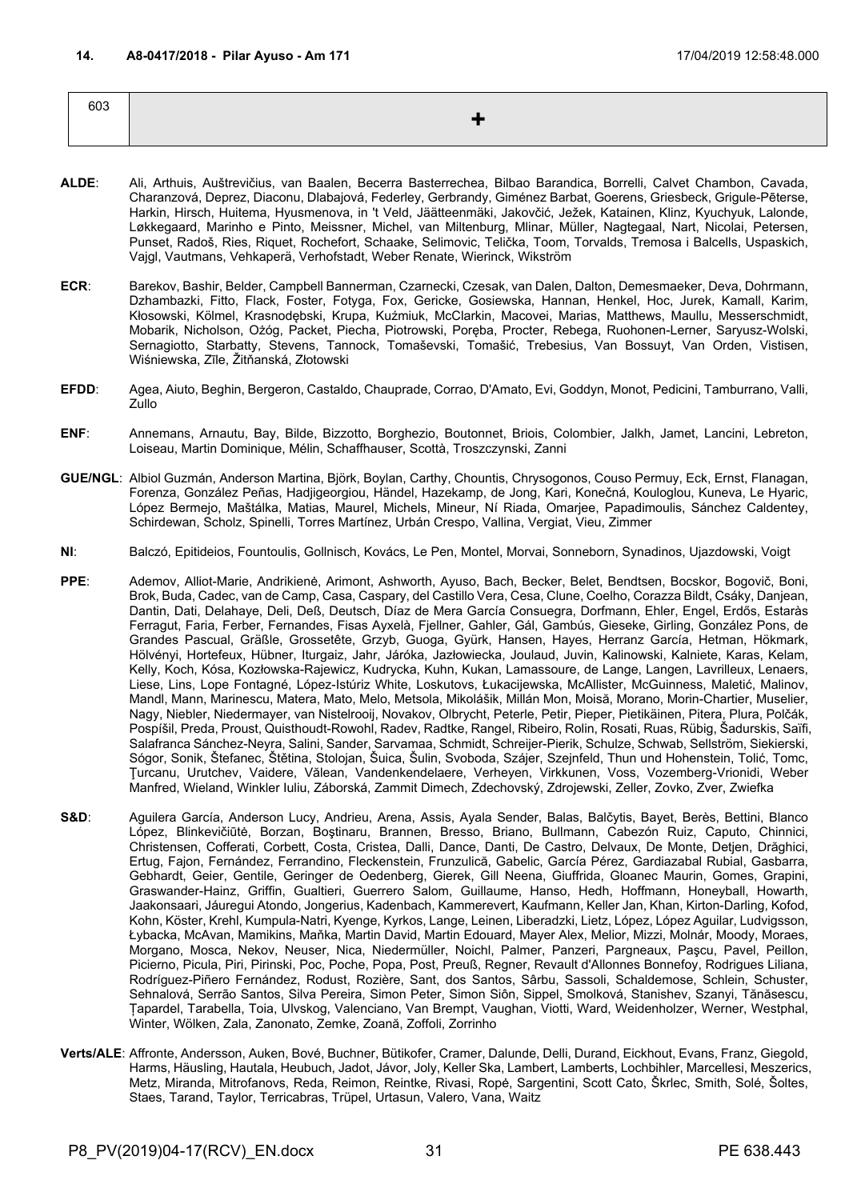### 14. A8-0417/2018 - Pilar Ayuso - Am 171

17/04/2019 12:58:48.000

| 603 | + |
|---|---|

**ALDE**: Ali, Arthuis, Auštrevičius, van Baalen, Becerra Basterrechea, Bilbao Barandica, Borrelli, Calvet Chambon, Cavada, Charanzová, Deprez, Diaconu, Dlabajová, Federley, Gerbrandy, Giménez Barbat, Goerens, Griesbeck, Grigule-Pēterse, Harkin, Hirsch, Huitema, Hyusmenova, in 't Veld, Jäätteenmäki, Jakovčić, Ježek, Katainen, Klinz, Kyuchyuk, Lalonde, Løkkegaard, Marinho e Pinto, Meissner, Michel, van Miltenburg, Mlinar, Müller, Nagtegaal, Nart, Nicolai, Petersen, Punset, Radoš, Ries, Riquet, Rochefort, Schaake, Selimovic, Telička, Toom, Torvalds, Tremosa i Balcells, Uspaskich, Vajgl, Vautmans, Vehkaperä, Verhofstadt, Weber Renate, Wierinck, Wikström

**ECR**: Barekov, Bashir, Belder, Campbell Bannerman, Czarnecki, Czesak, van Dalen, Dalton, Demesmaeker, Deva, Dohrmann, Dzhambazki, Fitto, Flack, Foster, Fotyga, Fox, Gericke, Gosiewska, Hannan, Henkel, Hoc, Jurek, Kamall, Karim, Kłosowski, Kölmel, Krasnodębski, Krupa, Kuźmiuk, McClarkin, Macovei, Marias, Matthews, Maullu, Messerschmidt, Mobarik, Nicholson, Ożóg, Packet, Piecha, Piotrowski, Poręba, Procter, Rebega, Ruohonen-Lerner, Saryusz-Wolski, Sernagiotto, Starbatty, Stevens, Tannock, Tomaševski, Tomašić, Trebesius, Van Bossuyt, Van Orden, Vistisen, Wiśniewska, Zīle, Žitňanská, Złotowski

**EFDD**: Agea, Aiuto, Beghin, Bergeron, Castaldo, Chauprade, Corrao, D'Amato, Evi, Goddyn, Monot, Pedicini, Tamburrano, Valli, Zullo

**ENF**: Annemans, Arnautu, Bay, Bilde, Bizzotto, Borghezio, Boutonnet, Briois, Colombier, Jalkh, Jamet, Lancini, Lebreton, Loiseau, Martin Dominique, Mélin, Schaffhauser, Scottà, Troszczynski, Zanni

**GUE/NGL**: Albiol Guzmán, Anderson Martina, Björk, Boylan, Carthy, Chountis, Chrysogonos, Couso Permuy, Eck, Ernst, Flanagan, Forenza, González Peñas, Hadjigeorgiou, Händel, Hazekamp, de Jong, Kari, Konečná, Kouloglou, Kuneva, Le Hyaric, López Bermejo, Maštálka, Matias, Maurel, Michels, Mineur, Ní Riada, Omarjee, Papadimoulis, Sánchez Caldentey, Schirdewan, Scholz, Spinelli, Torres Martínez, Urbán Crespo, Vallina, Vergiat, Vieu, Zimmer

**NI**: Balczó, Epitideios, Fountoulis, Gollnisch, Kovács, Le Pen, Montel, Morvai, Sonneborn, Synadinos, Ujazdowski, Voigt

**PPE**: Ademov, Alliot-Marie, Andrikienė, Arimont, Ashworth, Ayuso, Bach, Becker, Belet, Bendtsen, Bocskor, Bogovič, Boni, Brok, Buda, Cadec, van de Camp, Casa, Caspary, del Castillo Vera, Cesa, Clune, Coelho, Corazza Bildt, Csáky, Danjean, Dantin, Dati, Delahaye, Deli, Deß, Deutsch, Díaz de Mera García Consuegra, Dorfmann, Ehler, Engel, Erdős, Estaràs Ferragut, Faria, Ferber, Fernandes, Fisas Ayxelà, Fjellner, Gahler, Gál, Gambús, Gieseke, Girling, González Pons, de Grandes Pascual, Gräßle, Grossetête, Grzyb, Guoga, Gyürk, Hansen, Hayes, Herranz García, Hetman, Hökmark, Hölvényi, Hortefeux, Hübner, Iturgaiz, Jahr, Járóka, Jazłowiecka, Joulaud, Juvin, Kalinowski, Kalniete, Karas, Kelam, Kelly, Koch, Kósa, Kozłowska-Rajewicz, Kudrycka, Kuhn, Kukan, Lamassoure, de Lange, Langen, Lavrilleux, Lenaers, Liese, Lins, Lope Fontagné, López-Istúriz White, Loskutovs, Łukacijewska, McAllister, McGuinness, Maletić, Malinov, Mandl, Mann, Marinescu, Matera, Mato, Melo, Metsola, Mikolášik, Millán Mon, Moisă, Morano, Morin-Chartier, Muselier, Nagy, Niebler, Niedermayer, van Nistelrooij, Novakov, Olbrycht, Peterle, Petir, Pieper, Pietikäinen, Pitera, Plura, Polčák, Pospíšil, Preda, Proust, Quisthoudt-Rowohl, Radev, Radtke, Rangel, Ribeiro, Rolin, Rosati, Ruas, Rübig, Šadurskis, Saïfi, Salafranca Sánchez-Neyra, Salini, Sander, Sarvamaa, Schmidt, Schreijer-Pierik, Schulze, Schwab, Sellström, Siekierski, Sógor, Sonik, Štefanec, Štětina, Stolojan, Šuica, Šulin, Svoboda, Szájer, Szejnfeld, Thun und Hohenstein, Tolić, Tomc, Ţurcanu, Urutchev, Vaidere, Vălean, Vandenkendelaere, Verheyen, Virkkunen, Voss, Vozemberg-Vrionidi, Weber Manfred, Wieland, Winkler Iuliu, Záborská, Zammit Dimech, Zdechovský, Zdrojewski, Zeller, Zovko, Zver, Zwiefka

**S&D**: Aguilera García, Anderson Lucy, Andrieu, Arena, Assis, Ayala Sender, Balas, Balčytis, Bayet, Berès, Bettini, Blanco López, Blinkevičiūtė, Borzan, Boştinaru, Brannen, Bresso, Briano, Bullmann, Cabezón Ruiz, Caputo, Chinnici, Christensen, Cofferati, Corbett, Costa, Cristea, Dalli, Dance, Danti, De Castro, Delvaux, De Monte, Detjen, Drăghici, Ertug, Fajon, Fernández, Ferrandino, Fleckenstein, Frunzulică, Gabelic, García Pérez, Gardiazabal Rubial, Gasbarra, Gebhardt, Geier, Gentile, Geringer de Oedenberg, Gierek, Gill Neena, Giuffrida, Gloanec Maurin, Gomes, Grapini, Graswander-Hainz, Griffin, Gualtieri, Guerrero Salom, Guillaume, Hanso, Hedh, Hoffmann, Honeyball, Howarth, Jaakonsaari, Jáuregui Atondo, Jongerius, Kadenbach, Kammerevert, Kaufmann, Keller Jan, Khan, Kirton-Darling, Kofod, Kohn, Köster, Krehl, Kumpula-Natri, Kyenge, Kyrkos, Lange, Leinen, Liberadzki, Lietz, López, López Aguilar, Ludvigsson, Łybacka, McAvan, Mamikins, Maňka, Martin David, Martin Edouard, Mayer Alex, Melior, Mizzi, Molnár, Moody, Moraes, Morgano, Mosca, Nekov, Neuser, Nica, Niedermüller, Noichl, Palmer, Panzeri, Pargneaux, Paşcu, Pavel, Peillon, Picierno, Picula, Piri, Pirinski, Poc, Poche, Popa, Post, Preuß, Regner, Revault d'Allonnes Bonnefoy, Rodrigues Liliana, Rodríguez-Piñero Fernández, Rodust, Rozière, Sant, dos Santos, Sârbu, Sassoli, Schaldemose, Schlein, Schuster, Sehnalová, Serrão Santos, Silva Pereira, Simon Peter, Simon Siôn, Sippel, Smolková, Stanishev, Szanyi, Tănăsescu, Ţapardel, Tarabella, Toia, Ulvskog, Valenciano, Van Brempt, Vaughan, Viotti, Ward, Weidenholzer, Werner, Westphal, Winter, Wölken, Zala, Zanonato, Zemke, Zoană, Zoffoli, Zorrinho

**Verts/ALE**: Affronte, Andersson, Auken, Bové, Buchner, Bütikofer, Cramer, Dalunde, Delli, Durand, Eickhout, Evans, Franz, Giegold, Harms, Häusling, Hautala, Heubuch, Jadot, Jávor, Joly, Keller Ska, Lambert, Lamberts, Lochbihler, Marcellesi, Meszerics, Metz, Miranda, Mitrofanovs, Reda, Reimon, Reintke, Rivasi, Ropė, Sargentini, Scott Cato, Škrlec, Smith, Solé, Šoltes, Staes, Tarand, Taylor, Terricabras, Trüpel, Urtasun, Valero, Vana, Waitz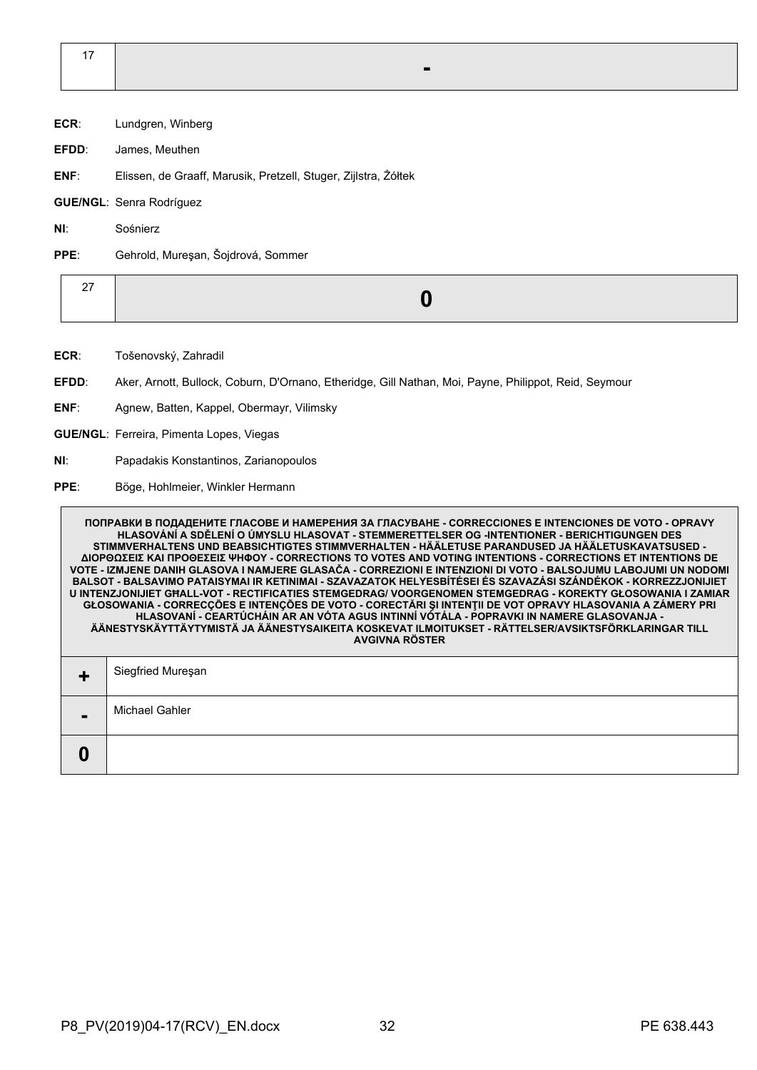| 17 | - |
|---|---|

**ECR**: Lundgren, Winberg

**EFDD**: James, Meuthen

**ENF**: Elissen, de Graaff, Marusik, Pretzell, Stuger, Zijlstra, Żółtek

**GUE/NGL**: Senra Rodríguez

**NI**: Sośnierz

**PPE**: Gehrold, Mureşan, Šojdrová, Sommer

| 27 | 0 |
|---|---|

**ECR**: Tošenovský, Zahradil

**EFDD**: Aker, Arnott, Bullock, Coburn, D'Ornano, Etheridge, Gill Nathan, Moi, Payne, Philippot, Reid, Seymour

**ENF**: Agnew, Batten, Kappel, Obermayr, Vilimsky

**GUE/NGL**: Ferreira, Pimenta Lopes, Viegas

**NI**: Papadakis Konstantinos, Zarianopoulos

**PPE**: Böge, Hohlmeier, Winkler Hermann

| ПОПРАВКИ В ПОДАДЕНИТЕ ГЛАСОВЕ И НАМЕРЕНИЯ ЗА ГЛАСУВАНЕ - CORRECCIONES E INTENCIONES DE VOTO - OPRAVY HLASOVÁNÍ A SDĚLENÍ O ÚMYSLU HLASOVAT - STEMMERETTELSER OG -INTENTIONER - BERICHTIGUNGEN DES STIMMVERHALTENS UND BEABSICHTIGTES STIMMVERHALTEN - HÄÄLETUSE PARANDUSED JA HÄÄLETUSKAVATSUSED - ΔΙΟΡΘΩΣΕΙΣ ΚΑΙ ΠΡΟΘΕΣΕΙΣ ΨΗΦΟΥ - CORRECTIONS TO VOTES AND VOTING INTENTIONS - CORRECTIONS ET INTENTIONS DE VOTE - IZMJENE DANIH GLASOVA I NAMJERE GLASAČA - CORREZIONI E INTENZIONI DI VOTO - BALSOJUMU LABOJUMI UN NODOMI BALSOT - BALSAVIMO PATAISYMAI IR KETINIMAI - SZAVAZATOK HELYESBÍTÉSEI ÉS SZAVAZÁSI SZÁNDÉKOK - KORREZZJONIJIET U INTENZJONIJIET GĦALL-VOT - RECTIFICATIES STEMGEDRAG/ VOORGENOMEN STEMGEDRAG - KOREKTY GŁOSOWANIA I ZAMIAR GŁOSOWANIA - CORRECÇÕES E INTENÇÕES DE VOTO - CORECTĂRI ŞI INTENŢII DE VOT OPRAVY HLASOVANIA A ZÁMERY PRI HLASOVANÍ - CEARTÚCHÁIN AR AN VÓTA AGUS INTINNÍ VÓTÁLA - POPRAVKI IN NAMERE GLASOVANJA - ÄÄNESTYSKÄYTTÄYTYMISTÄ JA ÄÄNESTYSAIKEITA KOSKEVAT ILMOITUKSET - RÄTTELSER/AVSIKTSFÖRKLARINGAR TILL AVGIVNA RÖSTER | |
|---|---|
| + | Siegfried Mureşan |
| - | Michael Gahler |
| 0 | |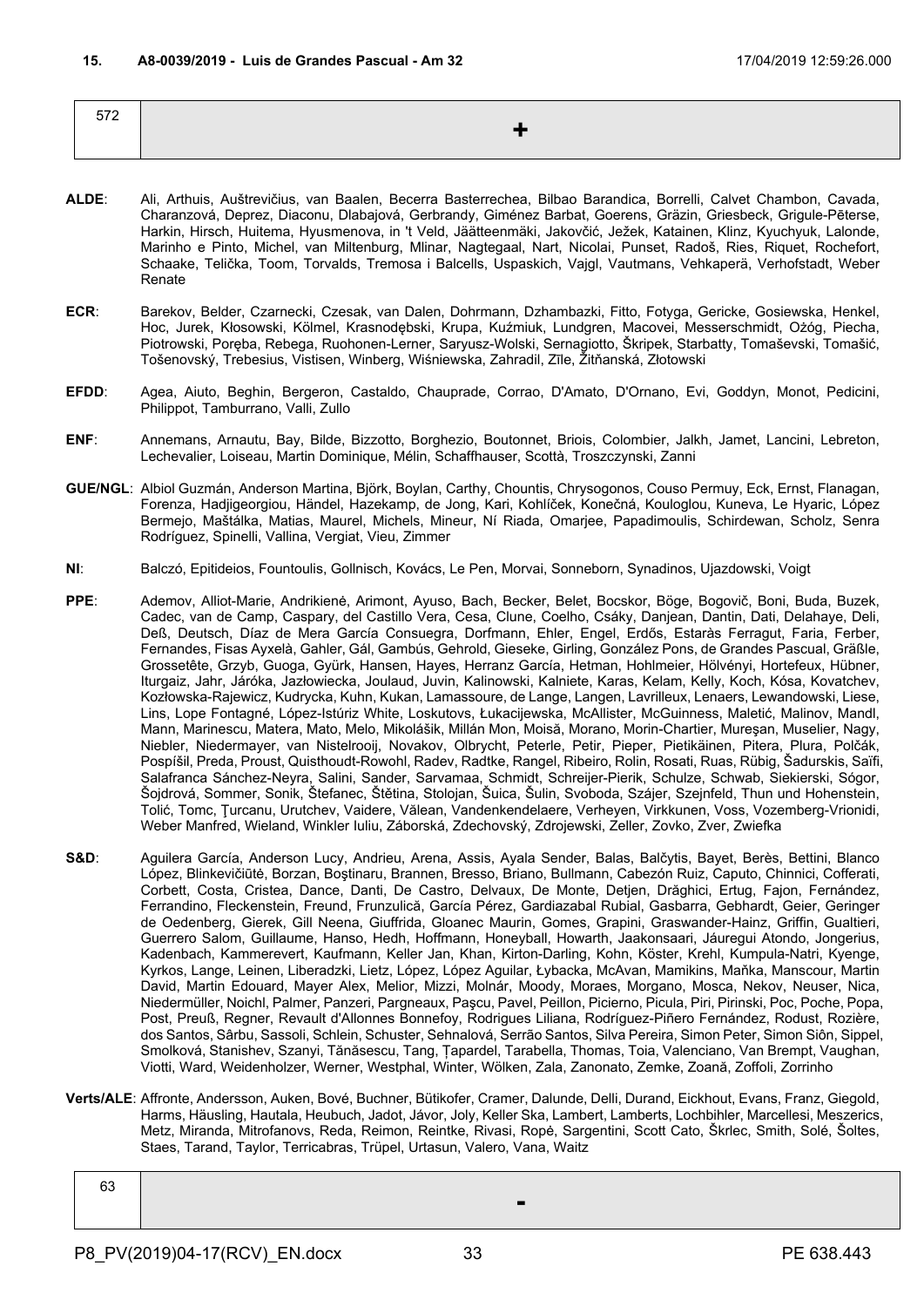**15. A8-0039/2019 - Luis de Grandes Pascual - Am 32 17/04/2019 12:59:26.000**

| 572 | + |
|---|---|

**ALDE**: Ali, Arthuis, Auštrevičius, van Baalen, Becerra Basterrechea, Bilbao Barandica, Borrelli, Calvet Chambon, Cavada, Charanzová, Deprez, Diaconu, Dlabajová, Gerbrandy, Giménez Barbat, Goerens, Gräzin, Griesbeck, Grigule-Pēterse, Harkin, Hirsch, Huitema, Hyusmenova, in 't Veld, Jäätteenmäki, Jakovčić, Ježek, Katainen, Klinz, Kyuchyuk, Lalonde, Marinho e Pinto, Michel, van Miltenburg, Mlinar, Nagtegaal, Nart, Nicolai, Punset, Radoš, Ries, Riquet, Rochefort, Schaake, Telička, Toom, Torvalds, Tremosa i Balcells, Uspaskich, Vajgl, Vautmans, Vehkaperä, Verhofstadt, Weber Renate

**ECR**: Barekov, Belder, Czarnecki, Czesak, van Dalen, Dohrmann, Dzhambazki, Fitto, Fotyga, Gericke, Gosiewska, Henkel, Hoc, Jurek, Kłosowski, Kölmel, Krasnodębski, Krupa, Kuźmiuk, Lundgren, Macovei, Messerschmidt, Ożóg, Piecha, Piotrowski, Poręba, Rebega, Ruohonen-Lerner, Saryusz-Wolski, Sernagiotto, Škripek, Starbatty, Tomaševski, Tomašić, Tošenovský, Trebesius, Vistisen, Winberg, Wiśniewska, Zahradil, Zīle, Žitňanská, Złotowski

**EFDD**: Agea, Aiuto, Beghin, Bergeron, Castaldo, Chauprade, Corrao, D'Amato, D'Ornano, Evi, Goddyn, Monot, Pedicini, Philippot, Tamburrano, Valli, Zullo

**ENF**: Annemans, Arnautu, Bay, Bilde, Bizzotto, Borghezio, Boutonnet, Briois, Colombier, Jalkh, Jamet, Lancini, Lebreton, Lechevalier, Loiseau, Martin Dominique, Mélin, Schaffhauser, Scottà, Troszczynski, Zanni

**GUE/NGL**: Albiol Guzmán, Anderson Martina, Björk, Boylan, Carthy, Chountis, Chrysogonos, Couso Permuy, Eck, Ernst, Flanagan, Forenza, Hadjigeorgiou, Händel, Hazekamp, de Jong, Kari, Kohlíček, Konečná, Kouloglou, Kuneva, Le Hyaric, López Bermejo, Maštálka, Matias, Maurel, Michels, Mineur, Ní Riada, Omarjee, Papadimoulis, Schirdewan, Scholz, Senra Rodríguez, Spinelli, Vallina, Vergiat, Vieu, Zimmer

**NI**: Balczó, Epitideios, Fountoulis, Gollnisch, Kovács, Le Pen, Morvai, Sonneborn, Synadinos, Ujazdowski, Voigt

**PPE**: Ademov, Alliot-Marie, Andrikienė, Arimont, Ayuso, Bach, Becker, Belet, Bocskor, Böge, Bogovič, Boni, Buda, Buzek, Cadec, van de Camp, Caspary, del Castillo Vera, Cesa, Clune, Coelho, Csáky, Danjean, Dantin, Dati, Delahaye, Deli, Deß, Deutsch, Díaz de Mera García Consuegra, Dorfmann, Ehler, Engel, Erdős, Estaràs Ferragut, Faria, Ferber, Fernandes, Fisas Ayxelà, Gahler, Gál, Gambús, Gehrold, Gieseke, Girling, González Pons, de Grandes Pascual, Gräßle, Grossetête, Grzyb, Guoga, Gyürk, Hansen, Hayes, Herranz García, Hetman, Hohlmeier, Hölvényi, Hortefeux, Hübner, Iturgaiz, Jahr, Járóka, Jazłowiecka, Joulaud, Juvin, Kalinowski, Kalniete, Karas, Kelam, Kelly, Koch, Kósa, Kovatchev, Kozłowska-Rajewicz, Kudrycka, Kuhn, Kukan, Lamassoure, de Lange, Langen, Lavrilleux, Lenaers, Lewandowski, Liese, Lins, Lope Fontagné, López-Istúriz White, Loskutovs, Łukacijewska, McAllister, McGuinness, Maletić, Malinov, Mandl, Mann, Marinescu, Matera, Mato, Melo, Mikolášik, Millán Mon, Moisă, Morano, Morin-Chartier, Mureşan, Muselier, Nagy, Niebler, Niedermayer, van Nistelrooij, Novakov, Olbrycht, Peterle, Petir, Pieper, Pietikäinen, Pitera, Plura, Polčák, Pospíšil, Preda, Proust, Quisthoudt-Rowohl, Radev, Radtke, Rangel, Ribeiro, Rolin, Rosati, Ruas, Rübig, Šadurskis, Saïfi, Salafranca Sánchez-Neyra, Salini, Sander, Sarvamaa, Schmidt, Schreijer-Pierik, Schulze, Schwab, Siekierski, Sógor, Šojdrová, Sommer, Sonik, Štefanec, Štětina, Stolojan, Šuica, Šulin, Svoboda, Szájer, Szejnfeld, Thun und Hohenstein, Tolić, Tomc, Ţurcanu, Urutchev, Vaidere, Vălean, Vandenkendelaere, Verheyen, Virkkunen, Voss, Vozemberg-Vrionidi, Weber Manfred, Wieland, Winkler Iuliu, Záborská, Zdechovský, Zdrojewski, Zeller, Zovko, Zver, Zwiefka

**S&D**: Aguilera García, Anderson Lucy, Andrieu, Arena, Assis, Ayala Sender, Balas, Balčytis, Bayet, Berès, Bettini, Blanco López, Blinkevičiūtė, Borzan, Boştinaru, Brannen, Bresso, Briano, Bullmann, Cabezón Ruiz, Caputo, Chinnici, Cofferati, Corbett, Costa, Cristea, Dance, Danti, De Castro, Delvaux, De Monte, Detjen, Drăghici, Ertug, Fajon, Fernández, Ferrandino, Fleckenstein, Freund, Frunzulică, García Pérez, Gardiazabal Rubial, Gasbarra, Gebhardt, Geier, Geringer de Oedenberg, Gierek, Gill Neena, Giuffrida, Gloanec Maurin, Gomes, Grapini, Graswander-Hainz, Griffin, Gualtieri, Guerrero Salom, Guillaume, Hanso, Hedh, Hoffmann, Honeyball, Howarth, Jaakonsaari, Jáuregui Atondo, Jongerius, Kadenbach, Kammerevert, Kaufmann, Keller Jan, Khan, Kirton-Darling, Kohn, Köster, Krehl, Kumpula-Natri, Kyenge, Kyrkos, Lange, Leinen, Liberadzki, Lietz, López, López Aguilar, Łybacka, McAvan, Mamikins, Maňka, Manscour, Martin David, Martin Edouard, Mayer Alex, Melior, Mizzi, Molnár, Moody, Moraes, Morgano, Mosca, Nekov, Neuser, Nica, Niedermüller, Noichl, Palmer, Panzeri, Pargneaux, Paşcu, Pavel, Peillon, Picierno, Picula, Piri, Pirinski, Poc, Poche, Popa, Post, Preuß, Regner, Revault d'Allonnes Bonnefoy, Rodrigues Liliana, Rodríguez-Piñero Fernández, Rodust, Rozière, dos Santos, Sârbu, Sassoli, Schlein, Schuster, Sehnalová, Serrão Santos, Silva Pereira, Simon Peter, Simon Siôn, Sippel, Smolková, Stanishev, Szanyi, Tănăsescu, Tang, Ţapardel, Tarabella, Thomas, Toia, Valenciano, Van Brempt, Vaughan, Viotti, Ward, Weidenholzer, Werner, Westphal, Winter, Wölken, Zala, Zanonato, Zemke, Zoană, Zoffoli, Zorrinho

**Verts/ALE**: Affronte, Andersson, Auken, Bové, Buchner, Bütikofer, Cramer, Dalunde, Delli, Durand, Eickhout, Evans, Franz, Giegold, Harms, Häusling, Hautala, Heubuch, Jadot, Jávor, Joly, Keller Ska, Lambert, Lamberts, Lochbihler, Marcellesi, Meszerics, Metz, Miranda, Mitrofanovs, Reda, Reimon, Reintke, Rivasi, Ropė, Sargentini, Scott Cato, Škrlec, Smith, Solé, Šoltes, Staes, Tarand, Taylor, Terricabras, Trüpel, Urtasun, Valero, Vana, Waitz

| 63 | - |
|---|---|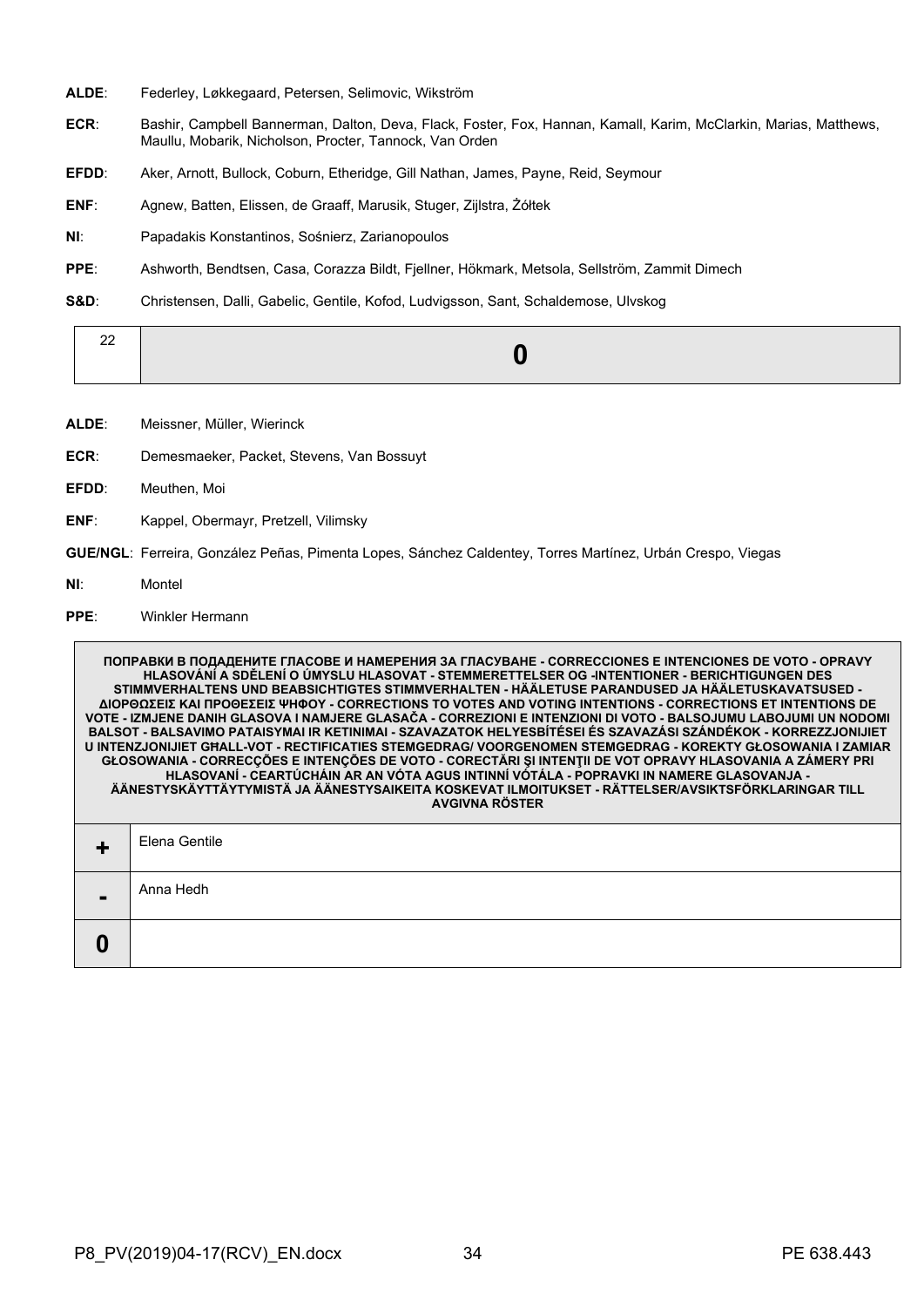**ALDE**: Federley, Løkkegaard, Petersen, Selimovic, Wikström

**ECR**: Bashir, Campbell Bannerman, Dalton, Deva, Flack, Foster, Fox, Hannan, Kamall, Karim, McClarkin, Marias, Matthews, Maullu, Mobarik, Nicholson, Procter, Tannock, Van Orden

**EFDD**: Aker, Arnott, Bullock, Coburn, Etheridge, Gill Nathan, James, Payne, Reid, Seymour

**ENF**: Agnew, Batten, Elissen, de Graaff, Marusik, Stuger, Zijlstra, Żółtek

**NI**: Papadakis Konstantinos, Sośnierz, Zarianopoulos

**PPE**: Ashworth, Bendtsen, Casa, Corazza Bildt, Fjellner, Hökmark, Metsola, Sellström, Zammit Dimech

**S&D**: Christensen, Dalli, Gabelic, Gentile, Kofod, Ludvigsson, Sant, Schaldemose, Ulvskog

| 22 | **0** |
|---|---|

**ALDE**: Meissner, Müller, Wierinck

**ECR**: Demesmaeker, Packet, Stevens, Van Bossuyt

**EFDD**: Meuthen, Moi

**ENF**: Kappel, Obermayr, Pretzell, Vilimsky

**GUE/NGL**: Ferreira, González Peñas, Pimenta Lopes, Sánchez Caldentey, Torres Martínez, Urbán Crespo, Viegas

**NI**: Montel

**PPE**: Winkler Hermann

| **ПОПРАВКИ В ПОДАДЕНИТЕ ГЛАСОВЕ И НАМЕРЕНИЯ ЗА ГЛАСУВАНЕ - CORRECCIONES E INTENCIONES DE VOTO - OPRAVY HLASOVÁNÍ A SDĚLENÍ O ÚMYSLU HLASOVAT - STEMMERETTELSER OG -INTENTIONER - BERICHTIGUNGEN DES STIMMVERHALTENS UND BEABSICHTIGTES STIMMVERHALTEN - HÄÄLETUSE PARANDUSED JA HÄÄLETUSKAVATSUSED - ΔΙΟΡΘΩΣΕΙΣ ΚΑΙ ΠΡΟΘΕΣΕΙΣ ΨΗΦΟΥ - CORRECTIONS TO VOTES AND VOTING INTENTIONS - CORRECTIONS ET INTENTIONS DE VOTE - IZMJENE DANIH GLASOVA I NAMJERE GLASAČA - CORREZIONI E INTENZIONI DI VOTO - BALSOJUMU LABOJUMI UN NODOMI BALSOT - BALSAVIMO PATAISYMAI IR KETINIMAI - SZAVAZATOK HELYESBÍTÉSEI ÉS SZAVAZÁSI SZÁNDÉKOK - KORREZZJONIJIET U INTENZJONIJIET GĦALL-VOT - RECTIFICATIES STEMGEDRAG/ VOORGENOMEN STEMGEDRAG - KOREKTY GŁOSOWANIA I ZAMIAR GŁOSOWANIA - CORRECÇÕES E INTENÇÕES DE VOTO - CORECTĂRI ŞI INTENŢII DE VOT OPRAVY HLASOVANIA A ZÁMERY PRI HLASOVANÍ - CEARTÚCHÁIN AR AN VÓTA AGUS INTINNÍ VÓTÁLA - POPRAVKI IN NAMERE GLASOVANJA - ÄÄNESTYSKÄYTTÄYTYMISTÄ JA ÄÄNESTYSAIKEITA KOSKEVAT ILMOITUKSET - RÄTTELSER/AVSIKTSFÖRKLARINGAR TILL AVGIVNA RÖSTER** | |
|---|---|
| **+** | Elena Gentile |
| **-** | Anna Hedh |
| **0** | |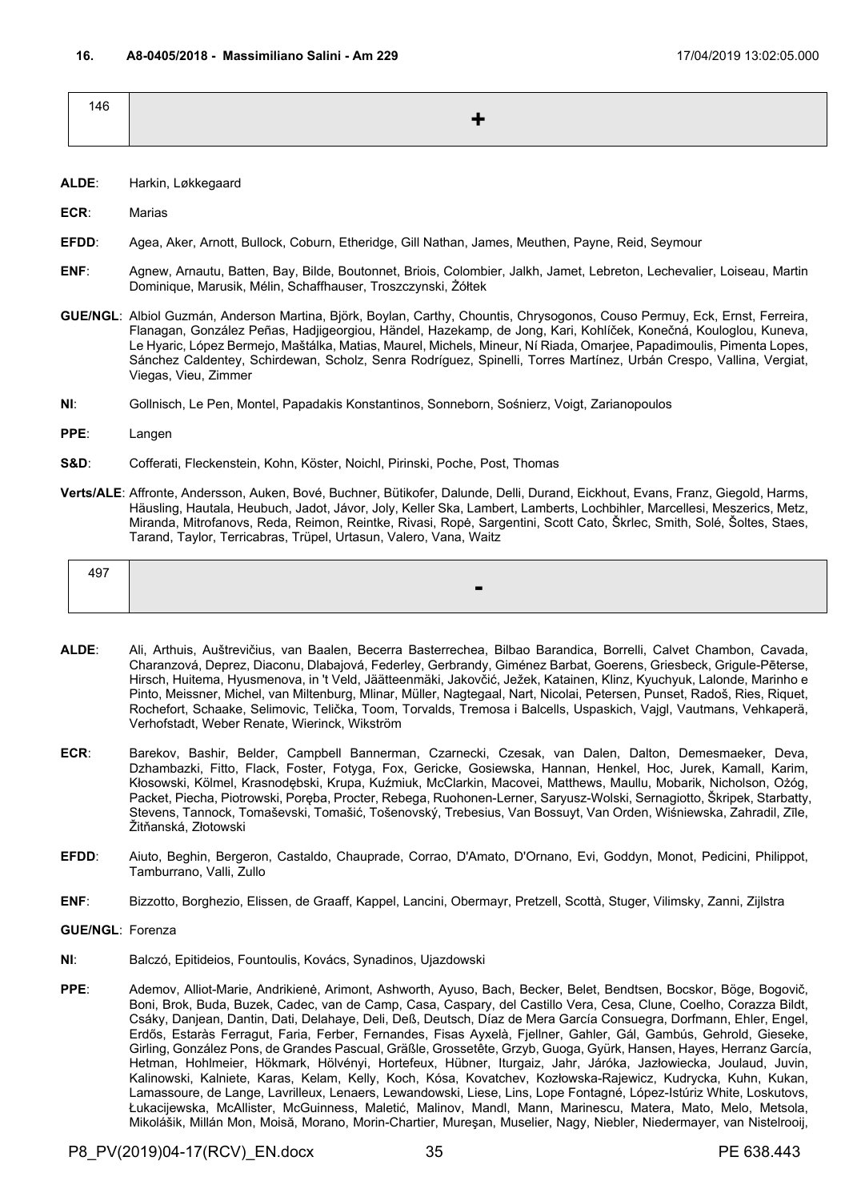**16. A8-0405/2018 - Massimiliano Salini - Am 229** 17/04/2019 13:02:05.000

| 146 | + |
|---|---|

**ALDE**: Harkin, Løkkegaard

**ECR**: Marias

**EFDD**: Agea, Aker, Arnott, Bullock, Coburn, Etheridge, Gill Nathan, James, Meuthen, Payne, Reid, Seymour

**ENF**: Agnew, Arnautu, Batten, Bay, Bilde, Boutonnet, Briois, Colombier, Jalkh, Jamet, Lebreton, Lechevalier, Loiseau, Martin Dominique, Marusik, Mélin, Schaffhauser, Troszczynski, Żółtek

**GUE/NGL**: Albiol Guzmán, Anderson Martina, Björk, Boylan, Carthy, Chountis, Chrysogonos, Couso Permuy, Eck, Ernst, Ferreira, Flanagan, González Peñas, Hadjigeorgiou, Händel, Hazekamp, de Jong, Kari, Kohlíček, Konečná, Kouloglou, Kuneva, Le Hyaric, López Bermejo, Maštálka, Matias, Maurel, Michels, Mineur, Ní Riada, Omarjee, Papadimoulis, Pimenta Lopes, Sánchez Caldentey, Schirdewan, Scholz, Senra Rodríguez, Spinelli, Torres Martínez, Urbán Crespo, Vallina, Vergiat, Viegas, Vieu, Zimmer

**NI**: Gollnisch, Le Pen, Montel, Papadakis Konstantinos, Sonneborn, Sośnierz, Voigt, Zarianopoulos

**PPE**: Langen

**S&D**: Cofferati, Fleckenstein, Kohn, Köster, Noichl, Pirinski, Poche, Post, Thomas

**Verts/ALE**: Affronte, Andersson, Auken, Bové, Buchner, Bütikofer, Dalunde, Delli, Durand, Eickhout, Evans, Franz, Giegold, Harms, Häusling, Hautala, Heubuch, Jadot, Jávor, Joly, Keller Ska, Lambert, Lamberts, Lochbihler, Marcellesi, Meszerics, Metz, Miranda, Mitrofanovs, Reda, Reimon, Reintke, Rivasi, Ropė, Sargentini, Scott Cato, Škrlec, Smith, Solé, Šoltes, Staes, Tarand, Taylor, Terricabras, Trüpel, Urtasun, Valero, Vana, Waitz

| 497 | - |
|---|---|

**ALDE**: Ali, Arthuis, Auštrevičius, van Baalen, Becerra Basterrechea, Bilbao Barandica, Borrelli, Calvet Chambon, Cavada, Charanzová, Deprez, Diaconu, Dlabajová, Federley, Gerbrandy, Giménez Barbat, Goerens, Griesbeck, Grigule-Pēterse, Hirsch, Huitema, Hyusmenova, in 't Veld, Jäätteenmäki, Jakovčić, Ježek, Katainen, Klinz, Kyuchyuk, Lalonde, Marinho e Pinto, Meissner, Michel, van Miltenburg, Mlinar, Müller, Nagtegaal, Nart, Nicolai, Petersen, Punset, Radoš, Ries, Riquet, Rochefort, Schaake, Selimovic, Telička, Toom, Torvalds, Tremosa i Balcells, Uspaskich, Vajgl, Vautmans, Vehkaperä, Verhofstadt, Weber Renate, Wierinck, Wikström

**ECR**: Barekov, Bashir, Belder, Campbell Bannerman, Czarnecki, Czesak, van Dalen, Dalton, Demesmaeker, Deva, Dzhambazki, Fitto, Flack, Foster, Fotyga, Fox, Gericke, Gosiewska, Hannan, Henkel, Hoc, Jurek, Kamall, Karim, Kłosowski, Kölmel, Krasnodębski, Krupa, Kuźmiuk, McClarkin, Macovei, Matthews, Maullu, Mobarik, Nicholson, Ożóg, Packet, Piecha, Piotrowski, Poręba, Procter, Rebega, Ruohonen-Lerner, Saryusz-Wolski, Sernagiotto, Škripek, Starbatty, Stevens, Tannock, Tomaševski, Tomašić, Tošenovský, Trebesius, Van Bossuyt, Van Orden, Wiśniewska, Zahradil, Zīle, Žitňanská, Złotowski

**EFDD**: Aiuto, Beghin, Bergeron, Castaldo, Chauprade, Corrao, D'Amato, D'Ornano, Evi, Goddyn, Monot, Pedicini, Philippot, Tamburrano, Valli, Zullo

**ENF**: Bizzotto, Borghezio, Elissen, de Graaff, Kappel, Lancini, Obermayr, Pretzell, Scottà, Stuger, Vilimsky, Zanni, Zijlstra

**GUE/NGL**: Forenza

**NI**: Balczó, Epitideios, Fountoulis, Kovács, Synadinos, Ujazdowski

**PPE**: Ademov, Alliot-Marie, Andrikienė, Arimont, Ashworth, Ayuso, Bach, Becker, Belet, Bendtsen, Bocskor, Böge, Bogovič, Boni, Brok, Buda, Buzek, Cadec, van de Camp, Casa, Caspary, del Castillo Vera, Cesa, Clune, Coelho, Corazza Bildt, Csáky, Danjean, Dantin, Dati, Delahaye, Deli, Deß, Deutsch, Díaz de Mera García Consuegra, Dorfmann, Ehler, Engel, Erdős, Estaràs Ferragut, Faria, Ferber, Fernandes, Fisas Ayxelà, Fjellner, Gahler, Gál, Gambús, Gehrold, Gieseke, Girling, González Pons, de Grandes Pascual, Gräßle, Grossetête, Grzyb, Guoga, Gyürk, Hansen, Hayes, Herranz García, Hetman, Hohlmeier, Hökmark, Hölvényi, Hortefeux, Hübner, Iturgaiz, Jahr, Járóka, Jazłowiecka, Joulaud, Juvin, Kalinowski, Kalniete, Karas, Kelam, Kelly, Koch, Kósa, Kovatchev, Kozłowska-Rajewicz, Kudrycka, Kuhn, Kukan, Lamassoure, de Lange, Lavrilleux, Lenaers, Lewandowski, Liese, Lins, Lope Fontagné, López-Istúriz White, Loskutovs, Łukacijewska, McAllister, McGuinness, Maletić, Malinov, Mandl, Mann, Marinescu, Matera, Mato, Melo, Metsola, Mikolášik, Millán Mon, Moisă, Morano, Morin-Chartier, Mureşan, Muselier, Nagy, Niebler, Niedermayer, van Nistelrooij,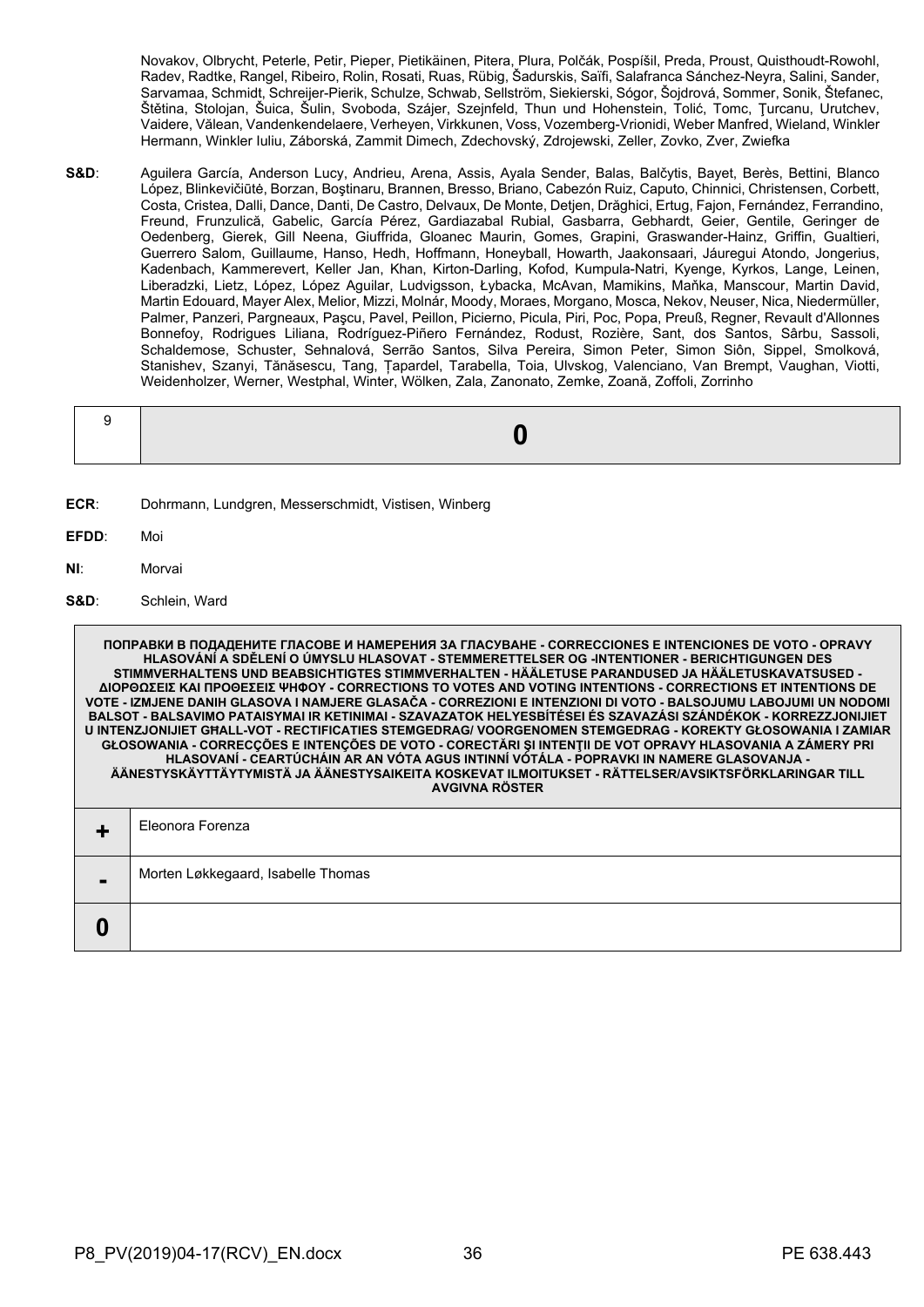Novakov, Olbrycht, Peterle, Petir, Pieper, Pietikäinen, Pitera, Plura, Polčák, Pospíšil, Preda, Proust, Quisthoudt-Rowohl, Radev, Radtke, Rangel, Ribeiro, Rolin, Rosati, Ruas, Rübig, Šadurskis, Saïfi, Salafranca Sánchez-Neyra, Salini, Sander, Sarvamaa, Schmidt, Schreijer-Pierik, Schulze, Schwab, Sellström, Siekierski, Sógor, Šojdrová, Sommer, Sonik, Štefanec, Štětina, Stolojan, Šuica, Šulin, Svoboda, Szájer, Szejnfeld, Thun und Hohenstein, Tolić, Tomc, Ţurcanu, Urutchev, Vaidere, Vălean, Vandenkendelaere, Verheyen, Virkkunen, Voss, Vozemberg-Vrionidi, Weber Manfred, Wieland, Winkler Hermann, Winkler Iuliu, Záborská, Zammit Dimech, Zdechovský, Zdrojewski, Zeller, Zovko, Zver, Zwiefka

**S&D**: Aguilera García, Anderson Lucy, Andrieu, Arena, Assis, Ayala Sender, Balas, Balčytis, Bayet, Berès, Bettini, Blanco López, Blinkevičiūtė, Borzan, Boştinaru, Brannen, Bresso, Briano, Cabezón Ruiz, Caputo, Chinnici, Christensen, Corbett, Costa, Cristea, Dalli, Dance, Danti, De Castro, Delvaux, De Monte, Detjen, Drăghici, Ertug, Fajon, Fernández, Ferrandino, Freund, Frunzulică, Gabelic, García Pérez, Gardiazabal Rubial, Gasbarra, Gebhardt, Geier, Gentile, Geringer de Oedenberg, Gierek, Gill Neena, Giuffrida, Gloanec Maurin, Gomes, Grapini, Graswander-Hainz, Griffin, Gualtieri, Guerrero Salom, Guillaume, Hanso, Hedh, Hoffmann, Honeyball, Howarth, Jaakonsaari, Jáuregui Atondo, Jongerius, Kadenbach, Kammerevert, Keller Jan, Khan, Kirton-Darling, Kofod, Kumpula-Natri, Kyenge, Kyrkos, Lange, Leinen, Liberadzki, Lietz, López, López Aguilar, Ludvigsson, Łybacka, McAvan, Mamikins, Maňka, Manscour, Martin David, Martin Edouard, Mayer Alex, Melior, Mizzi, Molnár, Moody, Moraes, Morgano, Mosca, Nekov, Neuser, Nica, Niedermüller, Palmer, Panzeri, Pargneaux, Paşcu, Pavel, Peillon, Picierno, Picula, Piri, Poc, Popa, Preuß, Regner, Revault d'Allonnes Bonnefoy, Rodrigues Liliana, Rodríguez-Piñero Fernández, Rodust, Rozière, Sant, dos Santos, Sârbu, Sassoli, Schaldemose, Schuster, Sehnalová, Serrão Santos, Silva Pereira, Simon Peter, Simon Siôn, Sippel, Smolková, Stanishev, Szanyi, Tănăsescu, Tang, Ţapardel, Tarabella, Toia, Ulvskog, Valenciano, Van Brempt, Vaughan, Viotti, Weidenholzer, Werner, Westphal, Winter, Wölken, Zala, Zanonato, Zemke, Zoană, Zoffoli, Zorrinho

| 9 | **0** |
|---|---|

**ECR**: Dohrmann, Lundgren, Messerschmidt, Vistisen, Winberg

**EFDD**: Moi

**NI**: Morvai

**S&D**: Schlein, Ward

| ПОПРАВКИ В ПОДАДЕНИТЕ ГЛАСОВЕ И НАМЕРЕНИЯ ЗА ГЛАСУВАНЕ - CORRECCIONES E INTENCIONES DE VOTO - OPRAVY HLASOVÁNÍ A SDĚLENÍ O ÚMYSLU HLASOVAT - STEMMERETTELSER OG -INTENTIONER - BERICHTIGUNGEN DES STIMMVERHALTENS UND BEABSICHTIGTES STIMMVERHALTEN - HÄÄLETUSE PARANDUSED JA HÄÄLETUSKAVATSUSED - ΔΙΟΡΘΩΣΕΙΣ ΚΑΙ ΠΡΟΘΕΣΕΙΣ ΨΗΦΟΥ - CORRECTIONS TO VOTES AND VOTING INTENTIONS - CORRECTIONS ET INTENTIONS DE VOTE - IZMJENE DANIH GLASOVA I NAMJERE GLASAČA - CORREZIONI E INTENZIONI DI VOTO - BALSOJUMU LABOJUMI UN NODOMI BALSOT - BALSAVIMO PATAISYMAI IR KETINIMAI - SZAVAZATOK HELYESBÍTÉSEI ÉS SZAVAZÁSI SZÁNDÉKOK - KORREZZJONIJIET U INTENZJONIJIET GĦALL-VOT - RECTIFICATIES STEMGEDRAG/ VOORGENOMEN STEMGEDRAG - KOREKTY GŁOSOWANIA I ZAMIAR GŁOSOWANIA - CORRECÇÕES E INTENÇÕES DE VOTO - CORECTĂRI ŞI INTENŢII DE VOT OPRAVY HLASOVANIA A ZÁMERY PRI HLASOVANÍ - CEARTÚCHÁIN AR AN VÓTA AGUS INTINNÍ VÓTÁLA - POPRAVKI IN NAMERE GLASOVANJA - ÄÄNESTYSKÄYTTÄYTYMISTÄ JA ÄÄNESTYSAIKEITA KOSKEVAT ILMOITUKSET - RÄTTELSER/AVSIKTSFÖRKLARINGAR TILL AVGIVNA RÖSTER | |
|---|---|
| **+** | Eleonora Forenza |
| **-** | Morten Løkkegaard, Isabelle Thomas |
| **0** | |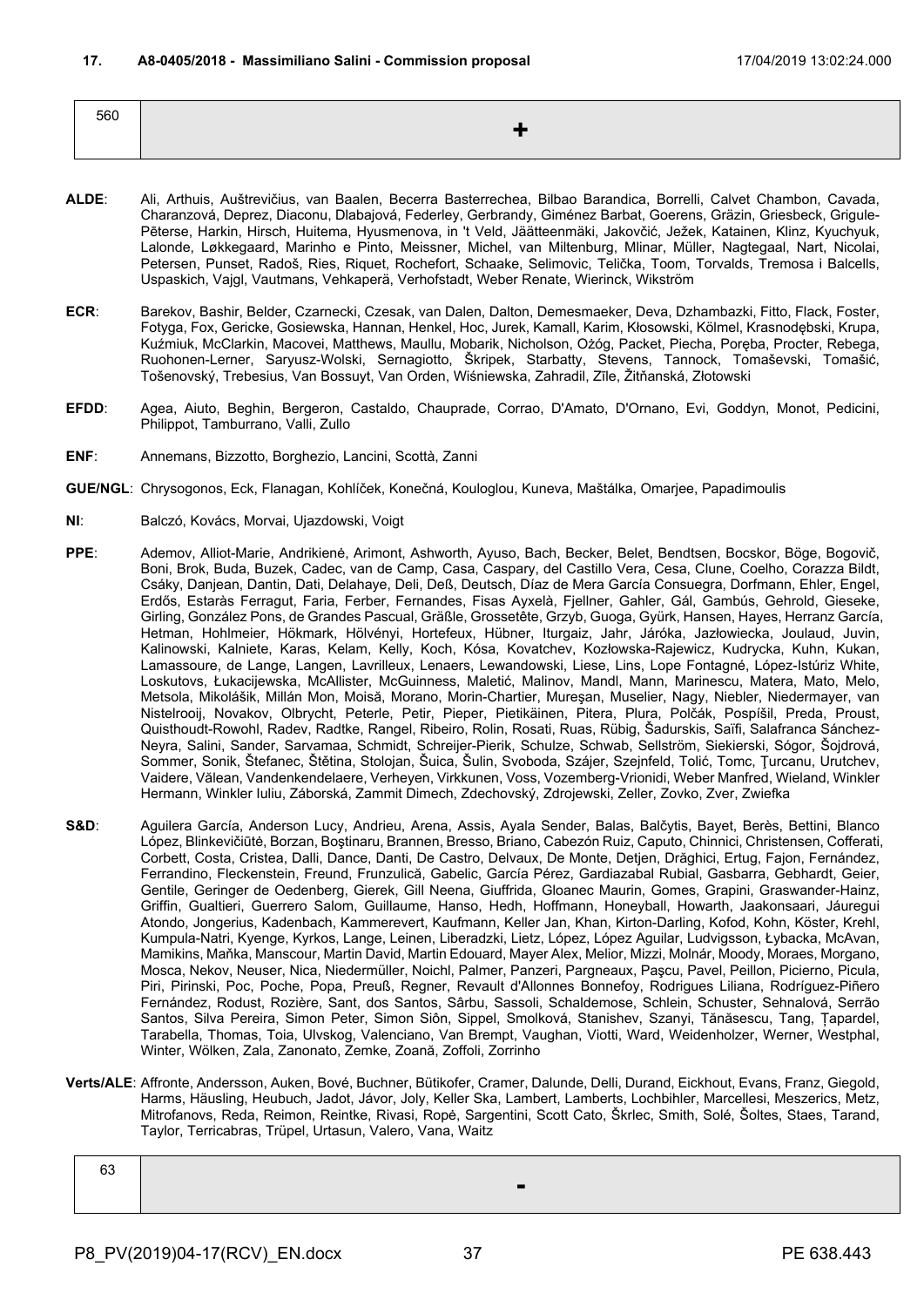### 17. A8-0405/2018 - Massimiliano Salini - Commission proposal 17/04/2019 13:02:24.000

| 560 | + |
|---|---|

**ALDE**: Ali, Arthuis, Auštrevičius, van Baalen, Becerra Basterrechea, Bilbao Barandica, Borrelli, Calvet Chambon, Cavada, Charanzová, Deprez, Diaconu, Dlabajová, Federley, Gerbrandy, Giménez Barbat, Goerens, Gräzin, Griesbeck, Grigule-Pēterse, Harkin, Hirsch, Huitema, Hyusmenova, in 't Veld, Jäätteenmäki, Jakovčić, Ježek, Katainen, Klinz, Kyuchyuk, Lalonde, Løkkegaard, Marinho e Pinto, Meissner, Michel, van Miltenburg, Mlinar, Müller, Nagtegaal, Nart, Nicolai, Petersen, Punset, Radoš, Ries, Riquet, Rochefort, Schaake, Selimovic, Telička, Toom, Torvalds, Tremosa i Balcells, Uspaskich, Vajgl, Vautmans, Vehkaperä, Verhofstadt, Weber Renate, Wierinck, Wikström

**ECR**: Barekov, Bashir, Belder, Czarnecki, Czesak, van Dalen, Dalton, Demesmaeker, Deva, Dzhambazki, Fitto, Flack, Foster, Fotyga, Fox, Gericke, Gosiewska, Hannan, Henkel, Hoc, Jurek, Kamall, Karim, Kłosowski, Kölmel, Krasnodębski, Krupa, Kuźmiuk, McClarkin, Macovei, Matthews, Maullu, Mobarik, Nicholson, Ożóg, Packet, Piecha, Poręba, Procter, Rebega, Ruohonen-Lerner, Saryusz-Wolski, Sernagiotto, Škripek, Starbatty, Stevens, Tannock, Tomaševski, Tomašić, Tošenovský, Trebesius, Van Bossuyt, Van Orden, Wiśniewska, Zahradil, Zīle, Žitňanská, Złotowski

**EFDD**: Agea, Aiuto, Beghin, Bergeron, Castaldo, Chauprade, Corrao, D'Amato, D'Ornano, Evi, Goddyn, Monot, Pedicini, Philippot, Tamburrano, Valli, Zullo

**ENF**: Annemans, Bizzotto, Borghezio, Lancini, Scottà, Zanni

**GUE/NGL**: Chrysogonos, Eck, Flanagan, Kohlíček, Konečná, Kouloglou, Kuneva, Maštálka, Omarjee, Papadimoulis

**NI**: Balczó, Kovács, Morvai, Ujazdowski, Voigt

**PPE**: Ademov, Alliot-Marie, Andrikienė, Arimont, Ashworth, Ayuso, Bach, Becker, Belet, Bendtsen, Bocskor, Böge, Bogovič, Boni, Brok, Buda, Buzek, Cadec, van de Camp, Casa, Caspary, del Castillo Vera, Cesa, Clune, Coelho, Corazza Bildt, Csáky, Danjean, Dantin, Dati, Delahaye, Deli, Deß, Deutsch, Díaz de Mera García Consuegra, Dorfmann, Ehler, Engel, Erdős, Estaràs Ferragut, Faria, Ferber, Fernandes, Fisas Ayxelà, Fjellner, Gahler, Gál, Gambús, Gehrold, Gieseke, Girling, González Pons, de Grandes Pascual, Gräßle, Grossetête, Grzyb, Guoga, Gyürk, Hansen, Hayes, Herranz García, Hetman, Hohlmeier, Hökmark, Hölvényi, Hortefeux, Hübner, Iturgaiz, Jahr, Járóka, Jazłowiecka, Joulaud, Juvin, Kalinowski, Kalniete, Karas, Kelam, Kelly, Koch, Kósa, Kovatchev, Kozłowska-Rajewicz, Kudrycka, Kuhn, Kukan, Lamassoure, de Lange, Langen, Lavrilleux, Lenaers, Lewandowski, Liese, Lins, Lope Fontagné, López-Istúriz White, Loskutovs, Łukacijewska, McAllister, McGuinness, Maletić, Malinov, Mandl, Mann, Marinescu, Matera, Mato, Melo, Metsola, Mikolášik, Millán Mon, Moisă, Morano, Morin-Chartier, Mureşan, Muselier, Nagy, Niebler, Niedermayer, van Nistelrooij, Novakov, Olbrycht, Peterle, Petir, Pieper, Pietikäinen, Pitera, Plura, Polčák, Pospíšil, Preda, Proust, Quisthoudt-Rowohl, Radev, Radtke, Rangel, Ribeiro, Rolin, Rosati, Ruas, Rübig, Šadurskis, Saïfi, Salafranca Sánchez-Neyra, Salini, Sander, Sarvamaa, Schmidt, Schreijer-Pierik, Schulze, Schwab, Sellström, Siekierski, Sógor, Šojdrová, Sommer, Sonik, Štefanec, Štětina, Stolojan, Šuica, Šulin, Svoboda, Szájer, Szejnfeld, Tolić, Tomc, Ţurcanu, Urutchev, Vaidere, Vălean, Vandenkendelaere, Verheyen, Virkkunen, Voss, Vozemberg-Vrionidi, Weber Manfred, Wieland, Winkler Hermann, Winkler Iuliu, Záborská, Zammit Dimech, Zdechovský, Zdrojewski, Zeller, Zovko, Zver, Zwiefka

**S&D**: Aguilera García, Anderson Lucy, Andrieu, Arena, Assis, Ayala Sender, Balas, Balčytis, Bayet, Berès, Bettini, Blanco López, Blinkevičiūtė, Borzan, Boştinaru, Brannen, Bresso, Briano, Cabezón Ruiz, Caputo, Chinnici, Christensen, Cofferati, Corbett, Costa, Cristea, Dalli, Dance, Danti, De Castro, Delvaux, De Monte, Detjen, Drăghici, Ertug, Fajon, Fernández, Ferrandino, Fleckenstein, Freund, Frunzulică, Gabelic, García Pérez, Gardiazabal Rubial, Gasbarra, Gebhardt, Geier, Gentile, Geringer de Oedenberg, Gierek, Gill Neena, Giuffrida, Gloanec Maurin, Gomes, Grapini, Graswander-Hainz, Griffin, Gualtieri, Guerrero Salom, Guillaume, Hanso, Hedh, Hoffmann, Honeyball, Howarth, Jaakonsaari, Jáuregui Atondo, Jongerius, Kadenbach, Kammerevert, Kaufmann, Keller Jan, Khan, Kirton-Darling, Kofod, Kohn, Köster, Krehl, Kumpula-Natri, Kyenge, Kyrkos, Lange, Leinen, Liberadzki, Lietz, López, López Aguilar, Ludvigsson, Łybacka, McAvan, Mamikins, Maňka, Manscour, Martin David, Martin Edouard, Mayer Alex, Melior, Mizzi, Molnár, Moody, Moraes, Morgano, Mosca, Nekov, Neuser, Nica, Niedermüller, Noichl, Palmer, Panzeri, Pargneaux, Paşcu, Pavel, Peillon, Picierno, Picula, Piri, Pirinski, Poc, Poche, Popa, Preuß, Regner, Revault d'Allonnes Bonnefoy, Rodrigues Liliana, Rodríguez-Piñero Fernández, Rodust, Rozière, Sant, dos Santos, Sârbu, Sassoli, Schaldemose, Schlein, Schuster, Sehnalová, Serrão Santos, Silva Pereira, Simon Peter, Simon Siôn, Sippel, Smolková, Stanishev, Szanyi, Tănăsescu, Tang, Ţapardel, Tarabella, Thomas, Toia, Ulvskog, Valenciano, Van Brempt, Vaughan, Viotti, Ward, Weidenholzer, Werner, Westphal, Winter, Wölken, Zala, Zanonato, Zemke, Zoană, Zoffoli, Zorrinho

**Verts/ALE**: Affronte, Andersson, Auken, Bové, Buchner, Bütikofer, Cramer, Dalunde, Delli, Durand, Eickhout, Evans, Franz, Giegold, Harms, Häusling, Heubuch, Jadot, Jávor, Joly, Keller Ska, Lambert, Lamberts, Lochbihler, Marcellesi, Meszerics, Metz, Mitrofanovs, Reda, Reimon, Reintke, Rivasi, Ropė, Sargentini, Scott Cato, Škrlec, Smith, Solé, Šoltes, Staes, Tarand, Taylor, Terricabras, Trüpel, Urtasun, Valero, Vana, Waitz

| 63 | - |
|---|---|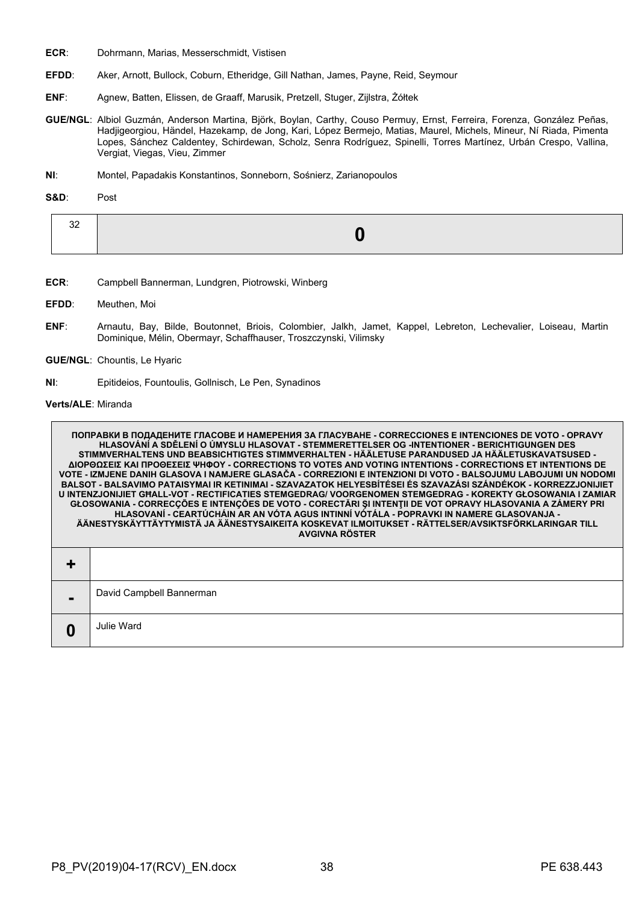**ECR**: Dohrmann, Marias, Messerschmidt, Vistisen

**EFDD**: Aker, Arnott, Bullock, Coburn, Etheridge, Gill Nathan, James, Payne, Reid, Seymour

**ENF**: Agnew, Batten, Elissen, de Graaff, Marusik, Pretzell, Stuger, Zijlstra, Żółtek

**GUE/NGL**: Albiol Guzmán, Anderson Martina, Björk, Boylan, Carthy, Couso Permuy, Ernst, Ferreira, Forenza, González Peñas, Hadjigeorgiou, Händel, Hazekamp, de Jong, Kari, López Bermejo, Matias, Maurel, Michels, Mineur, Ní Riada, Pimenta Lopes, Sánchez Caldentey, Schirdewan, Scholz, Senra Rodríguez, Spinelli, Torres Martínez, Urbán Crespo, Vallina, Vergiat, Viegas, Vieu, Zimmer

**NI**: Montel, Papadakis Konstantinos, Sonneborn, Sośnierz, Zarianopoulos

**S&D**: Post

| 32 | **0** |
|---|---|

**ECR**: Campbell Bannerman, Lundgren, Piotrowski, Winberg

**EFDD**: Meuthen, Moi

**ENF**: Arnautu, Bay, Bilde, Boutonnet, Briois, Colombier, Jalkh, Jamet, Kappel, Lebreton, Lechevalier, Loiseau, Martin Dominique, Mélin, Obermayr, Schaffhauser, Troszczynski, Vilimsky

**GUE/NGL**: Chountis, Le Hyaric

**NI**: Epitideios, Fountoulis, Gollnisch, Le Pen, Synadinos

**Verts/ALE**: Miranda

| ПОПРАВКИ В ПОДАДЕНИТЕ ГЛАСОВЕ И НАМЕРЕНИЯ ЗА ГЛАСУВАНЕ - CORRECCIONES E INTENCIONES DE VOTO - OPRAVY HLASOVÁNÍ A SDĚLENÍ O ÚMYSLU HLASOVAT - STEMMERETTELSER OG -INTENTIONER - BERICHTIGUNGEN DES STIMMVERHALTENS UND BEABSICHTIGTES STIMMVERHALTEN - HÄÄLETUSE PARANDUSED JA HÄÄLETUSKAVATSUSED - ΔΙΟΡΘΩΣΕΙΣ ΚΑΙ ΠΡΟΘΕΣΕΙΣ ΨΗΦΟΥ - CORRECTIONS TO VOTES AND VOTING INTENTIONS - CORRECTIONS ET INTENTIONS DE VOTE - IZMJENE DANIH GLASOVA I NAMJERE GLASAČA - CORREZIONI E INTENZIONI DI VOTO - BALSOJUMU LABOJUMI UN NODOMI BALSOT - BALSAVIMO PATAISYMAI IR KETINIMAI - SZAVAZATOK HELYESBÍTÉSEI ÉS SZAVAZÁSI SZÁNDÉKOK - KORREZZJONIJIET U INTENZJONIJIET GĦALL-VOT - RECTIFICATIES STEMGEDRAG/ VOORGENOMEN STEMGEDRAG - KOREKTY GŁOSOWANIA I ZAMIAR GŁOSOWANIA - CORRECÇÕES E INTENÇÕES DE VOTO - CORECTĂRI ŞI INTENŢII DE VOT OPRAVY HLASOVANIA A ZÁMERY PRI HLASOVANÍ - CEARTÚCHÁIN AR AN VÓTA AGUS INTINNÍ VÓTÁLA - POPRAVKI IN NAMERE GLASOVANJA - ÄÄNESTYSKÄYTTÄYTYMISTÄ JA ÄÄNESTYSAIKEITA KOSKEVAT ILMOITUKSET - RÄTTELSER/AVSIKTSFÖRKLARINGAR TILL AVGIVNA RÖSTER | |
|---|---|
| **+** | |
| **-** | David Campbell Bannerman |
| **0** | Julie Ward |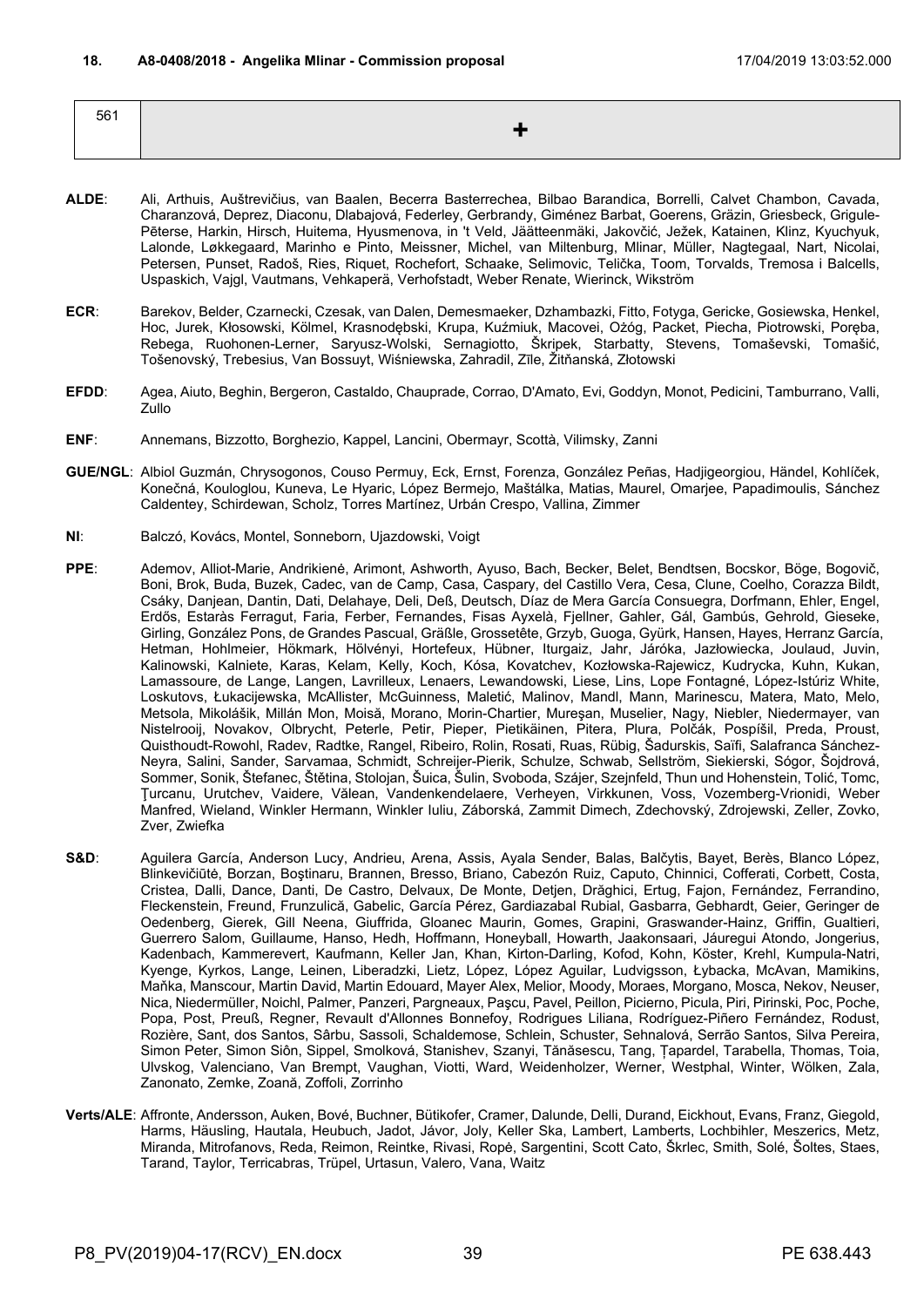**18. A8-0408/2018 - Angelika Mlinar - Commission proposal** 17/04/2019 13:03:52.000

| 561 | + |
|---|---|

**ALDE**: Ali, Arthuis, Auštrevičius, van Baalen, Becerra Basterrechea, Bilbao Barandica, Borrelli, Calvet Chambon, Cavada, Charanzová, Deprez, Diaconu, Dlabajová, Federley, Gerbrandy, Giménez Barbat, Goerens, Gräzin, Griesbeck, Grigule-Pēterse, Harkin, Hirsch, Huitema, Hyusmenova, in 't Veld, Jäätteenmäki, Jakovčić, Ježek, Katainen, Klinz, Kyuchyuk, Lalonde, Løkkegaard, Marinho e Pinto, Meissner, Michel, van Miltenburg, Mlinar, Müller, Nagtegaal, Nart, Nicolai, Petersen, Punset, Radoš, Ries, Riquet, Rochefort, Schaake, Selimovic, Telička, Toom, Torvalds, Tremosa i Balcells, Uspaskich, Vajgl, Vautmans, Vehkaperä, Verhofstadt, Weber Renate, Wierinck, Wikström

**ECR**: Barekov, Belder, Czarnecki, Czesak, van Dalen, Demesmaeker, Dzhambazki, Fitto, Fotyga, Gericke, Gosiewska, Henkel, Hoc, Jurek, Kłosowski, Kölmel, Krasnodębski, Krupa, Kuźmiuk, Macovei, Ożóg, Packet, Piecha, Piotrowski, Poręba, Rebega, Ruohonen-Lerner, Saryusz-Wolski, Sernagiotto, Škripek, Starbatty, Stevens, Tomaševski, Tomašić, Tošenovský, Trebesius, Van Bossuyt, Wiśniewska, Zahradil, Zīle, Žitňanská, Złotowski

**EFDD**: Agea, Aiuto, Beghin, Bergeron, Castaldo, Chauprade, Corrao, D'Amato, Evi, Goddyn, Monot, Pedicini, Tamburrano, Valli, Zullo

**ENF**: Annemans, Bizzotto, Borghezio, Kappel, Lancini, Obermayr, Scottà, Vilimsky, Zanni

**GUE/NGL**: Albiol Guzmán, Chrysogonos, Couso Permuy, Eck, Ernst, Forenza, González Peñas, Hadjigeorgiou, Händel, Kohlíček, Konečná, Kouloglou, Kuneva, Le Hyaric, López Bermejo, Maštálka, Matias, Maurel, Omarjee, Papadimoulis, Sánchez Caldentey, Schirdewan, Scholz, Torres Martínez, Urbán Crespo, Vallina, Zimmer

**NI**: Balczó, Kovács, Montel, Sonneborn, Ujazdowski, Voigt

**PPE**: Ademov, Alliot-Marie, Andrikienė, Arimont, Ashworth, Ayuso, Bach, Becker, Belet, Bendtsen, Bocskor, Böge, Bogovič, Boni, Brok, Buda, Buzek, Cadec, van de Camp, Casa, Caspary, del Castillo Vera, Cesa, Clune, Coelho, Corazza Bildt, Csáky, Danjean, Dantin, Dati, Delahaye, Deli, Deß, Deutsch, Díaz de Mera García Consuegra, Dorfmann, Ehler, Engel, Erdős, Estaràs Ferragut, Faria, Ferber, Fernandes, Fisas Ayxelà, Fjellner, Gahler, Gál, Gambús, Gehrold, Gieseke, Girling, González Pons, de Grandes Pascual, Gräßle, Grossetête, Grzyb, Guoga, Gyürk, Hansen, Hayes, Herranz García, Hetman, Hohlmeier, Hökmark, Hölvényi, Hortefeux, Hübner, Iturgaiz, Jahr, Járóka, Jazłowiecka, Joulaud, Juvin, Kalinowski, Kalniete, Karas, Kelam, Kelly, Koch, Kósa, Kovatchev, Kozłowska-Rajewicz, Kudrycka, Kuhn, Kukan, Lamassoure, de Lange, Langen, Lavrilleux, Lenaers, Lewandowski, Liese, Lins, Lope Fontagné, López-Istúriz White, Loskutovs, Łukacijewska, McAllister, McGuinness, Maletić, Malinov, Mandl, Mann, Marinescu, Matera, Mato, Melo, Metsola, Mikolášik, Millán Mon, Moisă, Morano, Morin-Chartier, Mureşan, Muselier, Nagy, Niebler, Niedermayer, van Nistelrooij, Novakov, Olbrycht, Peterle, Petir, Pieper, Pietikäinen, Pitera, Plura, Polčák, Pospíšil, Preda, Proust, Quisthoudt-Rowohl, Radev, Radtke, Rangel, Ribeiro, Rolin, Rosati, Ruas, Rübig, Šadurskis, Saïfi, Salafranca Sánchez-Neyra, Salini, Sander, Sarvamaa, Schmidt, Schreijer-Pierik, Schulze, Schwab, Sellström, Siekierski, Sógor, Šojdrová, Sommer, Sonik, Štefanec, Štětina, Stolojan, Šuica, Šulin, Svoboda, Szájer, Szejnfeld, Thun und Hohenstein, Tolić, Tomc, Ţurcanu, Urutchev, Vaidere, Vălean, Vandenkendelaere, Verheyen, Virkkunen, Voss, Vozemberg-Vrionidi, Weber Manfred, Wieland, Winkler Hermann, Winkler Iuliu, Záborská, Zammit Dimech, Zdechovský, Zdrojewski, Zeller, Zovko, Zver, Zwiefka

**S&D**: Aguilera García, Anderson Lucy, Andrieu, Arena, Assis, Ayala Sender, Balas, Balčytis, Bayet, Berès, Blanco López, Blinkevičiūtė, Borzan, Boştinaru, Brannen, Bresso, Briano, Cabezón Ruiz, Caputo, Chinnici, Cofferati, Corbett, Costa, Cristea, Dalli, Dance, Danti, De Castro, Delvaux, De Monte, Detjen, Drăghici, Ertug, Fajon, Fernández, Ferrandino, Fleckenstein, Freund, Frunzulică, Gabelic, García Pérez, Gardiazabal Rubial, Gasbarra, Gebhardt, Geier, Geringer de Oedenberg, Gierek, Gill Neena, Giuffrida, Gloanec Maurin, Gomes, Grapini, Graswander-Hainz, Griffin, Gualtieri, Guerrero Salom, Guillaume, Hanso, Hedh, Hoffmann, Honeyball, Howarth, Jaakonsaari, Jáuregui Atondo, Jongerius, Kadenbach, Kammerevert, Kaufmann, Keller Jan, Khan, Kirton-Darling, Kofod, Kohn, Köster, Krehl, Kumpula-Natri, Kyenge, Kyrkos, Lange, Leinen, Liberadzki, Lietz, López, López Aguilar, Ludvigsson, Łybacka, McAvan, Mamikins, Maňka, Manscour, Martin David, Martin Edouard, Mayer Alex, Melior, Moody, Moraes, Morgano, Mosca, Nekov, Neuser, Nica, Niedermüller, Noichl, Palmer, Panzeri, Pargneaux, Paşcu, Pavel, Peillon, Picierno, Picula, Piri, Pirinski, Poc, Poche, Popa, Post, Preuß, Regner, Revault d'Allonnes Bonnefoy, Rodrigues Liliana, Rodríguez-Piñero Fernández, Rodust, Rozière, Sant, dos Santos, Sârbu, Sassoli, Schaldemose, Schlein, Schuster, Sehnalová, Serrão Santos, Silva Pereira, Simon Peter, Simon Siôn, Sippel, Smolková, Stanishev, Szanyi, Tănăsescu, Tang, Ţapardel, Tarabella, Thomas, Toia, Ulvskog, Valenciano, Van Brempt, Vaughan, Viotti, Ward, Weidenholzer, Werner, Westphal, Winter, Wölken, Zala, Zanonato, Zemke, Zoană, Zoffoli, Zorrinho

**Verts/ALE**: Affronte, Andersson, Auken, Bové, Buchner, Bütikofer, Cramer, Dalunde, Delli, Durand, Eickhout, Evans, Franz, Giegold, Harms, Häusling, Hautala, Heubuch, Jadot, Jávor, Joly, Keller Ska, Lambert, Lamberts, Lochbihler, Meszerics, Metz, Miranda, Mitrofanovs, Reda, Reimon, Reintke, Rivasi, Ropė, Sargentini, Scott Cato, Škrlec, Smith, Solé, Šoltes, Staes, Tarand, Taylor, Terricabras, Trüpel, Urtasun, Valero, Vana, Waitz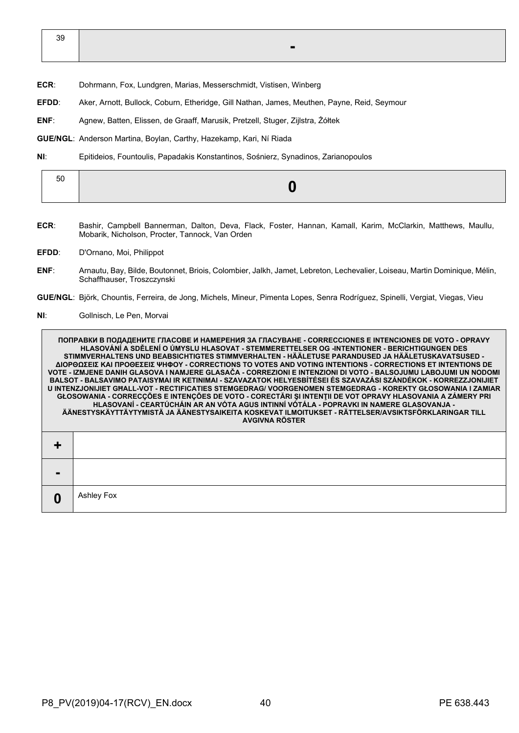| 39 | - |
|---|---|

**ECR**: Dohrmann, Fox, Lundgren, Marias, Messerschmidt, Vistisen, Winberg

**EFDD**: Aker, Arnott, Bullock, Coburn, Etheridge, Gill Nathan, James, Meuthen, Payne, Reid, Seymour

**ENF**: Agnew, Batten, Elissen, de Graaff, Marusik, Pretzell, Stuger, Zijlstra, Żółtek

**GUE/NGL**: Anderson Martina, Boylan, Carthy, Hazekamp, Kari, Ní Riada

**NI**: Epitideios, Fountoulis, Papadakis Konstantinos, Sośnierz, Synadinos, Zarianopoulos

| 50 | 0 |
|---|---|

**ECR**: Bashir, Campbell Bannerman, Dalton, Deva, Flack, Foster, Hannan, Kamall, Karim, McClarkin, Matthews, Maullu, Mobarik, Nicholson, Procter, Tannock, Van Orden

**EFDD**: D'Ornano, Moi, Philippot

**ENF**: Arnautu, Bay, Bilde, Boutonnet, Briois, Colombier, Jalkh, Jamet, Lebreton, Lechevalier, Loiseau, Martin Dominique, Mélin, Schaffhauser, Troszczynski

**GUE/NGL**: Björk, Chountis, Ferreira, de Jong, Michels, Mineur, Pimenta Lopes, Senra Rodríguez, Spinelli, Vergiat, Viegas, Vieu

**NI**: Gollnisch, Le Pen, Morvai

| ПОПРАВКИ В ПОДАДЕНИТЕ ГЛАСОВЕ И НАМЕРЕНИЯ ЗА ГЛАСУВАНЕ - CORRECCIONES E INTENCIONES DE VOTO - OPRAVY HLASOVÁNÍ A SDĚLENÍ O ÚMYSLU HLASOVAT - STEMMERETTELSER OG -INTENTIONER - BERICHTIGUNGEN DES STIMMVERHALTENS UND BEABSICHTIGTES STIMMVERHALTEN - HÄÄLETUSE PARANDUSED JA HÄÄLETUSKAVATSUSED - ΔΙΟΡΘΩΣΕΙΣ ΚΑΙ ΠΡΟΘΕΣΕΙΣ ΨΗΦΟΥ - CORRECTIONS TO VOTES AND VOTING INTENTIONS - CORRECTIONS ET INTENTIONS DE VOTE - IZMJENE DANIH GLASOVA I NAMJERE GLASAČA - CORREZIONI E INTENZIONI DI VOTO - BALSOJUMU LABOJUMI UN NODOMI BALSOT - BALSAVIMO PATAISYMAI IR KETINIMAI - SZAVAZATOK HELYESBÍTÉSEI ÉS SZAVAZÁSI SZÁNDÉKOK - KORREZZJONIJIET U INTENZJONIJIET GĦALL-VOT - RECTIFICATIES STEMGEDRAG/ VOORGENOMEN STEMGEDRAG - KOREKTY GŁOSOWANIA I ZAMIAR GŁOSOWANIA - CORRECÇÕES E INTENÇÕES DE VOTO - CORECTĂRI ŞI INTENŢII DE VOT OPRAVY HLASOVANIA A ZÁMERY PRI HLASOVANÍ - CEARTÚCHÁIN AR AN VÓTA AGUS INTINNÍ VÓTÁLA - POPRAVKI IN NAMERE GLASOVANJA - ÄÄNESTYSKÄYTTÄYTYMISTÄ JA ÄÄNESTYSAIKEITA KOSKEVAT ILMOITUKSET - RÄTTELSER/AVSIKTSFÖRKLARINGAR TILL AVGIVNA RÖSTER | |
|---|---|
| + | |
| - | |
| 0 | Ashley Fox |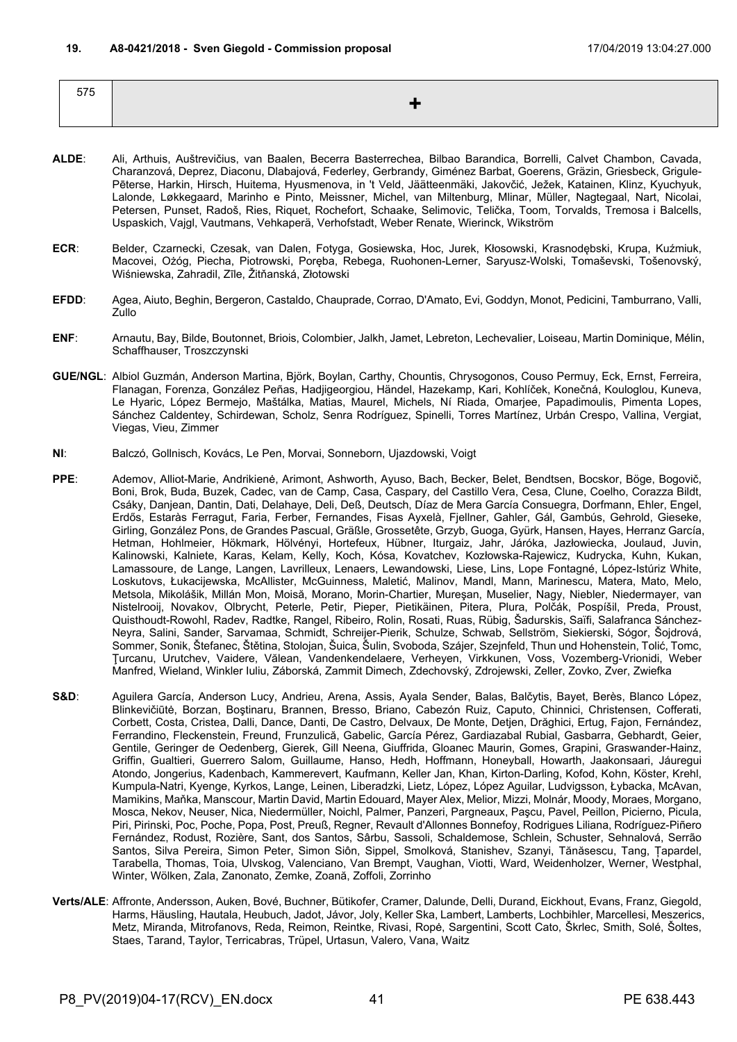**19. A8-0421/2018 - Sven Giegold - Commission proposal** 17/04/2019 13:04:27.000

| 575 | + |
|---|---|

**ALDE**: Ali, Arthuis, Auštrevičius, van Baalen, Becerra Basterrechea, Bilbao Barandica, Borrelli, Calvet Chambon, Cavada, Charanzová, Deprez, Diaconu, Dlabajová, Federley, Gerbrandy, Giménez Barbat, Goerens, Gräzin, Griesbeck, Grigule-Pēterse, Harkin, Hirsch, Huitema, Hyusmenova, in 't Veld, Jäätteenmäki, Jakovčić, Ježek, Katainen, Klinz, Kyuchyuk, Lalonde, Løkkegaard, Marinho e Pinto, Meissner, Michel, van Miltenburg, Mlinar, Müller, Nagtegaal, Nart, Nicolai, Petersen, Punset, Radoš, Ries, Riquet, Rochefort, Schaake, Selimovic, Telička, Toom, Torvalds, Tremosa i Balcells, Uspaskich, Vajgl, Vautmans, Vehkaperä, Verhofstadt, Weber Renate, Wierinck, Wikström

**ECR**: Belder, Czarnecki, Czesak, van Dalen, Fotyga, Gosiewska, Hoc, Jurek, Kłosowski, Krasnodębski, Krupa, Kuźmiuk, Macovei, Ożóg, Piecha, Piotrowski, Poręba, Rebega, Ruohonen-Lerner, Saryusz-Wolski, Tomaševski, Tošenovský, Wiśniewska, Zahradil, Zīle, Žitňanská, Złotowski

**EFDD**: Agea, Aiuto, Beghin, Bergeron, Castaldo, Chauprade, Corrao, D'Amato, Evi, Goddyn, Monot, Pedicini, Tamburrano, Valli, Zullo

**ENF**: Arnautu, Bay, Bilde, Boutonnet, Briois, Colombier, Jalkh, Jamet, Lebreton, Lechevalier, Loiseau, Martin Dominique, Mélin, Schaffhauser, Troszczynski

**GUE/NGL**: Albiol Guzmán, Anderson Martina, Björk, Boylan, Carthy, Chountis, Chrysogonos, Couso Permuy, Eck, Ernst, Ferreira, Flanagan, Forenza, González Peñas, Hadjigeorgiou, Händel, Hazekamp, Kari, Kohlíček, Konečná, Kouloglou, Kuneva, Le Hyaric, López Bermejo, Maštálka, Matias, Maurel, Michels, Ní Riada, Omarjee, Papadimoulis, Pimenta Lopes, Sánchez Caldentey, Schirdewan, Scholz, Senra Rodríguez, Spinelli, Torres Martínez, Urbán Crespo, Vallina, Vergiat, Viegas, Vieu, Zimmer

**NI**: Balczó, Gollnisch, Kovács, Le Pen, Morvai, Sonneborn, Ujazdowski, Voigt

**PPE**: Ademov, Alliot-Marie, Andrikienė, Arimont, Ashworth, Ayuso, Bach, Becker, Belet, Bendtsen, Bocskor, Böge, Bogovič, Boni, Brok, Buda, Buzek, Cadec, van de Camp, Casa, Caspary, del Castillo Vera, Cesa, Clune, Coelho, Corazza Bildt, Csáky, Danjean, Dantin, Dati, Delahaye, Deli, Deß, Deutsch, Díaz de Mera García Consuegra, Dorfmann, Ehler, Engel, Erdős, Estaràs Ferragut, Faria, Ferber, Fernandes, Fisas Ayxelà, Fjellner, Gahler, Gál, Gambús, Gehrold, Gieseke, Girling, González Pons, de Grandes Pascual, Gräßle, Grossetête, Grzyb, Guoga, Gyürk, Hansen, Hayes, Herranz García, Hetman, Hohlmeier, Hökmark, Hölvényi, Hortefeux, Hübner, Iturgaiz, Jahr, Járóka, Jazłowiecka, Joulaud, Juvin, Kalinowski, Kalniete, Karas, Kelam, Kelly, Koch, Kósa, Kovatchev, Kozłowska-Rajewicz, Kudrycka, Kuhn, Kukan, Lamassoure, de Lange, Langen, Lavrilleux, Lenaers, Lewandowski, Liese, Lins, Lope Fontagné, López-Istúriz White, Loskutovs, Łukacijewska, McAllister, McGuinness, Maletić, Malinov, Mandl, Mann, Marinescu, Matera, Mato, Melo, Metsola, Mikolášik, Millán Mon, Moisă, Morano, Morin-Chartier, Mureşan, Muselier, Nagy, Niebler, Niedermayer, van Nistelrooij, Novakov, Olbrycht, Peterle, Petir, Pieper, Pietikäinen, Pitera, Plura, Polčák, Pospíšil, Preda, Proust, Quisthoudt-Rowohl, Radev, Radtke, Rangel, Ribeiro, Rolin, Rosati, Ruas, Rübig, Šadurskis, Saïfi, Salafranca Sánchez-Neyra, Salini, Sander, Sarvamaa, Schmidt, Schreijer-Pierik, Schulze, Schwab, Sellström, Siekierski, Sógor, Šojdrová, Sommer, Sonik, Štefanec, Štětina, Stolojan, Šuica, Šulin, Svoboda, Szájer, Szejnfeld, Thun und Hohenstein, Tolić, Tomc, Ţurcanu, Urutchev, Vaidere, Vălean, Vandenkendelaere, Verheyen, Virkkunen, Voss, Vozemberg-Vrionidi, Weber Manfred, Wieland, Winkler Iuliu, Záborská, Zammit Dimech, Zdechovský, Zdrojewski, Zeller, Zovko, Zver, Zwiefka

**S&D**: Aguilera García, Anderson Lucy, Andrieu, Arena, Assis, Ayala Sender, Balas, Balčytis, Bayet, Berès, Blanco López, Blinkevičiūtė, Borzan, Boştinaru, Brannen, Bresso, Briano, Cabezón Ruiz, Caputo, Chinnici, Christensen, Cofferati, Corbett, Costa, Cristea, Dalli, Dance, Danti, De Castro, Delvaux, De Monte, Detjen, Drăghici, Ertug, Fajon, Fernández, Ferrandino, Fleckenstein, Freund, Frunzulică, Gabelic, García Pérez, Gardiazabal Rubial, Gasbarra, Gebhardt, Geier, Gentile, Geringer de Oedenberg, Gierek, Gill Neena, Giuffrida, Gloanec Maurin, Gomes, Grapini, Graswander-Hainz, Griffin, Gualtieri, Guerrero Salom, Guillaume, Hanso, Hedh, Hoffmann, Honeyball, Howarth, Jaakonsaari, Jáuregui Atondo, Jongerius, Kadenbach, Kammerevert, Kaufmann, Keller Jan, Khan, Kirton-Darling, Kofod, Kohn, Köster, Krehl, Kumpula-Natri, Kyenge, Kyrkos, Lange, Leinen, Liberadzki, Lietz, López, López Aguilar, Ludvigsson, Łybacka, McAvan, Mamikins, Maňka, Manscour, Martin David, Martin Edouard, Mayer Alex, Melior, Mizzi, Molnár, Moody, Moraes, Morgano, Mosca, Nekov, Neuser, Nica, Niedermüller, Noichl, Palmer, Panzeri, Pargneaux, Paşcu, Pavel, Peillon, Picierno, Picula, Piri, Pirinski, Poc, Poche, Popa, Post, Preuß, Regner, Revault d'Allonnes Bonnefoy, Rodrigues Liliana, Rodríguez-Piñero Fernández, Rodust, Rozière, Sant, dos Santos, Sârbu, Sassoli, Schaldemose, Schlein, Schuster, Sehnalová, Serrão Santos, Silva Pereira, Simon Peter, Simon Siôn, Sippel, Smolková, Stanishev, Szanyi, Tănăsescu, Tang, Ţapardel, Tarabella, Thomas, Toia, Ulvskog, Valenciano, Van Brempt, Vaughan, Viotti, Ward, Weidenholzer, Werner, Westphal, Winter, Wölken, Zala, Zanonato, Zemke, Zoană, Zoffoli, Zorrinho

**Verts/ALE**: Affronte, Andersson, Auken, Bové, Buchner, Bütikofer, Cramer, Dalunde, Delli, Durand, Eickhout, Evans, Franz, Giegold, Harms, Häusling, Hautala, Heubuch, Jadot, Jávor, Joly, Keller Ska, Lambert, Lamberts, Lochbihler, Marcellesi, Meszerics, Metz, Miranda, Mitrofanovs, Reda, Reimon, Reintke, Rivasi, Ropė, Sargentini, Scott Cato, Škrlec, Smith, Solé, Šoltes, Staes, Tarand, Taylor, Terricabras, Trüpel, Urtasun, Valero, Vana, Waitz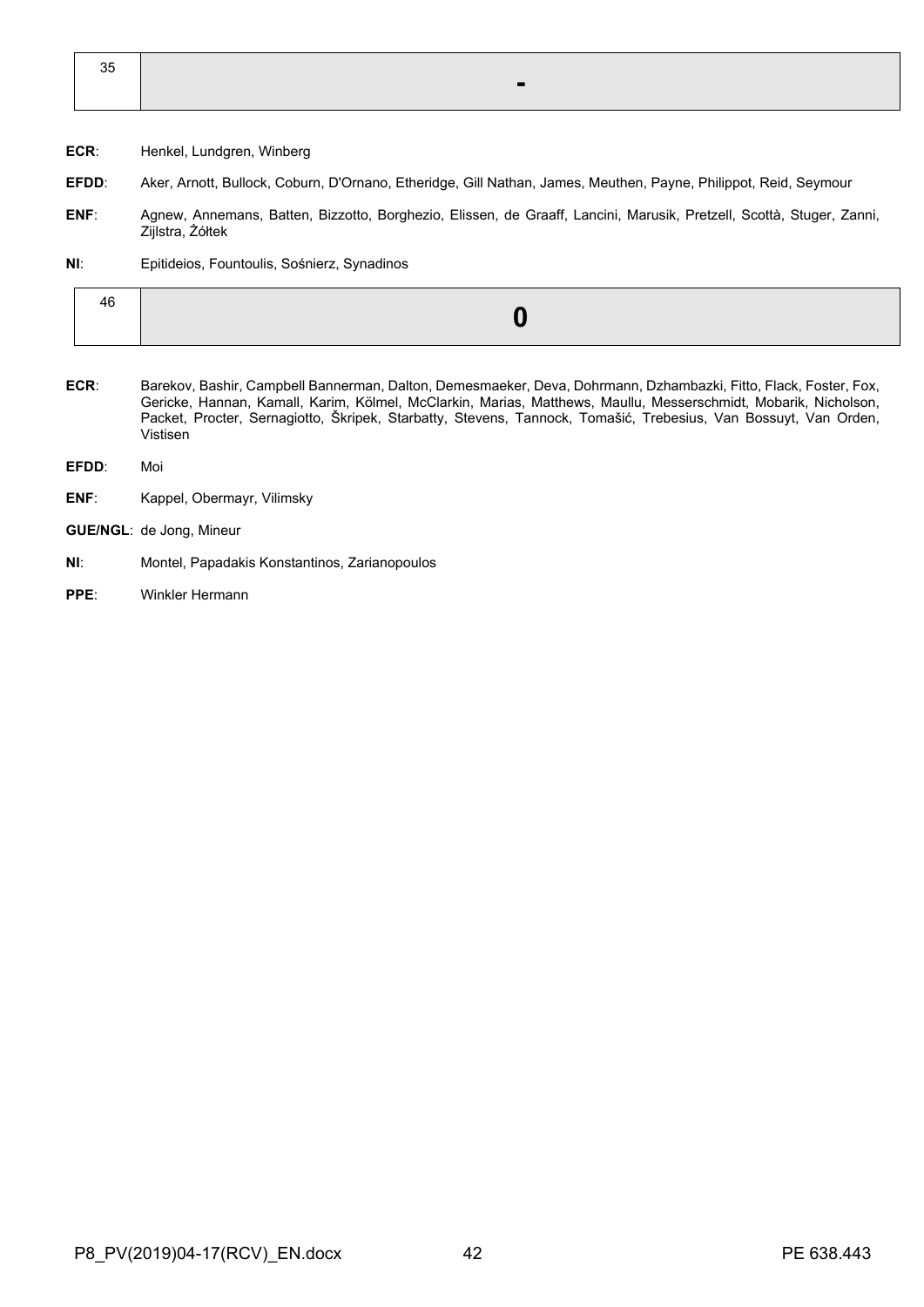| 35 | - |
|---|---|

**ECR**: Henkel, Lundgren, Winberg

**EFDD**: Aker, Arnott, Bullock, Coburn, D'Ornano, Etheridge, Gill Nathan, James, Meuthen, Payne, Philippot, Reid, Seymour

**ENF**: Agnew, Annemans, Batten, Bizzotto, Borghezio, Elissen, de Graaff, Lancini, Marusik, Pretzell, Scottà, Stuger, Zanni, Zijlstra, Żółtek

**NI**: Epitideios, Fountoulis, Sośnierz, Synadinos

| 46 | 0 |
|---|---|

**ECR**: Barekov, Bashir, Campbell Bannerman, Dalton, Demesmaeker, Deva, Dohrmann, Dzhambazki, Fitto, Flack, Foster, Fox, Gericke, Hannan, Kamall, Karim, Kölmel, McClarkin, Marias, Matthews, Maullu, Messerschmidt, Mobarik, Nicholson, Packet, Procter, Sernagiotto, Škripek, Starbatty, Stevens, Tannock, Tomašić, Trebesius, Van Bossuyt, Van Orden, Vistisen

**EFDD**: Moi

**ENF**: Kappel, Obermayr, Vilimsky

**GUE/NGL**: de Jong, Mineur

**NI**: Montel, Papadakis Konstantinos, Zarianopoulos

**PPE**: Winkler Hermann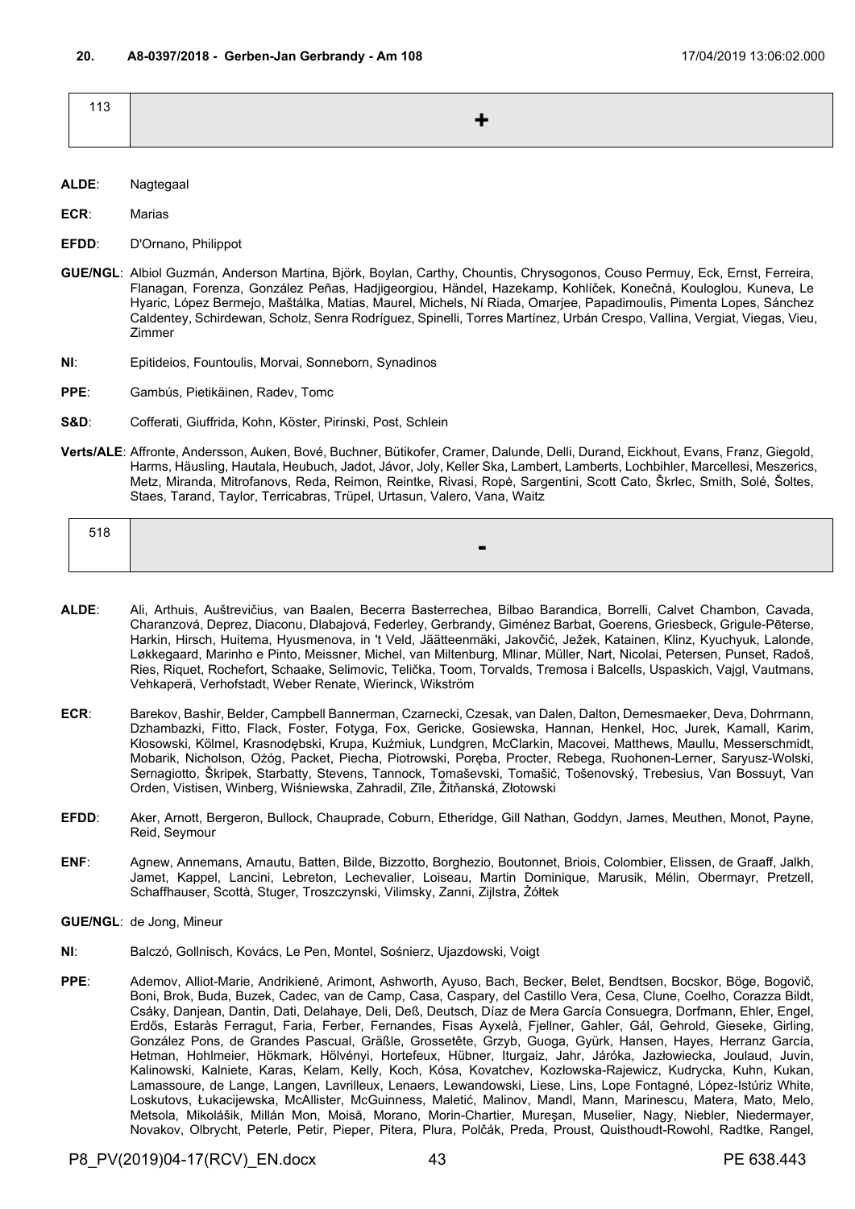**20. A8-0397/2018 - Gerben-Jan Gerbrandy - Am 108** 17/04/2019 13:06:02.000

| 113 | + |
|---|---|

**ALDE**: Nagtegaal

**ECR**: Marias

**EFDD**: D'Ornano, Philippot

**GUE/NGL**: Albiol Guzmán, Anderson Martina, Björk, Boylan, Carthy, Chountis, Chrysogonos, Couso Permuy, Eck, Ernst, Ferreira, Flanagan, Forenza, González Peñas, Hadjigeorgiou, Händel, Hazekamp, Kohlíček, Konečná, Kouloglou, Kuneva, Le Hyaric, López Bermejo, Maštálka, Matias, Maurel, Michels, Ní Riada, Omarjee, Papadimoulis, Pimenta Lopes, Sánchez Caldentey, Schirdewan, Scholz, Senra Rodríguez, Spinelli, Torres Martínez, Urbán Crespo, Vallina, Vergiat, Viegas, Vieu, Zimmer

**NI**: Epitideios, Fountoulis, Morvai, Sonneborn, Synadinos

**PPE**: Gambús, Pietikäinen, Radev, Tomc

**S&D**: Cofferati, Giuffrida, Kohn, Köster, Pirinski, Post, Schlein

**Verts/ALE**: Affronte, Andersson, Auken, Bové, Buchner, Bütikofer, Cramer, Dalunde, Delli, Durand, Eickhout, Evans, Franz, Giegold, Harms, Häusling, Hautala, Heubuch, Jadot, Jávor, Joly, Keller Ska, Lambert, Lamberts, Lochbihler, Marcellesi, Meszerics, Metz, Miranda, Mitrofanovs, Reda, Reimon, Reintke, Rivasi, Ropė, Sargentini, Scott Cato, Škrlec, Smith, Solé, Šoltes, Staes, Tarand, Taylor, Terricabras, Trüpel, Urtasun, Valero, Vana, Waitz

| 518 | - |
|---|---|

**ALDE**: Ali, Arthuis, Auštrevičius, van Baalen, Becerra Basterrechea, Bilbao Barandica, Borrelli, Calvet Chambon, Cavada, Charanzová, Deprez, Diaconu, Dlabajová, Federley, Gerbrandy, Giménez Barbat, Goerens, Griesbeck, Grigule-Pēterse, Harkin, Hirsch, Huitema, Hyusmenova, in 't Veld, Jäätteenmäki, Jakovčić, Ježek, Katainen, Klinz, Kyuchyuk, Lalonde, Løkkegaard, Marinho e Pinto, Meissner, Michel, van Miltenburg, Mlinar, Müller, Nart, Nicolai, Petersen, Punset, Radoš, Ries, Riquet, Rochefort, Schaake, Selimovic, Telička, Toom, Torvalds, Tremosa i Balcells, Uspaskich, Vajgl, Vautmans, Vehkaperä, Verhofstadt, Weber Renate, Wierinck, Wikström

**ECR**: Barekov, Bashir, Belder, Campbell Bannerman, Czarnecki, Czesak, van Dalen, Dalton, Demesmaeker, Deva, Dohrmann, Dzhambazki, Fitto, Flack, Foster, Fotyga, Fox, Gericke, Gosiewska, Hannan, Henkel, Hoc, Jurek, Kamall, Karim, Kłosowski, Kölmel, Krasnodębski, Krupa, Kuźmiuk, Lundgren, McClarkin, Macovei, Matthews, Maullu, Messerschmidt, Mobarik, Nicholson, Ożóg, Packet, Piecha, Piotrowski, Poręba, Procter, Rebega, Ruohonen-Lerner, Saryusz-Wolski, Sernagiotto, Škripek, Starbatty, Stevens, Tannock, Tomaševski, Tomašić, Tošenovský, Trebesius, Van Bossuyt, Van Orden, Vistisen, Winberg, Wiśniewska, Zahradil, Zīle, Žitňanská, Złotowski

**EFDD**: Aker, Arnott, Bergeron, Bullock, Chauprade, Coburn, Etheridge, Gill Nathan, Goddyn, James, Meuthen, Monot, Payne, Reid, Seymour

**ENF**: Agnew, Annemans, Arnautu, Batten, Bilde, Bizzotto, Borghezio, Boutonnet, Briois, Colombier, Elissen, de Graaff, Jalkh, Jamet, Kappel, Lancini, Lebreton, Lechevalier, Loiseau, Martin Dominique, Marusik, Mélin, Obermayr, Pretzell, Schaffhauser, Scottà, Stuger, Troszczynski, Vilimsky, Zanni, Zijlstra, Żółtek

**GUE/NGL**: de Jong, Mineur

**NI**: Balczó, Gollnisch, Kovács, Le Pen, Montel, Sośnierz, Ujazdowski, Voigt

**PPE**: Ademov, Alliot-Marie, Andrikienė, Arimont, Ashworth, Ayuso, Bach, Becker, Belet, Bendtsen, Bocskor, Böge, Bogovič, Boni, Brok, Buda, Buzek, Cadec, van de Camp, Casa, Caspary, del Castillo Vera, Cesa, Clune, Coelho, Corazza Bildt, Csáky, Danjean, Dantin, Dati, Delahaye, Deli, Deß, Deutsch, Díaz de Mera García Consuegra, Dorfmann, Ehler, Engel, Erdős, Estaràs Ferragut, Faria, Ferber, Fernandes, Fisas Ayxelà, Fjellner, Gahler, Gál, Gehrold, Gieseke, Girling, González Pons, de Grandes Pascual, Gräßle, Grossetête, Grzyb, Guoga, Gyürk, Hansen, Hayes, Herranz García, Hetman, Hohlmeier, Hökmark, Hölvényi, Hortefeux, Hübner, Iturgaiz, Jahr, Járóka, Jazłowiecka, Joulaud, Juvin, Kalinowski, Kalniete, Karas, Kelam, Kelly, Koch, Kósa, Kovatchev, Kozłowska-Rajewicz, Kudrycka, Kuhn, Kukan, Lamassoure, de Lange, Langen, Lavrilleux, Lenaers, Lewandowski, Liese, Lins, Lope Fontagné, López-Istúriz White, Loskutovs, Łukacijewska, McAllister, McGuinness, Maletić, Malinov, Mandl, Mann, Marinescu, Matera, Mato, Melo, Metsola, Mikolášik, Millán Mon, Moisă, Morano, Morin-Chartier, Mureşan, Muselier, Nagy, Niebler, Niedermayer, Novakov, Olbrycht, Peterle, Petir, Pieper, Pitera, Plura, Polčák, Preda, Proust, Quisthoudt-Rowohl, Radtke, Rangel,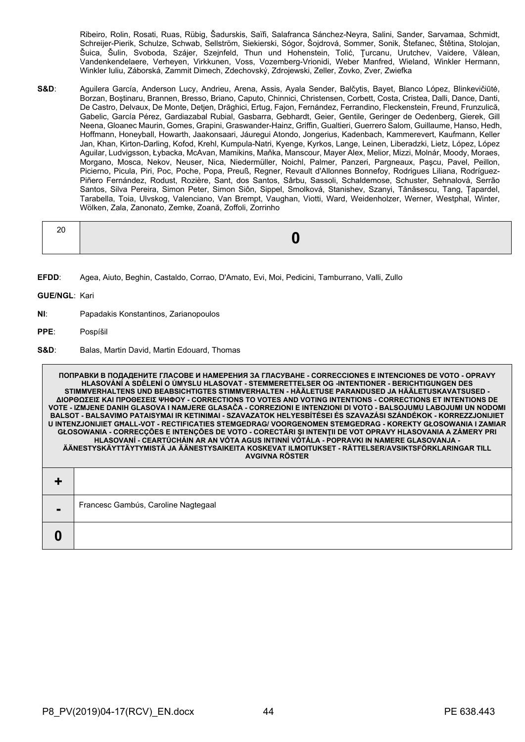Ribeiro, Rolin, Rosati, Ruas, Rübig, Šadurskis, Saïfi, Salafranca Sánchez-Neyra, Salini, Sander, Sarvamaa, Schmidt, Schreijer-Pierik, Schulze, Schwab, Sellström, Siekierski, Sógor, Šojdrová, Sommer, Sonik, Štefanec, Štětina, Stolojan, Šuica, Šulin, Svoboda, Szájer, Szejnfeld, Thun und Hohenstein, Tolić, Ţurcanu, Urutchev, Vaidere, Vălean, Vandenkendelaere, Verheyen, Virkkunen, Voss, Vozemberg-Vrionidi, Weber Manfred, Wieland, Winkler Hermann, Winkler Iuliu, Záborská, Zammit Dimech, Zdechovský, Zdrojewski, Zeller, Zovko, Zver, Zwiefka

**S&D**: Aguilera García, Anderson Lucy, Andrieu, Arena, Assis, Ayala Sender, Balčytis, Bayet, Blanco López, Blinkevičiūtė, Borzan, Boştinaru, Brannen, Bresso, Briano, Caputo, Chinnici, Christensen, Corbett, Costa, Cristea, Dalli, Dance, Danti, De Castro, Delvaux, De Monte, Detjen, Drăghici, Ertug, Fajon, Fernández, Ferrandino, Fleckenstein, Freund, Frunzulică, Gabelic, García Pérez, Gardiazabal Rubial, Gasbarra, Gebhardt, Geier, Gentile, Geringer de Oedenberg, Gierek, Gill Neena, Gloanec Maurin, Gomes, Grapini, Graswander-Hainz, Griffin, Gualtieri, Guerrero Salom, Guillaume, Hanso, Hedh, Hoffmann, Honeyball, Howarth, Jaakonsaari, Jáuregui Atondo, Jongerius, Kadenbach, Kammerevert, Kaufmann, Keller Jan, Khan, Kirton-Darling, Kofod, Krehl, Kumpula-Natri, Kyenge, Kyrkos, Lange, Leinen, Liberadzki, Lietz, López, López Aguilar, Ludvigsson, Łybacka, McAvan, Mamikins, Maňka, Manscour, Mayer Alex, Melior, Mizzi, Molnár, Moody, Moraes, Morgano, Mosca, Nekov, Neuser, Nica, Niedermüller, Noichl, Palmer, Panzeri, Pargneaux, Paşcu, Pavel, Peillon, Picierno, Picula, Piri, Poc, Poche, Popa, Preuß, Regner, Revault d'Allonnes Bonnefoy, Rodrigues Liliana, Rodríguez-Piñero Fernández, Rodust, Rozière, Sant, dos Santos, Sârbu, Sassoli, Schaldemose, Schuster, Sehnalová, Serrão Santos, Silva Pereira, Simon Peter, Simon Siôn, Sippel, Smolková, Stanishev, Szanyi, Tănăsescu, Tang, Ţapardel, Tarabella, Toia, Ulvskog, Valenciano, Van Brempt, Vaughan, Viotti, Ward, Weidenholzer, Werner, Westphal, Winter, Wölken, Zala, Zanonato, Zemke, Zoană, Zoffoli, Zorrinho

| 20 | **0** |
|---|---|

**EFDD**: Agea, Aiuto, Beghin, Castaldo, Corrao, D'Amato, Evi, Moi, Pedicini, Tamburrano, Valli, Zullo

**GUE/NGL**: Kari

**NI**: Papadakis Konstantinos, Zarianopoulos

**PPE**: Pospíšil

**S&D**: Balas, Martin David, Martin Edouard, Thomas

| ПОПРАВКИ В ПОДАДЕНИТЕ ГЛАСОВЕ И НАМЕРЕНИЯ ЗА ГЛАСУВАНЕ - CORRECCIONES E INTENCIONES DE VOTO - OPRAVY HLASOVÁNÍ A SDĚLENÍ O ÚMYSLU HLASOVAT - STEMMERETTELSER OG -INTENTIONER - BERICHTIGUNGEN DES STIMMVERHALTENS UND BEABSICHTIGTES STIMMVERHALTEN - HÄÄLETUSE PARANDUSED JA HÄÄLETUSKAVATSUSED - ΔΙΟΡΘΩΣΕΙΣ ΚΑΙ ΠΡΟΘΕΣΕΙΣ ΨΗΦΟΥ - CORRECTIONS TO VOTES AND VOTING INTENTIONS - CORRECTIONS ET INTENTIONS DE VOTE - IZMJENE DANIH GLASOVA I NAMJERE GLASAČA - CORREZIONI E INTENZIONI DI VOTO - BALSOJUMU LABOJUMI UN NODOMI BALSOT - BALSAVIMO PATAISYMAI IR KETINIMAI - SZAVAZATOK HELYESBÍTÉSEI ÉS SZAVAZÁSI SZÁNDÉKOK - KORREZZJONIJIET U INTENZJONIJIET GĦALL-VOT - RECTIFICATIES STEMGEDRAG/ VOORGENOMEN STEMGEDRAG - KOREKTY GŁOSOWANIA I ZAMIAR GŁOSOWANIA - CORRECÇÕES E INTENÇÕES DE VOTO - CORECTĂRI ŞI INTENŢII DE VOT OPRAVY HLASOVANIA A ZÁMERY PRI HLASOVANÍ - CEARTÚCHÁIN AR AN VÓTA AGUS INTINNÍ VÓTÁLA - POPRAVKI IN NAMERE GLASOVANJA - ÄÄNESTYSKÄYTTÄYTYMISTÄ JA ÄÄNESTYSAIKEITA KOSKEVAT ILMOITUKSET - RÄTTELSER/AVSIKTSFÖRKLARINGAR TILL AVGIVNA RÖSTER | |
|---|---|
| **+** | |
| **-** | Francesc Gambús, Caroline Nagtegaal |
| **0** | |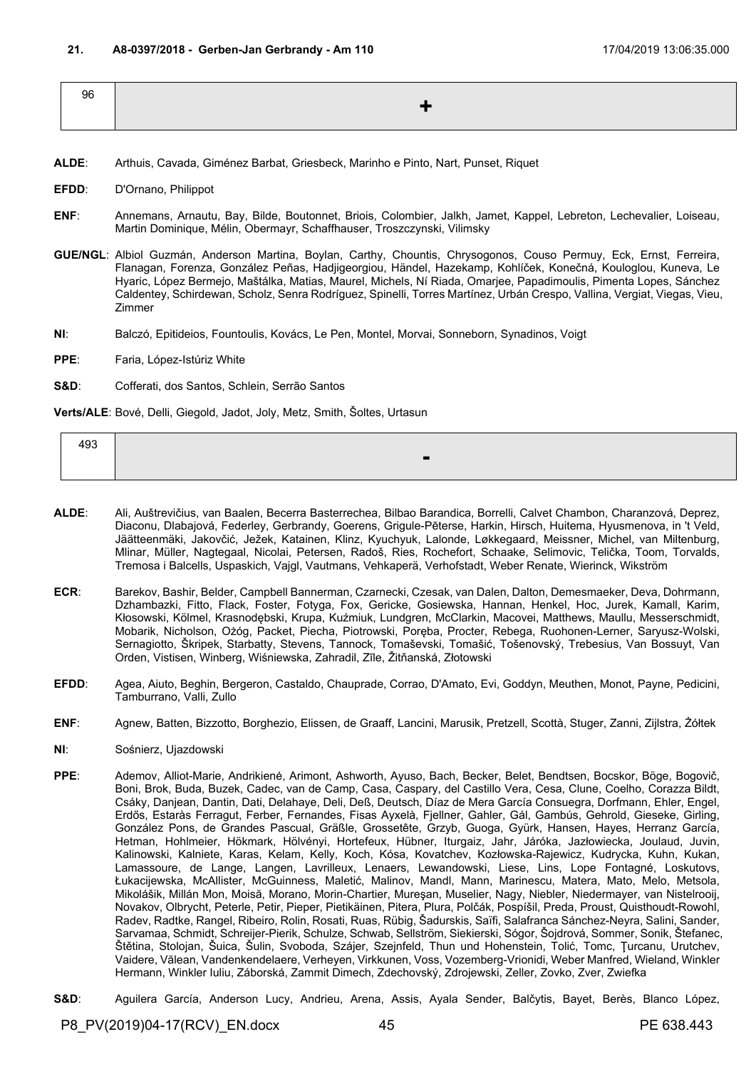**21. A8-0397/2018 - Gerben-Jan Gerbrandy - Am 110** 17/04/2019 13:06:35.000

| 96 | + |
|---|---|

**ALDE**: Arthuis, Cavada, Giménez Barbat, Griesbeck, Marinho e Pinto, Nart, Punset, Riquet

**EFDD**: D'Ornano, Philippot

**ENF**: Annemans, Arnautu, Bay, Bilde, Boutonnet, Briois, Colombier, Jalkh, Jamet, Kappel, Lebreton, Lechevalier, Loiseau, Martin Dominique, Mélin, Obermayr, Schaffhauser, Troszczynski, Vilimsky

**GUE/NGL**: Albiol Guzmán, Anderson Martina, Boylan, Carthy, Chountis, Chrysogonos, Couso Permuy, Eck, Ernst, Ferreira, Flanagan, Forenza, González Peñas, Hadjigeorgiou, Händel, Hazekamp, Kohlíček, Konečná, Kouloglou, Kuneva, Le Hyaric, López Bermejo, Maštálka, Matias, Maurel, Michels, Ní Riada, Omarjee, Papadimoulis, Pimenta Lopes, Sánchez Caldentey, Schirdewan, Scholz, Senra Rodríguez, Spinelli, Torres Martínez, Urbán Crespo, Vallina, Vergiat, Viegas, Vieu, Zimmer

**NI**: Balczó, Epitideios, Fountoulis, Kovács, Le Pen, Montel, Morvai, Sonneborn, Synadinos, Voigt

**PPE**: Faria, López-Istúriz White

**S&D**: Cofferati, dos Santos, Schlein, Serrão Santos

**Verts/ALE**: Bové, Delli, Giegold, Jadot, Joly, Metz, Smith, Šoltes, Urtasun

| 493 | - |
|---|---|

**ALDE**: Ali, Auštrevičius, van Baalen, Becerra Basterrechea, Bilbao Barandica, Borrelli, Calvet Chambon, Charanzová, Deprez, Diaconu, Dlabajová, Federley, Gerbrandy, Goerens, Grigule-Pēterse, Harkin, Hirsch, Huitema, Hyusmenova, in 't Veld, Jäätteenmäki, Jakovčić, Ježek, Katainen, Klinz, Kyuchyuk, Lalonde, Løkkegaard, Meissner, Michel, van Miltenburg, Mlinar, Müller, Nagtegaal, Nicolai, Petersen, Radoš, Ries, Rochefort, Schaake, Selimovic, Telička, Toom, Torvalds, Tremosa i Balcells, Uspaskich, Vajgl, Vautmans, Vehkaperä, Verhofstadt, Weber Renate, Wierinck, Wikström

**ECR**: Barekov, Bashir, Belder, Campbell Bannerman, Czarnecki, Czesak, van Dalen, Dalton, Demesmaeker, Deva, Dohrmann, Dzhambazki, Fitto, Flack, Foster, Fotyga, Fox, Gericke, Gosiewska, Hannan, Henkel, Hoc, Jurek, Kamall, Karim, Kłosowski, Kölmel, Krasnodębski, Krupa, Kuźmiuk, Lundgren, McClarkin, Macovei, Matthews, Maullu, Messerschmidt, Mobarik, Nicholson, Ożóg, Packet, Piecha, Piotrowski, Poręba, Procter, Rebega, Ruohonen-Lerner, Saryusz-Wolski, Sernagiotto, Škripek, Starbatty, Stevens, Tannock, Tomaševski, Tomašić, Tošenovský, Trebesius, Van Bossuyt, Van Orden, Vistisen, Winberg, Wiśniewska, Zahradil, Zīle, Žitňanská, Złotowski

**EFDD**: Agea, Aiuto, Beghin, Bergeron, Castaldo, Chauprade, Corrao, D'Amato, Evi, Goddyn, Meuthen, Monot, Payne, Pedicini, Tamburrano, Valli, Zullo

**ENF**: Agnew, Batten, Bizzotto, Borghezio, Elissen, de Graaff, Lancini, Marusik, Pretzell, Scottà, Stuger, Zanni, Zijlstra, Żółtek

**NI**: Sośnierz, Ujazdowski

**PPE**: Ademov, Alliot-Marie, Andrikienė, Arimont, Ashworth, Ayuso, Bach, Becker, Belet, Bendtsen, Bocskor, Böge, Bogovič, Boni, Brok, Buda, Buzek, Cadec, van de Camp, Casa, Caspary, del Castillo Vera, Cesa, Clune, Coelho, Corazza Bildt, Csáky, Danjean, Dantin, Dati, Delahaye, Deli, Deß, Deutsch, Díaz de Mera García Consuegra, Dorfmann, Ehler, Engel, Erdős, Estaràs Ferragut, Ferber, Fernandes, Fisas Ayxelà, Fjellner, Gahler, Gál, Gambús, Gehrold, Gieseke, Girling, González Pons, de Grandes Pascual, Gräßle, Grossetête, Grzyb, Guoga, Gyürk, Hansen, Hayes, Herranz García, Hetman, Hohlmeier, Hökmark, Hölvényi, Hortefeux, Hübner, Iturgaiz, Jahr, Járóka, Jazłowiecka, Joulaud, Juvin, Kalinowski, Kalniete, Karas, Kelam, Kelly, Koch, Kósa, Kovatchev, Kozłowska-Rajewicz, Kudrycka, Kuhn, Kukan, Lamassoure, de Lange, Langen, Lavrilleux, Lenaers, Lewandowski, Liese, Lins, Lope Fontagné, Loskutovs, Łukacijewska, McAllister, McGuinness, Maletić, Malinov, Mandl, Mann, Marinescu, Mato, Matera, Melo, Metsola, Mikolášik, Millán Mon, Moisă, Morano, Morin-Chartier, Mureşan, Muselier, Nagy, Niebler, Niedermayer, van Nistelrooij, Novakov, Olbrycht, Peterle, Petir, Pieper, Pietikäinen, Pitera, Plura, Polčák, Pospíšil, Preda, Proust, Quisthoudt-Rowohl, Radev, Radtke, Rangel, Ribeiro, Rolin, Rosati, Ruas, Rübig, Šadurskis, Saïfi, Salafranca Sánchez-Neyra, Salini, Sander, Sarvamaa, Schmidt, Schreijer-Pierik, Schulze, Schwab, Sellström, Siekierski, Sógor, Šojdrová, Sommer, Sonik, Štefanec, Štětina, Stolojan, Šuica, Šulin, Svoboda, Szájer, Szejnfeld, Thun und Hohenstein, Tolić, Tomc, Ţurcanu, Urutchev, Vaidere, Vălean, Vandenkendelaere, Verheyen, Virkkunen, Voss, Vozemberg-Vrionidi, Weber Manfred, Wieland, Winkler Hermann, Winkler Iuliu, Záborská, Zammit Dimech, Zdechovský, Zdrojewski, Zeller, Zovko, Zver, Zwiefka

**S&D**: Aguilera García, Anderson Lucy, Andrieu, Arena, Assis, Ayala Sender, Balčytis, Bayet, Berès, Blanco López,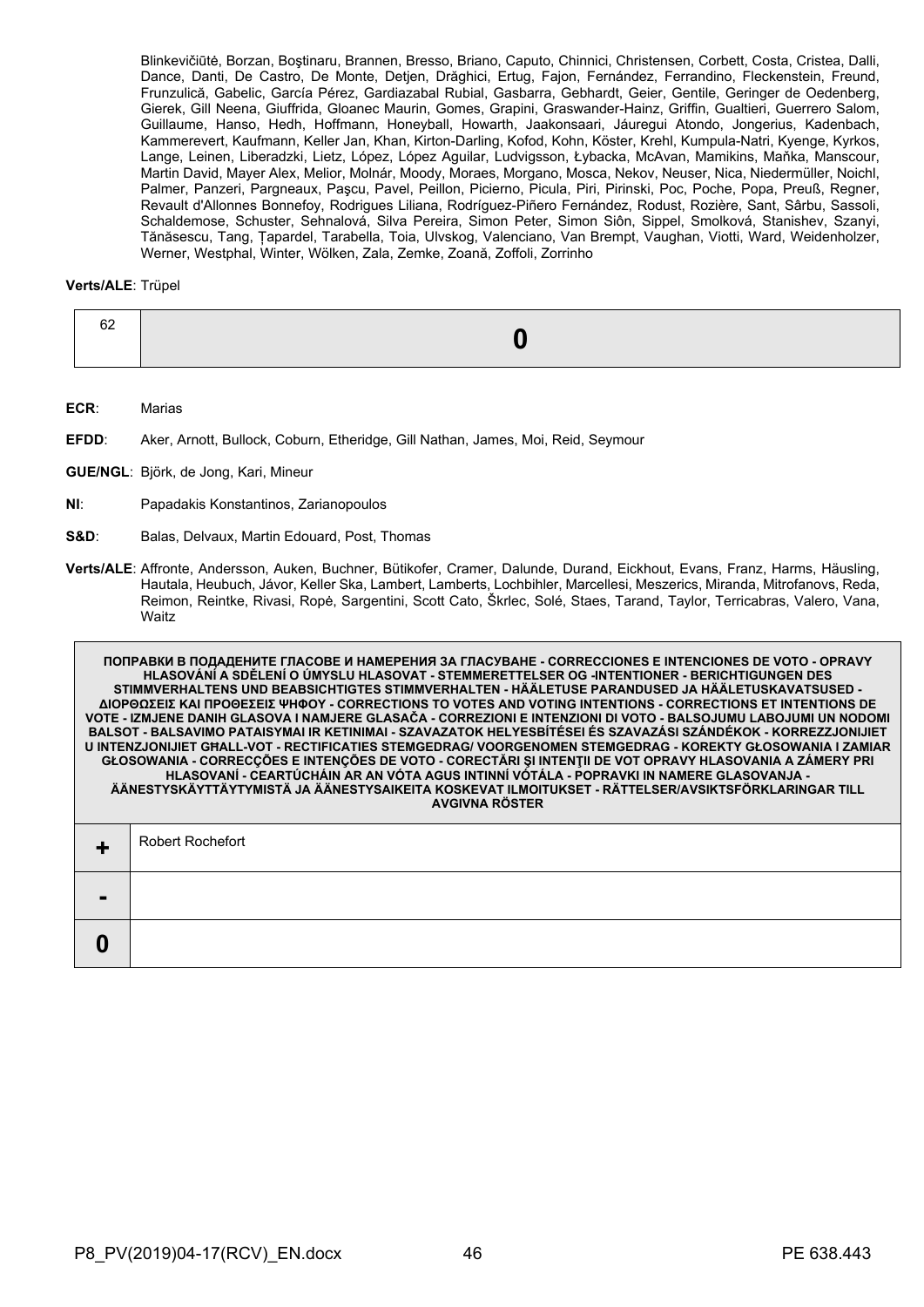Blinkevičiūtė, Borzan, Boştinaru, Brannen, Bresso, Briano, Caputo, Chinnici, Christensen, Corbett, Costa, Cristea, Dalli, Dance, Danti, De Castro, De Monte, Detjen, Drăghici, Ertug, Fajon, Fernández, Ferrandino, Fleckenstein, Freund, Frunzulică, Gabelic, García Pérez, Gardiazabal Rubial, Gasbarra, Gebhardt, Geier, Gentile, Geringer de Oedenberg, Gierek, Gill Neena, Giuffrida, Gloanec Maurin, Gomes, Grapini, Graswander-Hainz, Griffin, Gualtieri, Guerrero Salom, Guillaume, Hanso, Hedh, Hoffmann, Honeyball, Howarth, Jaakonsaari, Jáuregui Atondo, Jongerius, Kadenbach, Kammerevert, Kaufmann, Keller Jan, Khan, Kirton-Darling, Kofod, Kohn, Köster, Krehl, Kumpula-Natri, Kyenge, Kyrkos, Lange, Leinen, Liberadzki, Lietz, López, López Aguilar, Ludvigsson, Łybacka, McAvan, Mamikins, Maňka, Manscour, Martin David, Mayer Alex, Melior, Molnár, Moody, Moraes, Morgano, Mosca, Nekov, Neuser, Nica, Niedermüller, Noichl, Palmer, Panzeri, Pargneaux, Paşcu, Pavel, Peillon, Picierno, Picula, Piri, Pirinski, Poc, Poche, Popa, Preuß, Regner, Revault d'Allonnes Bonnefoy, Rodrigues Liliana, Rodríguez-Piñero Fernández, Rodust, Rozière, Sant, Sârbu, Sassoli, Schaldemose, Schuster, Sehnalová, Silva Pereira, Simon Peter, Simon Siôn, Sippel, Smolková, Stanishev, Szanyi, Tănăsescu, Tang, Ţapardel, Tarabella, Toia, Ulvskog, Valenciano, Van Brempt, Vaughan, Viotti, Ward, Weidenholzer, Werner, Westphal, Winter, Wölken, Zala, Zemke, Zoană, Zoffoli, Zorrinho

**Verts/ALE**: Trüpel

| 62 | **0** |
|---|---|

**ECR**: Marias

**EFDD**: Aker, Arnott, Bullock, Coburn, Etheridge, Gill Nathan, James, Moi, Reid, Seymour

**GUE/NGL**: Björk, de Jong, Kari, Mineur

**NI**: Papadakis Konstantinos, Zarianopoulos

**S&D**: Balas, Delvaux, Martin Edouard, Post, Thomas

**Verts/ALE**: Affronte, Andersson, Auken, Buchner, Bütikofer, Cramer, Dalunde, Durand, Eickhout, Evans, Franz, Harms, Häusling, Hautala, Heubuch, Jávor, Keller Ska, Lambert, Lamberts, Lochbihler, Marcellesi, Meszerics, Miranda, Mitrofanovs, Reda, Reimon, Reintke, Rivasi, Ropė, Sargentini, Scott Cato, Škrlec, Solé, Staes, Tarand, Taylor, Terricabras, Valero, Vana, Waitz

| ПОПРАВКИ В ПОДАДЕНИТЕ ГЛАСОВЕ И НАМЕРЕНИЯ ЗА ГЛАСУВАНЕ - CORRECCIONES E INTENCIONES DE VOTO - OPRAVY HLASOVÁNÍ A SDĚLENÍ O ÚMYSLU HLASOVAT - STEMMERETTELSER OG -INTENTIONER - BERICHTIGUNGEN DES STIMMVERHALTENS UND BEABSICHTIGTES STIMMVERHALTEN - HÄÄLETUSE PARANDUSED JA HÄÄLETUSKAVATSUSED - ΔΙΟΡΘΩΣΕΙΣ ΚΑΙ ΠΡΟΘΕΣΕΙΣ ΨΗΦΟΥ - CORRECTIONS TO VOTES AND VOTING INTENTIONS - CORRECTIONS ET INTENTIONS DE VOTE - IZMJENE DANIH GLASOVA I NAMJERE GLASAČA - CORREZIONI E INTENZIONI DI VOTO - BALSOJUMU LABOJUMI UN NODOMI BALSOT - BALSAVIMO PATAISYMAI IR KETINIMAI - SZAVAZATOK HELYESBÍTÉSEI ÉS SZAVAZÁSI SZÁNDÉKOK - KORREZZJONIJIET U INTENZJONIJIET GĦALL-VOT - RECTIFICATIES STEMGEDRAG/ VOORGENOMEN STEMGEDRAG - KOREKTY GŁOSOWANIA I ZAMIAR GŁOSOWANIA - CORRECÇÕES E INTENÇÕES DE VOTO - CORECTĂRI ŞI INTENŢII DE VOT OPRAVY HLASOVANIA A ZÁMERY PRI HLASOVANÍ - CEARTÚCHÁIN AR AN VÓTA AGUS INTINNÍ VÓTÁLA - POPRAVKI IN NAMERE GLASOVANJA - ÄÄNESTYSKÄYTTÄYTYMISTÄ JA ÄÄNESTYSAIKEITA KOSKEVAT ILMOITUKSET - RÄTTELSER/AVSIKTSFÖRKLARINGAR TILL AVGIVNA RÖSTER | |
|---|---|
| **+** | Robert Rochefort |
| **-** | |
| **0** | |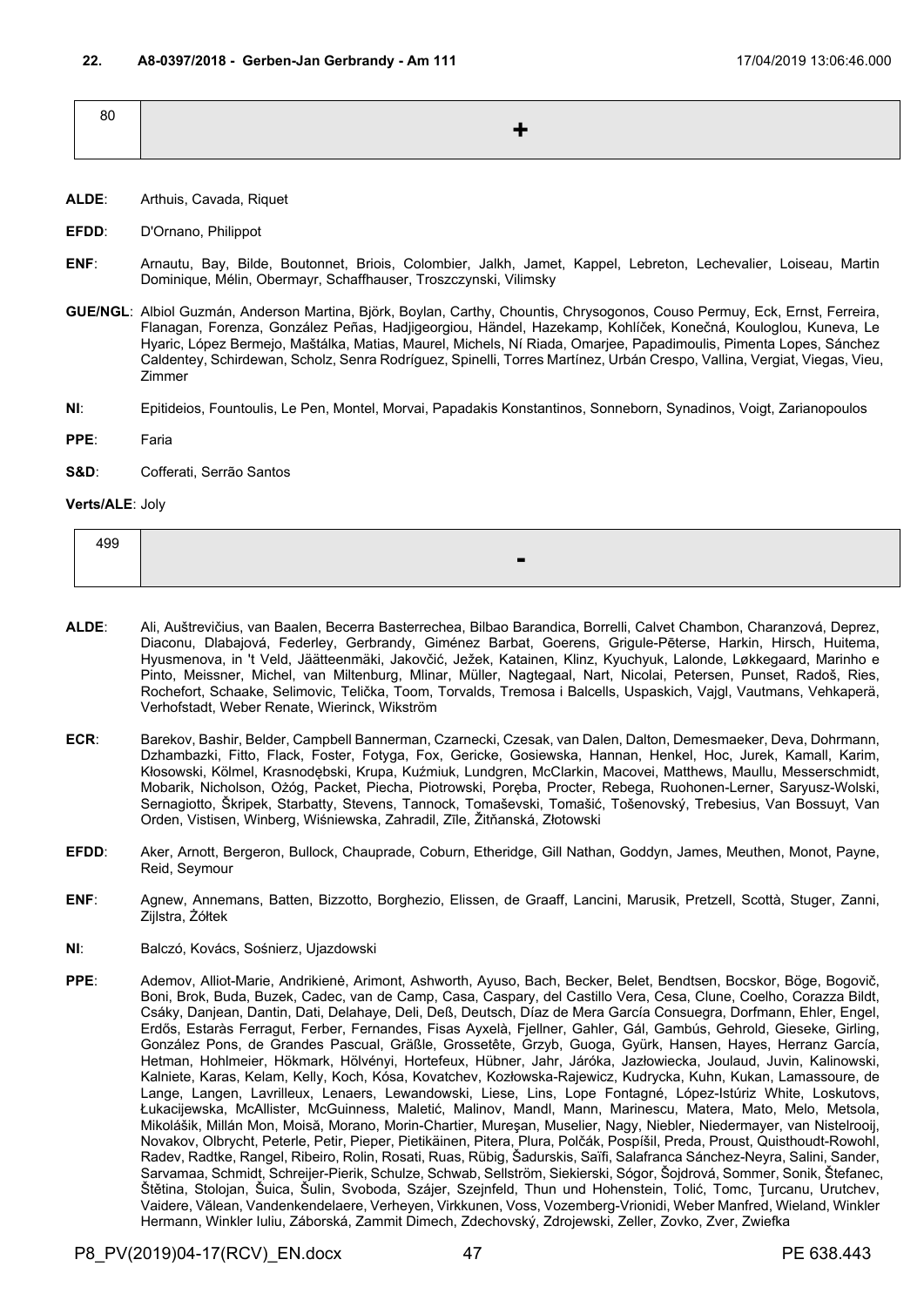## 22. A8-0397/2018 - Gerben-Jan Gerbrandy - Am 111

17/04/2019 13:06:46.000

| 80 | + |
|---|---|

**ALDE**: Arthuis, Cavada, Riquet

**EFDD**: D'Ornano, Philippot

**ENF**: Arnautu, Bay, Bilde, Boutonnet, Briois, Colombier, Jalkh, Jamet, Kappel, Lebreton, Lechevalier, Loiseau, Martin Dominique, Mélin, Obermayr, Schaffhauser, Troszczynski, Vilimsky

**GUE/NGL**: Albiol Guzmán, Anderson Martina, Björk, Boylan, Carthy, Chountis, Chrysogonos, Couso Permuy, Eck, Ernst, Ferreira, Flanagan, Forenza, González Peñas, Hadjigeorgiou, Händel, Hazekamp, Kohlíček, Konečná, Kouloglou, Kuneva, Le Hyaric, López Bermejo, Maštálka, Matias, Maurel, Michels, Ní Riada, Omarjee, Papadimoulis, Pimenta Lopes, Sánchez Caldentey, Schirdewan, Scholz, Senra Rodríguez, Spinelli, Torres Martínez, Urbán Crespo, Vallina, Vergiat, Viegas, Vieu, Zimmer

**NI**: Epitideios, Fountoulis, Le Pen, Montel, Morvai, Papadakis Konstantinos, Sonneborn, Synadinos, Voigt, Zarianopoulos

**PPE**: Faria

**S&D**: Cofferati, Serrão Santos

**Verts/ALE**: Joly

| 499 | - |
|---|---|

**ALDE**: Ali, Auštrevičius, van Baalen, Becerra Basterrechea, Bilbao Barandica, Borrelli, Calvet Chambon, Charanzová, Deprez, Diaconu, Dlabajová, Federley, Gerbrandy, Giménez Barbat, Goerens, Grigule-Pēterse, Harkin, Hirsch, Huitema, Hyusmenova, in 't Veld, Jäätteenmäki, Jakovčić, Ježek, Katainen, Klinz, Kyuchyuk, Lalonde, Løkkegaard, Marinho e Pinto, Meissner, Michel, van Miltenburg, Mlinar, Müller, Nagtegaal, Nart, Nicolai, Petersen, Punset, Radoš, Ries, Rochefort, Schaake, Selimovic, Telička, Toom, Torvalds, Tremosa i Balcells, Uspaskich, Vajgl, Vautmans, Vehkaperä, Verhofstadt, Weber Renate, Wierinck, Wikström

**ECR**: Barekov, Bashir, Belder, Campbell Bannerman, Czarnecki, Czesak, van Dalen, Dalton, Demesmaeker, Deva, Dohrmann, Dzhambazki, Fitto, Flack, Foster, Fotyga, Fox, Gericke, Gosiewska, Hannan, Henkel, Hoc, Jurek, Kamall, Karim, Kłosowski, Kölmel, Krasnodębski, Krupa, Kuźmiuk, Lundgren, McClarkin, Macovei, Matthews, Maullu, Messerschmidt, Mobarik, Nicholson, Ożóg, Packet, Piecha, Piotrowski, Poręba, Procter, Rebega, Ruohonen-Lerner, Saryusz-Wolski, Sernagiotto, Škripek, Starbatty, Stevens, Tannock, Tomaševski, Tomašić, Tošenovský, Trebesius, Van Bossuyt, Van Orden, Vistisen, Winberg, Wiśniewska, Zahradil, Zīle, Žitňanská, Złotowski

**EFDD**: Aker, Arnott, Bergeron, Bullock, Chauprade, Coburn, Etheridge, Gill Nathan, Goddyn, James, Meuthen, Monot, Payne, Reid, Seymour

**ENF**: Agnew, Annemans, Batten, Bizzotto, Borghezio, Elissen, de Graaff, Lancini, Marusik, Pretzell, Scottà, Stuger, Zanni, Zijlstra, Żółtek

**NI**: Balczó, Kovács, Sośnierz, Ujazdowski

**PPE**: Ademov, Alliot-Marie, Andrikienė, Arimont, Ashworth, Ayuso, Bach, Becker, Belet, Bendtsen, Bocskor, Böge, Bogovič, Boni, Brok, Buda, Buzek, Cadec, van de Camp, Casa, Caspary, del Castillo Vera, Cesa, Clune, Coelho, Corazza Bildt, Csáky, Danjean, Dantin, Dati, Delahaye, Deli, Deß, Deutsch, Díaz de Mera García Consuegra, Dorfmann, Ehler, Engel, Erdős, Estaràs Ferragut, Ferber, Fernandes, Fisas Ayxelà, Fjellner, Gahler, Gál, Gambús, Gehrold, Gieseke, Girling, González Pons, de Grandes Pascual, Gräßle, Grossetête, Grzyb, Guoga, Gyürk, Hansen, Hayes, Herranz García, Hetman, Hohlmeier, Hökmark, Hölvényi, Hortefeux, Hübner, Jahr, Járóka, Jazłowiecka, Joulaud, Juvin, Kalinowski, Kalniete, Karas, Kelam, Kelly, Koch, Kósa, Kovatchev, Kozłowska-Rajewicz, Kudrycka, Kuhn, Kukan, Lamassoure, de Lange, Langen, Lavrilleux, Lenaers, Lewandowski, Liese, Lins, Lope Fontagné, López-Istúriz White, Loskutovs, Łukacijewska, McAllister, McGuinness, Maletić, Malinov, Mandl, Mann, Marinescu, Matera, Mato, Melo, Metsola, Mikolášik, Millán Mon, Moisă, Morano, Morin-Chartier, Mureşan, Muselier, Nagy, Niebler, Niedermayer, van Nistelrooij, Novakov, Olbrycht, Peterle, Petir, Pieper, Pietikäinen, Pitera, Plura, Polčák, Pospíšil, Preda, Proust, Quisthoudt-Rowohl, Radev, Radtke, Rangel, Ribeiro, Rolin, Rosati, Ruas, Rübig, Šadurskis, Saïfi, Salafranca Sánchez-Neyra, Salini, Sander, Sarvamaa, Schmidt, Schreijer-Pierik, Schulze, Schwab, Sellström, Siekierski, Sógor, Šojdrová, Sommer, Sonik, Štefanec, Štětina, Stolojan, Šuica, Šulin, Svoboda, Szájer, Szejnfeld, Thun und Hohenstein, Tolić, Tomc, Ţurcanu, Urutchev, Vaidere, Vălean, Vandenkendelaere, Verheyen, Virkkunen, Voss, Vozemberg-Vrionidi, Weber Manfred, Wieland, Winkler Hermann, Winkler Iuliu, Záborská, Zammit Dimech, Zdechovský, Zdrojewski, Zeller, Zovko, Zver, Zwiefka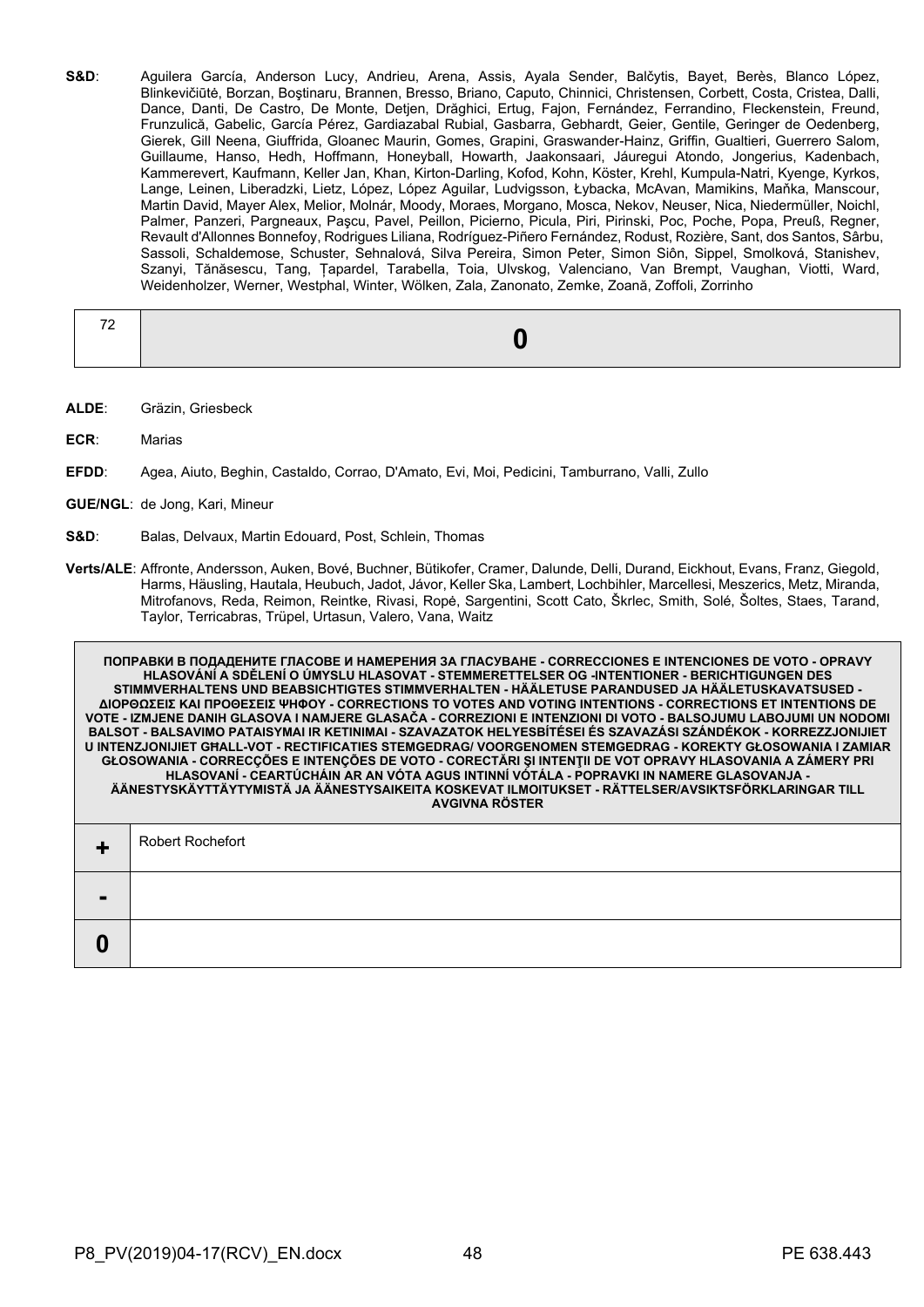**S&D**: Aguilera García, Anderson Lucy, Andrieu, Arena, Assis, Ayala Sender, Balčytis, Bayet, Berès, Blanco López, Blinkevičiūtė, Borzan, Boştinaru, Brannen, Bresso, Briano, Caputo, Chinnici, Christensen, Corbett, Costa, Cristea, Dalli, Dance, Danti, De Castro, De Monte, Detjen, Drăghici, Ertug, Fajon, Fernández, Ferrandino, Fleckenstein, Freund, Frunzulică, Gabelic, García Pérez, Gardiazabal Rubial, Gasbarra, Gebhardt, Geier, Gentile, Geringer de Oedenberg, Gierek, Gill Neena, Giuffrida, Gloanec Maurin, Gomes, Grapini, Graswander-Hainz, Griffin, Gualtieri, Guerrero Salom, Guillaume, Hanso, Hedh, Hoffmann, Honeyball, Howarth, Jaakonsaari, Jáuregui Atondo, Jongerius, Kadenbach, Kammerevert, Kaufmann, Keller Jan, Khan, Kirton-Darling, Kofod, Kohn, Köster, Krehl, Kumpula-Natri, Kyenge, Kyrkos, Lange, Leinen, Liberadzki, Lietz, López, López Aguilar, Ludvigsson, Łybacka, McAvan, Mamikins, Maňka, Manscour, Martin David, Mayer Alex, Melior, Molnár, Moody, Moraes, Morgano, Mosca, Nekov, Neuser, Nica, Niedermüller, Noichl, Palmer, Panzeri, Pargneaux, Paşcu, Pavel, Peillon, Picierno, Picula, Piri, Pirinski, Poc, Poche, Popa, Preuß, Regner, Revault d'Allonnes Bonnefoy, Rodrigues Liliana, Rodríguez-Piñero Fernández, Rodust, Rozière, Sant, dos Santos, Sârbu, Sassoli, Schaldemose, Schuster, Sehnalová, Silva Pereira, Simon Peter, Simon Siôn, Sippel, Smolková, Stanishev, Szanyi, Tănăsescu, Tang, Ţapardel, Tarabella, Toia, Ulvskog, Valenciano, Van Brempt, Vaughan, Viotti, Ward, Weidenholzer, Werner, Westphal, Winter, Wölken, Zala, Zanonato, Zemke, Zoană, Zoffoli, Zorrinho

| 72 | **0** |
|---|---|

**ALDE**: Gräzin, Griesbeck

**ECR**: Marias

**EFDD**: Agea, Aiuto, Beghin, Castaldo, Corrao, D'Amato, Evi, Moi, Pedicini, Tamburrano, Valli, Zullo

**GUE/NGL**: de Jong, Kari, Mineur

**S&D**: Balas, Delvaux, Martin Edouard, Post, Schlein, Thomas

**Verts/ALE**: Affronte, Andersson, Auken, Bové, Buchner, Bütikofer, Cramer, Dalunde, Delli, Durand, Eickhout, Evans, Franz, Giegold, Harms, Häusling, Hautala, Heubuch, Jadot, Jávor, Keller Ska, Lambert, Lochbihler, Marcellesi, Meszerics, Metz, Miranda, Mitrofanovs, Reda, Reimon, Reintke, Rivasi, Ropė, Sargentini, Scott Cato, Škrlec, Smith, Solé, Šoltes, Staes, Tarand, Taylor, Terricabras, Trüpel, Urtasun, Valero, Vana, Waitz

| ПОПРАВКИ В ПОДАДЕНИТЕ ГЛАСОВЕ И НАМЕРЕНИЯ ЗА ГЛАСУВАНЕ - CORRECCIONES E INTENCIONES DE VOTO - OPRAVY HLASOVÁNÍ A SDĚLENÍ O ÚMYSLU HLASOVAT - STEMMERETTELSER OG -INTENTIONER - BERICHTIGUNGEN DES STIMMVERHALTENS UND BEABSICHTIGTES STIMMVERHALTEN - HÄÄLETUSE PARANDUSED JA HÄÄLETUSKAVATSUSED - ΔΙΟΡΘΩΣΕΙΣ ΚΑΙ ΠΡΟΘΕΣΕΙΣ ΨΗΦΟΥ - CORRECTIONS TO VOTES AND VOTING INTENTIONS - CORRECTIONS ET INTENTIONS DE VOTE - IZMJENE DANIH GLASOVA I NAMJERE GLASAČA - CORREZIONI E INTENZIONI DI VOTO - BALSOJUMU LABOJUMI UN NODOMI BALSOT - BALSAVIMO PATAISYMAI IR KETINIMAI - SZAVAZATOK HELYESBÍTÉSEI ÉS SZAVAZÁSI SZÁNDÉKOK - KORREZZJONIJIET U INTENZJONIJIET GĦALL-VOT - RECTIFICATIES STEMGEDRAG/ VOORGENOMEN STEMGEDRAG - KOREKTY GŁOSOWANIA I ZAMIAR GŁOSOWANIA - CORRECÇÕES E INTENÇÕES DE VOTO - CORECTĂRI ŞI INTENŢII DE VOT OPRAVY HLASOVANIA A ZÁMERY PRI HLASOVANÍ - CEARTÚCHÁIN AR AN VÓTA AGUS INTINNÍ VÓTÁLA - POPRAVKI IN NAMERE GLASOVANJA - ÄÄNESTYSKÄYTTÄYTYMISTÄ JA ÄÄNESTYSAIKEITA KOSKEVAT ILMOITUKSET - RÄTTELSER/AVSIKTSFÖRKLARINGAR TILL AVGIVNA RÖSTER | |
|---|---|
| **+** | Robert Rochefort |
| **-** | |
| **0** | |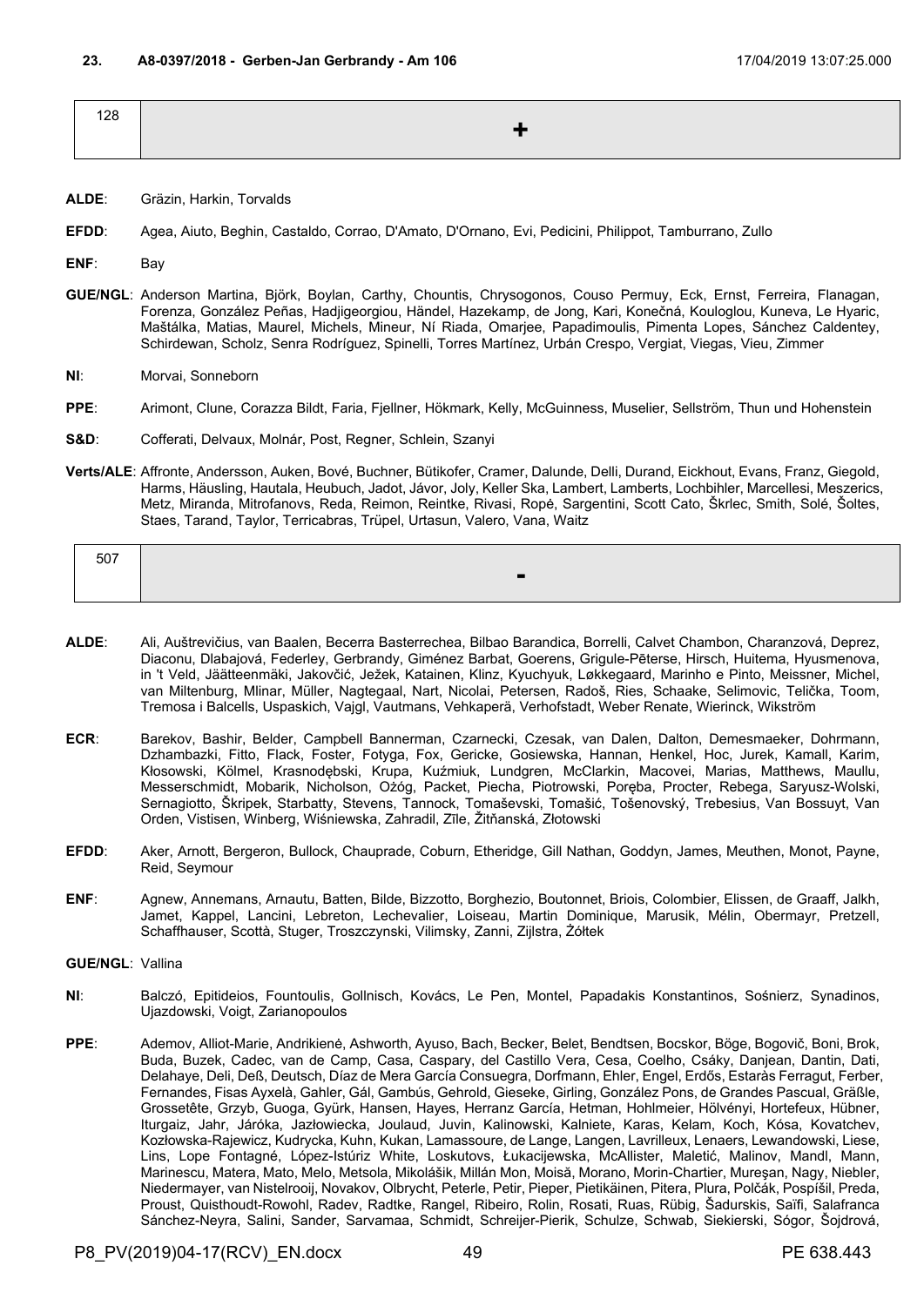**23. A8-0397/2018 - Gerben-Jan Gerbrandy - Am 106** 17/04/2019 13:07:25.000

| 128 | + |
|---|---|

**ALDE**: Gräzin, Harkin, Torvalds

**EFDD**: Agea, Aiuto, Beghin, Castaldo, Corrao, D'Amato, D'Ornano, Evi, Pedicini, Philippot, Tamburrano, Zullo

**ENF**: Bay

**GUE/NGL**: Anderson Martina, Björk, Boylan, Carthy, Chountis, Chrysogonos, Couso Permuy, Eck, Ernst, Ferreira, Flanagan, Forenza, González Peñas, Hadjigeorgiou, Händel, Hazekamp, de Jong, Kari, Konečná, Kouloglou, Kuneva, Le Hyaric, Maštálka, Matias, Maurel, Michels, Mineur, Ní Riada, Omarjee, Papadimoulis, Pimenta Lopes, Sánchez Caldentey, Schirdewan, Scholz, Senra Rodríguez, Spinelli, Torres Martínez, Urbán Crespo, Vergiat, Viegas, Vieu, Zimmer

**NI**: Morvai, Sonneborn

**PPE**: Arimont, Clune, Corazza Bildt, Faria, Fjellner, Hökmark, Kelly, McGuinness, Muselier, Sellström, Thun und Hohenstein

**S&D**: Cofferati, Delvaux, Molnár, Post, Regner, Schlein, Szanyi

**Verts/ALE**: Affronte, Andersson, Auken, Bové, Buchner, Bütikofer, Cramer, Dalunde, Delli, Durand, Eickhout, Evans, Franz, Giegold, Harms, Häusling, Hautala, Heubuch, Jadot, Jávor, Joly, Keller Ska, Lambert, Lamberts, Lochbihler, Marcellesi, Meszerics, Metz, Miranda, Mitrofanovs, Reda, Reimon, Reintke, Rivasi, Ropė, Sargentini, Scott Cato, Škrlec, Smith, Solé, Šoltes, Staes, Tarand, Taylor, Terricabras, Trüpel, Urtasun, Valero, Vana, Waitz

| 507 | - |
|---|---|

**ALDE**: Ali, Auštrevičius, van Baalen, Becerra Basterrechea, Bilbao Barandica, Borrelli, Calvet Chambon, Charanzová, Deprez, Diaconu, Dlabajová, Federley, Gerbrandy, Giménez Barbat, Goerens, Grigule-Pēterse, Hirsch, Huitema, Hyusmenova, in 't Veld, Jäätteenmäki, Jakovčić, Ježek, Katainen, Klinz, Kyuchyuk, Løkkegaard, Marinho e Pinto, Meissner, Michel, van Miltenburg, Mlinar, Müller, Nagtegaal, Nart, Nicolai, Petersen, Radoš, Ries, Schaake, Selimovic, Telička, Toom, Tremosa i Balcells, Uspaskich, Vajgl, Vautmans, Vehkaperä, Verhofstadt, Weber Renate, Wierinck, Wikström

**ECR**: Barekov, Bashir, Belder, Campbell Bannerman, Czarnecki, Czesak, van Dalen, Dalton, Demesmaeker, Dohrmann, Dzhambazki, Fitto, Flack, Foster, Fotyga, Fox, Gericke, Gosiewska, Hannan, Henkel, Hoc, Jurek, Kamall, Karim, Kłosowski, Kölmel, Krasnodębski, Krupa, Kuźmiuk, Lundgren, McClarkin, Macovei, Marias, Matthews, Maullu, Messerschmidt, Mobarik, Nicholson, Ożóg, Packet, Piecha, Piotrowski, Poręba, Procter, Rebega, Saryusz-Wolski, Sernagiotto, Škripek, Starbatty, Stevens, Tannock, Tomaševski, Tomašić, Tošenovský, Trebesius, Van Bossuyt, Van Orden, Vistisen, Winberg, Wiśniewska, Zahradil, Zīle, Žitňanská, Złotowski

**EFDD**: Aker, Arnott, Bergeron, Bullock, Chauprade, Coburn, Etheridge, Gill Nathan, Goddyn, James, Meuthen, Monot, Payne, Reid, Seymour

**ENF**: Agnew, Annemans, Arnautu, Batten, Bilde, Bizzotto, Borghezio, Boutonnet, Briois, Colombier, Elissen, de Graaff, Jalkh, Jamet, Kappel, Lancini, Lebreton, Lechevalier, Loiseau, Martin Dominique, Marusik, Mélin, Obermayr, Pretzell, Schaffhauser, Scottà, Stuger, Troszczynski, Vilimsky, Zanni, Zijlstra, Żółtek

**GUE/NGL**: Vallina

**NI**: Balczó, Epitideios, Fountoulis, Gollnisch, Kovács, Le Pen, Montel, Papadakis Konstantinos, Sośnierz, Synadinos, Ujazdowski, Voigt, Zarianopoulos

**PPE**: Ademov, Alliot-Marie, Andrikienė, Ashworth, Ayuso, Bach, Becker, Belet, Bendtsen, Bocskor, Böge, Bogovič, Boni, Brok, Buda, Buzek, Cadec, van de Camp, Casa, Caspary, del Castillo Vera, Cesa, Coelho, Csáky, Danjean, Dantin, Dati, Delahaye, Deli, Deß, Deutsch, Díaz de Mera García Consuegra, Dorfmann, Ehler, Engel, Erdős, Estaràs Ferragut, Ferber, Fernandes, Fisas Ayxelà, Gahler, Gál, Gambús, Gehrold, Gieseke, Girling, González Pons, de Grandes Pascual, Gräßle, Grossetête, Grzyb, Guoga, Gyürk, Hansen, Hayes, Herranz García, Hetman, Hohlmeier, Hölvényi, Hortefeux, Hübner, Iturgaiz, Jahr, Járóka, Jazłowiecka, Joulaud, Juvin, Kalinowski, Kalniete, Karas, Kelam, Koch, Kósa, Kovatchev, Kozłowska-Rajewicz, Kudrycka, Kuhn, Kukan, Lamassoure, de Lange, Langen, Lavrilleux, Lenaers, Lewandowski, Liese, Lins, Lope Fontagné, López-Istúriz White, Loskutovs, Łukacijewska, McAllister, Maletić, Malinov, Mandl, Mann, Marinescu, Matera, Mato, Melo, Metsola, Mikolášik, Millán Mon, Moisă, Morano, Morin-Chartier, Mureşan, Nagy, Niebler, Niedermayer, van Nistelrooij, Novakov, Olbrycht, Peterle, Petir, Pieper, Pietikäinen, Pitera, Plura, Polčák, Pospíšil, Preda, Proust, Quisthoudt-Rowohl, Radev, Radtke, Rangel, Ribeiro, Rolin, Rosati, Ruas, Rübig, Šadurskis, Saïfi, Salafranca Sánchez-Neyra, Salini, Sander, Sarvamaa, Schmidt, Schreijer-Pierik, Schulze, Schwab, Siekierski, Sógor, Šojdrová,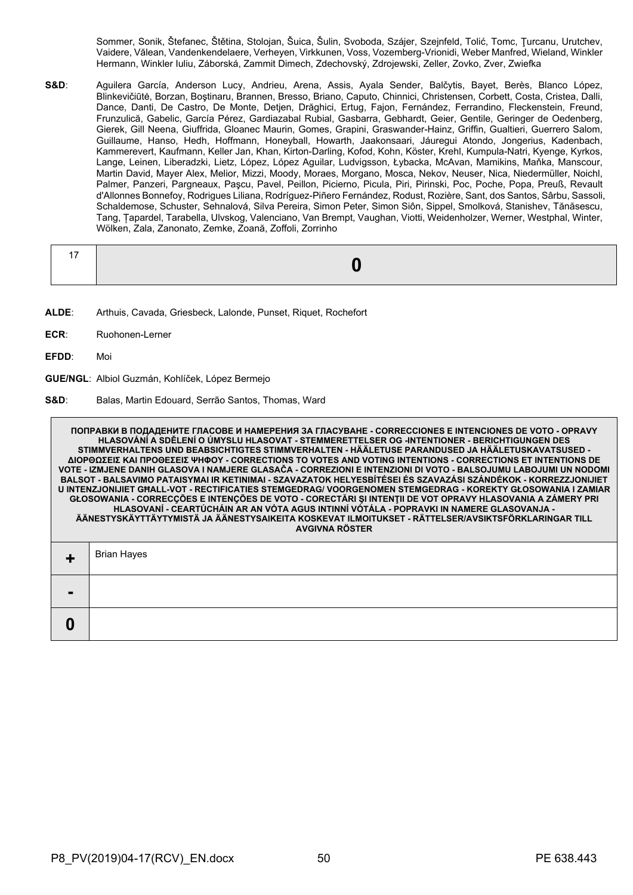Sommer, Sonik, Štefanec, Štětina, Stolojan, Šuica, Šulin, Svoboda, Szájer, Szejnfeld, Tolić, Tomc, Ţurcanu, Urutchev, Vaidere, Vălean, Vandenkendelaere, Verheyen, Virkkunen, Voss, Vozemberg-Vrionidi, Weber Manfred, Wieland, Winkler Hermann, Winkler Iuliu, Záborská, Zammit Dimech, Zdechovský, Zdrojewski, Zeller, Zovko, Zver, Zwiefka

**S&D**: Aguilera García, Anderson Lucy, Andrieu, Arena, Assis, Ayala Sender, Balčytis, Bayet, Berès, Blanco López, Blinkevičiūtė, Borzan, Boştinaru, Brannen, Bresso, Briano, Caputo, Chinnici, Christensen, Corbett, Costa, Cristea, Dalli, Dance, Danti, De Castro, De Monte, Detjen, Drăghici, Ertug, Fajon, Fernández, Ferrandino, Fleckenstein, Freund, Frunzulică, Gabelic, García Pérez, Gardiazabal Rubial, Gasbarra, Gebhardt, Geier, Gentile, Geringer de Oedenberg, Gierek, Gill Neena, Giuffrida, Gloanec Maurin, Gomes, Grapini, Graswander-Hainz, Griffin, Gualtieri, Guerrero Salom, Guillaume, Hanso, Hedh, Hoffmann, Honeyball, Howarth, Jaakonsaari, Jáuregui Atondo, Jongerius, Kadenbach, Kammerevert, Kaufmann, Keller Jan, Khan, Kirton-Darling, Kofod, Kohn, Köster, Krehl, Kumpula-Natri, Kyenge, Kyrkos, Lange, Leinen, Liberadzki, Lietz, López, López Aguilar, Ludvigsson, Łybacka, McAvan, Mamikins, Maňka, Manscour, Martin David, Mayer Alex, Melior, Mizzi, Moody, Moraes, Morgano, Mosca, Nekov, Neuser, Nica, Niedermüller, Noichl, Palmer, Panzeri, Pargneaux, Paşcu, Pavel, Peillon, Picierno, Picula, Piri, Pirinski, Poc, Poche, Popa, Preuß, Revault d'Allonnes Bonnefoy, Rodrigues Liliana, Rodríguez-Piñero Fernández, Rodust, Rozière, Sant, dos Santos, Sârbu, Sassoli, Schaldemose, Schuster, Sehnalová, Silva Pereira, Simon Peter, Simon Siôn, Sippel, Smolková, Stanishev, Tănăsescu, Tang, Ţapardel, Tarabella, Ulvskog, Valenciano, Van Brempt, Vaughan, Viotti, Weidenholzer, Werner, Westphal, Winter, Wölken, Zala, Zanonato, Zemke, Zoană, Zoffoli, Zorrinho

| 17 | **0** |
|---|---|

**ALDE**: Arthuis, Cavada, Griesbeck, Lalonde, Punset, Riquet, Rochefort

**ECR**: Ruohonen-Lerner

**EFDD**: Moi

**GUE/NGL**: Albiol Guzmán, Kohlíček, López Bermejo

**S&D**: Balas, Martin Edouard, Serrão Santos, Thomas, Ward

| **ПОПРАВКИ В ПОДАДЕНИТЕ ГЛАСОВЕ И НАМЕРЕНИЯ ЗА ГЛАСУВАНЕ - CORRECCIONES E INTENCIONES DE VOTO - OPRAVY HLASOVÁNÍ A SDĚLENÍ O ÚMYSLU HLASOVAT - STEMMERETTELSER OG -INTENTIONER - BERICHTIGUNGEN DES STIMMVERHALTENS UND BEABSICHTIGTES STIMMVERHALTEN - HÄÄLETUSE PARANDUSED JA HÄÄLETUSKAVATSUSED - ΔΙΟΡΘΩΣΕΙΣ ΚΑΙ ΠΡΟΘΕΣΕΙΣ ΨΗΦΟΥ - CORRECTIONS TO VOTES AND VOTING INTENTIONS - CORRECTIONS ET INTENTIONS DE VOTE - IZMJENE DANIH GLASOVA I NAMJERE GLASAČA - CORREZIONI E INTENZIONI DI VOTO - BALSOJUMU LABOJUMI UN NODOMI BALSOT - BALSAVIMO PATAISYMAI IR KETINIMAI - SZAVAZATOK HELYESBÍTÉSEI ÉS SZAVAZÁSI SZÁNDÉKOK - KORREZZJONIJIET U INTENZJONIJIET GĦALL-VOT - RECTIFICATIES STEMGEDRAG/ VOORGENOMEN STEMGEDRAG - KOREKTY GŁOSOWANIA I ZAMIAR GŁOSOWANIA - CORRECÇÕES E INTENÇÕES DE VOTO - CORECTĂRI ŞI INTENŢII DE VOT OPRAVY HLASOVANIA A ZÁMERY PRI HLASOVANÍ - CEARTÚCHÁIN AR AN VÓTA AGUS INTINNÍ VÓTÁLA - POPRAVKI IN NAMERE GLASOVANJA - ÄÄNESTYSKÄYTTÄYTYMISTÄ JA ÄÄNESTYSAIKEITA KOSKEVAT ILMOITUKSET - RÄTTELSER/AVSIKTSFÖRKLARINGAR TILL AVGIVNA RÖSTER** | |
|---|---|
| **+** | Brian Hayes |
| **-** | |
| **0** | |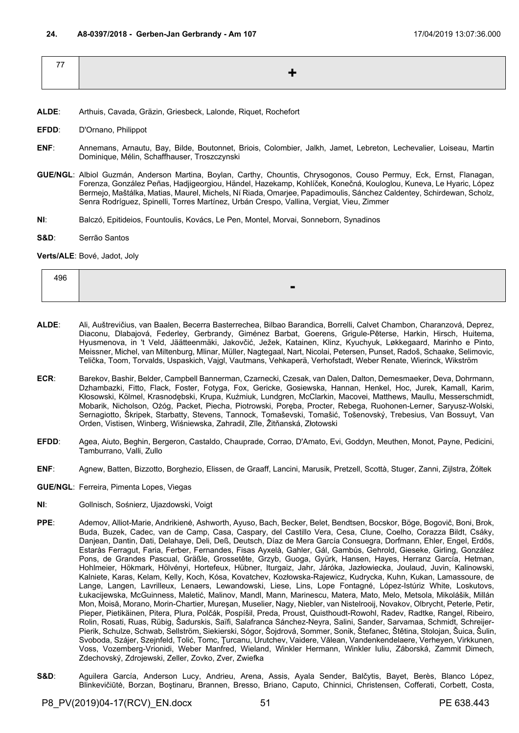**24. A8-0397/2018 - Gerben-Jan Gerbrandy - Am 107** 17/04/2019 13:07:36.000

| 77 | + |
|---|---|

**ALDE**: Arthuis, Cavada, Gräzin, Griesbeck, Lalonde, Riquet, Rochefort

**EFDD**: D'Ornano, Philippot

**ENF**: Annemans, Arnautu, Bay, Bilde, Boutonnet, Briois, Colombier, Jalkh, Jamet, Lebreton, Lechevalier, Loiseau, Martin Dominique, Mélin, Schaffhauser, Troszczynski

**GUE/NGL**: Albiol Guzmán, Anderson Martina, Boylan, Carthy, Chountis, Chrysogonos, Couso Permuy, Eck, Ernst, Flanagan, Forenza, González Peñas, Hadjigeorgiou, Händel, Hazekamp, Kohlíček, Konečná, Kouloglou, Kuneva, Le Hyaric, López Bermejo, Maštálka, Matias, Maurel, Michels, Ní Riada, Omarjee, Papadimoulis, Sánchez Caldentey, Schirdewan, Scholz, Senra Rodríguez, Spinelli, Torres Martínez, Urbán Crespo, Vallina, Vergiat, Vieu, Zimmer

**NI**: Balczó, Epitideios, Fountoulis, Kovács, Le Pen, Montel, Morvai, Sonneborn, Synadinos

**S&D**: Serrão Santos

**Verts/ALE**: Bové, Jadot, Joly

| 496 | - |
|---|---|

**ALDE**: Ali, Auštrevičius, van Baalen, Becerra Basterrechea, Bilbao Barandica, Borrelli, Calvet Chambon, Charanzová, Deprez, Diaconu, Dlabajová, Federley, Gerbrandy, Giménez Barbat, Goerens, Grigule-Pēterse, Harkin, Hirsch, Huitema, Hyusmenova, in 't Veld, Jäätteenmäki, Jakovčić, Ježek, Katainen, Klinz, Kyuchyuk, Løkkegaard, Marinho e Pinto, Meissner, Michel, van Miltenburg, Mlinar, Müller, Nagtegaal, Nart, Nicolai, Petersen, Punset, Radoš, Schaake, Selimovic, Telička, Toom, Torvalds, Uspaskich, Vajgl, Vautmans, Vehkaperä, Verhofstadt, Weber Renate, Wierinck, Wikström

**ECR**: Barekov, Bashir, Belder, Campbell Bannerman, Czarnecki, Czesak, van Dalen, Dalton, Demesmaeker, Deva, Dohrmann, Dzhambazki, Fitto, Flack, Foster, Fotyga, Fox, Gericke, Gosiewska, Hannan, Henkel, Hoc, Jurek, Kamall, Karim, Kłosowski, Kölmel, Krasnodębski, Krupa, Kuźmiuk, Lundgren, McClarkin, Macovei, Matthews, Maullu, Messerschmidt, Mobarik, Nicholson, Ożóg, Packet, Piecha, Piotrowski, Poręba, Procter, Rebega, Ruohonen-Lerner, Saryusz-Wolski, Sernagiotto, Škripek, Starbatty, Stevens, Tannock, Tomaševski, Tomašić, Tošenovský, Trebesius, Van Bossuyt, Van Orden, Vistisen, Winberg, Wiśniewska, Zahradil, Zīle, Žitňanská, Złotowski

**EFDD**: Agea, Aiuto, Beghin, Bergeron, Castaldo, Chauprade, Corrao, D'Amato, Evi, Goddyn, Meuthen, Monot, Payne, Pedicini, Tamburrano, Valli, Zullo

**ENF**: Agnew, Batten, Bizzotto, Borghezio, Elissen, de Graaff, Lancini, Marusik, Pretzell, Scottà, Stuger, Zanni, Zijlstra, Żółtek

**GUE/NGL**: Ferreira, Pimenta Lopes, Viegas

**NI**: Gollnisch, Sośnierz, Ujazdowski, Voigt

**PPE**: Ademov, Alliot-Marie, Andrikienė, Ashworth, Ayuso, Bach, Becker, Belet, Bendtsen, Bocskor, Böge, Bogovič, Boni, Brok, Buda, Buzek, Cadec, van de Camp, Casa, Caspary, del Castillo Vera, Cesa, Clune, Coelho, Corazza Bildt, Csáky, Danjean, Dantin, Dati, Delahaye, Deli, Deß, Deutsch, Díaz de Mera García Consuegra, Dorfmann, Ehler, Engel, Erdős, Estaràs Ferragut, Faria, Ferber, Fernandes, Fisas Ayxelà, Gahler, Gál, Gambús, Gehrold, Gieseke, Girling, González Pons, de Grandes Pascual, Gräßle, Grossetête, Grzyb, Guoga, Gyürk, Hansen, Hayes, Herranz García, Hetman, Hohlmeier, Hökmark, Hölvényi, Hortefeux, Hübner, Iturgaiz, Jahr, Járóka, Jazłowiecka, Joulaud, Juvin, Kalinowski, Kalniete, Karas, Kelam, Kelly, Koch, Kósa, Kovatchev, Kozłowska-Rajewicz, Kudrycka, Kuhn, Kukan, Lamassoure, de Lange, Langen, Lavrilleux, Lenaers, Lewandowski, Liese, Lins, Lope Fontagné, López-Istúriz White, Loskutovs, Łukacijewska, McGuinness, Maletić, Malinov, Mandl, Mann, Marinescu, Matera, Mato, Melo, Metsola, Mikolášik, Millán Mon, Moisă, Morano, Morin-Chartier, Mureşan, Muselier, Nagy, Niebler, van Nistelrooij, Novakov, Olbrycht, Peterle, Petir, Pieper, Pietikäinen, Pitera, Plura, Polčák, Pospíšil, Preda, Proust, Quisthoudt-Rowohl, Radev, Radtke, Rangel, Ribeiro, Rolin, Rosati, Ruas, Rübig, Šadurskis, Saïfi, Salafranca Sánchez-Neyra, Salini, Sander, Sarvamaa, Schmidt, Schreijer-Pierik, Schulze, Schwab, Sellström, Siekierski, Sógor, Šojdrová, Sommer, Sonik, Štefanec, Štětina, Stolojan, Šuica, Šulin, Svoboda, Szájer, Szejnfeld, Tolić, Tomc, Ţurcanu, Urutchev, Vaidere, Vălean, Vandenkendelaere, Verheyen, Virkkunen, Voss, Vozemberg-Vrionidi, Weber Manfred, Wieland, Winkler Hermann, Winkler Iuliu, Záborská, Zammit Dimech, Zdechovský, Zdrojewski, Zeller, Zovko, Zver, Zwiefka

**S&D**: Aguilera García, Anderson Lucy, Andrieu, Arena, Assis, Ayala Sender, Balčytis, Bayet, Berès, Blanco López, Blinkevičiūtė, Borzan, Boştinaru, Brannen, Bresso, Briano, Caputo, Chinnici, Christensen, Cofferati, Corbett, Costa,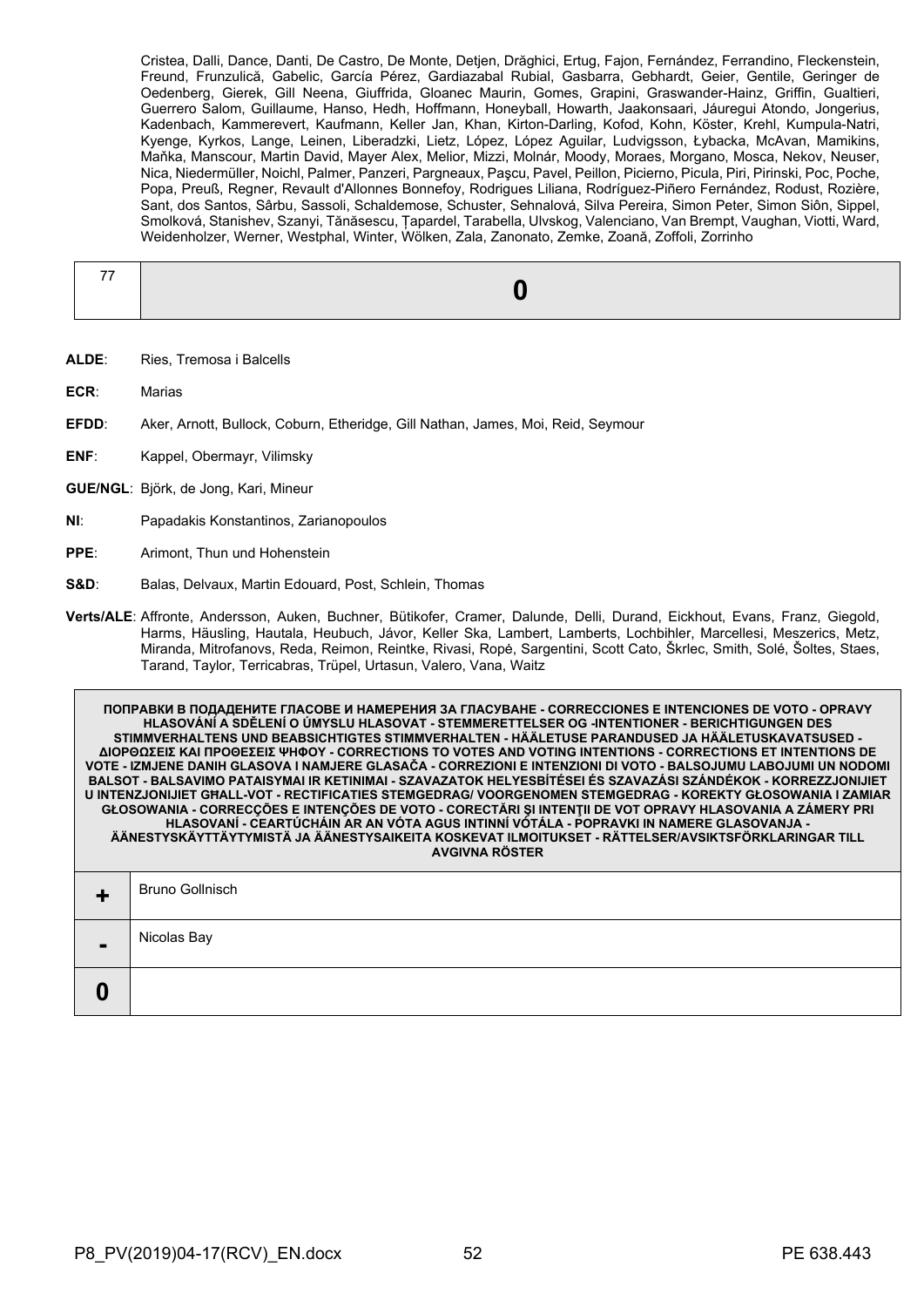Cristea, Dalli, Dance, Danti, De Castro, De Monte, Detjen, Drăghici, Ertug, Fajon, Fernández, Ferrandino, Fleckenstein, Freund, Frunzulică, Gabelic, García Pérez, Gardiazabal Rubial, Gasbarra, Gebhardt, Geier, Gentile, Geringer de Oedenberg, Gierek, Gill Neena, Giuffrida, Gloanec Maurin, Gomes, Grapini, Graswander-Hainz, Griffin, Gualtieri, Guerrero Salom, Guillaume, Hanso, Hedh, Hoffmann, Honeyball, Howarth, Jaakonsaari, Jáuregui Atondo, Jongerius, Kadenbach, Kammerevert, Kaufmann, Keller Jan, Khan, Kirton-Darling, Kofod, Kohn, Köster, Krehl, Kumpula-Natri, Kyenge, Kyrkos, Lange, Leinen, Liberadzki, Lietz, López, López Aguilar, Ludvigsson, Łybacka, McAvan, Mamikins, Maňka, Manscour, Martin David, Mayer Alex, Melior, Mizzi, Molnár, Moody, Moraes, Morgano, Mosca, Nekov, Neuser, Nica, Niedermüller, Noichl, Palmer, Panzeri, Pargneaux, Paşcu, Pavel, Peillon, Picierno, Picula, Piri, Pirinski, Poc, Poche, Popa, Preuß, Regner, Revault d'Allonnes Bonnefoy, Rodrigues Liliana, Rodríguez-Piñero Fernández, Rodust, Rozière, Sant, dos Santos, Sârbu, Sassoli, Schaldemose, Schuster, Sehnalová, Silva Pereira, Simon Peter, Simon Siôn, Sippel, Smolková, Stanishev, Szanyi, Tănăsescu, Ţapardel, Tarabella, Ulvskog, Valenciano, Van Brempt, Vaughan, Viotti, Ward, Weidenholzer, Werner, Westphal, Winter, Wölken, Zala, Zanonato, Zemke, Zoană, Zoffoli, Zorrinho

| 77 | **0** |
|---|---|

**ALDE**: Ries, Tremosa i Balcells

**ECR**: Marias

**EFDD**: Aker, Arnott, Bullock, Coburn, Etheridge, Gill Nathan, James, Moi, Reid, Seymour

**ENF**: Kappel, Obermayr, Vilimsky

**GUE/NGL**: Björk, de Jong, Kari, Mineur

**NI**: Papadakis Konstantinos, Zarianopoulos

**PPE**: Arimont, Thun und Hohenstein

**S&D**: Balas, Delvaux, Martin Edouard, Post, Schlein, Thomas

**Verts/ALE**: Affronte, Andersson, Auken, Buchner, Bütikofer, Cramer, Dalunde, Delli, Durand, Eickhout, Evans, Franz, Giegold, Harms, Häusling, Hautala, Heubuch, Jávor, Keller Ska, Lambert, Lamberts, Lochbihler, Marcellesi, Meszerics, Metz, Miranda, Mitrofanovs, Reda, Reimon, Reintke, Rivasi, Ropė, Sargentini, Scott Cato, Škrlec, Smith, Solé, Šoltes, Staes, Tarand, Taylor, Terricabras, Trüpel, Urtasun, Valero, Vana, Waitz

| ПОПРАВКИ В ПОДАДЕНИТЕ ГЛАСОВЕ И НАМЕРЕНИЯ ЗА ГЛАСУВАНЕ - CORRECCIONES E INTENCIONES DE VOTO - OPRAVY HLASOVÁNÍ A SDĚLENÍ O ÚMYSLU HLASOVAT - STEMMERETTELSER OG -INTENTIONER - BERICHTIGUNGEN DES STIMMVERHALTENS UND BEABSICHTIGTES STIMMVERHALTEN - HÄÄLETUSE PARANDUSED JA HÄÄLETUSKAVATSUSED - ΔΙΟΡΘΩΣΕΙΣ ΚΑΙ ΠΡΟΘΕΣΕΙΣ ΨΗΦΟΥ - CORRECTIONS TO VOTES AND VOTING INTENTIONS - CORRECTIONS ET INTENTIONS DE VOTE - IZMJENE DANIH GLASOVA I NAMJERE GLASAČA - CORREZIONI E INTENZIONI DI VOTO - BALSOJUMU LABOJUMI UN NODOMI BALSOT - BALSAVIMO PATAISYMAI IR KETINIMAI - SZAVAZATOK HELYESBÍTÉSEI ÉS SZAVAZÁSI SZÁNDÉKOK - KORREZZJONIJIET U INTENZJONIJIET GĦALL-VOT - RECTIFICATIES STEMGEDRAG/ VOORGENOMEN STEMGEDRAG - KOREKTY GŁOSOWANIA I ZAMIAR GŁOSOWANIA - CORRECÇÕES E INTENÇÕES DE VOTO - CORECTĂRI ŞI INTENŢII DE VOT OPRAVY HLASOVANIA A ZÁMERY PRI HLASOVANÍ - CEARTÚCHÁIN AR AN VÓTA AGUS INTINNÍ VÓTÁLA - POPRAVKI IN NAMERE GLASOVANJA - ÄÄNESTYSKÄYTTÄYTYMISTÄ JA ÄÄNESTYSAIKEITA KOSKEVAT ILMOITUKSET - RÄTTELSER/AVSIKTSFÖRKLARINGAR TILL AVGIVNA RÖSTER | |
|---|---|
| **+** | Bruno Gollnisch |
| **-** | Nicolas Bay |
| **0** | |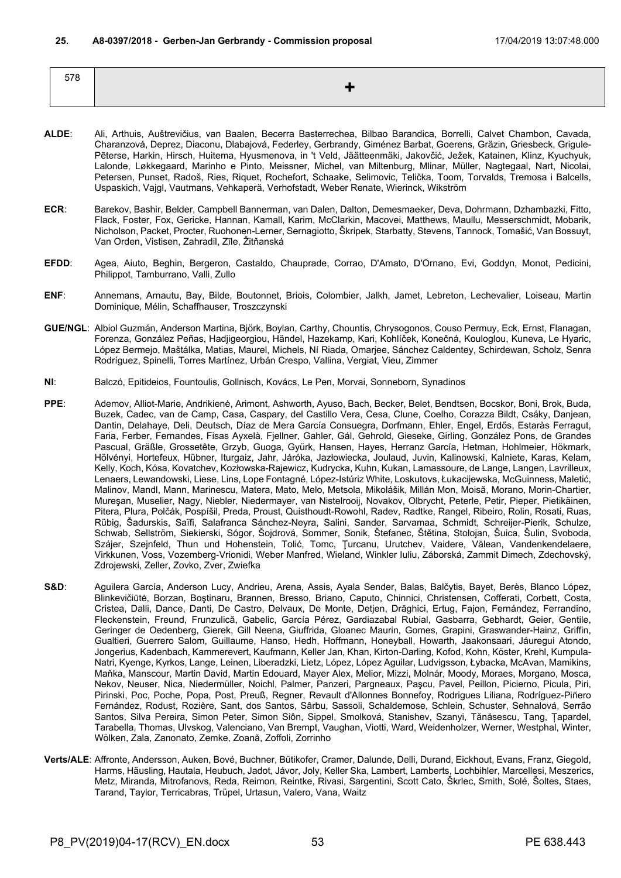**25. A8-0397/2018 - Gerben-Jan Gerbrandy - Commission proposal** 17/04/2019 13:07:48.000

| 578 | + |
|---|---|

**ALDE**: Ali, Arthuis, Auštrevičius, van Baalen, Becerra Basterrechea, Bilbao Barandica, Borrelli, Calvet Chambon, Cavada, Charanzová, Deprez, Diaconu, Dlabajová, Federley, Gerbrandy, Giménez Barbat, Goerens, Gräzin, Griesbeck, Grigule-Pēterse, Harkin, Hirsch, Huitema, Hyusmenova, in 't Veld, Jäätteenmäki, Jakovčić, Ježek, Katainen, Klinz, Kyuchyuk, Lalonde, Løkkegaard, Marinho e Pinto, Meissner, Michel, van Miltenburg, Mlinar, Müller, Nagtegaal, Nart, Nicolai, Petersen, Punset, Radoš, Ries, Riquet, Rochefort, Schaake, Selimovic, Telička, Toom, Torvalds, Tremosa i Balcells, Uspaskich, Vajgl, Vautmans, Vehkaperä, Verhofstadt, Weber Renate, Wierinck, Wikström

**ECR**: Barekov, Bashir, Belder, Campbell Bannerman, van Dalen, Dalton, Demesmaeker, Deva, Dohrmann, Dzhambazki, Fitto, Flack, Foster, Fox, Gericke, Hannan, Kamall, Karim, McClarkin, Macovei, Matthews, Maullu, Messerschmidt, Mobarik, Nicholson, Packet, Procter, Ruohonen-Lerner, Sernagiotto, Škripek, Starbatty, Stevens, Tannock, Tomašić, Van Bossuyt, Van Orden, Vistisen, Zahradil, Zīle, Žitňanská

**EFDD**: Agea, Aiuto, Beghin, Bergeron, Castaldo, Chauprade, Corrao, D'Amato, D'Ornano, Evi, Goddyn, Monot, Pedicini, Philippot, Tamburrano, Valli, Zullo

**ENF**: Annemans, Arnautu, Bay, Bilde, Boutonnet, Briois, Colombier, Jalkh, Jamet, Lebreton, Lechevalier, Loiseau, Martin Dominique, Mélin, Schaffhauser, Troszczynski

**GUE/NGL**: Albiol Guzmán, Anderson Martina, Björk, Boylan, Carthy, Chountis, Chrysogonos, Couso Permuy, Eck, Ernst, Flanagan, Forenza, González Peñas, Hadjigeorgiou, Händel, Hazekamp, Kari, Kohlíček, Konečná, Kouloglou, Kuneva, Le Hyaric, López Bermejo, Maštálka, Matias, Maurel, Michels, Ní Riada, Omarjee, Sánchez Caldentey, Schirdewan, Scholz, Senra Rodríguez, Spinelli, Torres Martínez, Urbán Crespo, Vallina, Vergiat, Vieu, Zimmer

**NI**: Balczó, Epitideios, Fountoulis, Gollnisch, Kovács, Le Pen, Morvai, Sonneborn, Synadinos

**PPE**: Ademov, Alliot-Marie, Andrikienė, Arimont, Ashworth, Ayuso, Bach, Becker, Belet, Bendtsen, Bocskor, Boni, Brok, Buda, Buzek, Cadec, van de Camp, Casa, Caspary, del Castillo Vera, Cesa, Clune, Coelho, Corazza Bildt, Csáky, Danjean, Dantin, Delahaye, Deli, Deutsch, Díaz de Mera García Consuegra, Dorfmann, Ehler, Engel, Erdős, Estaràs Ferragut, Faria, Ferber, Fernandes, Fisas Ayxelà, Fjellner, Gahler, Gál, Gehrold, Gieseke, Girling, González Pons, de Grandes Pascual, Gräßle, Grossetête, Grzyb, Guoga, Gyürk, Hansen, Hayes, Herranz García, Hetman, Hohlmeier, Hökmark, Hölvényi, Hortefeux, Hübner, Iturgaiz, Jahr, Járóka, Jazłowiecka, Joulaud, Juvin, Kalinowski, Kalniete, Karas, Kelam, Kelly, Koch, Kósa, Kovatchev, Kozłowska-Rajewicz, Kudrycka, Kuhn, Kukan, Lamassoure, de Lange, Langen, Lavrilleux, Lenaers, Lewandowski, Liese, Lins, Lope Fontagné, López-Istúriz White, Loskutovs, Łukacijewska, McGuinness, Maletić, Malinov, Mandl, Mann, Marinescu, Matera, Mato, Melo, Metsola, Mikolášik, Millán Mon, Moisă, Morano, Morin-Chartier, Mureşan, Muselier, Nagy, Niebler, Niedermayer, van Nistelrooij, Novakov, Olbrycht, Peterle, Petir, Pieper, Pietikäinen, Pitera, Plura, Polčák, Pospíšil, Preda, Proust, Quisthoudt-Rowohl, Radev, Radtke, Rangel, Ribeiro, Rolin, Rosati, Ruas, Rübig, Šadurskis, Saïfi, Salafranca Sánchez-Neyra, Salini, Sander, Sarvamaa, Schmidt, Schreijer-Pierik, Schulze, Schwab, Sellström, Siekierski, Sógor, Šojdrová, Sommer, Sonik, Štefanec, Štětina, Stolojan, Šuica, Šulin, Svoboda, Szájer, Szejnfeld, Thun und Hohenstein, Tolić, Tomc, Ţurcanu, Urutchev, Vaidere, Vălean, Vandenkendelaere, Virkkunen, Voss, Vozemberg-Vrionidi, Weber Manfred, Wieland, Winkler Iuliu, Záborská, Zammit Dimech, Zdechovský, Zdrojewski, Zeller, Zovko, Zver, Zwiefka

**S&D**: Aguilera García, Anderson Lucy, Andrieu, Arena, Assis, Ayala Sender, Balas, Balčytis, Bayet, Berès, Blanco López, Blinkevičiūtė, Borzan, Boştinaru, Brannen, Bresso, Briano, Caputo, Chinnici, Christensen, Cofferati, Corbett, Costa, Cristea, Dalli, Dance, Danti, De Castro, Delvaux, De Monte, Detjen, Drăghici, Ertug, Fajon, Fernández, Ferrandino, Fleckenstein, Freund, Frunzulică, Gabelic, García Pérez, Gardiazabal Rubial, Gasbarra, Gebhardt, Geier, Gentile, Geringer de Oedenberg, Gierek, Gill Neena, Giuffrida, Gloanec Maurin, Gomes, Grapini, Graswander-Hainz, Griffin, Gualtieri, Guerrero Salom, Guillaume, Hanso, Hedh, Hoffmann, Honeyball, Howarth, Jaakonsaari, Jáuregui Atondo, Jongerius, Kadenbach, Kammerevert, Kaufmann, Keller Jan, Khan, Kirton-Darling, Kofod, Kohn, Köster, Krehl, Kumpula-Natri, Kyenge, Kyrkos, Lange, Leinen, Liberadzki, Lietz, López, López Aguilar, Ludvigsson, Łybacka, McAvan, Mamikins, Maňka, Manscour, Martin David, Martin Edouard, Mayer Alex, Melior, Mizzi, Molnár, Moody, Moraes, Morgano, Mosca, Nekov, Neuser, Nica, Niedermüller, Noichl, Palmer, Panzeri, Pargneaux, Paşcu, Pavel, Peillon, Picierno, Picula, Piri, Pirinski, Poc, Poche, Popa, Post, Preuß, Regner, Revault d'Allonnes Bonnefoy, Rodrigues Liliana, Rodríguez-Piñero Fernández, Rodust, Rozière, Sant, dos Santos, Sârbu, Sassoli, Schaldemose, Schlein, Schuster, Sehnalová, Serrão Santos, Silva Pereira, Simon Peter, Simon Siôn, Sippel, Smolková, Stanishev, Szanyi, Tănăsescu, Tang, Ţapardel, Tarabella, Thomas, Ulvskog, Valenciano, Van Brempt, Vaughan, Viotti, Ward, Weidenholzer, Werner, Westphal, Winter, Wölken, Zala, Zanonato, Zemke, Zoană, Zoffoli, Zorrinho

**Verts/ALE**: Affronte, Andersson, Auken, Bové, Buchner, Bütikofer, Cramer, Dalunde, Delli, Durand, Eickhout, Evans, Franz, Giegold, Harms, Häusling, Hautala, Heubuch, Jadot, Jávor, Joly, Keller Ska, Lambert, Lamberts, Lochbihler, Marcellesi, Meszerics, Metz, Miranda, Mitrofanovs, Reda, Reimon, Reintke, Rivasi, Sargentini, Scott Cato, Škrlec, Smith, Solé, Šoltes, Staes, Tarand, Taylor, Terricabras, Trüpel, Urtasun, Valero, Vana, Waitz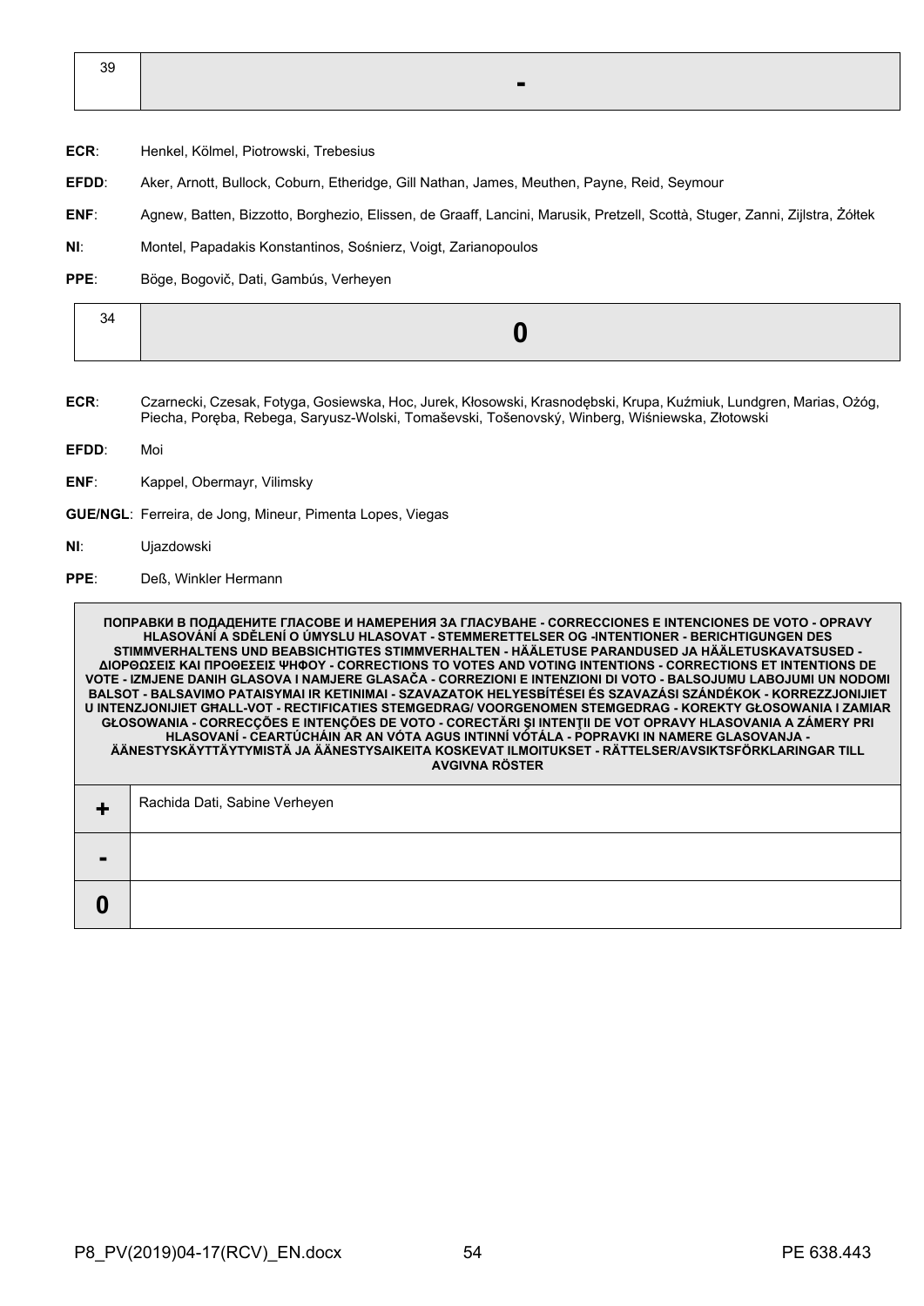| 39 | - |
| --- | --- |

**ECR**: Henkel, Kölmel, Piotrowski, Trebesius

**EFDD**: Aker, Arnott, Bullock, Coburn, Etheridge, Gill Nathan, James, Meuthen, Payne, Reid, Seymour

**ENF**: Agnew, Batten, Bizzotto, Borghezio, Elissen, de Graaff, Lancini, Marusik, Pretzell, Scottà, Stuger, Zanni, Zijlstra, Żółtek

**NI**: Montel, Papadakis Konstantinos, Sośnierz, Voigt, Zarianopoulos

**PPE**: Böge, Bogovič, Dati, Gambús, Verheyen

| 34 | 0 |
| --- | --- |

**ECR**: Czarnecki, Czesak, Fotyga, Gosiewska, Hoc, Jurek, Kłosowski, Krasnodębski, Krupa, Kuźmiuk, Lundgren, Marias, Ożóg, Piecha, Poręba, Rebega, Saryusz-Wolski, Tomaševski, Tošenovský, Winberg, Wiśniewska, Złotowski

**EFDD**: Moi

**ENF**: Kappel, Obermayr, Vilimsky

**GUE/NGL**: Ferreira, de Jong, Mineur, Pimenta Lopes, Viegas

**NI**: Ujazdowski

**PPE**: Deß, Winkler Hermann

| ПОПРАВКИ В ПОДАДЕНИТЕ ГЛАСОВЕ И НАМЕРЕНИЯ ЗА ГЛАСУВАНЕ - CORRECCIONES E INTENCIONES DE VOTO - OPRAVY HLASOVÁNÍ A SDĚLENÍ O ÚMYSLU HLASOVAT - STEMMERETTELSER OG -INTENTIONER - BERICHTIGUNGEN DES STIMMVERHALTENS UND BEABSICHTIGTES STIMMVERHALTEN - HÄÄLETUSE PARANDUSED JA HÄÄLETUSKAVATSUSED - ΔΙΟΡΘΩΣΕΙΣ ΚΑΙ ΠΡΟΘΕΣΕΙΣ ΨΗΦΟΥ - CORRECTIONS TO VOTES AND VOTING INTENTIONS - CORRECTIONS ET INTENTIONS DE VOTE - IZMJENE DANIH GLASOVA I NAMJERE GLASAČA - CORREZIONI E INTENZIONI DI VOTO - BALSOJUMU LABOJUMI UN NODOMI BALSOT - BALSAVIMO PATAISYMAI IR KETINIMAI - SZAVAZATOK HELYESBÍTÉSEI ÉS SZAVAZÁSI SZÁNDÉKOK - KORREZZJONIJIET U INTENZJONIJIET GĦALL-VOT - RECTIFICATIES STEMGEDRAG/ VOORGENOMEN STEMGEDRAG - KOREKTY GŁOSOWANIA I ZAMIAR GŁOSOWANIA - CORRECÇÕES E INTENÇÕES DE VOTO - CORECTĂRI ŞI INTENŢII DE VOT OPRAVY HLASOVANIA A ZÁMERY PRI HLASOVANÍ - CEARTÚCHÁIN AR AN VÓTA AGUS INTINNÍ VÓTÁLA - POPRAVKI IN NAMERE GLASOVANJA - ÄÄNESTYSKÄYTTÄYTYMISTÄ JA ÄÄNESTYSAIKEITA KOSKEVAT ILMOITUKSET - RÄTTELSER/AVSIKTSFÖRKLARINGAR TILL AVGIVNA RÖSTER | |
| --- | --- |
| + | Rachida Dati, Sabine Verheyen |
| - | |
| 0 | |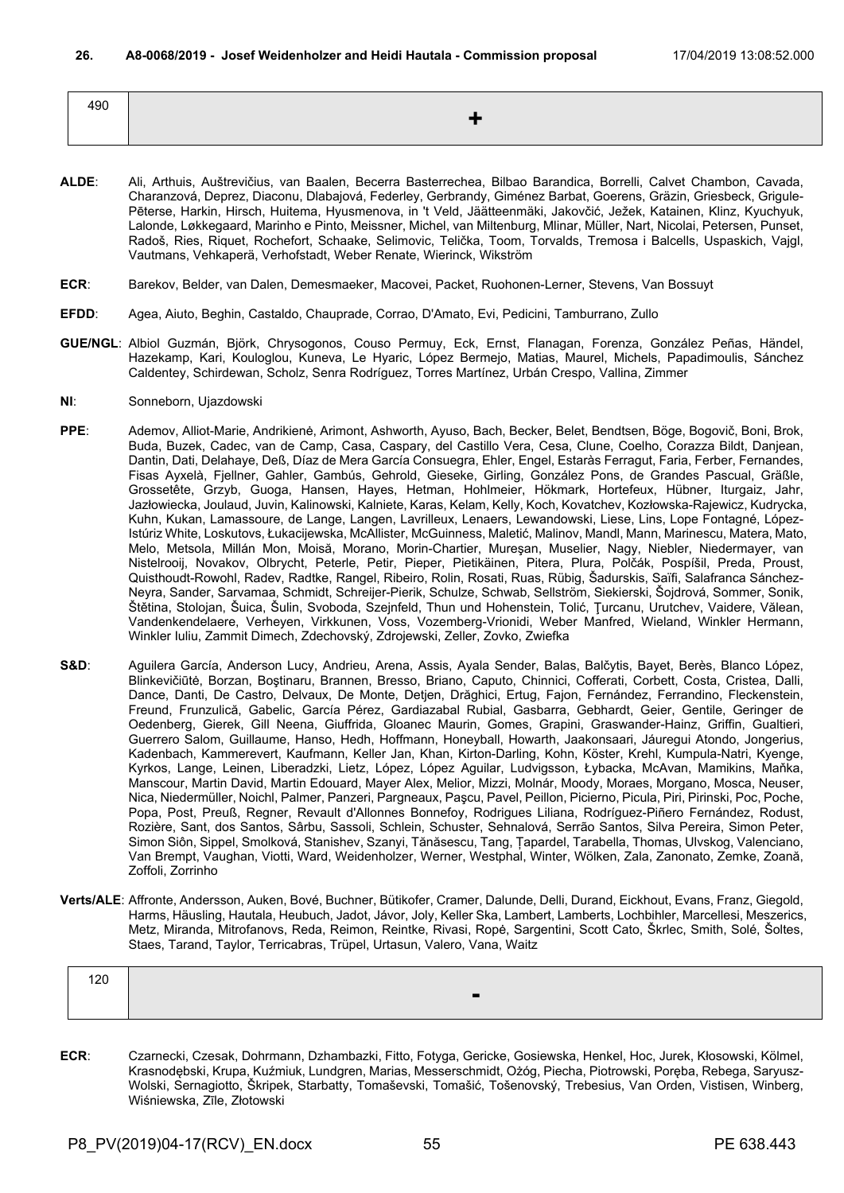**26. A8-0068/2019 - Josef Weidenholzer and Heidi Hautala - Commission proposal** 17/04/2019 13:08:52.000

| 490 | + |
|---|---|

**ALDE**: Ali, Arthuis, Auštrevičius, van Baalen, Becerra Basterrechea, Bilbao Barandica, Borrelli, Calvet Chambon, Cavada, Charanzová, Deprez, Diaconu, Dlabajová, Federley, Gerbrandy, Giménez Barbat, Goerens, Gräzin, Griesbeck, Grigule-Pēterse, Harkin, Hirsch, Huitema, Hyusmenova, in 't Veld, Jäätteenmäki, Jakovčić, Ježek, Katainen, Klinz, Kyuchyuk, Lalonde, Løkkegaard, Marinho e Pinto, Meissner, Michel, van Miltenburg, Mlinar, Müller, Nart, Nicolai, Petersen, Punset, Radoš, Ries, Riquet, Rochefort, Schaake, Selimovic, Telička, Toom, Torvalds, Tremosa i Balcells, Uspaskich, Vajgl, Vautmans, Vehkaperä, Verhofstadt, Weber Renate, Wierinck, Wikström

**ECR**: Barekov, Belder, van Dalen, Demesmaeker, Macovei, Packet, Ruohonen-Lerner, Stevens, Van Bossuyt

**EFDD**: Agea, Aiuto, Beghin, Castaldo, Chauprade, Corrao, D'Amato, Evi, Pedicini, Tamburrano, Zullo

**GUE/NGL**: Albiol Guzmán, Björk, Chrysogonos, Couso Permuy, Eck, Ernst, Flanagan, Forenza, González Peñas, Händel, Hazekamp, Kari, Kouloglou, Kuneva, Le Hyaric, López Bermejo, Matias, Maurel, Michels, Papadimoulis, Sánchez Caldentey, Schirdewan, Scholz, Senra Rodríguez, Torres Martínez, Urbán Crespo, Vallina, Zimmer

**NI**: Sonneborn, Ujazdowski

**PPE**: Ademov, Alliot-Marie, Andrikienė, Arimont, Ashworth, Ayuso, Bach, Becker, Belet, Bendtsen, Böge, Bogovič, Boni, Brok, Buda, Buzek, Cadec, van de Camp, Casa, Caspary, del Castillo Vera, Cesa, Clune, Coelho, Corazza Bildt, Danjean, Dantin, Dati, Delahaye, Deß, Díaz de Mera García Consuegra, Ehler, Engel, Estaràs Ferragut, Faria, Ferber, Fernandes, Fisas Ayxelà, Fjellner, Gahler, Gambús, Gehrold, Gieseke, Girling, González Pons, de Grandes Pascual, Gräßle, Grossetête, Grzyb, Guoga, Hansen, Hayes, Hetman, Hohlmeier, Hökmark, Hortefeux, Hübner, Iturgaiz, Jahr, Jazłowiecka, Joulaud, Juvin, Kalinowski, Kalniete, Karas, Kelam, Kelly, Koch, Kovatchev, Kozłowska-Rajewicz, Kudrycka, Kuhn, Kukan, Lamassoure, de Lange, Langen, Lavrilleux, Lenaers, Lewandowski, Liese, Lins, Lope Fontagné, López-Istúriz White, Loskutovs, Łukacijewska, McAllister, McGuinness, Maletić, Malinov, Mandl, Mann, Marinescu, Matera, Mato, Melo, Metsola, Millán Mon, Moisă, Morano, Morin-Chartier, Mureşan, Muselier, Nagy, Niebler, Niedermayer, van Nistelrooij, Novakov, Olbrycht, Peterle, Petir, Pieper, Pietikäinen, Pitera, Plura, Polčák, Pospíšil, Preda, Proust, Quisthoudt-Rowohl, Radev, Radtke, Rangel, Ribeiro, Rolin, Rosati, Ruas, Rübig, Šadurskis, Saïfi, Salafranca Sánchez-Neyra, Sander, Sarvamaa, Schmidt, Schreijer-Pierik, Schulze, Schwab, Sellström, Siekierski, Šojdrová, Sommer, Sonik, Štětina, Stolojan, Šuica, Šulin, Svoboda, Szejnfeld, Thun und Hohenstein, Tolić, Ţurcanu, Urutchev, Vaidere, Vălean, Vandenkendelaere, Verheyen, Virkkunen, Voss, Vozemberg-Vrionidi, Weber Manfred, Wieland, Winkler Hermann, Winkler Iuliu, Zammit Dimech, Zdechovský, Zdrojewski, Zeller, Zovko, Zwiefka

**S&D**: Aguilera García, Anderson Lucy, Andrieu, Arena, Assis, Ayala Sender, Balas, Balčytis, Bayet, Berès, Blanco López, Blinkevičiūtė, Borzan, Boştinaru, Brannen, Bresso, Briano, Caputo, Chinnici, Cofferati, Corbett, Costa, Cristea, Dalli, Dance, Danti, De Castro, Delvaux, De Monte, Detjen, Drăghici, Ertug, Fajon, Fernández, Ferrandino, Fleckenstein, Freund, Frunzulică, Gabelic, García Pérez, Gardiazabal Rubial, Gasbarra, Gebhardt, Geier, Gentile, Geringer de Oedenberg, Gierek, Gill Neena, Giuffrida, Gloanec Maurin, Gomes, Grapini, Graswander-Hainz, Griffin, Gualtieri, Guerrero Salom, Guillaume, Hanso, Hedh, Hoffmann, Honeyball, Howarth, Jaakonsaari, Jáuregui Atondo, Jongerius, Kadenbach, Kammerevert, Kaufmann, Keller Jan, Khan, Kirton-Darling, Kohn, Köster, Krehl, Kumpula-Natri, Kyenge, Kyrkos, Lange, Leinen, Liberadzki, Lietz, López, López Aguilar, Ludvigsson, Łybacka, McAvan, Mamikins, Maňka, Manscour, Martin David, Martin Edouard, Mayer Alex, Melior, Mizzi, Molnár, Moody, Moraes, Morgano, Mosca, Neuser, Nica, Niedermüller, Noichl, Palmer, Panzeri, Pargneaux, Paşcu, Pavel, Peillon, Picierno, Picula, Piri, Pirinski, Poc, Poche, Popa, Post, Preuß, Regner, Revault d'Allonnes Bonnefoy, Rodrigues Liliana, Rodríguez-Piñero Fernández, Rodust, Rozière, Sant, dos Santos, Sârbu, Sassoli, Schlein, Schuster, Sehnalová, Serrão Santos, Silva Pereira, Simon Peter, Simon Siôn, Sippel, Smolková, Stanishev, Szanyi, Tănăsescu, Tang, Ţapardel, Tarabella, Thomas, Ulvskog, Valenciano, Van Brempt, Vaughan, Viotti, Ward, Weidenholzer, Werner, Westphal, Winter, Wölken, Zala, Zanonato, Zemke, Zoană, Zoffoli, Zorrinho

**Verts/ALE**: Affronte, Andersson, Auken, Bové, Buchner, Bütikofer, Cramer, Dalunde, Delli, Durand, Eickhout, Evans, Franz, Giegold, Harms, Häusling, Hautala, Heubuch, Jadot, Jávor, Joly, Keller Ska, Lambert, Lamberts, Lochbihler, Marcellesi, Meszerics, Metz, Miranda, Mitrofanovs, Reda, Reimon, Reintke, Rivasi, Ropė, Sargentini, Scott Cato, Škrlec, Smith, Solé, Šoltes, Staes, Tarand, Taylor, Terricabras, Trüpel, Urtasun, Valero, Vana, Waitz

| 120 | - |
|---|---|

**ECR**: Czarnecki, Czesak, Dohrmann, Dzhambazki, Fitto, Fotyga, Gericke, Gosiewska, Henkel, Hoc, Jurek, Kłosowski, Kölmel, Krasnodębski, Krupa, Kuźmiuk, Lundgren, Marias, Messerschmidt, Ożóg, Piecha, Piotrowski, Poręba, Rebega, Saryusz-Wolski, Sernagiotto, Škripek, Starbatty, Tomaševski, Tomašić, Tošenovský, Trebesius, Van Orden, Vistisen, Winberg, Wiśniewska, Zīle, Złotowski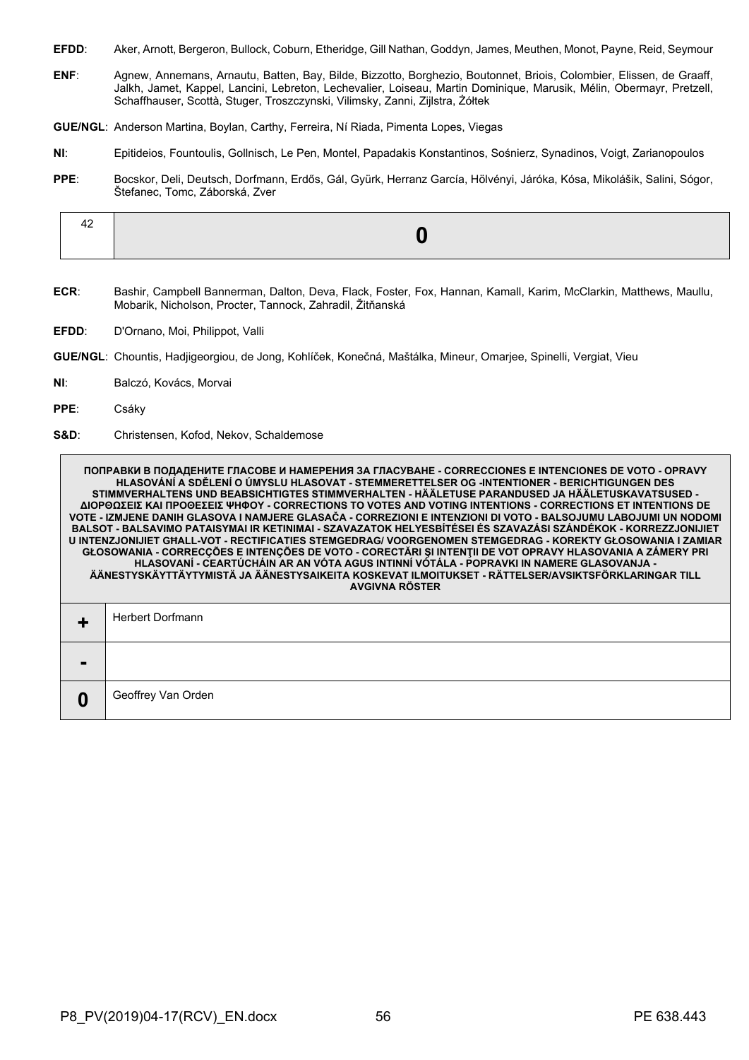**EFDD**: Aker, Arnott, Bergeron, Bullock, Coburn, Etheridge, Gill Nathan, Goddyn, James, Meuthen, Monot, Payne, Reid, Seymour

**ENF**: Agnew, Annemans, Arnautu, Batten, Bay, Bilde, Bizzotto, Borghezio, Boutonnet, Briois, Colombier, Elissen, de Graaff, Jalkh, Jamet, Kappel, Lancini, Lebreton, Lechevalier, Loiseau, Martin Dominique, Marusik, Mélin, Obermayr, Pretzell, Schaffhauser, Scottà, Stuger, Troszczynski, Vilimsky, Zanni, Zijlstra, Żółtek

**GUE/NGL**: Anderson Martina, Boylan, Carthy, Ferreira, Ní Riada, Pimenta Lopes, Viegas

**NI**: Epitideios, Fountoulis, Gollnisch, Le Pen, Montel, Papadakis Konstantinos, Sośnierz, Synadinos, Voigt, Zarianopoulos

**PPE**: Bocskor, Deli, Deutsch, Dorfmann, Erdős, Gál, Gyürk, Herranz García, Hölvényi, Járóka, Kósa, Mikolášik, Salini, Sógor, Štefanec, Tomc, Záborská, Zver

| 42 | **0** |
|---|---|

**ECR**: Bashir, Campbell Bannerman, Dalton, Deva, Flack, Foster, Fox, Hannan, Kamall, Karim, McClarkin, Matthews, Maullu, Mobarik, Nicholson, Procter, Tannock, Zahradil, Žitňanská

**EFDD**: D'Ornano, Moi, Philippot, Valli

**GUE/NGL**: Chountis, Hadjigeorgiou, de Jong, Kohlíček, Konečná, Maštálka, Mineur, Omarjee, Spinelli, Vergiat, Vieu

**NI**: Balczó, Kovács, Morvai

**PPE**: Csáky

**S&D**: Christensen, Kofod, Nekov, Schaldemose

| ПОПРАВКИ В ПОДАДЕНИТЕ ГЛАСОВЕ И НАМЕРЕНИЯ ЗА ГЛАСУВАНЕ - CORRECCIONES E INTENCIONES DE VOTO - OPRAVY HLASOVÁNÍ A SDĚLENÍ O ÚMYSLU HLASOVAT - STEMMERETTELSER OG -INTENTIONER - BERICHTIGUNGEN DES STIMMVERHALTENS UND BEABSICHTIGTES STIMMVERHALTEN - HÄÄLETUSE PARANDUSED JA HÄÄLETUSKAVATSUSED - ΔΙΟΡΘΩΣΕΙΣ ΚΑΙ ΠΡΟΘΕΣΕΙΣ ΨΗΦΟΥ - CORRECTIONS TO VOTES AND VOTING INTENTIONS - CORRECTIONS ET INTENTIONS DE VOTE - IZMJENE DANIH GLASOVA I NAMJERE GLASAČA - CORREZIONI E INTENZIONI DI VOTO - BALSOJUMU LABOJUMI UN NODOMI BALSOT - BALSAVIMO PATAISYMAI IR KETINIMAI - SZAVAZATOK HELYESBÍTÉSEI ÉS SZAVAZÁSI SZÁNDÉKOK - KORREZZJONIJIET U INTENZJONIJIET GĦALL-VOT - RECTIFICATIES STEMGEDRAG/ VOORGENOMEN STEMGEDRAG - KOREKTY GŁOSOWANIA I ZAMIAR GŁOSOWANIA - CORRECÇÕES E INTENÇÕES DE VOTO - CORECTĂRI ŞI INTENŢII DE VOT OPRAVY HLASOVANIA A ZÁMERY PRI HLASOVANÍ - CEARTÚCHÁIN AR AN VÓTA AGUS INTINNÍ VÓTÁLA - POPRAVKI IN NAMERE GLASOVANJA - ÄÄNESTYSKÄYTTÄYTYMISTÄ JA ÄÄNESTYSAIKEITA KOSKEVAT ILMOITUKSET - RÄTTELSER/AVSIKTSFÖRKLARINGAR TILL AVGIVNA RÖSTER | |
|---|---|
| **+** | Herbert Dorfmann |
| **-** | |
| **0** | Geoffrey Van Orden |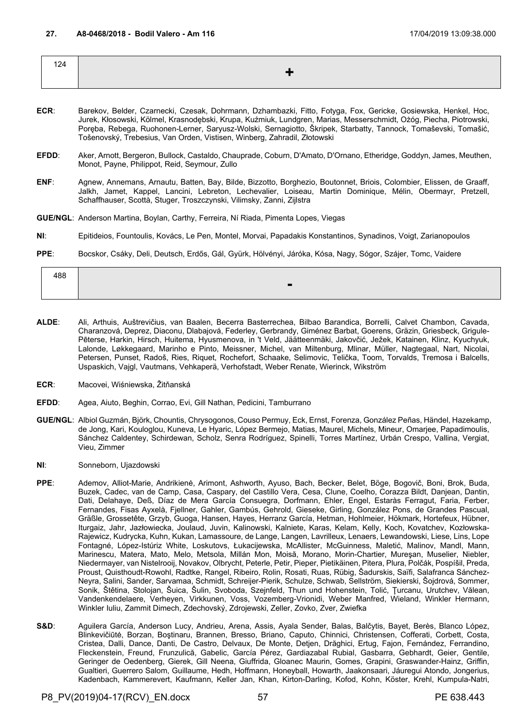**27. A8-0468/2018 - Bodil Valero - Am 116** 17/04/2019 13:09:38.000

| 124 | + |
|---|---|

**ECR**: Barekov, Belder, Czarnecki, Czesak, Dohrmann, Dzhambazki, Fitto, Fotyga, Fox, Gericke, Gosiewska, Henkel, Hoc, Jurek, Kłosowski, Kölmel, Krasnodębski, Krupa, Kuźmiuk, Lundgren, Marias, Messerschmidt, Ożóg, Piecha, Piotrowski, Poręba, Rebega, Ruohonen-Lerner, Saryusz-Wolski, Sernagiotto, Škripek, Starbatty, Tannock, Tomaševski, Tomašić, Tošenovský, Trebesius, Van Orden, Vistisen, Winberg, Zahradil, Złotowski

**EFDD**: Aker, Arnott, Bergeron, Bullock, Castaldo, Chauprade, Coburn, D'Amato, D'Ornano, Etheridge, Goddyn, James, Meuthen, Monot, Payne, Philippot, Reid, Seymour, Zullo

**ENF**: Agnew, Annemans, Arnautu, Batten, Bay, Bilde, Bizzotto, Borghezio, Boutonnet, Briois, Colombier, Elissen, de Graaff, Jalkh, Jamet, Kappel, Lancini, Lebreton, Lechevalier, Loiseau, Martin Dominique, Mélin, Obermayr, Pretzell, Schaffhauser, Scottà, Stuger, Troszczynski, Vilimsky, Zanni, Zijlstra

**GUE/NGL**: Anderson Martina, Boylan, Carthy, Ferreira, Ní Riada, Pimenta Lopes, Viegas

**NI**: Epitideios, Fountoulis, Kovács, Le Pen, Montel, Morvai, Papadakis Konstantinos, Synadinos, Voigt, Zarianopoulos

**PPE**: Bocskor, Csáky, Deli, Deutsch, Erdős, Gál, Gyürk, Hölvényi, Járóka, Kósa, Nagy, Sógor, Szájer, Tomc, Vaidere

| 488 | - |
|---|---|

**ALDE**: Ali, Arthuis, Auštrevičius, van Baalen, Becerra Basterrechea, Bilbao Barandica, Borrelli, Calvet Chambon, Cavada, Charanzová, Deprez, Diaconu, Dlabajová, Federley, Gerbrandy, Giménez Barbat, Goerens, Gräzin, Griesbeck, Grigule-Pēterse, Harkin, Hirsch, Huitema, Hyusmenova, in 't Veld, Jäätteenmäki, Jakovčić, Ježek, Katainen, Klinz, Kyuchyuk, Lalonde, Løkkegaard, Marinho e Pinto, Meissner, Michel, van Miltenburg, Mlinar, Müller, Nagtegaal, Nart, Nicolai, Petersen, Punset, Radoš, Ries, Riquet, Rochefort, Schaake, Selimovic, Telička, Toom, Torvalds, Tremosa i Balcells, Uspaskich, Vajgl, Vautmans, Vehkaperä, Verhofstadt, Weber Renate, Wierinck, Wikström

**ECR**: Macovei, Wiśniewska, Žitňanská

**EFDD**: Agea, Aiuto, Beghin, Corrao, Evi, Gill Nathan, Pedicini, Tamburrano

**GUE/NGL**: Albiol Guzmán, Björk, Chountis, Chrysogonos, Couso Permuy, Eck, Ernst, Forenza, González Peñas, Händel, Hazekamp, de Jong, Kari, Kouloglou, Kuneva, Le Hyaric, López Bermejo, Matias, Maurel, Michels, Mineur, Omarjee, Papadimoulis, Sánchez Caldentey, Schirdewan, Scholz, Senra Rodríguez, Spinelli, Torres Martínez, Urbán Crespo, Vallina, Vergiat, Vieu, Zimmer

**NI**: Sonneborn, Ujazdowski

**PPE**: Ademov, Alliot-Marie, Andrikienė, Arimont, Ashworth, Ayuso, Bach, Becker, Belet, Böge, Bogovič, Boni, Brok, Buda, Buzek, Cadec, van de Camp, Casa, Caspary, del Castillo Vera, Cesa, Clune, Coelho, Corazza Bildt, Danjean, Dantin, Dati, Delahaye, Deß, Díaz de Mera García Consuegra, Dorfmann, Ehler, Engel, Estaràs Ferragut, Faria, Ferber, Fernandes, Fisas Ayxelà, Fjellner, Gahler, Gambús, Gehrold, Gieseke, Girling, González Pons, de Grandes Pascual, Gräßle, Grossetête, Grzyb, Guoga, Hansen, Hayes, Herranz García, Hetman, Hohlmeier, Hökmark, Hortefeux, Hübner, Iturgaiz, Jahr, Jazłowiecka, Joulaud, Juvin, Kalinowski, Kalniete, Karas, Kelam, Kelly, Koch, Kovatchev, Kozłowska-Rajewicz, Kudrycka, Kuhn, Kukan, Lamassoure, de Lange, Langen, Lavrilleux, Lenaers, Lewandowski, Liese, Lins, Lope Fontagné, López-Istúriz White, Loskutovs, Łukacijewska, McAllister, McGuinness, Maletić, Malinov, Mandl, Mann, Marinescu, Matera, Mato, Melo, Metsola, Millán Mon, Moisă, Morano, Morin-Chartier, Mureşan, Muselier, Niebler, Niedermayer, van Nistelrooij, Novakov, Olbrycht, Peterle, Petir, Pieper, Pietikäinen, Pitera, Plura, Polčák, Pospíšil, Preda, Proust, Quisthoudt-Rowohl, Radtke, Rangel, Ribeiro, Rolin, Rosati, Ruas, Rübig, Šadurskis, Saïfi, Salafranca Sánchez-Neyra, Salini, Sander, Sarvamaa, Schmidt, Schreijer-Pierik, Schulze, Schwab, Sellström, Siekierski, Šojdrová, Sommer, Sonik, Štětina, Stolojan, Šuica, Šulin, Svoboda, Szejnfeld, Thun und Hohenstein, Tolić, Ţurcanu, Urutchev, Vălean, Vandenkendelaere, Verheyen, Virkkunen, Voss, Vozemberg-Vrionidi, Weber Manfred, Wieland, Winkler Hermann, Winkler Iuliu, Zammit Dimech, Zdechovský, Zdrojewski, Zeller, Zovko, Zver, Zwiefka

**S&D**: Aguilera García, Anderson Lucy, Andrieu, Arena, Assis, Ayala Sender, Balas, Balčytis, Bayet, Berès, Blanco López, Blinkevičiūtė, Borzan, Boştinaru, Brannen, Bresso, Briano, Caputo, Chinnici, Christensen, Cofferati, Corbett, Costa, Cristea, Dalli, Dance, Danti, De Castro, Delvaux, De Monte, Detjen, Drăghici, Ertug, Fajon, Fernández, Ferrandino, Fleckenstein, Freund, Frunzulică, Gabelic, García Pérez, Gardiazabal Rubial, Gasbarra, Gebhardt, Geier, Gentile, Geringer de Oedenberg, Gierek, Gill Neena, Giuffrida, Gloanec Maurin, Gomes, Grapini, Graswander-Hainz, Griffin, Gualtieri, Guerrero Salom, Guillaume, Hedh, Hoffmann, Honeyball, Howarth, Jaakonsaari, Jáuregui Atondo, Jongerius, Kadenbach, Kammerevert, Kaufmann, Keller Jan, Khan, Kirton-Darling, Kofod, Kohn, Köster, Krehl, Kumpula-Natri,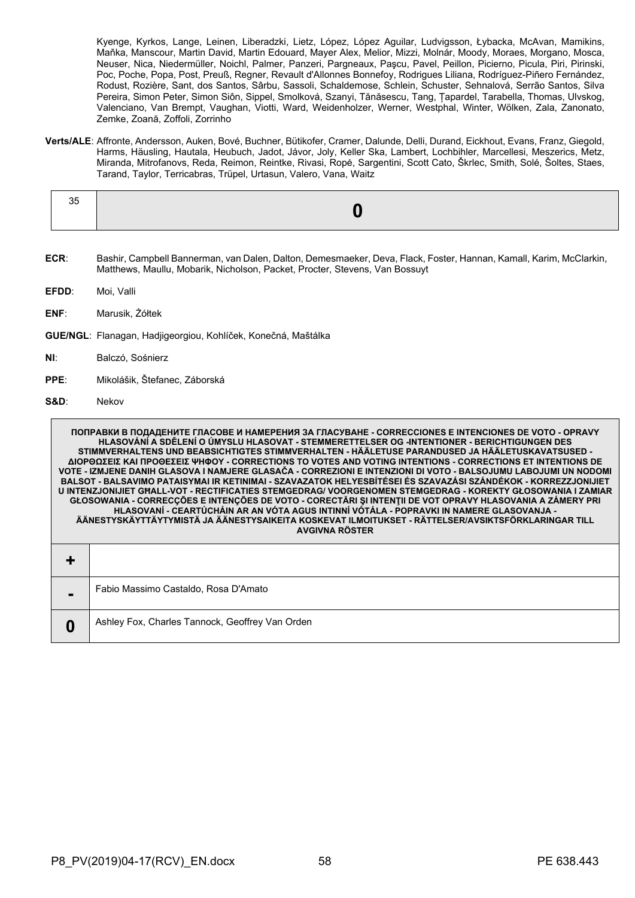Kyenge, Kyrkos, Lange, Leinen, Liberadzki, Lietz, López, López Aguilar, Ludvigsson, Łybacka, McAvan, Mamikins, Maňka, Manscour, Martin David, Martin Edouard, Mayer Alex, Melior, Mizzi, Molnár, Moody, Moraes, Morgano, Mosca, Neuser, Nica, Niedermüller, Noichl, Palmer, Panzeri, Pargneaux, Paşcu, Pavel, Peillon, Picierno, Picula, Piri, Pirinski, Poc, Poche, Popa, Post, Preuß, Regner, Revault d'Allonnes Bonnefoy, Rodrigues Liliana, Rodríguez-Piñero Fernández, Rodust, Rozière, Sant, dos Santos, Sârbu, Sassoli, Schaldemose, Schlein, Schuster, Sehnalová, Serrão Santos, Silva Pereira, Simon Peter, Simon Siôn, Sippel, Smolková, Szanyi, Tănăsescu, Tang, Ţapardel, Tarabella, Thomas, Ulvskog, Valenciano, Van Brempt, Vaughan, Viotti, Ward, Weidenholzer, Werner, Westphal, Winter, Wölken, Zala, Zanonato, Zemke, Zoană, Zoffoli, Zorrinho

**Verts/ALE**: Affronte, Andersson, Auken, Bové, Buchner, Bütikofer, Cramer, Dalunde, Delli, Durand, Eickhout, Evans, Franz, Giegold, Harms, Häusling, Hautala, Heubuch, Jadot, Jávor, Joly, Keller Ska, Lambert, Lochbihler, Marcellesi, Meszerics, Metz, Miranda, Mitrofanovs, Reda, Reimon, Reintke, Rivasi, Ropė, Sargentini, Scott Cato, Škrlec, Smith, Solé, Šoltes, Staes, Tarand, Taylor, Terricabras, Trüpel, Urtasun, Valero, Vana, Waitz

| 35 | **0** |
|---|---|

**ECR**: Bashir, Campbell Bannerman, van Dalen, Dalton, Demesmaeker, Deva, Flack, Foster, Hannan, Kamall, Karim, McClarkin, Matthews, Maullu, Mobarik, Nicholson, Packet, Procter, Stevens, Van Bossuyt

**EFDD**: Moi, Valli

**ENF**: Marusik, Żółtek

**GUE/NGL**: Flanagan, Hadjigeorgiou, Kohlíček, Konečná, Maštálka

**NI**: Balczó, Sośnierz

**PPE**: Mikolášik, Štefanec, Záborská

**S&D**: Nekov

| ПОПРАВКИ В ПОДАДЕНИТЕ ГЛАСОВЕ И НАМЕРЕНИЯ ЗА ГЛАСУВАНЕ - CORRECCIONES E INTENCIONES DE VOTO - OPRAVY HLASOVÁNÍ A SDĚLENÍ O ÚMYSLU HLASOVAT - STEMMERETTELSER OG -INTENTIONER - BERICHTIGUNGEN DES STIMMVERHALTENS UND BEABSICHTIGTES STIMMVERHALTEN - HÄÄLETUSE PARANDUSED JA HÄÄLETUSKAVATSUSED - ΔΙΟΡΘΩΣΕΙΣ ΚΑΙ ΠΡΟΘΕΣΕΙΣ ΨΗΦΟΥ - CORRECTIONS TO VOTES AND VOTING INTENTIONS - CORRECTIONS ET INTENTIONS DE VOTE - IZMJENE DANIH GLASOVA I NAMJERE GLASAČA - CORREZIONI E INTENZIONI DI VOTO - BALSOJUMU LABOJUMI UN NODOMI BALSOT - BALSAVIMO PATAISYMAI IR KETINIMAI - SZAVAZATOK HELYESBÍTÉSEI ÉS SZAVAZÁSI SZÁNDÉKOK - KORREZZJONIJIET U INTENZJONIJIET GĦALL-VOT - RECTIFICATIES STEMGEDRAG/ VOORGENOMEN STEMGEDRAG - KOREKTY GŁOSOWANIA I ZAMIAR GŁOSOWANIA - CORRECÇÕES E INTENÇÕES DE VOTO - CORECTĂRI ŞI INTENŢII DE VOT OPRAVY HLASOVANIA A ZÁMERY PRI HLASOVANÍ - CEARTÚCHÁIN AR AN VÓTA AGUS INTINNÍ VÓTÁLA - POPRAVKI IN NAMERE GLASOVANJA - ÄÄNESTYSKÄYTTÄYTYMISTÄ JA ÄÄNESTYSAIKEITA KOSKEVAT ILMOITUKSET - RÄTTELSER/AVSIKTSFÖRKLARINGAR TILL AVGIVNA RÖSTER | |
|---|---|
| **+** | |
| **-** | Fabio Massimo Castaldo, Rosa D'Amato |
| **0** | Ashley Fox, Charles Tannock, Geoffrey Van Orden |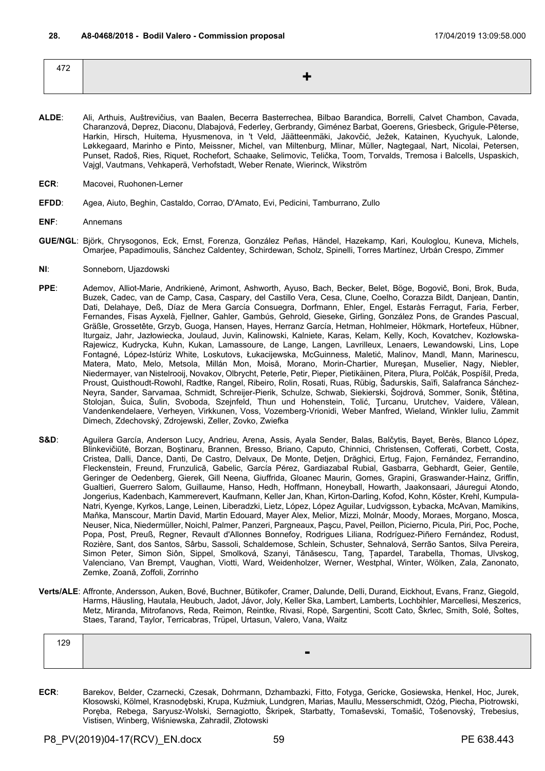**28. A8-0468/2018 - Bodil Valero - Commission proposal** 17/04/2019 13:09:58.000

| 472 | + |
|---|---|

**ALDE**: Ali, Arthuis, Auštrevičius, van Baalen, Becerra Basterrechea, Bilbao Barandica, Borrelli, Calvet Chambon, Cavada, Charanzová, Deprez, Diaconu, Dlabajová, Federley, Gerbrandy, Giménez Barbat, Goerens, Griesbeck, Grigule-Pēterse, Harkin, Hirsch, Huitema, Hyusmenova, in 't Veld, Jäätteenmäki, Jakovčić, Ježek, Katainen, Kyuchyuk, Lalonde, Løkkegaard, Marinho e Pinto, Meissner, Michel, van Miltenburg, Mlinar, Müller, Nagtegaal, Nart, Nicolai, Petersen, Punset, Radoš, Ries, Riquet, Rochefort, Schaake, Selimovic, Telička, Toom, Torvalds, Tremosa i Balcells, Uspaskich, Vajgl, Vautmans, Vehkaperä, Verhofstadt, Weber Renate, Wierinck, Wikström

**ECR**: Macovei, Ruohonen-Lerner

**EFDD**: Agea, Aiuto, Beghin, Castaldo, Corrao, D'Amato, Evi, Pedicini, Tamburrano, Zullo

**ENF**: Annemans

**GUE/NGL**: Björk, Chrysogonos, Eck, Ernst, Forenza, González Peñas, Händel, Hazekamp, Kari, Kouloglou, Kuneva, Michels, Omarjee, Papadimoulis, Sánchez Caldentey, Schirdewan, Scholz, Spinelli, Torres Martínez, Urbán Crespo, Zimmer

**NI**: Sonneborn, Ujazdowski

**PPE**: Ademov, Alliot-Marie, Andrikienė, Arimont, Ashworth, Ayuso, Bach, Becker, Belet, Böge, Bogovič, Boni, Brok, Buda, Buzek, Cadec, van de Camp, Casa, Caspary, del Castillo Vera, Cesa, Clune, Coelho, Corazza Bildt, Danjean, Dantin, Dati, Delahaye, Deß, Díaz de Mera García Consuegra, Dorfmann, Ehler, Engel, Estaràs Ferragut, Faria, Ferber, Fernandes, Fisas Ayxelà, Fjellner, Gahler, Gambús, Gehrold, Gieseke, Girling, González Pons, de Grandes Pascual, Gräßle, Grossetête, Grzyb, Guoga, Hansen, Hayes, Herranz García, Hetman, Hohlmeier, Hökmark, Hortefeux, Hübner, Iturgaiz, Jahr, Jazłowiecka, Joulaud, Juvin, Kalinowski, Kalniete, Karas, Kelam, Kelly, Koch, Kovatchev, Kozłowska-Rajewicz, Kudrycka, Kuhn, Kukan, Lamassoure, de Lange, Langen, Lavrilleux, Lenaers, Lewandowski, Lins, Lope Fontagné, López-Istúriz White, Loskutovs, Łukacijewska, McGuinness, Maletić, Malinov, Mandl, Mann, Marinescu, Matera, Mato, Melo, Metsola, Millán Mon, Moisă, Morano, Morin-Chartier, Mureşan, Muselier, Nagy, Niebler, Niedermayer, van Nistelrooij, Novakov, Olbrycht, Peterle, Petir, Pieper, Pietikäinen, Pitera, Plura, Polčák, Pospíšil, Preda, Proust, Quisthoudt-Rowohl, Radtke, Rangel, Ribeiro, Rolin, Rosati, Ruas, Rübig, Šadurskis, Saïfi, Salafranca Sánchez-Neyra, Sander, Sarvamaa, Schmidt, Schreijer-Pierik, Schulze, Schwab, Siekierski, Šojdrová, Sommer, Sonik, Štětina, Stolojan, Šuica, Šulin, Svoboda, Szejnfeld, Thun und Hohenstein, Tolić, Ţurcanu, Urutchev, Vaidere, Vălean, Vandenkendelaere, Verheyen, Virkkunen, Voss, Vozemberg-Vrionidi, Weber Manfred, Wieland, Winkler Iuliu, Zammit Dimech, Zdechovský, Zdrojewski, Zeller, Zovko, Zwiefka

**S&D**: Aguilera García, Anderson Lucy, Andrieu, Arena, Assis, Ayala Sender, Balas, Balčytis, Bayet, Berès, Blanco López, Blinkevičiūtė, Borzan, Boştinaru, Brannen, Bresso, Briano, Caputo, Chinnici, Christensen, Cofferati, Corbett, Costa, Cristea, Dalli, Dance, Danti, De Castro, Delvaux, De Monte, Detjen, Drăghici, Ertug, Fajon, Fernández, Ferrandino, Fleckenstein, Freund, Frunzulică, Gabelic, García Pérez, Gardiazabal Rubial, Gasbarra, Gebhardt, Geier, Gentile, Geringer de Oedenberg, Gierek, Gill Neena, Giuffrida, Gloanec Maurin, Gomes, Grapini, Graswander-Hainz, Griffin, Gualtieri, Guerrero Salom, Guillaume, Hanso, Hedh, Hoffmann, Honeyball, Howarth, Jaakonsaari, Jáuregui Atondo, Jongerius, Kadenbach, Kammerevert, Kaufmann, Keller Jan, Khan, Kirton-Darling, Kofod, Kohn, Köster, Krehl, Kumpula-Natri, Kyenge, Kyrkos, Lange, Leinen, Liberadzki, Lietz, López, López Aguilar, Ludvigsson, Łybacka, McAvan, Mamikins, Maňka, Manscour, Martin David, Martin Edouard, Mayer Alex, Melior, Mizzi, Molnár, Moody, Moraes, Morgano, Mosca, Neuser, Nica, Niedermüller, Noichl, Palmer, Panzeri, Pargneaux, Paşcu, Pavel, Peillon, Picierno, Picula, Piri, Poc, Poche, Popa, Post, Preuß, Regner, Revault d'Allonnes Bonnefoy, Rodrigues Liliana, Rodríguez-Piñero Fernández, Rodust, Rozière, Sant, dos Santos, Sârbu, Sassoli, Schaldemose, Schlein, Schuster, Sehnalová, Serrão Santos, Silva Pereira, Simon Peter, Simon Siôn, Sippel, Smolková, Szanyi, Tănăsescu, Tang, Ţapardel, Tarabella, Thomas, Ulvskog, Valenciano, Van Brempt, Vaughan, Viotti, Ward, Weidenholzer, Werner, Westphal, Winter, Wölken, Zala, Zanonato, Zemke, Zoană, Zoffoli, Zorrinho

**Verts/ALE**: Affronte, Andersson, Auken, Bové, Buchner, Bütikofer, Cramer, Dalunde, Delli, Durand, Eickhout, Evans, Franz, Giegold, Harms, Häusling, Hautala, Heubuch, Jadot, Jávor, Joly, Keller Ska, Lambert, Lamberts, Lochbihler, Marcellesi, Meszerics, Metz, Miranda, Mitrofanovs, Reda, Reimon, Reintke, Rivasi, Ropė, Sargentini, Scott Cato, Škrlec, Smith, Solé, Šoltes, Staes, Tarand, Taylor, Terricabras, Trüpel, Urtasun, Valero, Vana, Waitz

| 129 | - |
|---|---|

**ECR**: Barekov, Belder, Czarnecki, Czesak, Dohrmann, Dzhambazki, Fitto, Fotyga, Gericke, Gosiewska, Henkel, Hoc, Jurek, Kłosowski, Kölmel, Krasnodębski, Krupa, Kuźmiuk, Lundgren, Marias, Maullu, Messerschmidt, Ożóg, Piecha, Piotrowski, Poręba, Rebega, Saryusz-Wolski, Sernagiotto, Škripek, Starbatty, Tomaševski, Tomašić, Tošenovský, Trebesius, Vistisen, Winberg, Wiśniewska, Zahradil, Złotowski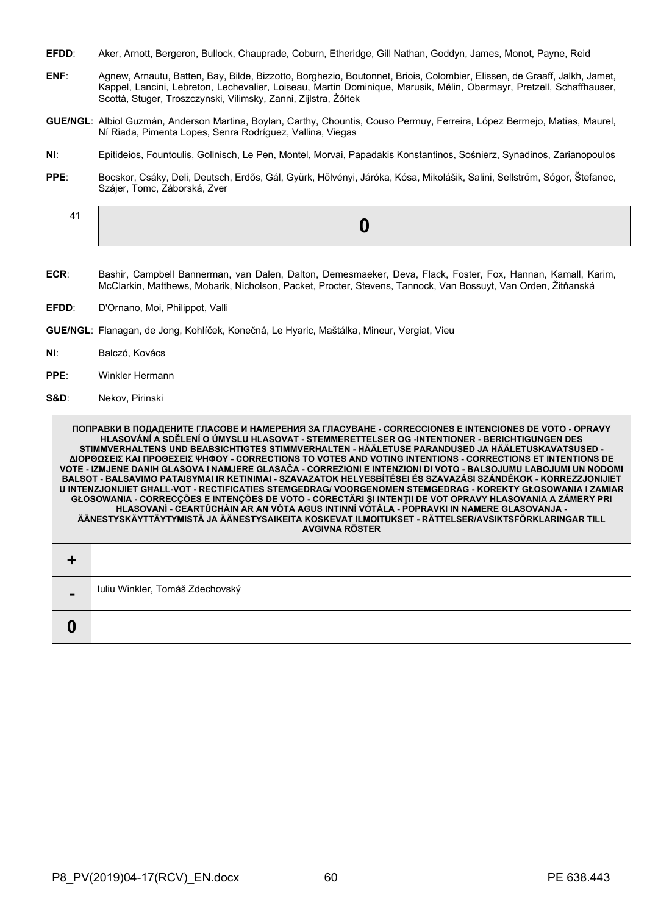**EFDD**: Aker, Arnott, Bergeron, Bullock, Chauprade, Coburn, Etheridge, Gill Nathan, Goddyn, James, Monot, Payne, Reid

**ENF**: Agnew, Arnautu, Batten, Bay, Bilde, Bizzotto, Borghezio, Boutonnet, Briois, Colombier, Elissen, de Graaff, Jalkh, Jamet, Kappel, Lancini, Lebreton, Lechevalier, Loiseau, Martin Dominique, Marusik, Mélin, Obermayr, Pretzell, Schaffhauser, Scottà, Stuger, Troszczynski, Vilimsky, Zanni, Zijlstra, Żółtek

**GUE/NGL**: Albiol Guzmán, Anderson Martina, Boylan, Carthy, Chountis, Couso Permuy, Ferreira, López Bermejo, Matias, Maurel, Ní Riada, Pimenta Lopes, Senra Rodríguez, Vallina, Viegas

**NI**: Epitideios, Fountoulis, Gollnisch, Le Pen, Montel, Morvai, Papadakis Konstantinos, Sośnierz, Synadinos, Zarianopoulos

**PPE**: Bocskor, Csáky, Deli, Deutsch, Erdős, Gál, Gyürk, Hölvényi, Jávóka, Kósa, Mikolášik, Salini, Sellström, Sógor, Štefanec, Szájer, Tomc, Záborská, Zver

| 41 | **0** |
|---|---|

**ECR**: Bashir, Campbell Bannerman, van Dalen, Dalton, Demesmaeker, Deva, Flack, Foster, Fox, Hannan, Kamall, Karim, McClarkin, Matthews, Mobarik, Nicholson, Packet, Procter, Stevens, Tannock, Van Bossuyt, Van Orden, Žitňanská

**EFDD**: D'Ornano, Moi, Philippot, Valli

**GUE/NGL**: Flanagan, de Jong, Kohlíček, Konečná, Le Hyaric, Maštálka, Mineur, Vergiat, Vieu

**NI**: Balczó, Kovács

**PPE**: Winkler Hermann

**S&D**: Nekov, Pirinski

| ПОПРАВКИ В ПОДАДЕНИТЕ ГЛАСОВЕ И НАМЕРЕНИЯ ЗА ГЛАСУВАНЕ - CORRECCIONES E INTENCIONES DE VOTO - OPRAVY HLASOVÁNÍ A SDĚLENÍ O ÚMYSLU HLASOVAT - STEMMERETTELSER OG -INTENTIONER - BERICHTIGUNGEN DES STIMMVERHALTENS UND BEABSICHTIGTES STIMMVERHALTEN - HÄÄLETUSE PARANDUSED JA HÄÄLETUSKAVATSUSED - ΔΙΟΡΘΩΣΕΙΣ ΚΑΙ ΠΡΟΘΕΣΕΙΣ ΨΗΦΟΥ - CORRECTIONS TO VOTES AND VOTING INTENTIONS - CORRECTIONS ET INTENTIONS DE VOTE - IZMJENE DANIH GLASOVA I NAMJERE GLASAČA - CORREZIONI E INTENZIONI DI VOTO - BALSOJUMU LABOJUMI UN NODOMI BALSOT - BALSAVIMO PATAISYMAI IR KETINIMAI - SZAVAZATOK HELYESBÍTÉSEI ÉS SZAVAZÁSI SZÁNDÉKOK - KORREZZJONIJIET U INTENZJONIJIET GĦALL-VOT - RECTIFICATIES STEMGEDRAG/ VOORGENOMEN STEMGEDRAG - KOREKTY GŁOSOWANIA I ZAMIAR GŁOSOWANIA - CORRECÇÕES E INTENÇÕES DE VOTO - CORECTĂRI ŞI INTENŢII DE VOT OPRAVY HLASOVANIA A ZÁMERY PRI HLASOVANÍ - CEARTÚCHÁIN AR AN VÓTA AGUS INTINNÍ VÓTÁLA - POPRAVKI IN NAMERE GLASOVANJA - ÄÄNESTYSKÄYTTÄYTYMISTÄ JA ÄÄNESTYSAIKEITA KOSKEVAT ILMOITUKSET - RÄTTELSER/AVSIKTSFÖRKLARINGAR TILL AVGIVNA RÖSTER | |
|---|---|
| **+** | |
| **-** | Iuliu Winkler, Tomáš Zdechovský |
| **0** | |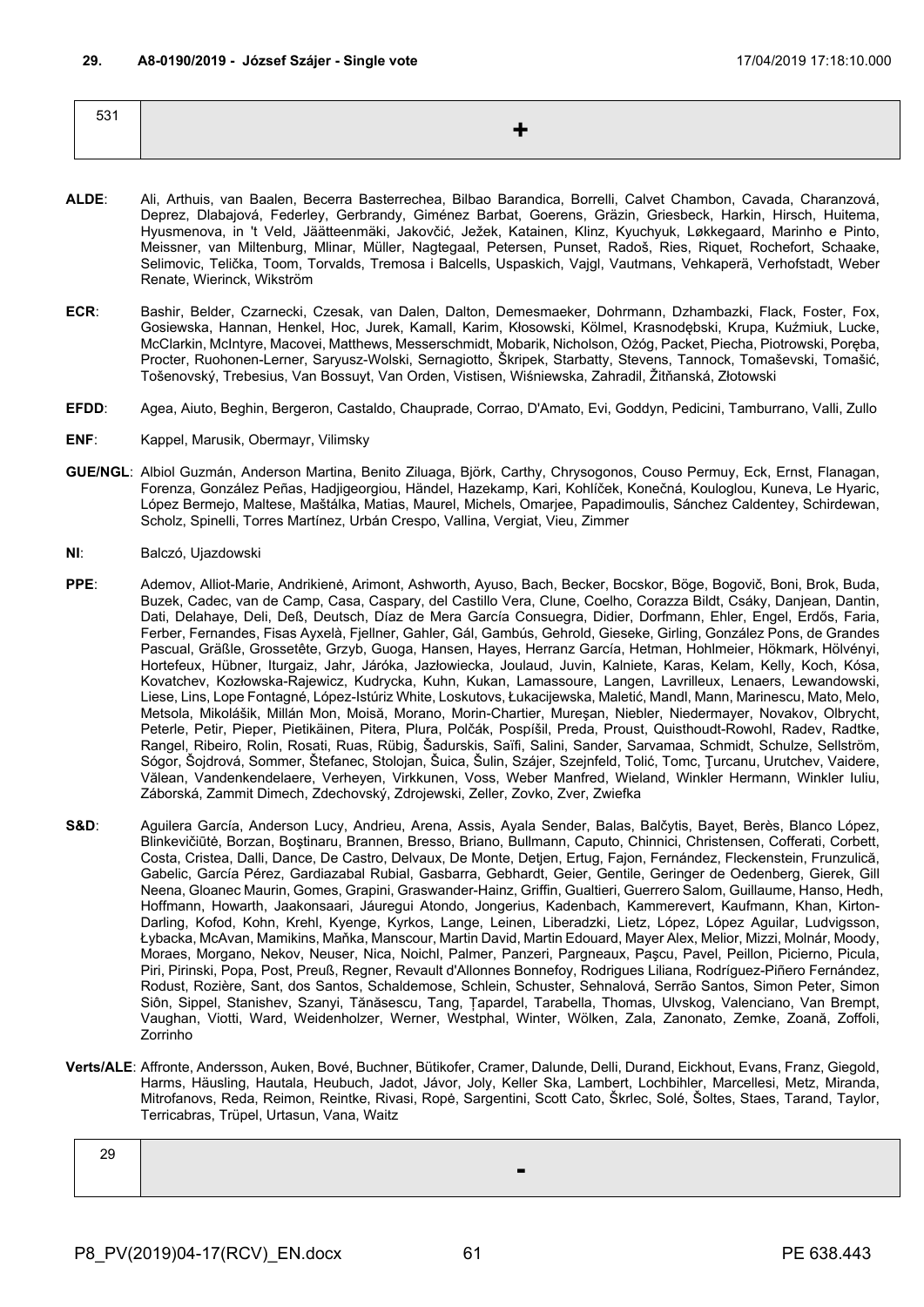**29. A8-0190/2019 - József Szájer - Single vote** 17/04/2019 17:18:10.000

| 531 | + |
|---|---|

**ALDE**: Ali, Arthuis, van Baalen, Becerra Basterrechea, Bilbao Barandica, Borrelli, Calvet Chambon, Cavada, Charanzová, Deprez, Dlabajová, Federley, Gerbrandy, Giménez Barbat, Goerens, Gräzin, Griesbeck, Harkin, Hirsch, Huitema, Hyusmenova, in 't Veld, Jäätteenmäki, Jakovčić, Ježek, Katainen, Klinz, Kyuchyuk, Løkkegaard, Marinho e Pinto, Meissner, van Miltenburg, Mlinar, Müller, Nagtegaal, Petersen, Punset, Radoš, Ries, Riquet, Rochefort, Schaake, Selimovic, Telička, Toom, Torvalds, Tremosa i Balcells, Uspaskich, Vajgl, Vautmans, Vehkaperä, Verhofstadt, Weber Renate, Wierinck, Wikström

**ECR**: Bashir, Belder, Czarnecki, Czesak, van Dalen, Dalton, Demesmaeker, Dohrmann, Dzhambazki, Flack, Foster, Fox, Gosiewska, Hannan, Henkel, Hoc, Jurek, Kamall, Karim, Kłosowski, Kölmel, Krasnodębski, Krupa, Kuźmiuk, Lucke, McClarkin, McIntyre, Macovei, Matthews, Messerschmidt, Mobarik, Nicholson, Ożóg, Packet, Piecha, Piotrowski, Poręba, Procter, Ruohonen-Lerner, Saryusz-Wolski, Sernagiotto, Škripek, Starbatty, Stevens, Tannock, Tomaševski, Tomašić, Tošenovský, Trebesius, Van Bossuyt, Van Orden, Vistisen, Wiśniewska, Zahradil, Žitňanská, Złotowski

**EFDD**: Agea, Aiuto, Beghin, Bergeron, Castaldo, Chauprade, Corrao, D'Amato, Evi, Goddyn, Pedicini, Tamburrano, Valli, Zullo

**ENF**: Kappel, Marusik, Obermayr, Vilimsky

**GUE/NGL**: Albiol Guzmán, Anderson Martina, Benito Ziluaga, Björk, Carthy, Chrysogonos, Couso Permuy, Eck, Ernst, Flanagan, Forenza, González Peñas, Hadjigeorgiou, Händel, Hazekamp, Kari, Kohlíček, Konečná, Kouloglou, Kuneva, Le Hyaric, López Bermejo, Maltese, Maštálka, Matias, Maurel, Michels, Omarjee, Papadimoulis, Sánchez Caldentey, Schirdewan, Scholz, Spinelli, Torres Martínez, Urbán Crespo, Vallina, Vergiat, Vieu, Zimmer

**NI**: Balczó, Ujazdowski

**PPE**: Ademov, Alliot-Marie, Andrikienė, Arimont, Ashworth, Ayuso, Bach, Becker, Bocskor, Böge, Bogovič, Boni, Brok, Buda, Buzek, Cadec, van de Camp, Casa, Caspary, del Castillo Vera, Clune, Coelho, Corazza Bildt, Csáky, Danjean, Dantin, Dati, Delahaye, Deli, Deß, Deutsch, Díaz de Mera García Consuegra, Didier, Dorfmann, Ehler, Engel, Erdős, Faria, Ferber, Fernandes, Fisas Ayxelà, Fjellner, Gahler, Gál, Gambús, Gehrold, Gieseke, Girling, González Pons, de Grandes Pascual, Gräßle, Grossetête, Grzyb, Guoga, Hansen, Hayes, Herranz García, Hetman, Hohlmeier, Hökmark, Hölvényi, Hortefeux, Hübner, Iturgaiz, Jahr, Járóka, Jazłowiecka, Joulaud, Juvin, Kalniete, Karas, Kelam, Kelly, Koch, Kósa, Kovatchev, Kozłowska-Rajewicz, Kudrycka, Kuhn, Kukan, Lamassoure, Langen, Lavrilleux, Lenaers, Lewandowski, Liese, Lins, Lope Fontagné, López-Istúriz White, Loskutovs, Łukacijewska, Maletić, Mandl, Mann, Marinescu, Mato, Melo, Metsola, Mikolášik, Millán Mon, Moisă, Morano, Morin-Chartier, Mureşan, Niebler, Niedermayer, Novakov, Olbrycht, Peterle, Petir, Pieper, Pietikäinen, Pitera, Plura, Polčák, Pospíšil, Preda, Proust, Quisthoudt-Rowohl, Radev, Radtke, Rangel, Ribeiro, Rolin, Rosati, Ruas, Rübig, Šadurskis, Saïfi, Salini, Sander, Sarvamaa, Schmidt, Schulze, Sellström, Sógor, Šojdrová, Sommer, Štefanec, Stolojan, Šuica, Šulin, Szájer, Szejnfeld, Tolić, Tomc, Ţurcanu, Urutchev, Vaidere, Vălean, Vandenkendelaere, Verheyen, Virkkunen, Voss, Weber Manfred, Wieland, Winkler Hermann, Winkler Iuliu, Záborská, Zammit Dimech, Zdechovský, Zdrojewski, Zeller, Zovko, Zver, Zwiefka

**S&D**: Aguilera García, Anderson Lucy, Andrieu, Arena, Assis, Ayala Sender, Balas, Balčytis, Bayet, Berès, Blanco López, Blinkevičiūtė, Borzan, Boştinaru, Brannen, Bresso, Briano, Bullmann, Caputo, Chinnici, Christensen, Cofferati, Corbett, Costa, Cristea, Dalli, Dance, De Castro, Delvaux, De Monte, Detjen, Ertug, Fajon, Fernández, Fleckenstein, Frunzulică, Gabelic, García Pérez, Gardiazabal Rubial, Gasbarra, Gebhardt, Geier, Gentile, Geringer de Oedenberg, Gierek, Gill Neena, Gloanec Maurin, Gomes, Grapini, Graswander-Hainz, Griffin, Gualtieri, Guerrero Salom, Guillaume, Hanso, Hedh, Hoffmann, Howarth, Jaakonsaari, Jáuregui Atondo, Jongerius, Kadenbach, Kammerevert, Kaufmann, Khan, Kirton-Darling, Kofod, Kohn, Krehl, Kyenge, Kyrkos, Lange, Leinen, Liberadzki, Lietz, López, López Aguilar, Ludvigsson, Łybacka, McAvan, Mamikins, Maňka, Manscour, Martin David, Martin Edouard, Mayer Alex, Melior, Mizzi, Molnár, Moody, Moraes, Morgano, Nekov, Neuser, Nica, Noichl, Palmer, Panzeri, Pargneaux, Paşcu, Pavel, Peillon, Picierno, Picula, Piri, Pirinski, Popa, Post, Preuß, Regner, Revault d'Allonnes Bonnefoy, Rodrigues Liliana, Rodríguez-Piñero Fernández, Rodust, Rozière, Sant, dos Santos, Schaldemose, Schlein, Schuster, Sehnalová, Serrão Santos, Simon Peter, Simon Siôn, Sippel, Stanishev, Szanyi, Tănăsescu, Tang, Ţapardel, Tarabella, Thomas, Ulvskog, Valenciano, Van Brempt, Vaughan, Viotti, Ward, Weidenholzer, Werner, Westphal, Winter, Wölken, Zala, Zanonato, Zemke, Zoană, Zoffoli, Zorrinho

**Verts/ALE**: Affronte, Andersson, Auken, Bové, Buchner, Bütikofer, Cramer, Dalunde, Delli, Durand, Eickhout, Evans, Franz, Giegold, Harms, Häusling, Hautala, Heubuch, Jadot, Jávor, Joly, Keller Ska, Lambert, Lochbihler, Marcellesi, Metz, Miranda, Mitrofanovs, Reda, Reimon, Reintke, Rivasi, Ropė, Sargentini, Scott Cato, Škrlec, Solé, Šoltes, Staes, Tarand, Taylor, Terricabras, Trüpel, Urtasun, Vana, Waitz

| 29 | - |
|---|---|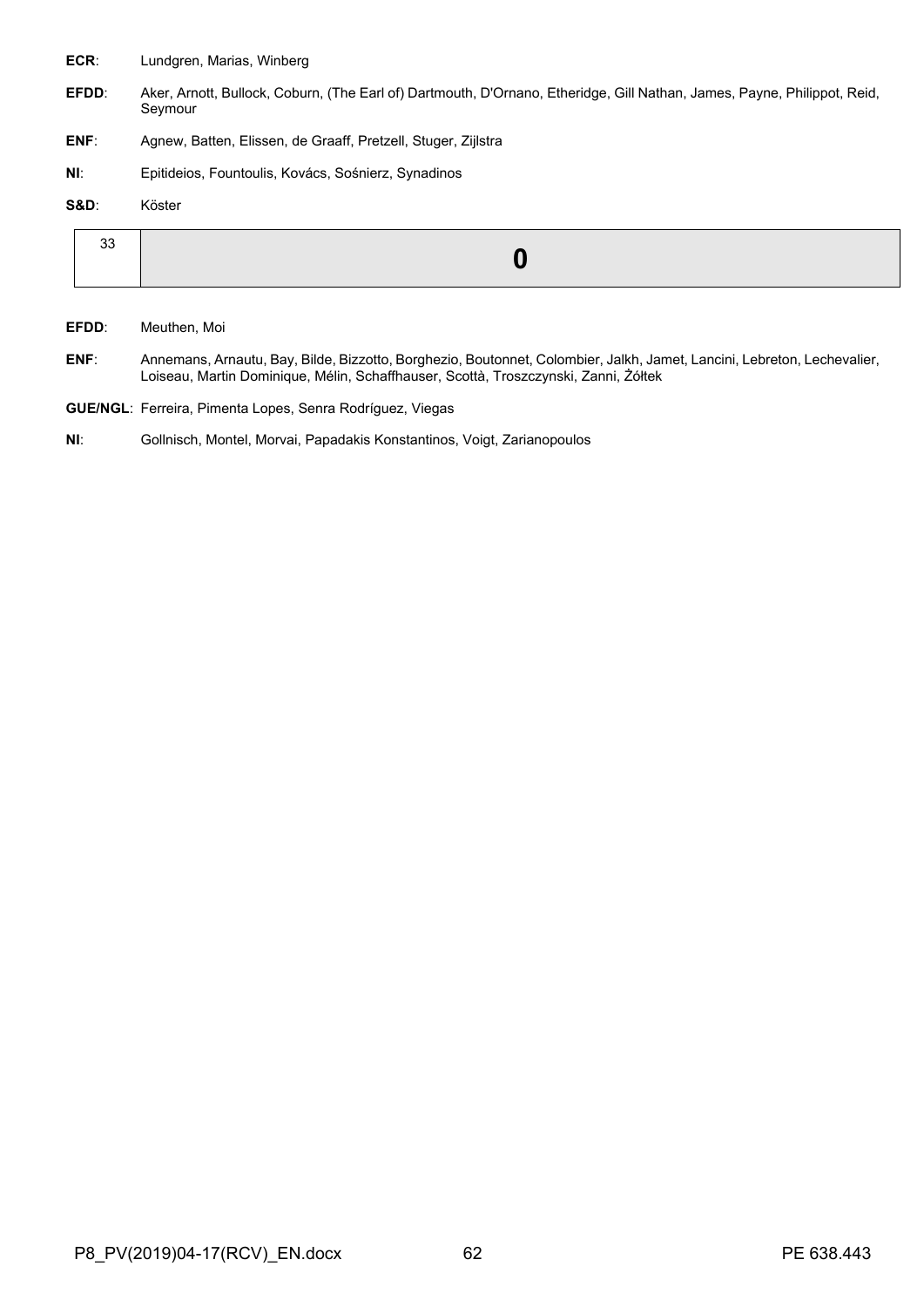**ECR**: Lundgren, Marias, Winberg

**EFDD**: Aker, Arnott, Bullock, Coburn, (The Earl of) Dartmouth, D'Ornano, Etheridge, Gill Nathan, James, Payne, Philippot, Reid, Seymour

**ENF**: Agnew, Batten, Elissen, de Graaff, Pretzell, Stuger, Zijlstra

**NI**: Epitideios, Fountoulis, Kovács, Sośnierz, Synadinos

**S&D**: Köster

| 33 | **0** |
|---|---|

**EFDD**: Meuthen, Moi

**ENF**: Annemans, Arnautu, Bay, Bilde, Bizzotto, Borghezio, Boutonnet, Colombier, Jalkh, Jamet, Lancini, Lebreton, Lechevalier, Loiseau, Martin Dominique, Mélin, Schaffhauser, Scottà, Troszczynski, Zanni, Żółtek

**GUE/NGL**: Ferreira, Pimenta Lopes, Senra Rodríguez, Viegas

**NI**: Gollnisch, Montel, Morvai, Papadakis Konstantinos, Voigt, Zarianopoulos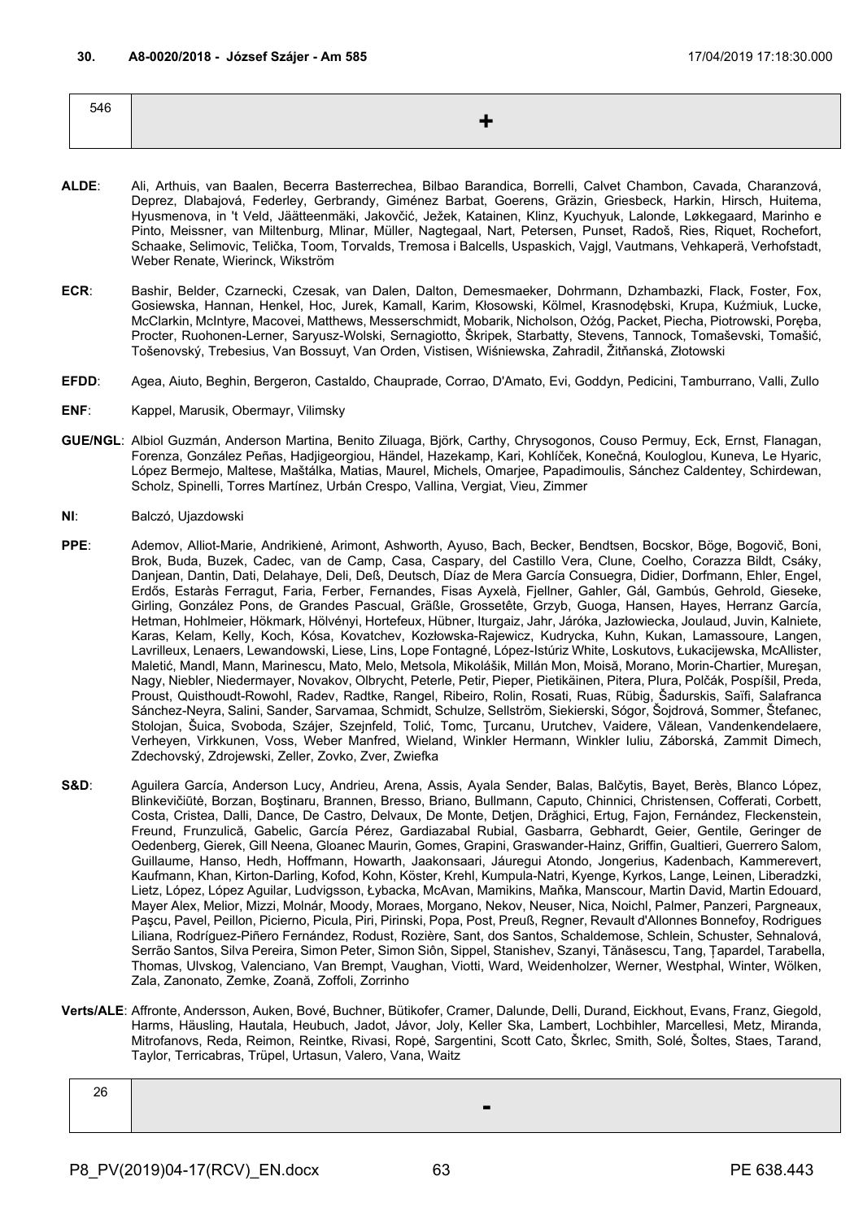**30. A8-0020/2018 - József Szájer - Am 585** 17/04/2019 17:18:30.000

| 546 | + |
|---|---|

**ALDE**: Ali, Arthuis, van Baalen, Becerra Basterrechea, Bilbao Barandica, Borrelli, Calvet Chambon, Cavada, Charanzová, Deprez, Dlabajová, Federley, Gerbrandy, Giménez Barbat, Goerens, Gräzin, Griesbeck, Harkin, Hirsch, Huitema, Hyusmenova, in 't Veld, Jäätteenmäki, Jakovčić, Ježek, Katainen, Klinz, Kyuchyuk, Lalonde, Løkkegaard, Marinho e Pinto, Meissner, van Miltenburg, Mlinar, Müller, Nagtegaal, Nart, Petersen, Punset, Radoš, Ries, Riquet, Rochefort, Schaake, Selimovic, Telička, Toom, Torvalds, Tremosa i Balcells, Uspaskich, Vajgl, Vautmans, Vehkaperä, Verhofstadt, Weber Renate, Wierinck, Wikström

**ECR**: Bashir, Belder, Czarnecki, Czesak, van Dalen, Dalton, Demesmaeker, Dohrmann, Dzhambazki, Flack, Foster, Fox, Gosiewska, Hannan, Henkel, Hoc, Jurek, Kamall, Karim, Kłosowski, Kölmel, Krasnodębski, Krupa, Kuźmiuk, Lucke, McClarkin, McIntyre, Macovei, Matthews, Messerschmidt, Mobarik, Nicholson, Ożóg, Packet, Piecha, Piotrowski, Poręba, Procter, Ruohonen-Lerner, Saryusz-Wolski, Sernagiotto, Škripek, Starbatty, Stevens, Tannock, Tomaševski, Tomašić, Tošenovský, Trebesius, Van Bossuyt, Van Orden, Vistisen, Wiśniewska, Zahradil, Žitňanská, Złotowski

**EFDD**: Agea, Aiuto, Beghin, Bergeron, Castaldo, Chauprade, Corrao, D'Amato, Evi, Goddyn, Pedicini, Tamburrano, Valli, Zullo

**ENF**: Kappel, Marusik, Obermayr, Vilimsky

**GUE/NGL**: Albiol Guzmán, Anderson Martina, Benito Ziluaga, Björk, Carthy, Chrysogonos, Couso Permuy, Eck, Ernst, Flanagan, Forenza, González Peñas, Hadjigeorgiou, Händel, Hazekamp, Kari, Kohlíček, Konečná, Kouloglou, Kuneva, Le Hyaric, López Bermejo, Maltese, Maštálka, Matias, Maurel, Michels, Omarjee, Papadimoulis, Sánchez Caldentey, Schirdewan, Scholz, Spinelli, Torres Martínez, Urbán Crespo, Vallina, Vergiat, Vieu, Zimmer

**NI**: Balczó, Ujazdowski

**PPE**: Ademov, Alliot-Marie, Andrikienė, Arimont, Ashworth, Ayuso, Bach, Becker, Bendtsen, Bocskor, Böge, Bogovič, Boni, Brok, Buda, Buzek, Cadec, van de Camp, Casa, Caspary, del Castillo Vera, Clune, Coelho, Corazza Bildt, Csáky, Danjean, Dantin, Dati, Delahaye, Deli, Deß, Deutsch, Díaz de Mera García Consuegra, Didier, Dorfmann, Ehler, Engel, Erdős, Estaràs Ferragut, Faria, Ferber, Fernandes, Fisas Ayxelà, Fjellner, Gahler, Gál, Gambús, Gehrold, Gieseke, Girling, González Pons, de Grandes Pascual, Gräßle, Grossetête, Grzyb, Guoga, Hansen, Hayes, Herranz García, Hetman, Hohlmeier, Hökmark, Hölvényi, Hortefeux, Hübner, Iturgaiz, Jahr, Járóka, Jazłowiecka, Joulaud, Juvin, Kalniete, Karas, Kelam, Kelly, Koch, Kósa, Kovatchev, Kozłowska-Rajewicz, Kudrycka, Kuhn, Kukan, Lamassoure, Langen, Lavrilleux, Lenaers, Lewandowski, Liese, Lins, Lope Fontagné, López-Istúriz White, Loskutovs, Łukacijewska, McAllister, Maletić, Mandl, Mann, Marinescu, Mato, Melo, Metsola, Mikolášik, Millán Mon, Moisă, Morano, Morin-Chartier, Mureşan, Nagy, Niebler, Niedermayer, Novakov, Olbrycht, Peterle, Petir, Pieper, Pietikäinen, Pitera, Plura, Polčák, Pospíšil, Preda, Proust, Quisthoudt-Rowohl, Radev, Radtke, Rangel, Ribeiro, Rolin, Rosati, Ruas, Rübig, Šadurskis, Saïfi, Salafranca Sánchez-Neyra, Salini, Sander, Sarvamaa, Schmidt, Schulze, Sellström, Siekierski, Sógor, Šojdrová, Sommer, Štefanec, Stolojan, Šuica, Svoboda, Szájer, Szejnfeld, Tolić, Tomc, Ţurcanu, Urutchev, Vaidere, Vălean, Vandenkendelaere, Verheyen, Virkkunen, Voss, Weber Manfred, Wieland, Winkler Hermann, Winkler Iuliu, Záborská, Zammit Dimech, Zdechovský, Zdrojewski, Zeller, Zovko, Zver, Zwiefka

**S&D**: Aguilera García, Anderson Lucy, Andrieu, Arena, Assis, Ayala Sender, Balas, Balčytis, Bayet, Berès, Blanco López, Blinkevičiūtė, Borzan, Boştinaru, Brannen, Bresso, Briano, Bullmann, Caputo, Chinnici, Christensen, Cofferati, Corbett, Costa, Cristea, Dalli, Dance, De Castro, Delvaux, De Monte, Detjen, Drăghici, Ertug, Fajon, Fernández, Fleckenstein, Freund, Frunzulică, Gabelic, García Pérez, Gardiazabal Rubial, Gasbarra, Gebhardt, Geier, Gentile, Geringer de Oedenberg, Gierek, Gill Neena, Gloanec Maurin, Gomes, Grapini, Graswander-Hainz, Griffin, Gualtieri, Guerrero Salom, Guillaume, Hanso, Hedh, Hoffmann, Howarth, Jaakonsaari, Jáuregui Atondo, Jongerius, Kadenbach, Kammerevert, Kaufmann, Khan, Kirton-Darling, Kofod, Kohn, Köster, Krehl, Kumpula-Natri, Kyenge, Kyrkos, Lange, Leinen, Liberadzki, Lietz, López, López Aguilar, Ludvigsson, Łybacka, McAvan, Mamikins, Maňka, Manscour, Martin David, Martin Edouard, Mayer Alex, Melior, Mizzi, Molnár, Moody, Moraes, Morgano, Nekov, Neuser, Nica, Noichl, Palmer, Panzeri, Pargneaux, Paşcu, Pavel, Peillon, Picierno, Picula, Piri, Pirinski, Popa, Post, Preuß, Regner, Revault d'Allonnes Bonnefoy, Rodrigues Liliana, Rodríguez-Piñero Fernández, Rodust, Rozière, Sant, dos Santos, Schaldemose, Schlein, Schuster, Sehnalová, Serrão Santos, Silva Pereira, Simon Peter, Simon Siôn, Sippel, Stanishev, Szanyi, Tănăsescu, Tang, Ţapardel, Tarabella, Thomas, Ulvskog, Valenciano, Van Brempt, Vaughan, Viotti, Ward, Weidenholzer, Werner, Westphal, Winter, Wölken, Zala, Zanonato, Zemke, Zoană, Zoffoli, Zorrinho

**Verts/ALE**: Affronte, Andersson, Auken, Bové, Buchner, Bütikofer, Cramer, Dalunde, Delli, Durand, Eickhout, Evans, Franz, Giegold, Harms, Häusling, Hautala, Heubuch, Jadot, Jávor, Joly, Keller Ska, Lambert, Lochbihler, Marcellesi, Metz, Miranda, Mitrofanovs, Reda, Reimon, Reintke, Rivasi, Ropė, Sargentini, Scott Cato, Škrlec, Smith, Solé, Šoltes, Staes, Tarand, Taylor, Terricabras, Trüpel, Urtasun, Valero, Vana, Waitz

| 26 | - |
|---|---|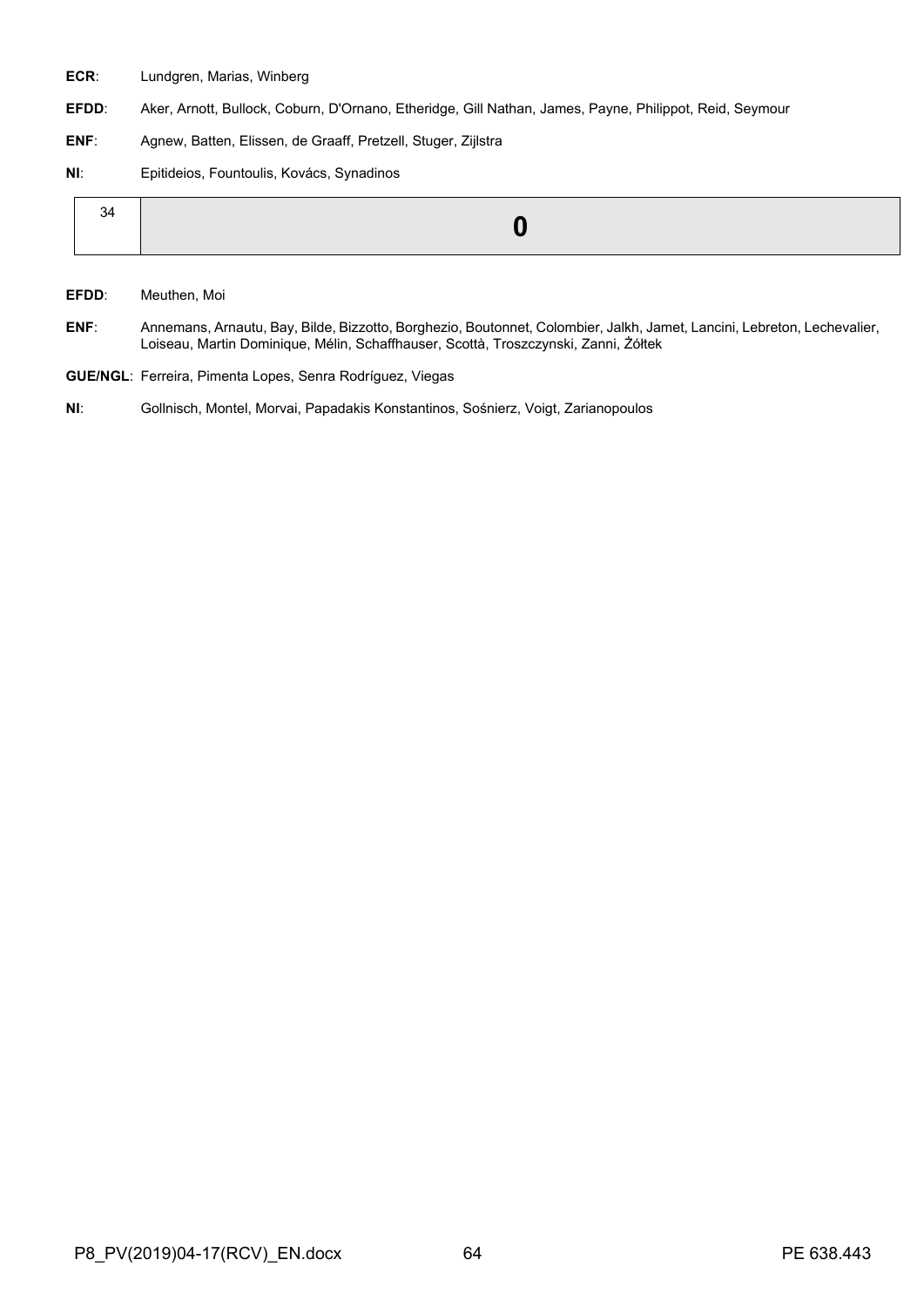**ECR**: Lundgren, Marias, Winberg

**EFDD**: Aker, Arnott, Bullock, Coburn, D'Ornano, Etheridge, Gill Nathan, James, Payne, Philippot, Reid, Seymour

**ENF**: Agnew, Batten, Elissen, de Graaff, Pretzell, Stuger, Zijlstra

**NI**: Epitideios, Fountoulis, Kovács, Synadinos

| 34 | **0** |
|---|---|

**EFDD**: Meuthen, Moi

**ENF**: Annemans, Arnautu, Bay, Bilde, Bizzotto, Borghezio, Boutonnet, Colombier, Jalkh, Jamet, Lancini, Lebreton, Lechevalier, Loiseau, Martin Dominique, Mélin, Schaffhauser, Scottà, Troszczynski, Zanni, Żółtek

**GUE/NGL**: Ferreira, Pimenta Lopes, Senra Rodríguez, Viegas

**NI**: Gollnisch, Montel, Morvai, Papadakis Konstantinos, Sośnierz, Voigt, Zarianopoulos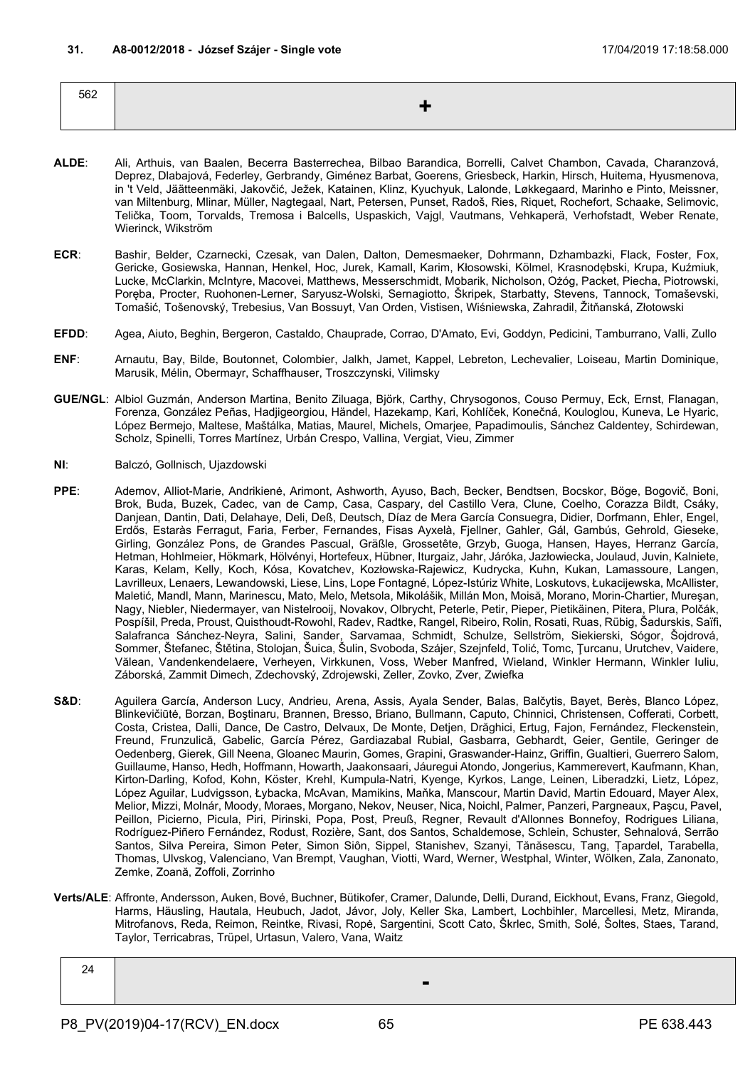**31. A8-0012/2018 - József Szájer - Single vote 17/04/2019 17:18:58.000**

| 562 | + |
|---|---|

**ALDE**: Ali, Arthuis, van Baalen, Becerra Basterrechea, Bilbao Barandica, Borrelli, Calvet Chambon, Cavada, Charanzová, Deprez, Dlabajová, Federley, Gerbrandy, Giménez Barbat, Goerens, Griesbeck, Harkin, Hirsch, Huitema, Hyusmenova, in 't Veld, Jäätteenmäki, Jakovčić, Ježek, Katainen, Klinz, Kyuchyuk, Lalonde, Løkkegaard, Marinho e Pinto, Meissner, van Miltenburg, Mlinar, Müller, Nagtegaal, Nart, Petersen, Punset, Radoš, Ries, Riquet, Rochefort, Schaake, Selimovic, Telička, Toom, Torvalds, Tremosa i Balcells, Uspaskich, Vajgl, Vautmans, Vehkaperä, Verhofstadt, Weber Renate, Wierinck, Wikström

**ECR**: Bashir, Belder, Czarnecki, Czesak, van Dalen, Dalton, Demesmaeker, Dohrmann, Dzhambazki, Flack, Foster, Fox, Gericke, Gosiewska, Hannan, Henkel, Hoc, Jurek, Kamall, Karim, Kłosowski, Kölmel, Krasnodębski, Krupa, Kuźmiuk, Lucke, McClarkin, McIntyre, Macovei, Matthews, Messerschmidt, Mobarik, Nicholson, Ożóg, Packet, Piecha, Piotrowski, Poręba, Procter, Ruohonen-Lerner, Saryusz-Wolski, Sernagiotto, Škripek, Starbatty, Stevens, Tannock, Tomaševski, Tomašić, Tošenovský, Trebesius, Van Bossuyt, Van Orden, Vistisen, Wiśniewska, Zahradil, Žitňanská, Złotowski

**EFDD**: Agea, Aiuto, Beghin, Bergeron, Castaldo, Chauprade, Corrao, D'Amato, Evi, Goddyn, Pedicini, Tamburrano, Valli, Zullo

**ENF**: Arnautu, Bay, Bilde, Boutonnet, Colombier, Jalkh, Jamet, Kappel, Lebreton, Lechevalier, Loiseau, Martin Dominique, Marusik, Mélin, Obermayr, Schaffhauser, Troszczynski, Vilimsky

**GUE/NGL**: Albiol Guzmán, Anderson Martina, Benito Ziluaga, Björk, Carthy, Chrysogonos, Couso Permuy, Eck, Ernst, Flanagan, Forenza, González Peñas, Hadjigeorgiou, Händel, Hazekamp, Kari, Kohlíček, Konečná, Kouloglou, Kuneva, Le Hyaric, López Bermejo, Maltese, Maštálka, Matias, Maurel, Michels, Omarjee, Papadimoulis, Sánchez Caldentey, Schirdewan, Scholz, Spinelli, Torres Martínez, Urbán Crespo, Vallina, Vergiat, Vieu, Zimmer

**NI**: Balczó, Gollnisch, Ujazdowski

**PPE**: Ademov, Alliot-Marie, Andrikienė, Arimont, Ashworth, Ayuso, Bach, Becker, Bendtsen, Bocskor, Böge, Bogovič, Boni, Brok, Buda, Buzek, Cadec, van de Camp, Casa, Caspary, del Castillo Vera, Clune, Coelho, Corazza Bildt, Csáky, Danjean, Dantin, Dati, Delahaye, Deli, Deß, Deutsch, Díaz de Mera García Consuegra, Didier, Dorfmann, Ehler, Engel, Erdős, Estaràs Ferragut, Faria, Ferber, Fernandes, Fisas Ayxelà, Fjellner, Gahler, Gál, Gambús, Gehrold, Gieseke, Girling, González Pons, de Grandes Pascual, Gräßle, Grossetête, Grzyb, Guoga, Hansen, Hayes, Herranz García, Hetman, Hohlmeier, Hökmark, Hölvényi, Hortefeux, Hübner, Iturgaiz, Jahr, Járóka, Jazłowiecka, Joulaud, Juvin, Kalniete, Karas, Kelam, Kelly, Koch, Kósa, Kovatchev, Kozłowska-Rajewicz, Kudrycka, Kuhn, Kukan, Lamassoure, Langen, Lavrilleux, Lenaers, Lewandowski, Liese, Lins, Lope Fontagné, López-Istúriz White, Loskutovs, Łukacijewska, McAllister, Maletić, Mandl, Mann, Marinescu, Mato, Melo, Metsola, Mikolášik, Millán Mon, Moisă, Morano, Morin-Chartier, Mureşan, Nagy, Niebler, Niedermayer, van Nistelrooij, Novakov, Olbrycht, Peterle, Petir, Pieper, Pietikäinen, Pitera, Plura, Polčák, Pospíšil, Preda, Proust, Quisthoudt-Rowohl, Radev, Radtke, Rangel, Ribeiro, Rolin, Rosati, Ruas, Rübig, Šadurskis, Saïfi, Salafranca Sánchez-Neyra, Salini, Sander, Sarvamaa, Schmidt, Schulze, Sellström, Siekierski, Sógor, Šojdrová, Sommer, Štefanec, Štětina, Stolojan, Šuica, Šulin, Svoboda, Szájer, Szejnfeld, Tolić, Tomc, Ţurcanu, Urutchev, Vaidere, Vălean, Vandenkendelaere, Verheyen, Virkkunen, Voss, Weber Manfred, Wieland, Winkler Hermann, Winkler Iuliu, Záborská, Zammit Dimech, Zdechovský, Zdrojewski, Zeller, Zovko, Zver, Zwiefka

**S&D**: Aguilera García, Anderson Lucy, Andrieu, Arena, Assis, Ayala Sender, Balas, Balčytis, Bayet, Berès, Blanco López, Blinkevičiūtė, Borzan, Boştinaru, Brannen, Bresso, Briano, Bullmann, Caputo, Chinnici, Christensen, Cofferati, Corbett, Costa, Cristea, Dalli, Dance, De Castro, Delvaux, De Monte, Detjen, Drăghici, Ertug, Fajon, Fernández, Fleckenstein, Freund, Frunzulică, Gabelic, García Pérez, Gardiazabal Rubial, Gasbarra, Gebhardt, Geier, Gentile, Geringer de Oedenberg, Gierek, Gill Neena, Gloanec Maurin, Gomes, Grapini, Graswander-Hainz, Griffin, Gualtieri, Guerrero Salom, Guillaume, Hanso, Hedh, Hoffmann, Howarth, Jaakonsaari, Jáuregui Atondo, Jongerius, Kammerevert, Kaufmann, Khan, Kirton-Darling, Kofod, Kohn, Köster, Krehl, Kumpula-Natri, Kyenge, Kyrkos, Lange, Leinen, Liberadzki, Lietz, López, López Aguilar, Ludvigsson, Łybacka, McAvan, Mamikins, Maňka, Manscour, Martin David, Martin Edouard, Mayer Alex, Melior, Mizzi, Molnár, Moody, Moraes, Morgano, Nekov, Neuser, Nica, Noichl, Palmer, Panzeri, Pargneaux, Paşcu, Pavel, Peillon, Picierno, Picula, Piri, Pirinski, Popa, Post, Preuß, Regner, Revault d'Allonnes Bonnefoy, Rodrigues Liliana, Rodríguez-Piñero Fernández, Rodust, Rozière, Sant, dos Santos, Schaldemose, Schlein, Schuster, Sehnalová, Serrão Santos, Silva Pereira, Simon Peter, Simon Siôn, Sippel, Stanishev, Szanyi, Tănăsescu, Tang, Ţapardel, Tarabella, Thomas, Ulvskog, Valenciano, Van Brempt, Vaughan, Viotti, Ward, Werner, Westphal, Winter, Wölken, Zala, Zanonato, Zemke, Zoană, Zoffoli, Zorrinho

**Verts/ALE**: Affronte, Andersson, Auken, Bové, Buchner, Bütikofer, Cramer, Dalunde, Delli, Durand, Eickhout, Evans, Franz, Giegold, Harms, Häusling, Hautala, Heubuch, Jadot, Jávor, Joly, Keller Ska, Lambert, Lochbihler, Marcellesi, Metz, Miranda, Mitrofanovs, Reda, Reimon, Reintke, Rivasi, Ropė, Sargentini, Scott Cato, Škrlec, Smith, Solé, Šoltes, Staes, Tarand, Taylor, Terricabras, Trüpel, Urtasun, Valero, Vana, Waitz

| 24 | - |
|---|---|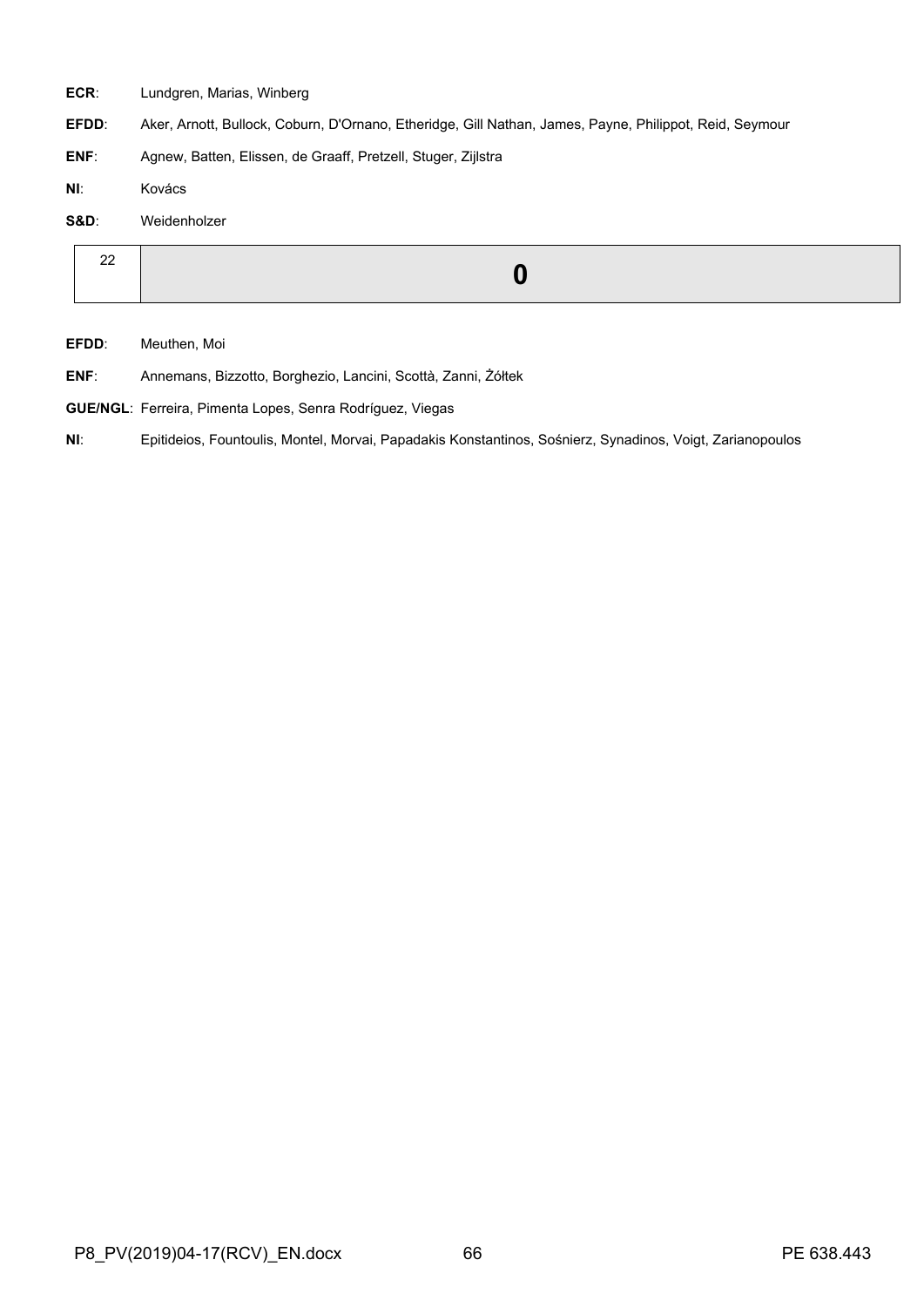**ECR**: Lundgren, Marias, Winberg

**EFDD**: Aker, Arnott, Bullock, Coburn, D'Ornano, Etheridge, Gill Nathan, James, Payne, Philippot, Reid, Seymour

**ENF**: Agnew, Batten, Elissen, de Graaff, Pretzell, Stuger, Zijlstra

**NI**: Kovács

**S&D**: Weidenholzer

| 22 | **0** |
|---|---|

**EFDD**: Meuthen, Moi

**ENF**: Annemans, Bizzotto, Borghezio, Lancini, Scottà, Zanni, Żółtek

**GUE/NGL**: Ferreira, Pimenta Lopes, Senra Rodríguez, Viegas

**NI**: Epitideios, Fountoulis, Montel, Morvai, Papadakis Konstantinos, Sośnierz, Synadinos, Voigt, Zarianopoulos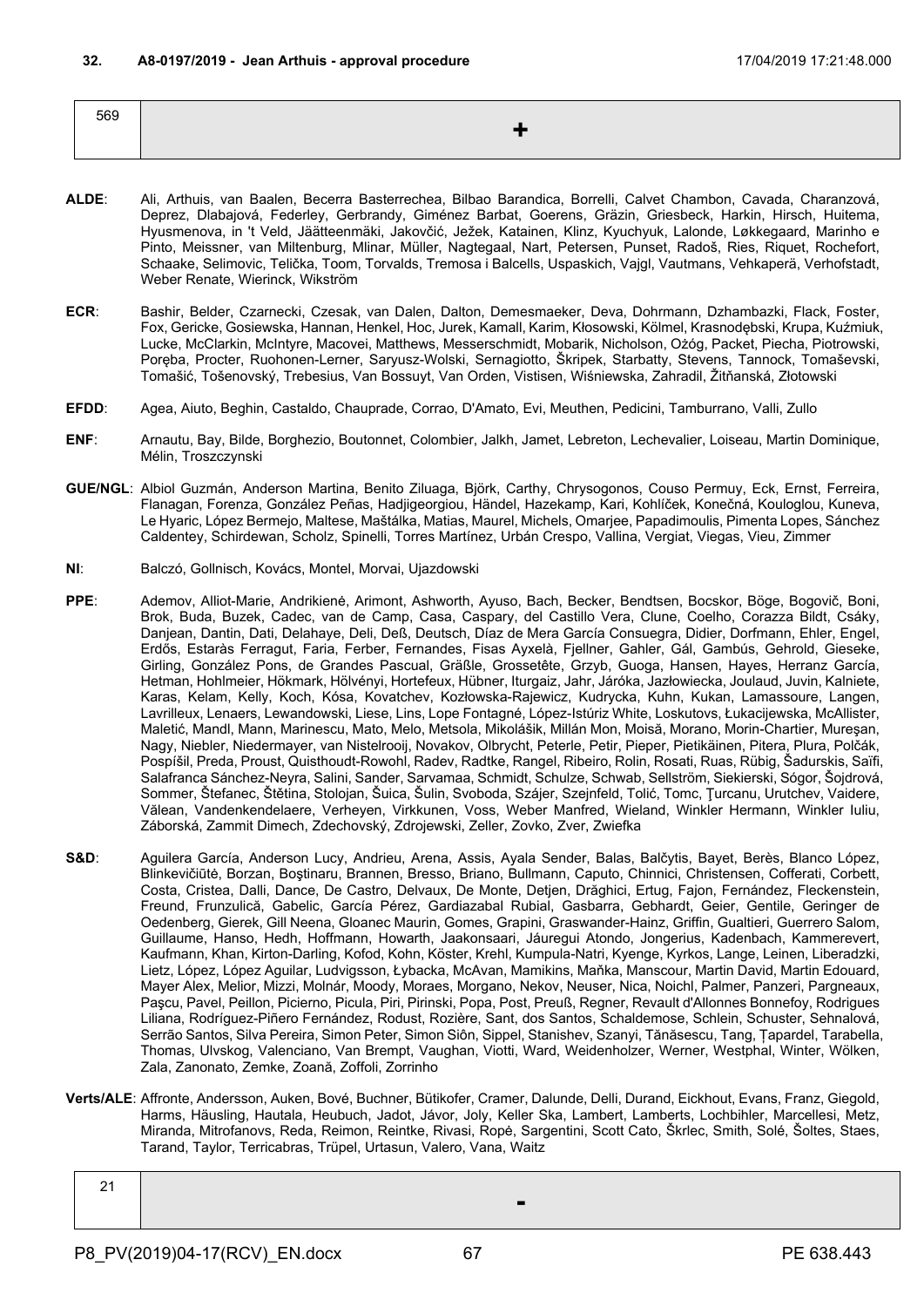**32. A8-0197/2019 - Jean Arthuis - approval procedure** 17/04/2019 17:21:48.000

| 569 | + |
|---|---|

**ALDE**: Ali, Arthuis, van Baalen, Becerra Basterrechea, Bilbao Barandica, Borrelli, Calvet Chambon, Cavada, Charanzová, Deprez, Dlabajová, Federley, Gerbrandy, Giménez Barbat, Goerens, Gräzin, Griesbeck, Harkin, Hirsch, Huitema, Hyusmenova, in 't Veld, Jäätteenmäki, Jakovčić, Ježek, Katainen, Klinz, Kyuchyuk, Lalonde, Løkkegaard, Marinho e Pinto, Meissner, van Miltenburg, Mlinar, Müller, Nagtegaal, Nart, Petersen, Punset, Radoš, Ries, Riquet, Rochefort, Schaake, Selimovic, Telička, Toom, Torvalds, Tremosa i Balcells, Uspaskich, Vajgl, Vautmans, Vehkaperä, Verhofstadt, Weber Renate, Wierinck, Wikström

**ECR**: Bashir, Belder, Czarnecki, Czesak, van Dalen, Dalton, Demesmaeker, Deva, Dohrmann, Dzhambazki, Flack, Foster, Fox, Gericke, Gosiewska, Hannan, Henkel, Hoc, Jurek, Kamall, Karim, Kłosowski, Kölmel, Krasnodębski, Krupa, Kuźmiuk, Lucke, McClarkin, McIntyre, Macovei, Matthews, Messerschmidt, Mobarik, Nicholson, Ożóg, Packet, Piecha, Piotrowski, Poręba, Procter, Ruohonen-Lerner, Saryusz-Wolski, Sernagiotto, Škripek, Starbatty, Stevens, Tannock, Tomaševski, Tomašić, Tošenovský, Trebesius, Van Bossuyt, Van Orden, Vistisen, Wiśniewska, Zahradil, Žitňanská, Złotowski

**EFDD**: Agea, Aiuto, Beghin, Castaldo, Chauprade, Corrao, D'Amato, Evi, Meuthen, Pedicini, Tamburrano, Valli, Zullo

**ENF**: Arnautu, Bay, Bilde, Borghezio, Boutonnet, Colombier, Jalkh, Jamet, Lebreton, Lechevalier, Loiseau, Martin Dominique, Mélin, Troszczynski

**GUE/NGL**: Albiol Guzmán, Anderson Martina, Benito Ziluaga, Björk, Carthy, Chrysogonos, Couso Permuy, Eck, Ernst, Ferreira, Flanagan, Forenza, González Peñas, Hadjigeorgiou, Händel, Hazekamp, Kari, Kohlíček, Konečná, Kouloglou, Kuneva, Le Hyaric, López Bermejo, Maltese, Maštálka, Matias, Maurel, Michels, Omarjee, Papadimoulis, Pimenta Lopes, Sánchez Caldentey, Schirdewan, Scholz, Spinelli, Torres Martínez, Urbán Crespo, Vallina, Vergiat, Viegas, Vieu, Zimmer

**NI**: Balczó, Gollnisch, Kovács, Montel, Morvai, Ujazdowski

**PPE**: Ademov, Alliot-Marie, Andrikienė, Arimont, Ashworth, Ayuso, Bach, Becker, Bendtsen, Bocskor, Böge, Bogovič, Boni, Brok, Buda, Buzek, Cadec, van de Camp, Casa, Caspary, del Castillo Vera, Clune, Coelho, Corazza Bildt, Csáky, Danjean, Dantin, Dati, Delahaye, Deli, Deß, Deutsch, Díaz de Mera García Consuegra, Didier, Dorfmann, Ehler, Engel, Erdős, Estaràs Ferragut, Faria, Ferber, Fernandes, Fisas Ayxelà, Fjellner, Gahler, Gál, Gambús, Gehrold, Gieseke, Girling, González Pons, de Grandes Pascual, Gräßle, Grossetête, Grzyb, Guoga, Hansen, Hayes, Herranz García, Hetman, Hohlmeier, Hökmark, Hölvényi, Hortefeux, Hübner, Iturgaiz, Jahr, Járóka, Jazłowiecka, Joulaud, Juvin, Kalniete, Karas, Kelam, Kelly, Koch, Kósa, Kovatchev, Kozłowska-Rajewicz, Kudrycka, Kuhn, Kukan, Lamassoure, Langen, Lavrilleux, Lenaers, Lewandowski, Liese, Lins, Lope Fontagné, López-Istúriz White, Loskutovs, Łukacijewska, McAllister, Maletić, Mandl, Mann, Marinescu, Mato, Melo, Metsola, Mikolášik, Millán Mon, Moisă, Morano, Morin-Chartier, Mureşan, Nagy, Niebler, Niedermayer, van Nistelrooij, Novakov, Olbrycht, Peterle, Petir, Pieper, Pietikäinen, Pitera, Plura, Polčák, Pospíšil, Preda, Proust, Quisthoudt-Rowohl, Radev, Radtke, Rangel, Ribeiro, Rolin, Rosati, Ruas, Rübig, Šadurskis, Saïfi, Salafranca Sánchez-Neyra, Salini, Sander, Sarvamaa, Schmidt, Schulze, Schwab, Sellström, Siekierski, Sógor, Šojdrová, Sommer, Štefanec, Štětina, Stolojan, Šuica, Šulin, Svoboda, Szájer, Szejnfeld, Tolić, Tomc, Ţurcanu, Urutchev, Vaidere, Vălean, Vandenkendelaere, Verheyen, Virkkunen, Voss, Weber Manfred, Wieland, Winkler Hermann, Winkler Iuliu, Záborská, Zammit Dimech, Zdechovský, Zdrojewski, Zeller, Zovko, Zver, Zwiefka

**S&D**: Aguilera García, Anderson Lucy, Andrieu, Arena, Assis, Ayala Sender, Balas, Balčytis, Bayet, Berès, Blanco López, Blinkevičiūtė, Borzan, Boştinaru, Brannen, Bresso, Briano, Bullmann, Caputo, Chinnici, Christensen, Cofferati, Corbett, Costa, Cristea, Dalli, Dance, De Castro, Delvaux, De Monte, Detjen, Drăghici, Ertug, Fajon, Fernández, Fleckenstein, Freund, Frunzulică, Gabelic, García Pérez, Gardiazabal Rubial, Gasbarra, Gebhardt, Geier, Gentile, Geringer de Oedenberg, Gierek, Gill Neena, Gloanec Maurin, Gomes, Grapini, Graswander-Hainz, Griffin, Gualtieri, Guerrero Salom, Guillaume, Hanso, Hedh, Hoffmann, Howarth, Jaakonsaari, Jáuregui Atondo, Jongerius, Kadenbach, Kammerevert, Kaufmann, Khan, Kirton-Darling, Kofod, Kohn, Köster, Krehl, Kumpula-Natri, Kyenge, Kyrkos, Lange, Leinen, Liberadzki, Lietz, López, López Aguilar, Ludvigsson, Łybacka, McAvan, Mamikins, Maňka, Manscour, Martin David, Martin Edouard, Mayer Alex, Melior, Mizzi, Molnár, Moody, Moraes, Morgano, Nekov, Neuser, Nica, Noichl, Palmer, Panzeri, Pargneaux, Paşcu, Pavel, Peillon, Picierno, Picula, Piri, Pirinski, Popa, Post, Preuß, Regner, Revault d'Allonnes Bonnefoy, Rodrigues Liliana, Rodríguez-Piñero Fernández, Rodust, Rozière, Sant, dos Santos, Schaldemose, Schlein, Schuster, Sehnalová, Serrão Santos, Silva Pereira, Simon Peter, Simon Siôn, Sippel, Stanishev, Szanyi, Tănăsescu, Tang, Ţapardel, Tarabella, Thomas, Ulvskog, Valenciano, Van Brempt, Vaughan, Viotti, Ward, Weidenholzer, Werner, Westphal, Winter, Wölken, Zala, Zanonato, Zemke, Zoană, Zoffoli, Zorrinho

**Verts/ALE**: Affronte, Andersson, Auken, Bové, Buchner, Bütikofer, Cramer, Dalunde, Delli, Durand, Eickhout, Evans, Franz, Giegold, Harms, Häusling, Hautala, Heubuch, Jadot, Jávor, Joly, Keller Ska, Lambert, Lamberts, Lochbihler, Marcellesi, Metz, Miranda, Mitrofanovs, Reda, Reimon, Reintke, Rivasi, Ropė, Sargentini, Scott Cato, Škrlec, Smith, Solé, Šoltes, Staes, Tarand, Taylor, Terricabras, Trüpel, Urtasun, Valero, Vana, Waitz

| 21 | - |
|---|---|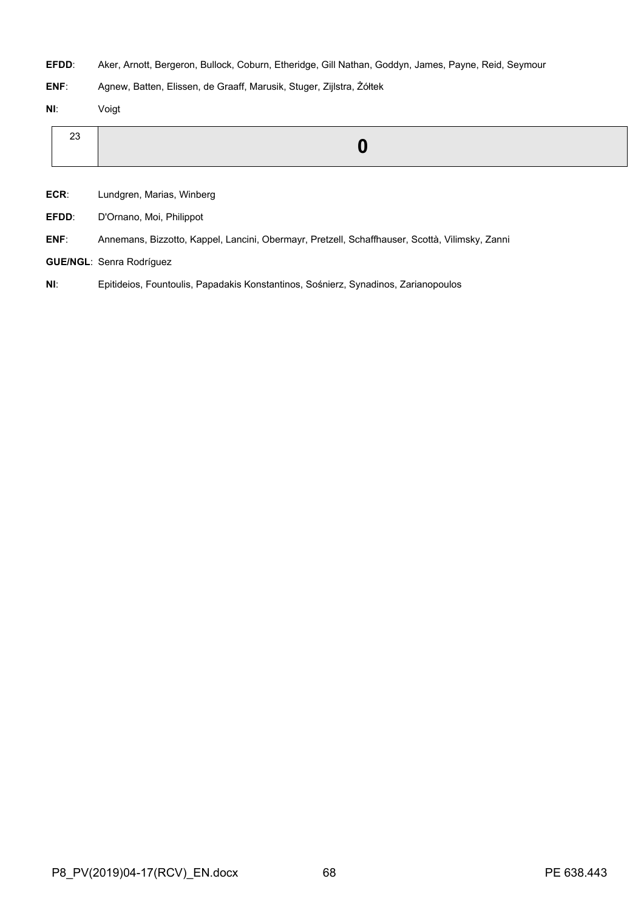**EFDD**: Aker, Arnott, Bergeron, Bullock, Coburn, Etheridge, Gill Nathan, Goddyn, James, Payne, Reid, Seymour

**ENF**: Agnew, Batten, Elissen, de Graaff, Marusik, Stuger, Zijlstra, Żółtek

**NI**: Voigt

| 23 | **0** |
|---|---|

**ECR**: Lundgren, Marias, Winberg

**EFDD**: D'Ornano, Moi, Philippot

**ENF**: Annemans, Bizzotto, Kappel, Lancini, Obermayr, Pretzell, Schaffhauser, Scottà, Vilimsky, Zanni

**GUE/NGL**: Senra Rodríguez

**NI**: Epitideios, Fountoulis, Papadakis Konstantinos, Sośnierz, Synadinos, Zarianopoulos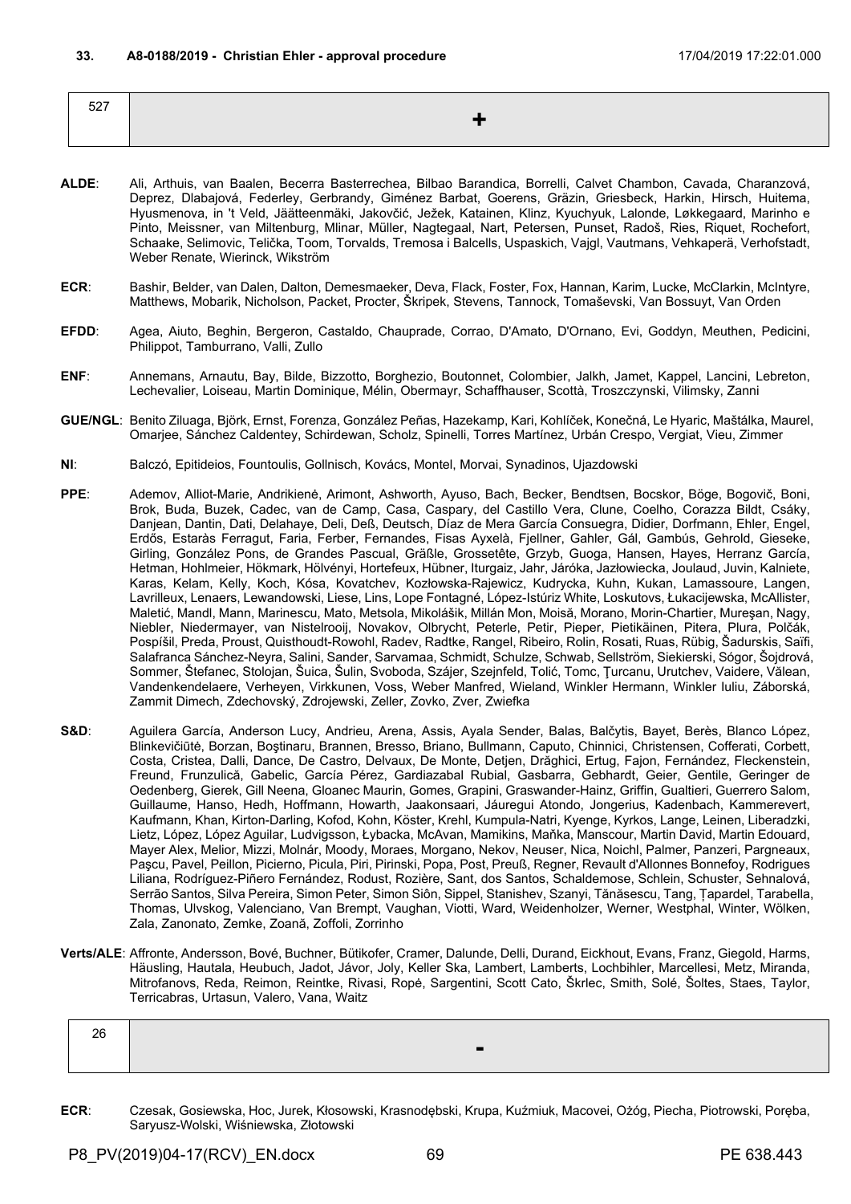### 33. A8-0188/2019 - Christian Ehler - approval procedure

17/04/2019 17:22:01.000

| 527 | + |
|---|---|

**ALDE**: Ali, Arthuis, van Baalen, Becerra Basterrechea, Bilbao Barandica, Borrelli, Calvet Chambon, Cavada, Charanzová, Deprez, Dlabajová, Federley, Gerbrandy, Giménez Barbat, Goerens, Gräzin, Griesbeck, Harkin, Hirsch, Huitema, Hyusmenova, in 't Veld, Jäätteenmäki, Jakovčić, Ježek, Katainen, Klinz, Kyuchyuk, Lalonde, Løkkegaard, Marinho e Pinto, Meissner, van Miltenburg, Mlinar, Müller, Nagtegaal, Nart, Petersen, Punset, Radoš, Ries, Riquet, Rochefort, Schaake, Selimovic, Telička, Toom, Torvalds, Tremosa i Balcells, Uspaskich, Vajgl, Vautmans, Vehkaperä, Verhofstadt, Weber Renate, Wierinck, Wikström

**ECR**: Bashir, Belder, van Dalen, Dalton, Demesmaeker, Deva, Flack, Foster, Fox, Hannan, Karim, Lucke, McClarkin, McIntyre, Matthews, Mobarik, Nicholson, Packet, Procter, Škripek, Stevens, Tannock, Tomaševski, Van Bossuyt, Van Orden

**EFDD**: Agea, Aiuto, Beghin, Bergeron, Castaldo, Chauprade, Corrao, D'Amato, D'Ornano, Evi, Goddyn, Meuthen, Pedicini, Philippot, Tamburrano, Valli, Zullo

**ENF**: Annemans, Arnautu, Bay, Bilde, Bizzotto, Borghezio, Boutonnet, Colombier, Jalkh, Jamet, Kappel, Lancini, Lebreton, Lechevalier, Loiseau, Martin Dominique, Mélin, Obermayr, Schaffhauser, Scottà, Troszczynski, Vilimsky, Zanni

**GUE/NGL**: Benito Ziluaga, Björk, Ernst, Forenza, González Peñas, Hazekamp, Kari, Kohlíček, Konečná, Le Hyaric, Maštálka, Maurel, Omarjee, Sánchez Caldentey, Schirdewan, Scholz, Spinelli, Torres Martínez, Urbán Crespo, Vergiat, Vieu, Zimmer

**NI**: Balczó, Epitideios, Fountoulis, Gollnisch, Kovács, Montel, Morvai, Synadinos, Ujazdowski

**PPE**: Ademov, Alliot-Marie, Andrikienė, Arimont, Ashworth, Ayuso, Bach, Becker, Bendtsen, Bocskor, Böge, Bogovič, Boni, Brok, Buda, Buzek, Cadec, van de Camp, Casa, Caspary, del Castillo Vera, Clune, Coelho, Corazza Bildt, Csáky, Danjean, Dantin, Dati, Delahaye, Deli, Deß, Deutsch, Díaz de Mera García Consuegra, Didier, Dorfmann, Ehler, Engel, Erdős, Estaràs Ferragut, Faria, Ferber, Fernandes, Fisas Ayxelà, Fjellner, Gahler, Gál, Gambús, Gehrold, Gieseke, Girling, González Pons, de Grandes Pascual, Gräßle, Grossetête, Grzyb, Guoga, Hansen, Hayes, Herranz García, Hetman, Hohlmeier, Hökmark, Hölvényi, Hortefeux, Hübner, Iturgaiz, Jahr, Járóka, Jazłowiecka, Joulaud, Juvin, Kalniete, Karas, Kelam, Kelly, Koch, Kósa, Kovatchev, Kozłowska-Rajewicz, Kudrycka, Kuhn, Kukan, Lamassoure, Langen, Lavrilleux, Lenaers, Lewandowski, Liese, Lins, Lope Fontagné, López-Istúriz White, Loskutovs, Łukacijewska, McAllister, Maletić, Mandl, Mann, Marinescu, Mato, Metsola, Mikolášik, Millán Mon, Moisă, Morano, Morin-Chartier, Mureşan, Nagy, Niebler, Niedermayer, van Nistelrooij, Novakov, Olbrycht, Peterle, Petir, Pieper, Pietikäinen, Pitera, Plura, Polčák, Pospíšil, Preda, Proust, Quisthoudt-Rowohl, Radev, Radtke, Rangel, Ribeiro, Rolin, Rosati, Ruas, Rübig, Šadurskis, Saïfi, Salafranca Sánchez-Neyra, Salini, Sander, Sarvamaa, Schmidt, Schulze, Schwab, Sellström, Siekierski, Sógor, Šojdrová, Sommer, Štefanec, Stolojan, Šuica, Šulin, Svoboda, Szájer, Szejnfeld, Tolić, Tomc, Ţurcanu, Urutchev, Vaidere, Vălean, Vandenkendelaere, Verheyen, Virkkunen, Voss, Weber Manfred, Wieland, Winkler Hermann, Winkler Iuliu, Záborská, Zammit Dimech, Zdechovský, Zdrojewski, Zeller, Zovko, Zver, Zwiefka

**S&D**: Aguilera García, Anderson Lucy, Andrieu, Arena, Assis, Ayala Sender, Balas, Balčytis, Bayet, Berès, Blanco López, Blinkevičiūtė, Borzan, Boştinaru, Brannen, Bresso, Briano, Bullmann, Caputo, Chinnici, Christensen, Cofferati, Corbett, Costa, Cristea, Dalli, Dance, De Castro, Delvaux, De Monte, Detjen, Drăghici, Ertug, Fajon, Fernández, Fleckenstein, Freund, Frunzulică, Gabelic, García Pérez, Gardiazabal Rubial, Gasbarra, Gebhardt, Geier, Gentile, Geringer de Oedenberg, Gierek, Gill Neena, Gloanec Maurin, Gomes, Grapini, Graswander-Hainz, Griffin, Gualtieri, Guerrero Salom, Guillaume, Hanso, Hedh, Hoffmann, Howarth, Jaakonsaari, Jáuregui Atondo, Jongerius, Kadenbach, Kammerevert, Kaufmann, Khan, Kirton-Darling, Kofod, Kohn, Köster, Krehl, Kumpula-Natri, Kyenge, Kyrkos, Lange, Leinen, Liberadzki, Lietz, López, López Aguilar, Ludvigsson, Łybacka, McAvan, Mamikins, Maňka, Manscour, Martin David, Martin Edouard, Mayer Alex, Melior, Mizzi, Molnár, Moody, Moraes, Morgano, Nekov, Neuser, Nica, Noichl, Palmer, Panzeri, Pargneaux, Paşcu, Pavel, Peillon, Picierno, Picula, Piri, Pirinski, Popa, Post, Preuß, Regner, Revault d'Allonnes Bonnefoy, Rodrigues Liliana, Rodríguez-Piñero Fernández, Rodust, Rozière, Sant, dos Santos, Schaldemose, Schlein, Schuster, Sehnalová, Serrão Santos, Silva Pereira, Simon Peter, Simon Siôn, Sippel, Stanishev, Szanyi, Tănăsescu, Tang, Ţapardel, Tarabella, Thomas, Ulvskog, Valenciano, Van Brempt, Vaughan, Viotti, Ward, Weidenholzer, Werner, Westphal, Winter, Wölken, Zala, Zanonato, Zemke, Zoană, Zoffoli, Zorrinho

**Verts/ALE**: Affronte, Andersson, Bové, Buchner, Bütikofer, Cramer, Dalunde, Delli, Durand, Eickhout, Evans, Franz, Giegold, Harms, Häusling, Hautala, Heubuch, Jadot, Jávor, Joly, Keller Ska, Lambert, Lamberts, Lochbihler, Marcellesi, Metz, Miranda, Mitrofanovs, Reda, Reimon, Reintke, Rivasi, Ropė, Sargentini, Scott Cato, Škrlec, Smith, Solé, Šoltes, Staes, Taylor, Terricabras, Urtasun, Valero, Vana, Waitz

| 26 | - |
|---|---|

**ECR**: Czesak, Gosiewska, Hoc, Jurek, Kłosowski, Krasnodębski, Krupa, Kuźmiuk, Macovei, Ożóg, Piecha, Piotrowski, Poręba, Saryusz-Wolski, Wiśniewska, Złotowski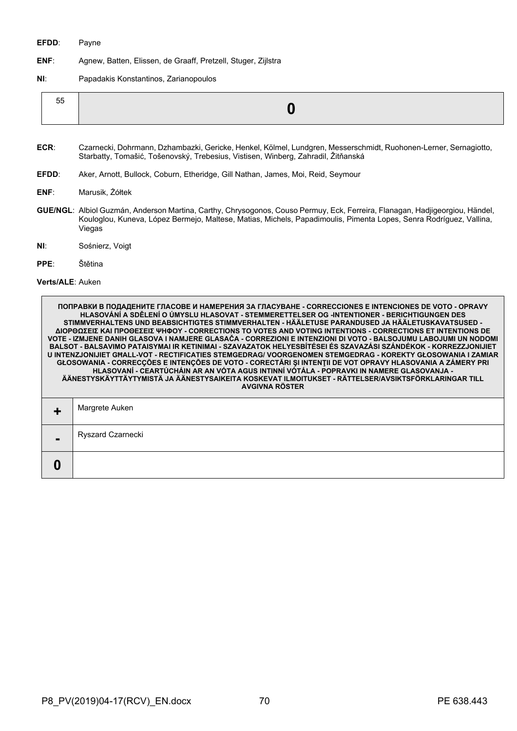**EFDD**: Payne

**ENF**: Agnew, Batten, Elissen, de Graaff, Pretzell, Stuger, Zijlstra

**NI**: Papadakis Konstantinos, Zarianopoulos

| 55 | **0** |
|---|---|

**ECR**: Czarnecki, Dohrmann, Dzhambazki, Gericke, Henkel, Kölmel, Lundgren, Messerschmidt, Ruohonen-Lerner, Sernagiotto, Starbatty, Tomašić, Tošenovský, Trebesius, Vistisen, Winberg, Zahradil, Žitňanská

**EFDD**: Aker, Arnott, Bullock, Coburn, Etheridge, Gill Nathan, James, Moi, Reid, Seymour

**ENF**: Marusik, Żółtek

**GUE/NGL**: Albiol Guzmán, Anderson Martina, Carthy, Chrysogonos, Couso Permuy, Eck, Ferreira, Flanagan, Hadjigeorgiou, Händel, Kouloglou, Kuneva, López Bermejo, Maltese, Matias, Michels, Papadimoulis, Pimenta Lopes, Senra Rodríguez, Vallina, Viegas

**NI**: Sośnierz, Voigt

**PPE**: Štětina

**Verts/ALE**: Auken

| ПОПРАВКИ В ПОДАДЕНИТЕ ГЛАСОВЕ И НАМЕРЕНИЯ ЗА ГЛАСУВАНЕ - CORRECCIONES E INTENCIONES DE VOTO - OPRAVY HLASOVÁNÍ A SDĚLENÍ O ÚMYSLU HLASOVAT - STEMMERETTELSER OG -INTENTIONER - BERICHTIGUNGEN DES STIMMVERHALTENS UND BEABSICHTIGTES STIMMVERHALTEN - HÄÄLETUSE PARANDUSED JA HÄÄLETUSKAVATSUSED - ΔΙΟΡΘΩΣΕΙΣ ΚΑΙ ΠΡΟΘΕΣΕΙΣ ΨΗΦΟΥ - CORRECTIONS TO VOTES AND VOTING INTENTIONS - CORRECTIONS ET INTENTIONS DE VOTE - IZMJENE DANIH GLASOVA I NAMJERE GLASAČA - CORREZIONI E INTENZIONI DI VOTO - BALSOJUMU LABOJUMI UN NODOMI BALSOT - BALSAVIMO PATAISYMAI IR KETINIMAI - SZAVAZATOK HELYESBÍTÉSEI ÉS SZAVAZÁSI SZÁNDÉKOK - KORREZZJONIJIET U INTENZJONIJIET GĦALL-VOT - RECTIFICATIES STEMGEDRAG/ VOORGENOMEN STEMGEDRAG - KOREKTY GŁOSOWANIA I ZAMIAR GŁOSOWANIA - CORRECÇÕES E INTENÇÕES DE VOTO - CORECTĂRI ŞI INTENŢII DE VOT OPRAVY HLASOVANIA A ZÁMERY PRI HLASOVANÍ - CEARTÚCHÁIN AR AN VÓTA AGUS INTINNÍ VÓTÁLA - POPRAVKI IN NAMERE GLASOVANJA - ÄÄNESTYSKÄYTTÄYTYMISTÄ JA ÄÄNESTYSAIKEITA KOSKEVAT ILMOITUKSET - RÄTTELSER/AVSIKTSFÖRKLARINGAR TILL AVGIVNA RÖSTER | |
|---|---|
| **+** | Margrete Auken |
| **-** | Ryszard Czarnecki |
| **0** | |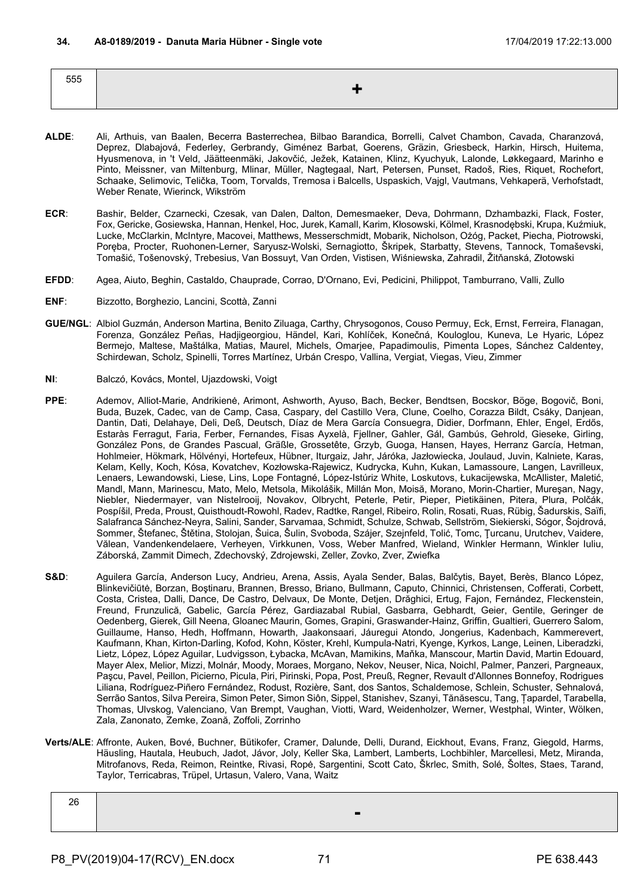**34. A8-0189/2019 - Danuta Maria Hübner - Single vote** 17/04/2019 17:22:13.000

| 555 | + |
|---|---|

**ALDE**: Ali, Arthuis, van Baalen, Becerra Basterrechea, Bilbao Barandica, Borrelli, Calvet Chambon, Cavada, Charanzová, Deprez, Dlabajová, Federley, Gerbrandy, Giménez Barbat, Goerens, Gräzin, Griesbeck, Harkin, Hirsch, Huitema, Hyusmenova, in 't Veld, Jäätteenmäki, Jakovčić, Ježek, Katainen, Klinz, Kyuchyuk, Lalonde, Løkkegaard, Marinho e Pinto, Meissner, van Miltenburg, Mlinar, Müller, Nagtegaal, Nart, Petersen, Punset, Radoš, Ries, Riquet, Rochefort, Schaake, Selimovic, Telička, Toom, Torvalds, Tremosa i Balcells, Uspaskich, Vajgl, Vautmans, Vehkaperä, Verhofstadt, Weber Renate, Wierinck, Wikström

**ECR**: Bashir, Belder, Czarnecki, Czesak, van Dalen, Dalton, Demesmaeker, Deva, Dohrmann, Dzhambazki, Flack, Foster, Fox, Gericke, Gosiewska, Hannan, Henkel, Hoc, Jurek, Kamall, Karim, Kłosowski, Kölmel, Krasnodębski, Krupa, Kuźmiuk, Lucke, McClarkin, McIntyre, Macovei, Matthews, Messerschmidt, Mobarik, Nicholson, Ożóg, Packet, Piecha, Piotrowski, Poręba, Procter, Ruohonen-Lerner, Saryusz-Wolski, Sernagiotto, Škripek, Starbatty, Stevens, Tannock, Tomaševski, Tomašić, Tošenovský, Trebesius, Van Bossuyt, Van Orden, Vistisen, Wiśniewska, Zahradil, Žitňanská, Złotowski

**EFDD**: Agea, Aiuto, Beghin, Castaldo, Chauprade, Corrao, D'Ornano, Evi, Pedicini, Philippot, Tamburrano, Valli, Zullo

**ENF**: Bizzotto, Borghezio, Lancini, Scottà, Zanni

**GUE/NGL**: Albiol Guzmán, Anderson Martina, Benito Ziluaga, Carthy, Chrysogonos, Couso Permuy, Eck, Ernst, Ferreira, Flanagan, Forenza, González Peñas, Hadjigeorgiou, Händel, Kari, Kohlíček, Konečná, Kouloglou, Kuneva, Le Hyaric, López Bermejo, Maltese, Maštálka, Matias, Maurel, Michels, Omarjee, Papadimoulis, Pimenta Lopes, Sánchez Caldentey, Schirdewan, Scholz, Spinelli, Torres Martínez, Urbán Crespo, Vallina, Vergiat, Viegas, Vieu, Zimmer

**NI**: Balczó, Kovács, Montel, Ujazdowski, Voigt

**PPE**: Ademov, Alliot-Marie, Andrikienė, Arimont, Ashworth, Ayuso, Bach, Becker, Bendtsen, Bocskor, Böge, Bogovič, Boni, Buda, Buzek, Cadec, van de Camp, Casa, Caspary, del Castillo Vera, Clune, Coelho, Corazza Bildt, Csáky, Danjean, Dantin, Dati, Delahaye, Deli, Deß, Deutsch, Díaz de Mera García Consuegra, Didier, Dorfmann, Ehler, Engel, Erdős, Estaràs Ferragut, Faria, Ferber, Fernandes, Fisas Ayxelà, Fjellner, Gahler, Gál, Gambús, Gehrold, Gieseke, Girling, González Pons, de Grandes Pascual, Gräßle, Grossetête, Grzyb, Guoga, Hansen, Hayes, Herranz García, Hetman, Hohlmeier, Hökmark, Hölvényi, Hortefeux, Hübner, Iturgaiz, Jahr, Járóka, Jazłowiecka, Joulaud, Juvin, Kalniete, Karas, Kelam, Kelly, Koch, Kósa, Kovatchev, Kozłowska-Rajewicz, Kudrycka, Kuhn, Kukan, Lamassoure, Langen, Lavrilleux, Lenaers, Lewandowski, Liese, Lins, Lope Fontagné, López-Istúriz White, Loskutovs, Łukacijewska, McAllister, Maletić, Mandl, Mann, Marinescu, Mato, Melo, Metsola, Mikolášik, Millán Mon, Moisă, Morano, Morin-Chartier, Mureşan, Nagy, Niebler, Niedermayer, van Nistelrooij, Novakov, Olbrycht, Peterle, Petir, Pieper, Pietikäinen, Pitera, Plura, Polčák, Pospíšil, Preda, Proust, Quisthoudt-Rowohl, Radev, Radtke, Rangel, Ribeiro, Rolin, Rosati, Ruas, Rübig, Šadurskis, Saïfi, Salafranca Sánchez-Neyra, Salini, Sander, Sarvamaa, Schmidt, Schulze, Schwab, Sellström, Siekierski, Sógor, Šojdrová, Sommer, Štefanec, Štětina, Stolojan, Šuica, Šulin, Svoboda, Szájer, Szejnfeld, Tolić, Tomc, Ţurcanu, Urutchev, Vaidere, Vălean, Vandenkendelaere, Verheyen, Virkkunen, Voss, Weber Manfred, Wieland, Winkler Hermann, Winkler Iuliu, Záborská, Zammit Dimech, Zdechovský, Zdrojewski, Zeller, Zovko, Zver, Zwiefka

**S&D**: Aguilera García, Anderson Lucy, Andrieu, Arena, Assis, Ayala Sender, Balas, Balčytis, Bayet, Berès, Blanco López, Blinkevičiūtė, Borzan, Boştinaru, Brannen, Bresso, Briano, Bullmann, Caputo, Chinnici, Christensen, Cofferati, Corbett, Costa, Cristea, Dalli, Dance, De Castro, Delvaux, De Monte, Detjen, Drăghici, Ertug, Fajon, Fernández, Fleckenstein, Freund, Frunzulică, Gabelic, García Pérez, Gardiazabal Rubial, Gasbarra, Gebhardt, Geier, Gentile, Geringer de Oedenberg, Gierek, Gill Neena, Gloanec Maurin, Gomes, Grapini, Graswander-Hainz, Griffin, Gualtieri, Guerrero Salom, Guillaume, Hanso, Hedh, Hoffmann, Howarth, Jaakonsaari, Jáuregui Atondo, Jongerius, Kadenbach, Kammerevert, Kaufmann, Khan, Kirton-Darling, Kofod, Kohn, Köster, Krehl, Kumpula-Natri, Kyenge, Kyrkos, Lange, Leinen, Liberadzki, Lietz, López, López Aguilar, Ludvigsson, Łybacka, McAvan, Mamikins, Maňka, Manscour, Martin David, Martin Edouard, Mayer Alex, Melior, Mizzi, Molnár, Moody, Moraes, Morgano, Nekov, Neuser, Nica, Noichl, Palmer, Panzeri, Pargneaux, Paşcu, Pavel, Peillon, Picierno, Picula, Piri, Pirinski, Popa, Post, Preuß, Regner, Revault d'Allonnes Bonnefoy, Rodrigues Liliana, Rodríguez-Piñero Fernández, Rodust, Rozière, Sant, dos Santos, Schaldemose, Schlein, Schuster, Sehnalová, Serrão Santos, Silva Pereira, Simon Peter, Simon Siôn, Sippel, Stanishev, Szanyi, Tănăsescu, Tang, Ţapardel, Tarabella, Thomas, Ulvskog, Valenciano, Van Brempt, Vaughan, Viotti, Ward, Weidenholzer, Werner, Westphal, Winter, Wölken, Zala, Zanonato, Zemke, Zoană, Zoffoli, Zorrinho

**Verts/ALE**: Affronte, Auken, Bové, Buchner, Bütikofer, Cramer, Dalunde, Delli, Durand, Eickhout, Evans, Franz, Giegold, Harms, Häusling, Hautala, Heubuch, Jadot, Jávor, Joly, Keller Ska, Lambert, Lamberts, Lochbihler, Marcellesi, Metz, Miranda, Mitrofanovs, Reda, Reimon, Reintke, Rivasi, Ropė, Sargentini, Scott Cato, Škrlec, Smith, Solé, Šoltes, Staes, Tarand, Taylor, Terricabras, Trüpel, Urtasun, Valero, Vana, Waitz

| 26 | - |
|---|---|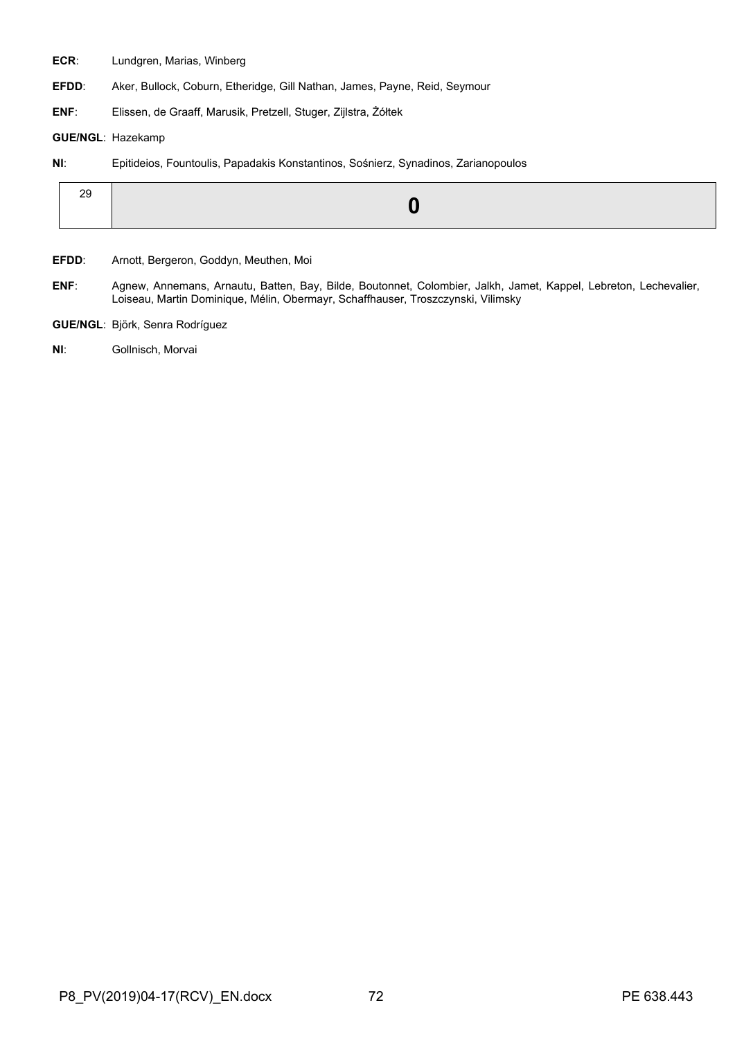**ECR**: Lundgren, Marias, Winberg

**EFDD**: Aker, Bullock, Coburn, Etheridge, Gill Nathan, James, Payne, Reid, Seymour

**ENF**: Elissen, de Graaff, Marusik, Pretzell, Stuger, Zijlstra, Żółtek

**GUE/NGL**: Hazekamp

**NI**: Epitideios, Fountoulis, Papadakis Konstantinos, Sośnierz, Synadinos, Zarianopoulos

| 29 | **0** |
|---|---|

**EFDD**: Arnott, Bergeron, Goddyn, Meuthen, Moi

**ENF**: Agnew, Annemans, Arnautu, Batten, Bay, Bilde, Boutonnet, Colombier, Jalkh, Jamet, Kappel, Lebreton, Lechevalier, Loiseau, Martin Dominique, Mélin, Obermayr, Schaffhauser, Troszczynski, Vilimsky

**GUE/NGL**: Björk, Senra Rodríguez

**NI**: Gollnisch, Morvai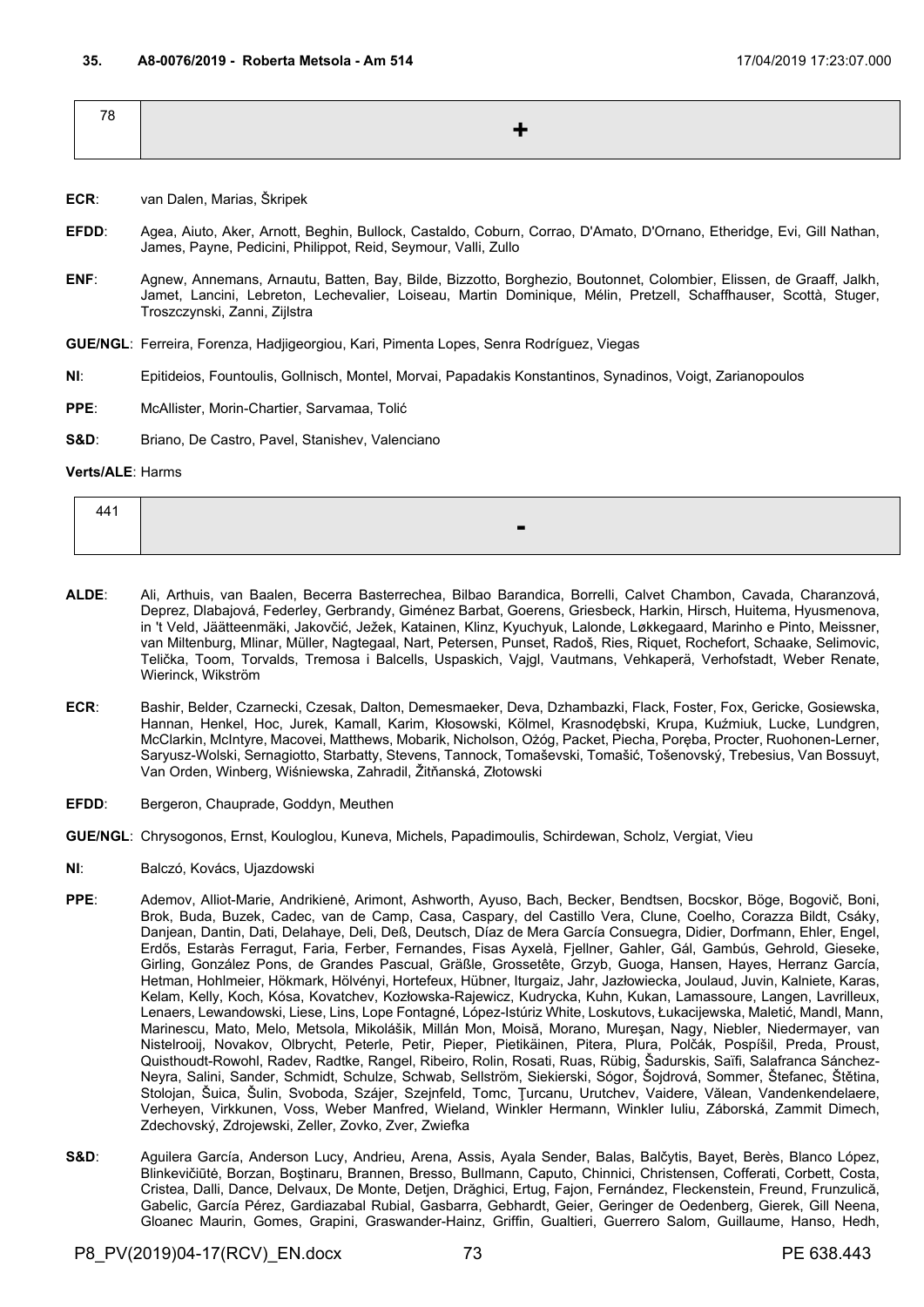### 35. A8-0076/2019 - Roberta Metsola - Am 514

17/04/2019 17:23:07.000

| 78 | + |
|---|---|

**ECR**: van Dalen, Marias, Škripek

**EFDD**: Agea, Aiuto, Aker, Arnott, Beghin, Bullock, Castaldo, Coburn, Corrao, D'Amato, D'Ornano, Etheridge, Evi, Gill Nathan, James, Payne, Pedicini, Philippot, Reid, Seymour, Valli, Zullo

**ENF**: Agnew, Annemans, Arnautu, Batten, Bay, Bilde, Bizzotto, Borghezio, Boutonnet, Colombier, Elissen, de Graaff, Jalkh, Jamet, Lancini, Lebreton, Lechevalier, Loiseau, Martin Dominique, Mélin, Pretzell, Schaffhauser, Scottà, Stuger, Troszczynski, Zanni, Zijlstra

**GUE/NGL**: Ferreira, Forenza, Hadjigeorgiou, Kari, Pimenta Lopes, Senra Rodríguez, Viegas

**NI**: Epitideios, Fountoulis, Gollnisch, Montel, Morvai, Papadakis Konstantinos, Synadinos, Voigt, Zarianopoulos

**PPE**: McAllister, Morin-Chartier, Sarvamaa, Tolić

**S&D**: Briano, De Castro, Pavel, Stanishev, Valenciano

**Verts/ALE**: Harms

| 441 | - |
|---|---|

**ALDE**: Ali, Arthuis, van Baalen, Becerra Basterrechea, Bilbao Barandica, Borrelli, Calvet Chambon, Cavada, Charanzová, Deprez, Dlabajová, Federley, Gerbrandy, Giménez Barbat, Goerens, Griesbeck, Harkin, Hirsch, Huitema, Hyusmenova, in 't Veld, Jäätteenmäki, Jakovčić, Ježek, Katainen, Klinz, Kyuchyuk, Lalonde, Løkkegaard, Marinho e Pinto, Meissner, van Miltenburg, Mlinar, Müller, Nagtegaal, Nart, Petersen, Punset, Radoš, Ries, Riquet, Rochefort, Schaake, Selimovic, Telička, Toom, Torvalds, Tremosa i Balcells, Uspaskich, Vajgl, Vautmans, Vehkaperä, Verhofstadt, Weber Renate, Wierinck, Wikström

**ECR**: Bashir, Belder, Czarnecki, Czesak, Dalton, Demesmaeker, Deva, Dzhambazki, Flack, Foster, Fox, Gericke, Gosiewska, Hannan, Henkel, Hoc, Jurek, Kamall, Karim, Kłosowski, Kölmel, Krasnodębski, Krupa, Kuźmiuk, Lucke, Lundgren, McClarkin, McIntyre, Macovei, Matthews, Mobarik, Nicholson, Ożóg, Packet, Piecha, Poręba, Procter, Ruohonen-Lerner, Saryusz-Wolski, Sernagiotto, Starbatty, Stevens, Tannock, Tomaševski, Tomašić, Tošenovský, Trebesius, Van Bossuyt, Van Orden, Winberg, Wiśniewska, Zahradil, Žitňanská, Złotowski

**EFDD**: Bergeron, Chauprade, Goddyn, Meuthen

**GUE/NGL**: Chrysogonos, Ernst, Kouloglou, Kuneva, Michels, Papadimoulis, Schirdewan, Scholz, Vergiat, Vieu

**NI**: Balczó, Kovács, Ujazdowski

**PPE**: Ademov, Alliot-Marie, Andrikienė, Arimont, Ashworth, Ayuso, Bach, Becker, Bendtsen, Bocskor, Böge, Bogovič, Boni, Brok, Buda, Buzek, Cadec, van de Camp, Casa, Caspary, del Castillo Vera, Clune, Coelho, Corazza Bildt, Csáky, Danjean, Dantin, Dati, Delahaye, Deli, Deß, Deutsch, Díaz de Mera García Consuegra, Didier, Dorfmann, Ehler, Engel, Erdős, Estaràs Ferragut, Faria, Ferber, Fernandes, Fisas Ayxelà, Fjellner, Gahler, Gál, Gambús, Gehrold, Gieseke, Girling, González Pons, de Grandes Pascual, Gräßle, Grossetête, Grzyb, Guoga, Hansen, Hayes, Herranz García, Hetman, Hohlmeier, Hökmark, Hölvényi, Hortefeux, Hübner, Iturgaiz, Jahr, Jazłowiecka, Joulaud, Juvin, Kalniete, Karas, Kelam, Kelly, Koch, Kósa, Kovatchev, Kozłowska-Rajewicz, Kudrycka, Kuhn, Kukan, Lamassoure, Langen, Lavrilleux, Lenaers, Lewandowski, Liese, Lins, Lope Fontagné, López-Istúriz White, Loskutovs, Łukacijewska, Maletić, Mandl, Mann, Marinescu, Mato, Melo, Metsola, Mikolášik, Millán Mon, Moisă, Morano, Mureşan, Nagy, Niebler, Niedermayer, van Nistelrooij, Novakov, Olbrycht, Peterle, Petir, Pieper, Pietikäinen, Pitera, Plura, Polčák, Pospíšil, Preda, Proust, Quisthoudt-Rowohl, Radev, Radtke, Rangel, Ribeiro, Rolin, Rosati, Ruas, Rübig, Šadurskis, Saïfi, Salafranca Sánchez-Neyra, Salini, Sander, Schmidt, Schulze, Schwab, Sellström, Siekierski, Sógor, Šojdrová, Sommer, Štefanec, Štětina, Stolojan, Šuica, Šulin, Svoboda, Szájer, Szejnfeld, Tomc, Ţurcanu, Urutchev, Vaidere, Vălean, Vandenkendelaere, Verheyen, Virkkunen, Voss, Weber Manfred, Wieland, Winkler Hermann, Winkler Iuliu, Záborská, Zammit Dimech, Zdechovský, Zdrojewski, Zeller, Zovko, Zver, Zwiefka

**S&D**: Aguilera García, Anderson Lucy, Andrieu, Arena, Assis, Ayala Sender, Balas, Balčytis, Bayet, Berès, Blanco López, Blinkevičiūtė, Borzan, Boştinaru, Brannen, Bresso, Bullmann, Caputo, Chinnici, Christensen, Cofferati, Corbett, Costa, Cristea, Dalli, Dance, Delvaux, De Monte, Detjen, Drăghici, Ertug, Fajon, Fernández, Fleckenstein, Freund, Frunzulică, Gabelic, García Pérez, Gardiazabal Rubial, Gasbarra, Gebhardt, Geier, Geringer de Oedenberg, Gierek, Gill Neena, Gloanec Maurin, Gomes, Grapini, Graswander-Hainz, Griffin, Gualtieri, Guerrero Salom, Guillaume, Hanso, Hedh,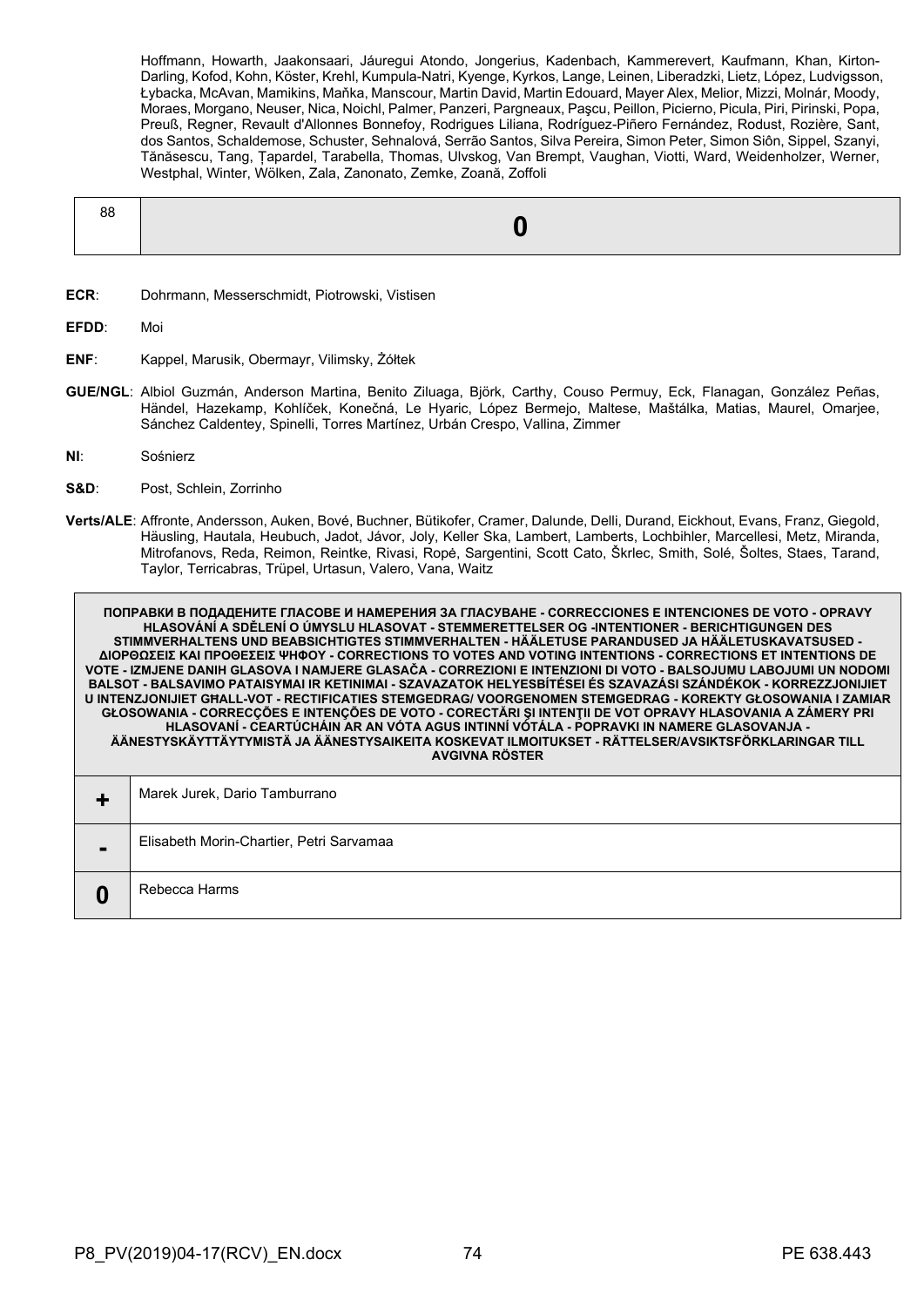Hoffmann, Howarth, Jaakonsaari, Jáuregui Atondo, Jongerius, Kadenbach, Kammerevert, Kaufmann, Khan, Kirton-Darling, Kofod, Kohn, Köster, Krehl, Kumpula-Natri, Kyenge, Kyrkos, Lange, Leinen, Liberadzki, Lietz, López, Ludvigsson, Łybacka, McAvan, Mamikins, Maňka, Manscour, Martin David, Martin Edouard, Mayer Alex, Melior, Mizzi, Molnár, Moody, Moraes, Morgano, Neuser, Nica, Noichl, Palmer, Panzeri, Pargneaux, Paşcu, Peillon, Picierno, Picula, Piri, Pirinski, Popa, Preuß, Regner, Revault d'Allonnes Bonnefoy, Rodrigues Liliana, Rodríguez-Piñero Fernández, Rodust, Rozière, Sant, dos Santos, Schaldemose, Schuster, Sehnalová, Serrão Santos, Silva Pereira, Simon Peter, Simon Siôn, Sippel, Szanyi, Tănăsescu, Tang, Ţapardel, Tarabella, Thomas, Ulvskog, Van Brempt, Vaughan, Viotti, Ward, Weidenholzer, Werner, Westphal, Winter, Wölken, Zala, Zanonato, Zemke, Zoană, Zoffoli

| 88 | **0** |
|---|---|

**ECR**: Dohrmann, Messerschmidt, Piotrowski, Vistisen

**EFDD**: Moi

**ENF**: Kappel, Marusik, Obermayr, Vilimsky, Żółtek

**GUE/NGL**: Albiol Guzmán, Anderson Martina, Benito Ziluaga, Björk, Carthy, Couso Permuy, Eck, Flanagan, González Peñas, Händel, Hazekamp, Kohlíček, Konečná, Le Hyaric, López Bermejo, Maltese, Maštálka, Matias, Maurel, Omarjee, Sánchez Caldentey, Spinelli, Torres Martínez, Urbán Crespo, Vallina, Zimmer

**NI**: Sośnierz

**S&D**: Post, Schlein, Zorrinho

**Verts/ALE**: Affronte, Andersson, Auken, Bové, Buchner, Bütikofer, Cramer, Dalunde, Delli, Durand, Eickhout, Evans, Franz, Giegold, Häusling, Hautala, Heubuch, Jadot, Jávor, Joly, Keller Ska, Lambert, Lamberts, Lochbihler, Marcellesi, Metz, Miranda, Mitrofanovs, Reda, Reimon, Reintke, Rivasi, Ropė, Sargentini, Scott Cato, Škrlec, Smith, Solé, Šoltes, Staes, Tarand, Taylor, Terricabras, Trüpel, Urtasun, Valero, Vana, Waitz

| ПОПРАВКИ В ПОДАДЕНИТЕ ГЛАСОВЕ И НАМЕРЕНИЯ ЗА ГЛАСУВАНЕ - CORRECCIONES E INTENCIONES DE VOTO - OPRAVY HLASOVÁNÍ A SDĚLENÍ O ÚMYSLU HLASOVAT - STEMMERETTELSER OG -INTENTIONER - BERICHTIGUNGEN DES STIMMVERHALTENS UND BEABSICHTIGTES STIMMVERHALTEN - HÄÄLETUSE PARANDUSED JA HÄÄLETUSKAVATSUSED - ΔΙΟΡΘΩΣΕΙΣ ΚΑΙ ΠΡΟΘΕΣΕΙΣ ΨΗΦΟΥ - CORRECTIONS TO VOTES AND VOTING INTENTIONS - CORRECTIONS ET INTENTIONS DE VOTE - IZMJENE DANIH GLASOVA I NAMJERE GLASAČA - CORREZIONI E INTENZIONI DI VOTO - BALSOJUMU LABOJUMI UN NODOMI BALSOT - BALSAVIMO PATAISYMAI IR KETINIMAI - SZAVAZATOK HELYESBÍTÉSEI ÉS SZAVAZÁSI SZÁNDÉKOK - KORREZZJONIJIET U INTENZJONIJIET GĦALL-VOT - RECTIFICATIES STEMGEDRAG/ VOORGENOMEN STEMGEDRAG - KOREKTY GŁOSOWANIA I ZAMIAR GŁOSOWANIA - CORRECÇÕES E INTENÇÕES DE VOTO - CORECTĂRI ŞI INTENŢII DE VOT OPRAVY HLASOVANIA A ZÁMERY PRI HLASOVANÍ - CEARTÚCHÁIN AR AN VÓTA AGUS INTINNÍ VÓTÁLA - POPRAVKI IN NAMERE GLASOVANJA - ÄÄNESTYSKÄYTTÄYTYMISTÄ JA ÄÄNESTYSAIKEITA KOSKEVAT ILMOITUKSET - RÄTTELSER/AVSIKTSFÖRKLARINGAR TILL AVGIVNA RÖSTER | |
|---|---|
| **+** | Marek Jurek, Dario Tamburrano |
| **-** | Elisabeth Morin-Chartier, Petri Sarvamaa |
| **0** | Rebecca Harms |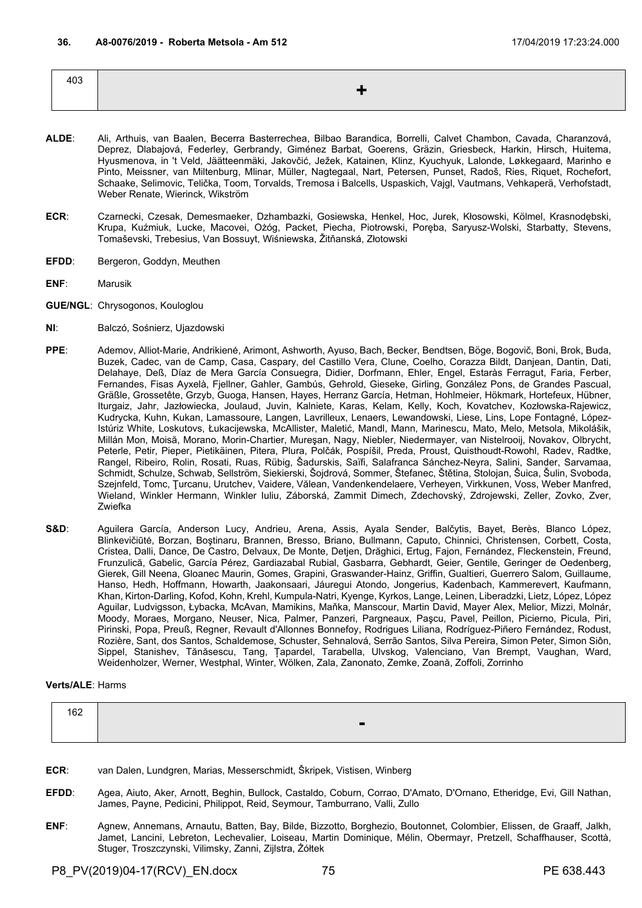**36. A8-0076/2019 - Roberta Metsola - Am 512** 17/04/2019 17:23:24.000

| 403 | + |
|---|---|

**ALDE**: Ali, Arthuis, van Baalen, Becerra Basterrechea, Bilbao Barandica, Borrelli, Calvet Chambon, Cavada, Charanzová, Deprez, Dlabajová, Federley, Gerbrandy, Giménez Barbat, Goerens, Gräzin, Griesbeck, Harkin, Hirsch, Huitema, Hyusmenova, in 't Veld, Jäätteenmäki, Jakovčić, Ježek, Katainen, Klinz, Kyuchyuk, Lalonde, Løkkegaard, Marinho e Pinto, Meissner, van Miltenburg, Mlinar, Müller, Nagtegaal, Nart, Petersen, Punset, Radoš, Ries, Riquet, Rochefort, Schaake, Selimovic, Telička, Toom, Torvalds, Tremosa i Balcells, Uspaskich, Vajgl, Vautmans, Vehkaperä, Verhofstadt, Weber Renate, Wierinck, Wikström

**ECR**: Czarnecki, Czesak, Demesmaeker, Dzhambazki, Gosiewska, Henkel, Hoc, Jurek, Kłosowski, Kölmel, Krasnodębski, Krupa, Kuźmiuk, Lucke, Macovei, Ożóg, Packet, Piecha, Piotrowski, Poręba, Saryusz-Wolski, Starbatty, Stevens, Tomaševski, Trebesius, Van Bossuyt, Wiśniewska, Žitňanská, Złotowski

**EFDD**: Bergeron, Goddyn, Meuthen

**ENF**: Marusik

**GUE/NGL**: Chrysogonos, Kouloglou

**NI**: Balczó, Sośnierz, Ujazdowski

**PPE**: Ademov, Alliot-Marie, Andrikienė, Arimont, Ashworth, Ayuso, Bach, Becker, Bendtsen, Böge, Bogovič, Boni, Brok, Buda, Buzek, Cadec, van de Camp, Casa, Caspary, del Castillo Vera, Clune, Coelho, Corazza Bildt, Danjean, Dantin, Dati, Delahaye, Deß, Díaz de Mera García Consuegra, Didier, Dorfmann, Ehler, Engel, Estaràs Ferragut, Faria, Ferber, Fernandes, Fisas Ayxelà, Fjellner, Gahler, Gambús, Gehrold, Gieseke, Girling, González Pons, de Grandes Pascual, Gräßle, Grossetête, Grzyb, Guoga, Hansen, Hayes, Herranz García, Hetman, Hohlmeier, Hökmark, Hortefeux, Hübner, Iturgaiz, Jahr, Jazłowiecka, Joulaud, Juvin, Kalniete, Karas, Kelam, Kelly, Koch, Kovatchev, Kozłowska-Rajewicz, Kudrycka, Kuhn, Kukan, Lamassoure, Langen, Lavrilleux, Lenaers, Lewandowski, Liese, Lins, Lope Fontagné, López-Istúriz White, Loskutovs, Łukacijewska, McAllister, Maletić, Mandl, Mann, Marinescu, Mato, Melo, Metsola, Mikolášik, Millán Mon, Moisă, Morano, Morin-Chartier, Mureşan, Nagy, Niebler, Niedermayer, van Nistelrooij, Novakov, Olbrycht, Peterle, Petir, Pieper, Pietikäinen, Pitera, Plura, Polčák, Pospíšil, Preda, Proust, Quisthoudt-Rowohl, Radev, Radtke, Rangel, Ribeiro, Rolin, Rosati, Ruas, Rübig, Šadurskis, Saïfi, Salafranca Sánchez-Neyra, Salini, Sander, Sarvamaa, Schmidt, Schulze, Schwab, Sellström, Siekierski, Šojdrová, Sommer, Štefanec, Štětina, Stolojan, Šuica, Šulin, Svoboda, Szejnfeld, Tomc, Ţurcanu, Urutchev, Vaidere, Vălean, Vandenkendelaere, Verheyen, Virkkunen, Voss, Weber Manfred, Wieland, Winkler Hermann, Winkler Iuliu, Záborská, Zammit Dimech, Zdechovský, Zdrojewski, Zeller, Zovko, Zver, Zwiefka

**S&D**: Aguilera García, Anderson Lucy, Andrieu, Arena, Assis, Ayala Sender, Balčytis, Bayet, Berès, Blanco López, Blinkevičiūtė, Borzan, Boştinaru, Brannen, Bresso, Briano, Bullmann, Caputo, Chinnici, Christensen, Corbett, Costa, Cristea, Dalli, Dance, De Castro, Delvaux, De Monte, Detjen, Drăghici, Ertug, Fajon, Fernández, Fleckenstein, Freund, Frunzulică, Gabelic, García Pérez, Gardiazabal Rubial, Gasbarra, Gebhardt, Geier, Gentile, Geringer de Oedenberg, Gierek, Gill Neena, Gloanec Maurin, Gomes, Grapini, Graswander-Hainz, Griffin, Gualtieri, Guerrero Salom, Guillaume, Hanso, Hedh, Hoffmann, Howarth, Jaakonsaari, Jáuregui Atondo, Jongerius, Kadenbach, Kammerevert, Kaufmann, Khan, Kirton-Darling, Kofod, Kohn, Krehl, Kumpula-Natri, Kyenge, Kyrkos, Lange, Leinen, Liberadzki, Lietz, López, López Aguilar, Ludvigsson, Łybacka, McAvan, Mamikins, Maňka, Manscour, Martin David, Mayer Alex, Melior, Mizzi, Molnár, Moody, Moraes, Morgano, Neuser, Nica, Palmer, Panzeri, Pargneaux, Paşcu, Pavel, Peillon, Picierno, Picula, Piri, Pirinski, Popa, Preuß, Regner, Revault d'Allonnes Bonnefoy, Rodrigues Liliana, Rodríguez-Piñero Fernández, Rodust, Rozière, Sant, dos Santos, Schaldemose, Schuster, Sehnalová, Serrão Santos, Silva Pereira, Simon Peter, Simon Siôn, Sippel, Stanishev, Tănăsescu, Tang, Ţapardel, Tarabella, Ulvskog, Valenciano, Van Brempt, Vaughan, Ward, Weidenholzer, Werner, Westphal, Winter, Wölken, Zala, Zanonato, Zemke, Zoană, Zoffoli, Zorrinho

**Verts/ALE**: Harms

| 162 | - |
|---|---|

**ECR**: van Dalen, Lundgren, Marias, Messerschmidt, Škripek, Vistisen, Winberg

**EFDD**: Agea, Aiuto, Aker, Arnott, Beghin, Bullock, Castaldo, Coburn, Corrao, D'Amato, D'Ornano, Etheridge, Evi, Gill Nathan, James, Payne, Pedicini, Philippot, Reid, Seymour, Tamburrano, Valli, Zullo

**ENF**: Agnew, Annemans, Arnautu, Batten, Bay, Bilde, Bizzotto, Borghezio, Boutonnet, Colombier, Elissen, de Graaff, Jalkh, Jamet, Lancini, Lebreton, Lechevalier, Loiseau, Martin Dominique, Mélin, Obermayr, Pretzell, Schaffhauser, Scottà, Stuger, Troszczynski, Vilimsky, Zanni, Zijlstra, Żółtek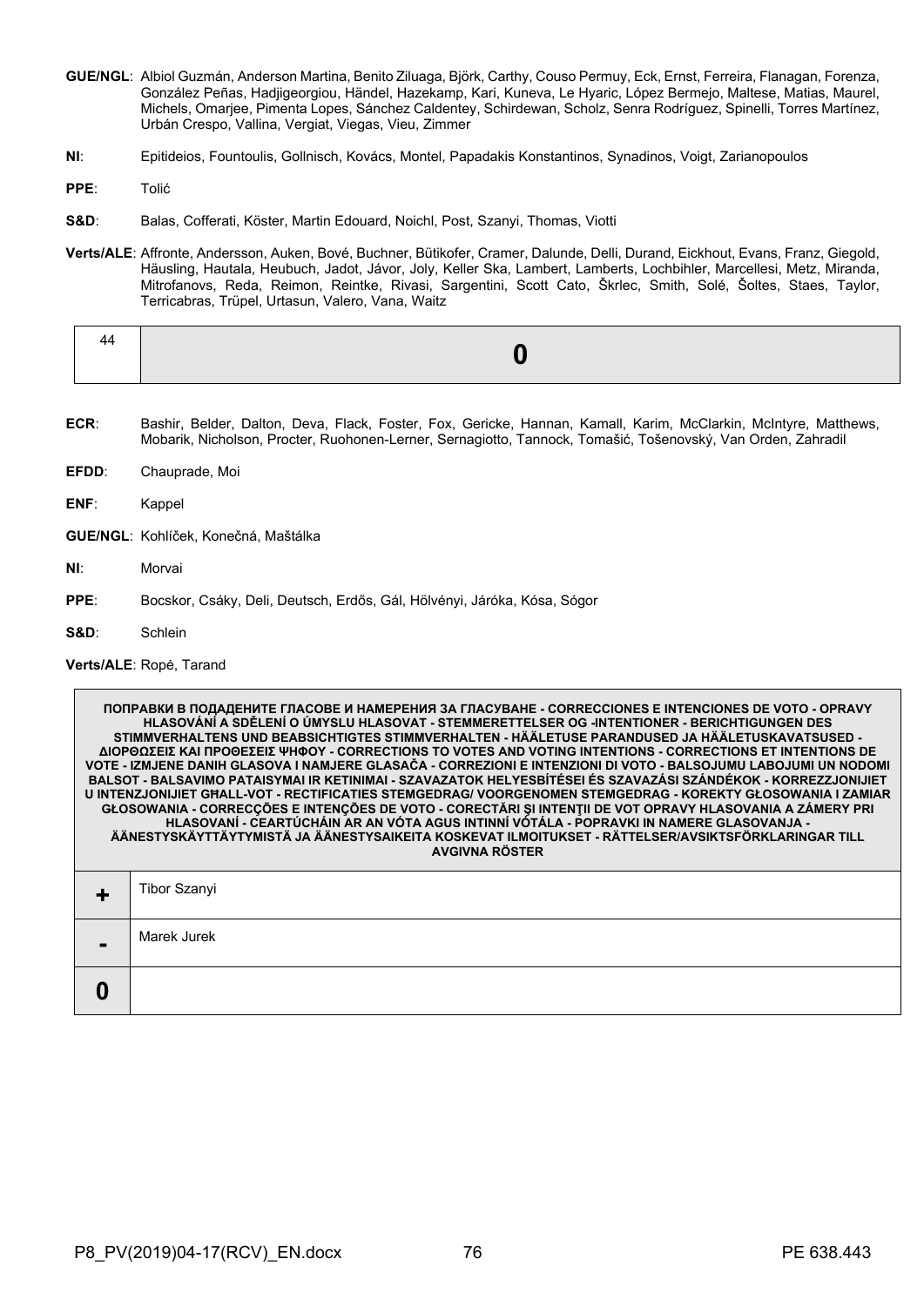**GUE/NGL**: Albiol Guzmán, Anderson Martina, Benito Ziluaga, Björk, Carthy, Couso Permuy, Eck, Ernst, Ferreira, Flanagan, Forenza, González Peñas, Hadjigeorgiou, Händel, Hazekamp, Kari, Kuneva, Le Hyaric, López Bermejo, Maltese, Matias, Maurel, Michels, Omarjee, Pimenta Lopes, Sánchez Caldentey, Schirdewan, Scholz, Senra Rodríguez, Spinelli, Torres Martínez, Urbán Crespo, Vallina, Vergiat, Viegas, Vieu, Zimmer

**NI**: Epitideios, Fountoulis, Gollnisch, Kovács, Montel, Papadakis Konstantinos, Synadinos, Voigt, Zarianopoulos

**PPE**: Tolić

**S&D**: Balas, Cofferati, Köster, Martin Edouard, Noichl, Post, Szanyi, Thomas, Viotti

**Verts/ALE**: Affronte, Andersson, Auken, Bové, Buchner, Bütikofer, Cramer, Dalunde, Delli, Durand, Eickhout, Evans, Franz, Giegold, Häusling, Hautala, Heubuch, Jadot, Jávor, Joly, Keller Ska, Lambert, Lamberts, Lochbihler, Marcellesi, Metz, Miranda, Mitrofanovs, Reda, Reimon, Reintke, Rivasi, Sargentini, Scott Cato, Škrlec, Smith, Solé, Šoltes, Staes, Taylor, Terricabras, Trüpel, Urtasun, Valero, Vana, Waitz

| 44 | **0** |
|---|---|

**ECR**: Bashir, Belder, Dalton, Deva, Flack, Foster, Fox, Gericke, Hannan, Kamall, Karim, McClarkin, McIntyre, Matthews, Mobarik, Nicholson, Procter, Ruohonen-Lerner, Sernagiotto, Tannock, Tomašić, Tošenovský, Van Orden, Zahradil

**EFDD**: Chauprade, Moi

**ENF**: Kappel

**GUE/NGL**: Kohlíček, Konečná, Maštálka

**NI**: Morvai

**PPE**: Bocskor, Csáky, Deli, Deutsch, Erdős, Gál, Hölvényi, Járóka, Kósa, Sógor

**S&D**: Schlein

**Verts/ALE**: Ropė, Tarand

| ПОПРАВКИ В ПОДАДЕНИТЕ ГЛАСОВЕ И НАМЕРЕНИЯ ЗА ГЛАСУВАНЕ - CORRECCIONES E INTENCIONES DE VOTO - OPRAVY HLASOVÁNÍ A SDĚLENÍ O ÚMYSLU HLASOVAT - STEMMERETTELSER OG -INTENTIONER - BERICHTIGUNGEN DES STIMMVERHALTENS UND BEABSICHTIGTES STIMMVERHALTEN - HÄÄLETUSE PARANDUSED JA HÄÄLETUSKAVATSUSED - ΔΙΟΡΘΩΣΕΙΣ ΚΑΙ ΠΡΟΘΕΣΕΙΣ ΨΗΦΟΥ - CORRECTIONS TO VOTES AND VOTING INTENTIONS - CORRECTIONS ET INTENTIONS DE VOTE - IZMJENE DANIH GLASOVA I NAMJERE GLASAČA - CORREZIONI E INTENZIONI DI VOTO - BALSOJUMU LABOJUMI UN NODOMI BALSOT - BALSAVIMO PATAISYMAI IR KETINIMAI - SZAVAZATOK HELYESBÍTÉSEI ÉS SZAVAZÁSI SZÁNDÉKOK - KORREZZJONIJIET U INTENZJONIJIET GĦALL-VOT - RECTIFICATIES STEMGEDRAG/ VOORGENOMEN STEMGEDRAG - KOREKTY GŁOSOWANIA I ZAMIAR GŁOSOWANIA - CORRECÇÕES E INTENÇÕES DE VOTO - CORECTĂRI ŞI INTENŢII DE VOT OPRAVY HLASOVANIA A ZÁMERY PRI HLASOVANÍ - CEARTÚCHÁIN AR AN VÓTA AGUS INTINNÍ VÓTÁLA - POPRAVKI IN NAMERE GLASOVANJA - ÄÄNESTYSKÄYTTÄYTYMISTÄ JA ÄÄNESTYSAIKEITA KOSKEVAT ILMOITUKSET - RÄTTELSER/AVSIKTSFÖRKLARINGAR TILL AVGIVNA RÖSTER | |
|---|---|
| + | Tibor Szanyi |
| - | Marek Jurek |
| 0 | |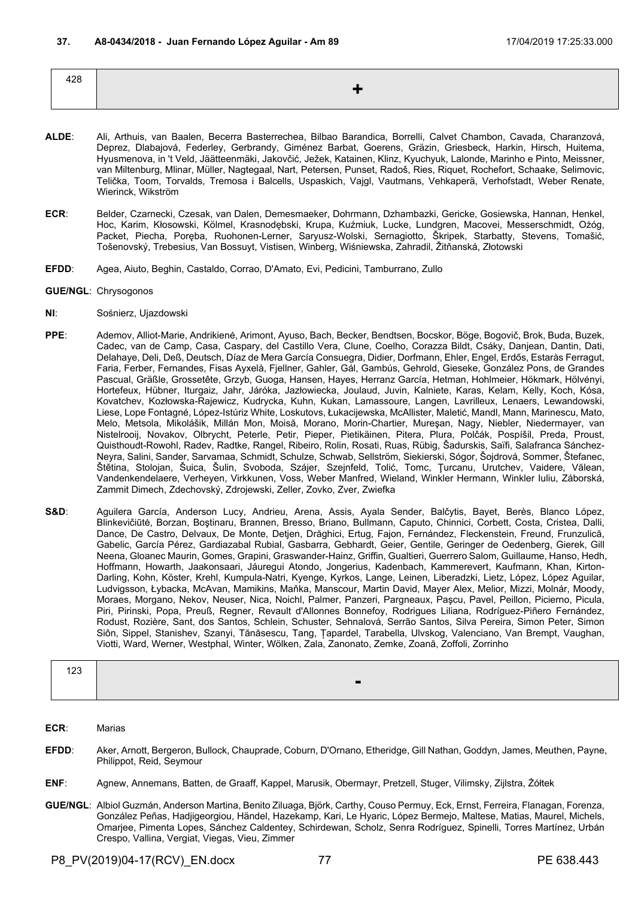**37. A8-0434/2018 - Juan Fernando López Aguilar - Am 89** 17/04/2019 17:25:33.000

| 428 | + |
|---|---|

**ALDE**: Ali, Arthuis, van Baalen, Becerra Basterrechea, Bilbao Barandica, Borrelli, Calvet Chambon, Cavada, Charanzová, Deprez, Dlabajová, Federley, Gerbrandy, Giménez Barbat, Goerens, Gräzin, Griesbeck, Harkin, Hirsch, Huitema, Hyusmenova, in 't Veld, Jäätteenmäki, Jakovčić, Ježek, Katainen, Klinz, Kyuchyuk, Lalonde, Marinho e Pinto, Meissner, van Miltenburg, Mlinar, Müller, Nagtegaal, Nart, Petersen, Punset, Radoš, Ries, Riquet, Rochefort, Schaake, Selimovic, Telička, Toom, Torvalds, Tremosa i Balcells, Uspaskich, Vajgl, Vautmans, Vehkaperä, Verhofstadt, Weber Renate, Wierinck, Wikström

**ECR**: Belder, Czarnecki, Czesak, van Dalen, Demesmaeker, Dohrmann, Dzhambazki, Gericke, Gosiewska, Hannan, Henkel, Hoc, Karim, Kłosowski, Kölmel, Krasnodębski, Krupa, Kuźmiuk, Lucke, Lundgren, Macovei, Messerschmidt, Ożóg, Packet, Piecha, Poręba, Ruohonen-Lerner, Saryusz-Wolski, Sernagiotto, Škripek, Starbatty, Stevens, Tomašić, Tošenovský, Trebesius, Van Bossuyt, Vistisen, Winberg, Wiśniewska, Zahradil, Žitňanská, Złotowski

**EFDD**: Agea, Aiuto, Beghin, Castaldo, Corrao, D'Amato, Evi, Pedicini, Tamburrano, Zullo

**GUE/NGL**: Chrysogonos

**NI**: Sośnierz, Ujazdowski

**PPE**: Ademov, Alliot-Marie, Andrikienė, Arimont, Ayuso, Bach, Becker, Bendtsen, Bocskor, Böge, Bogovič, Brok, Buda, Buzek, Cadec, van de Camp, Casa, Caspary, del Castillo Vera, Clune, Coelho, Corazza Bildt, Csáky, Danjean, Dantin, Dati, Delahaye, Deli, Deß, Deutsch, Díaz de Mera García Consuegra, Didier, Dorfmann, Ehler, Engel, Erdős, Estaràs Ferragut, Faria, Ferber, Fernandes, Fisas Ayxelà, Fjellner, Gahler, Gál, Gambús, Gehrold, Gieseke, González Pons, de Grandes Pascual, Gräßle, Grossetête, Grzyb, Guoga, Hansen, Hayes, Herranz García, Hetman, Hohlmeier, Hökmark, Hölvényi, Hortefeux, Hübner, Iturgaiz, Jahr, Járóka, Jazłowiecka, Joulaud, Juvin, Kalniete, Karas, Kelam, Kelly, Koch, Kósa, Kovatchev, Kozłowska-Rajewicz, Kudrycka, Kuhn, Kukan, Lamassoure, Langen, Lavrilleux, Lenaers, Lewandowski, Liese, Lope Fontagné, López-Istúriz White, Loskutovs, Łukacijewska, McAllister, Maletić, Mandl, Mann, Marinescu, Mato, Melo, Metsola, Mikolášik, Millán Mon, Moisă, Morano, Morin-Chartier, Mureşan, Nagy, Niebler, Niedermayer, van Nistelrooij, Novakov, Olbrycht, Peterle, Petir, Pieper, Pietikäinen, Pitera, Plura, Polčák, Pospíšil, Preda, Proust, Quisthoudt-Rowohl, Radev, Radtke, Rangel, Ribeiro, Rolin, Rosati, Ruas, Rübig, Šadurskis, Saïfi, Salafranca Sánchez-Neyra, Salini, Sander, Sarvamaa, Schmidt, Schulze, Schwab, Sellström, Siekierski, Sógor, Šojdrová, Sommer, Štefanec, Štětina, Stolojan, Šuica, Šulin, Svoboda, Szájer, Szejnfeld, Tolić, Tomc, Ţurcanu, Urutchev, Vaidere, Vălean, Vandenkendelaere, Verheyen, Virkkunen, Voss, Weber Manfred, Wieland, Winkler Hermann, Winkler Iuliu, Záborská, Zammit Dimech, Zdechovský, Zdrojewski, Zeller, Zovko, Zver, Zwiefka

**S&D**: Aguilera García, Anderson Lucy, Andrieu, Arena, Assis, Ayala Sender, Balčytis, Bayet, Berès, Blanco López, Blinkevičiūtė, Borzan, Boştinaru, Brannen, Bresso, Briano, Bullmann, Caputo, Chinnici, Corbett, Costa, Cristea, Dalli, Dance, De Castro, Delvaux, De Monte, Detjen, Drăghici, Ertug, Fajon, Fernández, Fleckenstein, Freund, Frunzulică, Gabelic, García Pérez, Gardiazabal Rubial, Gasbarra, Gebhardt, Geier, Gentile, Geringer de Oedenberg, Gierek, Gill Neena, Gloanec Maurin, Gomes, Grapini, Graswander-Hainz, Griffin, Gualtieri, Guerrero Salom, Guillaume, Hanso, Hedh, Hoffmann, Howarth, Jaakonsaari, Jáuregui Atondo, Jongerius, Kadenbach, Kammerevert, Kaufmann, Khan, Kirton-Darling, Kohn, Köster, Krehl, Kumpula-Natri, Kyenge, Kyrkos, Lange, Leinen, Liberadzki, Lietz, López, López Aguilar, Ludvigsson, Łybacka, McAvan, Mamikins, Maňka, Manscour, Martin David, Mayer Alex, Melior, Mizzi, Molnár, Moody, Moraes, Morgano, Nekov, Neuser, Nica, Noichl, Palmer, Panzeri, Pargneaux, Paşcu, Pavel, Peillon, Picierno, Picula, Piri, Pirinski, Popa, Preuß, Regner, Revault d'Allonnes Bonnefoy, Rodrigues Liliana, Rodríguez-Piñero Fernández, Rodust, Rozière, Sant, dos Santos, Schlein, Schuster, Sehnalová, Serrão Santos, Silva Pereira, Simon Peter, Simon Siôn, Sippel, Stanishev, Szanyi, Tănăsescu, Tang, Ţapardel, Tarabella, Ulvskog, Valenciano, Van Brempt, Vaughan, Viotti, Ward, Werner, Westphal, Winter, Wölken, Zala, Zanonato, Zemke, Zoană, Zoffoli, Zorrinho

| 123 | - |
|---|---|

**ECR**: Marias

**EFDD**: Aker, Arnott, Bergeron, Bullock, Chauprade, Coburn, D'Ornano, Etheridge, Gill Nathan, Goddyn, James, Meuthen, Payne, Philippot, Reid, Seymour

**ENF**: Agnew, Annemans, Batten, de Graaff, Kappel, Marusik, Obermayr, Pretzell, Stuger, Vilimsky, Zijlstra, Żółtek

**GUE/NGL**: Albiol Guzmán, Anderson Martina, Benito Ziluaga, Björk, Carthy, Couso Permuy, Eck, Ernst, Ferreira, Flanagan, Forenza, González Peñas, Hadjigeorgiou, Händel, Hazekamp, Kari, Le Hyaric, López Bermejo, Maltese, Matias, Maurel, Michels, Omarjee, Pimenta Lopes, Sánchez Caldentey, Schirdewan, Scholz, Senra Rodríguez, Spinelli, Torres Martínez, Urbán Crespo, Vallina, Vergiat, Viegas, Vieu, Zimmer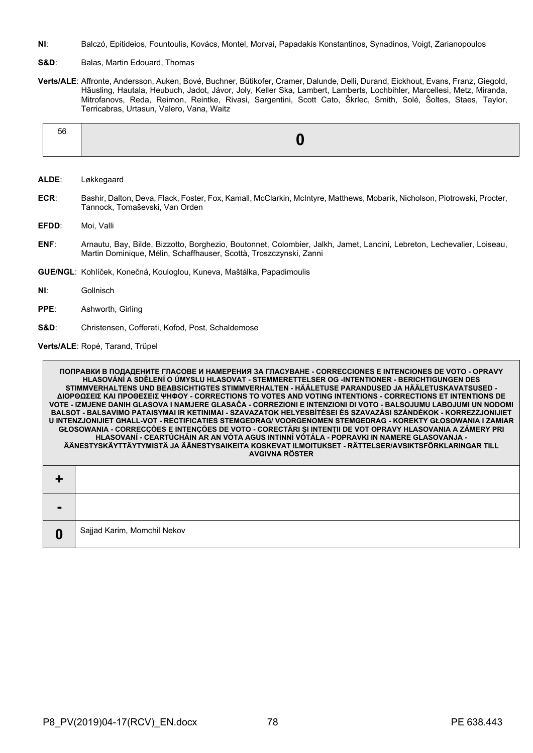**NI**: Balczó, Epitideios, Fountoulis, Kovács, Montel, Morvai, Papadakis Konstantinos, Synadinos, Voigt, Zarianopoulos

**S&D**: Balas, Martin Edouard, Thomas

**Verts/ALE**: Affronte, Andersson, Auken, Bové, Buchner, Bütikofer, Cramer, Dalunde, Delli, Durand, Eickhout, Evans, Franz, Giegold, Häusling, Hautala, Heubuch, Jadot, Jávor, Joly, Keller Ska, Lambert, Lamberts, Lochbihler, Marcellesi, Metz, Miranda, Mitrofanovs, Reda, Reimon, Reintke, Rivasi, Sargentini, Scott Cato, Škrlec, Smith, Solé, Šoltes, Staes, Taylor, Terricabras, Urtasun, Valero, Vana, Waitz

| 56 | **0** |
|---|---|

**ALDE**: Løkkegaard

**ECR**: Bashir, Dalton, Deva, Flack, Foster, Fox, Kamall, McClarkin, McIntyre, Matthews, Mobarik, Nicholson, Piotrowski, Procter, Tannock, Tomaševski, Van Orden

**EFDD**: Moi, Valli

**ENF**: Arnautu, Bay, Bilde, Bizzotto, Borghezio, Boutonnet, Colombier, Jalkh, Jamet, Lancini, Lebreton, Lechevalier, Loiseau, Martin Dominique, Mélin, Schaffhauser, Scottà, Troszczynski, Zanni

**GUE/NGL**: Kohlíček, Konečná, Kouloglou, Kuneva, Maštálka, Papadimoulis

**NI**: Gollnisch

**PPE**: Ashworth, Girling

**S&D**: Christensen, Cofferati, Kofod, Post, Schaldemose

**Verts/ALE**: Ropė, Tarand, Trüpel

| ПОПРАВКИ В ПОДАДЕНИТЕ ГЛАСОВЕ И НАМЕРЕНИЯ ЗА ГЛАСУВАНЕ - CORRECCIONES E INTENCIONES DE VOTO - OPRAVY HLASOVÁNÍ A SDĚLENÍ O ÚMYSLU HLASOVAT - STEMMERETTELSER OG -INTENTIONER - BERICHTIGUNGEN DES STIMMVERHALTENS UND BEABSICHTIGTES STIMMVERHALTEN - HÄÄLETUSE PARANDUSED JA HÄÄLETUSKAVATSUSED - ΔΙΟΡΘΩΣΕΙΣ ΚΑΙ ΠΡΟΘΕΣΕΙΣ ΨΗΦΟΥ - CORRECTIONS TO VOTES AND VOTING INTENTIONS - CORRECTIONS ET INTENTIONS DE VOTE - IZMJENE DANIH GLASOVA I NAMJERE GLASAČA - CORREZIONI E INTENZIONI DI VOTO - BALSOJUMU LABOJUMI UN NODOMI BALSOT - BALSAVIMO PATAISYMAI IR KETINIMAI - SZAVAZATOK HELYESBÍTÉSEI ÉS SZAVAZÁSI SZÁNDÉKOK - KORREZZJONIJIET U INTENZJONIJIET GĦALL-VOT - RECTIFICATIES STEMGEDRAG/ VOORGENOMEN STEMGEDRAG - KOREKTY GŁOSOWANIA I ZAMIAR GŁOSOWANIA - CORRECÇÕES E INTENÇÕES DE VOTO - CORECTĂRI ŞI INTENŢII DE VOT OPRAVY HLASOVANIA A ZÁMERY PRI HLASOVANÍ - CEARTÚCHÁIN AR AN VÓTA AGUS INTINNÍ VÓTÁLA - POPRAVKI IN NAMERE GLASOVANJA - ÄÄNESTYSKÄYTTÄYTYMISTÄ JA ÄÄNESTYSAIKEITA KOSKEVAT ILMOITUKSET - RÄTTELSER/AVSIKTSFÖRKLARINGAR TILL AVGIVNA RÖSTER | |
|---|---|
| **+** | |
| **-** | |
| **0** | Sajjad Karim, Momchil Nekov |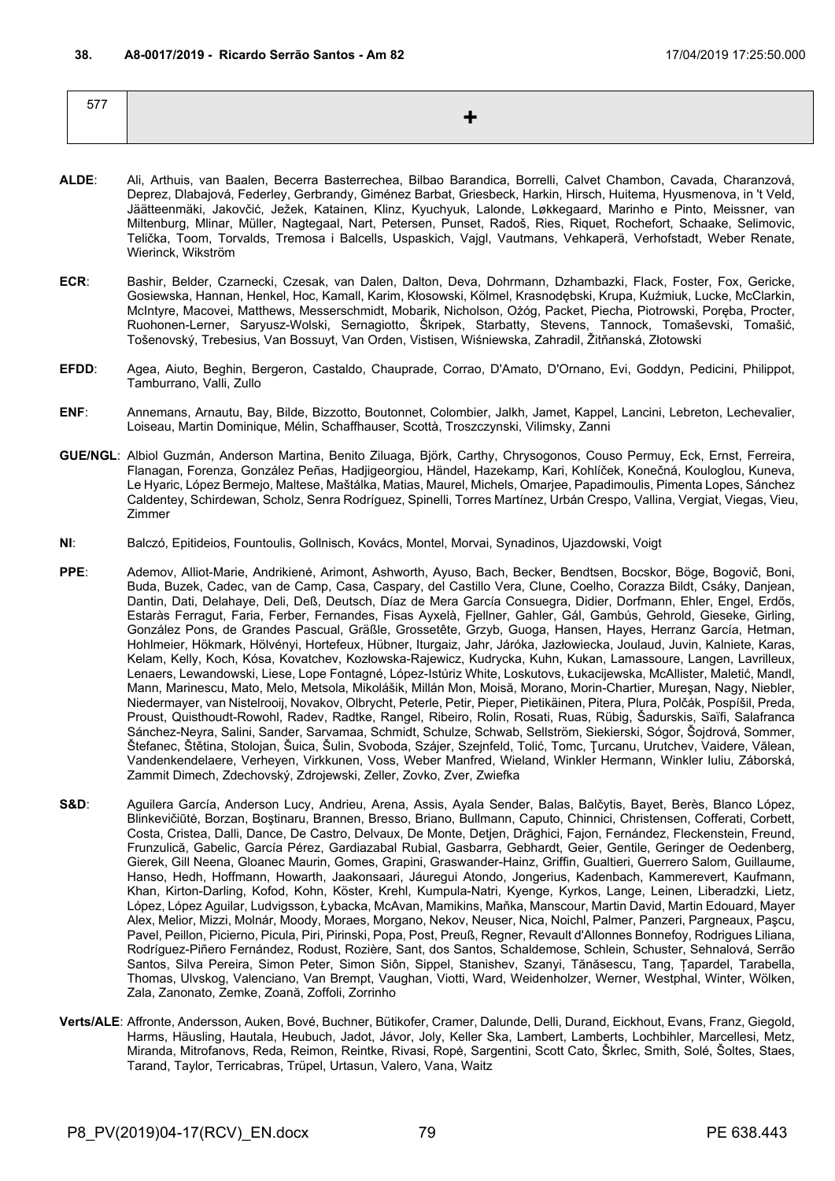**38. A8-0017/2019 - Ricardo Serrão Santos - Am 82** 17/04/2019 17:25:50.000

| 577 | + |
|---|---|

**ALDE**: Ali, Arthuis, van Baalen, Becerra Basterrechea, Bilbao Barandica, Borrelli, Calvet Chambon, Cavada, Charanzová, Deprez, Dlabajová, Federley, Gerbrandy, Giménez Barbat, Griesbeck, Harkin, Hirsch, Huitema, Hyusmenova, in 't Veld, Jäätteenmäki, Jakovčić, Ježek, Katainen, Klinz, Kyuchyuk, Lalonde, Løkkegaard, Marinho e Pinto, Meissner, van Miltenburg, Mlinar, Müller, Nagtegaal, Nart, Petersen, Punset, Radoš, Ries, Riquet, Rochefort, Schaake, Selimovic, Telička, Toom, Torvalds, Tremosa i Balcells, Uspaskich, Vajgl, Vautmans, Vehkaperä, Verhofstadt, Weber Renate, Wierinck, Wikström

**ECR**: Bashir, Belder, Czarnecki, Czesak, van Dalen, Dalton, Deva, Dohrmann, Dzhambazki, Flack, Foster, Fox, Gericke, Gosiewska, Hannan, Henkel, Hoc, Kamall, Karim, Kłosowski, Kölmel, Krasnodębski, Krupa, Kuźmiuk, Lucke, McClarkin, McIntyre, Macovei, Matthews, Messerschmidt, Mobarik, Nicholson, Ożóg, Packet, Piecha, Piotrowski, Poręba, Procter, Ruohonen-Lerner, Saryusz-Wolski, Sernagiotto, Škripek, Starbatty, Stevens, Tannock, Tomaševski, Tomašić, Tošenovský, Trebesius, Van Bossuyt, Van Orden, Vistisen, Wiśniewska, Zahradil, Žitňanská, Złotowski

**EFDD**: Agea, Aiuto, Beghin, Bergeron, Castaldo, Chauprade, Corrao, D'Amato, D'Ornano, Evi, Goddyn, Pedicini, Philippot, Tamburrano, Valli, Zullo

**ENF**: Annemans, Arnautu, Bay, Bilde, Bizzotto, Boutonnet, Colombier, Jalkh, Jamet, Kappel, Lancini, Lebreton, Lechevalier, Loiseau, Martin Dominique, Mélin, Schaffhauser, Scottà, Troszczynski, Vilimsky, Zanni

**GUE/NGL**: Albiol Guzmán, Anderson Martina, Benito Ziluaga, Björk, Carthy, Chrysogonos, Couso Permuy, Eck, Ernst, Ferreira, Flanagan, Forenza, González Peñas, Hadjigeorgiou, Händel, Hazekamp, Kari, Kohlíček, Konečná, Kouloglou, Kuneva, Le Hyaric, López Bermejo, Maltese, Maštálka, Matias, Maurel, Michels, Omarjee, Papadimoulis, Pimenta Lopes, Sánchez Caldentey, Schirdewan, Scholz, Senra Rodríguez, Spinelli, Torres Martínez, Urbán Crespo, Vallina, Vergiat, Viegas, Vieu, Zimmer

**NI**: Balczó, Epitideios, Fountoulis, Gollnisch, Kovács, Montel, Morvai, Synadinos, Ujazdowski, Voigt

**PPE**: Ademov, Alliot-Marie, Andrikienė, Arimont, Ashworth, Ayuso, Bach, Becker, Bendtsen, Bocskor, Böge, Bogovič, Boni, Buda, Buzek, Cadec, van de Camp, Casa, Caspary, del Castillo Vera, Clune, Coelho, Corazza Bildt, Csáky, Danjean, Dantin, Dati, Delahaye, Deli, Deß, Deutsch, Díaz de Mera García Consuegra, Didier, Dorfmann, Ehler, Engel, Erdős, Estaràs Ferragut, Faria, Ferber, Fernandes, Fisas Ayxelà, Fjellner, Gahler, Gál, Gambús, Gehrold, Gieseke, Girling, González Pons, de Grandes Pascual, Gräßle, Grossetête, Grzyb, Guoga, Hansen, Hayes, Herranz García, Hetman, Hohlmeier, Hökmark, Hölvényi, Hortefeux, Hübner, Iturgaiz, Jahr, Járóka, Jazłowiecka, Joulaud, Juvin, Kalniete, Karas, Kelam, Kelly, Koch, Kósa, Kovatchev, Kozłowska-Rajewicz, Kudrycka, Kuhn, Kukan, Lamassoure, Langen, Lavrilleux, Lenaers, Lewandowski, Liese, Lope Fontagné, López-Istúriz White, Loskutovs, Łukacijewska, McAllister, Maletić, Mandl, Mann, Marinescu, Mato, Melo, Metsola, Mikolášik, Millán Mon, Moisă, Morano, Morin-Chartier, Mureşan, Nagy, Niebler, Niedermayer, van Nistelrooij, Novakov, Olbrycht, Peterle, Petir, Pieper, Pietikäinen, Pitera, Plura, Polčák, Pospíšil, Preda, Proust, Quisthoudt-Rowohl, Radev, Radtke, Rangel, Ribeiro, Rolin, Rosati, Ruas, Rübig, Šadurskis, Saïfi, Salafranca Sánchez-Neyra, Salini, Sander, Sarvamaa, Schmidt, Schulze, Schwab, Sellström, Siekierski, Sógor, Šojdrová, Sommer, Štefanec, Štětina, Stolojan, Šuica, Šulin, Svoboda, Szájer, Szejnfeld, Tolić, Tomc, Ţurcanu, Urutchev, Vaidere, Vălean, Vandenkendelaere, Verheyen, Virkkunen, Voss, Weber Manfred, Wieland, Winkler Hermann, Winkler Iuliu, Záborská, Zammit Dimech, Zdechovský, Zdrojewski, Zeller, Zovko, Zver, Zwiefka

**S&D**: Aguilera García, Anderson Lucy, Andrieu, Arena, Assis, Ayala Sender, Balas, Balčytis, Bayet, Berès, Blanco López, Blinkevičiūtė, Borzan, Boştinaru, Brannen, Bresso, Briano, Bullmann, Caputo, Chinnici, Christensen, Cofferati, Corbett, Costa, Cristea, Dalli, Dance, De Castro, Delvaux, De Monte, Detjen, Drăghici, Fajon, Fernández, Fleckenstein, Freund, Frunzulică, Gabelic, García Pérez, Gardiazabal Rubial, Gasbarra, Gebhardt, Geier, Gentile, Geringer de Oedenberg, Gierek, Gill Neena, Gloanec Maurin, Gomes, Grapini, Graswander-Hainz, Griffin, Gualtieri, Guerrero Salom, Guillaume, Hanso, Hedh, Hoffmann, Howarth, Jaakonsaari, Jáuregui Atondo, Jongerius, Kadenbach, Kammerevert, Kaufmann, Khan, Kirton-Darling, Kofod, Kohn, Köster, Krehl, Kumpula-Natri, Kyenge, Kyrkos, Lange, Leinen, Liberadzki, Lietz, López, López Aguilar, Ludvigsson, Łybacka, McAvan, Mamikins, Maňka, Manscour, Martin David, Martin Edouard, Mayer Alex, Melior, Mizzi, Molnár, Moody, Moraes, Morgano, Nekov, Neuser, Nica, Noichl, Palmer, Panzeri, Pargneaux, Paşcu, Pavel, Peillon, Picierno, Picula, Piri, Pirinski, Popa, Post, Preuß, Regner, Revault d'Allonnes Bonnefoy, Rodrigues Liliana, Rodríguez-Piñero Fernández, Rodust, Rozière, Sant, dos Santos, Schaldemose, Schlein, Schuster, Sehnalová, Serrão Santos, Silva Pereira, Simon Peter, Simon Siôn, Sippel, Stanishev, Szanyi, Tănăsescu, Tang, Ţapardel, Tarabella, Thomas, Ulvskog, Valenciano, Van Brempt, Vaughan, Viotti, Ward, Weidenholzer, Werner, Westphal, Winter, Wölken, Zala, Zanonato, Zemke, Zoană, Zoffoli, Zorrinho

**Verts/ALE**: Affronte, Andersson, Auken, Bové, Buchner, Bütikofer, Cramer, Dalunde, Delli, Durand, Eickhout, Evans, Franz, Giegold, Harms, Häusling, Hautala, Heubuch, Jadot, Jávor, Joly, Keller Ska, Lambert, Lamberts, Lochbihler, Marcellesi, Metz, Miranda, Mitrofanovs, Reda, Reimon, Reintke, Rivasi, Ropė, Sargentini, Scott Cato, Škrlec, Smith, Solé, Šoltes, Staes, Tarand, Taylor, Terricabras, Trüpel, Urtasun, Valero, Vana, Waitz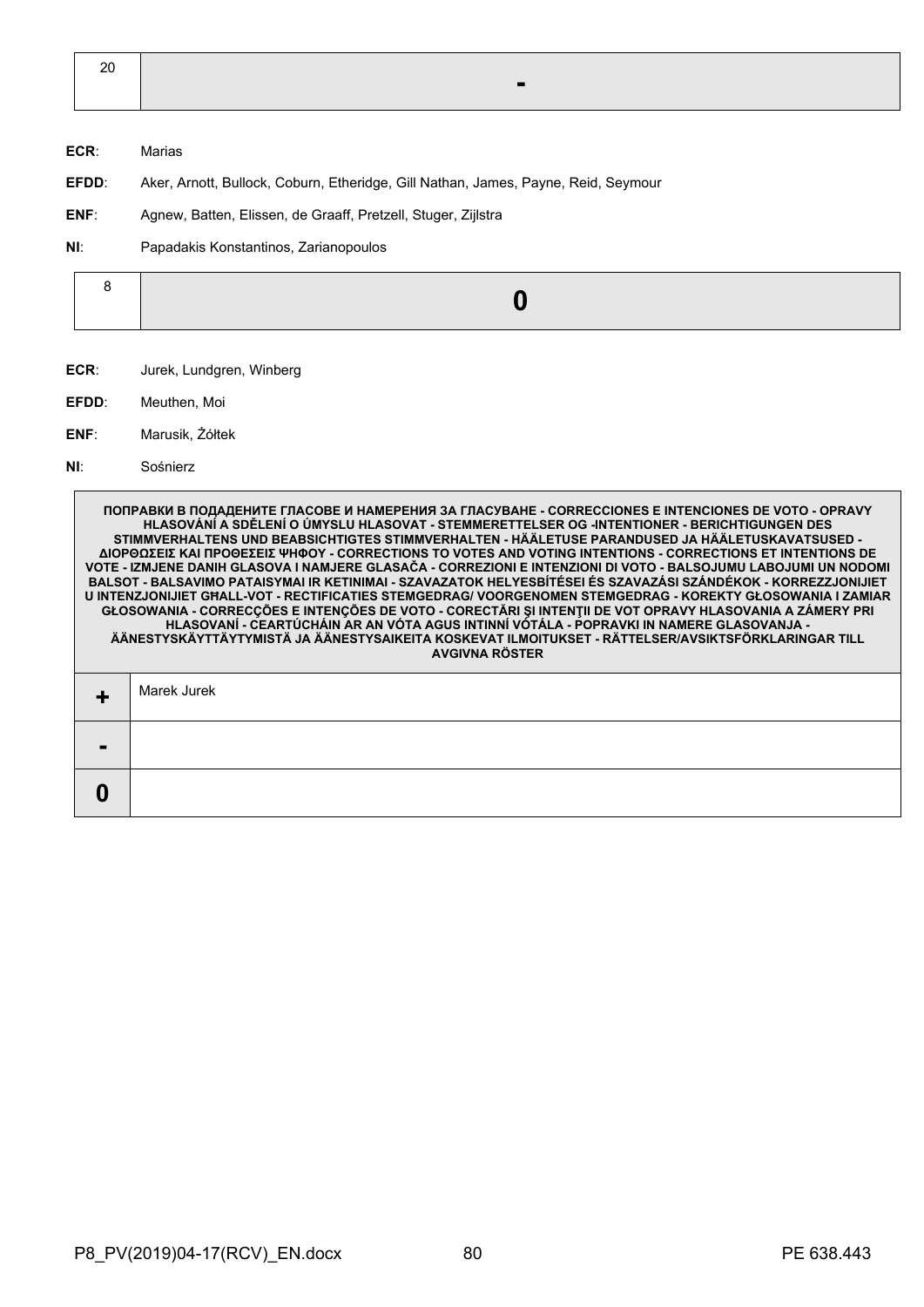| 20 | - |
|---|---|

**ECR**: Marias

**EFDD**: Aker, Arnott, Bullock, Coburn, Etheridge, Gill Nathan, James, Payne, Reid, Seymour

**ENF**: Agnew, Batten, Elissen, de Graaff, Pretzell, Stuger, Zijlstra

**NI**: Papadakis Konstantinos, Zarianopoulos

| 8 | 0 |
|---|---|

**ECR**: Jurek, Lundgren, Winberg

**EFDD**: Meuthen, Moi

**ENF**: Marusik, Żółtek

**NI**: Sośnierz

| ПОПРАВКИ В ПОДАДЕНИТЕ ГЛАСОВЕ И НАМЕРЕНИЯ ЗА ГЛАСУВАНЕ - CORRECCIONES E INTENCIONES DE VOTO - OPRAVY HLASOVÁNÍ A SDĚLENÍ O ÚMYSLU HLASOVAT - STEMMERETTELSER OG -INTENTIONER - BERICHTIGUNGEN DES STIMMVERHALTENS UND BEABSICHTIGTES STIMMVERHALTEN - HÄÄLETUSE PARANDUSED JA HÄÄLETUSKAVATSUSED - ΔΙΟΡΘΩΣΕΙΣ ΚΑΙ ΠΡΟΘΕΣΕΙΣ ΨΗΦΟΥ - CORRECTIONS TO VOTES AND VOTING INTENTIONS - CORRECTIONS ET INTENTIONS DE VOTE - IZMJENE DANIH GLASOVA I NAMJERE GLASAČA - CORREZIONI E INTENZIONI DI VOTO - BALSOJUMU LABOJUMI UN NODOMI BALSOT - BALSAVIMO PATAISYMAI IR KETINIMAI - SZAVAZATOK HELYESBÍTÉSEI ÉS SZAVAZÁSI SZÁNDÉKOK - KORREZZJONIJIET U INTENZJONIJIET GĦALL-VOT - RECTIFICATIES STEMGEDRAG/ VOORGENOMEN STEMGEDRAG - KOREKTY GŁOSOWANIA I ZAMIAR GŁOSOWANIA - CORRECÇÕES E INTENÇÕES DE VOTO - CORECTĂRI ŞI INTENŢII DE VOT OPRAVY HLASOVANIA A ZÁMERY PRI HLASOVANÍ - CEARTÚCHÁIN AR AN VÓTA AGUS INTINNÍ VÓTÁLA - POPRAVKI IN NAMERE GLASOVANJA - ÄÄNESTYSKÄYTTÄYTYMISTÄ JA ÄÄNESTYSAIKEITA KOSKEVAT ILMOITUKSET - RÄTTELSER/AVSIKTSFÖRKLARINGAR TILL AVGIVNA RÖSTER | |
|---|---|
| + | Marek Jurek |
| - | |
| 0 | |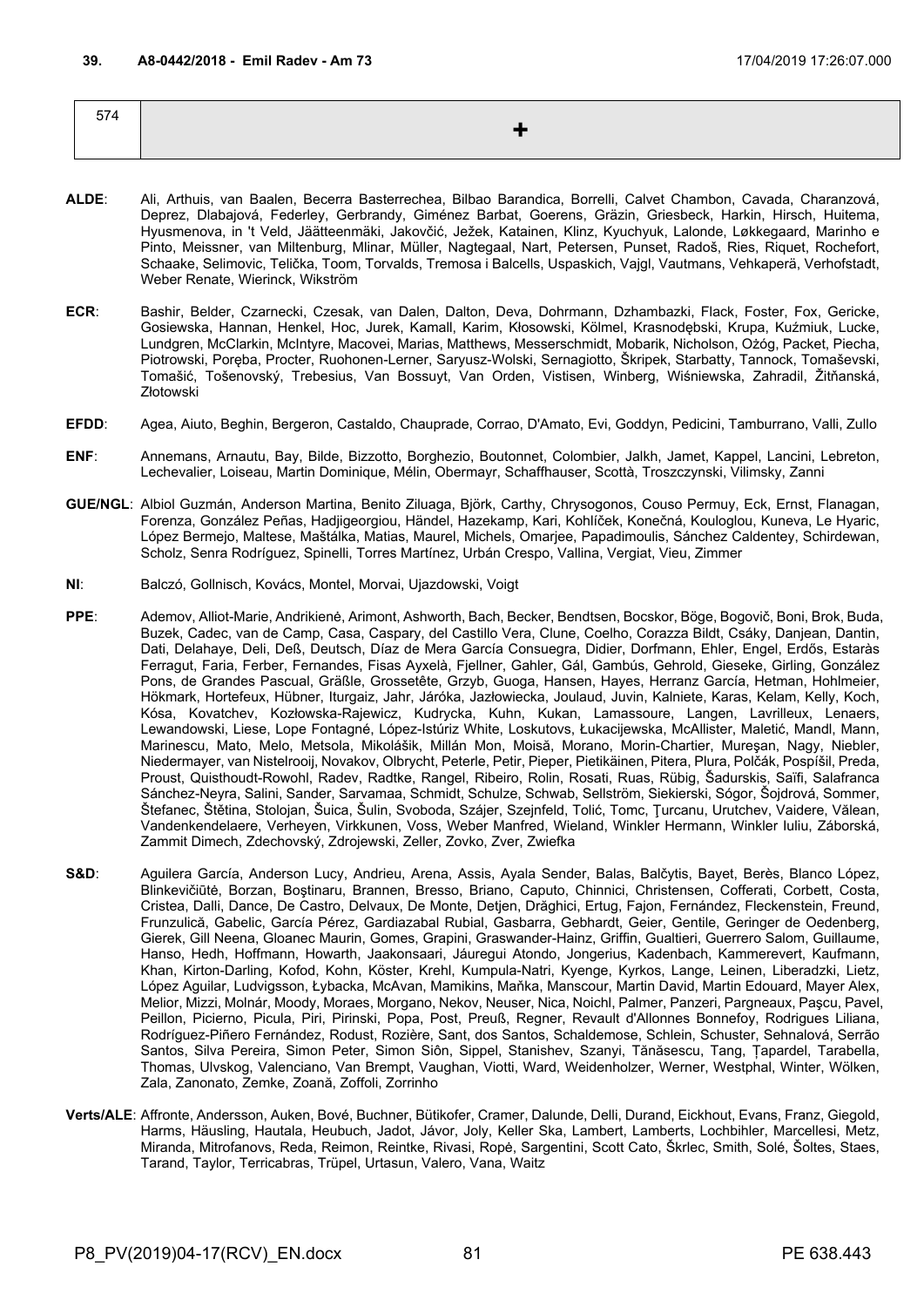**39. A8-0442/2018 - Emil Radev - Am 73** 17/04/2019 17:26:07.000

| 574 | + |
|---|---|

**ALDE**: Ali, Arthuis, van Baalen, Becerra Basterrechea, Bilbao Barandica, Borrelli, Calvet Chambon, Cavada, Charanzová, Deprez, Dlabajová, Federley, Gerbrandy, Giménez Barbat, Goerens, Gräzin, Griesbeck, Harkin, Hirsch, Huitema, Hyusmenova, in 't Veld, Jäätteenmäki, Jakovčić, Ježek, Katainen, Klinz, Kyuchyuk, Lalonde, Løkkegaard, Marinho e Pinto, Meissner, van Miltenburg, Mlinar, Müller, Nagtegaal, Nart, Petersen, Punset, Radoš, Ries, Riquet, Rochefort, Schaake, Selimovic, Telička, Toom, Torvalds, Tremosa i Balcells, Uspaskich, Vajgl, Vautmans, Vehkaperä, Verhofstadt, Weber Renate, Wierinck, Wikström

**ECR**: Bashir, Belder, Czarnecki, Czesak, van Dalen, Dalton, Deva, Dohrmann, Dzhambazki, Flack, Foster, Fox, Gericke, Gosiewska, Hannan, Henkel, Hoc, Jurek, Kamall, Karim, Kłosowski, Kölmel, Krasnodębski, Krupa, Kuźmiuk, Lucke, Lundgren, McClarkin, McIntyre, Macovei, Marias, Matthews, Messerschmidt, Mobarik, Nicholson, Ożóg, Packet, Piecha, Piotrowski, Poręba, Procter, Ruohonen-Lerner, Saryusz-Wolski, Sernagiotto, Škripek, Starbatty, Tannock, Tomaševski, Tomašić, Tošenovský, Trebesius, Van Bossuyt, Van Orden, Vistisen, Winberg, Wiśniewska, Zahradil, Žitňanská, Złotowski

**EFDD**: Agea, Aiuto, Beghin, Bergeron, Castaldo, Chauprade, Corrao, D'Amato, Evi, Goddyn, Pedicini, Tamburrano, Valli, Zullo

**ENF**: Annemans, Arnautu, Bay, Bilde, Bizzotto, Borghezio, Boutonnet, Colombier, Jalkh, Jamet, Kappel, Lancini, Lebreton, Lechevalier, Loiseau, Martin Dominique, Mélin, Obermayr, Schaffhauser, Scottà, Troszczynski, Vilimsky, Zanni

**GUE/NGL**: Albiol Guzmán, Anderson Martina, Benito Ziluaga, Björk, Carthy, Chrysogonos, Couso Permuy, Eck, Ernst, Flanagan, Forenza, González Peñas, Hadjigeorgiou, Händel, Hazekamp, Kari, Kohlíček, Konečná, Kouloglou, Kuneva, Le Hyaric, López Bermejo, Maltese, Maštálka, Matias, Maurel, Michels, Omarjee, Papadimoulis, Sánchez Caldentey, Schirdewan, Scholz, Senra Rodríguez, Spinelli, Torres Martínez, Urbán Crespo, Vallina, Vergiat, Vieu, Zimmer

**NI**: Balczó, Gollnisch, Kovács, Montel, Morvai, Ujazdowski, Voigt

**PPE**: Ademov, Alliot-Marie, Andrikienė, Arimont, Ashworth, Bach, Becker, Bendtsen, Bocskor, Böge, Bogovič, Boni, Brok, Buda, Buzek, Cadec, van de Camp, Casa, Caspary, del Castillo Vera, Clune, Coelho, Corazza Bildt, Csáky, Danjean, Dantin, Dati, Delahaye, Deli, Deß, Deutsch, Díaz de Mera García Consuegra, Didier, Dorfmann, Ehler, Engel, Erdős, Estaràs Ferragut, Faria, Ferber, Fernandes, Fisas Ayxelà, Fjellner, Gahler, Gál, Gambús, Gehrold, Gieseke, Girling, González Pons, de Grandes Pascual, Gräßle, Grossetête, Grzyb, Guoga, Hansen, Hayes, Herranz García, Hetman, Hohlmeier, Hökmark, Hortefeux, Hübner, Iturgaiz, Jahr, Járóka, Jazłowiecka, Joulaud, Juvin, Kalniete, Karas, Kelam, Kelly, Koch, Kósa, Kovatchev, Kozłowska-Rajewicz, Kudrycka, Kuhn, Kukan, Lamassoure, Langen, Lavrilleux, Lenaers, Lewandowski, Liese, Lope Fontagné, López-Istúriz White, Loskutovs, Łukacijewska, McAllister, Maletić, Mandl, Mann, Marinescu, Mato, Melo, Metsola, Mikolášik, Millán Mon, Moisă, Morano, Morin-Chartier, Mureşan, Nagy, Niebler, Niedermayer, van Nistelrooij, Novakov, Olbrycht, Peterle, Petir, Pieper, Pietikäinen, Pitera, Plura, Polčák, Pospíšil, Preda, Proust, Quisthoudt-Rowohl, Radev, Radtke, Rangel, Ribeiro, Rolin, Rosati, Ruas, Rübig, Šadurskis, Saïfi, Salafranca Sánchez-Neyra, Salini, Sander, Sarvamaa, Schmidt, Schulze, Schwab, Sellström, Siekierski, Sógor, Šojdrová, Sommer, Štefanec, Štětina, Stolojan, Šuica, Šulin, Svoboda, Szájer, Szejnfeld, Tolić, Tomc, Ţurcanu, Urutchev, Vaidere, Vălean, Vandenkendelaere, Verheyen, Virkkunen, Voss, Weber Manfred, Wieland, Winkler Hermann, Winkler Iuliu, Záborská, Zammit Dimech, Zdechovský, Zdrojewski, Zeller, Zovko, Zver, Zwiefka

**S&D**: Aguilera García, Anderson Lucy, Andrieu, Arena, Assis, Ayala Sender, Balas, Balčytis, Bayet, Berès, Blanco López, Blinkevičiūtė, Borzan, Boştinaru, Brannen, Bresso, Briano, Caputo, Chinnici, Christensen, Cofferati, Corbett, Costa, Cristea, Dalli, Dance, De Castro, Delvaux, De Monte, Detjen, Drăghici, Ertug, Fajon, Fernández, Fleckenstein, Freund, Frunzulică, Gabelic, García Pérez, Gardiazabal Rubial, Gasbarra, Gebhardt, Geier, Gentile, Geringer de Oedenberg, Gierek, Gill Neena, Gloanec Maurin, Gomes, Grapini, Graswander-Hainz, Griffin, Gualtieri, Guerrero Salom, Guillaume, Hanso, Hedh, Hoffmann, Howarth, Jaakonsaari, Jáuregui Atondo, Jongerius, Kadenbach, Kammerevert, Kaufmann, Khan, Kirton-Darling, Kofod, Kohn, Köster, Krehl, Kumpula-Natri, Kyenge, Kyrkos, Lange, Leinen, Liberadzki, Lietz, López Aguilar, Ludvigsson, Łybacka, McAvan, Mamikins, Maňka, Manscour, Martin David, Martin Edouard, Mayer Alex, Melior, Mizzi, Molnár, Moody, Moraes, Morgano, Nekov, Neuser, Nica, Noichl, Palmer, Panzeri, Pargneaux, Paşcu, Pavel, Peillon, Picierno, Picula, Piri, Pirinski, Popa, Post, Preuß, Regner, Revault d'Allonnes Bonnefoy, Rodrigues Liliana, Rodríguez-Piñero Fernández, Rodust, Rozière, Sant, dos Santos, Schaldemose, Schlein, Schuster, Sehnalová, Serrão Santos, Silva Pereira, Simon Peter, Simon Siôn, Sippel, Stanishev, Szanyi, Tănăsescu, Tang, Ţapardel, Tarabella, Thomas, Ulvskog, Valenciano, Van Brempt, Vaughan, Viotti, Ward, Weidenholzer, Werner, Westphal, Winter, Wölken, Zala, Zanonato, Zemke, Zoană, Zoffoli, Zorrinho

**Verts/ALE**: Affronte, Andersson, Auken, Bové, Buchner, Bütikofer, Cramer, Dalunde, Delli, Durand, Eickhout, Evans, Franz, Giegold, Harms, Häusling, Hautala, Heubuch, Jadot, Jávor, Joly, Keller Ska, Lambert, Lamberts, Lochbihler, Marcellesi, Metz, Miranda, Mitrofanovs, Reda, Reimon, Reintke, Rivasi, Ropė, Sargentini, Scott Cato, Škrlec, Smith, Solé, Šoltes, Staes, Tarand, Taylor, Terricabras, Trüpel, Urtasun, Valero, Vana, Waitz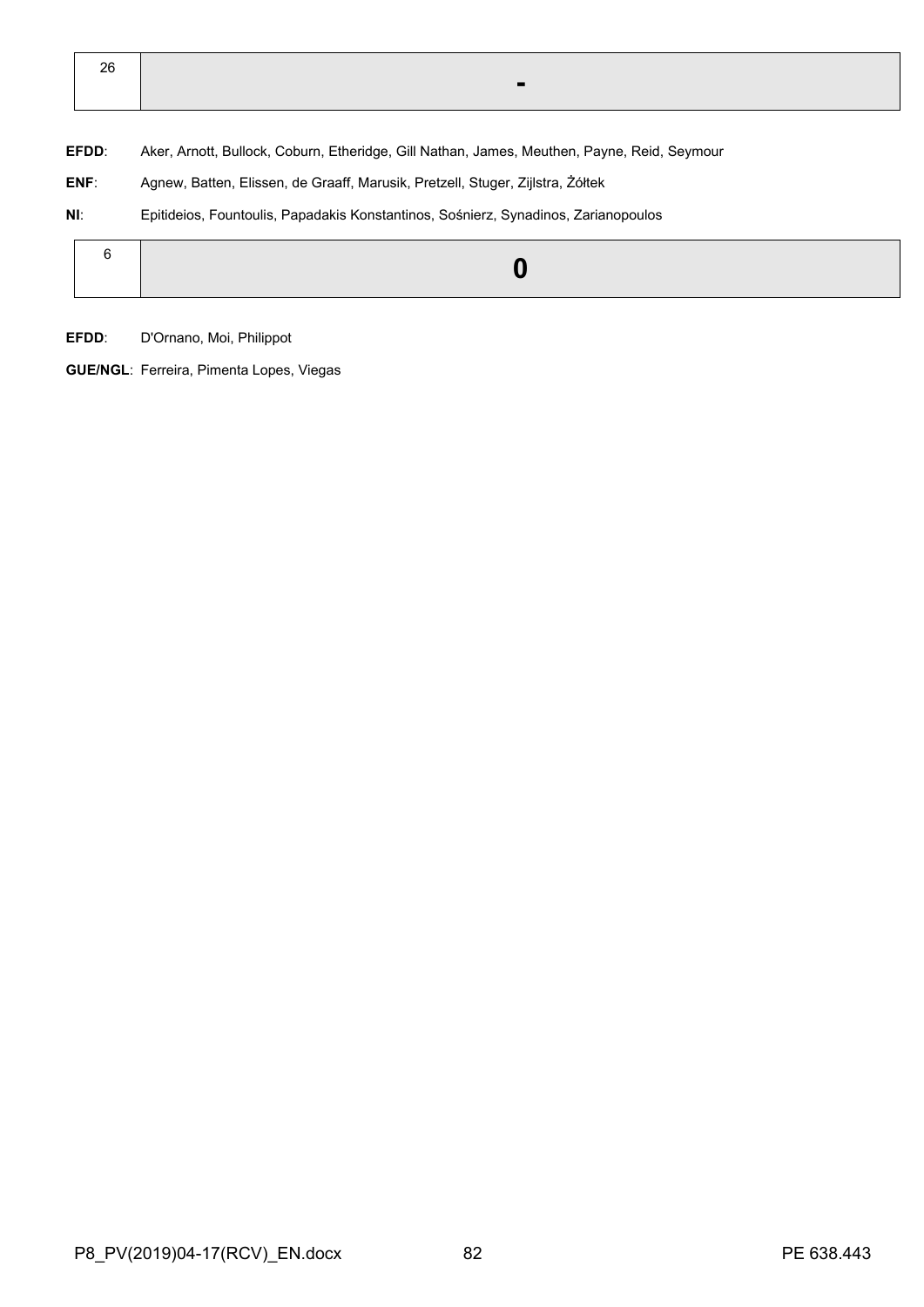| 26 | - |
|---|---|

**EFDD**: Aker, Arnott, Bullock, Coburn, Etheridge, Gill Nathan, James, Meuthen, Payne, Reid, Seymour

**ENF**: Agnew, Batten, Elissen, de Graaff, Marusik, Pretzell, Stuger, Zijlstra, Żółtek

**NI**: Epitideios, Fountoulis, Papadakis Konstantinos, Sośnierz, Synadinos, Zarianopoulos

| 6 | 0 |
|---|---|

**EFDD**: D'Ornano, Moi, Philippot

**GUE/NGL**: Ferreira, Pimenta Lopes, Viegas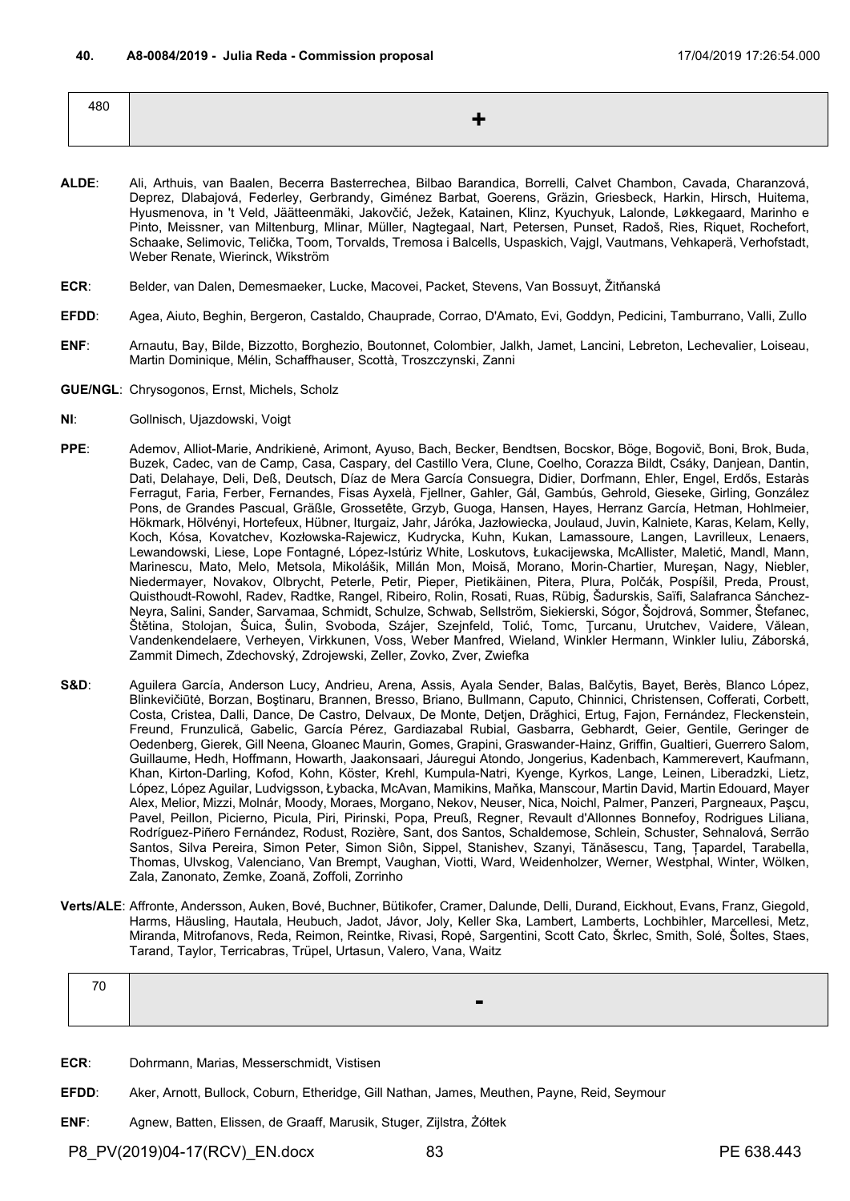**40. A8-0084/2019 - Julia Reda - Commission proposal** 17/04/2019 17:26:54.000

| 480 | + |
|---|---|

**ALDE**: Ali, Arthuis, van Baalen, Becerra Basterrechea, Bilbao Barandica, Borrelli, Calvet Chambon, Cavada, Charanzová, Deprez, Dlabajová, Federley, Gerbrandy, Giménez Barbat, Goerens, Gräzin, Griesbeck, Harkin, Hirsch, Huitema, Hyusmenova, in 't Veld, Jäätteenmäki, Jakovčić, Ježek, Katainen, Klinz, Kyuchyuk, Lalonde, Løkkegaard, Marinho e Pinto, Meissner, van Miltenburg, Mlinar, Müller, Nagtegaal, Nart, Petersen, Punset, Radoš, Ries, Riquet, Rochefort, Schaake, Selimovic, Telička, Toom, Torvalds, Tremosa i Balcells, Uspaskich, Vajgl, Vautmans, Vehkaperä, Verhofstadt, Weber Renate, Wierinck, Wikström

**ECR**: Belder, van Dalen, Demesmaeker, Lucke, Macovei, Packet, Stevens, Van Bossuyt, Žitňanská

**EFDD**: Agea, Aiuto, Beghin, Bergeron, Castaldo, Chauprade, Corrao, D'Amato, Evi, Goddyn, Pedicini, Tamburrano, Valli, Zullo

**ENF**: Arnautu, Bay, Bilde, Bizzotto, Borghezio, Boutonnet, Colombier, Jalkh, Jamet, Lancini, Lebreton, Lechevalier, Loiseau, Martin Dominique, Mélin, Schaffhauser, Scottà, Troszczynski, Zanni

**GUE/NGL**: Chrysogonos, Ernst, Michels, Scholz

**NI**: Gollnisch, Ujazdowski, Voigt

**PPE**: Ademov, Alliot-Marie, Andrikienė, Arimont, Ayuso, Bach, Becker, Bendtsen, Bocskor, Böge, Bogovič, Boni, Brok, Buda, Buzek, Cadec, van de Camp, Casa, Caspary, del Castillo Vera, Clune, Coelho, Corazza Bildt, Csáky, Danjean, Dantin, Dati, Delahaye, Deli, Deß, Deutsch, Díaz de Mera García Consuegra, Didier, Dorfmann, Ehler, Engel, Erdős, Estaràs Ferragut, Faria, Ferber, Fernandes, Fisas Ayxelà, Fjellner, Gahler, Gál, Gambús, Gehrold, Gieseke, Girling, González Pons, de Grandes Pascual, Gräßle, Grossetête, Grzyb, Guoga, Hansen, Hayes, Herranz García, Hetman, Hohlmeier, Hökmark, Hölvényi, Hortefeux, Hübner, Iturgaiz, Jahr, Járóka, Jazłowiecka, Joulaud, Juvin, Kalniete, Karas, Kelam, Kelly, Koch, Kósa, Kovatchev, Kozłowska-Rajewicz, Kudrycka, Kuhn, Kukan, Lamassoure, Langen, Lavrilleux, Lenaers, Lewandowski, Liese, Lope Fontagné, López-Istúriz White, Loskutovs, Łukacijewska, McAllister, Maletić, Mandl, Mann, Marinescu, Mato, Melo, Metsola, Mikolášik, Millán Mon, Moisă, Morano, Morin-Chartier, Mureşan, Nagy, Niebler, Niedermayer, Novakov, Olbrycht, Peterle, Petir, Pieper, Pietikäinen, Pitera, Plura, Polčák, Pospíšil, Preda, Proust, Quisthoudt-Rowohl, Radev, Radtke, Rangel, Ribeiro, Rolin, Rosati, Ruas, Rübig, Šadurskis, Saïfi, Salafranca Sánchez-Neyra, Salini, Sander, Sarvamaa, Schmidt, Schulze, Schwab, Sellström, Siekierski, Sógor, Šojdrová, Sommer, Štefanec, Štětina, Stolojan, Šuica, Šulin, Svoboda, Szájer, Szejnfeld, Tolić, Tomc, Ţurcanu, Urutchev, Vaidere, Vălean, Vandenkendelaere, Verheyen, Virkkunen, Voss, Weber Manfred, Wieland, Winkler Hermann, Winkler Iuliu, Záborská, Zammit Dimech, Zdechovský, Zdrojewski, Zeller, Zovko, Zver, Zwiefka

**S&D**: Aguilera García, Anderson Lucy, Andrieu, Arena, Assis, Ayala Sender, Balas, Balčytis, Bayet, Berès, Blanco López, Blinkevičiūtė, Borzan, Boştinaru, Brannen, Bresso, Briano, Bullmann, Caputo, Chinnici, Christensen, Cofferati, Corbett, Costa, Cristea, Dalli, Dance, De Castro, Delvaux, De Monte, Detjen, Drăghici, Ertug, Fajon, Fernández, Fleckenstein, Freund, Frunzulică, Gabelic, García Pérez, Gardiazabal Rubial, Gasbarra, Gebhardt, Geier, Gentile, Geringer de Oedenberg, Gierek, Gill Neena, Gloanec Maurin, Gomes, Grapini, Graswander-Hainz, Griffin, Gualtieri, Guerrero Salom, Guillaume, Hedh, Hoffmann, Howarth, Jaakonsaari, Jáuregui Atondo, Jongerius, Kadenbach, Kammerevert, Kaufmann, Khan, Kirton-Darling, Kofod, Kohn, Köster, Krehl, Kumpula-Natri, Kyenge, Kyrkos, Lange, Leinen, Liberadzki, Lietz, López, López Aguilar, Ludvigsson, Łybacka, McAvan, Mamikins, Maňka, Manscour, Martin David, Martin Edouard, Mayer Alex, Melior, Mizzi, Molnár, Moody, Moraes, Morgano, Nekov, Neuser, Nica, Noichl, Palmer, Panzeri, Pargneaux, Paşcu, Pavel, Peillon, Picierno, Picula, Piri, Pirinski, Popa, Preuß, Regner, Revault d'Allonnes Bonnefoy, Rodrigues Liliana, Rodríguez-Piñero Fernández, Rodust, Rozière, Sant, dos Santos, Schaldemose, Schlein, Schuster, Sehnalová, Serrão Santos, Silva Pereira, Simon Peter, Simon Siôn, Sippel, Stanishev, Szanyi, Tănăsescu, Tang, Ţapardel, Tarabella, Thomas, Ulvskog, Valenciano, Van Brempt, Vaughan, Viotti, Ward, Weidenholzer, Werner, Westphal, Winter, Wölken, Zala, Zanonato, Zemke, Zoană, Zoffoli, Zorrinho

**Verts/ALE**: Affronte, Andersson, Auken, Bové, Buchner, Bütikofer, Cramer, Dalunde, Delli, Durand, Eickhout, Evans, Franz, Giegold, Harms, Häusling, Hautala, Heubuch, Jadot, Jávor, Joly, Keller Ska, Lambert, Lamberts, Lochbihler, Marcellesi, Metz, Miranda, Mitrofanovs, Reda, Reimon, Reintke, Rivasi, Ropė, Sargentini, Scott Cato, Škrlec, Smith, Solé, Šoltes, Staes, Tarand, Taylor, Terricabras, Trüpel, Urtasun, Valero, Vana, Waitz

| 70 | - |
|---|---|

**ECR**: Dohrmann, Marias, Messerschmidt, Vistisen

**EFDD**: Aker, Arnott, Bullock, Coburn, Etheridge, Gill Nathan, James, Meuthen, Payne, Reid, Seymour

**ENF**: Agnew, Batten, Elissen, de Graaff, Marusik, Stuger, Zijlstra, Żółtek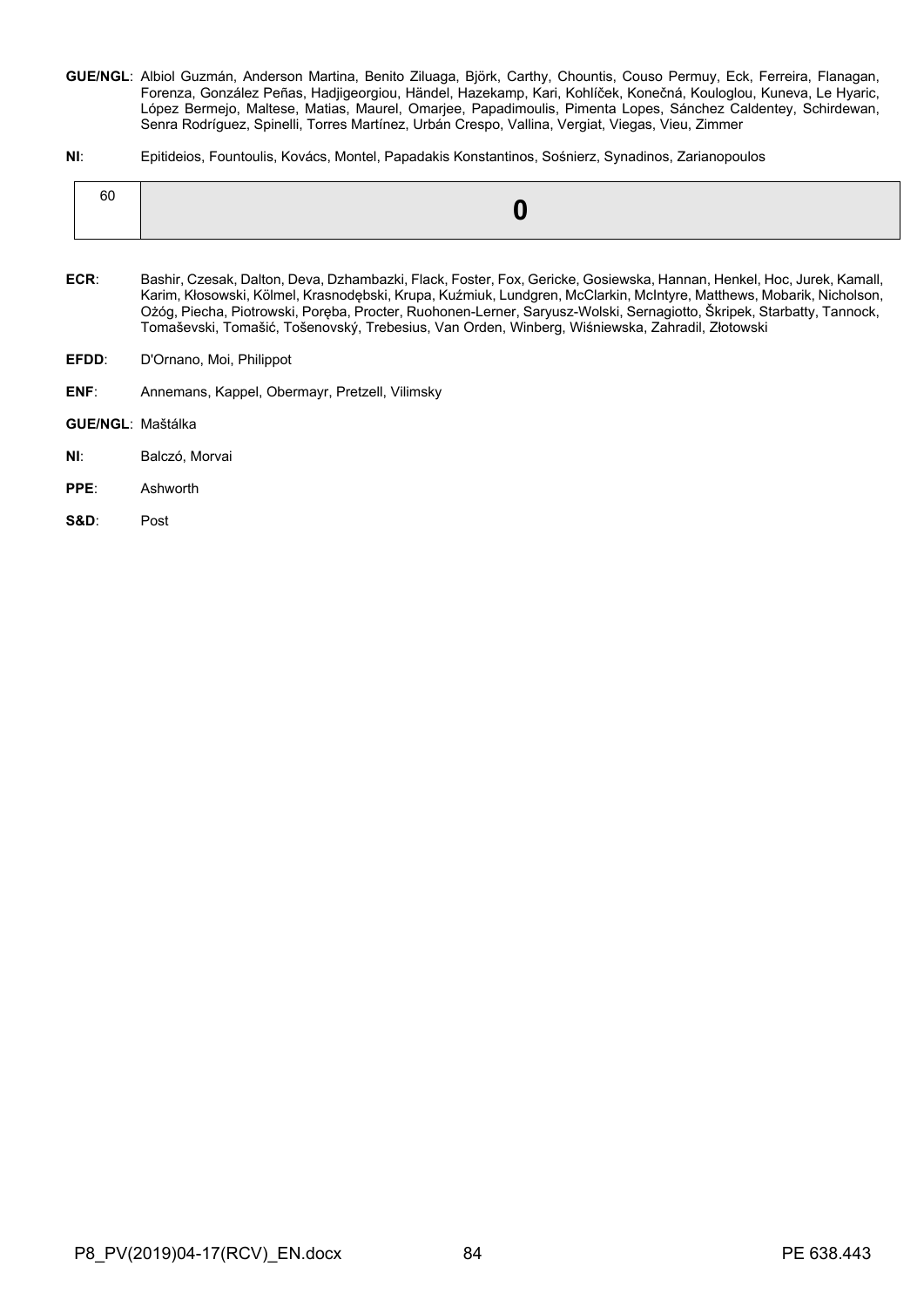**GUE/NGL**: Albiol Guzmán, Anderson Martina, Benito Ziluaga, Björk, Carthy, Chountis, Couso Permuy, Eck, Ferreira, Flanagan, Forenza, González Peñas, Hadjigeorgiou, Händel, Hazekamp, Kari, Kohlíček, Konečná, Kouloglou, Kuneva, Le Hyaric, López Bermejo, Maltese, Matias, Maurel, Omarjee, Papadimoulis, Pimenta Lopes, Sánchez Caldentey, Schirdewan, Senra Rodríguez, Spinelli, Torres Martínez, Urbán Crespo, Vallina, Vergiat, Viegas, Vieu, Zimmer

**NI**: Epitideios, Fountoulis, Kovács, Montel, Papadakis Konstantinos, Sośnierz, Synadinos, Zarianopoulos

| 60 | **0** |
|---|---|

**ECR**: Bashir, Czesak, Dalton, Deva, Dzhambazki, Flack, Foster, Fox, Gericke, Gosiewska, Hannan, Henkel, Hoc, Jurek, Kamall, Karim, Kłosowski, Kölmel, Krasnodębski, Krupa, Kuźmiuk, Lundgren, McClarkin, McIntyre, Matthews, Mobarik, Nicholson, Ożóg, Piecha, Piotrowski, Poręba, Procter, Ruohonen-Lerner, Saryusz-Wolski, Sernagiotto, Škripek, Starbatty, Tannock, Tomaševski, Tomašić, Tošenovský, Trebesius, Van Orden, Winberg, Wiśniewska, Zahradil, Złotowski

**EFDD**: D'Ornano, Moi, Philippot

**ENF**: Annemans, Kappel, Obermayr, Pretzell, Vilimsky

**GUE/NGL**: Maštálka

**NI**: Balczó, Morvai

**PPE**: Ashworth

**S&D**: Post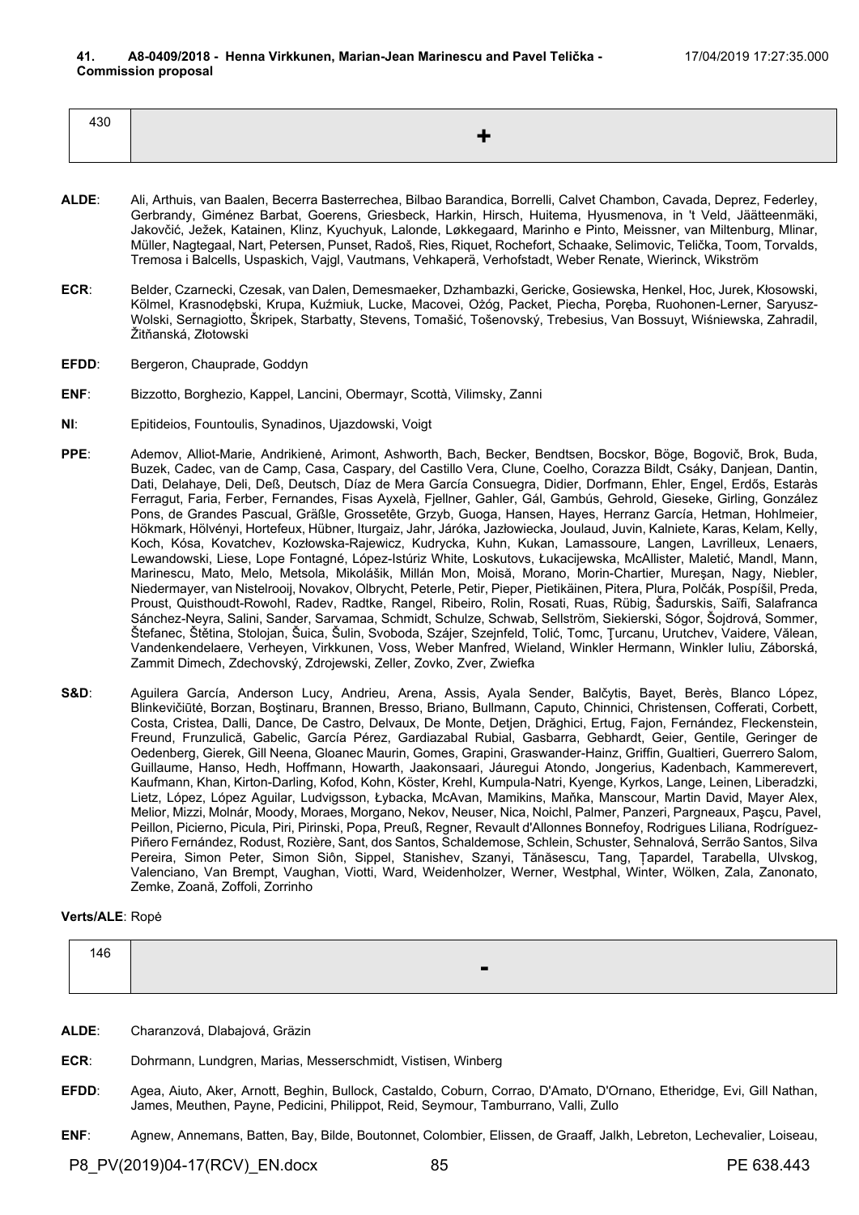**41. A8-0409/2018 - Henna Virkkunen, Marian-Jean Marinescu and Pavel Telička - Commission proposal** 17/04/2019 17:27:35.000

| 430 | + |
|---|---|

**ALDE**: Ali, Arthuis, van Baalen, Becerra Basterrechea, Bilbao Barandica, Borrelli, Calvet Chambon, Cavada, Deprez, Federley, Gerbrandy, Giménez Barbat, Goerens, Griesbeck, Harkin, Hirsch, Huitema, Hyusmenova, in 't Veld, Jäätteenmäki, Jakovčić, Ježek, Katainen, Klinz, Kyuchyuk, Lalonde, Løkkegaard, Marinho e Pinto, Meissner, van Miltenburg, Mlinar, Müller, Nagtegaal, Nart, Petersen, Punset, Radoš, Ries, Riquet, Rochefort, Schaake, Selimovic, Telička, Toom, Torvalds, Tremosa i Balcells, Uspaskich, Vajgl, Vautmans, Vehkaperä, Verhofstadt, Weber Renate, Wierinck, Wikström

**ECR**: Belder, Czarnecki, Czesak, van Dalen, Demesmaeker, Dzhambazki, Gericke, Gosiewska, Henkel, Hoc, Jurek, Kłosowski, Kölmel, Krasnodębski, Krupa, Kuźmiuk, Lucke, Macovei, Ożóg, Packet, Piecha, Poręba, Ruohonen-Lerner, Saryusz-Wolski, Sernagiotto, Škripek, Starbatty, Stevens, Tomašić, Tošenovský, Trebesius, Van Bossuyt, Wiśniewska, Zahradil, Žitňanská, Złotowski

**EFDD**: Bergeron, Chauprade, Goddyn

**ENF**: Bizzotto, Borghezio, Kappel, Lancini, Obermayr, Scottà, Vilimsky, Zanni

**NI**: Epitideios, Fountoulis, Synadinos, Ujazdowski, Voigt

**PPE**: Ademov, Alliot-Marie, Andrikienė, Arimont, Ashworth, Bach, Becker, Bendtsen, Bocskor, Böge, Bogovič, Brok, Buda, Buzek, Cadec, van de Camp, Casa, Caspary, del Castillo Vera, Clune, Coelho, Corazza Bildt, Csáky, Danjean, Dantin, Dati, Delahaye, Deli, Deß, Deutsch, Díaz de Mera García Consuegra, Didier, Dorfmann, Ehler, Engel, Erdős, Estaràs Ferragut, Faria, Ferber, Fernandes, Fisas Ayxelà, Fjellner, Gahler, Gál, Gambús, Gehrold, Gieseke, Girling, González Pons, de Grandes Pascual, Gräßle, Grossetête, Grzyb, Guoga, Hansen, Hayes, Herranz García, Hetman, Hohlmeier, Hökmark, Hölvényi, Hortefeux, Hübner, Iturgaiz, Jahr, Járóka, Jazłowiecka, Joulaud, Juvin, Kalniete, Karas, Kelam, Kelly, Koch, Kósa, Kovatchev, Kozłowska-Rajewicz, Kudrycka, Kuhn, Kukan, Lamassoure, Langen, Lavrilleux, Lenaers, Lewandowski, Liese, Lope Fontagné, López-Istúriz White, Loskutovs, Łukacijewska, McAllister, Maletić, Mandl, Mann, Marinescu, Mato, Melo, Metsola, Mikolášik, Millán Mon, Moisă, Morano, Morin-Chartier, Mureşan, Nagy, Niebler, Niedermayer, van Nistelrooij, Novakov, Olbrycht, Peterle, Petir, Pieper, Pietikäinen, Pitera, Plura, Polčák, Pospíšil, Preda, Proust, Quisthoudt-Rowohl, Radev, Radtke, Rangel, Ribeiro, Rolin, Rosati, Ruas, Rübig, Šadurskis, Saïfi, Salafranca Sánchez-Neyra, Salini, Sander, Sarvamaa, Schmidt, Schulze, Schwab, Sellström, Siekierski, Sógor, Šojdrová, Sommer, Štefanec, Štětina, Stolojan, Šuica, Šulin, Svoboda, Szájer, Szejnfeld, Tolić, Tomc, Ţurcanu, Urutchev, Vaidere, Vălean, Vandenkendelaere, Verheyen, Virkkunen, Voss, Weber Manfred, Wieland, Winkler Hermann, Winkler Iuliu, Záborská, Zammit Dimech, Zdechovský, Zdrojewski, Zeller, Zovko, Zver, Zwiefka

**S&D**: Aguilera García, Anderson Lucy, Andrieu, Arena, Assis, Ayala Sender, Balčytis, Bayet, Berès, Blanco López, Blinkevičiūtė, Borzan, Boştinaru, Brannen, Bresso, Briano, Bullmann, Caputo, Chinnici, Christensen, Cofferati, Corbett, Costa, Cristea, Dalli, Dance, De Castro, Delvaux, De Monte, Detjen, Drăghici, Ertug, Fajon, Fernández, Fleckenstein, Freund, Frunzulică, Gabelic, García Pérez, Gardiazabal Rubial, Gasbarra, Gebhardt, Geier, Gentile, Geringer de Oedenberg, Gierek, Gill Neena, Gloanec Maurin, Gomes, Grapini, Graswander-Hainz, Griffin, Gualtieri, Guerrero Salom, Guillaume, Hanso, Hedh, Hoffmann, Howarth, Jaakonsaari, Jáuregui Atondo, Jongerius, Kadenbach, Kammerevert, Kaufmann, Khan, Kirton-Darling, Kofod, Kohn, Köster, Krehl, Kumpula-Natri, Kyenge, Kyrkos, Lange, Leinen, Liberadzki, Lietz, López, López Aguilar, Ludvigsson, Łybacka, McAvan, Mamikins, Maňka, Manscour, Martin David, Mayer Alex, Melior, Mizzi, Molnár, Moody, Moraes, Morgano, Nekov, Neuser, Nica, Noichl, Palmer, Panzeri, Pargneaux, Paşcu, Pavel, Peillon, Picierno, Picula, Piri, Pirinski, Popa, Preuß, Regner, Revault d'Allonnes Bonnefoy, Rodrigues Liliana, Rodríguez-Piñero Fernández, Rodust, Rozière, Sant, dos Santos, Schaldemose, Schlein, Schuster, Sehnalová, Serrão Santos, Silva Pereira, Simon Peter, Simon Siôn, Sippel, Stanishev, Szanyi, Tănăsescu, Tang, Ţapardel, Tarabella, Ulvskog, Valenciano, Van Brempt, Vaughan, Viotti, Ward, Weidenholzer, Werner, Westphal, Winter, Wölken, Zala, Zanonato, Zemke, Zoană, Zoffoli, Zorrinho

**Verts/ALE**: Ropė

| 146 | - |
|---|---|

**ALDE**: Charanzová, Dlabajová, Gräzin

**ECR**: Dohrmann, Lundgren, Marias, Messerschmidt, Vistisen, Winberg

**EFDD**: Agea, Aiuto, Aker, Arnott, Beghin, Bullock, Castaldo, Coburn, Corrao, D'Amato, D'Ornano, Etheridge, Evi, Gill Nathan, James, Meuthen, Payne, Pedicini, Philippot, Reid, Seymour, Tamburrano, Valli, Zullo

**ENF**: Agnew, Annemans, Batten, Bay, Bilde, Boutonnet, Colombier, Elissen, de Graaff, Jalkh, Lebreton, Lechevalier, Loiseau,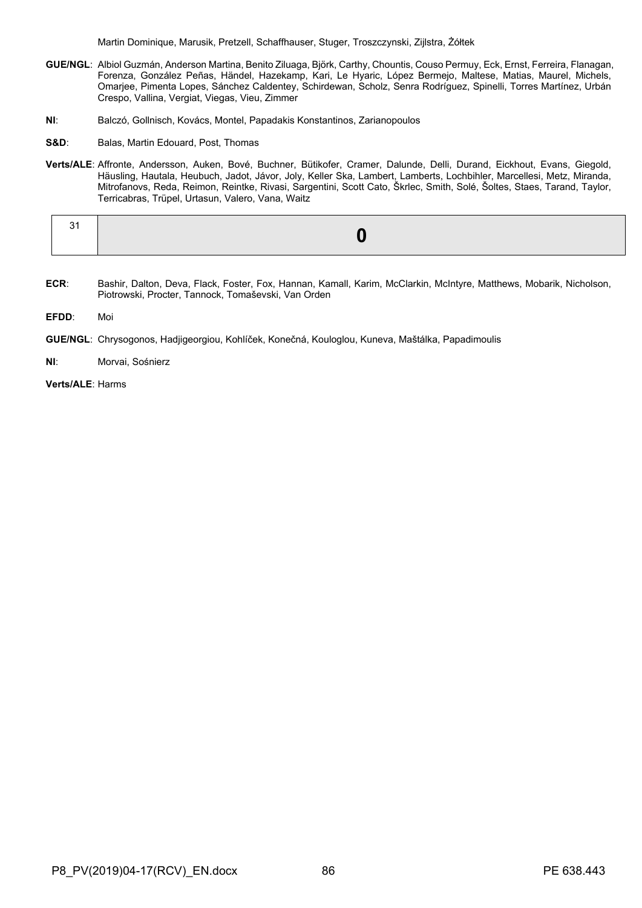Martin Dominique, Marusik, Pretzell, Schaffhauser, Stuger, Troszczynski, Zijlstra, Żółtek

**GUE/NGL**: Albiol Guzmán, Anderson Martina, Benito Ziluaga, Björk, Carthy, Chountis, Couso Permuy, Eck, Ernst, Ferreira, Flanagan, Forenza, González Peñas, Händel, Hazekamp, Kari, Le Hyaric, López Bermejo, Maltese, Matias, Maurel, Michels, Omarjee, Pimenta Lopes, Sánchez Caldentey, Schirdewan, Scholz, Senra Rodríguez, Spinelli, Torres Martínez, Urbán Crespo, Vallina, Vergiat, Viegas, Vieu, Zimmer

**NI**: Balczó, Gollnisch, Kovács, Montel, Papadakis Konstantinos, Zarianopoulos

**S&D**: Balas, Martin Edouard, Post, Thomas

**Verts/ALE**: Affronte, Andersson, Auken, Bové, Buchner, Bütikofer, Cramer, Dalunde, Delli, Durand, Eickhout, Evans, Giegold, Häusling, Hautala, Heubuch, Jadot, Jávor, Joly, Keller Ska, Lambert, Lamberts, Lochbihler, Marcellesi, Metz, Miranda, Mitrofanovs, Reda, Reimon, Reintke, Rivasi, Sargentini, Scott Cato, Škrlec, Smith, Solé, Šoltes, Staes, Tarand, Taylor, Terricabras, Trüpel, Urtasun, Valero, Vana, Waitz

| 31 | **0** |
|---|---|

**ECR**: Bashir, Dalton, Deva, Flack, Foster, Fox, Hannan, Kamall, Karim, McClarkin, McIntyre, Matthews, Mobarik, Nicholson, Piotrowski, Procter, Tannock, Tomaševski, Van Orden

**EFDD**: Moi

**GUE/NGL**: Chrysogonos, Hadjigeorgiou, Kohlíček, Konečná, Kouloglou, Kuneva, Maštálka, Papadimoulis

**NI**: Morvai, Sośnierz

**Verts/ALE**: Harms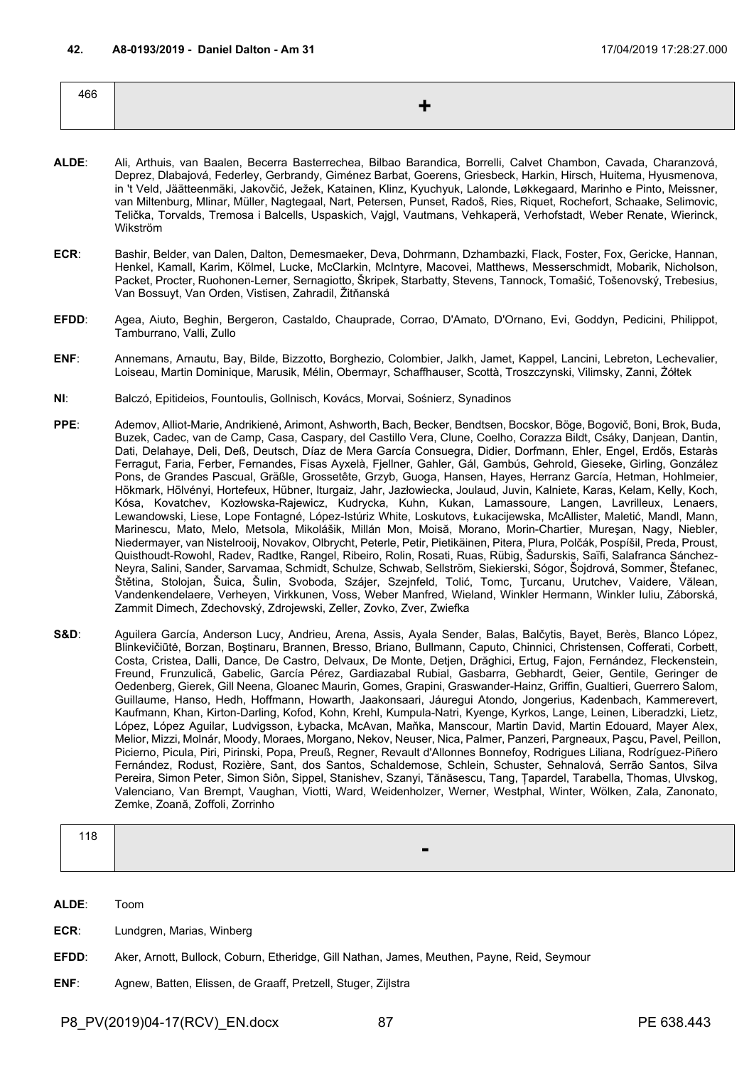**42. A8-0193/2019 - Daniel Dalton - Am 31** 17/04/2019 17:28:27.000

| 466 | + |
|---|---|

**ALDE**: Ali, Arthuis, van Baalen, Becerra Basterrechea, Bilbao Barandica, Borrelli, Calvet Chambon, Cavada, Charanzová, Deprez, Dlabajová, Federley, Gerbrandy, Giménez Barbat, Goerens, Griesbeck, Harkin, Hirsch, Huitema, Hyusmenova, in 't Veld, Jäätteenmäki, Jakovčić, Ježek, Katainen, Klinz, Kyuchyuk, Lalonde, Løkkegaard, Marinho e Pinto, Meissner, van Miltenburg, Mlinar, Müller, Nagtegaal, Nart, Petersen, Punset, Radoš, Ries, Riquet, Rochefort, Schaake, Selimovic, Telička, Torvalds, Tremosa i Balcells, Uspaskich, Vajgl, Vautmans, Vehkaperä, Verhofstadt, Weber Renate, Wierinck, Wikström

**ECR**: Bashir, Belder, van Dalen, Dalton, Demesmaeker, Deva, Dohrmann, Dzhambazki, Flack, Foster, Fox, Gericke, Hannan, Henkel, Kamall, Karim, Kölmel, Lucke, McClarkin, McIntyre, Macovei, Matthews, Messerschmidt, Mobarik, Nicholson, Packet, Procter, Ruohonen-Lerner, Sernagiotto, Škripek, Starbatty, Stevens, Tannock, Tomašić, Tošenovský, Trebesius, Van Bossuyt, Van Orden, Vistisen, Zahradil, Žitňanská

**EFDD**: Agea, Aiuto, Beghin, Bergeron, Castaldo, Chauprade, Corrao, D'Amato, D'Ornano, Evi, Goddyn, Pedicini, Philippot, Tamburrano, Valli, Zullo

**ENF**: Annemans, Arnautu, Bay, Bilde, Bizzotto, Borghezio, Colombier, Jalkh, Jamet, Kappel, Lancini, Lebreton, Lechevalier, Loiseau, Martin Dominique, Marusik, Mélin, Obermayr, Schaffhauser, Scottà, Troszczynski, Vilimsky, Zanni, Żółtek

**NI**: Balczó, Epitideios, Fountoulis, Gollnisch, Kovács, Morvai, Sośnierz, Synadinos

**PPE**: Ademov, Alliot-Marie, Andrikienė, Arimont, Ashworth, Bach, Becker, Bendtsen, Bocskor, Böge, Bogovič, Boni, Brok, Buda, Buzek, Cadec, van de Camp, Casa, Caspary, del Castillo Vera, Clune, Coelho, Corazza Bildt, Csáky, Danjean, Dantin, Dati, Delahaye, Deli, Deß, Deutsch, Díaz de Mera García Consuegra, Didier, Dorfmann, Ehler, Engel, Erdős, Estaràs Ferragut, Faria, Ferber, Fernandes, Fisas Ayxelà, Fjellner, Gahler, Gál, Gambús, Gehrold, Gieseke, Girling, González Pons, de Grandes Pascual, Gräßle, Grossetête, Grzyb, Guoga, Hansen, Hayes, Herranz García, Hetman, Hohlmeier, Hökmark, Hölvényi, Hortefeux, Hübner, Iturgaiz, Jahr, Jazłowiecka, Joulaud, Juvin, Kalniete, Karas, Kelam, Kelly, Koch, Kósa, Kovatchev, Kozłowska-Rajewicz, Kudrycka, Kuhn, Kukan, Lamassoure, Langen, Lavrilleux, Lenaers, Lewandowski, Liese, Lope Fontagné, López-Istúriz White, Loskutovs, Łukacijewska, McAllister, Maletić, Mandl, Mann, Marinescu, Mato, Melo, Metsola, Mikolášik, Millán Mon, Moisă, Morano, Morin-Chartier, Mureşan, Nagy, Niebler, Niedermayer, van Nistelrooij, Novakov, Olbrycht, Peterle, Petir, Pietikäinen, Pitera, Plura, Polčák, Pospíšil, Preda, Proust, Quisthoudt-Rowohl, Radev, Radtke, Rangel, Ribeiro, Rolin, Rosati, Ruas, Rübig, Šadurskis, Saïfi, Salafranca Sánchez-Neyra, Salini, Sander, Sarvamaa, Schmidt, Schulze, Schwab, Sellström, Siekierski, Sógor, Šojdrová, Sommer, Štefanec, Štětina, Stolojan, Šuica, Šulin, Svoboda, Szájer, Szejnfeld, Tolić, Tomc, Ţurcanu, Urutchev, Vaidere, Vălean, Vandenkendelaere, Verheyen, Virkkunen, Voss, Weber Manfred, Wieland, Winkler Hermann, Winkler Iuliu, Záborská, Zammit Dimech, Zdechovský, Zdrojewski, Zeller, Zovko, Zver, Zwiefka

**S&D**: Aguilera García, Anderson Lucy, Andrieu, Arena, Assis, Ayala Sender, Balas, Balčytis, Bayet, Berès, Blanco López, Blinkevičiūtė, Borzan, Boştinaru, Brannen, Bresso, Briano, Bullmann, Caputo, Chinnici, Christensen, Cofferati, Corbett, Costa, Cristea, Dalli, Dance, De Castro, Delvaux, De Monte, Detjen, Drăghici, Ertug, Fajon, Fernández, Fleckenstein, Freund, Frunzulică, Gabelic, García Pérez, Gardiazabal Rubial, Gasbarra, Gebhardt, Geier, Gentile, Geringer de Oedenberg, Gierek, Gill Neena, Gloanec Maurin, Gomes, Grapini, Graswander-Hainz, Griffin, Gualtieri, Guerrero Salom, Guillaume, Hanso, Hedh, Hoffmann, Howarth, Jaakonsaari, Jáuregui Atondo, Jongerius, Kadenbach, Kammerevert, Kaufmann, Khan, Kirton-Darling, Kofod, Kohn, Krehl, Kumpula-Natri, Kyenge, Kyrkos, Lange, Leinen, Liberadzki, Lietz, López, López Aguilar, Ludvigsson, Łybacka, McAvan, Maňka, Manscour, Martin David, Martin Edouard, Mayer Alex, Melior, Mizzi, Molnár, Moody, Moraes, Morgano, Nekov, Neuser, Nica, Palmer, Panzeri, Pargneaux, Paşcu, Pavel, Peillon, Picierno, Picula, Piri, Pirinski, Popa, Preuß, Regner, Revault d'Allonnes Bonnefoy, Rodrigues Liliana, Rodríguez-Piñero Fernández, Rodust, Rozière, Sant, dos Santos, Schaldemose, Schlein, Schuster, Sehnalová, Serrão Santos, Silva Pereira, Simon Peter, Simon Siôn, Sippel, Stanishev, Szanyi, Tănăsescu, Tang, Ţapardel, Tarabella, Thomas, Ulvskog, Valenciano, Van Brempt, Vaughan, Viotti, Ward, Weidenholzer, Werner, Westphal, Winter, Wölken, Zala, Zanonato, Zemke, Zoană, Zoffoli, Zorrinho

| 118 | - |
|---|---|

**ALDE**: Toom

**ECR**: Lundgren, Marias, Winberg

**EFDD**: Aker, Arnott, Bullock, Coburn, Etheridge, Gill Nathan, James, Meuthen, Payne, Reid, Seymour

**ENF**: Agnew, Batten, Elissen, de Graaff, Pretzell, Stuger, Zijlstra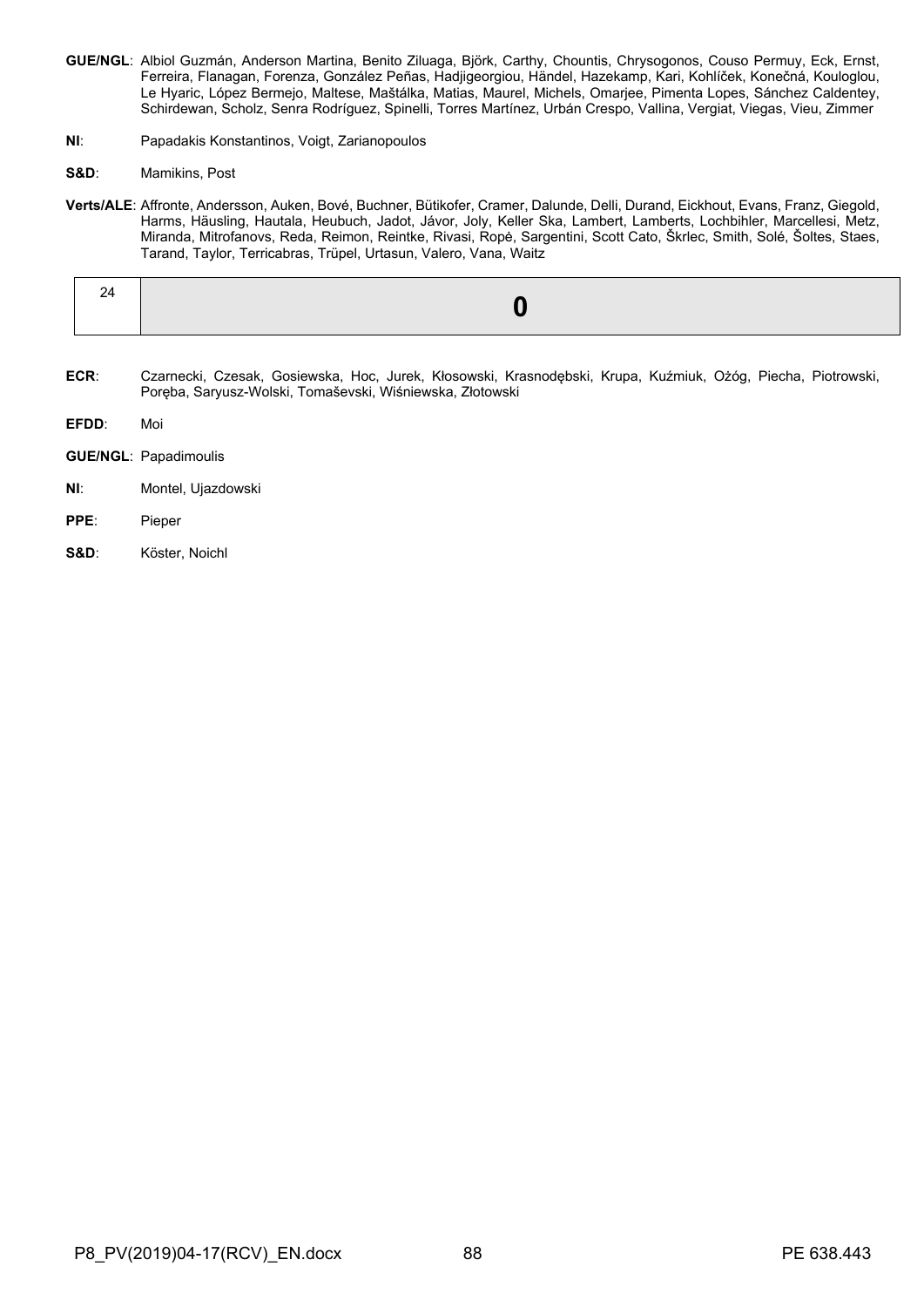**GUE/NGL**: Albiol Guzmán, Anderson Martina, Benito Ziluaga, Björk, Carthy, Chountis, Chrysogonos, Couso Permuy, Eck, Ernst, Ferreira, Flanagan, Forenza, González Peñas, Hadjigeorgiou, Händel, Hazekamp, Kari, Kohlíček, Konečná, Kouloglou, Le Hyaric, López Bermejo, Maltese, Maštálka, Matias, Maurel, Michels, Omarjee, Pimenta Lopes, Sánchez Caldentey, Schirdewan, Scholz, Senra Rodríguez, Spinelli, Torres Martínez, Urbán Crespo, Vallina, Vergiat, Viegas, Vieu, Zimmer

**NI**: Papadakis Konstantinos, Voigt, Zarianopoulos

**S&D**: Mamikins, Post

**Verts/ALE**: Affronte, Andersson, Auken, Bové, Buchner, Bütikofer, Cramer, Dalunde, Delli, Durand, Eickhout, Evans, Franz, Giegold, Harms, Häusling, Hautala, Heubuch, Jadot, Jávor, Joly, Keller Ska, Lambert, Lamberts, Lochbihler, Marcellesi, Metz, Miranda, Mitrofanovs, Reda, Reimon, Reintke, Rivasi, Ropė, Sargentini, Scott Cato, Škrlec, Smith, Solé, Šoltes, Staes, Tarand, Taylor, Terricabras, Trüpel, Urtasun, Valero, Vana, Waitz

| 24 | **0** |
|---|---|

**ECR**: Czarnecki, Czesak, Gosiewska, Hoc, Jurek, Kłosowski, Krasnodębski, Krupa, Kuźmiuk, Ożóg, Piecha, Piotrowski, Poręba, Saryusz-Wolski, Tomaševski, Wiśniewska, Złotowski

**EFDD**: Moi

**GUE/NGL**: Papadimoulis

**NI**: Montel, Ujazdowski

**PPE**: Pieper

**S&D**: Köster, Noichl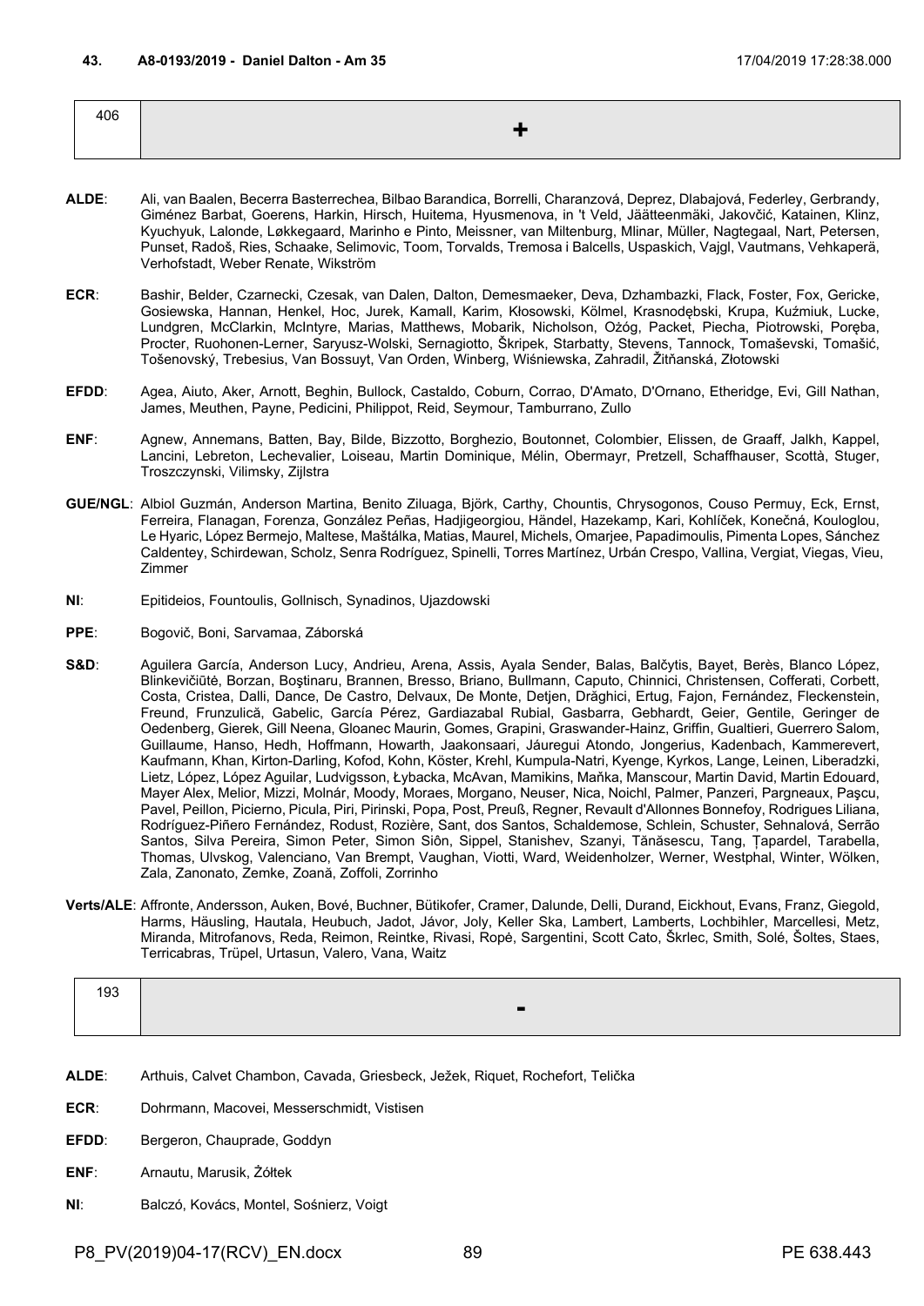**43. A8-0193/2019 - Daniel Dalton - Am 35** 17/04/2019 17:28:38.000

| 406 | + |
|---|---|

**ALDE**: Ali, van Baalen, Becerra Basterrechea, Bilbao Barandica, Borrelli, Charanzová, Deprez, Dlabajová, Federley, Gerbrandy, Giménez Barbat, Goerens, Harkin, Hirsch, Huitema, Hyusmenova, in 't Veld, Jäätteenmäki, Jakovčić, Katainen, Klinz, Kyuchyuk, Lalonde, Løkkegaard, Marinho e Pinto, Meissner, van Miltenburg, Mlinar, Müller, Nagtegaal, Nart, Petersen, Punset, Radoš, Ries, Schaake, Selimovic, Toom, Torvalds, Tremosa i Balcells, Uspaskich, Vajgl, Vautmans, Vehkaperä, Verhofstadt, Weber Renate, Wikström

**ECR**: Bashir, Belder, Czarnecki, Czesak, van Dalen, Dalton, Demesmaeker, Deva, Dzhambazki, Flack, Foster, Fox, Gericke, Gosiewska, Hannan, Henkel, Hoc, Jurek, Kamall, Karim, Kłosowski, Kölmel, Krasnodębski, Krupa, Kuźmiuk, Lucke, Lundgren, McClarkin, McIntyre, Marias, Matthews, Mobarik, Nicholson, Ożóg, Packet, Piecha, Piotrowski, Poręba, Procter, Ruohonen-Lerner, Saryusz-Wolski, Sernagiotto, Škripek, Starbatty, Stevens, Tannock, Tomaševski, Tomašić, Tošenovský, Trebesius, Van Bossuyt, Van Orden, Winberg, Wiśniewska, Zahradil, Žitňanská, Złotowski

**EFDD**: Agea, Aiuto, Aker, Arnott, Beghin, Bullock, Castaldo, Coburn, Corrao, D'Amato, D'Ornano, Etheridge, Evi, Gill Nathan, James, Meuthen, Payne, Pedicini, Philippot, Reid, Seymour, Tamburrano, Zullo

**ENF**: Agnew, Annemans, Batten, Bay, Bilde, Bizzotto, Borghezio, Boutonnet, Colombier, Elissen, de Graaff, Jalkh, Kappel, Lancini, Lebreton, Lechevalier, Loiseau, Martin Dominique, Mélin, Obermayr, Pretzell, Schaffhauser, Scottà, Stuger, Troszczynski, Vilimsky, Zijlstra

**GUE/NGL**: Albiol Guzmán, Anderson Martina, Benito Ziluaga, Björk, Carthy, Chountis, Chrysogonos, Couso Permuy, Eck, Ernst, Ferreira, Flanagan, Forenza, González Peñas, Hadjigeorgiou, Händel, Hazekamp, Kari, Kohlíček, Konečná, Kouloglou, Le Hyaric, López Bermejo, Maltese, Maštálka, Matias, Maurel, Michels, Omarjee, Papadimoulis, Pimenta Lopes, Sánchez Caldentey, Schirdewan, Scholz, Senra Rodríguez, Spinelli, Torres Martínez, Urbán Crespo, Vallina, Vergiat, Viegas, Vieu, Zimmer

**NI**: Epitideios, Fountoulis, Gollnisch, Synadinos, Ujazdowski

**PPE**: Bogovič, Boni, Sarvamaa, Záborská

**S&D**: Aguilera García, Anderson Lucy, Andrieu, Arena, Assis, Ayala Sender, Balas, Balčytis, Bayet, Berès, Blanco López, Blinkevičiūtė, Borzan, Boştinaru, Brannen, Bresso, Briano, Bullmann, Caputo, Chinnici, Christensen, Cofferati, Corbett, Costa, Cristea, Dalli, Dance, De Castro, Delvaux, De Monte, Detjen, Drăghici, Ertug, Fajon, Fernández, Fleckenstein, Freund, Frunzulică, Gabelic, García Pérez, Gardiazabal Rubial, Gasbarra, Gebhardt, Geier, Gentile, Geringer de Oedenberg, Gierek, Gill Neena, Gloanec Maurin, Gomes, Grapini, Graswander-Hainz, Griffin, Gualtieri, Guerrero Salom, Guillaume, Hanso, Hedh, Hoffmann, Howarth, Jaakonsaari, Jáuregui Atondo, Jongerius, Kadenbach, Kammerevert, Kaufmann, Khan, Kirton-Darling, Kofod, Kohn, Köster, Krehl, Kumpula-Natri, Kyenge, Kyrkos, Lange, Leinen, Liberadzki, Lietz, López, López Aguilar, Ludvigsson, Łybacka, McAvan, Mamikins, Maňka, Manscour, Martin David, Martin Edouard, Mayer Alex, Melior, Mizzi, Molnár, Moody, Moraes, Morgano, Neuser, Nica, Noichl, Palmer, Panzeri, Pargneaux, Paşcu, Pavel, Peillon, Picierno, Picula, Piri, Pirinski, Popa, Post, Preuß, Regner, Revault d'Allonnes Bonnefoy, Rodrigues Liliana, Rodríguez-Piñero Fernández, Rodust, Rozière, Sant, dos Santos, Schaldemose, Schlein, Schuster, Sehnalová, Serrão Santos, Silva Pereira, Simon Peter, Simon Siôn, Sippel, Stanishev, Szanyi, Tănăsescu, Tang, Ţapardel, Tarabella, Thomas, Ulvskog, Valenciano, Van Brempt, Vaughan, Viotti, Ward, Weidenholzer, Werner, Westphal, Winter, Wölken, Zala, Zanonato, Zemke, Zoană, Zoffoli, Zorrinho

**Verts/ALE**: Affronte, Andersson, Auken, Bové, Buchner, Bütikofer, Cramer, Dalunde, Delli, Durand, Eickhout, Evans, Franz, Giegold, Harms, Häusling, Hautala, Heubuch, Jadot, Jávor, Joly, Keller Ska, Lambert, Lamberts, Lochbihler, Marcellesi, Metz, Miranda, Mitrofanovs, Reda, Reimon, Reintke, Rivasi, Ropė, Sargentini, Scott Cato, Škrlec, Smith, Solé, Šoltes, Staes, Terricabras, Trüpel, Urtasun, Valero, Vana, Waitz

| 193 | - |
|---|---|

**ALDE**: Arthuis, Calvet Chambon, Cavada, Griesbeck, Ježek, Riquet, Rochefort, Telička

**ECR**: Dohrmann, Macovei, Messerschmidt, Vistisen

**EFDD**: Bergeron, Chauprade, Goddyn

**ENF**: Arnautu, Marusik, Żółtek

**NI**: Balczó, Kovács, Montel, Sośnierz, Voigt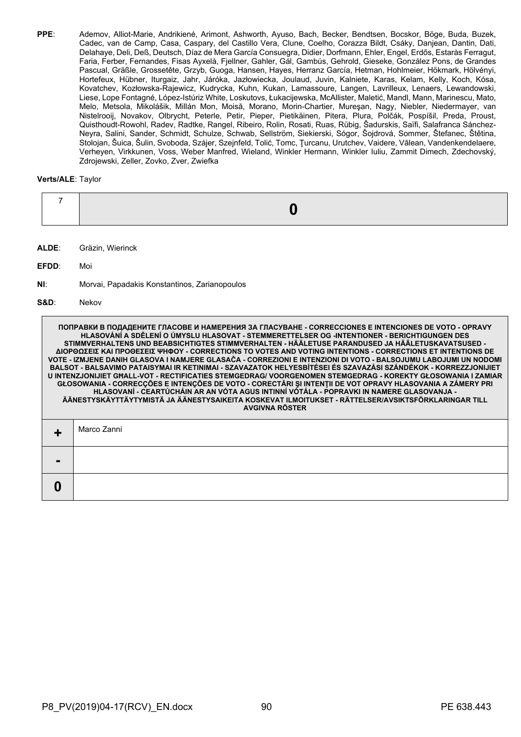**PPE**: Ademov, Alliot-Marie, Andrikienė, Arimont, Ashworth, Ayuso, Bach, Becker, Bendtsen, Bocskor, Böge, Buda, Buzek, Cadec, van de Camp, Casa, Caspary, del Castillo Vera, Clune, Coelho, Corazza Bildt, Csáky, Danjean, Dantin, Dati, Delahaye, Deli, Deß, Deutsch, Díaz de Mera García Consuegra, Didier, Dorfmann, Ehler, Engel, Erdős, Estaràs Ferragut, Faria, Ferber, Fernandes, Fisas Ayxelà, Fjellner, Gahler, Gál, Gambús, Gehrold, Gieseke, González Pons, de Grandes Pascual, Gräßle, Grossetête, Grzyb, Guoga, Hansen, Hayes, Herranz García, Hetman, Hohlmeier, Hökmark, Hölvényi, Hortefeux, Hübner, Iturgaiz, Jahr, Járóka, Jazłowiecka, Joulaud, Juvin, Kalniete, Karas, Kelam, Kelly, Koch, Kósa, Kovatchev, Kozłowska-Rajewicz, Kudrycka, Kuhn, Kukan, Lamassoure, Langen, Lavrilleux, Lenaers, Lewandowski, Liese, Lope Fontagné, López-Istúriz White, Loskutovs, Łukacijewska, McAllister, Maletić, Mandl, Mann, Marinescu, Mato, Melo, Metsola, Mikolášik, Millán Mon, Moisă, Morano, Morin-Chartier, Mureşan, Nagy, Niebler, Niedermayer, van Nistelrooij, Novakov, Olbrycht, Peterle, Petir, Pieper, Pietikäinen, Pitera, Plura, Polčák, Pospíšil, Preda, Proust, Quisthoudt-Rowohl, Radev, Radtke, Rangel, Ribeiro, Rolin, Rosati, Ruas, Rübig, Šadurskis, Saïfi, Salafranca Sánchez-Neyra, Salini, Sander, Schmidt, Schulze, Schwab, Sellström, Siekierski, Sógor, Šojdrová, Sommer, Štefanec, Štětina, Stolojan, Šuica, Šulin, Svoboda, Szájer, Szejnfeld, Tolić, Tomc, Ţurcanu, Urutchev, Vaidere, Vălean, Vandenkendelaere, Verheyen, Virkkunen, Voss, Weber Manfred, Wieland, Winkler Hermann, Winkler Iuliu, Zammit Dimech, Zdechovský, Zdrojewski, Zeller, Zovko, Zver, Zwiefka

**Verts/ALE**: Taylor

| 7 | **0** |
|---|---|

**ALDE**: Gräzin, Wierinck

**EFDD**: Moi

**NI**: Morvai, Papadakis Konstantinos, Zarianopoulos

**S&D**: Nekov

| ПОПРАВКИ В ПОДАДЕНИТЕ ГЛАСОВЕ И НАМЕРЕНИЯ ЗА ГЛАСУВАНЕ - CORRECCIONES E INTENCIONES DE VOTO - OPRAVY HLASOVÁNÍ A SDĚLENÍ O ÚMYSLU HLASOVAT - STEMMERETTELSER OG -INTENTIONER - BERICHTIGUNGEN DES STIMMVERHALTENS UND BEABSICHTIGTES STIMMVERHALTEN - HÄÄLETUSE PARANDUSED JA HÄÄLETUSKAVATSUSED - ΔΙΟΡΘΩΣΕΙΣ ΚΑΙ ΠΡΟΘΕΣΕΙΣ ΨΗΦΟΥ - CORRECTIONS TO VOTES AND VOTING INTENTIONS - CORRECTIONS ET INTENTIONS DE VOTE - IZMJENE DANIH GLASOVA I NAMJERE GLASAČA - CORREZIONI E INTENZIONI DI VOTO - BALSOJUMU LABOJUMI UN NODOMI BALSOT - BALSAVIMO PATAISYMAI IR KETINIMAI - SZAVAZATOK HELYESBÍTÉSEI ÉS SZAVAZÁSI SZÁNDÉKOK - KORREZZJONIJIET U INTENZJONIJIET GĦALL-VOT - RECTIFICATIES STEMGEDRAG/ VOORGENOMEN STEMGEDRAG - KOREKTY GŁOSOWANIA I ZAMIAR GŁOSOWANIA - CORRECÇÕES E INTENÇÕES DE VOTO - CORECTĂRI ŞI INTENŢII DE VOT OPRAVY HLASOVANIA A ZÁMERY PRI HLASOVANÍ - CEARTÚCHÁIN AR AN VÓTA AGUS INTINNÍ VÓTÁLA - POPRAVKI IN NAMERE GLASOVANJA - ÄÄNESTYSKÄYTTÄYTYMISTÄ JA ÄÄNESTYSAIKEITA KOSKEVAT ILMOITUKSET - RÄTTELSER/AVSIKTSFÖRKLARINGAR TILL AVGIVNA RÖSTER | |
|---|---|
| **+** | Marco Zanni |
| **-** | |
| **0** | |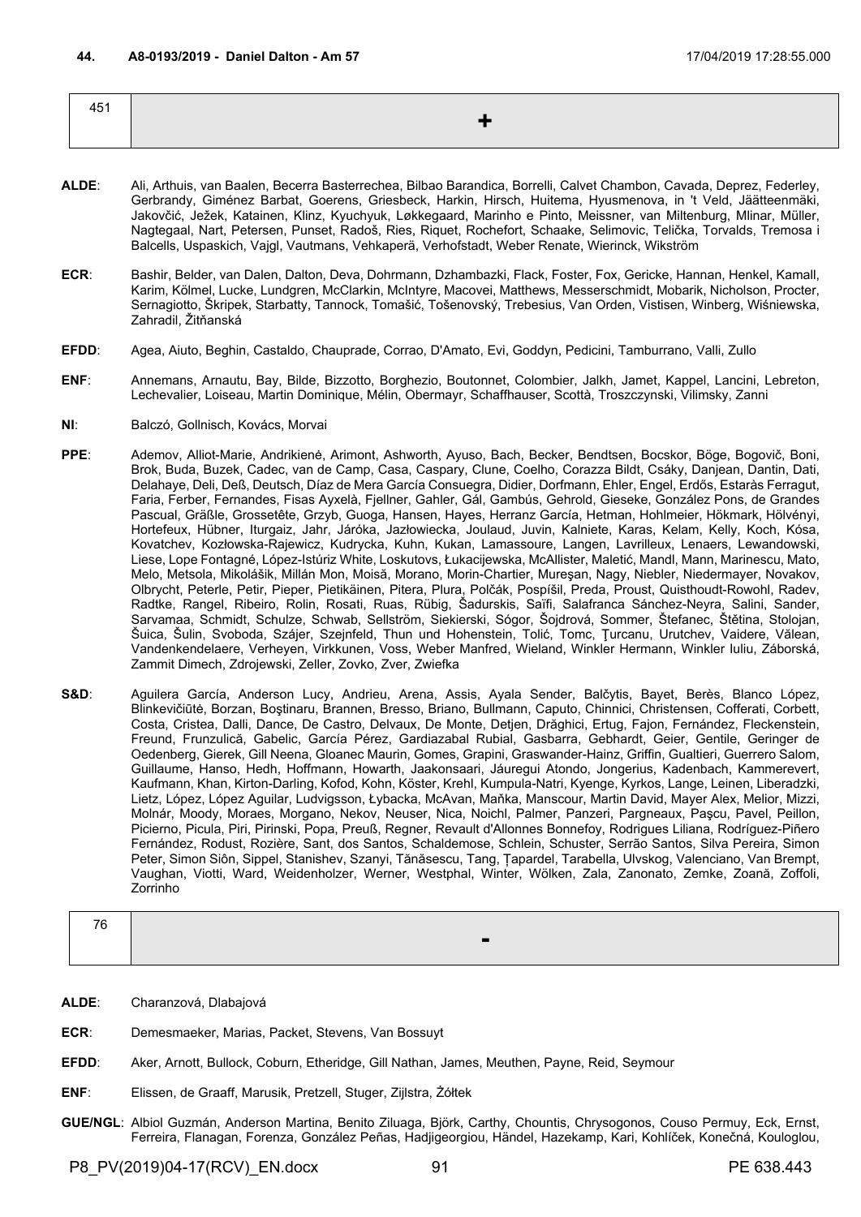**44. A8-0193/2019 - Daniel Dalton - Am 57** 17/04/2019 17:28:55.000

| 451 | + |
|---|---|

**ALDE**: Ali, Arthuis, van Baalen, Becerra Basterrechea, Bilbao Barandica, Borrelli, Calvet Chambon, Cavada, Deprez, Federley, Gerbrandy, Giménez Barbat, Goerens, Griesbeck, Harkin, Hirsch, Huitema, Hyusmenova, in 't Veld, Jäätteenmäki, Jakovčić, Ježek, Katainen, Klinz, Kyuchyuk, Løkkegaard, Marinho e Pinto, Meissner, van Miltenburg, Mlinar, Müller, Nagtegaal, Nart, Petersen, Punset, Radoš, Ries, Riquet, Rochefort, Schaake, Selimovic, Telička, Torvalds, Tremosa i Balcells, Uspaskich, Vajgl, Vautmans, Vehkaperä, Verhofstadt, Weber Renate, Wierinck, Wikström

**ECR**: Bashir, Belder, van Dalen, Dalton, Deva, Dohrmann, Dzhambazki, Flack, Foster, Fox, Gericke, Hannan, Henkel, Kamall, Karim, Kölmel, Lucke, Lundgren, McClarkin, McIntyre, Macovei, Matthews, Messerschmidt, Mobarik, Nicholson, Procter, Sernagiotto, Škripek, Starbatty, Tannock, Tomašić, Tošenovský, Trebesius, Van Orden, Vistisen, Winberg, Wiśniewska, Zahradil, Žitňanská

**EFDD**: Agea, Aiuto, Beghin, Castaldo, Chauprade, Corrao, D'Amato, Evi, Goddyn, Pedicini, Tamburrano, Valli, Zullo

**ENF**: Annemans, Arnautu, Bay, Bilde, Bizzotto, Borghezio, Boutonnet, Colombier, Jalkh, Jamet, Kappel, Lancini, Lebreton, Lechevalier, Loiseau, Martin Dominique, Mélin, Obermayr, Schaffhauser, Scottà, Troszczynski, Vilimsky, Zanni

**NI**: Balczó, Gollnisch, Kovács, Morvai

**PPE**: Ademov, Alliot-Marie, Andrikienė, Arimont, Ashworth, Ayuso, Bach, Becker, Bendtsen, Bocskor, Böge, Bogovič, Boni, Brok, Buda, Buzek, Cadec, van de Camp, Casa, Caspary, Clune, Coelho, Corazza Bildt, Csáky, Danjean, Dantin, Dati, Delahaye, Deli, Deß, Deutsch, Díaz de Mera García Consuegra, Didier, Dorfmann, Ehler, Engel, Erdős, Estaràs Ferragut, Faria, Ferber, Fernandes, Fisas Ayxelà, Fjellner, Gahler, Gál, Gambús, Gehrold, Gieseke, González Pons, de Grandes Pascual, Gräßle, Grossetête, Grzyb, Guoga, Hansen, Hayes, Herranz García, Hetman, Hohlmeier, Hökmark, Hölvényi, Hortefeux, Hübner, Iturgaiz, Jahr, Járóka, Jazłowiecka, Joulaud, Juvin, Kalniete, Karas, Kelam, Kelly, Koch, Kósa, Kovatchev, Kozłowska-Rajewicz, Kudrycka, Kuhn, Kukan, Lamassoure, Langen, Lavrilleux, Lenaers, Lewandowski, Liese, Lope Fontagné, López-Istúriz White, Loskutovs, Łukacijewska, McAllister, Maletić, Mandl, Mann, Marinescu, Mato, Melo, Metsola, Mikolášik, Millán Mon, Moisă, Morano, Morin-Chartier, Mureşan, Nagy, Niebler, Niedermayer, Novakov, Olbrycht, Peterle, Petir, Pieper, Pietikäinen, Pitera, Plura, Polčák, Pospíšil, Preda, Proust, Quisthoudt-Rowohl, Radev, Radtke, Rangel, Ribeiro, Rolin, Rosati, Ruas, Rübig, Šadurskis, Saïfi, Salafranca Sánchez-Neyra, Salini, Sander, Sarvamaa, Schmidt, Schulze, Schwab, Sellström, Siekierski, Sógor, Šojdrová, Sommer, Štefanec, Štětina, Stolojan, Šuica, Šulin, Svoboda, Szájer, Szejnfeld, Thun und Hohenstein, Tolić, Tomc, Ţurcanu, Urutchev, Vaidere, Vălean, Vandenkendelaere, Verheyen, Virkkunen, Voss, Weber Manfred, Wieland, Winkler Hermann, Winkler Iuliu, Záborská, Zammit Dimech, Zdrojewski, Zeller, Zovko, Zver, Zwiefka

**S&D**: Aguilera García, Anderson Lucy, Andrieu, Arena, Assis, Ayala Sender, Balčytis, Bayet, Berès, Blanco López, Blinkevičiūtė, Borzan, Boştinaru, Brannen, Bresso, Briano, Bullmann, Caputo, Chinnici, Christensen, Cofferati, Corbett, Costa, Cristea, Dalli, Dance, De Castro, Delvaux, De Monte, Detjen, Drăghici, Ertug, Fajon, Fernández, Fleckenstein, Freund, Frunzulică, Gabelic, García Pérez, Gardiazabal Rubial, Gasbarra, Gebhardt, Geier, Gentile, Geringer de Oedenberg, Gierek, Gill Neena, Gloanec Maurin, Gomes, Grapini, Graswander-Hainz, Griffin, Gualtieri, Guerrero Salom, Guillaume, Hanso, Hedh, Hoffmann, Howarth, Jaakonsaari, Jáuregui Atondo, Jongerius, Kadenbach, Kammerevert, Kaufmann, Khan, Kirton-Darling, Kofod, Kohn, Köster, Krehl, Kumpula-Natri, Kyenge, Kyrkos, Lange, Leinen, Liberadzki, Lietz, López, López Aguilar, Ludvigsson, Łybacka, McAvan, Maňka, Manscour, Martin David, Mayer Alex, Melior, Mizzi, Molnár, Moody, Moraes, Morgano, Nekov, Neuser, Nica, Noichl, Palmer, Panzeri, Pargneaux, Paşcu, Pavel, Peillon, Picierno, Picula, Piri, Pirinski, Popa, Preuß, Regner, Revault d'Allonnes Bonnefoy, Rodrigues Liliana, Rodríguez-Piñero Fernández, Rodust, Rozière, Sant, dos Santos, Schaldemose, Schlein, Schuster, Serrão Santos, Silva Pereira, Simon Peter, Simon Siôn, Sippel, Stanishev, Szanyi, Tănăsescu, Tang, Ţapardel, Tarabella, Ulvskog, Valenciano, Van Brempt, Vaughan, Viotti, Ward, Weidenholzer, Werner, Westphal, Winter, Wölken, Zala, Zanonato, Zemke, Zoană, Zoffoli, Zorrinho

| 76 | - |
|---|---|

**ALDE**: Charanzová, Dlabajová

**ECR**: Demesmaeker, Marias, Packet, Stevens, Van Bossuyt

**EFDD**: Aker, Arnott, Bullock, Coburn, Etheridge, Gill Nathan, James, Meuthen, Payne, Reid, Seymour

**ENF**: Elissen, de Graaff, Marusik, Pretzell, Stuger, Zijlstra, Żółtek

**GUE/NGL**: Albiol Guzmán, Anderson Martina, Benito Ziluaga, Björk, Carthy, Chountis, Chrysogonos, Couso Permuy, Eck, Ernst, Ferreira, Flanagan, Forenza, González Peñas, Hadjigeorgiou, Händel, Hazekamp, Kari, Kohlíček, Konečná, Kouloglou,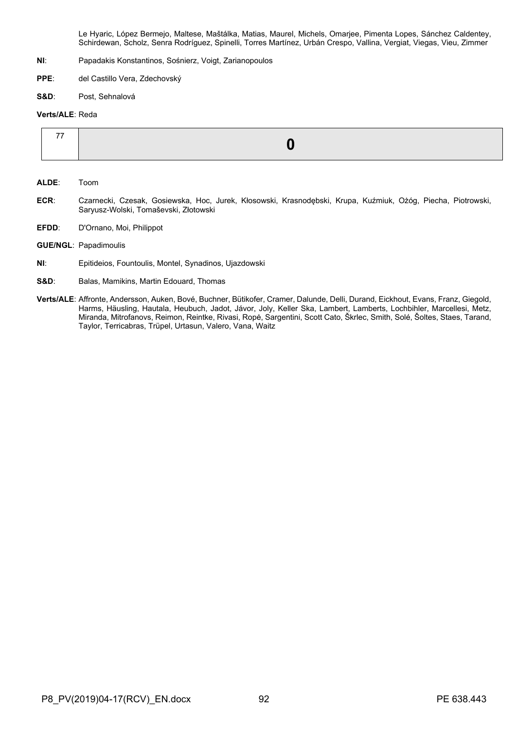Le Hyaric, López Bermejo, Maltese, Maštálka, Matias, Maurel, Michels, Omarjee, Pimenta Lopes, Sánchez Caldentey, Schirdewan, Scholz, Senra Rodríguez, Spinelli, Torres Martínez, Urbán Crespo, Vallina, Vergiat, Viegas, Vieu, Zimmer

**NI**: Papadakis Konstantinos, Sośnierz, Voigt, Zarianopoulos

**PPE**: del Castillo Vera, Zdechovský

**S&D**: Post, Sehnalová

**Verts/ALE**: Reda

| 77 | **0** |
|---|---|

**ALDE**: Toom

**ECR**: Czarnecki, Czesak, Gosiewska, Hoc, Jurek, Kłosowski, Krasnodębski, Krupa, Kuźmiuk, Ożóg, Piecha, Piotrowski, Saryusz-Wolski, Tomaševski, Złotowski

**EFDD**: D'Ornano, Moi, Philippot

**GUE/NGL**: Papadimoulis

**NI**: Epitideios, Fountoulis, Montel, Synadinos, Ujazdowski

**S&D**: Balas, Mamikins, Martin Edouard, Thomas

**Verts/ALE**: Affronte, Andersson, Auken, Bové, Buchner, Bütikofer, Cramer, Dalunde, Delli, Durand, Eickhout, Evans, Franz, Giegold, Harms, Häusling, Hautala, Heubuch, Jadot, Jávor, Joly, Keller Ska, Lambert, Lamberts, Lochbihler, Marcellesi, Metz, Miranda, Mitrofanovs, Reimon, Reintke, Rivasi, Ropė, Sargentini, Scott Cato, Škrlec, Smith, Solé, Šoltes, Staes, Tarand, Taylor, Terricabras, Trüpel, Urtasun, Valero, Vana, Waitz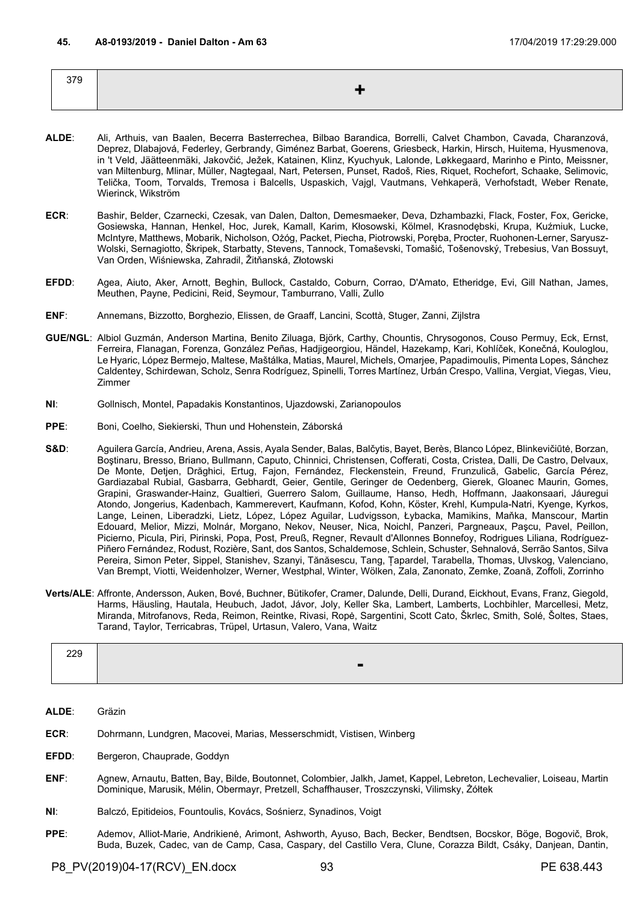**45. A8-0193/2019 - Daniel Dalton - Am 63** 17/04/2019 17:29:29.000

| 379 | + |
|---|---|

**ALDE**: Ali, Arthuis, van Baalen, Becerra Basterrechea, Bilbao Barandica, Borrelli, Calvet Chambon, Cavada, Charanzová, Deprez, Dlabajová, Federley, Gerbrandy, Giménez Barbat, Goerens, Griesbeck, Harkin, Hirsch, Huitema, Hyusmenova, in 't Veld, Jäätteenmäki, Jakovčić, Ježek, Katainen, Klinz, Kyuchyuk, Lalonde, Løkkegaard, Marinho e Pinto, Meissner, van Miltenburg, Mlinar, Müller, Nagtegaal, Nart, Petersen, Punset, Radoš, Ries, Riquet, Rochefort, Schaake, Selimovic, Telička, Toom, Torvalds, Tremosa i Balcells, Uspaskich, Vajgl, Vautmans, Vehkaperä, Verhofstadt, Weber Renate, Wierinck, Wikström

**ECR**: Bashir, Belder, Czarnecki, Czesak, van Dalen, Dalton, Demesmaeker, Deva, Dzhambazki, Flack, Foster, Fox, Gericke, Gosiewska, Hannan, Henkel, Hoc, Jurek, Kamall, Karim, Kłosowski, Kölmel, Krasnodębski, Krupa, Kuźmiuk, Lucke, McIntyre, Matthews, Mobarik, Nicholson, Ożóg, Packet, Piecha, Piotrowski, Poręba, Procter, Ruohonen-Lerner, Saryusz-Wolski, Sernagiotto, Škripek, Starbatty, Stevens, Tannock, Tomaševski, Tomašić, Tošenovský, Trebesius, Van Bossuyt, Van Orden, Wiśniewska, Zahradil, Žitňanská, Złotowski

**EFDD**: Agea, Aiuto, Aker, Arnott, Beghin, Bullock, Castaldo, Coburn, Corrao, D'Amato, Etheridge, Evi, Gill Nathan, James, Meuthen, Payne, Pedicini, Reid, Seymour, Tamburrano, Valli, Zullo

**ENF**: Annemans, Bizzotto, Borghezio, Elissen, de Graaff, Lancini, Scottà, Stuger, Zanni, Zijlstra

**GUE/NGL**: Albiol Guzmán, Anderson Martina, Benito Ziluaga, Björk, Carthy, Chountis, Chrysogonos, Couso Permuy, Eck, Ernst, Ferreira, Flanagan, Forenza, González Peñas, Hadjigeorgiou, Händel, Hazekamp, Kari, Kohlíček, Konečná, Kouloglou, Le Hyaric, López Bermejo, Maltese, Maštálka, Matias, Maurel, Michels, Omarjee, Papadimoulis, Pimenta Lopes, Sánchez Caldentey, Schirdewan, Scholz, Senra Rodríguez, Spinelli, Torres Martínez, Urbán Crespo, Vallina, Vergiat, Viegas, Vieu, Zimmer

**NI**: Gollnisch, Montel, Papadakis Konstantinos, Ujazdowski, Zarianopoulos

**PPE**: Boni, Coelho, Siekierski, Thun und Hohenstein, Záborská

**S&D**: Aguilera García, Andrieu, Arena, Assis, Ayala Sender, Balas, Balčytis, Bayet, Berès, Blanco López, Blinkevičiūtė, Borzan, Boştinaru, Bresso, Briano, Bullmann, Caputo, Chinnici, Christensen, Cofferati, Costa, Cristea, Dalli, De Castro, Delvaux, De Monte, Detjen, Drăghici, Ertug, Fajon, Fernández, Fleckenstein, Freund, Frunzulică, Gabelic, García Pérez, Gardiazabal Rubial, Gasbarra, Gebhardt, Geier, Gentile, Geringer de Oedenberg, Gierek, Gloanec Maurin, Gomes, Grapini, Graswander-Hainz, Gualtieri, Guerrero Salom, Guillaume, Hanso, Hedh, Hoffmann, Jaakonsaari, Jáuregui Atondo, Jongerius, Kadenbach, Kammerevert, Kaufmann, Kofod, Kohn, Köster, Krehl, Kumpula-Natri, Kyenge, Kyrkos, Lange, Leinen, Liberadzki, Lietz, López, López Aguilar, Ludvigsson, Łybacka, Mamikins, Maňka, Manscour, Martin Edouard, Melior, Mizzi, Molnár, Morgano, Nekov, Neuser, Nica, Noichl, Panzeri, Pargneaux, Paşcu, Pavel, Peillon, Picierno, Picula, Piri, Pirinski, Popa, Post, Preuß, Regner, Revault d'Allonnes Bonnefoy, Rodrigues Liliana, Rodríguez-Piñero Fernández, Rodust, Rozière, Sant, dos Santos, Schaldemose, Schlein, Schuster, Sehnalová, Serrão Santos, Silva Pereira, Simon Peter, Sippel, Stanishev, Szanyi, Tănăsescu, Tang, Ţapardel, Tarabella, Thomas, Ulvskog, Valenciano, Van Brempt, Viotti, Weidenholzer, Werner, Westphal, Winter, Wölken, Zala, Zanonato, Zemke, Zoană, Zoffoli, Zorrinho

**Verts/ALE**: Affronte, Andersson, Auken, Bové, Buchner, Bütikofer, Cramer, Dalunde, Delli, Durand, Eickhout, Evans, Franz, Giegold, Harms, Häusling, Hautala, Heubuch, Jadot, Jávor, Joly, Keller Ska, Lambert, Lamberts, Lochbihler, Marcellesi, Metz, Miranda, Mitrofanovs, Reda, Reimon, Reintke, Rivasi, Ropė, Sargentini, Scott Cato, Škrlec, Smith, Solé, Šoltes, Staes, Tarand, Taylor, Terricabras, Trüpel, Urtasun, Valero, Vana, Waitz

| 229 | - |
|---|---|

**ALDE**: Gräzin

**ECR**: Dohrmann, Lundgren, Macovei, Marias, Messerschmidt, Vistisen, Winberg

**EFDD**: Bergeron, Chauprade, Goddyn

**ENF**: Agnew, Arnautu, Batten, Bay, Bilde, Boutonnet, Colombier, Jalkh, Jamet, Kappel, Lebreton, Lechevalier, Loiseau, Martin Dominique, Marusik, Mélin, Obermayr, Pretzell, Schaffhauser, Troszczynski, Vilimsky, Żółtek

**NI**: Balczó, Epitideios, Fountoulis, Kovács, Sośnierz, Synadinos, Voigt

**PPE**: Ademov, Alliot-Marie, Andrikienė, Arimont, Ashworth, Ayuso, Bach, Becker, Bendtsen, Bocskor, Böge, Bogovič, Brok, Buda, Buzek, Cadec, van de Camp, Casa, Caspary, del Castillo Vera, Clune, Corazza Bildt, Csáky, Danjean, Dantin,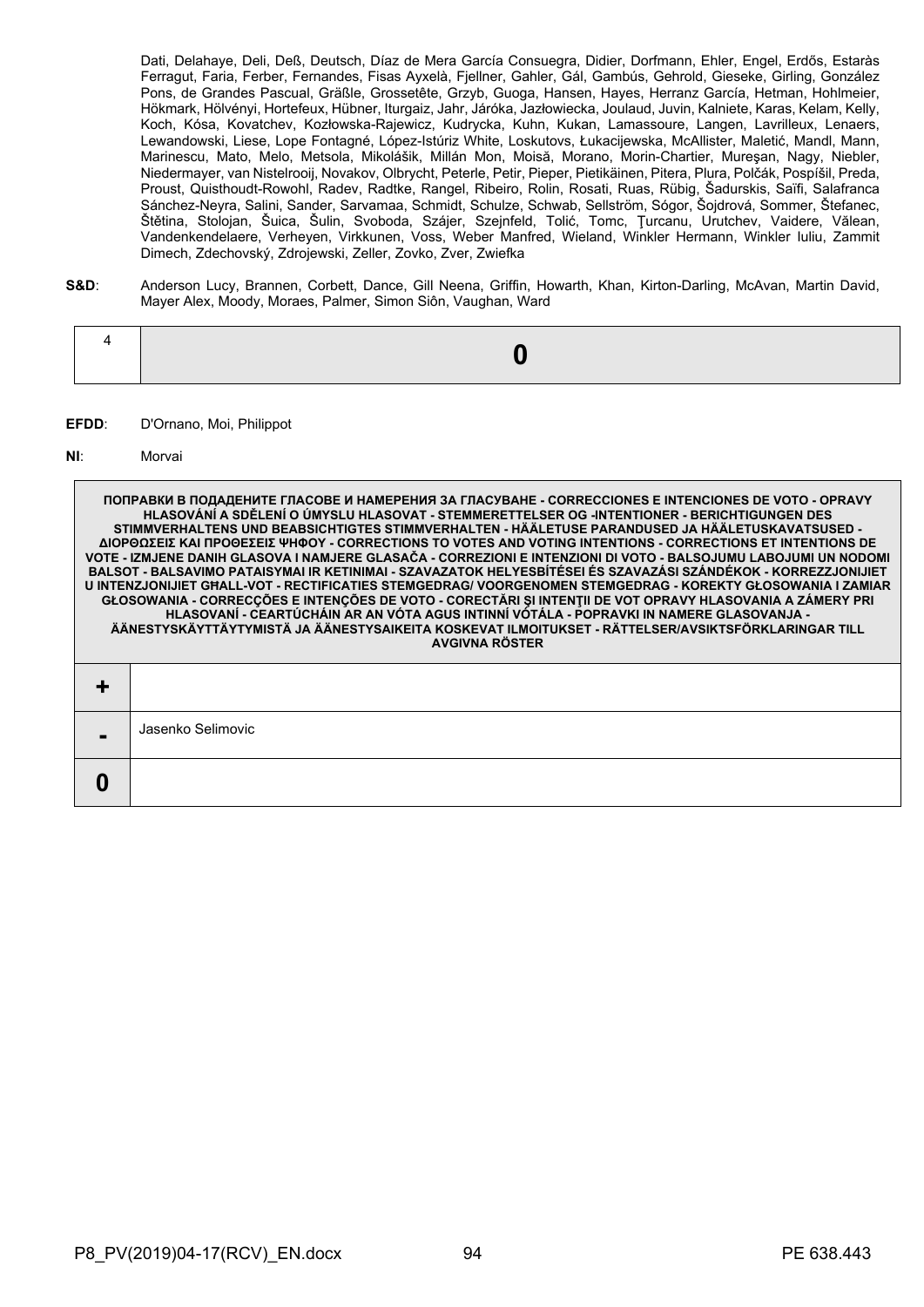Dati, Delahaye, Deli, Deß, Deutsch, Díaz de Mera García Consuegra, Didier, Dorfmann, Ehler, Engel, Erdős, Estaràs Ferragut, Faria, Ferber, Fernandes, Fisas Ayxelà, Fjellner, Gahler, Gál, Gambús, Gehrold, Gieseke, Girling, González Pons, de Grandes Pascual, Gräßle, Grossetête, Grzyb, Guoga, Hansen, Hayes, Herranz García, Hetman, Hohlmeier, Hökmark, Hölvényi, Hortefeux, Hübner, Iturgaiz, Jahr, Járóka, Jazłowiecka, Joulaud, Juvin, Kalniete, Karas, Kelam, Kelly, Koch, Kósa, Kovatchev, Kozłowska-Rajewicz, Kudrycka, Kuhn, Kukan, Lamassoure, Langen, Lavrilleux, Lenaers, Lewandowski, Liese, Lope Fontagné, López-Istúriz White, Loskutovs, Łukacijewska, McAllister, Maletić, Mandl, Mann, Marinescu, Mato, Melo, Metsola, Mikolášik, Millán Mon, Moisă, Morano, Morin-Chartier, Mureşan, Nagy, Niebler, Niedermayer, van Nistelrooij, Novakov, Olbrycht, Peterle, Petir, Pieper, Pietikäinen, Pitera, Plura, Polčák, Pospíšil, Preda, Proust, Quisthoudt-Rowohl, Radev, Radtke, Rangel, Ribeiro, Rolin, Rosati, Ruas, Rübig, Šadurskis, Saïfi, Salafranca Sánchez-Neyra, Salini, Sander, Sarvamaa, Schmidt, Schulze, Schwab, Sellström, Sógor, Šojdrová, Sommer, Štefanec, Štětina, Stolojan, Šuica, Šulin, Svoboda, Szájer, Szejnfeld, Tolić, Tomc, Ţurcanu, Urutchev, Vaidere, Vălean, Vandenkendelaere, Verheyen, Virkkunen, Voss, Weber Manfred, Wieland, Winkler Hermann, Winkler Iuliu, Zammit Dimech, Zdechovský, Zdrojewski, Zeller, Zovko, Zver, Zwiefka

**S&D**: Anderson Lucy, Brannen, Corbett, Dance, Gill Neena, Griffin, Howarth, Khan, Kirton-Darling, McAvan, Martin David, Mayer Alex, Moody, Moraes, Palmer, Simon Siôn, Vaughan, Ward

| 4 | **0** |
|---|---|

**EFDD**: D'Ornano, Moi, Philippot

**NI**: Morvai

| ПОПРАВКИ В ПОДАДЕНИТЕ ГЛАСОВЕ И НАМЕРЕНИЯ ЗА ГЛАСУВАНЕ - CORRECCIONES E INTENCIONES DE VOTO - OPRAVY HLASOVÁNÍ A SDĚLENÍ O ÚMYSLU HLASOVAT - STEMMERETTELSER OG -INTENTIONER - BERICHTIGUNGEN DES STIMMVERHALTENS UND BEABSICHTIGTES STIMMVERHALTEN - HÄÄLETUSE PARANDUSED JA HÄÄLETUSKAVATSUSED - ΔΙΟΡΘΩΣΕΙΣ ΚΑΙ ΠΡΟΘΕΣΕΙΣ ΨΗΦΟΥ - CORRECTIONS TO VOTES AND VOTING INTENTIONS - CORRECTIONS ET INTENTIONS DE VOTE - IZMJENE DANIH GLASOVA I NAMJERE GLASAČA - CORREZIONI E INTENZIONI DI VOTO - BALSOJUMU LABOJUMI UN NODOMI BALSOT - BALSAVIMO PATAISYMAI IR KETINIMAI - SZAVAZATOK HELYESBÍTÉSEI ÉS SZAVAZÁSI SZÁNDÉKOK - KORREZZJONIJIET U INTENZJONIJIET GĦALL-VOT - RECTIFICATIES STEMGEDRAG/ VOORGENOMEN STEMGEDRAG - KOREKTY GŁOSOWANIA I ZAMIAR GŁOSOWANIA - CORRECÇÕES E INTENÇÕES DE VOTO - CORECTĂRI ŞI INTENŢII DE VOT OPRAVY HLASOVANIA A ZÁMERY PRI HLASOVANÍ - CEARTÚCHÁIN AR AN VÓTA AGUS INTINNÍ VÓTÁLA - POPRAVKI IN NAMERE GLASOVANJA - ÄÄNESTYSKÄYTTÄYTYMISTÄ JA ÄÄNESTYSAIKEITA KOSKEVAT ILMOITUKSET - RÄTTELSER/AVSIKTSFÖRKLARINGAR TILL AVGIVNA RÖSTER | |
|---|---|
| **+** | |
| **-** | Jasenko Selimovic |
| **0** | |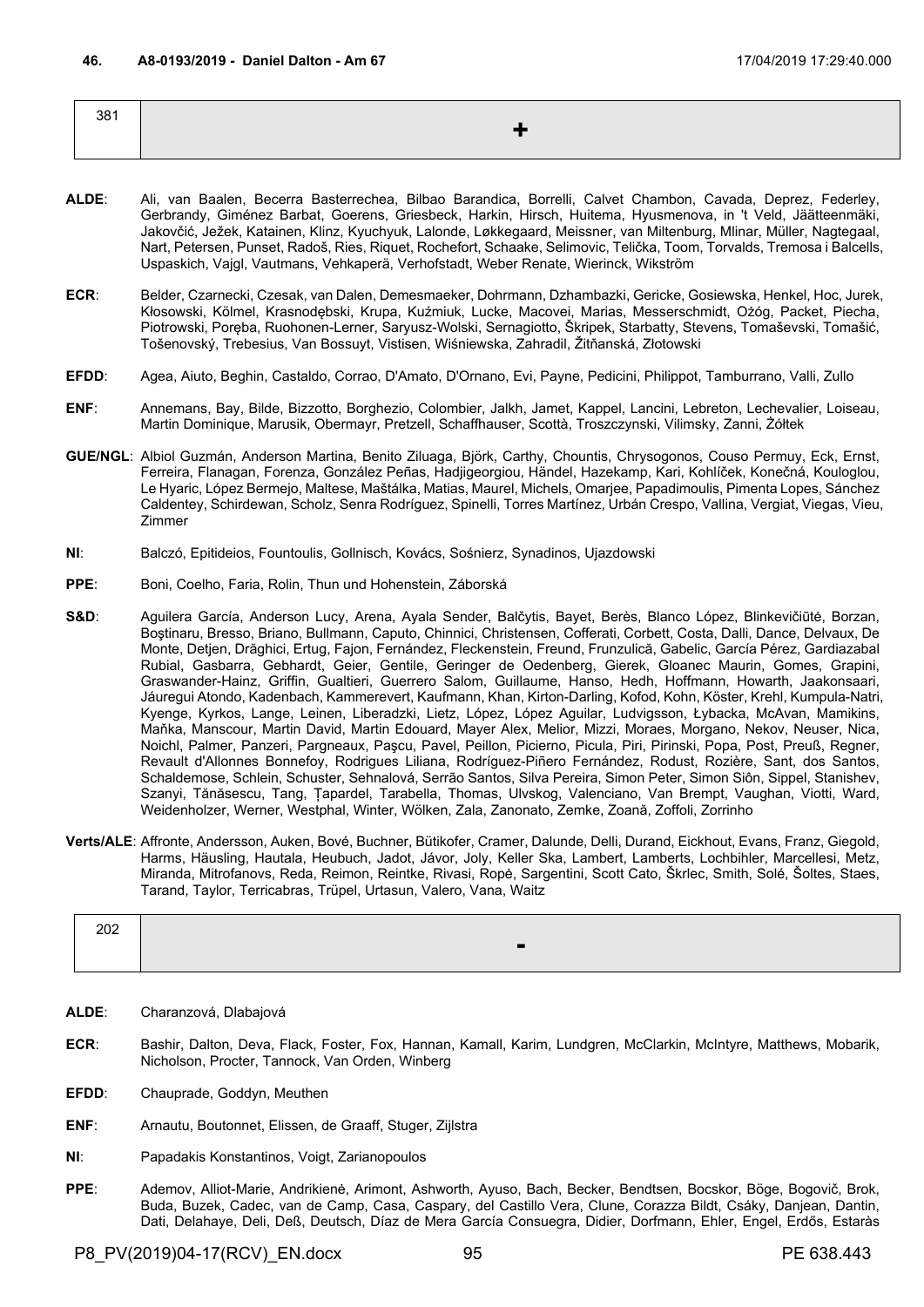**46. A8-0193/2019 - Daniel Dalton - Am 67** 17/04/2019 17:29:40.000

| 381 | + |
|---|---|

**ALDE**: Ali, van Baalen, Becerra Basterrechea, Bilbao Barandica, Borrelli, Calvet Chambon, Cavada, Deprez, Federley, Gerbrandy, Giménez Barbat, Goerens, Griesbeck, Harkin, Hirsch, Huitema, Hyusmenova, in 't Veld, Jäätteenmäki, Jakovčić, Ježek, Katainen, Klinz, Kyuchyuk, Lalonde, Løkkegaard, Meissner, van Miltenburg, Mlinar, Müller, Nagtegaal, Nart, Petersen, Punset, Radoš, Ries, Riquet, Rochefort, Schaake, Selimovic, Telička, Toom, Torvalds, Tremosa i Balcells, Uspaskich, Vajgl, Vautmans, Vehkaperä, Verhofstadt, Weber Renate, Wierinck, Wikström

**ECR**: Belder, Czarnecki, Czesak, van Dalen, Demesmaeker, Dohrmann, Dzhambazki, Gericke, Gosiewska, Henkel, Hoc, Jurek, Kłosowski, Kölmel, Krasnodębski, Krupa, Kuźmiuk, Lucke, Macovei, Marias, Messerschmidt, Ożóg, Packet, Piecha, Piotrowski, Poręba, Ruohonen-Lerner, Saryusz-Wolski, Sernagiotto, Škripek, Starbatty, Stevens, Tomaševski, Tomašić, Tošenovský, Trebesius, Van Bossuyt, Vistisen, Wiśniewska, Zahradil, Žitňanská, Złotowski

**EFDD**: Agea, Aiuto, Beghin, Castaldo, Corrao, D'Amato, D'Ornano, Evi, Payne, Pedicini, Philippot, Tamburrano, Valli, Zullo

**ENF**: Annemans, Bay, Bilde, Bizzotto, Borghezio, Colombier, Jalkh, Jamet, Kappel, Lancini, Lebreton, Lechevalier, Loiseau, Martin Dominique, Marusik, Obermayr, Pretzell, Schaffhauser, Scottà, Troszczynski, Vilimsky, Zanni, Żółtek

**GUE/NGL**: Albiol Guzmán, Anderson Martina, Benito Ziluaga, Björk, Carthy, Chountis, Chrysogonos, Couso Permuy, Eck, Ernst, Ferreira, Flanagan, Forenza, González Peñas, Hadjigeorgiou, Händel, Hazekamp, Kari, Kohlíček, Konečná, Kouloglou, Le Hyaric, López Bermejo, Maltese, Maštálka, Matias, Maurel, Michels, Omarjee, Papadimoulis, Pimenta Lopes, Sánchez Caldentey, Schirdewan, Scholz, Senra Rodríguez, Spinelli, Torres Martínez, Urbán Crespo, Vallina, Vergiat, Viegas, Vieu, Zimmer

**NI**: Balczó, Epitideios, Fountoulis, Gollnisch, Kovács, Sośnierz, Synadinos, Ujazdowski

**PPE**: Boni, Coelho, Faria, Rolin, Thun und Hohenstein, Záborská

**S&D**: Aguilera García, Anderson Lucy, Arena, Ayala Sender, Balčytis, Bayet, Berès, Blanco López, Blinkevičiūtė, Borzan, Boştinaru, Bresso, Briano, Bullmann, Caputo, Chinnici, Christensen, Cofferati, Corbett, Costa, Dalli, Dance, Delvaux, De Monte, Detjen, Drăghici, Ertug, Fajon, Fernández, Fleckenstein, Freund, Frunzulică, Gabelic, García Pérez, Gardiazabal Rubial, Gasbarra, Gebhardt, Geier, Gentile, Geringer de Oedenberg, Gierek, Gloanec Maurin, Gomes, Grapini, Graswander-Hainz, Griffin, Gualtieri, Guerrero Salom, Guillaume, Hanso, Hedh, Hoffmann, Howarth, Jaakonsaari, Jáuregui Atondo, Kadenbach, Kammerevert, Kaufmann, Khan, Kirton-Darling, Kofod, Kohn, Köster, Krehl, Kumpula-Natri, Kyenge, Kyrkos, Lange, Leinen, Liberadzki, Lietz, López, López Aguilar, Ludvigsson, Łybacka, McAvan, Mamikins, Maňka, Manscour, Martin David, Martin Edouard, Mayer Alex, Melior, Mizzi, Moraes, Morgano, Nekov, Neuser, Nica, Noichl, Palmer, Panzeri, Pargneaux, Paşcu, Pavel, Peillon, Picierno, Picula, Piri, Pirinski, Popa, Post, Preuß, Regner, Revault d'Allonnes Bonnefoy, Rodrigues Liliana, Rodríguez-Piñero Fernández, Rodust, Rozière, Sant, dos Santos, Schaldemose, Schlein, Schuster, Sehnalová, Serrão Santos, Silva Pereira, Simon Peter, Simon Siôn, Sippel, Stanishev, Szanyi, Tănăsescu, Tang, Ţapardel, Tarabella, Thomas, Ulvskog, Valenciano, Van Brempt, Vaughan, Viotti, Ward, Weidenholzer, Werner, Westphal, Winter, Wölken, Zala, Zanonato, Zemke, Zoană, Zoffoli, Zorrinho

**Verts/ALE**: Affronte, Andersson, Auken, Bové, Buchner, Bütikofer, Cramer, Dalunde, Delli, Durand, Eickhout, Evans, Franz, Giegold, Harms, Häusling, Hautala, Heubuch, Jadot, Jávor, Joly, Keller Ska, Lambert, Lamberts, Lochbihler, Marcellesi, Metz, Miranda, Mitrofanovs, Reda, Reimon, Reintke, Rivasi, Ropė, Sargentini, Scott Cato, Škrlec, Smith, Solé, Šoltes, Staes, Tarand, Taylor, Terricabras, Trüpel, Urtasun, Valero, Vana, Waitz

| 202 | - |
|---|---|

**ALDE**: Charanzová, Dlabajová

**ECR**: Bashir, Dalton, Deva, Flack, Foster, Fox, Hannan, Kamall, Karim, Lundgren, McClarkin, McIntyre, Matthews, Mobarik, Nicholson, Procter, Tannock, Van Orden, Winberg

**EFDD**: Chauprade, Goddyn, Meuthen

**ENF**: Arnautu, Boutonnet, Elissen, de Graaff, Stuger, Zijlstra

**NI**: Papadakis Konstantinos, Voigt, Zarianopoulos

**PPE**: Ademov, Alliot-Marie, Andrikienė, Arimont, Ashworth, Ayuso, Bach, Becker, Bendtsen, Bocskor, Böge, Bogovič, Brok, Buda, Buzek, Cadec, van de Camp, Casa, Caspary, del Castillo Vera, Clune, Corazza Bildt, Csáky, Danjean, Dantin, Dati, Delahaye, Deli, Deß, Deutsch, Díaz de Mera García Consuegra, Didier, Dorfmann, Ehler, Engel, Erdős, Estaràs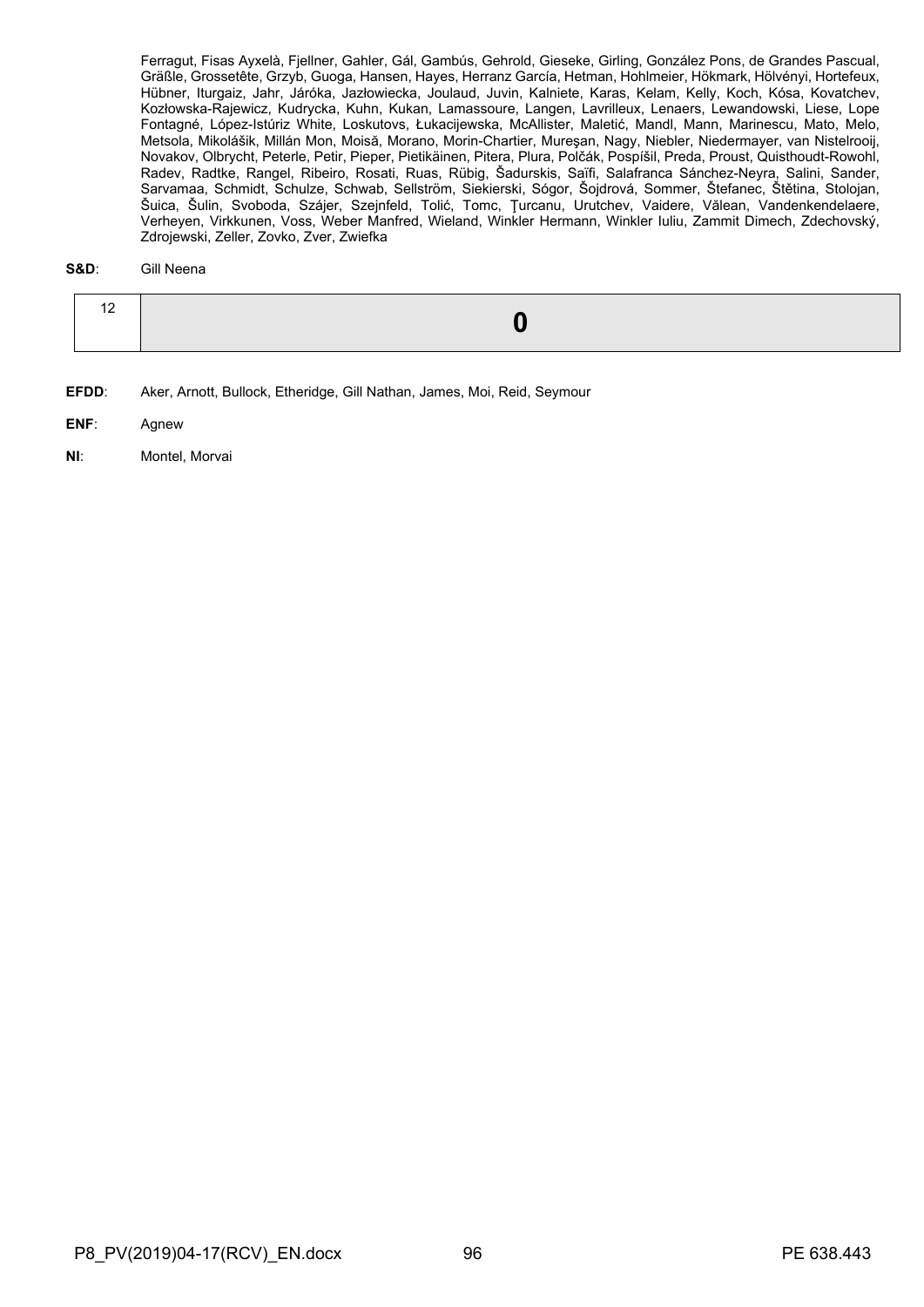Ferragut, Fisas Ayxelà, Fjellner, Gahler, Gál, Gambús, Gehrold, Gieseke, Girling, González Pons, de Grandes Pascual, Gräßle, Grossetête, Grzyb, Guoga, Hansen, Hayes, Herranz García, Hetman, Hohlmeier, Hökmark, Hölvényi, Hortefeux, Hübner, Iturgaiz, Jahr, Járóka, Jazłowiecka, Joulaud, Juvin, Kalniete, Karas, Kelam, Kelly, Koch, Kósa, Kovatchev, Kozłowska-Rajewicz, Kudrycka, Kuhn, Kukan, Lamassoure, Langen, Lavrilleux, Lenaers, Lewandowski, Liese, Lope Fontagné, López-Istúriz White, Loskutovs, Łukacijewska, McAllister, Maletić, Mandl, Mann, Marinescu, Mato, Melo, Metsola, Mikolášik, Millán Mon, Moisă, Morano, Morin-Chartier, Mureşan, Nagy, Niebler, Niedermayer, van Nistelrooij, Novakov, Olbrycht, Peterle, Petir, Pieper, Pietikäinen, Pitera, Plura, Polčák, Pospíšil, Preda, Proust, Quisthoudt-Rowohl, Radev, Radtke, Rangel, Ribeiro, Rosati, Ruas, Rübig, Šadurskis, Saïfi, Salafranca Sánchez-Neyra, Salini, Sander, Sarvamaa, Schmidt, Schulze, Schwab, Sellström, Siekierski, Sógor, Šojdrová, Sommer, Štefanec, Štětina, Stolojan, Šuica, Šulin, Svoboda, Szájer, Szejnfeld, Tolić, Tomc, Ţurcanu, Urutchev, Vaidere, Vălean, Vandenkendelaere, Verheyen, Virkkunen, Voss, Weber Manfred, Wieland, Winkler Hermann, Winkler Iuliu, Zammit Dimech, Zdechovský, Zdrojewski, Zeller, Zovko, Zver, Zwiefka

**S&D**: Gill Neena

| 12 | **0** |
|---|---|

**EFDD**: Aker, Arnott, Bullock, Etheridge, Gill Nathan, James, Moi, Reid, Seymour

**ENF**: Agnew

**NI**: Montel, Morvai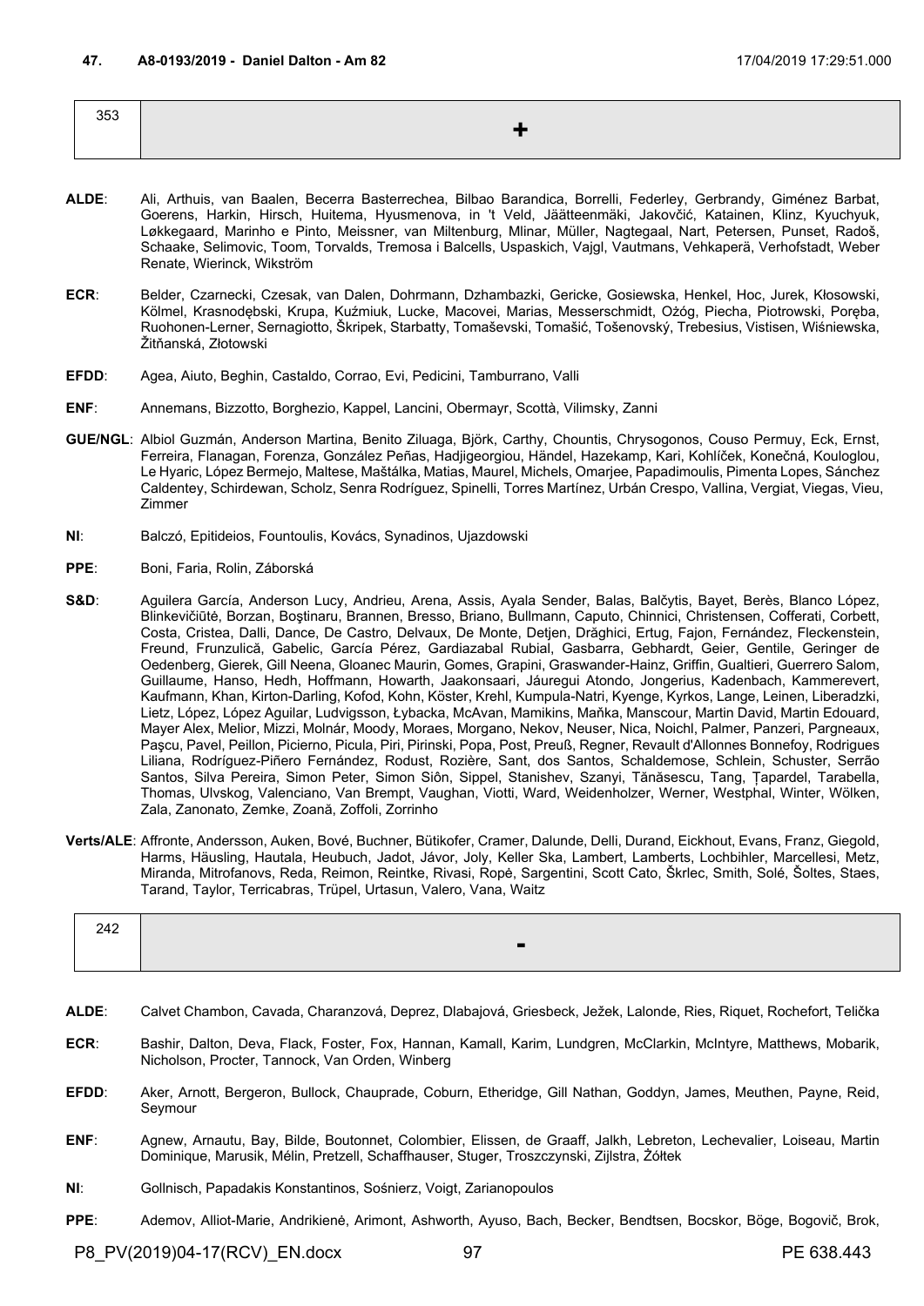**47. A8-0193/2019 - Daniel Dalton - Am 82** 17/04/2019 17:29:51.000

| 353 | + |
|---|---|

**ALDE**: Ali, Arthuis, van Baalen, Becerra Basterrechea, Bilbao Barandica, Borrelli, Federley, Gerbrandy, Giménez Barbat, Goerens, Harkin, Hirsch, Huitema, Hyusmenova, in 't Veld, Jäätteenmäki, Jakovčić, Katainen, Klinz, Kyuchyuk, Løkkegaard, Marinho e Pinto, Meissner, van Miltenburg, Mlinar, Müller, Nagtegaal, Nart, Petersen, Punset, Radoš, Schaake, Selimovic, Toom, Torvalds, Tremosa i Balcells, Uspaskich, Vajgl, Vautmans, Vehkaperä, Verhofstadt, Weber Renate, Wierinck, Wikström

**ECR**: Belder, Czarnecki, Czesak, van Dalen, Dohrmann, Dzhambazki, Gericke, Gosiewska, Henkel, Hoc, Jurek, Kłosowski, Kölmel, Krasnodębski, Krupa, Kuźmiuk, Lucke, Macovei, Marias, Messerschmidt, Ożóg, Piecha, Piotrowski, Poręba, Ruohonen-Lerner, Sernagiotto, Škripek, Starbatty, Tomaševski, Tomašić, Tošenovský, Trebesius, Vistisen, Wiśniewska, Žitňanská, Złotowski

**EFDD**: Agea, Aiuto, Beghin, Castaldo, Corrao, Evi, Pedicini, Tamburrano, Valli

**ENF**: Annemans, Bizzotto, Borghezio, Kappel, Lancini, Obermayr, Scottà, Vilimsky, Zanni

**GUE/NGL**: Albiol Guzmán, Anderson Martina, Benito Ziluaga, Björk, Carthy, Chountis, Chrysogonos, Couso Permuy, Eck, Ernst, Ferreira, Flanagan, Forenza, González Peñas, Hadjigeorgiou, Händel, Hazekamp, Kari, Kohlíček, Konečná, Kouloglou, Le Hyaric, López Bermejo, Maltese, Maštálka, Matias, Maurel, Michels, Omarjee, Papadimoulis, Pimenta Lopes, Sánchez Caldentey, Schirdewan, Scholz, Senra Rodríguez, Spinelli, Torres Martínez, Urbán Crespo, Vallina, Vergiat, Viegas, Vieu, Zimmer

**NI**: Balczó, Epitideios, Fountoulis, Kovács, Synadinos, Ujazdowski

**PPE**: Boni, Faria, Rolin, Záborská

**S&D**: Aguilera García, Anderson Lucy, Andrieu, Arena, Assis, Ayala Sender, Balas, Balčytis, Bayet, Berès, Blanco López, Blinkevičiūtė, Borzan, Boştinaru, Brannen, Bresso, Briano, Bullmann, Caputo, Chinnici, Christensen, Cofferati, Corbett, Costa, Cristea, Dalli, Dance, De Castro, Delvaux, De Monte, Detjen, Drăghici, Ertug, Fajon, Fernández, Fleckenstein, Freund, Frunzulică, Gabelic, García Pérez, Gardiazabal Rubial, Gasbarra, Gebhardt, Geier, Gentile, Geringer de Oedenberg, Gierek, Gill Neena, Gloanec Maurin, Gomes, Grapini, Graswander-Hainz, Griffin, Gualtieri, Guerrero Salom, Guillaume, Hanso, Hedh, Hoffmann, Howarth, Jaakonsaari, Jáuregui Atondo, Jongerius, Kadenbach, Kammerevert, Kaufmann, Khan, Kirton-Darling, Kofod, Kohn, Köster, Krehl, Kumpula-Natri, Kyenge, Kyrkos, Lange, Leinen, Liberadzki, Lietz, López, López Aguilar, Ludvigsson, Łybacka, McAvan, Mamikins, Maňka, Manscour, Martin David, Martin Edouard, Mayer Alex, Melior, Mizzi, Molnár, Moody, Moraes, Morgano, Nekov, Neuser, Nica, Noichl, Palmer, Panzeri, Pargneaux, Paşcu, Pavel, Peillon, Picierno, Picula, Piri, Pirinski, Popa, Post, Preuß, Regner, Revault d'Allonnes Bonnefoy, Rodrigues Liliana, Rodríguez-Piñero Fernández, Rodust, Rozière, Sant, dos Santos, Schaldemose, Schlein, Schuster, Serrão Santos, Silva Pereira, Simon Peter, Simon Siôn, Sippel, Stanishev, Szanyi, Tănăsescu, Tang, Ţapardel, Tarabella, Thomas, Ulvskog, Valenciano, Van Brempt, Vaughan, Viotti, Ward, Weidenholzer, Werner, Westphal, Winter, Wölken, Zala, Zanonato, Zemke, Zoană, Zoffoli, Zorrinho

**Verts/ALE**: Affronte, Andersson, Auken, Bové, Buchner, Bütikofer, Cramer, Dalunde, Delli, Durand, Eickhout, Evans, Franz, Giegold, Harms, Häusling, Hautala, Heubuch, Jadot, Jávor, Joly, Keller Ska, Lambert, Lamberts, Lochbihler, Marcellesi, Metz, Miranda, Mitrofanovs, Reda, Reimon, Reintke, Rivasi, Ropė, Sargentini, Scott Cato, Škrlec, Smith, Solé, Šoltes, Staes, Tarand, Taylor, Terricabras, Trüpel, Urtasun, Valero, Vana, Waitz

| 242 | - |
|---|---|

**ALDE**: Calvet Chambon, Cavada, Charanzová, Deprez, Dlabajová, Griesbeck, Ježek, Lalonde, Ries, Riquet, Rochefort, Telička

**ECR**: Bashir, Dalton, Deva, Flack, Foster, Fox, Hannan, Kamall, Karim, Lundgren, McClarkin, McIntyre, Matthews, Mobarik, Nicholson, Procter, Tannock, Van Orden, Winberg

**EFDD**: Aker, Arnott, Bergeron, Bullock, Chauprade, Coburn, Etheridge, Gill Nathan, Goddyn, James, Meuthen, Payne, Reid, Seymour

**ENF**: Agnew, Arnautu, Bay, Bilde, Boutonnet, Colombier, Elissen, de Graaff, Jalkh, Lebreton, Lechevalier, Loiseau, Martin Dominique, Marusik, Mélin, Pretzell, Schaffhauser, Stuger, Troszczynski, Zijlstra, Żółtek

**NI**: Gollnisch, Papadakis Konstantinos, Sośnierz, Voigt, Zarianopoulos

**PPE**: Ademov, Alliot-Marie, Andrikienė, Arimont, Ashworth, Ayuso, Bach, Becker, Bendtsen, Bocskor, Böge, Bogovič, Brok,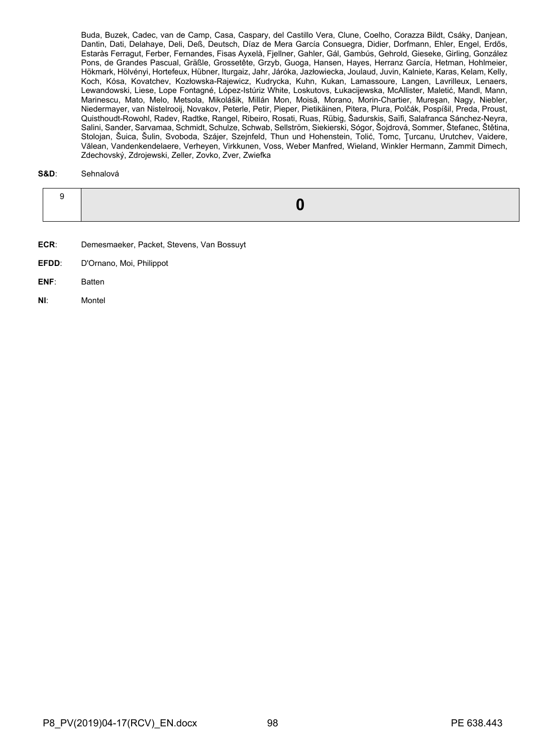Buda, Buzek, Cadec, van de Camp, Casa, Caspary, del Castillo Vera, Clune, Coelho, Corazza Bildt, Csáky, Danjean, Dantin, Dati, Delahaye, Deli, Deß, Deutsch, Díaz de Mera García Consuegra, Didier, Dorfmann, Ehler, Engel, Erdős, Estaràs Ferragut, Ferber, Fernandes, Fisas Ayxelà, Fjellner, Gahler, Gál, Gambús, Gehrold, Gieseke, Girling, González Pons, de Grandes Pascual, Gräßle, Grossetête, Grzyb, Guoga, Hansen, Hayes, Herranz García, Hetman, Hohlmeier, Hökmark, Hölvényi, Hortefeux, Hübner, Iturgaiz, Jahr, Járóka, Jazłowiecka, Joulaud, Juvin, Kalniete, Karas, Kelam, Kelly, Koch, Kósa, Kovatchev, Kozłowska-Rajewicz, Kudrycka, Kuhn, Kukan, Lamassoure, Langen, Lavrilleux, Lenaers, Lewandowski, Liese, Lope Fontagné, López-Istúriz White, Loskutovs, Łukacijewska, McAllister, Maletić, Mandl, Mann, Marinescu, Mato, Melo, Metsola, Mikolášik, Millán Mon, Moisă, Morano, Morin-Chartier, Mureşan, Nagy, Niebler, Niedermayer, van Nistelrooij, Novakov, Peterle, Petir, Pieper, Pietikäinen, Pitera, Plura, Polčák, Pospíšil, Preda, Proust, Quisthoudt-Rowohl, Radev, Radtke, Rangel, Ribeiro, Rosati, Ruas, Rübig, Šadurskis, Saïfi, Salafranca Sánchez-Neyra, Salini, Sander, Sarvamaa, Schmidt, Schulze, Schwab, Sellström, Siekierski, Sógor, Šojdrová, Sommer, Štefanec, Štětina, Stolojan, Šuica, Šulin, Svoboda, Szájer, Szejnfeld, Thun und Hohenstein, Tolić, Tomc, Ţurcanu, Urutchev, Vaidere, Vălean, Vandenkendelaere, Verheyen, Virkkunen, Voss, Weber Manfred, Wieland, Winkler Hermann, Zammit Dimech, Zdechovský, Zdrojewski, Zeller, Zovko, Zver, Zwiefka

**S&D**: Sehnalová

| 9 | **0** |
|---|---|

**ECR**: Demesmaeker, Packet, Stevens, Van Bossuyt

**EFDD**: D'Ornano, Moi, Philippot

**ENF**: Batten

**NI**: Montel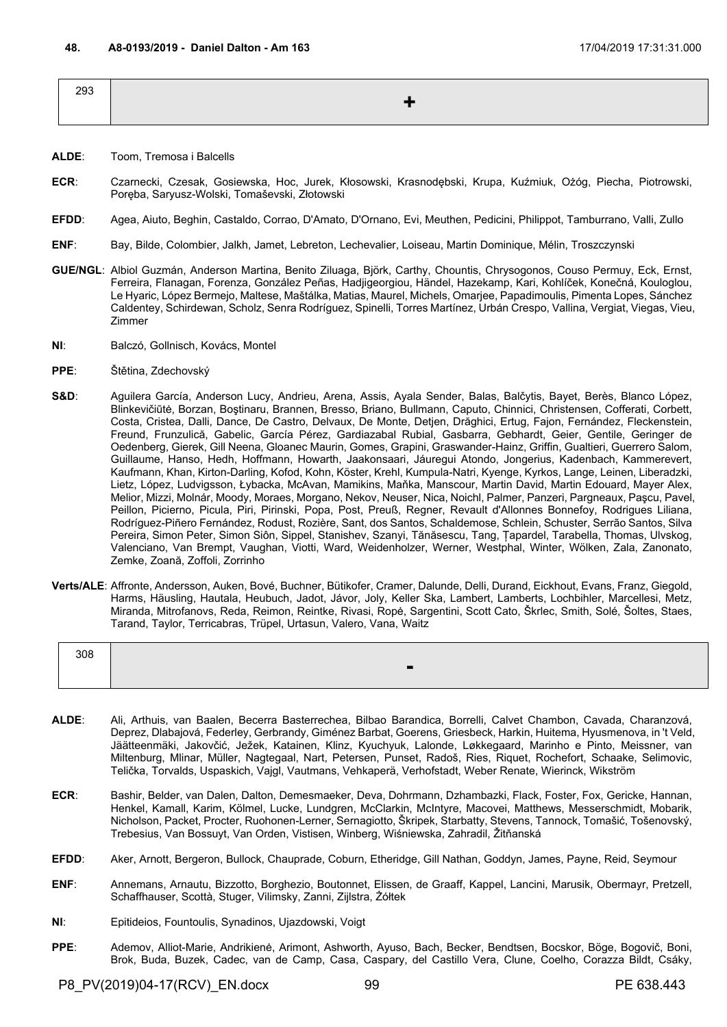**48. A8-0193/2019 - Daniel Dalton - Am 163** 17/04/2019 17:31:31.000

| 293 | + |
|---|---|

**ALDE**: Toom, Tremosa i Balcells

**ECR**: Czarnecki, Czesak, Gosiewska, Hoc, Jurek, Kłosowski, Krasnodębski, Krupa, Kuźmiuk, Ożóg, Piecha, Piotrowski, Poręba, Saryusz-Wolski, Tomaševski, Złotowski

**EFDD**: Agea, Aiuto, Beghin, Castaldo, Corrao, D'Amato, D'Ornano, Evi, Meuthen, Pedicini, Philippot, Tamburrano, Valli, Zullo

**ENF**: Bay, Bilde, Colombier, Jalkh, Jamet, Lebreton, Lechevalier, Loiseau, Martin Dominique, Mélin, Troszczynski

**GUE/NGL**: Albiol Guzmán, Anderson Martina, Benito Ziluaga, Björk, Carthy, Chountis, Chrysogonos, Couso Permuy, Eck, Ernst, Ferreira, Flanagan, Forenza, González Peñas, Hadjigeorgiou, Händel, Hazekamp, Kari, Kohlíček, Konečná, Kouloglou, Le Hyaric, López Bermejo, Maltese, Maštálka, Matias, Maurel, Michels, Omarjee, Papadimoulis, Pimenta Lopes, Sánchez Caldentey, Schirdewan, Scholz, Senra Rodríguez, Spinelli, Torres Martínez, Urbán Crespo, Vallina, Vergiat, Viegas, Vieu, Zimmer

**NI**: Balczó, Gollnisch, Kovács, Montel

**PPE**: Štětina, Zdechovský

**S&D**: Aguilera García, Anderson Lucy, Andrieu, Arena, Assis, Ayala Sender, Balas, Balčytis, Bayet, Berès, Blanco López, Blinkevičiūtė, Borzan, Boştinaru, Brannen, Bresso, Briano, Bullmann, Caputo, Chinnici, Christensen, Cofferati, Corbett, Costa, Cristea, Dalli, Dance, De Castro, Delvaux, De Monte, Detjen, Drăghici, Ertug, Fajon, Fernández, Fleckenstein, Freund, Frunzulică, Gabelic, García Pérez, Gardiazabal Rubial, Gasbarra, Gebhardt, Geier, Gentile, Geringer de Oedenberg, Gierek, Gill Neena, Gloanec Maurin, Gomes, Grapini, Graswander-Hainz, Griffin, Gualtieri, Guerrero Salom, Guillaume, Hanso, Hedh, Hoffmann, Howarth, Jaakonsaari, Jáuregui Atondo, Jongerius, Kadenbach, Kammerevert, Kaufmann, Khan, Kirton-Darling, Kofod, Kohn, Köster, Krehl, Kumpula-Natri, Kyenge, Kyrkos, Lange, Leinen, Liberadzki, Lietz, López, Ludvigsson, Łybacka, McAvan, Mamikins, Maňka, Manscour, Martin David, Martin Edouard, Mayer Alex, Melior, Mizzi, Molnár, Moody, Moraes, Morgano, Nekov, Neuser, Nica, Noichl, Palmer, Panzeri, Pargneaux, Paşcu, Pavel, Peillon, Picierno, Picula, Piri, Pirinski, Popa, Post, Preuß, Regner, Revault d'Allonnes Bonnefoy, Rodrigues Liliana, Rodríguez-Piñero Fernández, Rodust, Rozière, Sant, dos Santos, Schaldemose, Schlein, Schuster, Serrão Santos, Silva Pereira, Simon Peter, Simon Siôn, Sippel, Stanishev, Szanyi, Tănăsescu, Tang, Ţapardel, Tarabella, Thomas, Ulvskog, Valenciano, Van Brempt, Vaughan, Viotti, Ward, Weidenholzer, Werner, Westphal, Winter, Wölken, Zala, Zanonato, Zemke, Zoană, Zoffoli, Zorrinho

**Verts/ALE**: Affronte, Andersson, Auken, Bové, Buchner, Bütikofer, Cramer, Dalunde, Delli, Durand, Eickhout, Evans, Franz, Giegold, Harms, Häusling, Hautala, Heubuch, Jadot, Jávor, Joly, Keller Ska, Lambert, Lamberts, Lochbihler, Marcellesi, Metz, Miranda, Mitrofanovs, Reda, Reimon, Reintke, Rivasi, Ropė, Sargentini, Scott Cato, Škrlec, Smith, Solé, Šoltes, Staes, Tarand, Taylor, Terricabras, Trüpel, Urtasun, Valero, Vana, Waitz

| 308 | - |
|---|---|

**ALDE**: Ali, Arthuis, van Baalen, Becerra Basterrechea, Bilbao Barandica, Borrelli, Calvet Chambon, Cavada, Charanzová, Deprez, Dlabajová, Federley, Gerbrandy, Giménez Barbat, Goerens, Griesbeck, Harkin, Huitema, Hyusmenova, in 't Veld, Jäätteenmäki, Jakovčić, Ježek, Katainen, Klinz, Kyuchyuk, Lalonde, Løkkegaard, Marinho e Pinto, Meissner, van Miltenburg, Mlinar, Müller, Nagtegaal, Nart, Petersen, Punset, Radoš, Ries, Riquet, Rochefort, Schaake, Selimovic, Telička, Torvalds, Uspaskich, Vajgl, Vautmans, Vehkaperä, Verhofstadt, Weber Renate, Wierinck, Wikström

**ECR**: Bashir, Belder, van Dalen, Dalton, Demesmaeker, Deva, Dohrmann, Dzhambazki, Flack, Foster, Fox, Gericke, Hannan, Henkel, Kamall, Karim, Kölmel, Lucke, Lundgren, McClarkin, McIntyre, Macovei, Matthews, Messerschmidt, Mobarik, Nicholson, Packet, Procter, Ruohonen-Lerner, Sernagiotto, Škripek, Starbatty, Stevens, Tannock, Tomašić, Tošenovský, Trebesius, Van Bossuyt, Van Orden, Vistisen, Winberg, Wiśniewska, Zahradil, Žitňanská

**EFDD**: Aker, Arnott, Bergeron, Bullock, Chauprade, Coburn, Etheridge, Gill Nathan, Goddyn, James, Payne, Reid, Seymour

**ENF**: Annemans, Arnautu, Bizzotto, Borghezio, Boutonnet, Elissen, de Graaff, Kappel, Lancini, Marusik, Obermayr, Pretzell, Schaffhauser, Scottà, Stuger, Vilimsky, Zanni, Zijlstra, Żółtek

**NI**: Epitideios, Fountoulis, Synadinos, Ujazdowski, Voigt

**PPE**: Ademov, Alliot-Marie, Andrikienė, Arimont, Ashworth, Ayuso, Bach, Becker, Bendtsen, Bocskor, Böge, Bogovič, Boni, Brok, Buda, Buzek, Cadec, van de Camp, Casa, Caspary, del Castillo Vera, Clune, Coelho, Corazza Bildt, Csáky,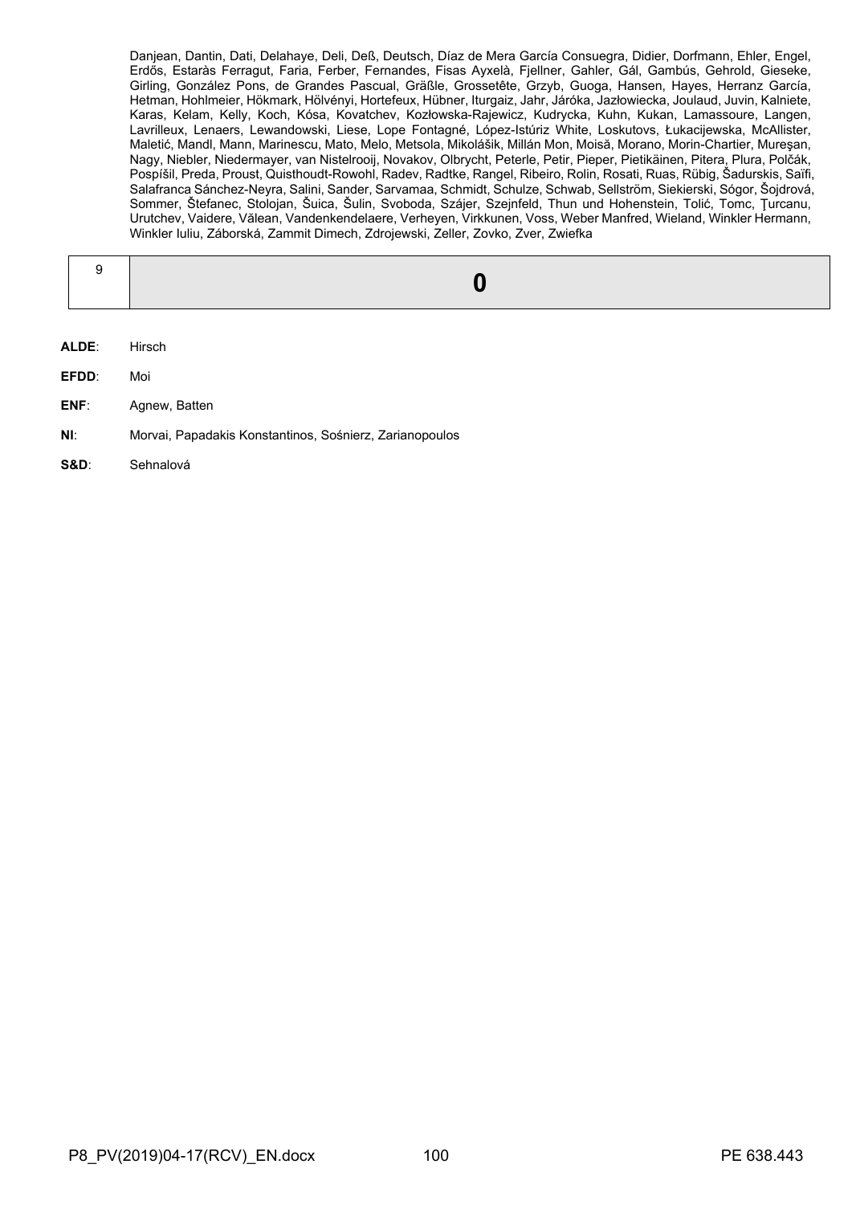Danjean, Dantin, Dati, Delahaye, Deli, Deß, Deutsch, Díaz de Mera García Consuegra, Didier, Dorfmann, Ehler, Engel, Erdős, Estaràs Ferragut, Faria, Ferber, Fernandes, Fisas Ayxelà, Fjellner, Gahler, Gál, Gambús, Gehrold, Gieseke, Girling, González Pons, de Grandes Pascual, Gräßle, Grossetête, Grzyb, Guoga, Hansen, Hayes, Herranz García, Hetman, Hohlmeier, Hökmark, Hölvényi, Hortefeux, Hübner, Iturgaiz, Jahr, Járóka, Jazłowiecka, Joulaud, Juvin, Kalniete, Karas, Kelam, Kelly, Koch, Kósa, Kovatchev, Kozłowska-Rajewicz, Kudrycka, Kuhn, Kukan, Lamassoure, Langen, Lavrilleux, Lenaers, Lewandowski, Liese, Lope Fontagné, López-Istúriz White, Loskutovs, Łukacijewska, McAllister, Maletić, Mandl, Mann, Marinescu, Mato, Melo, Metsola, Mikolášik, Millán Mon, Moisă, Morano, Morin-Chartier, Mureşan, Nagy, Niebler, Niedermayer, van Nistelrooij, Novakov, Olbrycht, Peterle, Petir, Pieper, Pietikäinen, Pitera, Plura, Polčák, Pospíšil, Preda, Proust, Quisthoudt-Rowohl, Radev, Radtke, Rangel, Ribeiro, Rolin, Rosati, Ruas, Rübig, Šadurskis, Saïfi, Salafranca Sánchez-Neyra, Salini, Sander, Sarvamaa, Schmidt, Schulze, Schwab, Sellström, Siekierski, Sógor, Šojdrová, Sommer, Štefanec, Stolojan, Šuica, Šulin, Svoboda, Szájer, Szejnfeld, Thun und Hohenstein, Tolić, Tomc, Ţurcanu, Urutchev, Vaidere, Vălean, Vandenkendelaere, Verheyen, Virkkunen, Voss, Weber Manfred, Wieland, Winkler Hermann, Winkler Iuliu, Záborská, Zammit Dimech, Zdrojewski, Zeller, Zovko, Zver, Zwiefka

| 9 | **0** |
|---|---|

**ALDE**: Hirsch

**EFDD**: Moi

**ENF**: Agnew, Batten

**NI**: Morvai, Papadakis Konstantinos, Sośnierz, Zarianopoulos

**S&D**: Sehnalová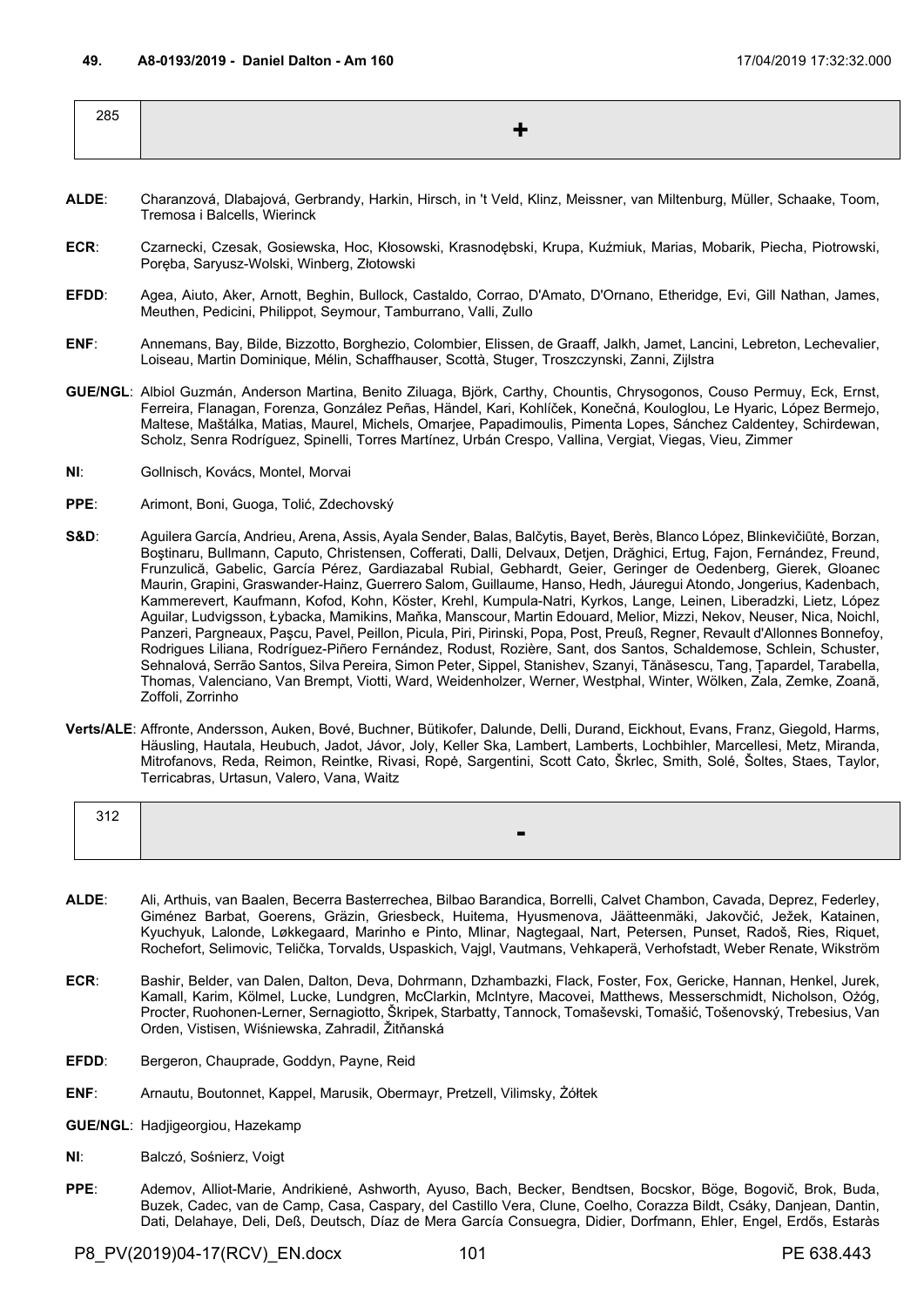**49. A8-0193/2019 - Daniel Dalton - Am 160** 17/04/2019 17:32:32.000

| 285 | + |
|---|---|

**ALDE**: Charanzová, Dlabajová, Gerbrandy, Harkin, Hirsch, in 't Veld, Klinz, Meissner, van Miltenburg, Müller, Schaake, Toom, Tremosa i Balcells, Wierinck

**ECR**: Czarnecki, Czesak, Gosiewska, Hoc, Kłosowski, Krasnodębski, Krupa, Kuźmiuk, Marias, Mobarik, Piecha, Piotrowski, Poręba, Saryusz-Wolski, Winberg, Złotowski

**EFDD**: Agea, Aiuto, Aker, Arnott, Beghin, Bullock, Castaldo, Corrao, D'Amato, D'Ornano, Etheridge, Evi, Gill Nathan, James, Meuthen, Pedicini, Philippot, Seymour, Tamburrano, Valli, Zullo

**ENF**: Annemans, Bay, Bilde, Bizzotto, Borghezio, Colombier, Elissen, de Graaff, Jalkh, Jamet, Lancini, Lebreton, Lechevalier, Loiseau, Martin Dominique, Mélin, Schaffhauser, Scottà, Stuger, Troszczynski, Zanni, Zijlstra

**GUE/NGL**: Albiol Guzmán, Anderson Martina, Benito Ziluaga, Björk, Carthy, Chountis, Chrysogonos, Couso Permuy, Eck, Ernst, Ferreira, Flanagan, Forenza, González Peñas, Händel, Kari, Kohlíček, Konečná, Kouloglou, Le Hyaric, López Bermejo, Maltese, Maštálka, Matias, Maurel, Michels, Omarjee, Papadimoulis, Pimenta Lopes, Sánchez Caldentey, Schirdewan, Scholz, Senra Rodríguez, Spinelli, Torres Martínez, Urbán Crespo, Vallina, Vergiat, Viegas, Vieu, Zimmer

**NI**: Gollnisch, Kovács, Montel, Morvai

**PPE**: Arimont, Boni, Guoga, Tolić, Zdechovský

**S&D**: Aguilera García, Andrieu, Arena, Assis, Ayala Sender, Balas, Balčytis, Bayet, Berès, Blanco López, Blinkevičiūtė, Borzan, Boştinaru, Bullmann, Caputo, Christensen, Cofferati, Dalli, Delvaux, Detjen, Drăghici, Ertug, Fajon, Fernández, Freund, Frunzulică, Gabelic, García Pérez, Gardiazabal Rubial, Gebhardt, Geier, Geringer de Oedenberg, Gierek, Gloanec Maurin, Grapini, Graswander-Hainz, Guerrero Salom, Guillaume, Hanso, Hedh, Jáuregui Atondo, Jongerius, Kadenbach, Kammerevert, Kaufmann, Kofod, Kohn, Köster, Krehl, Kumpula-Natri, Kyrkos, Lange, Leinen, Liberadzki, Lietz, López Aguilar, Ludvigsson, Łybacka, Mamikins, Maňka, Manscour, Martin Edouard, Melior, Mizzi, Nekov, Neuser, Nica, Noichl, Panzeri, Pargneaux, Paşcu, Pavel, Peillon, Picula, Piri, Pirinski, Popa, Post, Preuß, Regner, Revault d'Allonnes Bonnefoy, Rodrigues Liliana, Rodríguez-Piñero Fernández, Rodust, Rozière, Sant, dos Santos, Schaldemose, Schlein, Schuster, Sehnalová, Serrão Santos, Silva Pereira, Simon Peter, Sippel, Stanishev, Szanyi, Tănăsescu, Tang, Ţapardel, Tarabella, Thomas, Valenciano, Van Brempt, Viotti, Ward, Weidenholzer, Werner, Westphal, Winter, Wölken, Zala, Zemke, Zoană, Zoffoli, Zorrinho

**Verts/ALE**: Affronte, Andersson, Auken, Bové, Buchner, Bütikofer, Dalunde, Delli, Durand, Eickhout, Evans, Franz, Giegold, Harms, Häusling, Hautala, Heubuch, Jadot, Jávor, Joly, Keller Ska, Lambert, Lamberts, Lochbihler, Marcellesi, Metz, Miranda, Mitrofanovs, Reda, Reimon, Reintke, Rivasi, Ropė, Sargentini, Scott Cato, Škrlec, Smith, Solé, Šoltes, Staes, Taylor, Terricabras, Urtasun, Valero, Vana, Waitz

| 312 | - |
|---|---|

**ALDE**: Ali, Arthuis, van Baalen, Becerra Basterrechea, Bilbao Barandica, Borrelli, Calvet Chambon, Cavada, Deprez, Federley, Giménez Barbat, Goerens, Gräzin, Griesbeck, Huitema, Hyusmenova, Jäätteenmäki, Jakovčić, Ježek, Katainen, Kyuchyuk, Lalonde, Løkkegaard, Marinho e Pinto, Mlinar, Nagtegaal, Nart, Petersen, Punset, Radoš, Ries, Riquet, Rochefort, Selimovic, Telička, Torvalds, Uspaskich, Vajgl, Vautmans, Vehkaperä, Verhofstadt, Weber Renate, Wikström

**ECR**: Bashir, Belder, van Dalen, Dalton, Deva, Dohrmann, Dzhambazki, Flack, Foster, Fox, Gericke, Hannan, Henkel, Jurek, Kamall, Karim, Kölmel, Lucke, Lundgren, McClarkin, McIntyre, Macovei, Matthews, Messerschmidt, Nicholson, Ożóg, Procter, Ruohonen-Lerner, Sernagiotto, Škripek, Starbatty, Tannock, Tomaševski, Tomašić, Tošenovský, Trebesius, Van Orden, Vistisen, Wiśniewska, Zahradil, Žitňanská

**EFDD**: Bergeron, Chauprade, Goddyn, Payne, Reid

**ENF**: Arnautu, Boutonnet, Kappel, Marusik, Obermayr, Pretzell, Vilimsky, Żółtek

**GUE/NGL**: Hadjigeorgiou, Hazekamp

**NI**: Balczó, Sośnierz, Voigt

**PPE**: Ademov, Alliot-Marie, Andrikienė, Ashworth, Ayuso, Bach, Becker, Bendtsen, Bocskor, Böge, Bogovič, Brok, Buda, Buzek, Cadec, van de Camp, Casa, Caspary, del Castillo Vera, Clune, Coelho, Corazza Bildt, Csáky, Danjean, Dantin, Dati, Delahaye, Deli, Deß, Deutsch, Díaz de Mera García Consuegra, Didier, Dorfmann, Ehler, Engel, Erdős, Estaràs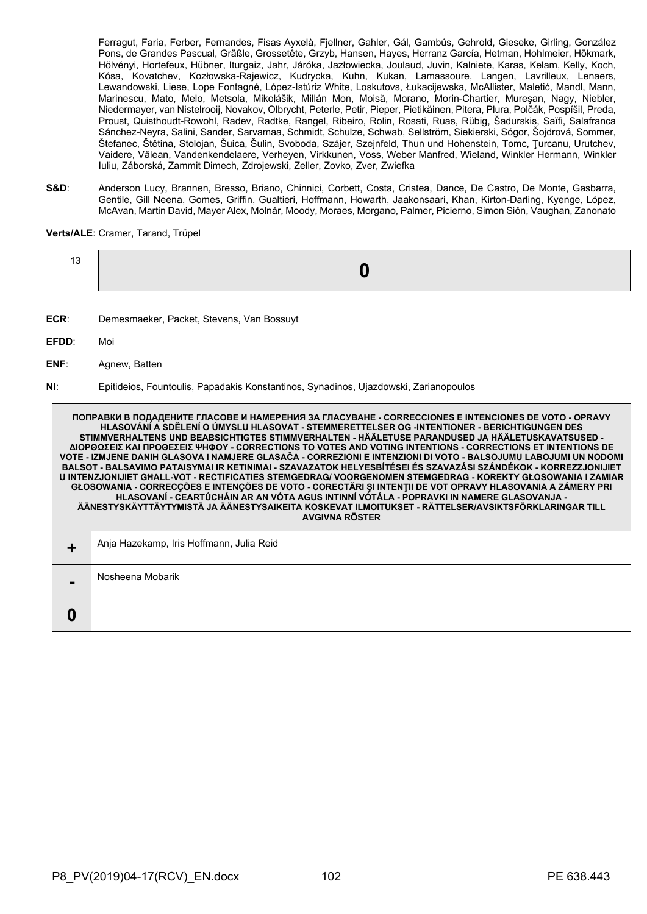Ferragut, Faria, Ferber, Fernandes, Fisas Ayxelà, Fjellner, Gahler, Gál, Gambús, Gehrold, Gieseke, Girling, González Pons, de Grandes Pascual, Gräßle, Grossetête, Grzyb, Hansen, Hayes, Herranz García, Hetman, Hohlmeier, Hökmark, Hölvényi, Hortefeux, Hübner, Iturgaiz, Jahr, Járóka, Jazłowiecka, Joulaud, Juvin, Kalniete, Karas, Kelam, Kelly, Koch, Kósa, Kovatchev, Kozłowska-Rajewicz, Kudrycka, Kuhn, Kukan, Lamassoure, Langen, Lavrilleux, Lenaers, Lewandowski, Liese, Lope Fontagné, López-Istúriz White, Loskutovs, Łukacijewska, McAllister, Maletić, Mandl, Mann, Marinescu, Mato, Melo, Metsola, Mikolášik, Millán Mon, Moisă, Morano, Morin-Chartier, Mureşan, Nagy, Niebler, Niedermayer, van Nistelrooij, Novakov, Olbrycht, Peterle, Petir, Pieper, Pietikäinen, Pitera, Plura, Polčák, Pospíšil, Preda, Proust, Quisthoudt-Rowohl, Radev, Radtke, Rangel, Ribeiro, Rolin, Rosati, Ruas, Rübig, Šadurskis, Saïfi, Salafranca Sánchez-Neyra, Salini, Sander, Sarvamaa, Schmidt, Schulze, Schwab, Sellström, Siekierski, Sógor, Šojdrová, Sommer, Štefanec, Štětina, Stolojan, Šuica, Šulin, Svoboda, Szájer, Szejnfeld, Thun und Hohenstein, Tomc, Ţurcanu, Urutchev, Vaidere, Vălean, Vandenkendelaere, Verheyen, Virkkunen, Voss, Weber Manfred, Wieland, Winkler Hermann, Winkler Iuliu, Záborská, Zammit Dimech, Zdrojewski, Zeller, Zovko, Zver, Zwiefka

**S&D**: Anderson Lucy, Brannen, Bresso, Briano, Chinnici, Corbett, Costa, Cristea, Dance, De Castro, De Monte, Gasbarra, Gentile, Gill Neena, Gomes, Griffin, Gualtieri, Hoffmann, Howarth, Jaakonsaari, Khan, Kirton-Darling, Kyenge, López, McAvan, Martin David, Mayer Alex, Molnár, Moody, Moraes, Morgano, Palmer, Picierno, Simon Siôn, Vaughan, Zanonato

**Verts/ALE**: Cramer, Tarand, Trüpel

| 13 | **0** |
|---|---|

**ECR**: Demesmaeker, Packet, Stevens, Van Bossuyt

**EFDD**: Moi

**ENF**: Agnew, Batten

**NI**: Epitideios, Fountoulis, Papadakis Konstantinos, Synadinos, Ujazdowski, Zarianopoulos

| ПОПРАВКИ В ПОДАДЕНИТЕ ГЛАСОВЕ И НАМЕРЕНИЯ ЗА ГЛАСУВАНЕ - CORRECCIONES E INTENCIONES DE VOTO - OPRAVY HLASOVÁNÍ A SDĚLENÍ O ÚMYSLU HLASOVAT - STEMMERETTELSER OG -INTENTIONER - BERICHTIGUNGEN DES STIMMVERHALTENS UND BEABSICHTIGTES STIMMVERHALTEN - HÄÄLETUSE PARANDUSED JA HÄÄLETUSKAVATSUSED - ΔΙΟΡΘΩΣΕΙΣ ΚΑΙ ΠΡΟΘΕΣΕΙΣ ΨΗΦΟΥ - CORRECTIONS TO VOTES AND VOTING INTENTIONS - CORRECTIONS ET INTENTIONS DE VOTE - IZMJENE DANIH GLASOVA I NAMJERE GLASAČA - CORREZIONI E INTENZIONI DI VOTO - BALSOJUMU LABOJUMI UN NODOMI BALSOT - BALSAVIMO PATAISYMAI IR KETINIMAI - SZAVAZATOK HELYESBÍTÉSEI ÉS SZAVAZÁSI SZÁNDÉKOK - KORREZZJONIJIET U INTENZJONIJIET GĦALL-VOT - RECTIFICATIES STEMGEDRAG/ VOORGENOMEN STEMGEDRAG - KOREKTY GŁOSOWANIA I ZAMIAR GŁOSOWANIA - CORRECÇÕES E INTENÇÕES DE VOTO - CORECTĂRI ŞI INTENŢII DE VOT OPRAVY HLASOVANIA A ZÁMERY PRI HLASOVANÍ - CEARTÚCHÁIN AR AN VÓTA AGUS INTINNÍ VÓTÁLA - POPRAVKI IN NAMERE GLASOVANJA - ÄÄNESTYSKÄYTTÄYTYMISTÄ JA ÄÄNESTYSAIKEITA KOSKEVAT ILMOITUKSET - RÄTTELSER/AVSIKTSFÖRKLARINGAR TILL AVGIVNA RÖSTER | |
|---|---|
| **+** | Anja Hazekamp, Iris Hoffmann, Julia Reid |
| **-** | Nosheena Mobarik |
| **0** | |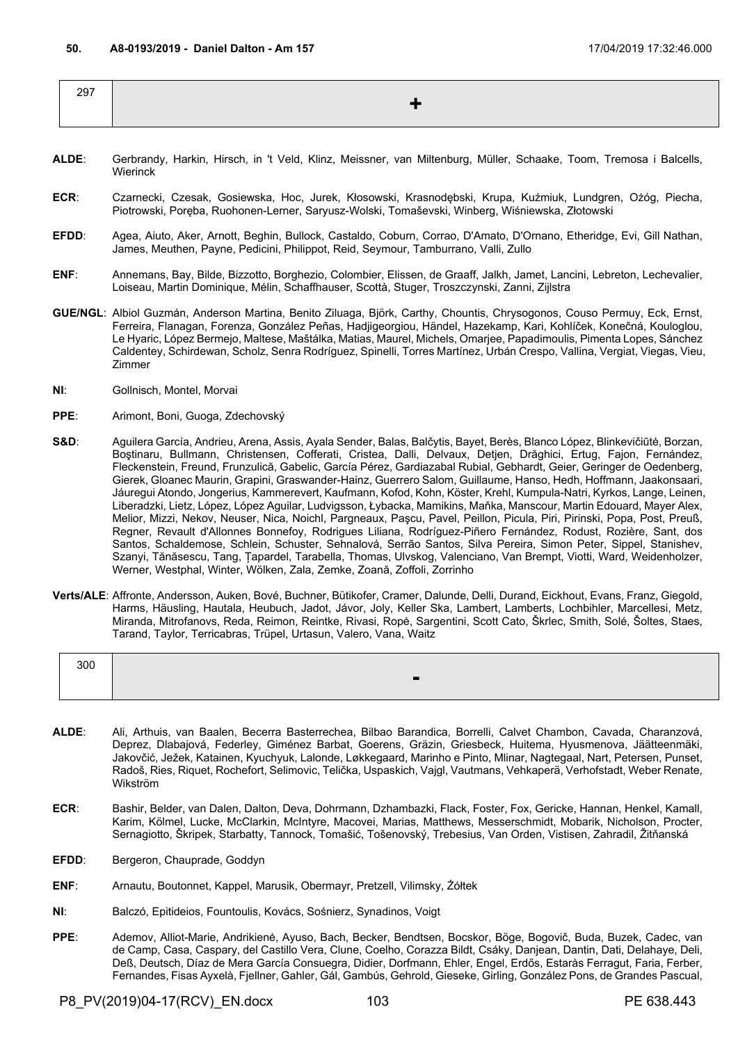**50. A8-0193/2019 - Daniel Dalton - Am 157** 17/04/2019 17:32:46.000

| 297 | + |
|---|---|

**ALDE**: Gerbrandy, Harkin, Hirsch, in 't Veld, Klinz, Meissner, van Miltenburg, Müller, Schaake, Toom, Tremosa i Balcells, Wierinck

**ECR**: Czarnecki, Czesak, Gosiewska, Hoc, Jurek, Kłosowski, Krasnodębski, Krupa, Kuźmiuk, Lundgren, Ożóg, Piecha, Piotrowski, Poręba, Ruohonen-Lerner, Saryusz-Wolski, Tomaševski, Winberg, Wiśniewska, Złotowski

**EFDD**: Agea, Aiuto, Aker, Arnott, Beghin, Bullock, Castaldo, Coburn, Corrao, D'Amato, D'Ornano, Etheridge, Evi, Gill Nathan, James, Meuthen, Payne, Pedicini, Philippot, Reid, Seymour, Tamburrano, Valli, Zullo

**ENF**: Annemans, Bay, Bilde, Bizzotto, Borghezio, Colombier, Elissen, de Graaff, Jalkh, Jamet, Lancini, Lebreton, Lechevalier, Loiseau, Martin Dominique, Mélin, Schaffhauser, Scottà, Stuger, Troszczynski, Zanni, Zijlstra

**GUE/NGL**: Albiol Guzmán, Anderson Martina, Benito Ziluaga, Björk, Carthy, Chountis, Chrysogonos, Couso Permuy, Eck, Ernst, Ferreira, Flanagan, Forenza, González Peñas, Hadjigeorgiou, Händel, Hazekamp, Kari, Kohlíček, Konečná, Kouloglou, Le Hyaric, López Bermejo, Maltese, Maštálka, Matias, Maurel, Michels, Omarjee, Papadimoulis, Pimenta Lopes, Sánchez Caldentey, Schirdewan, Scholz, Senra Rodríguez, Spinelli, Torres Martínez, Urbán Crespo, Vallina, Vergiat, Viegas, Vieu, Zimmer

**NI**: Gollnisch, Montel, Morvai

**PPE**: Arimont, Boni, Guoga, Zdechovský

**S&D**: Aguilera García, Andrieu, Arena, Assis, Ayala Sender, Balas, Balčytis, Bayet, Berès, Blanco López, Blinkevičiūtė, Borzan, Boştinaru, Bullmann, Christensen, Cofferati, Cristea, Dalli, Delvaux, Detjen, Drăghici, Ertug, Fajon, Fernández, Fleckenstein, Freund, Frunzulică, Gabelic, García Pérez, Gardiazabal Rubial, Gebhardt, Geier, Geringer de Oedenberg, Gierek, Gloanec Maurin, Grapini, Graswander-Hainz, Guerrero Salom, Guillaume, Hanso, Hedh, Hoffmann, Jaakonsaari, Jáuregui Atondo, Jongerius, Kammerevert, Kaufmann, Kofod, Kohn, Köster, Krehl, Kumpula-Natri, Kyrkos, Lange, Leinen, Liberadzki, Lietz, López, López Aguilar, Ludvigsson, Łybacka, Mamikins, Maňka, Manscour, Martin Edouard, Mayer Alex, Melior, Mizzi, Nekov, Neuser, Nica, Noichl, Pargneaux, Paşcu, Pavel, Peillon, Picula, Piri, Pirinski, Popa, Post, Preuß, Regner, Revault d'Allonnes Bonnefoy, Rodrigues Liliana, Rodríguez-Piñero Fernández, Rodust, Rozière, Sant, dos Santos, Schaldemose, Schlein, Schuster, Sehnalová, Serrão Santos, Silva Pereira, Simon Peter, Sippel, Stanishev, Szanyi, Tănăsescu, Tang, Ţapardel, Tarabella, Thomas, Ulvskog, Valenciano, Van Brempt, Viotti, Ward, Weidenholzer, Werner, Westphal, Winter, Wölken, Zala, Zemke, Zoană, Zoffoli, Zorrinho

**Verts/ALE**: Affronte, Andersson, Auken, Bové, Buchner, Bütikofer, Cramer, Dalunde, Delli, Durand, Eickhout, Evans, Franz, Giegold, Harms, Häusling, Hautala, Heubuch, Jadot, Jávor, Joly, Keller Ska, Lambert, Lamberts, Lochbihler, Marcellesi, Metz, Miranda, Mitrofanovs, Reda, Reimon, Reintke, Rivasi, Ropė, Sargentini, Scott Cato, Škrlec, Smith, Solé, Šoltes, Staes, Tarand, Taylor, Terricabras, Trüpel, Urtasun, Valero, Vana, Waitz

| 300 | - |
|---|---|

**ALDE**: Ali, Arthuis, van Baalen, Becerra Basterrechea, Bilbao Barandica, Borrelli, Calvet Chambon, Cavada, Charanzová, Deprez, Dlabajová, Federley, Giménez Barbat, Goerens, Gräzin, Griesbeck, Huitema, Hyusmenova, Jäätteenmäki, Jakovčić, Ježek, Katainen, Kyuchyuk, Lalonde, Løkkegaard, Marinho e Pinto, Mlinar, Nagtegaal, Nart, Petersen, Punset, Radoš, Ries, Riquet, Rochefort, Selimovic, Telička, Uspaskich, Vajgl, Vautmans, Vehkaperä, Verhofstadt, Weber Renate, Wikström

**ECR**: Bashir, Belder, van Dalen, Dalton, Deva, Dohrmann, Dzhambazki, Flack, Foster, Fox, Gericke, Hannan, Henkel, Kamall, Karim, Kölmel, Lucke, McClarkin, McIntyre, Macovei, Marias, Matthews, Messerschmidt, Mobarik, Nicholson, Procter, Sernagiotto, Škripek, Starbatty, Tannock, Tomašić, Tošenovský, Trebesius, Van Orden, Vistisen, Zahradil, Žitňanská

**EFDD**: Bergeron, Chauprade, Goddyn

**ENF**: Arnautu, Boutonnet, Kappel, Marusik, Obermayr, Pretzell, Vilimsky, Żółtek

**NI**: Balczó, Epitideios, Fountoulis, Kovács, Sośnierz, Synadinos, Voigt

**PPE**: Ademov, Alliot-Marie, Andrikienė, Ayuso, Bach, Becker, Bendtsen, Bocskor, Böge, Bogovič, Buda, Buzek, Cadec, van de Camp, Casa, Caspary, del Castillo Vera, Clune, Coelho, Corazza Bildt, Csáky, Danjean, Dantin, Dati, Delahaye, Deli, Deß, Deutsch, Díaz de Mera García Consuegra, Didier, Dorfmann, Ehler, Engel, Erdős, Estaràs Ferragut, Faria, Ferber, Fernandes, Fisas Ayxelà, Fjellner, Gahler, Gál, Gambús, Gehrold, Gieseke, Girling, González Pons, de Grandes Pascual,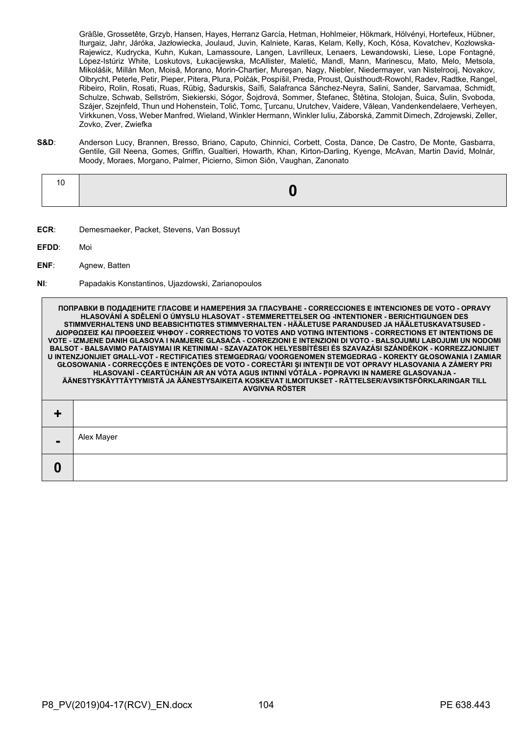Gräßle, Grossetête, Grzyb, Hansen, Hayes, Herranz García, Hetman, Hohlmeier, Hökmark, Hölvényi, Hortefeux, Hübner, Iturgaiz, Jahr, Járóka, Jazłowiecka, Joulaud, Juvin, Kalniete, Karas, Kelam, Kelly, Koch, Kósa, Kovatchev, Kozłowska-Rajewicz, Kudrycka, Kuhn, Kukan, Lamassoure, Langen, Lavrilleux, Lenaers, Lewandowski, Liese, Lope Fontagné, López-Istúriz White, Loskutovs, Łukacijewska, McAllister, Maletić, Mandl, Mann, Marinescu, Mato, Melo, Metsola, Mikolášik, Millán Mon, Moisă, Morano, Morin-Chartier, Mureşan, Nagy, Niebler, Niedermayer, van Nistelrooij, Novakov, Olbrycht, Peterle, Petir, Pieper, Pitera, Plura, Polčák, Pospíšil, Preda, Proust, Quisthoudt-Rowohl, Radev, Radtke, Rangel, Ribeiro, Rolin, Rosati, Ruas, Rübig, Šadurskis, Saïfi, Salafranca Sánchez-Neyra, Salini, Sander, Sarvamaa, Schmidt, Schulze, Schwab, Sellström, Siekierski, Sógor, Šojdrová, Sommer, Štefanec, Štětina, Stolojan, Šuica, Šulin, Svoboda, Szájer, Szejnfeld, Thun und Hohenstein, Tolić, Tomc, Ţurcanu, Urutchev, Vaidere, Vălean, Vandenkendelaere, Verheyen, Virkkunen, Voss, Weber Manfred, Wieland, Winkler Hermann, Winkler Iuliu, Záborská, Zammit Dimech, Zdrojewski, Zeller, Zovko, Zver, Zwiefka

**S&D**: Anderson Lucy, Brannen, Bresso, Briano, Caputo, Chinnici, Corbett, Costa, Dance, De Castro, De Monte, Gasbarra, Gentile, Gill Neena, Gomes, Griffin, Gualtieri, Howarth, Khan, Kirton-Darling, Kyenge, McAvan, Martin David, Molnár, Moody, Moraes, Morgano, Palmer, Picierno, Simon Siôn, Vaughan, Zanonato

| 10 | **0** |
|---|---|

**ECR**: Demesmaeker, Packet, Stevens, Van Bossuyt

**EFDD**: Moi

**ENF**: Agnew, Batten

**NI**: Papadakis Konstantinos, Ujazdowski, Zarianopoulos

| ПОПРАВКИ В ПОДАДЕНИТЕ ГЛАСОВЕ И НАМЕРЕНИЯ ЗА ГЛАСУВАНЕ - CORRECCIONES E INTENCIONES DE VOTO - OPRAVY HLASOVÁNÍ A SDĚLENÍ O ÚMYSLU HLASOVAT - STEMMERETTELSER OG -INTENTIONER - BERICHTIGUNGEN DES STIMMVERHALTENS UND BEABSICHTIGTES STIMMVERHALTEN - HÄÄLETUSE PARANDUSED JA HÄÄLETUSKAVATSUSED - ΔΙΟΡΘΩΣΕΙΣ ΚΑΙ ΠΡΟΘΕΣΕΙΣ ΨΗΦΟΥ - CORRECTIONS TO VOTES AND VOTING INTENTIONS - CORRECTIONS ET INTENTIONS DE VOTE - IZMJENE DANIH GLASOVA I NAMJERE GLASAČA - CORREZIONI E INTENZIONI DI VOTO - BALSOJUMU LABOJUMI UN NODOMI BALSOT - BALSAVIMO PATAISYMAI IR KETINIMAI - SZAVAZATOK HELYESBÍTÉSEI ÉS SZAVAZÁSI SZÁNDÉKOK - KORREZZJONIJIET U INTENZJONIJIET GĦALL-VOT - RECTIFICATIES STEMGEDRAG/ VOORGENOMEN STEMGEDRAG - KOREKTY GŁOSOWANIA I ZAMIAR GŁOSOWANIA - CORRECÇÕES E INTENÇÕES DE VOTO - CORECTĂRI ŞI INTENŢII DE VOT OPRAVY HLASOVANIA A ZÁMERY PRI HLASOVANÍ - CEARTÚCHÁIN AR AN VÓTA AGUS INTINNÍ VÓTÁLA - POPRAVKI IN NAMERE GLASOVANJA - ÄÄNESTYSKÄYTTÄYTYMISTÄ JA ÄÄNESTYSAIKEITA KOSKEVAT ILMOITUKSET - RÄTTELSER/AVSIKTSFÖRKLARINGAR TILL AVGIVNA RÖSTER | |
|---|---|
| **+** | |
| **-** | Alex Mayer |
| **0** | |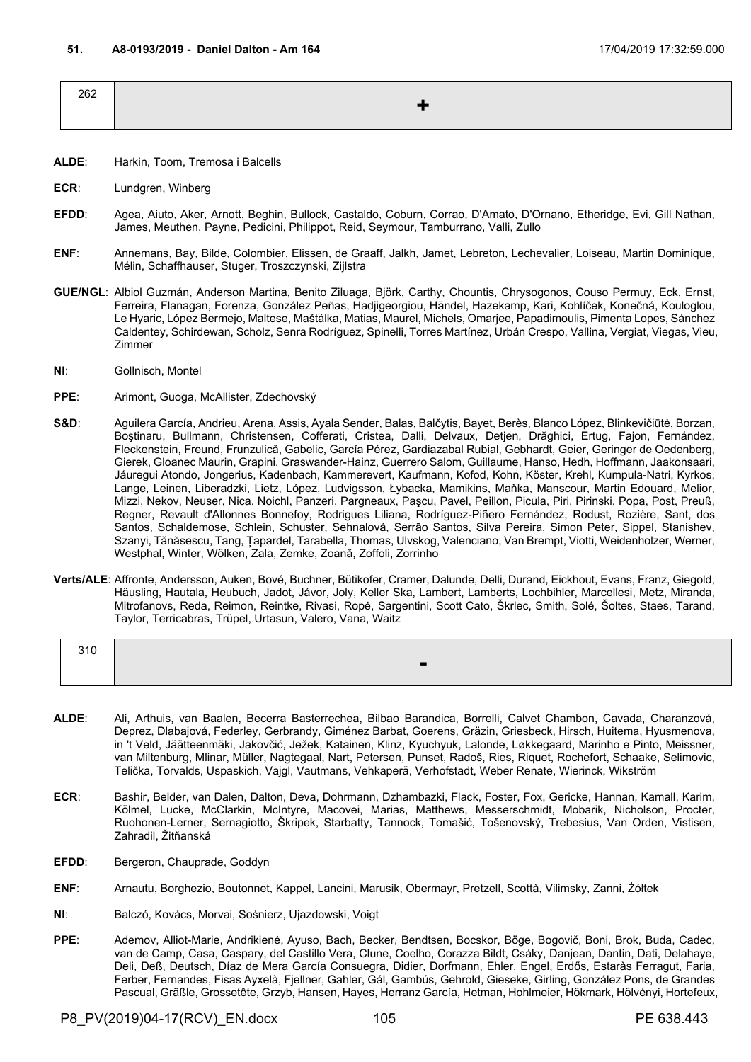**51. A8-0193/2019 - Daniel Dalton - Am 164** 17/04/2019 17:32:59.000

| 262 | + |
|---|---|

**ALDE**: Harkin, Toom, Tremosa i Balcells

**ECR**: Lundgren, Winberg

**EFDD**: Agea, Aiuto, Aker, Arnott, Beghin, Bullock, Castaldo, Coburn, Corrao, D'Amato, D'Ornano, Etheridge, Evi, Gill Nathan, James, Meuthen, Payne, Pedicini, Philippot, Reid, Seymour, Tamburrano, Valli, Zullo

**ENF**: Annemans, Bay, Bilde, Colombier, Elissen, de Graaff, Jalkh, Jamet, Lebreton, Lechevalier, Loiseau, Martin Dominique, Mélin, Schaffhauser, Stuger, Troszczynski, Zijlstra

**GUE/NGL**: Albiol Guzmán, Anderson Martina, Benito Ziluaga, Björk, Carthy, Chountis, Chrysogonos, Couso Permuy, Eck, Ernst, Ferreira, Flanagan, Forenza, González Peñas, Hadjigeorgiou, Händel, Hazekamp, Kari, Kohlíček, Konečná, Kouloglou, Le Hyaric, López Bermejo, Maltese, Maštálka, Matias, Maurel, Michels, Omarjee, Papadimoulis, Pimenta Lopes, Sánchez Caldentey, Schirdewan, Scholz, Senra Rodríguez, Spinelli, Torres Martínez, Urbán Crespo, Vallina, Vergiat, Viegas, Vieu, Zimmer

**NI**: Gollnisch, Montel

**PPE**: Arimont, Guoga, McAllister, Zdechovský

**S&D**: Aguilera García, Andrieu, Arena, Assis, Ayala Sender, Balas, Balčytis, Bayet, Berès, Blanco López, Blinkevičiūtė, Borzan, Boştinaru, Bullmann, Christensen, Cofferati, Cristea, Dalli, Delvaux, Detjen, Drăghici, Ertug, Fajon, Fernández, Fleckenstein, Freund, Frunzulică, Gabelic, García Pérez, Gardiazabal Rubial, Gebhardt, Geier, Geringer de Oedenberg, Gierek, Gloanec Maurin, Grapini, Graswander-Hainz, Guerrero Salom, Guillaume, Hanso, Hedh, Hoffmann, Jaakonsaari, Jáuregui Atondo, Jongerius, Kadenbach, Kammerevert, Kaufmann, Kofod, Kohn, Köster, Krehl, Kumpula-Natri, Kyrkos, Lange, Leinen, Liberadzki, Lietz, López, Ludvigsson, Łybacka, Mamikins, Maňka, Manscour, Martin Edouard, Melior, Mizzi, Nekov, Neuser, Nica, Noichl, Panzeri, Pargneaux, Paşcu, Pavel, Peillon, Picula, Piri, Pirinski, Popa, Post, Preuß, Regner, Revault d'Allonnes Bonnefoy, Rodrigues Liliana, Rodríguez-Piñero Fernández, Rodust, Rozière, Sant, dos Santos, Schaldemose, Schlein, Schuster, Sehnalová, Serrão Santos, Silva Pereira, Simon Peter, Sippel, Stanishev, Szanyi, Tănăsescu, Tang, Ţapardel, Tarabella, Thomas, Ulvskog, Valenciano, Van Brempt, Viotti, Weidenholzer, Werner, Westphal, Winter, Wölken, Zala, Zemke, Zoană, Zoffoli, Zorrinho

**Verts/ALE**: Affronte, Andersson, Auken, Bové, Buchner, Bütikofer, Cramer, Dalunde, Delli, Durand, Eickhout, Evans, Franz, Giegold, Häusling, Hautala, Heubuch, Jadot, Jávor, Joly, Keller Ska, Lambert, Lamberts, Lochbihler, Marcellesi, Metz, Miranda, Mitrofanovs, Reda, Reimon, Reintke, Rivasi, Ropė, Sargentini, Scott Cato, Škrlec, Smith, Solé, Šoltes, Staes, Tarand, Taylor, Terricabras, Trüpel, Urtasun, Valero, Vana, Waitz

| 310 | - |
|---|---|

**ALDE**: Ali, Arthuis, van Baalen, Becerra Basterrechea, Bilbao Barandica, Borrelli, Calvet Chambon, Cavada, Charanzová, Deprez, Dlabajová, Federley, Gerbrandy, Giménez Barbat, Goerens, Gräzin, Griesbeck, Hirsch, Huitema, Hyusmenova, in 't Veld, Jäätteenmäki, Jakovčić, Ježek, Katainen, Klinz, Kyuchyuk, Lalonde, Løkkegaard, Marinho e Pinto, Meissner, van Miltenburg, Mlinar, Müller, Nagtegaal, Nart, Petersen, Punset, Radoš, Ries, Riquet, Rochefort, Schaake, Selimovic, Telička, Torvalds, Uspaskich, Vajgl, Vautmans, Vehkaperä, Verhofstadt, Weber Renate, Wierinck, Wikström

**ECR**: Bashir, Belder, van Dalen, Dalton, Deva, Dohrmann, Dzhambazki, Flack, Foster, Fox, Gericke, Hannan, Kamall, Karim, Kölmel, Lucke, McClarkin, McIntyre, Macovei, Marias, Matthews, Messerschmidt, Mobarik, Nicholson, Procter, Ruohonen-Lerner, Sernagiotto, Škripek, Starbatty, Tannock, Tomašić, Tošenovský, Trebesius, Van Orden, Vistisen, Zahradil, Žitňanská

**EFDD**: Bergeron, Chauprade, Goddyn

**ENF**: Arnautu, Borghezio, Boutonnet, Kappel, Lancini, Marusik, Obermayr, Pretzell, Scottà, Vilimsky, Zanni, Żółtek

**NI**: Balczó, Kovács, Morvai, Sośnierz, Ujazdowski, Voigt

**PPE**: Ademov, Alliot-Marie, Andrikienė, Ayuso, Bach, Becker, Bendtsen, Bocskor, Böge, Bogovič, Boni, Brok, Buda, Cadec, van de Camp, Casa, Caspary, del Castillo Vera, Clune, Coelho, Corazza Bildt, Csáky, Danjean, Dantin, Dati, Delahaye, Deli, Deß, Deutsch, Díaz de Mera García Consuegra, Didier, Dorfmann, Ehler, Engel, Erdős, Estaràs Ferragut, Faria, Ferber, Fernandes, Fisas Ayxelà, Fjellner, Gahler, Gál, Gambús, Gehrold, Gieseke, Girling, González Pons, de Grandes Pascual, Gräßle, Grossetête, Grzyb, Hansen, Hayes, Herranz García, Hetman, Hohlmeier, Hökmark, Hölvényi, Hortefeux,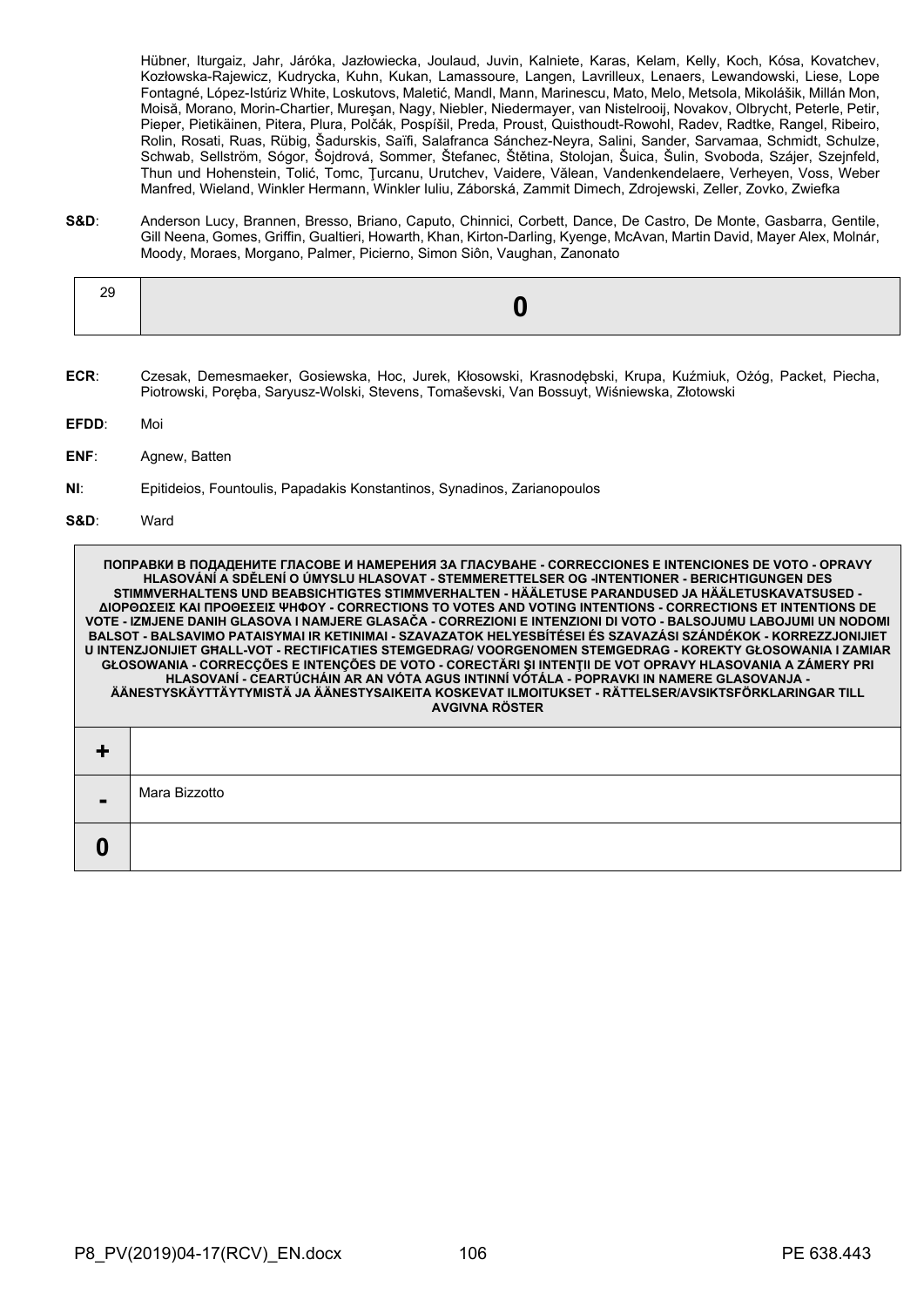Hübner, Iturgaiz, Jahr, Járóka, Jazłowiecka, Joulaud, Juvin, Kalniete, Karas, Kelam, Kelly, Koch, Kósa, Kovatchev, Kozłowska-Rajewicz, Kudrycka, Kuhn, Kukan, Lamassoure, Langen, Lavrilleux, Lenaers, Lewandowski, Liese, Lope Fontagné, López-Istúriz White, Loskutovs, Maletić, Mandl, Mann, Marinescu, Mato, Melo, Metsola, Mikolášik, Millán Mon, Moisă, Morano, Morin-Chartier, Mureşan, Nagy, Niebler, Niedermayer, van Nistelrooij, Novakov, Olbrycht, Peterle, Petir, Pieper, Pietikäinen, Pitera, Plura, Polčák, Pospíšil, Preda, Proust, Quisthoudt-Rowohl, Radev, Radtke, Rangel, Ribeiro, Rolin, Rosati, Ruas, Rübig, Šadurskis, Saïfi, Salafranca Sánchez-Neyra, Salini, Sander, Sarvamaa, Schmidt, Schulze, Schwab, Sellström, Sógor, Šojdrová, Sommer, Štefanec, Štětina, Stolojan, Šuica, Šulin, Svoboda, Szájer, Szejnfeld, Thun und Hohenstein, Tolić, Tomc, Ţurcanu, Urutchev, Vaidere, Vălean, Vandenkendelaere, Verheyen, Voss, Weber Manfred, Wieland, Winkler Hermann, Winkler Iuliu, Záborská, Zammit Dimech, Zdrojewski, Zeller, Zovko, Zwiefka

**S&D**: Anderson Lucy, Brannen, Bresso, Briano, Caputo, Chinnici, Corbett, Dance, De Castro, De Monte, Gasbarra, Gentile, Gill Neena, Gomes, Griffin, Gualtieri, Howarth, Khan, Kirton-Darling, Kyenge, McAvan, Martin David, Mayer Alex, Molnár, Moody, Moraes, Morgano, Palmer, Picierno, Simon Siôn, Vaughan, Zanonato

| 29 | **0** |
|---|---|

**ECR**: Czesak, Demesmaeker, Gosiewska, Hoc, Jurek, Kłosowski, Krasnodębski, Krupa, Kuźmiuk, Ożóg, Packet, Piecha, Piotrowski, Poręba, Saryusz-Wolski, Stevens, Tomaševski, Van Bossuyt, Wiśniewska, Złotowski

**EFDD**: Moi

**ENF**: Agnew, Batten

**NI**: Epitideios, Fountoulis, Papadakis Konstantinos, Synadinos, Zarianopoulos

**S&D**: Ward

| **ПОПРАВКИ В ПОДАДЕНИТЕ ГЛАСОВЕ И НАМЕРЕНИЯ ЗА ГЛАСУВАНЕ - CORRECCIONES E INTENCIONES DE VOTO - OPRAVY HLASOVÁNÍ A SDĚLENÍ O ÚMYSLU HLASOVAT - STEMMERETTELSER OG -INTENTIONER - BERICHTIGUNGEN DES STIMMVERHALTENS UND BEABSICHTIGTES STIMMVERHALTEN - HÄÄLETUSE PARANDUSED JA HÄÄLETUSKAVATSUSED - ΔΙΟΡΘΩΣΕΙΣ ΚΑΙ ΠΡΟΘΕΣΕΙΣ ΨΗΦΟΥ - CORRECTIONS TO VOTES AND VOTING INTENTIONS - CORRECTIONS ET INTENTIONS DE VOTE - IZMJENE DANIH GLASOVA I NAMJERE GLASAČA - CORREZIONI E INTENZIONI DI VOTO - BALSOJUMU LABOJUMI UN NODOMI BALSOT - BALSAVIMO PATAISYMAI IR KETINIMAI - SZAVAZATOK HELYESBÍTÉSEI ÉS SZAVAZÁSI SZÁNDÉKOK - KORREZZJONIJIET U INTENZJONIJIET GĦALL-VOT - RECTIFICATIES STEMGEDRAG/ VOORGENOMEN STEMGEDRAG - KOREKTY GŁOSOWANIA I ZAMIAR GŁOSOWANIA - CORRECÇÕES E INTENÇÕES DE VOTO - CORECTĂRI ŞI INTENŢII DE VOT OPRAVY HLASOVANIA A ZÁMERY PRI HLASOVANÍ - CEARTÚCHÁIN AR AN VÓTA AGUS INTINNÍ VÓTÁLA - POPRAVKI IN NAMERE GLASOVANJA - ÄÄNESTYSKÄYTTÄYTYMISTÄ JA ÄÄNESTYSAIKEITA KOSKEVAT ILMOITUKSET - RÄTTELSER/AVSIKTSFÖRKLARINGAR TILL AVGIVNA RÖSTER** | |
|---|---|
| **+** | |
| **-** | Mara Bizzotto |
| **0** | |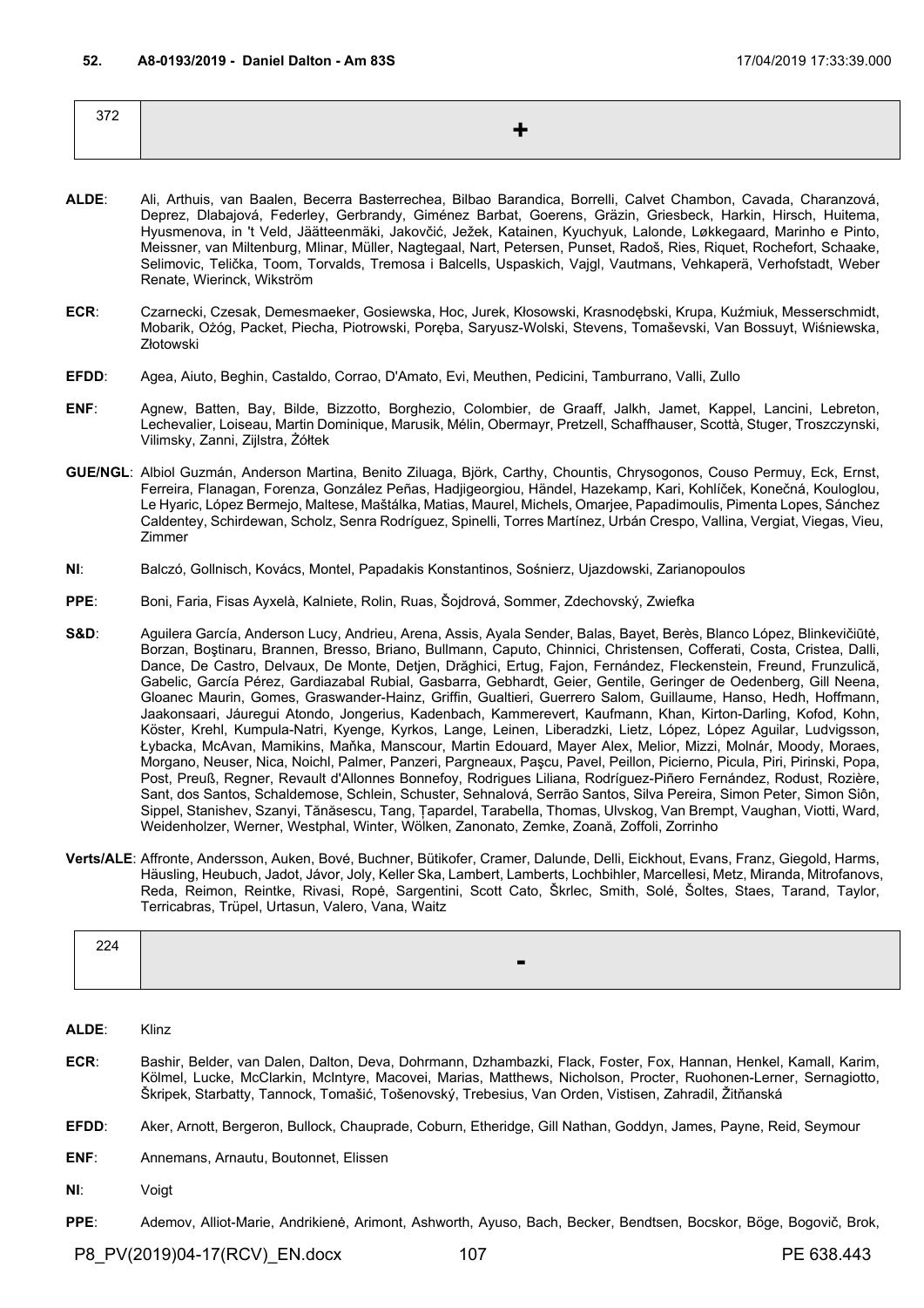**52. A8-0193/2019 - Daniel Dalton - Am 83S** 17/04/2019 17:33:39.000

| 372 | + |
|---|---|

**ALDE**: Ali, Arthuis, van Baalen, Becerra Basterrechea, Bilbao Barandica, Borrelli, Calvet Chambon, Cavada, Charanzová, Deprez, Dlabajová, Federley, Gerbrandy, Giménez Barbat, Goerens, Gräzin, Griesbeck, Harkin, Hirsch, Huitema, Hyusmenova, in 't Veld, Jäätteenmäki, Jakovčić, Ježek, Katainen, Kyuchyuk, Lalonde, Løkkegaard, Marinho e Pinto, Meissner, van Miltenburg, Mlinar, Müller, Nagtegaal, Nart, Petersen, Punset, Radoš, Ries, Riquet, Rochefort, Schaake, Selimovic, Telička, Toom, Torvalds, Tremosa i Balcells, Uspaskich, Vajgl, Vautmans, Vehkaperä, Verhofstadt, Weber Renate, Wierinck, Wikström

**ECR**: Czarnecki, Czesak, Demesmaeker, Gosiewska, Hoc, Jurek, Kłosowski, Krasnodębski, Krupa, Kuźmiuk, Messerschmidt, Mobarik, Ożóg, Packet, Piecha, Piotrowski, Poręba, Saryusz-Wolski, Stevens, Tomaševski, Van Bossuyt, Wiśniewska, Złotowski

**EFDD**: Agea, Aiuto, Beghin, Castaldo, Corrao, D'Amato, Evi, Meuthen, Pedicini, Tamburrano, Valli, Zullo

**ENF**: Agnew, Batten, Bay, Bilde, Bizzotto, Borghezio, Colombier, de Graaff, Jalkh, Jamet, Kappel, Lancini, Lebreton, Lechevalier, Loiseau, Martin Dominique, Marusik, Mélin, Obermayr, Pretzell, Schaffhauser, Scottà, Stuger, Troszczynski, Vilimsky, Zanni, Zijlstra, Żółtek

**GUE/NGL**: Albiol Guzmán, Anderson Martina, Benito Ziluaga, Björk, Carthy, Chountis, Chrysogonos, Couso Permuy, Eck, Ernst, Ferreira, Flanagan, Forenza, González Peñas, Hadjigeorgiou, Händel, Hazekamp, Kari, Kohlíček, Konečná, Kouloglou, Le Hyaric, López Bermejo, Maltese, Maštálka, Matias, Maurel, Michels, Omarjee, Papadimoulis, Pimenta Lopes, Sánchez Caldentey, Schirdewan, Scholz, Senra Rodríguez, Spinelli, Torres Martínez, Urbán Crespo, Vallina, Vergiat, Viegas, Vieu, Zimmer

**NI**: Balczó, Gollnisch, Kovács, Montel, Papadakis Konstantinos, Sośnierz, Ujazdowski, Zarianopoulos

**PPE**: Boni, Faria, Fisas Ayxelà, Kalniete, Rolin, Ruas, Šojdrová, Sommer, Zdechovský, Zwiefka

**S&D**: Aguilera García, Anderson Lucy, Andrieu, Arena, Assis, Ayala Sender, Balas, Bayet, Berès, Blanco López, Blinkevičiūtė, Borzan, Boştinaru, Brannen, Bresso, Briano, Bullmann, Caputo, Chinnici, Christensen, Cofferati, Costa, Cristea, Dalli, Dance, De Castro, Delvaux, De Monte, Detjen, Drăghici, Ertug, Fajon, Fernández, Fleckenstein, Freund, Frunzulică, Gabelic, García Pérez, Gardiazabal Rubial, Gasbarra, Gebhardt, Geier, Gentile, Geringer de Oedenberg, Gill Neena, Gloanec Maurin, Gomes, Graswander-Hainz, Griffin, Gualtieri, Guerrero Salom, Guillaume, Hanso, Hedh, Hoffmann, Jaakonsaari, Jáuregui Atondo, Jongerius, Kadenbach, Kammerevert, Kaufmann, Khan, Kirton-Darling, Kofod, Kohn, Köster, Krehl, Kumpula-Natri, Kyenge, Kyrkos, Lange, Leinen, Liberadzki, Lietz, López, López Aguilar, Ludvigsson, Łybacka, McAvan, Mamikins, Maňka, Manscour, Martin Edouard, Mayer Alex, Melior, Mizzi, Molnár, Moody, Moraes, Morgano, Neuser, Nica, Noichl, Palmer, Panzeri, Pargneaux, Paşcu, Pavel, Peillon, Picierno, Picula, Piri, Pirinski, Popa, Post, Preuß, Regner, Revault d'Allonnes Bonnefoy, Rodrigues Liliana, Rodríguez-Piñero Fernández, Rodust, Rozière, Sant, dos Santos, Schaldemose, Schlein, Schuster, Sehnalová, Serrão Santos, Silva Pereira, Simon Peter, Simon Siôn, Sippel, Stanishev, Szanyi, Tănăsescu, Tang, Ţapardel, Tarabella, Thomas, Ulvskog, Van Brempt, Vaughan, Viotti, Ward, Weidenholzer, Werner, Westphal, Winter, Wölken, Zanonato, Zemke, Zoană, Zoffoli, Zorrinho

**Verts/ALE**: Affronte, Andersson, Auken, Bové, Buchner, Bütikofer, Cramer, Dalunde, Delli, Eickhout, Evans, Franz, Giegold, Harms, Häusling, Heubuch, Jadot, Jávor, Joly, Keller Ska, Lambert, Lamberts, Lochbihler, Marcellesi, Metz, Miranda, Mitrofanovs, Reda, Reimon, Reintke, Rivasi, Ropė, Sargentini, Scott Cato, Škrlec, Smith, Solé, Šoltes, Staes, Tarand, Taylor, Terricabras, Trüpel, Urtasun, Valero, Vana, Waitz

| 224 | - |
|---|---|

**ALDE**: Klinz

**ECR**: Bashir, Belder, van Dalen, Dalton, Deva, Dohrmann, Dzhambazki, Flack, Foster, Fox, Hannan, Henkel, Kamall, Karim, Kölmel, Lucke, McClarkin, McIntyre, Macovei, Marias, Matthews, Nicholson, Procter, Ruohonen-Lerner, Sernagiotto, Škripek, Starbatty, Tannock, Tomašić, Tošenovský, Trebesius, Van Orden, Vistisen, Zahradil, Žitňanská

**EFDD**: Aker, Arnott, Bergeron, Bullock, Chauprade, Coburn, Etheridge, Gill Nathan, Goddyn, James, Payne, Reid, Seymour

**ENF**: Annemans, Arnautu, Boutonnet, Elissen

**NI**: Voigt

**PPE**: Ademov, Alliot-Marie, Andrikienė, Arimont, Ashworth, Ayuso, Bach, Becker, Bendtsen, Bocskor, Böge, Bogovič, Brok,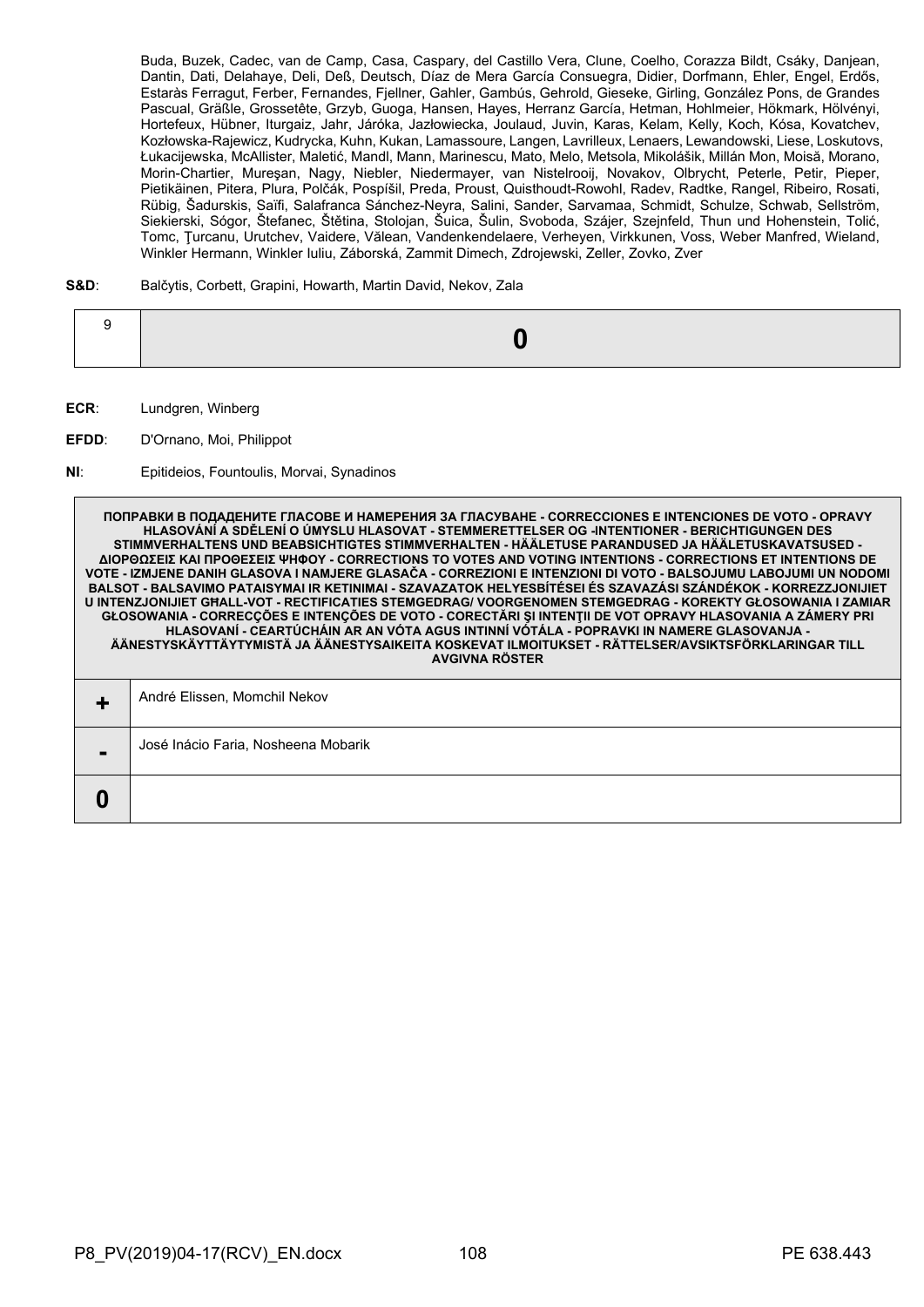Buda, Buzek, Cadec, van de Camp, Casa, Caspary, del Castillo Vera, Clune, Coelho, Corazza Bildt, Csáky, Danjean, Dantin, Dati, Delahaye, Deli, Deß, Deutsch, Díaz de Mera García Consuegra, Didier, Dorfmann, Ehler, Engel, Erdős, Estaràs Ferragut, Ferber, Fernandes, Fjellner, Gahler, Gambús, Gehrold, Gieseke, Girling, González Pons, de Grandes Pascual, Gräßle, Grossetête, Grzyb, Guoga, Hansen, Hayes, Herranz García, Hetman, Hohlmeier, Hökmark, Hölvényi, Hortefeux, Hübner, Iturgaiz, Jahr, Járóka, Jazłowiecka, Joulaud, Juvin, Karas, Kelam, Kelly, Koch, Kósa, Kovatchev, Kozłowska-Rajewicz, Kudrycka, Kuhn, Kukan, Lamassoure, Langen, Lavrilleux, Lenaers, Lewandowski, Liese, Loskutovs, Łukacijewska, McAllister, Maletić, Mandl, Mann, Marinescu, Mato, Melo, Metsola, Mikolášik, Millán Mon, Moisă, Morano, Morin-Chartier, Mureşan, Nagy, Niebler, Niedermayer, van Nistelrooij, Novakov, Olbrycht, Peterle, Petir, Pieper, Pietikäinen, Pitera, Plura, Polčák, Pospíšil, Preda, Proust, Quisthoudt-Rowohl, Radev, Radtke, Rangel, Ribeiro, Rosati, Rübig, Šadurskis, Saïfi, Salafranca Sánchez-Neyra, Salini, Sander, Sarvamaa, Schmidt, Schulze, Schwab, Sellström, Siekierski, Sógor, Štefanec, Štětina, Stolojan, Šuica, Šulin, Svoboda, Szájer, Szejnfeld, Thun und Hohenstein, Tolić, Tomc, Ţurcanu, Urutchev, Vaidere, Vălean, Vandenkendelaere, Verheyen, Virkkunen, Voss, Weber Manfred, Wieland, Winkler Hermann, Winkler Iuliu, Záborská, Zammit Dimech, Zdrojewski, Zeller, Zovko, Zver

**S&D**: Balčytis, Corbett, Grapini, Howarth, Martin David, Nekov, Zala

| 9 | **0** |
|---|---|

**ECR**: Lundgren, Winberg

**EFDD**: D'Ornano, Moi, Philippot

**NI**: Epitideios, Fountoulis, Morvai, Synadinos

| ПОПРАВКИ В ПОДАДЕНИТЕ ГЛАСОВЕ И НАМЕРЕНИЯ ЗА ГЛАСУВАНЕ - CORRECCIONES E INTENCIONES DE VOTO - OPRAVY HLASOVÁNÍ A SDĚLENÍ O ÚMYSLU HLASOVAT - STEMMERETTELSER OG -INTENTIONER - BERICHTIGUNGEN DES STIMMVERHALTENS UND BEABSICHTIGTES STIMMVERHALTEN - HÄÄLETUSE PARANDUSED JA HÄÄLETUSKAVATSUSED - ΔΙΟΡΘΩΣΕΙΣ ΚΑΙ ΠΡΟΘΕΣΕΙΣ ΨΗΦΟΥ - CORRECTIONS TO VOTES AND VOTING INTENTIONS - CORRECTIONS ET INTENTIONS DE VOTE - IZMJENE DANIH GLASOVA I NAMJERE GLASAČA - CORREZIONI E INTENZIONI DI VOTO - BALSOJUMU LABOJUMI UN NODOMI BALSOT - BALSAVIMO PATAISYMAI IR KETINIMAI - SZAVAZATOK HELYESBÍTÉSEI ÉS SZAVAZÁSI SZÁNDÉKOK - KORREZZJONIJIET U INTENZJONIJIET GĦALL-VOT - RECTIFICATIES STEMGEDRAG/ VOORGENOMEN STEMGEDRAG - KOREKTY GŁOSOWANIA I ZAMIAR GŁOSOWANIA - CORRECÇÕES E INTENÇÕES DE VOTO - CORECTĂRI ŞI INTENŢII DE VOT OPRAVY HLASOVANIA A ZÁMERY PRI HLASOVANÍ - CEARTÚCHÁIN AR AN VÓTA AGUS INTINNÍ VÓTÁLA - POPRAVKI IN NAMERE GLASOVANJA - ÄÄNESTYSKÄYTTÄYTYMISTÄ JA ÄÄNESTYSAIKEITA KOSKEVAT ILMOITUKSET - RÄTTELSER/AVSIKTSFÖRKLARINGAR TILL AVGIVNA RÖSTER | |
|---|---|
| **+** | André Elissen, Momchil Nekov |
| **-** | José Inácio Faria, Nosheena Mobarik |
| **0** | |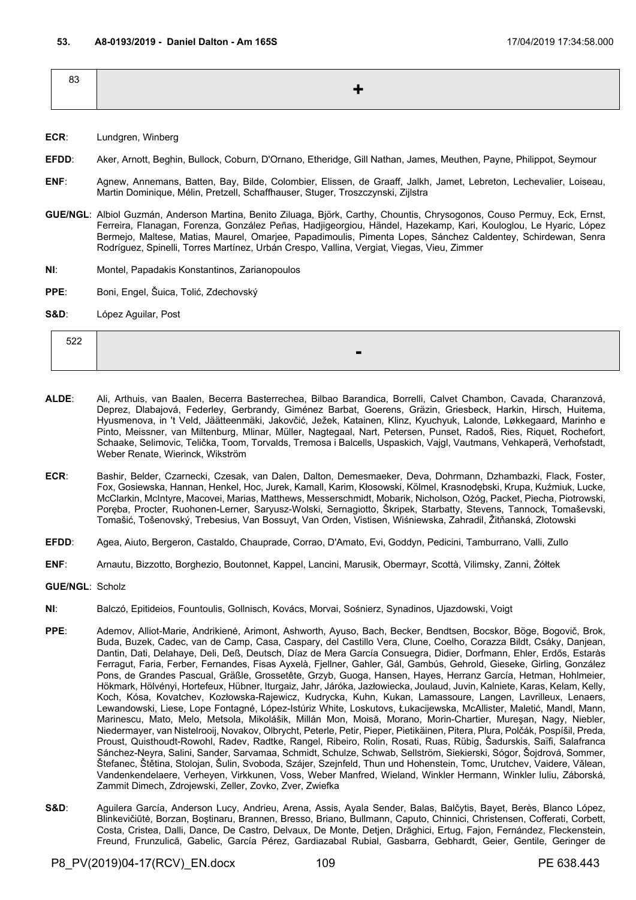**53. A8-0193/2019 - Daniel Dalton - Am 165S** 17/04/2019 17:34:58.000

| 83 | + |
|---|---|

**ECR**: Lundgren, Winberg

**EFDD**: Aker, Arnott, Beghin, Bullock, Coburn, D'Ornano, Etheridge, Gill Nathan, James, Meuthen, Payne, Philippot, Seymour

**ENF**: Agnew, Annemans, Batten, Bay, Bilde, Colombier, Elissen, de Graaff, Jalkh, Jamet, Lebreton, Lechevalier, Loiseau, Martin Dominique, Mélin, Pretzell, Schaffhauser, Stuger, Troszczynski, Zijlstra

**GUE/NGL**: Albiol Guzmán, Anderson Martina, Benito Ziluaga, Björk, Carthy, Chountis, Chrysogonos, Couso Permuy, Eck, Ernst, Ferreira, Flanagan, Forenza, González Peñas, Hadjigeorgiou, Händel, Hazekamp, Kari, Kouloglou, Le Hyaric, López Bermejo, Maltese, Matias, Maurel, Omarjee, Papadimoulis, Pimenta Lopes, Sánchez Caldentey, Schirdewan, Senra Rodríguez, Spinelli, Torres Martínez, Urbán Crespo, Vallina, Vergiat, Viegas, Vieu, Zimmer

**NI**: Montel, Papadakis Konstantinos, Zarianopoulos

**PPE**: Boni, Engel, Šuica, Tolić, Zdechovský

**S&D**: López Aguilar, Post

| 522 | - |
|---|---|

**ALDE**: Ali, Arthuis, van Baalen, Becerra Basterrechea, Bilbao Barandica, Borrelli, Calvet Chambon, Cavada, Charanzová, Deprez, Dlabajová, Federley, Gerbrandy, Giménez Barbat, Goerens, Gräzin, Griesbeck, Harkin, Hirsch, Huitema, Hyusmenova, in 't Veld, Jäätteenmäki, Jakovčić, Ježek, Katainen, Klinz, Kyuchyuk, Lalonde, Løkkegaard, Marinho e Pinto, Meissner, van Miltenburg, Mlinar, Müller, Nagtegaal, Nart, Petersen, Punset, Radoš, Ries, Riquet, Rochefort, Schaake, Selimovic, Telička, Toom, Torvalds, Tremosa i Balcells, Uspaskich, Vajgl, Vautmans, Vehkaperä, Verhofstadt, Weber Renate, Wierinck, Wikström

**ECR**: Bashir, Belder, Czarnecki, Czesak, van Dalen, Dalton, Demesmaeker, Deva, Dohrmann, Dzhambazki, Flack, Foster, Fox, Gosiewska, Hannan, Henkel, Hoc, Jurek, Kamall, Karim, Kłosowski, Kölmel, Krasnodębski, Krupa, Kuźmiuk, Lucke, McClarkin, McIntyre, Macovei, Marias, Matthews, Messerschmidt, Mobarik, Nicholson, Ożóg, Packet, Piecha, Piotrowski, Poręba, Procter, Ruohonen-Lerner, Saryusz-Wolski, Sernagiotto, Škripek, Starbatty, Stevens, Tannock, Tomaševski, Tomašić, Tošenovský, Trebesius, Van Bossuyt, Van Orden, Vistisen, Wiśniewska, Zahradil, Žitňanská, Złotowski

**EFDD**: Agea, Aiuto, Bergeron, Castaldo, Chauprade, Corrao, D'Amato, Evi, Goddyn, Pedicini, Tamburrano, Valli, Zullo

**ENF**: Arnautu, Bizzotto, Borghezio, Boutonnet, Kappel, Lancini, Marusik, Obermayr, Scottà, Vilimsky, Zanni, Żółtek

**GUE/NGL**: Scholz

**NI**: Balczó, Epitideios, Fountoulis, Gollnisch, Kovács, Morvai, Sośnierz, Synadinos, Ujazdowski, Voigt

**PPE**: Ademov, Alliot-Marie, Andrikienė, Arimont, Ashworth, Ayuso, Bach, Becker, Bendtsen, Bocskor, Böge, Bogovič, Brok, Buda, Buzek, Cadec, van de Camp, Casa, Caspary, del Castillo Vera, Clune, Coelho, Corazza Bildt, Csáky, Danjean, Dantin, Dati, Delahaye, Deli, Deß, Deutsch, Díaz de Mera García Consuegra, Didier, Dorfmann, Ehler, Erdős, Estaràs Ferragut, Faria, Ferber, Fernandes, Fisas Ayxelà, Fjellner, Gahler, Gál, Gambús, Gehrold, Gieseke, Girling, González Pons, de Grandes Pascual, Gräßle, Grossetête, Grzyb, Guoga, Hansen, Hayes, Herranz García, Hetman, Hohlmeier, Hökmark, Hölvényi, Hortefeux, Hübner, Iturgaiz, Jahr, Járóka, Jazłowiecka, Joulaud, Juvin, Kalniete, Karas, Kelam, Kelly, Koch, Kósa, Kovatchev, Kozłowska-Rajewicz, Kudrycka, Kuhn, Kukan, Lamassoure, Langen, Lavrilleux, Lenaers, Lewandowski, Liese, Lope Fontagné, López-Istúriz White, Loskutovs, Łukacijewska, McAllister, Maletić, Mandl, Mann, Marinescu, Mato, Melo, Metsola, Mikolášik, Millán Mon, Moisă, Morano, Morin-Chartier, Mureşan, Nagy, Niebler, Niedermayer, van Nistelrooij, Novakov, Olbrycht, Peterle, Petir, Pieper, Pietikäinen, Pitera, Plura, Polčák, Pospíšil, Preda, Proust, Quisthoudt-Rowohl, Radev, Radtke, Rangel, Ribeiro, Rolin, Rosati, Ruas, Rübig, Šadurskis, Saïfi, Salafranca Sánchez-Neyra, Salini, Sander, Sarvamaa, Schmidt, Schulze, Schwab, Sellström, Siekierski, Sógor, Šojdrová, Sommer, Štefanec, Štětina, Stolojan, Šulin, Svoboda, Szájer, Szejnfeld, Thun und Hohenstein, Tomc, Urutchev, Vaidere, Vălean, Vandenkendelaere, Verheyen, Virkkunen, Voss, Weber Manfred, Wieland, Winkler Hermann, Winkler Iuliu, Záborská, Zammit Dimech, Zdrojewski, Zeller, Zovko, Zver, Zwiefka

**S&D**: Aguilera García, Anderson Lucy, Andrieu, Arena, Assis, Ayala Sender, Balas, Balčytis, Bayet, Berès, Blanco López, Blinkevičiūtė, Borzan, Boştinaru, Brannen, Bresso, Briano, Bullmann, Caputo, Chinnici, Christensen, Cofferati, Corbett, Costa, Cristea, Dalli, Dance, De Castro, Delvaux, De Monte, Detjen, Drăghici, Ertug, Fajon, Fernández, Fleckenstein, Freund, Frunzulică, Gabelic, García Pérez, Gardiazabal Rubial, Gasbarra, Gebhardt, Geier, Gentile, Geringer de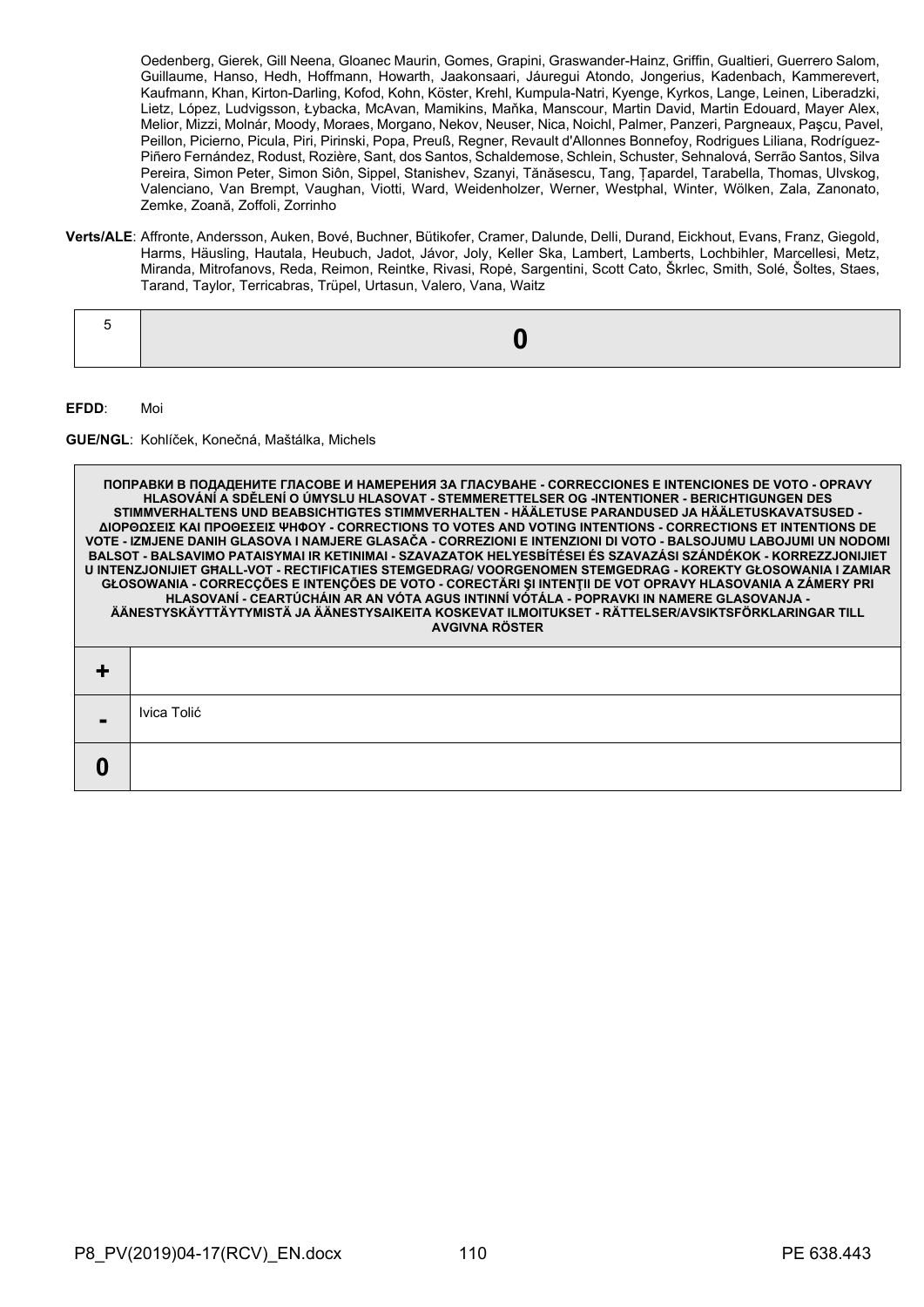Oedenberg, Gierek, Gill Neena, Gloanec Maurin, Gomes, Grapini, Graswander-Hainz, Griffin, Gualtieri, Guerrero Salom, Guillaume, Hanso, Hedh, Hoffmann, Howarth, Jaakonsaari, Jáuregui Atondo, Jongerius, Kadenbach, Kammerevert, Kaufmann, Khan, Kirton-Darling, Kofod, Kohn, Köster, Krehl, Kumpula-Natri, Kyenge, Kyrkos, Lange, Leinen, Liberadzki, Lietz, López, Ludvigsson, Łybacka, McAvan, Mamikins, Maňka, Manscour, Martin David, Martin Edouard, Mayer Alex, Melior, Mizzi, Molnár, Moody, Moraes, Morgano, Nekov, Neuser, Nica, Noichl, Palmer, Panzeri, Pargneaux, Paşcu, Pavel, Peillon, Picierno, Picula, Piri, Pirinski, Popa, Preuß, Regner, Revault d'Allonnes Bonnefoy, Rodrigues Liliana, Rodríguez-Piñero Fernández, Rodust, Rozière, Sant, dos Santos, Schaldemose, Schlein, Schuster, Sehnalová, Serrão Santos, Silva Pereira, Simon Peter, Simon Siôn, Sippel, Stanishev, Szanyi, Tănăsescu, Tang, Ţapardel, Tarabella, Thomas, Ulvskog, Valenciano, Van Brempt, Vaughan, Viotti, Ward, Weidenholzer, Werner, Westphal, Winter, Wölken, Zala, Zanonato, Zemke, Zoană, Zoffoli, Zorrinho

**Verts/ALE**: Affronte, Andersson, Auken, Bové, Buchner, Bütikofer, Cramer, Dalunde, Delli, Durand, Eickhout, Evans, Franz, Giegold, Harms, Häusling, Hautala, Heubuch, Jadot, Jávor, Joly, Keller Ska, Lambert, Lamberts, Lochbihler, Marcellesi, Metz, Miranda, Mitrofanovs, Reda, Reimon, Reintke, Rivasi, Ropė, Sargentini, Scott Cato, Škrlec, Smith, Solé, Šoltes, Staes, Tarand, Taylor, Terricabras, Trüpel, Urtasun, Valero, Vana, Waitz

| 5 | **0** |
|---|---|

**EFDD**: Moi

**GUE/NGL**: Kohlíček, Konečná, Maštálka, Michels

| ПОПРАВКИ В ПОДАДЕНИТЕ ГЛАСОВЕ И НАМЕРЕНИЯ ЗА ГЛАСУВАНЕ - CORRECCIONES E INTENCIONES DE VOTO - OPRAVY HLASOVÁNÍ A SDĚLENÍ O ÚMYSLU HLASOVAT - STEMMERETTELSER OG -INTENTIONER - BERICHTIGUNGEN DES STIMMVERHALTENS UND BEABSICHTIGTES STIMMVERHALTEN - HÄÄLETUSE PARANDUSED JA HÄÄLETUSKAVATSUSED - ΔΙΟΡΘΩΣΕΙΣ ΚΑΙ ΠΡΟΘΕΣΕΙΣ ΨΗΦΟΥ - CORRECTIONS TO VOTES AND VOTING INTENTIONS - CORRECTIONS ET INTENTIONS DE VOTE - IZMJENE DANIH GLASOVA I NAMJERE GLASAČA - CORREZIONI E INTENZIONI DI VOTO - BALSOJUMU LABOJUMI UN NODOMI BALSOT - BALSAVIMO PATAISYMAI IR KETINIMAI - SZAVAZATOK HELYESBÍTÉSEI ÉS SZAVAZÁSI SZÁNDÉKOK - KORREZZJONIJIET U INTENZJONIJIET GĦALL-VOT - RECTIFICATIES STEMGEDRAG/ VOORGENOMEN STEMGEDRAG - KOREKTY GŁOSOWANIA I ZAMIAR GŁOSOWANIA - CORRECÇÕES E INTENÇÕES DE VOTO - CORECTĂRI ŞI INTENŢII DE VOT OPRAVY HLASOVANIA A ZÁMERY PRI HLASOVANÍ - CEARTÚCHÁIN AR AN VÓTA AGUS INTINNÍ VÓTÁLA - POPRAVKI IN NAMERE GLASOVANJA - ÄÄNESTYSKÄYTTÄYTYMISTÄ JA ÄÄNESTYSAIKEITA KOSKEVAT ILMOITUKSET - RÄTTELSER/AVSIKTSFÖRKLARINGAR TILL AVGIVNA RÖSTER | |
|---|---|
| **+** | |
| **-** | Ivica Tolić |
| **0** | |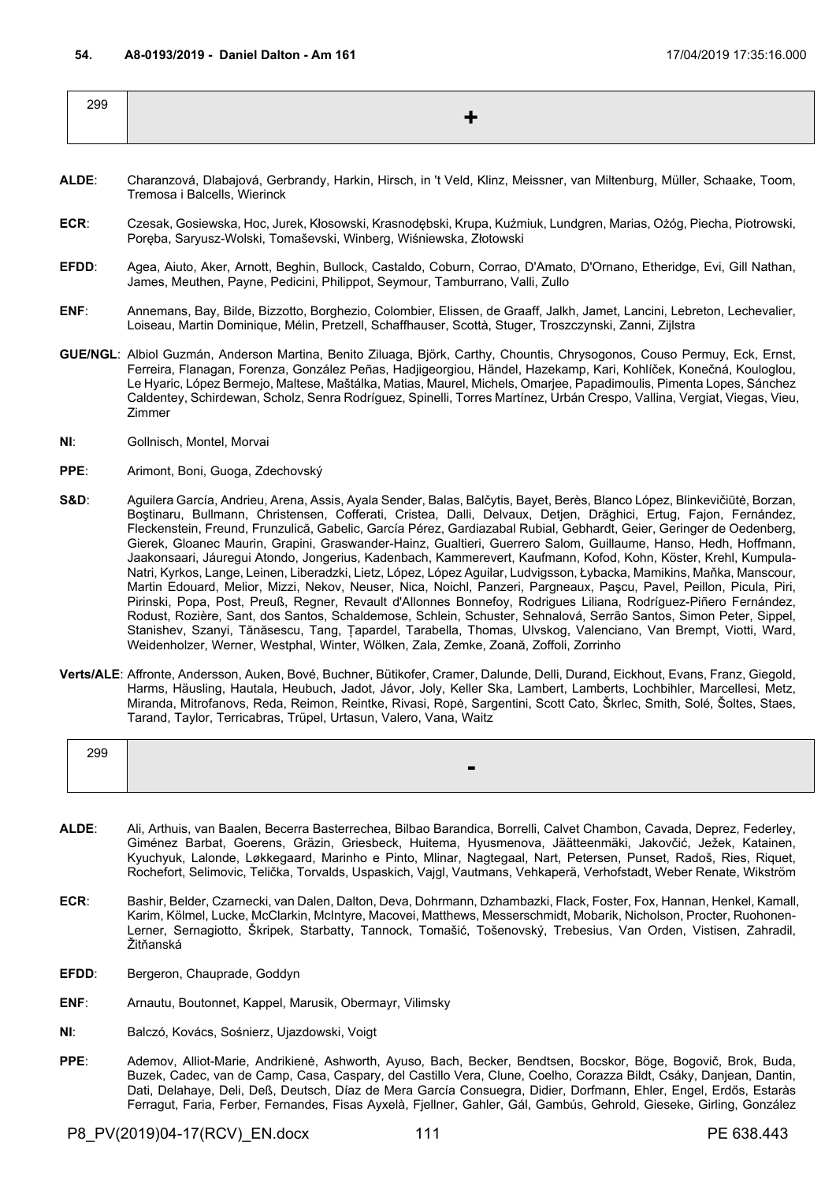**54. A8-0193/2019 - Daniel Dalton - Am 161** 17/04/2019 17:35:16.000

| 299 | + |
|---|---|

**ALDE**: Charanzová, Dlabajová, Gerbrandy, Harkin, Hirsch, in 't Veld, Klinz, Meissner, van Miltenburg, Müller, Schaake, Toom, Tremosa i Balcells, Wierinck

**ECR**: Czesak, Gosiewska, Hoc, Jurek, Kłosowski, Krasnodębski, Krupa, Kuźmiuk, Lundgren, Marias, Ożóg, Piecha, Piotrowski, Poręba, Saryusz-Wolski, Tomaševski, Winberg, Wiśniewska, Złotowski

**EFDD**: Agea, Aiuto, Aker, Arnott, Beghin, Bullock, Castaldo, Coburn, Corrao, D'Amato, D'Ornano, Etheridge, Evi, Gill Nathan, James, Meuthen, Payne, Pedicini, Philippot, Seymour, Tamburrano, Valli, Zullo

**ENF**: Annemans, Bay, Bilde, Bizzotto, Borghezio, Colombier, Elissen, de Graaff, Jalkh, Jamet, Lancini, Lebreton, Lechevalier, Loiseau, Martin Dominique, Mélin, Pretzell, Schaffhauser, Scottà, Stuger, Troszczynski, Zanni, Zijlstra

**GUE/NGL**: Albiol Guzmán, Anderson Martina, Benito Ziluaga, Björk, Carthy, Chountis, Chrysogonos, Couso Permuy, Eck, Ernst, Ferreira, Flanagan, Forenza, González Peñas, Hadjigeorgiou, Händel, Hazekamp, Kari, Kohlíček, Konečná, Kouloglou, Le Hyaric, López Bermejo, Maltese, Maštálka, Matias, Maurel, Michels, Omarjee, Papadimoulis, Pimenta Lopes, Sánchez Caldentey, Schirdewan, Scholz, Senra Rodríguez, Spinelli, Torres Martínez, Urbán Crespo, Vallina, Vergiat, Viegas, Vieu, Zimmer

**NI**: Gollnisch, Montel, Morvai

**PPE**: Arimont, Boni, Guoga, Zdechovský

**S&D**: Aguilera García, Andrieu, Arena, Assis, Ayala Sender, Balas, Balčytis, Bayet, Berès, Blanco López, Blinkevičiūtė, Borzan, Boştinaru, Bullmann, Christensen, Cofferati, Cristea, Dalli, Delvaux, Detjen, Drăghici, Ertug, Fajon, Fernández, Fleckenstein, Freund, Frunzulică, Gabelic, García Pérez, Gardiazabal Rubial, Gebhardt, Geier, Geringer de Oedenberg, Gierek, Gloanec Maurin, Grapini, Graswander-Hainz, Gualtieri, Guerrero Salom, Guillaume, Hanso, Hedh, Hoffmann, Jaakonsaari, Jáuregui Atondo, Jongerius, Kadenbach, Kammerevert, Kaufmann, Kofod, Kohn, Köster, Krehl, Kumpula-Natri, Kyrkos, Lange, Leinen, Liberadzki, Lietz, López, López Aguilar, Ludvigsson, Łybacka, Mamikins, Maňka, Manscour, Martin Edouard, Melior, Mizzi, Nekov, Neuser, Nica, Noichl, Panzeri, Pargneaux, Paşcu, Pavel, Peillon, Picula, Piri, Pirinski, Popa, Post, Preuß, Regner, Revault d'Allonnes Bonnefoy, Rodrigues Liliana, Rodríguez-Piñero Fernández, Rodust, Rozière, Sant, dos Santos, Schaldemose, Schlein, Schuster, Sehnalová, Serrão Santos, Simon Peter, Sippel, Stanishev, Szanyi, Tănăsescu, Tang, Ţapardel, Tarabella, Thomas, Ulvskog, Valenciano, Van Brempt, Viotti, Ward, Weidenholzer, Werner, Westphal, Winter, Wölken, Zala, Zemke, Zoană, Zoffoli, Zorrinho

**Verts/ALE**: Affronte, Andersson, Auken, Bové, Buchner, Bütikofer, Cramer, Dalunde, Delli, Durand, Eickhout, Evans, Franz, Giegold, Harms, Häusling, Hautala, Heubuch, Jadot, Jávor, Joly, Keller Ska, Lambert, Lamberts, Lochbihler, Marcellesi, Metz, Miranda, Mitrofanovs, Reda, Reimon, Reintke, Rivasi, Ropė, Sargentini, Scott Cato, Škrlec, Smith, Solé, Šoltes, Staes, Tarand, Taylor, Terricabras, Trüpel, Urtasun, Valero, Vana, Waitz

| 299 | - |
|---|---|

**ALDE**: Ali, Arthuis, van Baalen, Becerra Basterrechea, Bilbao Barandica, Borrelli, Calvet Chambon, Cavada, Deprez, Federley, Giménez Barbat, Goerens, Gräzin, Griesbeck, Huitema, Hyusmenova, Jäätteenmäki, Jakovčić, Ježek, Katainen, Kyuchyuk, Lalonde, Løkkegaard, Marinho e Pinto, Mlinar, Nagtegaal, Nart, Petersen, Punset, Radoš, Ries, Riquet, Rochefort, Selimovic, Telička, Torvalds, Uspaskich, Vajgl, Vautmans, Vehkaperä, Verhofstadt, Weber Renate, Wikström

**ECR**: Bashir, Belder, Czarnecki, van Dalen, Dalton, Deva, Dohrmann, Dzhambazki, Flack, Foster, Fox, Hannan, Henkel, Kamall, Karim, Kölmel, Lucke, McClarkin, McIntyre, Macovei, Matthews, Messerschmidt, Mobarik, Nicholson, Procter, Ruohonen-Lerner, Sernagiotto, Škripek, Starbatty, Tannock, Tomašić, Tošenovský, Trebesius, Van Orden, Vistisen, Zahradil, Žitňanská

**EFDD**: Bergeron, Chauprade, Goddyn

**ENF**: Arnautu, Boutonnet, Kappel, Marusik, Obermayr, Vilimsky

**NI**: Balczó, Kovács, Sośnierz, Ujazdowski, Voigt

**PPE**: Ademov, Alliot-Marie, Andrikienė, Ashworth, Ayuso, Bach, Becker, Bendtsen, Bocskor, Böge, Bogovič, Brok, Buda, Buzek, Cadec, van de Camp, Casa, Caspary, del Castillo Vera, Clune, Coelho, Corazza Bildt, Csáky, Danjean, Dantin, Dati, Delahaye, Deli, Deß, Deutsch, Díaz de Mera García Consuegra, Didier, Dorfmann, Ehler, Engel, Erdős, Estaràs Ferragut, Faria, Ferber, Fernandes, Fisas Ayxelà, Fjellner, Gahler, Gál, Gambús, Gehrold, Gieseke, Girling, González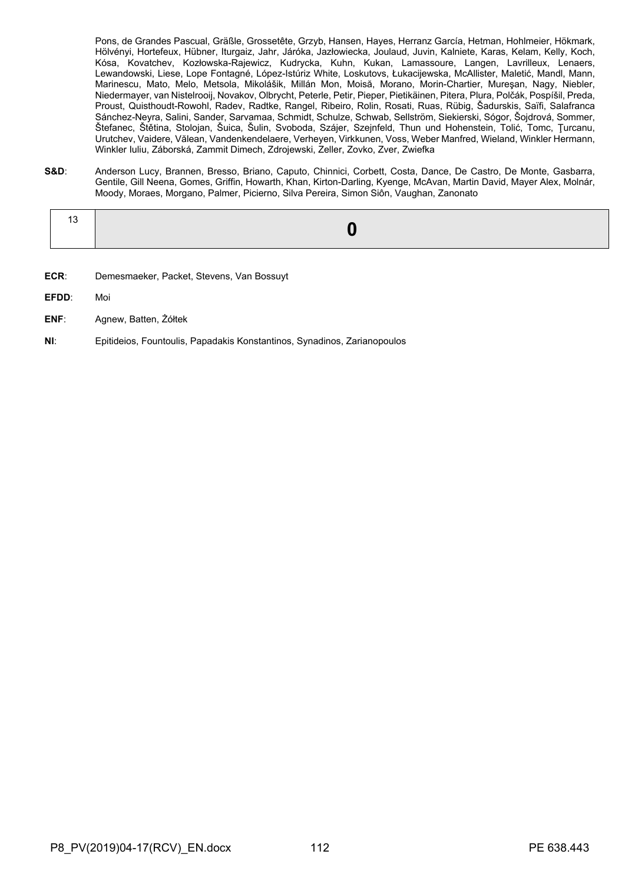Pons, de Grandes Pascual, Gräßle, Grossetête, Grzyb, Hansen, Hayes, Herranz García, Hetman, Hohlmeier, Hökmark, Hölvényi, Hortefeux, Hübner, Iturgaiz, Jahr, Járóka, Jazłowiecka, Joulaud, Juvin, Kalniete, Karas, Kelam, Kelly, Koch, Kósa, Kovatchev, Kozłowska-Rajewicz, Kudrycka, Kuhn, Kukan, Lamassoure, Langen, Lavrilleux, Lenaers, Lewandowski, Liese, Lope Fontagné, López-Istúriz White, Loskutovs, Łukacijewska, McAllister, Maletić, Mandl, Mann, Marinescu, Mato, Melo, Metsola, Mikolášik, Millán Mon, Moisă, Morano, Morin-Chartier, Mureşan, Nagy, Niebler, Niedermayer, van Nistelrooij, Novakov, Olbrycht, Peterle, Petir, Pieper, Pietikäinen, Pitera, Plura, Polčák, Pospíšil, Preda, Proust, Quisthoudt-Rowohl, Radev, Radtke, Rangel, Ribeiro, Rolin, Rosati, Ruas, Rübig, Šadurskis, Saïfi, Salafranca Sánchez-Neyra, Salini, Sander, Sarvamaa, Schmidt, Schulze, Schwab, Sellström, Siekierski, Sógor, Šojdrová, Sommer, Štefanec, Štětina, Stolojan, Šuica, Šulin, Svoboda, Szájer, Szejnfeld, Thun und Hohenstein, Tolić, Tomc, Ţurcanu, Urutchev, Vaidere, Vălean, Vandenkendelaere, Verheyen, Virkkunen, Voss, Weber Manfred, Wieland, Winkler Hermann, Winkler Iuliu, Záborská, Zammit Dimech, Zdrojewski, Zeller, Zovko, Zver, Zwiefka

**S&D**: Anderson Lucy, Brannen, Bresso, Briano, Caputo, Chinnici, Corbett, Costa, Dance, De Castro, De Monte, Gasbarra, Gentile, Gill Neena, Gomes, Griffin, Howarth, Khan, Kirton-Darling, Kyenge, McAvan, Martin David, Mayer Alex, Molnár, Moody, Moraes, Morgano, Palmer, Picierno, Silva Pereira, Simon Siôn, Vaughan, Zanonato

| 13 | **0** |
|---|---|

**ECR**: Demesmaeker, Packet, Stevens, Van Bossuyt

**EFDD**: Moi

**ENF**: Agnew, Batten, Żółtek

**NI**: Epitideios, Fountoulis, Papadakis Konstantinos, Synadinos, Zarianopoulos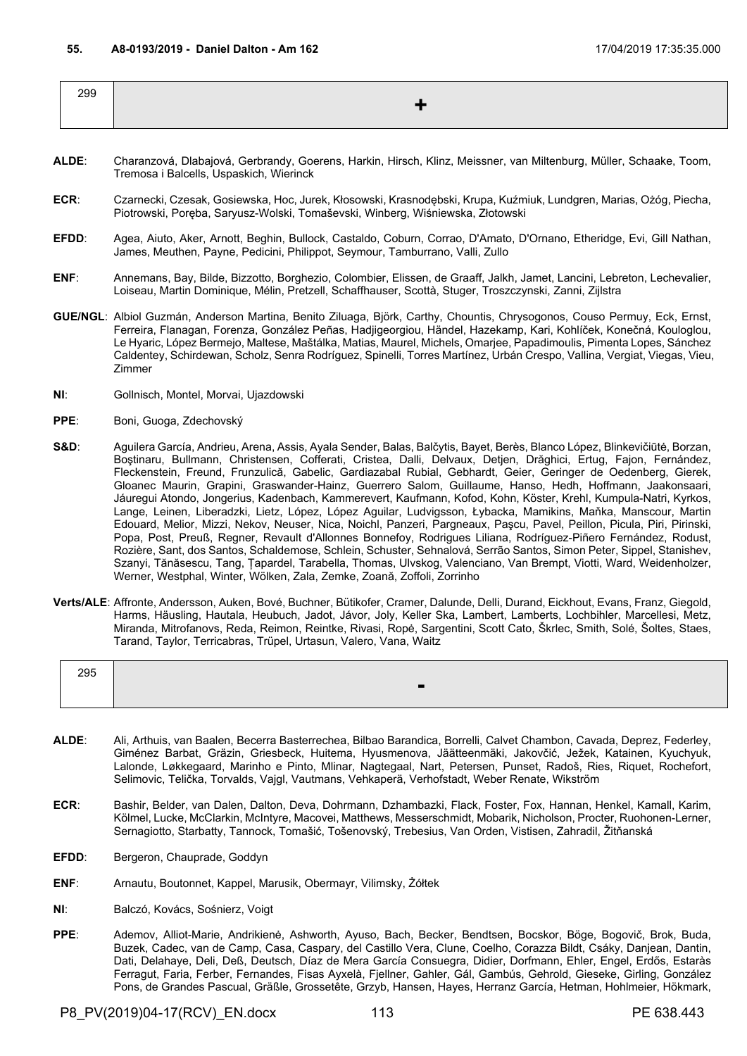**55. A8-0193/2019 - Daniel Dalton - Am 162** 17/04/2019 17:35:35.000

| 299 | + |
|---|---|

**ALDE**: Charanzová, Dlabajová, Gerbrandy, Goerens, Harkin, Hirsch, Klinz, Meissner, van Miltenburg, Müller, Schaake, Toom, Tremosa i Balcells, Uspaskich, Wierinck

**ECR**: Czarnecki, Czesak, Gosiewska, Hoc, Jurek, Kłosowski, Krasnodębski, Krupa, Kuźmiuk, Lundgren, Marias, Ożóg, Piecha, Piotrowski, Poręba, Saryusz-Wolski, Tomaševski, Winberg, Wiśniewska, Złotowski

**EFDD**: Agea, Aiuto, Aker, Arnott, Beghin, Bullock, Castaldo, Coburn, Corrao, D'Amato, D'Ornano, Etheridge, Evi, Gill Nathan, James, Meuthen, Payne, Pedicini, Philippot, Seymour, Tamburrano, Valli, Zullo

**ENF**: Annemans, Bay, Bilde, Bizzotto, Borghezio, Colombier, Elissen, de Graaff, Jalkh, Jamet, Lancini, Lebreton, Lechevalier, Loiseau, Martin Dominique, Mélin, Pretzell, Schaffhauser, Scottà, Stuger, Troszczynski, Zanni, Zijlstra

**GUE/NGL**: Albiol Guzmán, Anderson Martina, Benito Ziluaga, Björk, Carthy, Chountis, Chrysogonos, Couso Permuy, Eck, Ernst, Ferreira, Flanagan, Forenza, González Peñas, Hadjigeorgiou, Händel, Hazekamp, Kari, Kohlíček, Konečná, Kouloglou, Le Hyaric, López Bermejo, Maltese, Maštálka, Matias, Maurel, Michels, Omarjee, Papadimoulis, Pimenta Lopes, Sánchez Caldentey, Schirdewan, Scholz, Senra Rodríguez, Spinelli, Torres Martínez, Urbán Crespo, Vallina, Vergiat, Viegas, Vieu, Zimmer

**NI**: Gollnisch, Montel, Morvai, Ujazdowski

**PPE**: Boni, Guoga, Zdechovský

**S&D**: Aguilera García, Andrieu, Arena, Assis, Ayala Sender, Balas, Balčytis, Bayet, Berès, Blanco López, Blinkevičiūtė, Borzan, Boştinaru, Bullmann, Christensen, Cofferati, Cristea, Dalli, Delvaux, Detjen, Drăghici, Ertug, Fajon, Fernández, Fleckenstein, Freund, Frunzulică, Gabelic, Gardiazabal Rubial, Gebhardt, Geier, Geringer de Oedenberg, Gierek, Gloanec Maurin, Grapini, Graswander-Hainz, Guerrero Salom, Guillaume, Hanso, Hedh, Hoffmann, Jaakonsaari, Jáuregui Atondo, Jongerius, Kadenbach, Kammerevert, Kaufmann, Kofod, Kohn, Köster, Krehl, Kumpula-Natri, Kyrkos, Lange, Leinen, Liberadzki, Lietz, López, López Aguilar, Ludvigsson, Łybacka, Mamikins, Maňka, Manscour, Martin Edouard, Melior, Mizzi, Nekov, Neuser, Nica, Noichl, Panzeri, Pargneaux, Paşcu, Pavel, Peillon, Picula, Piri, Pirinski, Popa, Post, Preuß, Regner, Revault d'Allonnes Bonnefoy, Rodrigues Liliana, Rodríguez-Piñero Fernández, Rodust, Rozière, Sant, dos Santos, Schaldemose, Schlein, Schuster, Sehnalová, Serrão Santos, Simon Peter, Sippel, Stanishev, Szanyi, Tănăsescu, Tang, Ţapardel, Tarabella, Thomas, Ulvskog, Valenciano, Van Brempt, Viotti, Ward, Weidenholzer, Werner, Westphal, Winter, Wölken, Zala, Zemke, Zoană, Zoffoli, Zorrinho

**Verts/ALE**: Affronte, Andersson, Auken, Bové, Buchner, Bütikofer, Cramer, Dalunde, Delli, Durand, Eickhout, Evans, Franz, Giegold, Harms, Häusling, Hautala, Heubuch, Jadot, Jávor, Joly, Keller Ska, Lambert, Lamberts, Lochbihler, Marcellesi, Metz, Miranda, Mitrofanovs, Reda, Reimon, Reintke, Rivasi, Ropė, Sargentini, Scott Cato, Škrlec, Smith, Solé, Šoltes, Staes, Tarand, Taylor, Terricabras, Trüpel, Urtasun, Valero, Vana, Waitz

| 295 | - |
|---|---|

**ALDE**: Ali, Arthuis, van Baalen, Becerra Basterrechea, Bilbao Barandica, Borrelli, Calvet Chambon, Cavada, Deprez, Federley, Giménez Barbat, Gräzin, Griesbeck, Huitema, Hyusmenova, Jäätteenmäki, Jakovčić, Ježek, Katainen, Kyuchyuk, Lalonde, Løkkegaard, Marinho e Pinto, Mlinar, Nagtegaal, Nart, Petersen, Punset, Radoš, Ries, Riquet, Rochefort, Selimovic, Telička, Torvalds, Vajgl, Vautmans, Vehkaperä, Verhofstadt, Weber Renate, Wikström

**ECR**: Bashir, Belder, van Dalen, Dalton, Deva, Dohrmann, Dzhambazki, Flack, Foster, Fox, Hannan, Henkel, Kamall, Karim, Kölmel, Lucke, McClarkin, McIntyre, Macovei, Matthews, Messerschmidt, Mobarik, Nicholson, Procter, Ruohonen-Lerner, Sernagiotto, Starbatty, Tannock, Tomašić, Tošenovský, Trebesius, Van Orden, Vistisen, Zahradil, Žitňanská

**EFDD**: Bergeron, Chauprade, Goddyn

**ENF**: Arnautu, Boutonnet, Kappel, Marusik, Obermayr, Vilimsky, Żółtek

**NI**: Balczó, Kovács, Sośnierz, Voigt

**PPE**: Ademov, Alliot-Marie, Andrikienė, Ashworth, Ayuso, Bach, Becker, Bendtsen, Bocskor, Böge, Bogovič, Brok, Buda, Buzek, Cadec, van de Camp, Casa, Caspary, del Castillo Vera, Clune, Coelho, Corazza Bildt, Csáky, Danjean, Dantin, Dati, Delahaye, Deli, Deß, Deutsch, Díaz de Mera García Consuegra, Didier, Dorfmann, Ehler, Engel, Erdős, Estaràs Ferragut, Faria, Ferber, Fernandes, Fisas Ayxelà, Fjellner, Gahler, Gál, Gambús, Gehrold, Gieseke, Girling, González Pons, de Grandes Pascual, Gräßle, Grossetête, Grzyb, Hansen, Hayes, Herranz García, Hetman, Hohlmeier, Hökmark,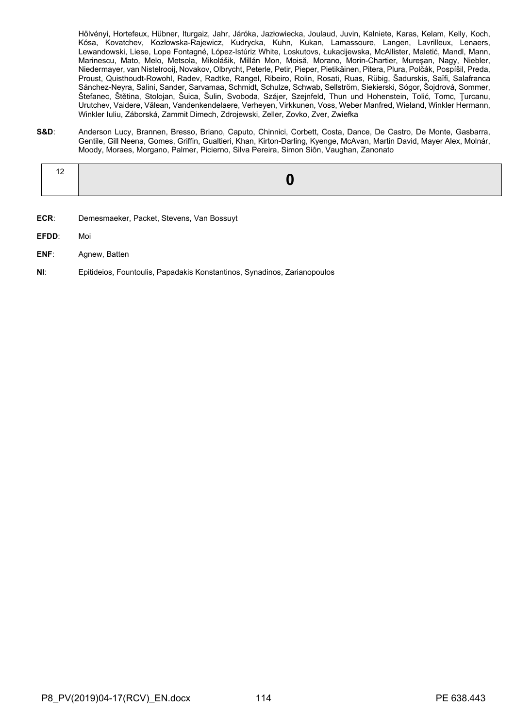Hölvényi, Hortefeux, Hübner, Iturgaiz, Jahr, Járóka, Jazłowiecka, Joulaud, Juvin, Kalniete, Karas, Kelam, Kelly, Koch, Kósa, Kovatchev, Kozłowska-Rajewicz, Kudrycka, Kuhn, Kukan, Lamassoure, Langen, Lavrilleux, Lenaers, Lewandowski, Liese, Lope Fontagné, López-Istúriz White, Loskutovs, Łukacijewska, McAllister, Maletić, Mandl, Mann, Marinescu, Mato, Melo, Metsola, Mikolášik, Millán Mon, Moisă, Morano, Morin-Chartier, Mureşan, Nagy, Niebler, Niedermayer, van Nistelrooij, Novakov, Olbrycht, Peterle, Petir, Pieper, Pietikäinen, Pitera, Plura, Polčák, Pospíšil, Preda, Proust, Quisthoudt-Rowohl, Radev, Radtke, Rangel, Ribeiro, Rolin, Rosati, Ruas, Rübig, Šadurskis, Saïfi, Salafranca Sánchez-Neyra, Salini, Sander, Sarvamaa, Schmidt, Schulze, Schwab, Sellström, Siekierski, Sógor, Šojdrová, Sommer, Štefanec, Štětina, Stolojan, Šuica, Šulin, Svoboda, Szájer, Szejnfeld, Thun und Hohenstein, Tolić, Tomc, Ţurcanu, Urutchev, Vaidere, Vălean, Vandenkendelaere, Verheyen, Virkkunen, Voss, Weber Manfred, Wieland, Winkler Hermann, Winkler Iuliu, Záborská, Zammit Dimech, Zdrojewski, Zeller, Zovko, Zver, Zwiefka

**S&D**: Anderson Lucy, Brannen, Bresso, Briano, Caputo, Chinnici, Corbett, Costa, Dance, De Castro, De Monte, Gasbarra, Gentile, Gill Neena, Gomes, Griffin, Gualtieri, Khan, Kirton-Darling, Kyenge, McAvan, Martin David, Mayer Alex, Molnár, Moody, Moraes, Morgano, Palmer, Picierno, Silva Pereira, Simon Siôn, Vaughan, Zanonato

| 12 | **0** |
|---|---|

**ECR**: Demesmaeker, Packet, Stevens, Van Bossuyt

**EFDD**: Moi

**ENF**: Agnew, Batten

**NI**: Epitideios, Fountoulis, Papadakis Konstantinos, Synadinos, Zarianopoulos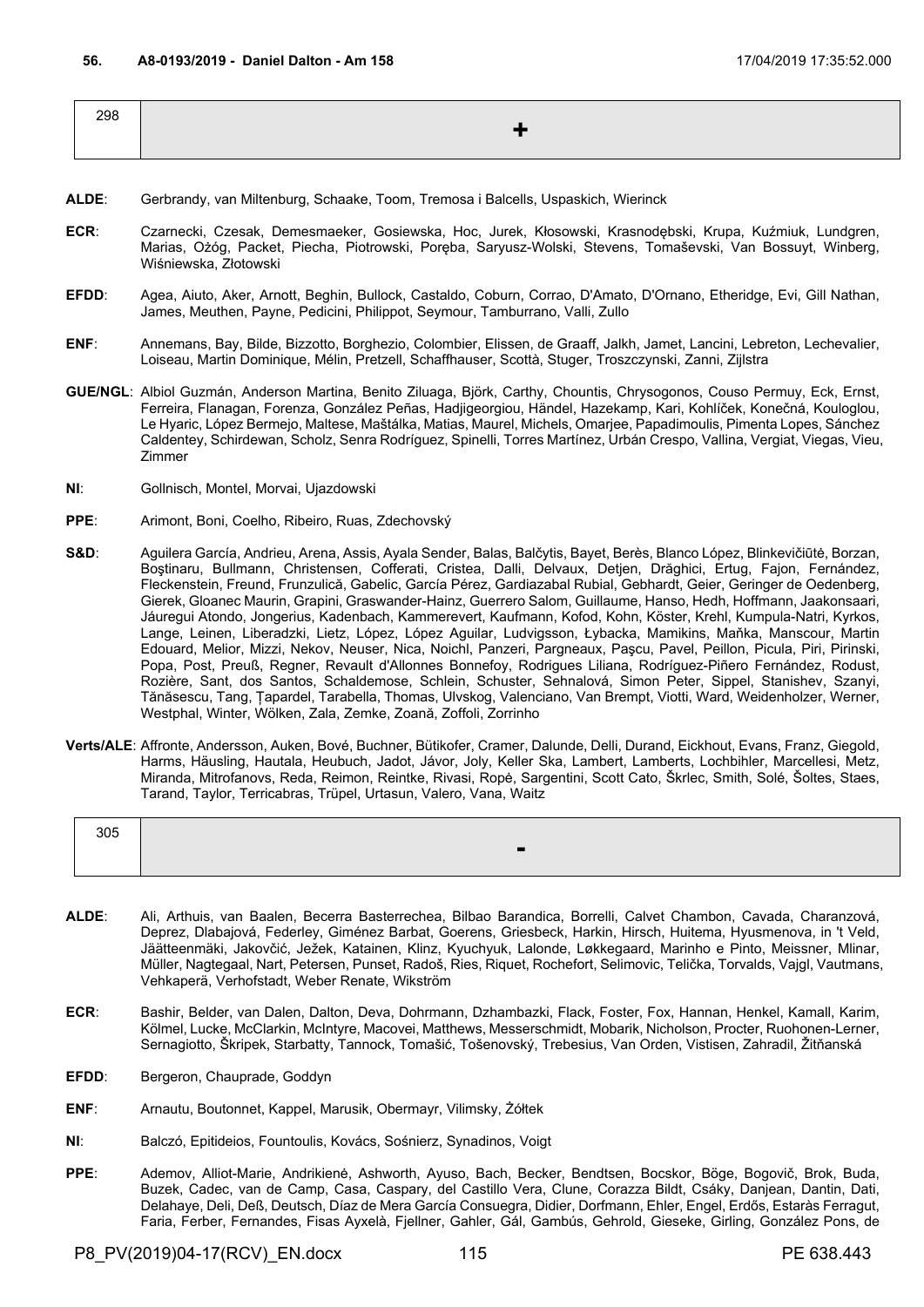**56. A8-0193/2019 - Daniel Dalton - Am 158** 17/04/2019 17:35:52.000

| 298 | + |
|---|---|

**ALDE**: Gerbrandy, van Miltenburg, Schaake, Toom, Tremosa i Balcells, Uspaskich, Wierinck

**ECR**: Czarnecki, Czesak, Demesmaeker, Gosiewska, Hoc, Jurek, Kłosowski, Krasnodębski, Krupa, Kuźmiuk, Lundgren, Marias, Ożóg, Packet, Piecha, Piotrowski, Poręba, Saryusz-Wolski, Stevens, Tomaševski, Van Bossuyt, Winberg, Wiśniewska, Złotowski

**EFDD**: Agea, Aiuto, Aker, Arnott, Beghin, Bullock, Castaldo, Coburn, Corrao, D'Amato, D'Ornano, Etheridge, Evi, Gill Nathan, James, Meuthen, Payne, Pedicini, Philippot, Seymour, Tamburrano, Valli, Zullo

**ENF**: Annemans, Bay, Bilde, Bizzotto, Borghezio, Colombier, Elissen, de Graaff, Jalkh, Jamet, Lancini, Lebreton, Lechevalier, Loiseau, Martin Dominique, Mélin, Pretzell, Schaffhauser, Scottà, Stuger, Troszczynski, Zanni, Zijlstra

**GUE/NGL**: Albiol Guzmán, Anderson Martina, Benito Ziluaga, Björk, Carthy, Chountis, Chrysogonos, Couso Permuy, Eck, Ernst, Ferreira, Flanagan, Forenza, González Peñas, Hadjigeorgiou, Händel, Hazekamp, Kari, Kohlíček, Konečná, Kouloglou, Le Hyaric, López Bermejo, Maltese, Maštálka, Matias, Maurel, Michels, Omarjee, Papadimoulis, Pimenta Lopes, Sánchez Caldentey, Schirdewan, Scholz, Senra Rodríguez, Spinelli, Torres Martínez, Urbán Crespo, Vallina, Vergiat, Viegas, Vieu, Zimmer

**NI**: Gollnisch, Montel, Morvai, Ujazdowski

**PPE**: Arimont, Boni, Coelho, Ribeiro, Ruas, Zdechovský

**S&D**: Aguilera García, Andrieu, Arena, Assis, Ayala Sender, Balas, Balčytis, Bayet, Berès, Blanco López, Blinkevičiūtė, Borzan, Boştinaru, Bullmann, Christensen, Cofferati, Cristea, Dalli, Delvaux, Detjen, Drăghici, Ertug, Fajon, Fernández, Fleckenstein, Freund, Frunzulică, Gabelic, García Pérez, Gardiazabal Rubial, Gebhardt, Geier, Geringer de Oedenberg, Gierek, Gloanec Maurin, Grapini, Graswander-Hainz, Guerrero Salom, Guillaume, Hanso, Hedh, Hoffmann, Jaakonsaari, Jáuregui Atondo, Jongerius, Kadenbach, Kammerevert, Kaufmann, Kofod, Kohn, Köster, Krehl, Kumpula-Natri, Kyrkos, Lange, Leinen, Liberadzki, Lietz, López, López Aguilar, Ludvigsson, Łybacka, Mamikins, Maňka, Manscour, Martin Edouard, Melior, Mizzi, Nekov, Neuser, Nica, Noichl, Panzeri, Pargneaux, Paşcu, Pavel, Peillon, Picula, Piri, Pirinski, Popa, Post, Preuß, Regner, Revault d'Allonnes Bonnefoy, Rodrigues Liliana, Rodríguez-Piñero Fernández, Rodust, Rozière, Sant, dos Santos, Schaldemose, Schlein, Schuster, Sehnalová, Simon Peter, Sippel, Stanishev, Szanyi, Tănăsescu, Tang, Ţapardel, Tarabella, Thomas, Ulvskog, Valenciano, Van Brempt, Viotti, Ward, Weidenholzer, Werner, Westphal, Winter, Wölken, Zala, Zemke, Zoană, Zoffoli, Zorrinho

**Verts/ALE**: Affronte, Andersson, Auken, Bové, Buchner, Bütikofer, Cramer, Dalunde, Delli, Durand, Eickhout, Evans, Franz, Giegold, Harms, Häusling, Hautala, Heubuch, Jadot, Jávor, Joly, Keller Ska, Lambert, Lamberts, Lochbihler, Marcellesi, Metz, Miranda, Mitrofanovs, Reda, Reimon, Reintke, Rivasi, Ropė, Sargentini, Scott Cato, Škrlec, Smith, Solé, Šoltes, Staes, Tarand, Taylor, Terricabras, Trüpel, Urtasun, Valero, Vana, Waitz

| 305 | - |
|---|---|

**ALDE**: Ali, Arthuis, van Baalen, Becerra Basterrechea, Bilbao Barandica, Borrelli, Calvet Chambon, Cavada, Charanzová, Deprez, Dlabajová, Federley, Giménez Barbat, Goerens, Griesbeck, Harkin, Hirsch, Huitema, Hyusmenova, in 't Veld, Jäätteenmäki, Jakovčić, Ježek, Katainen, Klinz, Kyuchyuk, Lalonde, Løkkegaard, Marinho e Pinto, Meissner, Mlinar, Müller, Nagtegaal, Nart, Petersen, Punset, Radoš, Ries, Riquet, Rochefort, Selimovic, Telička, Torvalds, Vajgl, Vautmans, Vehkaperä, Verhofstadt, Weber Renate, Wikström

**ECR**: Bashir, Belder, van Dalen, Dalton, Deva, Dohrmann, Dzhambazki, Flack, Foster, Fox, Hannan, Henkel, Kamall, Karim, Kölmel, Lucke, McClarkin, McIntyre, Macovei, Matthews, Messerschmidt, Mobarik, Nicholson, Procter, Ruohonen-Lerner, Sernagiotto, Škripek, Starbatty, Tannock, Tomašić, Tošenovský, Trebesius, Van Orden, Vistisen, Zahradil, Žitňanská

**EFDD**: Bergeron, Chauprade, Goddyn

**ENF**: Arnautu, Boutonnet, Kappel, Marusik, Obermayr, Vilimsky, Żółtek

**NI**: Balczó, Epitideios, Fountoulis, Kovács, Sośnierz, Synadinos, Voigt

**PPE**: Ademov, Alliot-Marie, Andrikienė, Ashworth, Ayuso, Bach, Becker, Bendtsen, Bocskor, Böge, Bogovič, Brok, Buda, Buzek, Cadec, van de Camp, Casa, Caspary, del Castillo Vera, Clune, Corazza Bildt, Csáky, Danjean, Dantin, Dati, Delahaye, Deli, Deß, Deutsch, Díaz de Mera García Consuegra, Didier, Dorfmann, Ehler, Engel, Erdős, Estaràs Ferragut, Faria, Ferber, Fernandes, Fisas Ayxelà, Fjellner, Gahler, Gál, Gambús, Gehrold, Gieseke, Girling, González Pons, de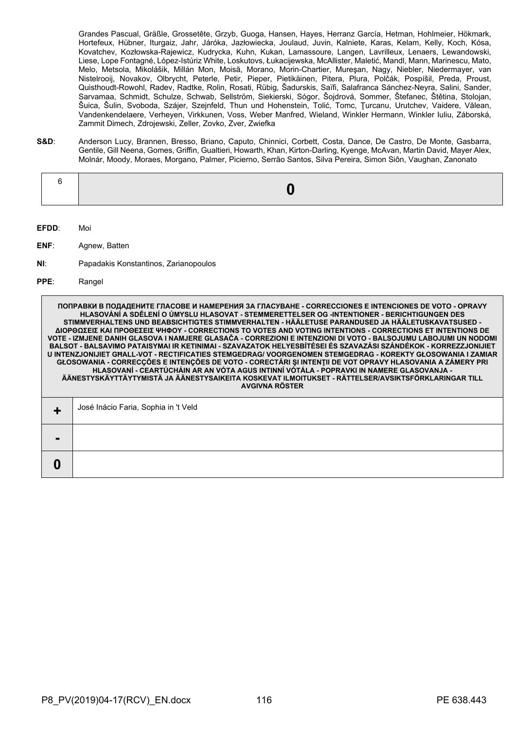Grandes Pascual, Gräßle, Grossetête, Grzyb, Guoga, Hansen, Hayes, Herranz García, Hetman, Hohlmeier, Hökmark, Hortefeux, Hübner, Iturgaiz, Jahr, Járóka, Jazłowiecka, Joulaud, Juvin, Kalniete, Karas, Kelam, Kelly, Koch, Kósa, Kovatchev, Kozłowska-Rajewicz, Kudrycka, Kuhn, Kukan, Lamassoure, Langen, Lavrilleux, Lenaers, Lewandowski, Liese, Lope Fontagné, López-Istúriz White, Loskutovs, Łukacijewska, McAllister, Maletić, Mandl, Mann, Marinescu, Mato, Melo, Metsola, Mikolášik, Millán Mon, Moisă, Morano, Morin-Chartier, Mureşan, Nagy, Niebler, Niedermayer, van Nistelrooij, Novakov, Olbrycht, Peterle, Petir, Pieper, Pietikäinen, Pitera, Plura, Polčák, Pospíšil, Preda, Proust, Quisthoudt-Rowohl, Radev, Radtke, Rolin, Rosati, Rübig, Šadurskis, Saïfi, Salafranca Sánchez-Neyra, Salini, Sander, Sarvamaa, Schmidt, Schulze, Schwab, Sellström, Siekierski, Sógor, Šojdrová, Sommer, Štefanec, Štětina, Stolojan, Šuica, Šulin, Svoboda, Szájer, Szejnfeld, Thun und Hohenstein, Tolić, Tomc, Ţurcanu, Urutchev, Vaidere, Vălean, Vandenkendelaere, Verheyen, Virkkunen, Voss, Weber Manfred, Wieland, Winkler Hermann, Winkler Iuliu, Záborská, Zammit Dimech, Zdrojewski, Zeller, Zovko, Zver, Zwiefka

**S&D**: Anderson Lucy, Brannen, Bresso, Briano, Caputo, Chinnici, Corbett, Costa, Dance, De Castro, De Monte, Gasbarra, Gentile, Gill Neena, Gomes, Griffin, Gualtieri, Howarth, Khan, Kirton-Darling, Kyenge, McAvan, Martin David, Mayer Alex, Molnár, Moody, Moraes, Morgano, Palmer, Picierno, Serrão Santos, Silva Pereira, Simon Siôn, Vaughan, Zanonato

| 6 | **0** |
|---|---|

**EFDD**: Moi

**ENF**: Agnew, Batten

**NI**: Papadakis Konstantinos, Zarianopoulos

**PPE**: Rangel

| **ПОПРАВКИ В ПОДАДЕНИТЕ ГЛАСОВЕ И НАМЕРЕНИЯ ЗА ГЛАСУВАНЕ - CORRECCIONES E INTENCIONES DE VOTO - OPRAVY HLASOVÁNÍ A SDĚLENÍ O ÚMYSLU HLASOVAT - STEMMERETTELSER OG -INTENTIONER - BERICHTIGUNGEN DES STIMMVERHALTENS UND BEABSICHTIGTES STIMMVERHALTEN - HÄÄLETUSE PARANDUSED JA HÄÄLETUSKAVATSUSED - ΔΙΟΡΘΩΣΕΙΣ ΚΑΙ ΠΡΟΘΕΣΕΙΣ ΨΗΦΟΥ - CORRECTIONS TO VOTES AND VOTING INTENTIONS - CORRECTIONS ET INTENTIONS DE VOTE - IZMJENE DANIH GLASOVA I NAMJERE GLASAČA - CORREZIONI E INTENZIONI DI VOTO - BALSOJUMU LABOJUMI UN NODOMI BALSOT - BALSAVIMO PATAISYMAI IR KETINIMAI - SZAVAZATOK HELYESBÍTÉSEI ÉS SZAVAZÁSI SZÁNDÉKOK - KORREZZJONIJIET U INTENZJONIJIET GĦALL-VOT - RECTIFICATIES STEMGEDRAG/ VOORGENOMEN STEMGEDRAG - KOREKTY GŁOSOWANIA I ZAMIAR GŁOSOWANIA - CORRECÇÕES E INTENÇÕES DE VOTO - CORECTĂRI ŞI INTENŢII DE VOT OPRAVY HLASOVANIA A ZÁMERY PRI HLASOVANÍ - CEARTÚCHÁIN AR AN VÓTA AGUS INTINNÍ VÓTÁLA - POPRAVKI IN NAMERE GLASOVANJA - ÄÄNESTYSKÄYTTÄYTYMISTÄ JA ÄÄNESTYSAIKEITA KOSKEVAT ILMOITUKSET - RÄTTELSER/AVSIKTSFÖRKLARINGAR TILL AVGIVNA RÖSTER** | |
|---|---|
| **+** | José Inácio Faria, Sophia in 't Veld |
| **-** | |
| **0** | |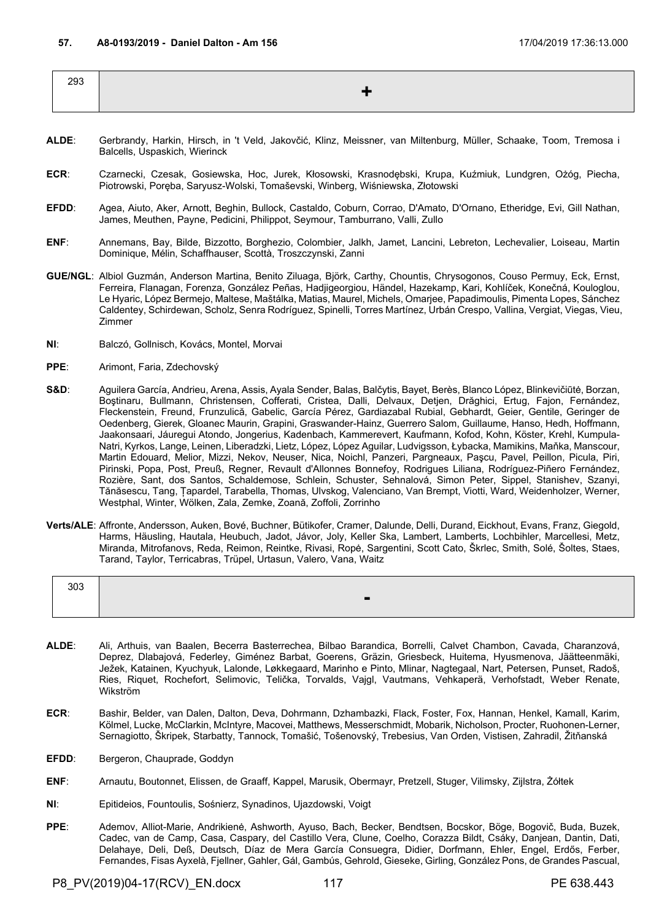**57. A8-0193/2019 - Daniel Dalton - Am 156** 17/04/2019 17:36:13.000

| 293 | + |
|---|---|

**ALDE**: Gerbrandy, Harkin, Hirsch, in 't Veld, Jakovčić, Klinz, Meissner, van Miltenburg, Müller, Schaake, Toom, Tremosa i Balcells, Uspaskich, Wierinck

**ECR**: Czarnecki, Czesak, Gosiewska, Hoc, Jurek, Kłosowski, Krasnodębski, Krupa, Kuźmiuk, Lundgren, Ożóg, Piecha, Piotrowski, Poręba, Saryusz-Wolski, Tomaševski, Winberg, Wiśniewska, Złotowski

**EFDD**: Agea, Aiuto, Aker, Arnott, Beghin, Bullock, Castaldo, Coburn, Corrao, D'Amato, D'Ornano, Etheridge, Evi, Gill Nathan, James, Meuthen, Payne, Pedicini, Philippot, Seymour, Tamburrano, Valli, Zullo

**ENF**: Annemans, Bay, Bilde, Bizzotto, Borghezio, Colombier, Jalkh, Jamet, Lancini, Lebreton, Lechevalier, Loiseau, Martin Dominique, Mélin, Schaffhauser, Scottà, Troszczynski, Zanni

**GUE/NGL**: Albiol Guzmán, Anderson Martina, Benito Ziluaga, Björk, Carthy, Chountis, Chrysogonos, Couso Permuy, Eck, Ernst, Ferreira, Flanagan, Forenza, González Peñas, Hadjigeorgiou, Händel, Hazekamp, Kari, Kohlíček, Konečná, Kouloglou, Le Hyaric, López Bermejo, Maltese, Maštálka, Matias, Maurel, Michels, Omarjee, Papadimoulis, Pimenta Lopes, Sánchez Caldentey, Schirdewan, Scholz, Senra Rodríguez, Spinelli, Torres Martínez, Urbán Crespo, Vallina, Vergiat, Viegas, Vieu, Zimmer

**NI**: Balczó, Gollnisch, Kovács, Montel, Morvai

**PPE**: Arimont, Faria, Zdechovský

**S&D**: Aguilera García, Andrieu, Arena, Assis, Ayala Sender, Balas, Balčytis, Bayet, Berès, Blanco López, Blinkevičiūtė, Borzan, Boştinaru, Bullmann, Christensen, Cofferati, Cristea, Dalli, Delvaux, Detjen, Drăghici, Ertug, Fajon, Fernández, Fleckenstein, Freund, Frunzulică, Gabelic, García Pérez, Gardiazabal Rubial, Gebhardt, Geier, Gentile, Geringer de Oedenberg, Gierek, Gloanec Maurin, Grapini, Graswander-Hainz, Guerrero Salom, Guillaume, Hanso, Hedh, Hoffmann, Jaakonsaari, Jáuregui Atondo, Jongerius, Kadenbach, Kammerevert, Kaufmann, Kofod, Kohn, Köster, Krehl, Kumpula-Natri, Kyrkos, Lange, Leinen, Liberadzki, Lietz, López, López Aguilar, Ludvigsson, Łybacka, Mamikins, Maňka, Manscour, Martin Edouard, Melior, Mizzi, Nekov, Neuser, Nica, Noichl, Panzeri, Pargneaux, Paşcu, Pavel, Peillon, Picula, Piri, Pirinski, Popa, Post, Preuß, Regner, Revault d'Allonnes Bonnefoy, Rodrigues Liliana, Rodríguez-Piñero Fernández, Rozière, Sant, dos Santos, Schaldemose, Schlein, Schuster, Sehnalová, Simon Peter, Sippel, Stanishev, Szanyi, Tănăsescu, Tang, Ţapardel, Tarabella, Thomas, Ulvskog, Valenciano, Van Brempt, Viotti, Ward, Weidenholzer, Werner, Westphal, Winter, Wölken, Zala, Zemke, Zoană, Zoffoli, Zorrinho

**Verts/ALE**: Affronte, Andersson, Auken, Bové, Buchner, Bütikofer, Cramer, Dalunde, Delli, Durand, Eickhout, Evans, Franz, Giegold, Harms, Häusling, Hautala, Heubuch, Jadot, Jávor, Joly, Keller Ska, Lambert, Lamberts, Lochbihler, Marcellesi, Metz, Miranda, Mitrofanovs, Reda, Reimon, Reintke, Rivasi, Ropė, Sargentini, Scott Cato, Škrlec, Smith, Solé, Šoltes, Staes, Tarand, Taylor, Terricabras, Trüpel, Urtasun, Valero, Vana, Waitz

| 303 | - |
|---|---|

**ALDE**: Ali, Arthuis, van Baalen, Becerra Basterrechea, Bilbao Barandica, Borrelli, Calvet Chambon, Cavada, Charanzová, Deprez, Dlabajová, Federley, Giménez Barbat, Goerens, Gräzin, Griesbeck, Huitema, Hyusmenova, Jäätteenmäki, Ježek, Katainen, Kyuchyuk, Lalonde, Løkkegaard, Marinho e Pinto, Mlinar, Nagtegaal, Nart, Petersen, Punset, Radoš, Ries, Riquet, Rochefort, Selimovic, Telička, Torvalds, Vajgl, Vautmans, Vehkaperä, Verhofstadt, Weber Renate, Wikström

**ECR**: Bashir, Belder, van Dalen, Dalton, Deva, Dohrmann, Dzhambazki, Flack, Foster, Fox, Hannan, Henkel, Kamall, Karim, Kölmel, Lucke, McClarkin, McIntyre, Macovei, Matthews, Messerschmidt, Mobarik, Nicholson, Procter, Ruohonen-Lerner, Sernagiotto, Škripek, Starbatty, Tannock, Tomašić, Tošenovský, Trebesius, Van Orden, Vistisen, Zahradil, Žitňanská

**EFDD**: Bergeron, Chauprade, Goddyn

**ENF**: Arnautu, Boutonnet, Elissen, de Graaff, Kappel, Marusik, Obermayr, Pretzell, Stuger, Vilimsky, Zijlstra, Żółtek

**NI**: Epitideios, Fountoulis, Sośnierz, Synadinos, Ujazdowski, Voigt

**PPE**: Ademov, Alliot-Marie, Andrikienė, Ashworth, Ayuso, Bach, Becker, Bendtsen, Bocskor, Böge, Bogovič, Buda, Buzek, Cadec, van de Camp, Casa, Caspary, del Castillo Vera, Clune, Coelho, Corazza Bildt, Csáky, Danjean, Dantin, Dati, Delahaye, Deli, Deß, Deutsch, Díaz de Mera García Consuegra, Didier, Dorfmann, Ehler, Engel, Erdős, Ferber, Fernandes, Fisas Ayxelà, Fjellner, Gahler, Gál, Gambús, Gehrold, Gieseke, Girling, González Pons, de Grandes Pascual,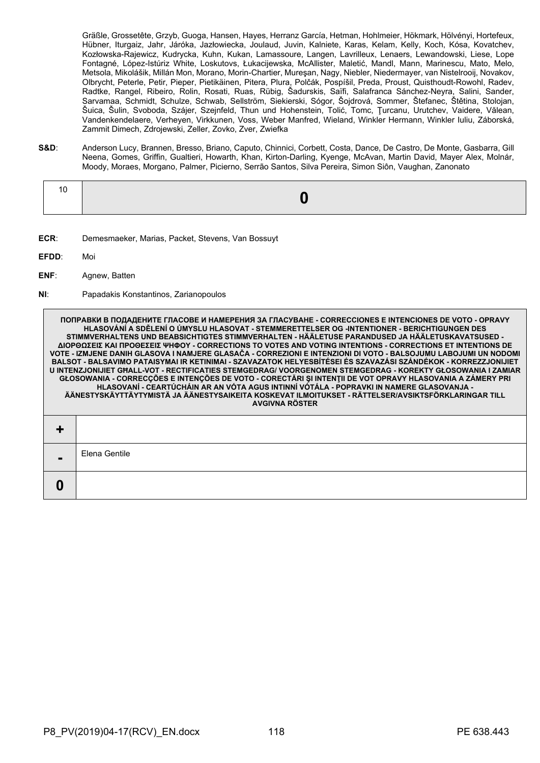Gräßle, Grossetête, Grzyb, Guoga, Hansen, Hayes, Herranz García, Hetman, Hohlmeier, Hökmark, Hölvényi, Hortefeux, Hübner, Iturgaiz, Jahr, Járóka, Jazłowiecka, Joulaud, Juvin, Kalniete, Karas, Kelam, Kelly, Koch, Kósa, Kovatchev, Kozłowska-Rajewicz, Kudrycka, Kuhn, Kukan, Lamassoure, Langen, Lavrilleux, Lenaers, Lewandowski, Liese, Lope Fontagné, López-Istúriz White, Loskutovs, Łukacijewska, McAllister, Maletić, Mandl, Mann, Marinescu, Mato, Melo, Metsola, Mikolášik, Millán Mon, Morano, Morin-Chartier, Mureşan, Nagy, Niebler, Niedermayer, van Nistelrooij, Novakov, Olbrycht, Peterle, Petir, Pieper, Pietikäinen, Pitera, Plura, Polčák, Pospíšil, Preda, Proust, Quisthoudt-Rowohl, Radev, Radtke, Rangel, Ribeiro, Rolin, Rosati, Ruas, Rübig, Šadurskis, Saïfi, Salafranca Sánchez-Neyra, Salini, Sander, Sarvamaa, Schmidt, Schulze, Schwab, Sellström, Siekierski, Sógor, Šojdrová, Sommer, Štefanec, Štětina, Stolojan, Šuica, Šulin, Svoboda, Szájer, Szejnfeld, Thun und Hohenstein, Tolić, Tomc, Ţurcanu, Urutchev, Vaidere, Vălean, Vandenkendelaere, Verheyen, Virkkunen, Voss, Weber Manfred, Wieland, Winkler Hermann, Winkler Iuliu, Záborská, Zammit Dimech, Zdrojewski, Zeller, Zovko, Zver, Zwiefka

**S&D**: Anderson Lucy, Brannen, Bresso, Briano, Caputo, Chinnici, Corbett, Costa, Dance, De Castro, De Monte, Gasbarra, Gill Neena, Gomes, Griffin, Gualtieri, Howarth, Khan, Kirton-Darling, Kyenge, McAvan, Martin David, Mayer Alex, Molnár, Moody, Moraes, Morgano, Palmer, Picierno, Serrão Santos, Silva Pereira, Simon Siôn, Vaughan, Zanonato

| 10 | **0** |
|---|---|

**ECR**: Demesmaeker, Marias, Packet, Stevens, Van Bossuyt

**EFDD**: Moi

**ENF**: Agnew, Batten

**NI**: Papadakis Konstantinos, Zarianopoulos

| ПОПРАВКИ В ПОДАДЕНИТЕ ГЛАСОВЕ И НАМЕРЕНИЯ ЗА ГЛАСУВАНЕ - CORRECCIONES E INTENCIONES DE VOTO - OPRAVY HLASOVÁNÍ A SDĚLENÍ O ÚMYSLU HLASOVAT - STEMMERETTELSER OG -INTENTIONER - BERICHTIGUNGEN DES STIMMVERHALTENS UND BEABSICHTIGTES STIMMVERHALTEN - HÄÄLETUSE PARANDUSED JA HÄÄLETUSKAVATSUSED - ΔΙΟΡΘΩΣΕΙΣ ΚΑΙ ΠΡΟΘΕΣΕΙΣ ΨΗΦΟΥ - CORRECTIONS TO VOTES AND VOTING INTENTIONS - CORRECTIONS ET INTENTIONS DE VOTE - IZMJENE DANIH GLASOVA I NAMJERE GLASAČA - CORREZIONI E INTENZIONI DI VOTO - BALSOJUMU LABOJUMI UN NODOMI BALSOT - BALSAVIMO PATAISYMAI IR KETINIMAI - SZAVAZATOK HELYESBÍTÉSEI ÉS SZAVAZÁSI SZÁNDÉKOK - KORREZZJONIJIET U INTENZJONIJIET GĦALL-VOT - RECTIFICATIES STEMGEDRAG/ VOORGENOMEN STEMGEDRAG - KOREKTY GŁOSOWANIA I ZAMIAR GŁOSOWANIA - CORRECÇÕES E INTENÇÕES DE VOTO - CORECTĂRI ŞI INTENŢII DE VOT OPRAVY HLASOVANIA A ZÁMERY PRI HLASOVANÍ - CEARTÚCHÁIN AR AN VÓTA AGUS INTINNÍ VÓTÁLA - POPRAVKI IN NAMERE GLASOVANJA - ÄÄNESTYSKÄYTTÄYTYMISTÄ JA ÄÄNESTYSAIKEITA KOSKEVAT ILMOITUKSET - RÄTTELSER/AVSIKTSFÖRKLARINGAR TILL AVGIVNA RÖSTER | |
|---|---|
| **+** | |
| **-** | Elena Gentile |
| **0** | |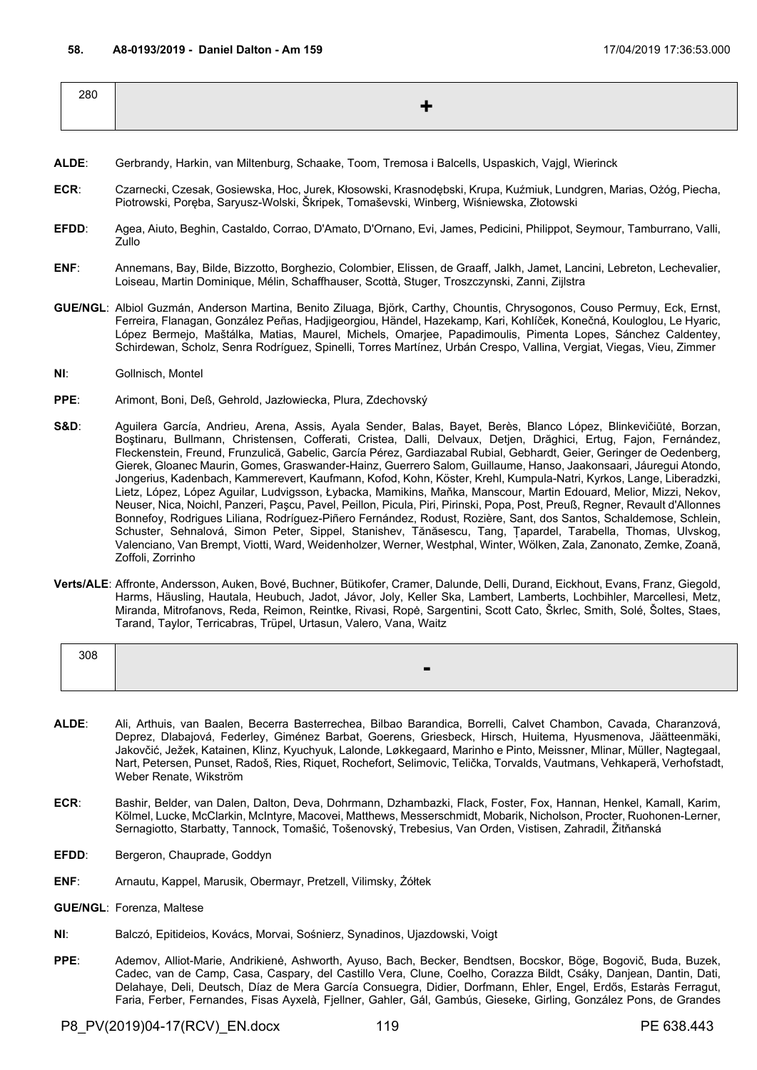**58. A8-0193/2019 - Daniel Dalton - Am 159** 17/04/2019 17:36:53.000

| 280 | + |
|---|---|

**ALDE**: Gerbrandy, Harkin, van Miltenburg, Schaake, Toom, Tremosa i Balcells, Uspaskich, Vajgl, Wierinck

**ECR**: Czarnecki, Czesak, Gosiewska, Hoc, Jurek, Kłosowski, Krasnodębski, Krupa, Kuźmiuk, Lundgren, Marias, Ożóg, Piecha, Piotrowski, Poręba, Saryusz-Wolski, Škripek, Tomaševski, Winberg, Wiśniewska, Złotowski

**EFDD**: Agea, Aiuto, Beghin, Castaldo, Corrao, D'Amato, D'Ornano, Evi, James, Pedicini, Philippot, Seymour, Tamburrano, Valli, Zullo

**ENF**: Annemans, Bay, Bilde, Bizzotto, Borghezio, Colombier, Elissen, de Graaff, Jalkh, Jamet, Lancini, Lebreton, Lechevalier, Loiseau, Martin Dominique, Mélin, Schaffhauser, Scottà, Stuger, Troszczynski, Zanni, Zijlstra

**GUE/NGL**: Albiol Guzmán, Anderson Martina, Benito Ziluaga, Björk, Carthy, Chountis, Chrysogonos, Couso Permuy, Eck, Ernst, Ferreira, Flanagan, González Peñas, Hadjigeorgiou, Händel, Hazekamp, Kari, Kohlíček, Konečná, Kouloglou, Le Hyaric, López Bermejo, Maštálka, Matias, Maurel, Michels, Omarjee, Papadimoulis, Pimenta Lopes, Sánchez Caldentey, Schirdewan, Scholz, Senra Rodríguez, Spinelli, Torres Martínez, Urbán Crespo, Vallina, Vergiat, Viegas, Vieu, Zimmer

**NI**: Gollnisch, Montel

**PPE**: Arimont, Boni, Deß, Gehrold, Jazłowiecka, Plura, Zdechovský

**S&D**: Aguilera García, Andrieu, Arena, Assis, Ayala Sender, Balas, Bayet, Berès, Blanco López, Blinkevičiūtė, Borzan, Boştinaru, Bullmann, Christensen, Cofferati, Cristea, Dalli, Delvaux, Detjen, Drăghici, Ertug, Fajon, Fernández, Fleckenstein, Freund, Frunzulică, Gabelic, García Pérez, Gardiazabal Rubial, Gebhardt, Geier, Geringer de Oedenberg, Gierek, Gloanec Maurin, Gomes, Graswander-Hainz, Guerrero Salom, Guillaume, Hanso, Jaakonsaari, Jáuregui Atondo, Jongerius, Kadenbach, Kammerevert, Kaufmann, Kofod, Kohn, Köster, Krehl, Kumpula-Natri, Kyrkos, Lange, Liberadzki, Lietz, López, López Aguilar, Ludvigsson, Łybacka, Mamikins, Maňka, Manscour, Martin Edouard, Melior, Mizzi, Nekov, Neuser, Nica, Noichl, Panzeri, Paşcu, Pavel, Peillon, Picula, Piri, Pirinski, Popa, Post, Preuß, Regner, Revault d'Allonnes Bonnefoy, Rodrigues Liliana, Rodríguez-Piñero Fernández, Rodust, Rozière, Sant, dos Santos, Schaldemose, Schlein, Schuster, Sehnalová, Simon Peter, Sippel, Stanishev, Tănăsescu, Tang, Ţapardel, Tarabella, Thomas, Ulvskog, Valenciano, Van Brempt, Viotti, Ward, Weidenholzer, Werner, Westphal, Winter, Wölken, Zala, Zanonato, Zemke, Zoană, Zoffoli, Zorrinho

**Verts/ALE**: Affronte, Andersson, Auken, Bové, Buchner, Bütikofer, Cramer, Dalunde, Delli, Durand, Eickhout, Evans, Franz, Giegold, Harms, Häusling, Hautala, Heubuch, Jadot, Jávor, Joly, Keller Ska, Lambert, Lamberts, Lochbihler, Marcellesi, Metz, Miranda, Mitrofanovs, Reda, Reimon, Reintke, Rivasi, Ropė, Sargentini, Scott Cato, Škrlec, Smith, Solé, Šoltes, Staes, Tarand, Taylor, Terricabras, Trüpel, Urtasun, Valero, Vana, Waitz

| 308 | - |
|---|---|

**ALDE**: Ali, Arthuis, van Baalen, Becerra Basterrechea, Bilbao Barandica, Borrelli, Calvet Chambon, Cavada, Charanzová, Deprez, Dlabajová, Federley, Giménez Barbat, Goerens, Griesbeck, Hirsch, Huitema, Hyusmenova, Jäätteenmäki, Jakovčić, Ježek, Katainen, Klinz, Kyuchyuk, Lalonde, Løkkegaard, Marinho e Pinto, Meissner, Mlinar, Müller, Nagtegaal, Nart, Petersen, Punset, Radoš, Ries, Riquet, Rochefort, Selimovic, Telička, Torvalds, Vautmans, Vehkaperä, Verhofstadt, Weber Renate, Wikström

**ECR**: Bashir, Belder, van Dalen, Dalton, Deva, Dohrmann, Dzhambazki, Flack, Foster, Fox, Hannan, Henkel, Kamall, Karim, Kölmel, Lucke, McClarkin, McIntyre, Macovei, Matthews, Messerschmidt, Mobarik, Nicholson, Procter, Ruohonen-Lerner, Sernagiotto, Starbatty, Tannock, Tomašić, Tošenovský, Trebesius, Van Orden, Vistisen, Zahradil, Žitňanská

**EFDD**: Bergeron, Chauprade, Goddyn

**ENF**: Arnautu, Kappel, Marusik, Obermayr, Pretzell, Vilimsky, Żółtek

**GUE/NGL**: Forenza, Maltese

**NI**: Balczó, Epitideios, Kovács, Morvai, Sośnierz, Synadinos, Ujazdowski, Voigt

**PPE**: Ademov, Alliot-Marie, Andrikienė, Ashworth, Ayuso, Bach, Becker, Bendtsen, Bocskor, Böge, Bogovič, Buda, Buzek, Cadec, van de Camp, Casa, Caspary, del Castillo Vera, Clune, Coelho, Corazza Bildt, Csáky, Danjean, Dantin, Dati, Delahaye, Deli, Deutsch, Díaz de Mera García Consuegra, Didier, Dorfmann, Ehler, Engel, Erdős, Estaràs Ferragut, Faria, Ferber, Fernandes, Fisas Ayxelà, Fjellner, Gahler, Gál, Gambús, Gieseke, Girling, González Pons, de Grandes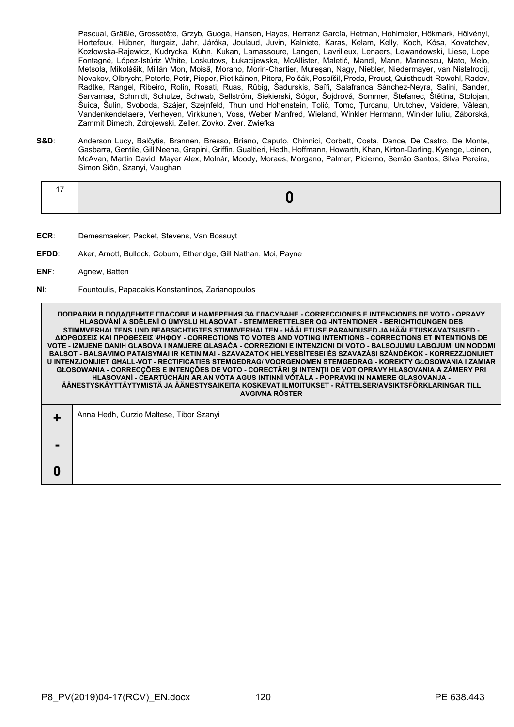Pascual, Gräßle, Grossetête, Grzyb, Guoga, Hansen, Hayes, Herranz García, Hetman, Hohlmeier, Hökmark, Hölvényi, Hortefeux, Hübner, Iturgaiz, Jahr, Járóka, Joulaud, Juvin, Kalniete, Karas, Kelam, Kelly, Koch, Kósa, Kovatchev, Kozłowska-Rajewicz, Kudrycka, Kuhn, Kukan, Lamassoure, Langen, Lavrilleux, Lenaers, Lewandowski, Liese, Lope Fontagné, López-Istúriz White, Loskutovs, Łukacijewska, McAllister, Maletić, Mandl, Mann, Marinescu, Mato, Melo, Metsola, Mikolášik, Millán Mon, Moisă, Morano, Morin-Chartier, Mureşan, Nagy, Niebler, Niedermayer, van Nistelrooij, Novakov, Olbrycht, Peterle, Petir, Pieper, Pietikäinen, Pitera, Polčák, Pospíšil, Preda, Proust, Quisthoudt-Rowohl, Radev, Radtke, Rangel, Ribeiro, Rolin, Rosati, Ruas, Rübig, Šadurskis, Saïfi, Salafranca Sánchez-Neyra, Salini, Sander, Sarvamaa, Schmidt, Schulze, Schwab, Sellström, Siekierski, Sógor, Šojdrová, Sommer, Štefanec, Štětina, Stolojan, Šuica, Šulin, Svoboda, Szájer, Szejnfeld, Thun und Hohenstein, Tolić, Tomc, Ţurcanu, Urutchev, Vaidere, Vălean, Vandenkendelaere, Verheyen, Virkkunen, Voss, Weber Manfred, Wieland, Winkler Hermann, Winkler Iuliu, Záborská, Zammit Dimech, Zdrojewski, Zeller, Zovko, Zver, Zwiefka

**S&D**: Anderson Lucy, Balčytis, Brannen, Bresso, Briano, Caputo, Chinnici, Corbett, Costa, Dance, De Castro, De Monte, Gasbarra, Gentile, Gill Neena, Grapini, Griffin, Gualtieri, Hedh, Hoffmann, Howarth, Khan, Kirton-Darling, Kyenge, Leinen, McAvan, Martin David, Mayer Alex, Molnár, Moody, Moraes, Morgano, Palmer, Picierno, Serrão Santos, Silva Pereira, Simon Siôn, Szanyi, Vaughan

| 17 | **0** |
|---|---|

**ECR**: Demesmaeker, Packet, Stevens, Van Bossuyt

**EFDD**: Aker, Arnott, Bullock, Coburn, Etheridge, Gill Nathan, Moi, Payne

**ENF**: Agnew, Batten

**NI**: Fountoulis, Papadakis Konstantinos, Zarianopoulos

| **ПОПРАВКИ В ПОДАДЕНИТЕ ГЛАСОВЕ И НАМЕРЕНИЯ ЗА ГЛАСУВАНЕ - CORRECCIONES E INTENCIONES DE VOTO - OPRAVY HLASOVÁNÍ A SDĚLENÍ O ÚMYSLU HLASOVAT - STEMMERETTELSER OG -INTENTIONER - BERICHTIGUNGEN DES STIMMVERHALTENS UND BEABSICHTIGTES STIMMVERHALTEN - HÄÄLETUSE PARANDUSED JA HÄÄLETUSKAVATSUSED - ΔΙΟΡΘΩΣΕΙΣ ΚΑΙ ΠΡΟΘΕΣΕΙΣ ΨΗΦΟΥ - CORRECTIONS TO VOTES AND VOTING INTENTIONS - CORRECTIONS ET INTENTIONS DE VOTE - IZMJENE DANIH GLASOVA I NAMJERE GLASAČA - CORREZIONI E INTENZIONI DI VOTO - BALSOJUMU LABOJUMI UN NODOMI BALSOT - BALSAVIMO PATAISYMAI IR KETINIMAI - SZAVAZATOK HELYESBÍTÉSEI ÉS SZAVAZÁSI SZÁNDÉKOK - KORREZZJONIJIET U INTENZJONIJIET GĦALL-VOT - RECTIFICATIES STEMGEDRAG/ VOORGENOMEN STEMGEDRAG - KOREKTY GŁOSOWANIA I ZAMIAR GŁOSOWANIA - CORRECÇÕES E INTENÇÕES DE VOTO - CORECTĂRI ŞI INTENŢII DE VOT OPRAVY HLASOVANIA A ZÁMERY PRI HLASOVANÍ - CEARTÚCHÁIN AR AN VÓTA AGUS INTINNÍ VÓTÁLA - POPRAVKI IN NAMERE GLASOVANJA - ÄÄNESTYSKÄYTTÄYTYMISTÄ JA ÄÄNESTYSAIKEITA KOSKEVAT ILMOITUKSET - RÄTTELSER/AVSIKTSFÖRKLARINGAR TILL AVGIVNA RÖSTER** | |
|---|---|
| **+** | Anna Hedh, Curzio Maltese, Tibor Szanyi |
| **-** | |
| **0** | |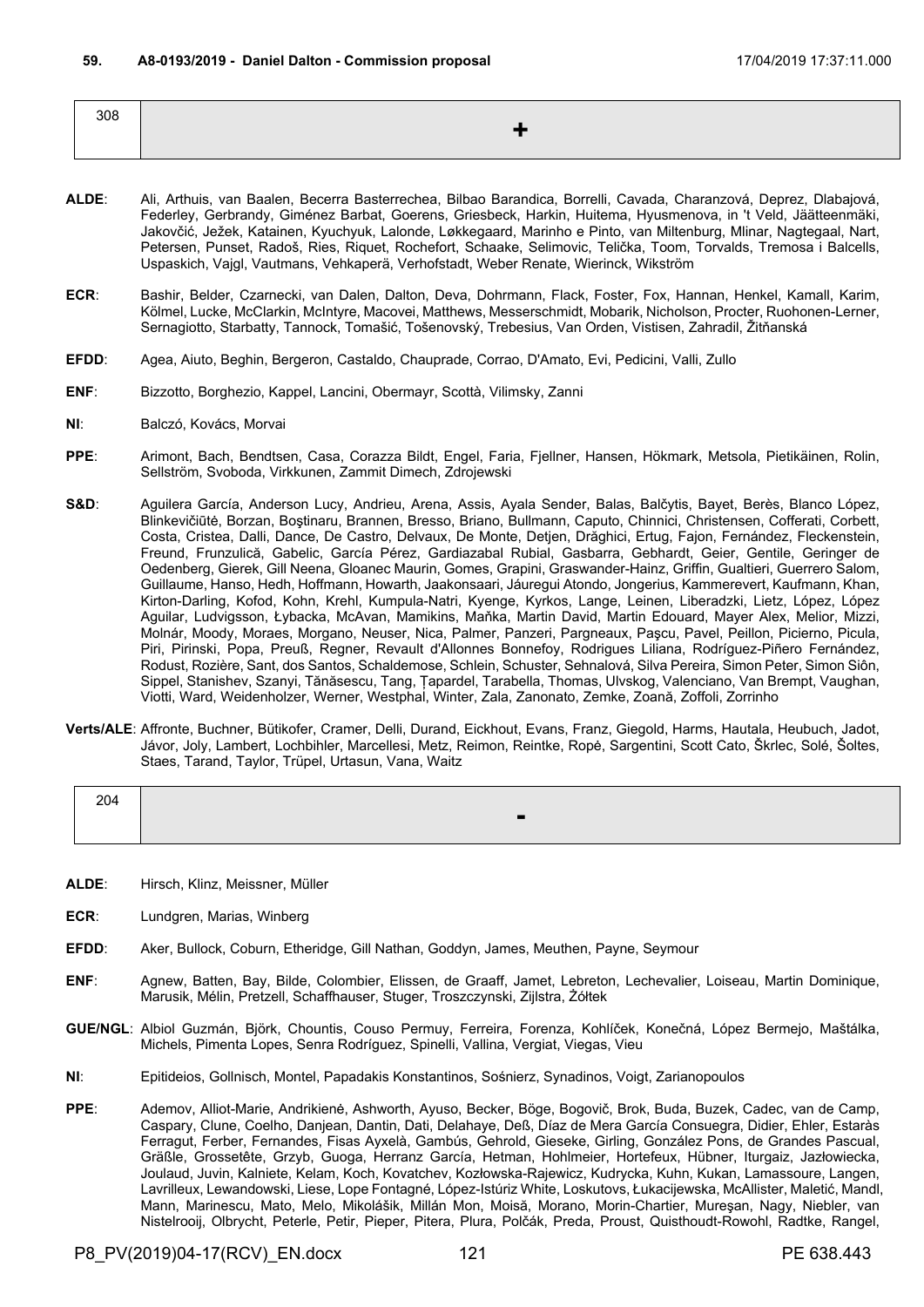**59. A8-0193/2019 - Daniel Dalton - Commission proposal** 17/04/2019 17:37:11.000

| 308 | + |
|---|---|

**ALDE**: Ali, Arthuis, van Baalen, Becerra Basterrechea, Bilbao Barandica, Borrelli, Cavada, Charanzová, Deprez, Dlabajová, Federley, Gerbrandy, Giménez Barbat, Goerens, Griesbeck, Harkin, Huitema, Hyusmenova, in 't Veld, Jäätteenmäki, Jakovčić, Ježek, Katainen, Kyuchyuk, Lalonde, Løkkegaard, Marinho e Pinto, van Miltenburg, Mlinar, Nagtegaal, Nart, Petersen, Punset, Radoš, Ries, Riquet, Rochefort, Schaake, Selimovic, Telička, Toom, Torvalds, Tremosa i Balcells, Uspaskich, Vajgl, Vautmans, Vehkaperä, Verhofstadt, Weber Renate, Wierinck, Wikström

**ECR**: Bashir, Belder, Czarnecki, van Dalen, Dalton, Deva, Dohrmann, Flack, Foster, Fox, Hannan, Henkel, Kamall, Karim, Kölmel, Lucke, McClarkin, McIntyre, Macovei, Matthews, Messerschmidt, Mobarik, Nicholson, Procter, Ruohonen-Lerner, Sernagiotto, Starbatty, Tannock, Tomašić, Tošenovský, Trebesius, Van Orden, Vistisen, Zahradil, Žitňanská

**EFDD**: Agea, Aiuto, Beghin, Bergeron, Castaldo, Chauprade, Corrao, D'Amato, Evi, Pedicini, Valli, Zullo

**ENF**: Bizzotto, Borghezio, Kappel, Lancini, Obermayr, Scottà, Vilimsky, Zanni

**NI**: Balczó, Kovács, Morvai

**PPE**: Arimont, Bach, Bendtsen, Casa, Corazza Bildt, Engel, Faria, Fjellner, Hansen, Hökmark, Metsola, Pietikäinen, Rolin, Sellström, Svoboda, Virkkunen, Zammit Dimech, Zdrojewski

**S&D**: Aguilera García, Anderson Lucy, Andrieu, Arena, Assis, Ayala Sender, Balas, Balčytis, Bayet, Berès, Blanco López, Blinkevičiūtė, Borzan, Boştinaru, Brannen, Bresso, Briano, Bullmann, Caputo, Chinnici, Christensen, Cofferati, Corbett, Costa, Cristea, Dalli, Dance, De Castro, Delvaux, De Monte, Detjen, Drăghici, Ertug, Fajon, Fernández, Fleckenstein, Freund, Frunzulică, Gabelic, García Pérez, Gardiazabal Rubial, Gasbarra, Gebhardt, Geier, Gentile, Geringer de Oedenberg, Gierek, Gill Neena, Gloanec Maurin, Gomes, Grapini, Graswander-Hainz, Griffin, Gualtieri, Guerrero Salom, Guillaume, Hanso, Hedh, Hoffmann, Howarth, Jaakonsaari, Jáuregui Atondo, Jongerius, Kammerevert, Kaufmann, Khan, Kirton-Darling, Kofod, Kohn, Krehl, Kumpula-Natri, Kyenge, Kyrkos, Lange, Leinen, Liberadzki, Lietz, López, López Aguilar, Ludvigsson, Łybacka, McAvan, Mamikins, Maňka, Martin David, Martin Edouard, Mayer Alex, Melior, Mizzi, Molnár, Moody, Moraes, Morgano, Neuser, Nica, Palmer, Panzeri, Pargneaux, Paşcu, Pavel, Peillon, Picierno, Picula, Piri, Pirinski, Popa, Preuß, Regner, Revault d'Allonnes Bonnefoy, Rodrigues Liliana, Rodríguez-Piñero Fernández, Rodust, Rozière, Sant, dos Santos, Schaldemose, Schlein, Schuster, Sehnalová, Silva Pereira, Simon Peter, Simon Siôn, Sippel, Stanishev, Szanyi, Tănăsescu, Tang, Ţapardel, Tarabella, Thomas, Ulvskog, Valenciano, Van Brempt, Vaughan, Viotti, Ward, Weidenholzer, Werner, Westphal, Winter, Zala, Zanonato, Zemke, Zoană, Zoffoli, Zorrinho

**Verts/ALE**: Affronte, Buchner, Bütikofer, Cramer, Delli, Durand, Eickhout, Evans, Franz, Giegold, Harms, Hautala, Heubuch, Jadot, Jávor, Joly, Lambert, Lochbihler, Marcellesi, Metz, Reimon, Reintke, Ropė, Sargentini, Scott Cato, Škrlec, Solé, Šoltes, Staes, Tarand, Taylor, Trüpel, Urtasun, Vana, Waitz

| 204 | - |
|---|---|

**ALDE**: Hirsch, Klinz, Meissner, Müller

**ECR**: Lundgren, Marias, Winberg

**EFDD**: Aker, Bullock, Coburn, Etheridge, Gill Nathan, Goddyn, James, Meuthen, Payne, Seymour

**ENF**: Agnew, Batten, Bay, Bilde, Colombier, Elissen, de Graaff, Jamet, Lebreton, Lechevalier, Loiseau, Martin Dominique, Marusik, Mélin, Pretzell, Schaffhauser, Stuger, Troszczynski, Zijlstra, Żółtek

**GUE/NGL**: Albiol Guzmán, Björk, Chountis, Couso Permuy, Ferreira, Forenza, Kohlíček, Konečná, López Bermejo, Maštálka, Michels, Pimenta Lopes, Senra Rodríguez, Spinelli, Vallina, Vergiat, Viegas, Vieu

**NI**: Epitideios, Gollnisch, Montel, Papadakis Konstantinos, Sośnierz, Synadinos, Voigt, Zarianopoulos

**PPE**: Ademov, Alliot-Marie, Andrikienė, Ashworth, Ayuso, Becker, Böge, Bogovič, Brok, Buda, Buzek, Cadec, van de Camp, Caspary, Clune, Coelho, Danjean, Dantin, Dati, Delahaye, Deß, Díaz de Mera García Consuegra, Didier, Ehler, Estaràs Ferragut, Ferber, Fernandes, Fisas Ayxelà, Gambús, Gehrold, Gieseke, Girling, González Pons, de Grandes Pascual, Gräßle, Grossetête, Grzyb, Guoga, Herranz García, Hetman, Hohlmeier, Hortefeux, Hübner, Iturgaiz, Jazłowiecka, Joulaud, Juvin, Kalniete, Kelam, Koch, Kovatchev, Kozłowska-Rajewicz, Kudrycka, Kuhn, Kukan, Lamassoure, Langen, Lavrilleux, Lewandowski, Liese, Lope Fontagné, López-Istúriz White, Loskutovs, Łukacijewska, McAllister, Maletić, Mandl, Mann, Marinescu, Mato, Melo, Mikolášik, Millán Mon, Moisă, Morano, Morin-Chartier, Mureşan, Nagy, Niebler, van Nistelrooij, Olbrycht, Peterle, Petir, Pieper, Pitera, Plura, Polčák, Preda, Proust, Quisthoudt-Rowohl, Radtke, Rangel,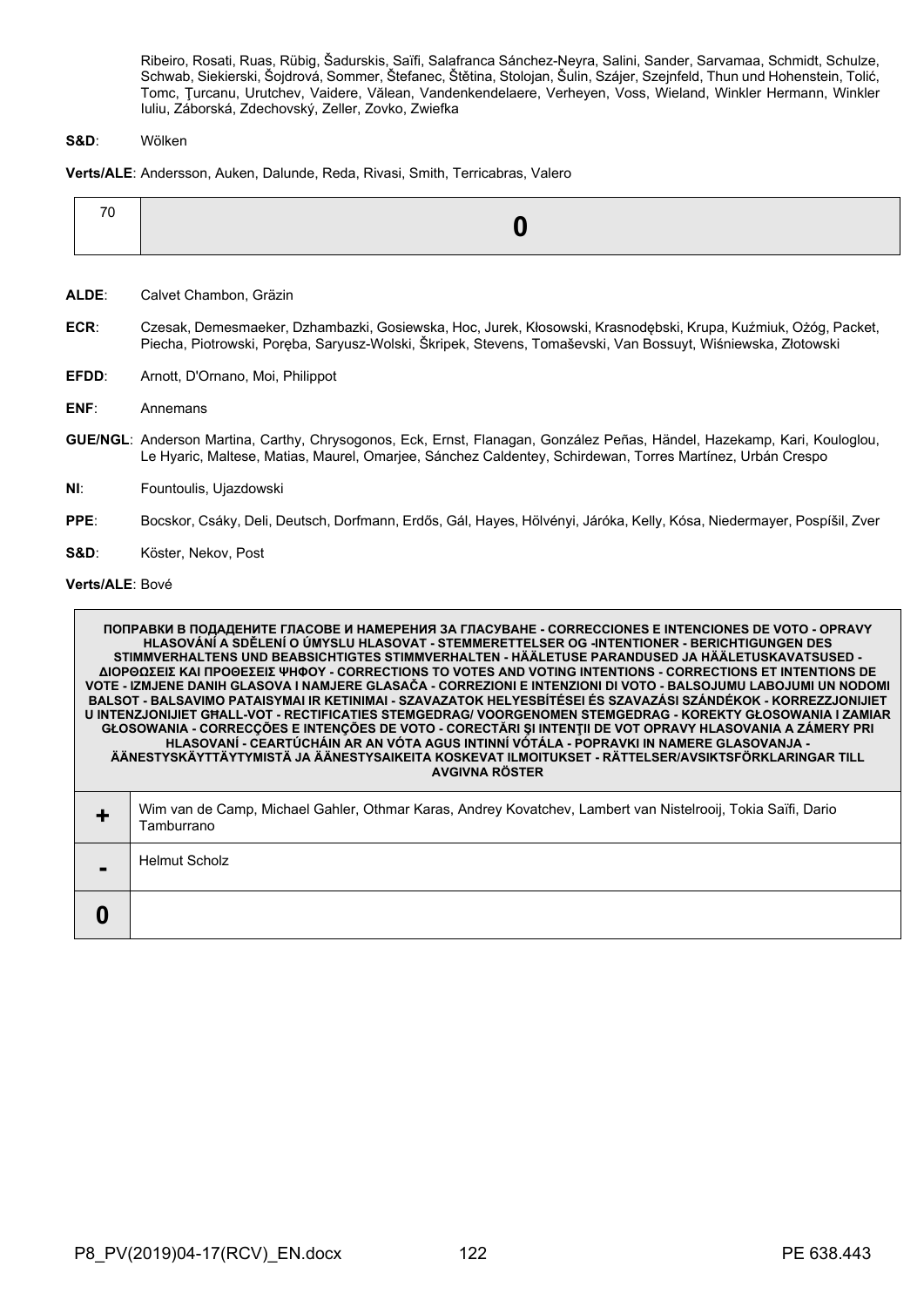Ribeiro, Rosati, Ruas, Rübig, Šadurskis, Saïfi, Salafranca Sánchez-Neyra, Salini, Sander, Sarvamaa, Schmidt, Schulze, Schwab, Siekierski, Šojdrová, Sommer, Štefanec, Štětina, Stolojan, Šulin, Szájer, Szejnfeld, Thun und Hohenstein, Tolić, Tomc, Ţurcanu, Urutchev, Vaidere, Vălean, Vandenkendelaere, Verheyen, Voss, Wieland, Winkler Hermann, Winkler Iuliu, Záborská, Zdechovský, Zeller, Zovko, Zwiefka

**S&D**: Wölken

**Verts/ALE**: Andersson, Auken, Dalunde, Reda, Rivasi, Smith, Terricabras, Valero

| | |
|---|---|
| 70 | **0** |

**ALDE**: Calvet Chambon, Gräzin

**ECR**: Czesak, Demesmaeker, Dzhambazki, Gosiewska, Hoc, Jurek, Kłosowski, Krasnodębski, Krupa, Kuźmiuk, Ożóg, Packet, Piecha, Piotrowski, Poręba, Saryusz-Wolski, Škripek, Stevens, Tomaševski, Van Bossuyt, Wiśniewska, Złotowski

**EFDD**: Arnott, D'Ornano, Moi, Philippot

**ENF**: Annemans

**GUE/NGL**: Anderson Martina, Carthy, Chrysogonos, Eck, Ernst, Flanagan, González Peñas, Händel, Hazekamp, Kari, Kouloglou, Le Hyaric, Maltese, Matias, Maurel, Omarjee, Sánchez Caldentey, Schirdewan, Torres Martínez, Urbán Crespo

**NI**: Fountoulis, Ujazdowski

**PPE**: Bocskor, Csáky, Deli, Deutsch, Dorfmann, Erdős, Gál, Hayes, Hölvényi, Járóka, Kelly, Kósa, Niedermayer, Pospíšil, Zver

**S&D**: Köster, Nekov, Post

**Verts/ALE**: Bové

| ПОПРАВКИ В ПОДАДЕНИТЕ ГЛАСОВЕ И НАМЕРЕНИЯ ЗА ГЛАСУВАНЕ - CORRECCIONES E INTENCIONES DE VOTO - OPRAVY HLASOVÁNÍ A SDĚLENÍ O ÚMYSLU HLASOVAT - STEMMERETTELSER OG -INTENTIONER - BERICHTIGUNGEN DES STIMMVERHALTENS UND BEABSICHTIGTES STIMMVERHALTEN - HÄÄLETUSE PARANDUSED JA HÄÄLETUSKAVATSUSED - ΔΙΟΡΘΩΣΕΙΣ ΚΑΙ ΠΡΟΘΕΣΕΙΣ ΨΗΦΟΥ - CORRECTIONS TO VOTES AND VOTING INTENTIONS - CORRECTIONS ET INTENTIONS DE VOTE - IZMJENE DANIH GLASOVA I NAMJERE GLASAČA - CORREZIONI E INTENZIONI DI VOTO - BALSOJUMU LABOJUMI UN NODOMI BALSOT - BALSAVIMO PATAISYMAI IR KETINIMAI - SZAVAZATOK HELYESBÍTÉSEI ÉS SZAVAZÁSI SZÁNDÉKOK - KORREZZJONIJIET U INTENZJONIJIET GĦALL-VOT - RECTIFICATIES STEMGEDRAG/ VOORGENOMEN STEMGEDRAG - KOREKTY GŁOSOWANIA I ZAMIAR GŁOSOWANIA - CORRECÇÕES E INTENÇÕES DE VOTO - CORECTĂRI ŞI INTENŢII DE VOT OPRAVY HLASOVANIA A ZÁMERY PRI HLASOVANÍ - CEARTÚCHÁIN AR AN VÓTA AGUS INTINNÍ VÓTÁLA - POPRAVKI IN NAMERE GLASOVANJA - ÄÄNESTYSKÄYTTÄYTYMISTÄ JA ÄÄNESTYSAIKEITA KOSKEVAT ILMOITUKSET - RÄTTELSER/AVSIKTSFÖRKLARINGAR TILL AVGIVNA RÖSTER | |
|---|---|
| **+** | Wim van de Camp, Michael Gahler, Othmar Karas, Andrey Kovatchev, Lambert van Nistelrooij, Tokia Saïfi, Dario Tamburrano |
| **-** | Helmut Scholz |
| **0** | |